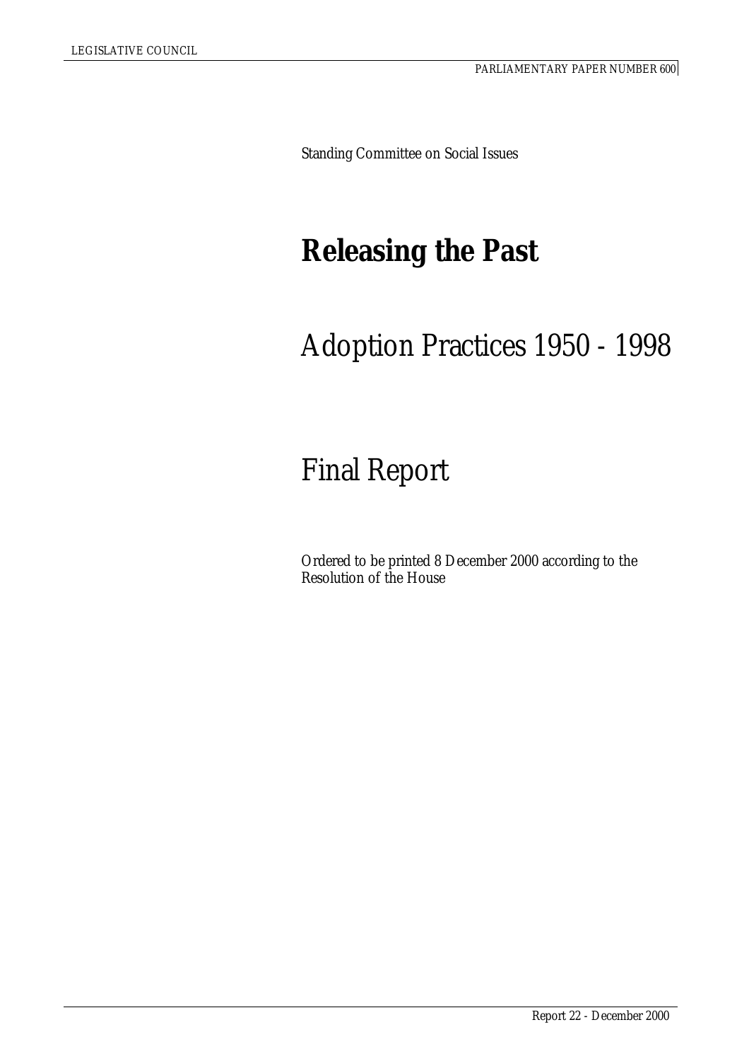LEGISLATIVE COUNCIL

PARLIAMENTARY PAPER NUMBER 600

Standing Committee on Social Issues

# Releasing the Past

## Adoption Practices 1950 - 1998

## Final Report

Ordered to be printed 8 December 2000 according to the Resolution of the House

Report 22 - December 2000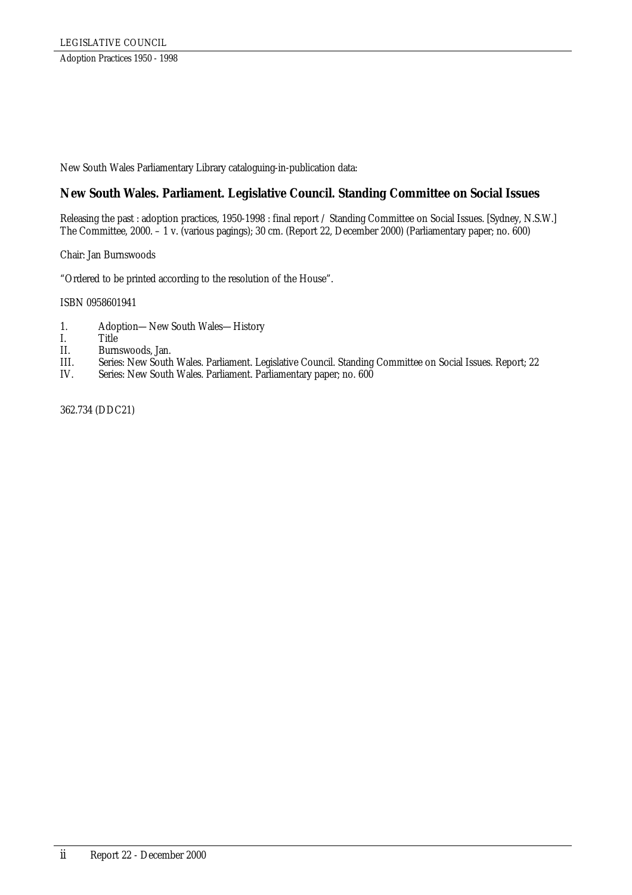New South Wales Parliamentary Library cataloguing-in-publication data:

**New South Wales. Parliament. Legislative Council. Standing Committee on Social Issues**

Releasing the past : adoption practices, 1950-1998 : final report / Standing Committee on Social Issues. [Sydney, N.S.W.] The Committee, 2000. – 1 v. (various pagings); 30 cm. (Report 22, December 2000) (Parliamentary paper; no. 600)

Chair: Jan Burnswoods

"Ordered to be printed according to the resolution of the House".

ISBN 0958601941

1. Adoption—New South Wales—History

I. Title

II. Burnswoods, Jan.

III. Series: New South Wales. Parliament. Legislative Council. Standing Committee on Social Issues. Report; 22

IV. Series: New South Wales. Parliament. Parliamentary paper; no. 600

362.734 (DDC21)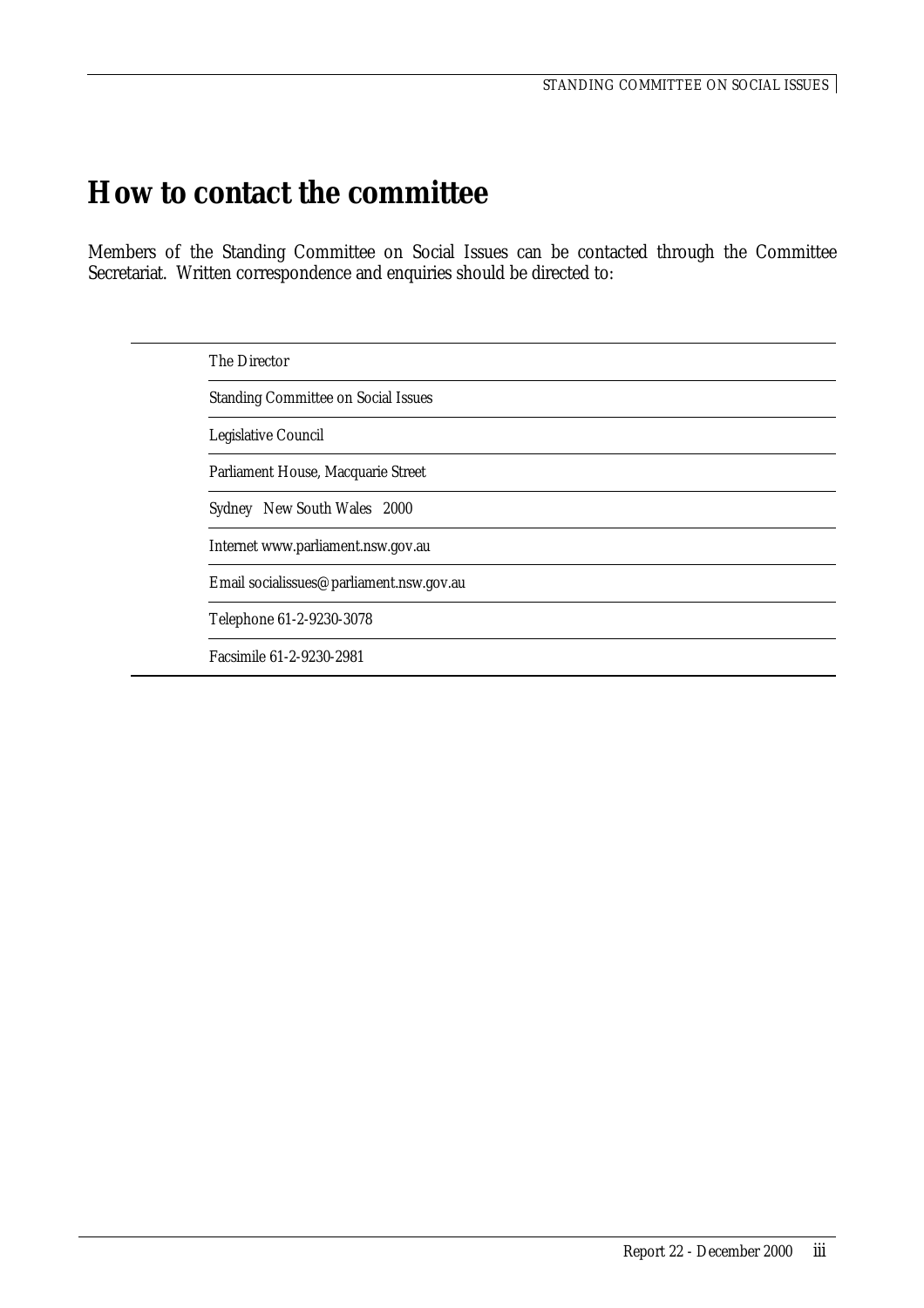# How to contact the committee

Members of the Standing Committee on Social Issues can be contacted through the Committee Secretariat. Written correspondence and enquiries should be directed to:

| |
|---|
| The Director |
| Standing Committee on Social Issues |
| Legislative Council |
| Parliament House, Macquarie Street |
| Sydney New South Wales 2000 |
| Internet www.parliament.nsw.gov.au |
| Email socialissues@parliament.nsw.gov.au |
| Telephone 61-2-9230-3078 |
| Facsimile 61-2-9230-2981 |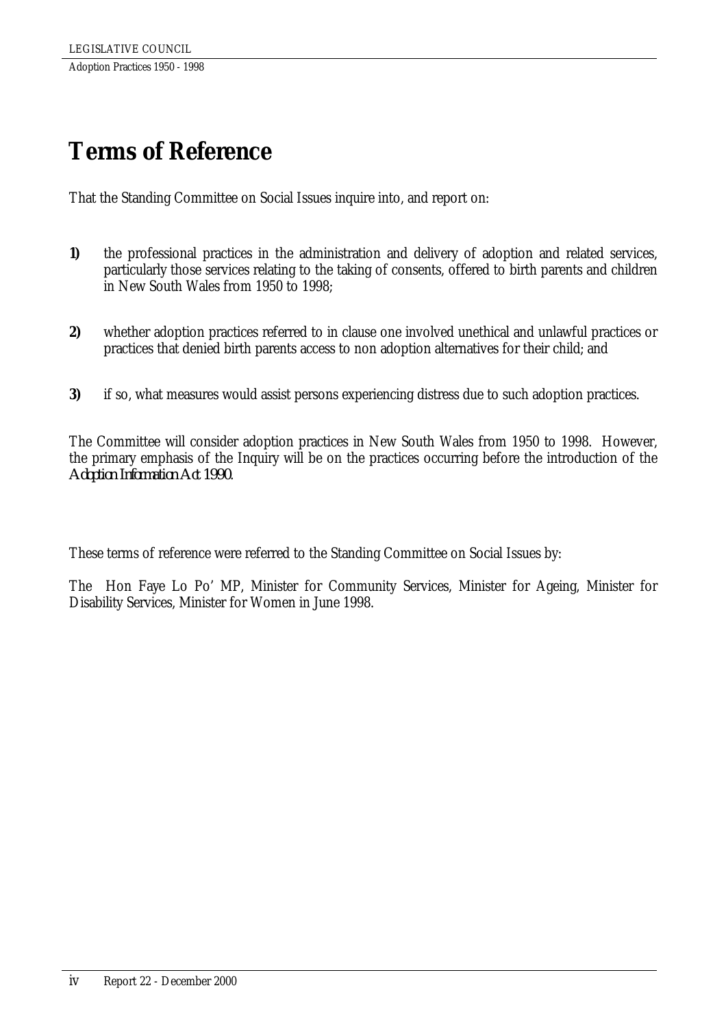# Terms of Reference

That the Standing Committee on Social Issues inquire into, and report on:

**1)** the professional practices in the administration and delivery of adoption and related services, particularly those services relating to the taking of consents, offered to birth parents and children in New South Wales from 1950 to 1998;

**2)** whether adoption practices referred to in clause one involved unethical and unlawful practices or practices that denied birth parents access to non adoption alternatives for their child; and

**3)** if so, what measures would assist persons experiencing distress due to such adoption practices.

The Committee will consider adoption practices in New South Wales from 1950 to 1998. However, the primary emphasis of the Inquiry will be on the practices occurring before the introduction of the *Adoption Information Act 1990*.

These terms of reference were referred to the Standing Committee on Social Issues by:

The Hon Faye Lo Po' MP, Minister for Community Services, Minister for Ageing, Minister for Disability Services, Minister for Women in June 1998.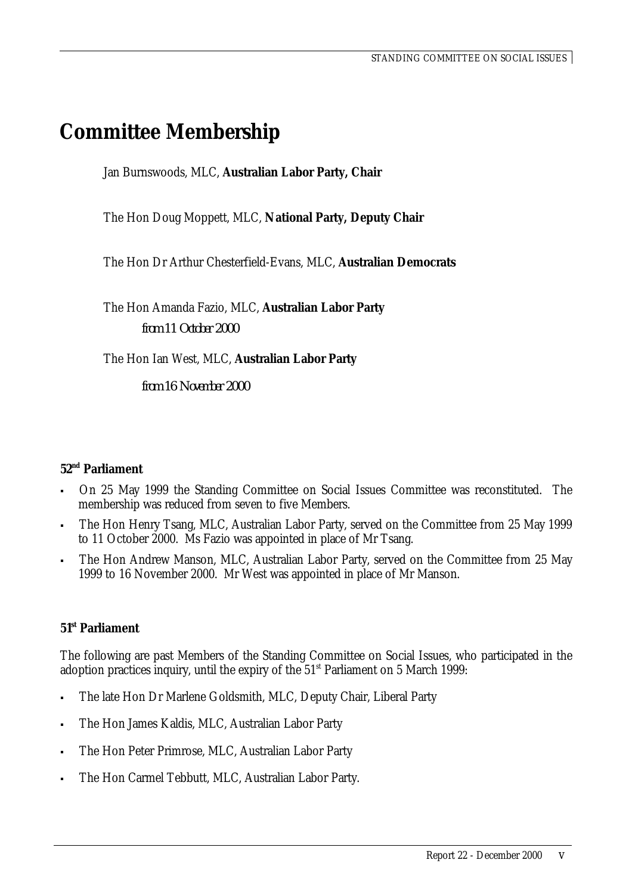# Committee Membership

Jan Burnswoods, MLC, **Australian Labor Party, Chair**

The Hon Doug Moppett, MLC, **National Party, Deputy Chair**

The Hon Dr Arthur Chesterfield-Evans, MLC, **Australian Democrats**

The Hon Amanda Fazio, MLC, **Australian Labor Party**

*from 11 October 2000*

The Hon Ian West, MLC, **Australian Labor Party**

*from 16 November 2000*

**52nd Parliament**

- On 25 May 1999 the Standing Committee on Social Issues Committee was reconstituted. The membership was reduced from seven to five Members.
- The Hon Henry Tsang, MLC, Australian Labor Party, served on the Committee from 25 May 1999 to 11 October 2000. Ms Fazio was appointed in place of Mr Tsang.
- The Hon Andrew Manson, MLC, Australian Labor Party, served on the Committee from 25 May 1999 to 16 November 2000. Mr West was appointed in place of Mr Manson.

**51st Parliament**

The following are past Members of the Standing Committee on Social Issues, who participated in the adoption practices inquiry, until the expiry of the 51st Parliament on 5 March 1999:

- The late Hon Dr Marlene Goldsmith, MLC, Deputy Chair, Liberal Party
- The Hon James Kaldis, MLC, Australian Labor Party
- The Hon Peter Primrose, MLC, Australian Labor Party
- The Hon Carmel Tebbutt, MLC, Australian Labor Party.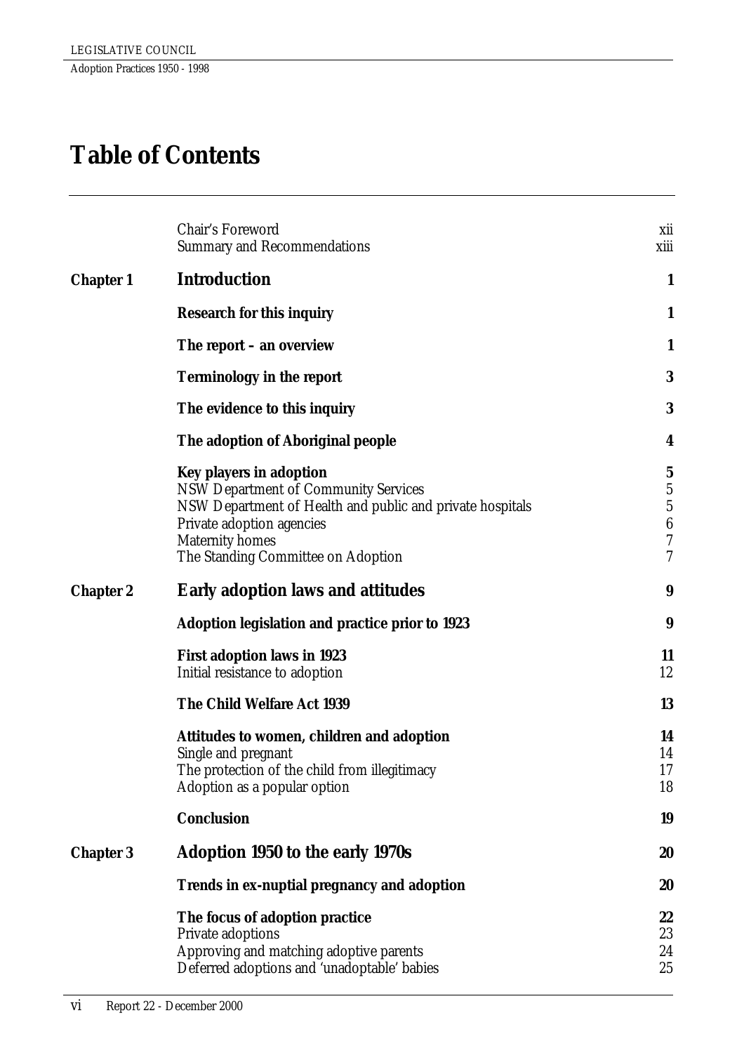# Table of Contents

| | | |
|---|---|---|
| | Chair's Foreword | xii |
| | Summary and Recommendations | xiii |
| **Chapter 1** | **Introduction** | **1** |
| | **Research for this inquiry** | **1** |
| | **The report – an overview** | **1** |
| | **Terminology in the report** | **3** |
| | **The evidence to this inquiry** | **3** |
| | **The adoption of Aboriginal people** | **4** |
| | **Key players in adoption** | **5** |
| | NSW Department of Community Services | 5 |
| | NSW Department of Health and public and private hospitals | 5 |
| | Private adoption agencies | 6 |
| | Maternity homes | 7 |
| | The Standing Committee on Adoption | 7 |
| **Chapter 2** | **Early adoption laws and attitudes** | **9** |
| | **Adoption legislation and practice prior to 1923** | **9** |
| | **First adoption laws in 1923** | **11** |
| | Initial resistance to adoption | 12 |
| | **The Child Welfare Act 1939** | **13** |
| | **Attitudes to women, children and adoption** | **14** |
| | Single and pregnant | 14 |
| | The protection of the child from illegitimacy | 17 |
| | Adoption as a popular option | 18 |
| | **Conclusion** | **19** |
| **Chapter 3** | **Adoption 1950 to the early 1970s** | **20** |
| | **Trends in ex-nuptial pregnancy and adoption** | **20** |
| | **The focus of adoption practice** | **22** |
| | Private adoptions | 23 |
| | Approving and matching adoptive parents | 24 |
| | Deferred adoptions and 'unadoptable' babies | 25 |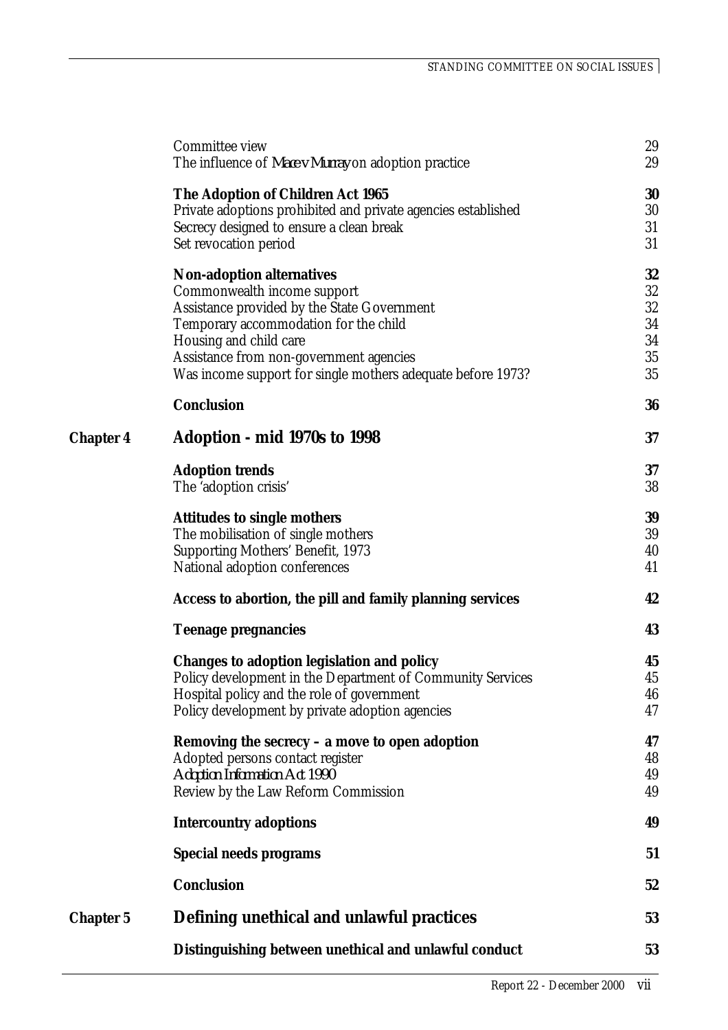| | | |
|---|---|---|
| | Committee view | 29 |
| | The influence of *Mace v Murray* on adoption practice | 29 |
| | **The Adoption of Children Act 1965** | **30** |
| | Private adoptions prohibited and private agencies established | 30 |
| | Secrecy designed to ensure a clean break | 31 |
| | Set revocation period | 31 |
| | **Non-adoption alternatives** | **32** |
| | Commonwealth income support | 32 |
| | Assistance provided by the State Government | 32 |
| | Temporary accommodation for the child | 34 |
| | Housing and child care | 34 |
| | Assistance from non-government agencies | 35 |
| | Was income support for single mothers adequate before 1973? | 35 |
| | **Conclusion** | **36** |
| **Chapter 4** | **Adoption - mid 1970s to 1998** | **37** |
| | **Adoption trends** | **37** |
| | The 'adoption crisis' | 38 |
| | **Attitudes to single mothers** | **39** |
| | The mobilisation of single mothers | 39 |
| | Supporting Mothers' Benefit, 1973 | 40 |
| | National adoption conferences | 41 |
| | **Access to abortion, the pill and family planning services** | **42** |
| | **Teenage pregnancies** | **43** |
| | **Changes to adoption legislation and policy** | **45** |
| | Policy development in the Department of Community Services | 45 |
| | Hospital policy and the role of government | 46 |
| | Policy development by private adoption agencies | 47 |
| | **Removing the secrecy – a move to open adoption** | **47** |
| | Adopted persons contact register | 48 |
| | *Adoption Information Act 1990* | 49 |
| | Review by the Law Reform Commission | 49 |
| | **Intercountry adoptions** | **49** |
| | **Special needs programs** | **51** |
| | **Conclusion** | **52** |
| **Chapter 5** | **Defining unethical and unlawful practices** | **53** |
| | **Distinguishing between unethical and unlawful conduct** | **53** |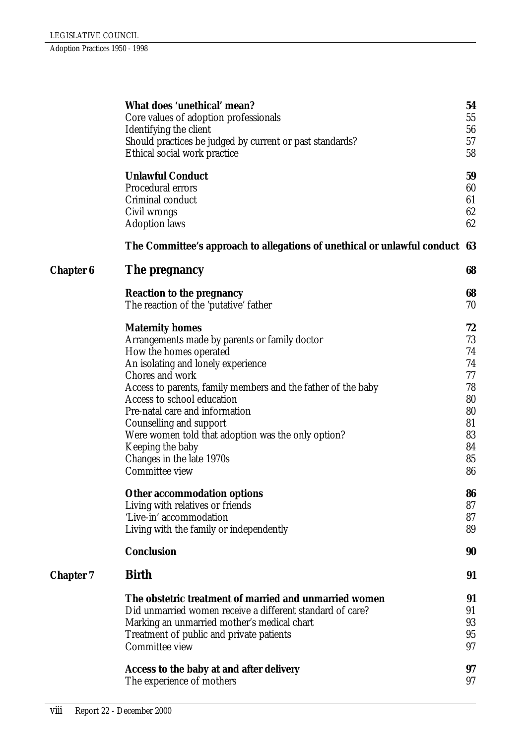| | | |
|---|---|---|
| | **What does 'unethical' mean?** | **54** |
| | Core values of adoption professionals | 55 |
| | Identifying the client | 56 |
| | Should practices be judged by current or past standards? | 57 |
| | Ethical social work practice | 58 |
| | **Unlawful Conduct** | **59** |
| | Procedural errors | 60 |
| | Criminal conduct | 61 |
| | Civil wrongs | 62 |
| | Adoption laws | 62 |
| | **The Committee's approach to allegations of unethical or unlawful conduct** | **63** |
| **Chapter 6** | **The pregnancy** | **68** |
| | **Reaction to the pregnancy** | **68** |
| | The reaction of the 'putative' father | 70 |
| | **Maternity homes** | **72** |
| | Arrangements made by parents or family doctor | 73 |
| | How the homes operated | 74 |
| | An isolating and lonely experience | 74 |
| | Chores and work | 77 |
| | Access to parents, family members and the father of the baby | 78 |
| | Access to school education | 80 |
| | Pre-natal care and information | 80 |
| | Counselling and support | 81 |
| | Were women told that adoption was the only option? | 83 |
| | Keeping the baby | 84 |
| | Changes in the late 1970s | 85 |
| | Committee view | 86 |
| | **Other accommodation options** | **86** |
| | Living with relatives or friends | 87 |
| | 'Live-in' accommodation | 87 |
| | Living with the family or independently | 89 |
| | **Conclusion** | **90** |
| **Chapter 7** | **Birth** | **91** |
| | **The obstetric treatment of married and unmarried women** | **91** |
| | Did unmarried women receive a different standard of care? | 91 |
| | Marking an unmarried mother's medical chart | 93 |
| | Treatment of public and private patients | 95 |
| | Committee view | 97 |
| | **Access to the baby at and after delivery** | **97** |
| | The experience of mothers | 97 |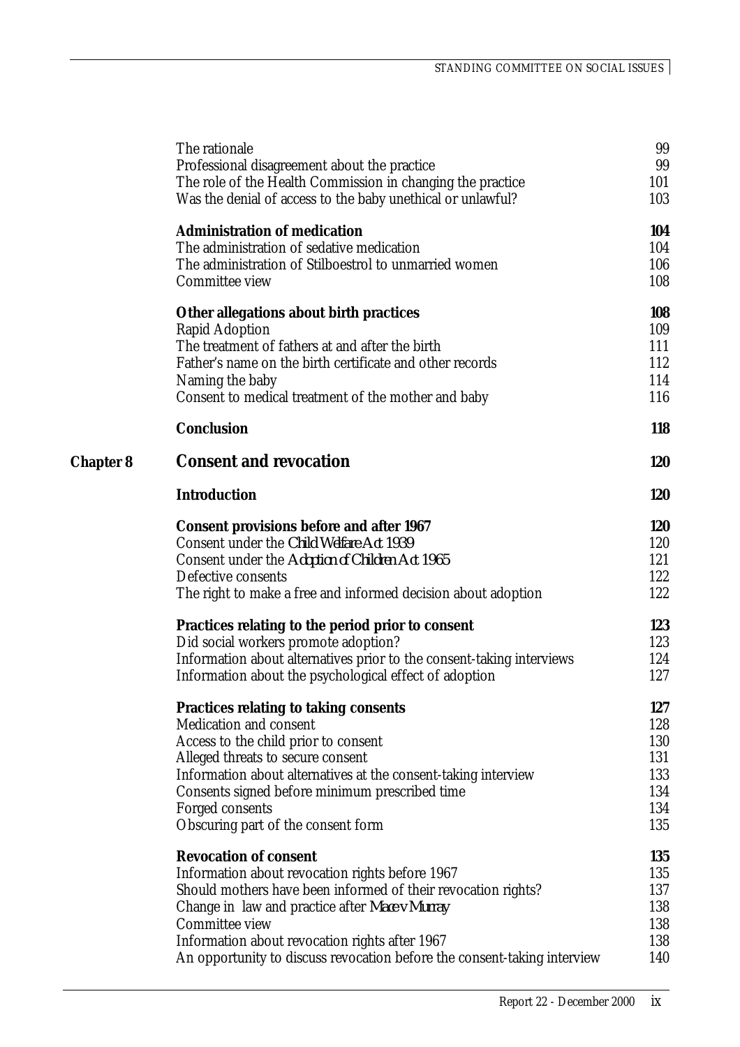| | | |
|---|---|---|
| | The rationale | 99 |
| | Professional disagreement about the practice | 99 |
| | The role of the Health Commission in changing the practice | 101 |
| | Was the denial of access to the baby unethical or unlawful? | 103 |
| | **Administration of medication** | **104** |
| | The administration of sedative medication | 104 |
| | The administration of Stilboestrol to unmarried women | 106 |
| | Committee view | 108 |
| | **Other allegations about birth practices** | **108** |
| | Rapid Adoption | 109 |
| | The treatment of fathers at and after the birth | 111 |
| | Father's name on the birth certificate and other records | 112 |
| | Naming the baby | 114 |
| | Consent to medical treatment of the mother and baby | 116 |
| | **Conclusion** | **118** |
| **Chapter 8** | **Consent and revocation** | **120** |
| | **Introduction** | **120** |
| | **Consent provisions before and after 1967** | **120** |
| | Consent under the *Child Welfare Act 1939* | 120 |
| | Consent under the *Adoption of Children Act 1965* | 121 |
| | Defective consents | 122 |
| | The right to make a free and informed decision about adoption | 122 |
| | **Practices relating to the period prior to consent** | **123** |
| | Did social workers promote adoption? | 123 |
| | Information about alternatives prior to the consent-taking interviews | 124 |
| | Information about the psychological effect of adoption | 127 |
| | **Practices relating to taking consents** | **127** |
| | Medication and consent | 128 |
| | Access to the child prior to consent | 130 |
| | Alleged threats to secure consent | 131 |
| | Information about alternatives at the consent-taking interview | 133 |
| | Consents signed before minimum prescribed time | 134 |
| | Forged consents | 134 |
| | Obscuring part of the consent form | 135 |
| | **Revocation of consent** | **135** |
| | Information about revocation rights before 1967 | 135 |
| | Should mothers have been informed of their revocation rights? | 137 |
| | Change in law and practice after *Mace v Murray* | 138 |
| | Committee view | 138 |
| | Information about revocation rights after 1967 | 138 |
| | An opportunity to discuss revocation before the consent-taking interview | 140 |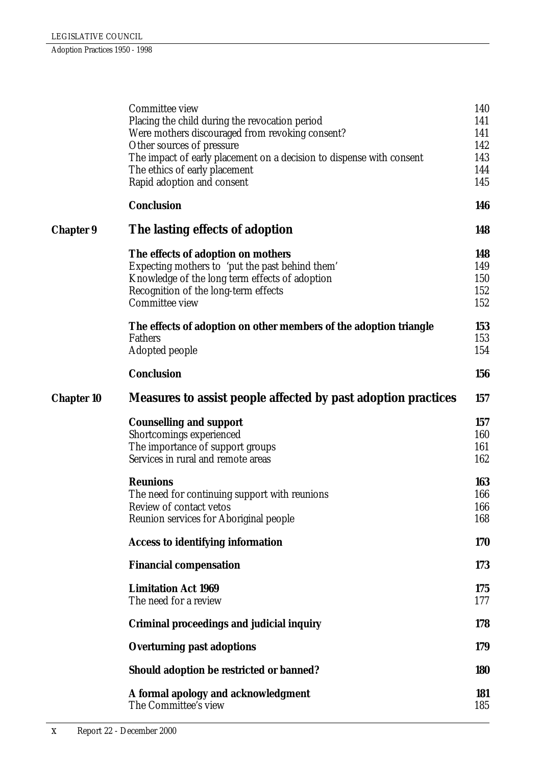| | | |
|---|---|---|
| | Committee view | 140 |
| | Placing the child during the revocation period | 141 |
| | Were mothers discouraged from revoking consent? | 141 |
| | Other sources of pressure | 142 |
| | The impact of early placement on a decision to dispense with consent | 143 |
| | The ethics of early placement | 144 |
| | Rapid adoption and consent | 145 |
| | **Conclusion** | **146** |
| **Chapter 9** | **The lasting effects of adoption** | **148** |
| | **The effects of adoption on mothers** | **148** |
| | Expecting mothers to 'put the past behind them' | 149 |
| | Knowledge of the long term effects of adoption | 150 |
| | Recognition of the long-term effects | 152 |
| | Committee view | 152 |
| | **The effects of adoption on other members of the adoption triangle** | **153** |
| | Fathers | 153 |
| | Adopted people | 154 |
| | **Conclusion** | **156** |
| **Chapter 10** | **Measures to assist people affected by past adoption practices** | **157** |
| | **Counselling and support** | **157** |
| | Shortcomings experienced | 160 |
| | The importance of support groups | 161 |
| | Services in rural and remote areas | 162 |
| | **Reunions** | **163** |
| | The need for continuing support with reunions | 166 |
| | Review of contact vetos | 166 |
| | Reunion services for Aboriginal people | 168 |
| | **Access to identifying information** | **170** |
| | **Financial compensation** | **173** |
| | **Limitation Act 1969** | **175** |
| | The need for a review | 177 |
| | **Criminal proceedings and judicial inquiry** | **178** |
| | **Overturning past adoptions** | **179** |
| | **Should adoption be restricted or banned?** | **180** |
| | **A formal apology and acknowledgment** | **181** |
| | The Committee's view | 185 |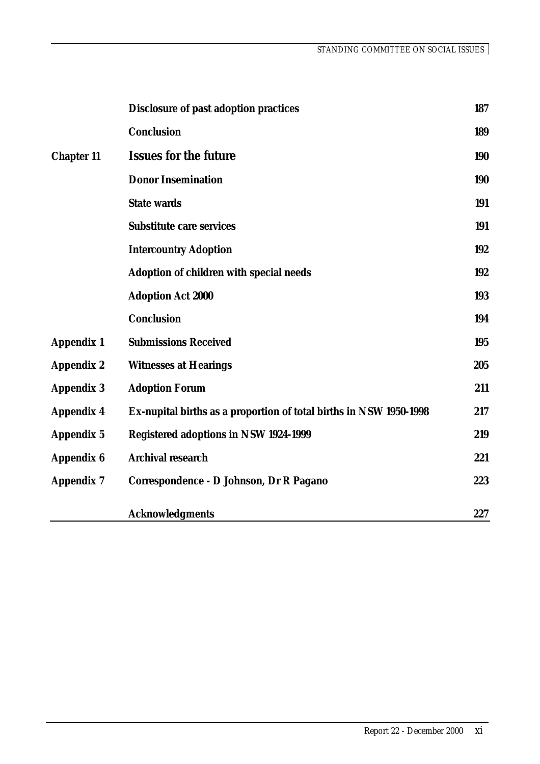| | | |
|---|---|---|
| | **Disclosure of past adoption practices** | **187** |
| | **Conclusion** | **189** |
| **Chapter 11** | **Issues for the future** | **190** |
| | **Donor Insemination** | **190** |
| | **State wards** | **191** |
| | **Substitute care services** | **191** |
| | **Intercountry Adoption** | **192** |
| | **Adoption of children with special needs** | **192** |
| | **Adoption Act 2000** | **193** |
| | **Conclusion** | **194** |
| **Appendix 1** | **Submissions Received** | **195** |
| **Appendix 2** | **Witnesses at Hearings** | **205** |
| **Appendix 3** | **Adoption Forum** | **211** |
| **Appendix 4** | **Ex-nupital births as a proportion of total births in NSW 1950-1998** | **217** |
| **Appendix 5** | **Registered adoptions in NSW 1924-1999** | **219** |
| **Appendix 6** | **Archival research** | **221** |
| **Appendix 7** | **Correspondence - D Johnson, Dr R Pagano** | **223** |
| | **Acknowledgments** | **227** |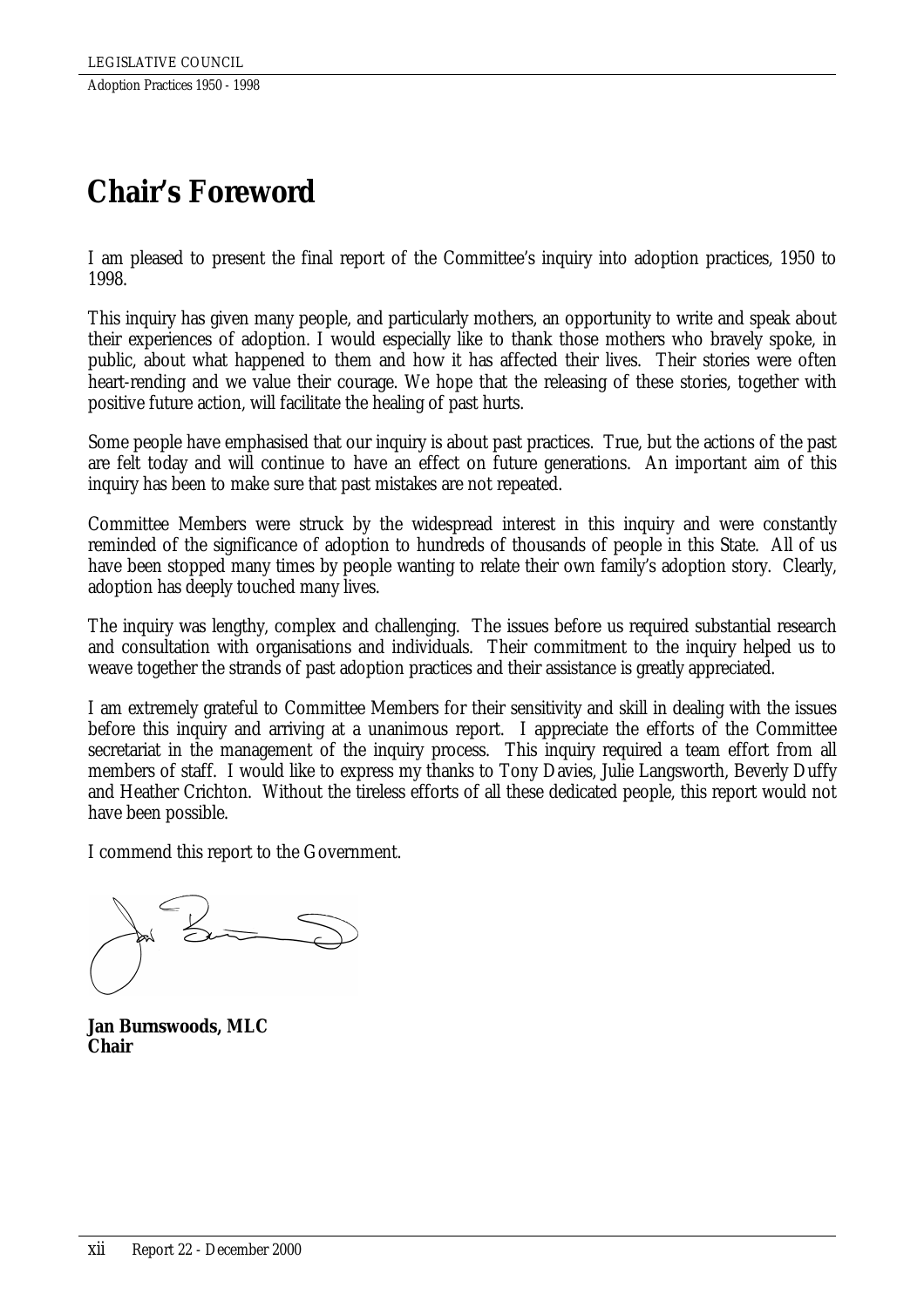# Chair's Foreword

I am pleased to present the final report of the Committee's inquiry into adoption practices, 1950 to 1998.

This inquiry has given many people, and particularly mothers, an opportunity to write and speak about their experiences of adoption. I would especially like to thank those mothers who bravely spoke, in public, about what happened to them and how it has affected their lives. Their stories were often heart-rending and we value their courage. We hope that the releasing of these stories, together with positive future action, will facilitate the healing of past hurts.

Some people have emphasised that our inquiry is about past practices. True, but the actions of the past are felt today and will continue to have an effect on future generations. An important aim of this inquiry has been to make sure that past mistakes are not repeated.

Committee Members were struck by the widespread interest in this inquiry and were constantly reminded of the significance of adoption to hundreds of thousands of people in this State. All of us have been stopped many times by people wanting to relate their own family's adoption story. Clearly, adoption has deeply touched many lives.

The inquiry was lengthy, complex and challenging. The issues before us required substantial research and consultation with organisations and individuals. Their commitment to the inquiry helped us to weave together the strands of past adoption practices and their assistance is greatly appreciated.

I am extremely grateful to Committee Members for their sensitivity and skill in dealing with the issues before this inquiry and arriving at a unanimous report. I appreciate the efforts of the Committee secretariat in the management of the inquiry process. This inquiry required a team effort from all members of staff. I would like to express my thanks to Tony Davies, Julie Langsworth, Beverly Duffy and Heather Crichton. Without the tireless efforts of all these dedicated people, this report would not have been possible.

I commend this report to the Government.

**Jan Burnswoods, MLC**
**Chair**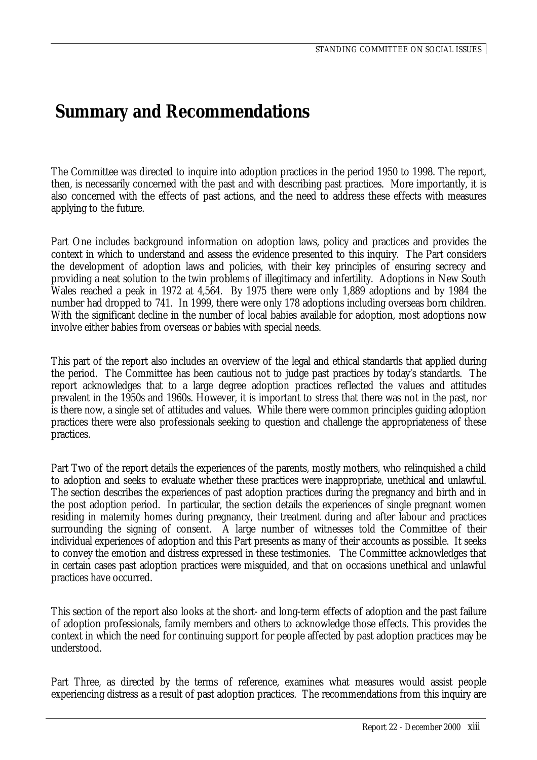# Summary and Recommendations

The Committee was directed to inquire into adoption practices in the period 1950 to 1998. The report, then, is necessarily concerned with the past and with describing past practices. More importantly, it is also concerned with the effects of past actions, and the need to address these effects with measures applying to the future.

Part One includes background information on adoption laws, policy and practices and provides the context in which to understand and assess the evidence presented to this inquiry. The Part considers the development of adoption laws and policies, with their key principles of ensuring secrecy and providing a neat solution to the twin problems of illegitimacy and infertility. Adoptions in New South Wales reached a peak in 1972 at 4,564. By 1975 there were only 1,889 adoptions and by 1984 the number had dropped to 741. In 1999, there were only 178 adoptions including overseas born children. With the significant decline in the number of local babies available for adoption, most adoptions now involve either babies from overseas or babies with special needs.

This part of the report also includes an overview of the legal and ethical standards that applied during the period. The Committee has been cautious not to judge past practices by today's standards. The report acknowledges that to a large degree adoption practices reflected the values and attitudes prevalent in the 1950s and 1960s. However, it is important to stress that there was not in the past, nor is there now, a single set of attitudes and values. While there were common principles guiding adoption practices there were also professionals seeking to question and challenge the appropriateness of these practices.

Part Two of the report details the experiences of the parents, mostly mothers, who relinquished a child to adoption and seeks to evaluate whether these practices were inappropriate, unethical and unlawful. The section describes the experiences of past adoption practices during the pregnancy and birth and in the post adoption period. In particular, the section details the experiences of single pregnant women residing in maternity homes during pregnancy, their treatment during and after labour and practices surrounding the signing of consent. A large number of witnesses told the Committee of their individual experiences of adoption and this Part presents as many of their accounts as possible. It seeks to convey the emotion and distress expressed in these testimonies. The Committee acknowledges that in certain cases past adoption practices were misguided, and that on occasions unethical and unlawful practices have occurred.

This section of the report also looks at the short- and long-term effects of adoption and the past failure of adoption professionals, family members and others to acknowledge those effects. This provides the context in which the need for continuing support for people affected by past adoption practices may be understood.

Part Three, as directed by the terms of reference, examines what measures would assist people experiencing distress as a result of past adoption practices. The recommendations from this inquiry are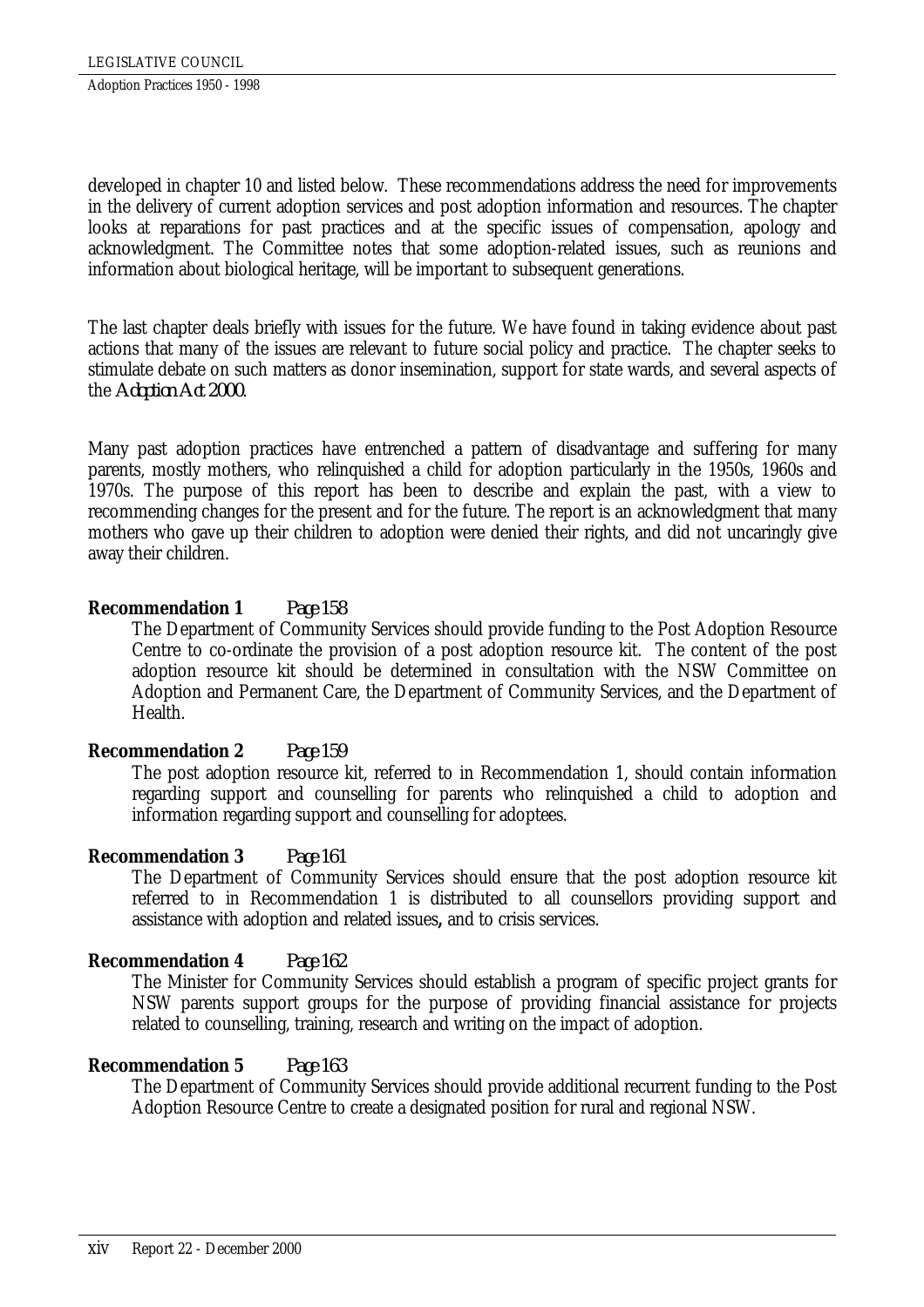developed in chapter 10 and listed below. These recommendations address the need for improvements in the delivery of current adoption services and post adoption information and resources. The chapter looks at reparations for past practices and at the specific issues of compensation, apology and acknowledgment. The Committee notes that some adoption-related issues, such as reunions and information about biological heritage, will be important to subsequent generations.

The last chapter deals briefly with issues for the future. We have found in taking evidence about past actions that many of the issues are relevant to future social policy and practice. The chapter seeks to stimulate debate on such matters as donor insemination, support for state wards, and several aspects of the *Adoption Act 2000*.

Many past adoption practices have entrenched a pattern of disadvantage and suffering for many parents, mostly mothers, who relinquished a child for adoption particularly in the 1950s, 1960s and 1970s. The purpose of this report has been to describe and explain the past, with a view to recommending changes for the present and for the future. The report is an acknowledgment that many mothers who gave up their children to adoption were denied their rights, and did not uncaringly give away their children.

**Recommendation 1** *Page 158*

The Department of Community Services should provide funding to the Post Adoption Resource Centre to co-ordinate the provision of a post adoption resource kit. The content of the post adoption resource kit should be determined in consultation with the NSW Committee on Adoption and Permanent Care, the Department of Community Services, and the Department of Health.

**Recommendation 2** *Page 159*

The post adoption resource kit, referred to in Recommendation 1, should contain information regarding support and counselling for parents who relinquished a child to adoption and information regarding support and counselling for adoptees.

**Recommendation 3** *Page 161*

The Department of Community Services should ensure that the post adoption resource kit referred to in Recommendation 1 is distributed to all counsellors providing support and assistance with adoption and related issues**,** and to crisis services.

**Recommendation 4** *Page 162*

The Minister for Community Services should establish a program of specific project grants for NSW parents support groups for the purpose of providing financial assistance for projects related to counselling, training, research and writing on the impact of adoption.

**Recommendation 5** *Page 163*

The Department of Community Services should provide additional recurrent funding to the Post Adoption Resource Centre to create a designated position for rural and regional NSW.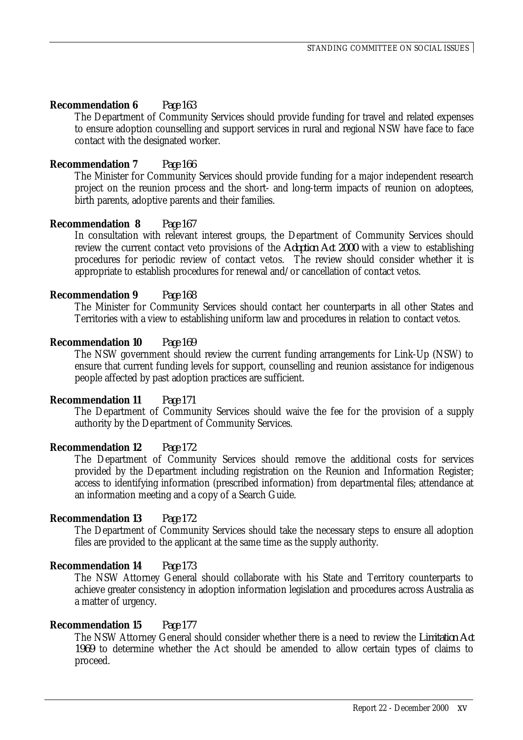**Recommendation 6** *Page 163*

The Department of Community Services should provide funding for travel and related expenses to ensure adoption counselling and support services in rural and regional NSW have face to face contact with the designated worker.

**Recommendation 7** *Page 166*

The Minister for Community Services should provide funding for a major independent research project on the reunion process and the short- and long-term impacts of reunion on adoptees, birth parents, adoptive parents and their families.

**Recommendation 8** *Page 167*

In consultation with relevant interest groups, the Department of Community Services should review the current contact veto provisions of the *Adoption Act 2000* with a view to establishing procedures for periodic review of contact vetos. The review should consider whether it is appropriate to establish procedures for renewal and/or cancellation of contact vetos.

**Recommendation 9** *Page 168*

The Minister for Community Services should contact her counterparts in all other States and Territories with a view to establishing uniform law and procedures in relation to contact vetos.

**Recommendation 10** *Page 169*

The NSW government should review the current funding arrangements for Link-Up (NSW) to ensure that current funding levels for support, counselling and reunion assistance for indigenous people affected by past adoption practices are sufficient.

**Recommendation 11** *Page 171*

The Department of Community Services should waive the fee for the provision of a supply authority by the Department of Community Services.

**Recommendation 12** *Page 172*

The Department of Community Services should remove the additional costs for services provided by the Department including registration on the Reunion and Information Register; access to identifying information (prescribed information) from departmental files; attendance at an information meeting and a copy of a Search Guide.

**Recommendation 13** *Page 172*

The Department of Community Services should take the necessary steps to ensure all adoption files are provided to the applicant at the same time as the supply authority.

**Recommendation 14** *Page 173*

The NSW Attorney General should collaborate with his State and Territory counterparts to achieve greater consistency in adoption information legislation and procedures across Australia as a matter of urgency.

**Recommendation 15** *Page 177*

The NSW Attorney General should consider whether there is a need to review the *Limitation Act 1969* to determine whether the Act should be amended to allow certain types of claims to proceed.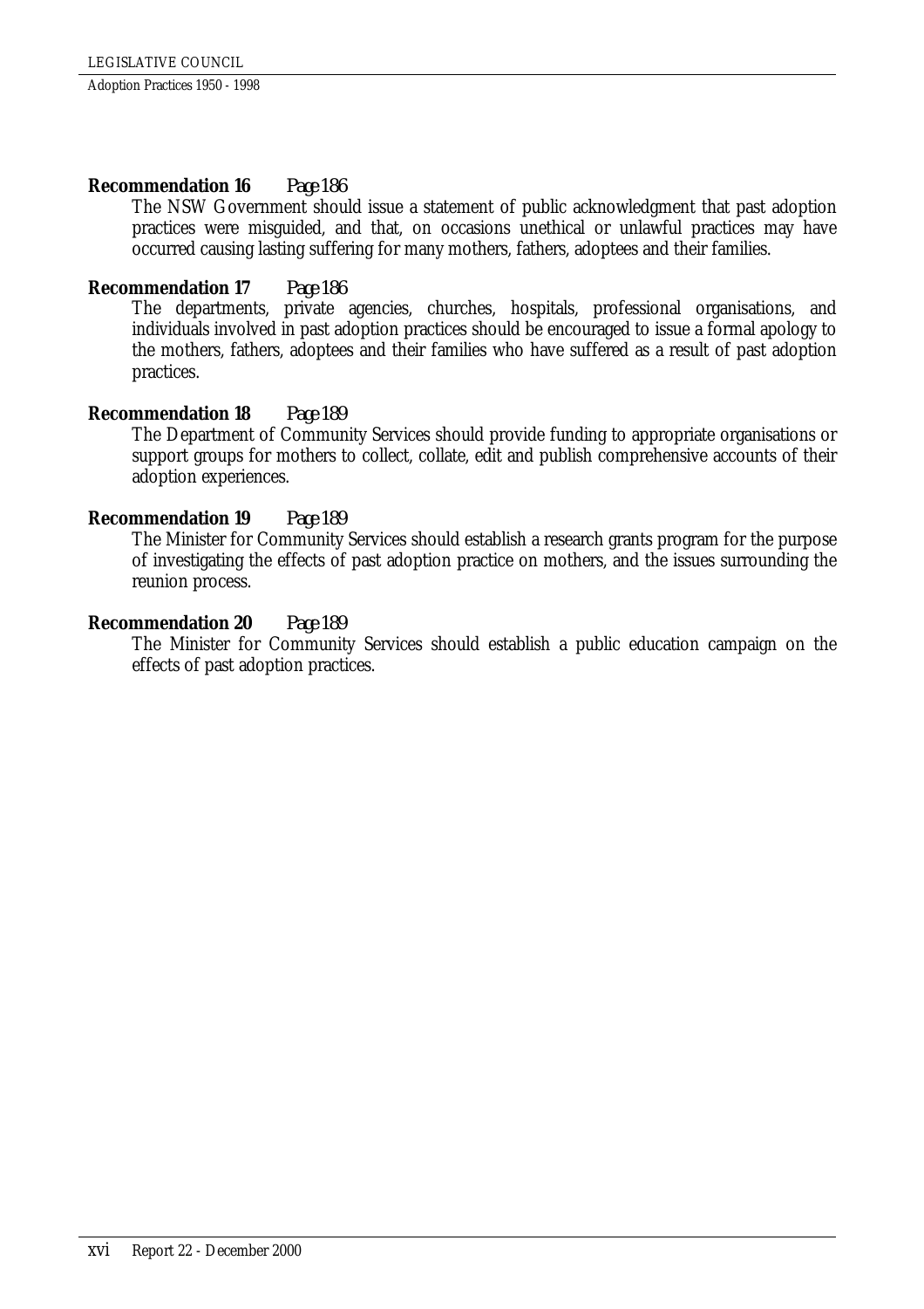**Recommendation 16** Page 186

The NSW Government should issue a statement of public acknowledgment that past adoption practices were misguided, and that, on occasions unethical or unlawful practices may have occurred causing lasting suffering for many mothers, fathers, adoptees and their families.

**Recommendation 17** Page 186

The departments, private agencies, churches, hospitals, professional organisations, and individuals involved in past adoption practices should be encouraged to issue a formal apology to the mothers, fathers, adoptees and their families who have suffered as a result of past adoption practices.

**Recommendation 18** Page 189

The Department of Community Services should provide funding to appropriate organisations or support groups for mothers to collect, collate, edit and publish comprehensive accounts of their adoption experiences.

**Recommendation 19** Page 189

The Minister for Community Services should establish a research grants program for the purpose of investigating the effects of past adoption practice on mothers, and the issues surrounding the reunion process.

**Recommendation 20** Page 189

The Minister for Community Services should establish a public education campaign on the effects of past adoption practices.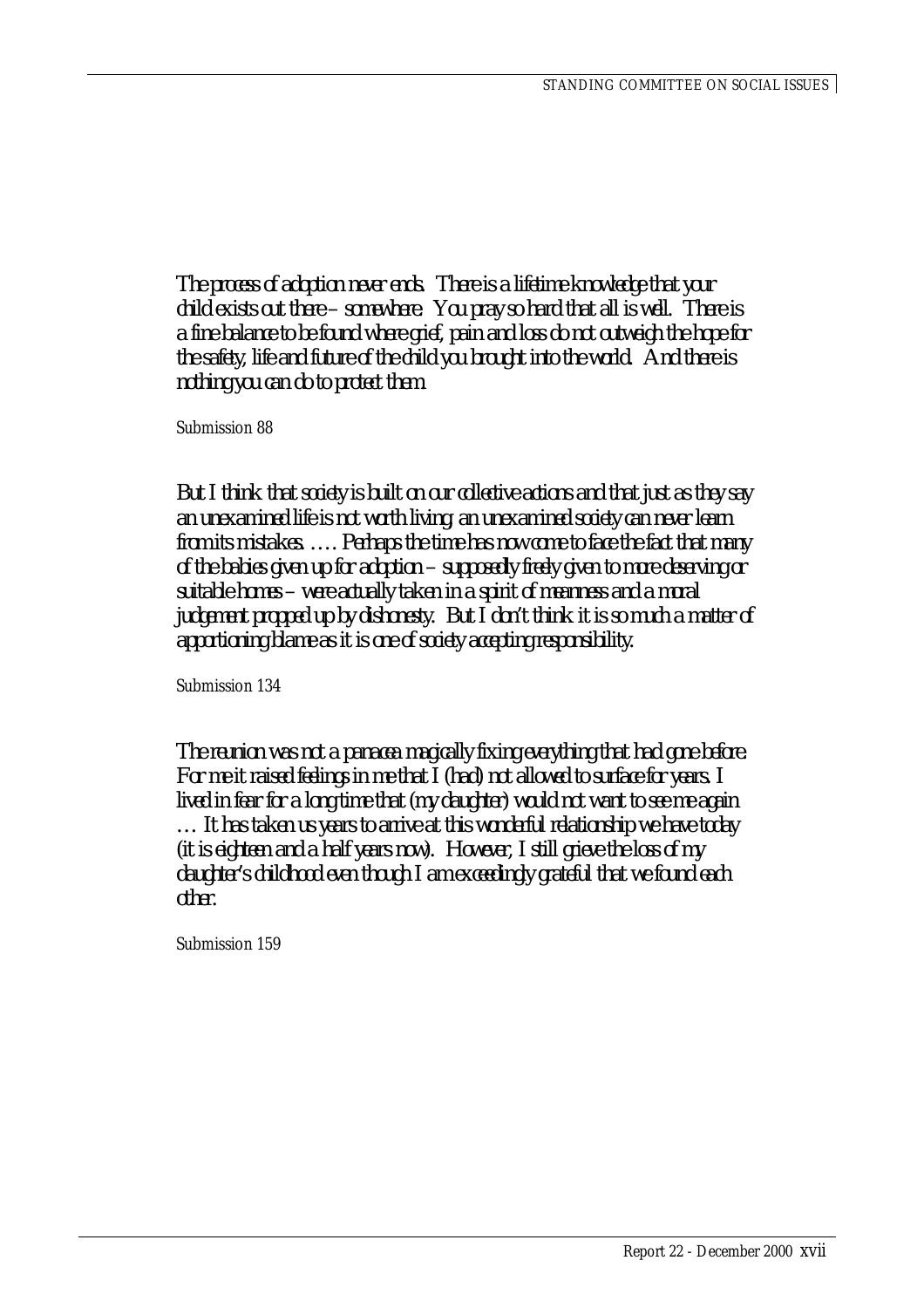*The process of adoption never ends. There is a lifetime knowledge that your child exists out there – somewhere. You pray so hard that all is well. There is a fine balance to be found where grief, pain and loss do not outweigh the hope for the safety, life and future of the child you brought into the world. And there is nothing you can do to protect them.*

Submission 88

*But I think that society is built on our collective actions and that just as they say an unexamined life is not worth living, an unexamined society can never learn from its mistakes. …. Perhaps the time has now come to face the fact that many of the babies given up for adoption – supposedly freely given to more deserving or suitable homes – were actually taken in a spirit of meanness and a moral judgement propped up by dishonesty. But I don't think it is so much a matter of apportioning blame as it is one of society accepting responsibility.*

Submission 134

*The reunion was not a panacea magically fixing everything that had gone before. For me it raised feelings in me that I (had) not allowed to surface for years. I lived in fear for a long time that (my daughter) would not want to see me again … It has taken us years to arrive at this wonderful relationship we have today (it is eighteen and a half years now). However, I still grieve the loss of my daughter's childhood even though I am exceedingly grateful that we found each other.*

Submission 159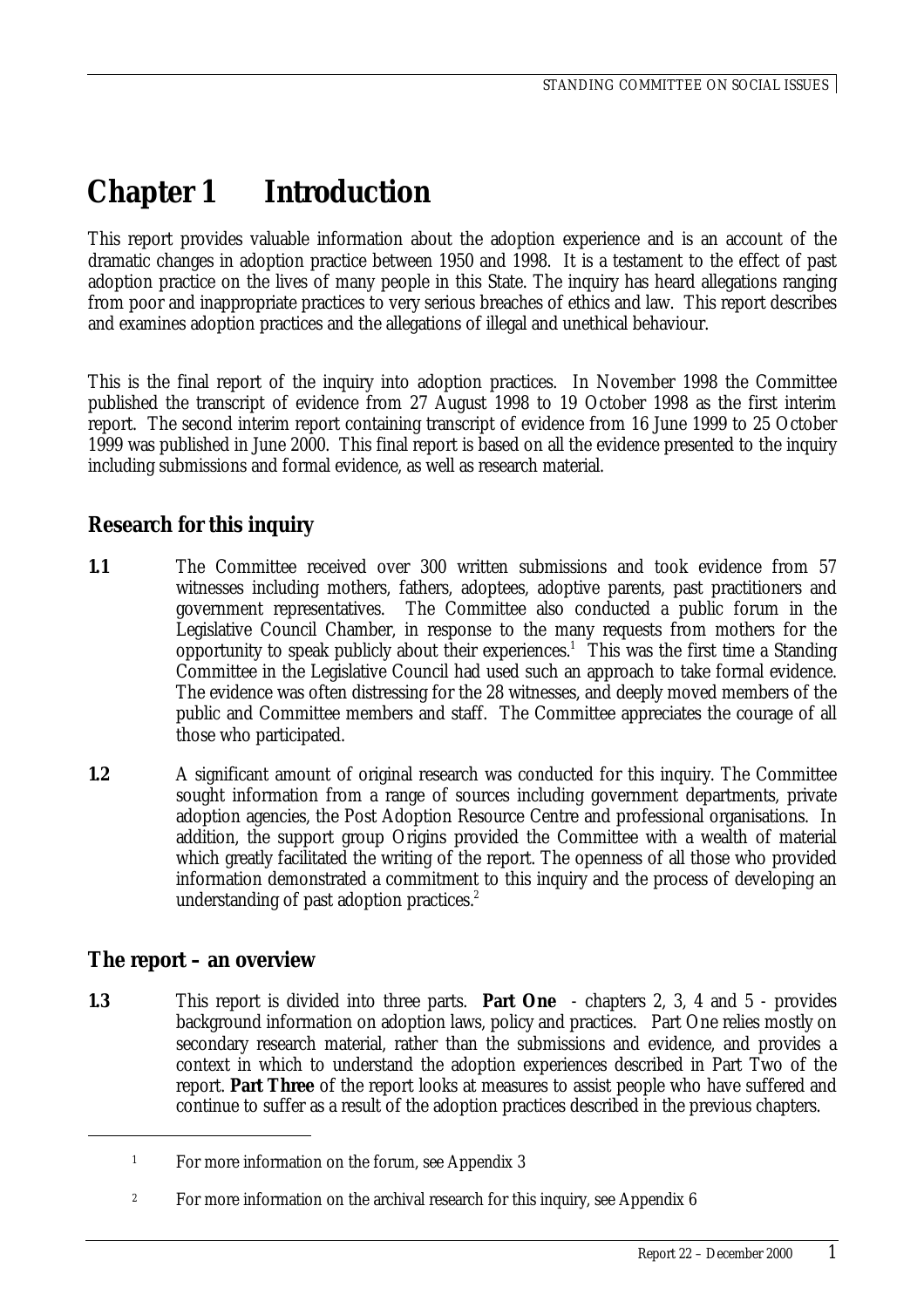# Chapter 1 Introduction

This report provides valuable information about the adoption experience and is an account of the dramatic changes in adoption practice between 1950 and 1998. It is a testament to the effect of past adoption practice on the lives of many people in this State. The inquiry has heard allegations ranging from poor and inappropriate practices to very serious breaches of ethics and law. This report describes and examines adoption practices and the allegations of illegal and unethical behaviour.

This is the final report of the inquiry into adoption practices. In November 1998 the Committee published the transcript of evidence from 27 August 1998 to 19 October 1998 as the first interim report. The second interim report containing transcript of evidence from 16 June 1999 to 25 October 1999 was published in June 2000. This final report is based on all the evidence presented to the inquiry including submissions and formal evidence, as well as research material.

## Research for this inquiry

**1.1** The Committee received over 300 written submissions and took evidence from 57 witnesses including mothers, fathers, adoptees, adoptive parents, past practitioners and government representatives. The Committee also conducted a public forum in the Legislative Council Chamber, in response to the many requests from mothers for the opportunity to speak publicly about their experiences.[1] This was the first time a Standing Committee in the Legislative Council had used such an approach to take formal evidence. The evidence was often distressing for the 28 witnesses, and deeply moved members of the public and Committee members and staff. The Committee appreciates the courage of all those who participated.

**1.2** A significant amount of original research was conducted for this inquiry. The Committee sought information from a range of sources including government departments, private adoption agencies, the Post Adoption Resource Centre and professional organisations. In addition, the support group Origins provided the Committee with a wealth of material which greatly facilitated the writing of the report. The openness of all those who provided information demonstrated a commitment to this inquiry and the process of developing an understanding of past adoption practices.[2]

## The report – an overview

**1.3** This report is divided into three parts. **Part One** - chapters 2, 3, 4 and 5 - provides background information on adoption laws, policy and practices. Part One relies mostly on secondary research material, rather than the submissions and evidence, and provides a context in which to understand the adoption experiences described in Part Two of the report. **Part Three** of the report looks at measures to assist people who have suffered and continue to suffer as a result of the adoption practices described in the previous chapters.

---

[1] For more information on the forum, see Appendix 3

[2] For more information on the archival research for this inquiry, see Appendix 6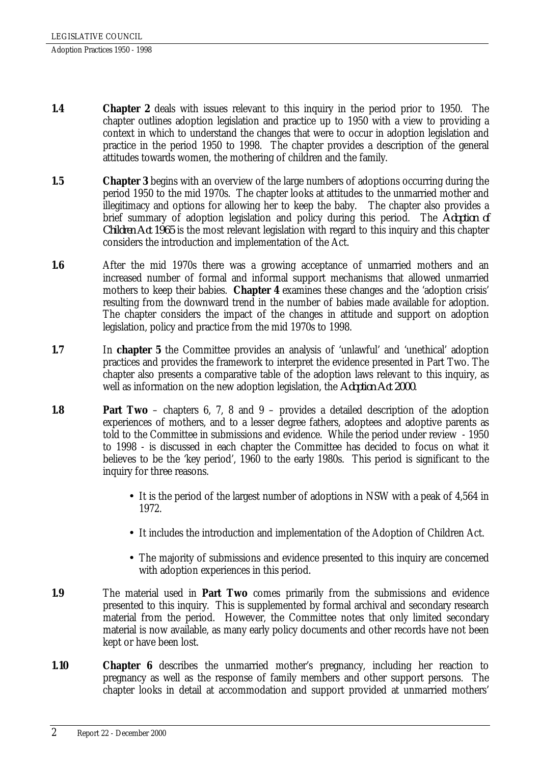**1.4** **Chapter 2** deals with issues relevant to this inquiry in the period prior to 1950. The chapter outlines adoption legislation and practice up to 1950 with a view to providing a context in which to understand the changes that were to occur in adoption legislation and practice in the period 1950 to 1998. The chapter provides a description of the general attitudes towards women, the mothering of children and the family.

**1.5** **Chapter 3** begins with an overview of the large numbers of adoptions occurring during the period 1950 to the mid 1970s. The chapter looks at attitudes to the unmarried mother and illegitimacy and options for allowing her to keep the baby. The chapter also provides a brief summary of adoption legislation and policy during this period. The *Adoption of Children Act 1965* is the most relevant legislation with regard to this inquiry and this chapter considers the introduction and implementation of the Act.

**1.6** After the mid 1970s there was a growing acceptance of unmarried mothers and an increased number of formal and informal support mechanisms that allowed unmarried mothers to keep their babies. **Chapter 4** examines these changes and the 'adoption crisis' resulting from the downward trend in the number of babies made available for adoption. The chapter considers the impact of the changes in attitude and support on adoption legislation, policy and practice from the mid 1970s to 1998.

**1.7** In **chapter 5** the Committee provides an analysis of 'unlawful' and 'unethical' adoption practices and provides the framework to interpret the evidence presented in Part Two. The chapter also presents a comparative table of the adoption laws relevant to this inquiry, as well as information on the new adoption legislation, the *Adoption Act 2000*.

**1.8** **Part Two** – chapters 6, 7, 8 and 9 – provides a detailed description of the adoption experiences of mothers, and to a lesser degree fathers, adoptees and adoptive parents as told to the Committee in submissions and evidence. While the period under review - 1950 to 1998 - is discussed in each chapter the Committee has decided to focus on what it believes to be the 'key period', 1960 to the early 1980s. This period is significant to the inquiry for three reasons.

- It is the period of the largest number of adoptions in NSW with a peak of 4,564 in 1972.
- It includes the introduction and implementation of the Adoption of Children Act.
- The majority of submissions and evidence presented to this inquiry are concerned with adoption experiences in this period.

**1.9** The material used in **Part Two** comes primarily from the submissions and evidence presented to this inquiry. This is supplemented by formal archival and secondary research material from the period. However, the Committee notes that only limited secondary material is now available, as many early policy documents and other records have not been kept or have been lost.

**1.10** **Chapter 6** describes the unmarried mother's pregnancy, including her reaction to pregnancy as well as the response of family members and other support persons. The chapter looks in detail at accommodation and support provided at unmarried mothers'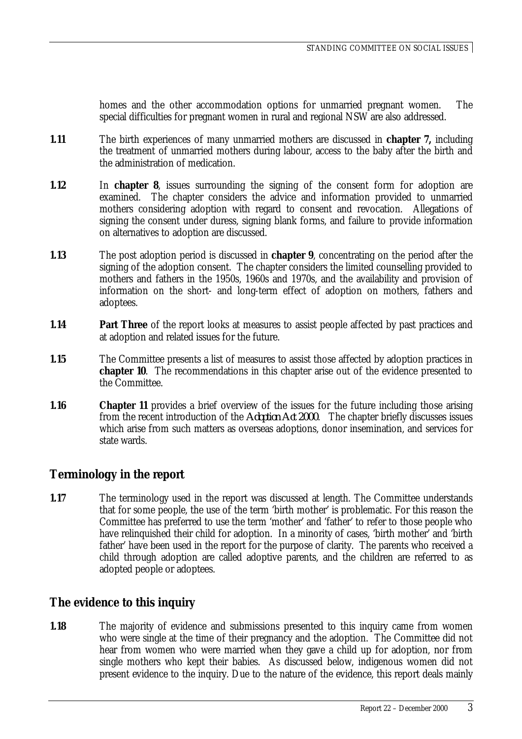homes and the other accommodation options for unmarried pregnant women. The special difficulties for pregnant women in rural and regional NSW are also addressed.

**1.11** The birth experiences of many unmarried mothers are discussed in **chapter 7,** including the treatment of unmarried mothers during labour, access to the baby after the birth and the administration of medication.

**1.12** In **chapter 8**, issues surrounding the signing of the consent form for adoption are examined. The chapter considers the advice and information provided to unmarried mothers considering adoption with regard to consent and revocation. Allegations of signing the consent under duress, signing blank forms, and failure to provide information on alternatives to adoption are discussed.

**1.13** The post adoption period is discussed in **chapter 9**, concentrating on the period after the signing of the adoption consent. The chapter considers the limited counselling provided to mothers and fathers in the 1950s, 1960s and 1970s, and the availability and provision of information on the short- and long-term effect of adoption on mothers, fathers and adoptees.

**1.14** **Part Three** of the report looks at measures to assist people affected by past practices and at adoption and related issues for the future.

**1.15** The Committee presents a list of measures to assist those affected by adoption practices in **chapter 10**. The recommendations in this chapter arise out of the evidence presented to the Committee.

**1.16** **Chapter 11** provides a brief overview of the issues for the future including those arising from the recent introduction of the *Adoption Act 2000*. The chapter briefly discusses issues which arise from such matters as overseas adoptions, donor insemination, and services for state wards.

## Terminology in the report

**1.17** The terminology used in the report was discussed at length. The Committee understands that for some people, the use of the term 'birth mother' is problematic. For this reason the Committee has preferred to use the term 'mother' and 'father' to refer to those people who have relinquished their child for adoption. In a minority of cases, 'birth mother' and 'birth father' have been used in the report for the purpose of clarity. The parents who received a child through adoption are called adoptive parents, and the children are referred to as adopted people or adoptees.

## The evidence to this inquiry

**1.18** The majority of evidence and submissions presented to this inquiry came from women who were single at the time of their pregnancy and the adoption. The Committee did not hear from women who were married when they gave a child up for adoption, nor from single mothers who kept their babies. As discussed below, indigenous women did not present evidence to the inquiry. Due to the nature of the evidence, this report deals mainly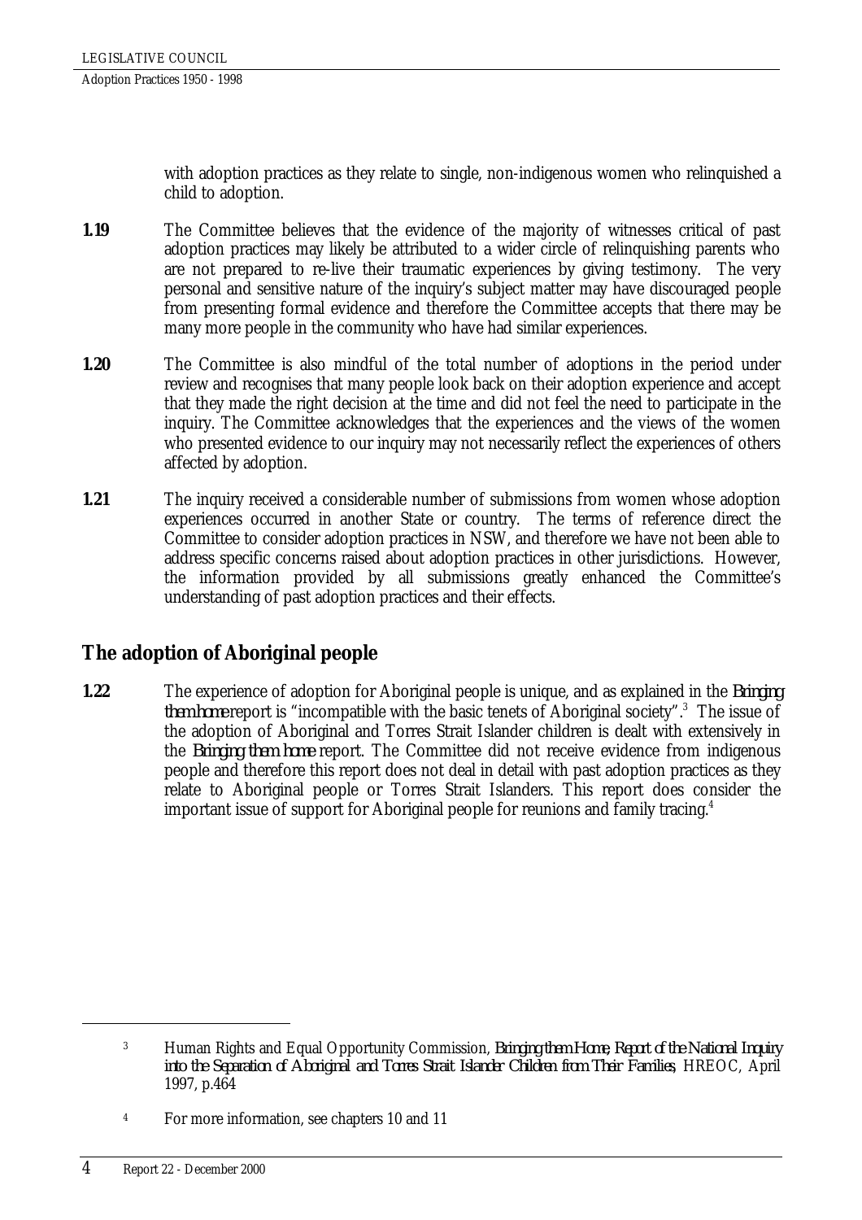with adoption practices as they relate to single, non-indigenous women who relinquished a child to adoption.

**1.19** The Committee believes that the evidence of the majority of witnesses critical of past adoption practices may likely be attributed to a wider circle of relinquishing parents who are not prepared to re-live their traumatic experiences by giving testimony. The very personal and sensitive nature of the inquiry's subject matter may have discouraged people from presenting formal evidence and therefore the Committee accepts that there may be many more people in the community who have had similar experiences.

**1.20** The Committee is also mindful of the total number of adoptions in the period under review and recognises that many people look back on their adoption experience and accept that they made the right decision at the time and did not feel the need to participate in the inquiry. The Committee acknowledges that the experiences and the views of the women who presented evidence to our inquiry may not necessarily reflect the experiences of others affected by adoption.

**1.21** The inquiry received a considerable number of submissions from women whose adoption experiences occurred in another State or country. The terms of reference direct the Committee to consider adoption practices in NSW, and therefore we have not been able to address specific concerns raised about adoption practices in other jurisdictions. However, the information provided by all submissions greatly enhanced the Committee's understanding of past adoption practices and their effects.

## The adoption of Aboriginal people

**1.22** The experience of adoption for Aboriginal people is unique, and as explained in the *Bringing them home* report is "incompatible with the basic tenets of Aboriginal society".[3] The issue of the adoption of Aboriginal and Torres Strait Islander children is dealt with extensively in the *Bringing them home* report. The Committee did not receive evidence from indigenous people and therefore this report does not deal in detail with past adoption practices as they relate to Aboriginal people or Torres Strait Islanders. This report does consider the important issue of support for Aboriginal people for reunions and family tracing.[4]

---

[3] Human Rights and Equal Opportunity Commission, *Bringing them Home, Report of the National Inquiry into the Separation of Aboriginal and Torres Strait Islander Children from Their Families*, HREOC, April 1997, p.464

[4] For more information, see chapters 10 and 11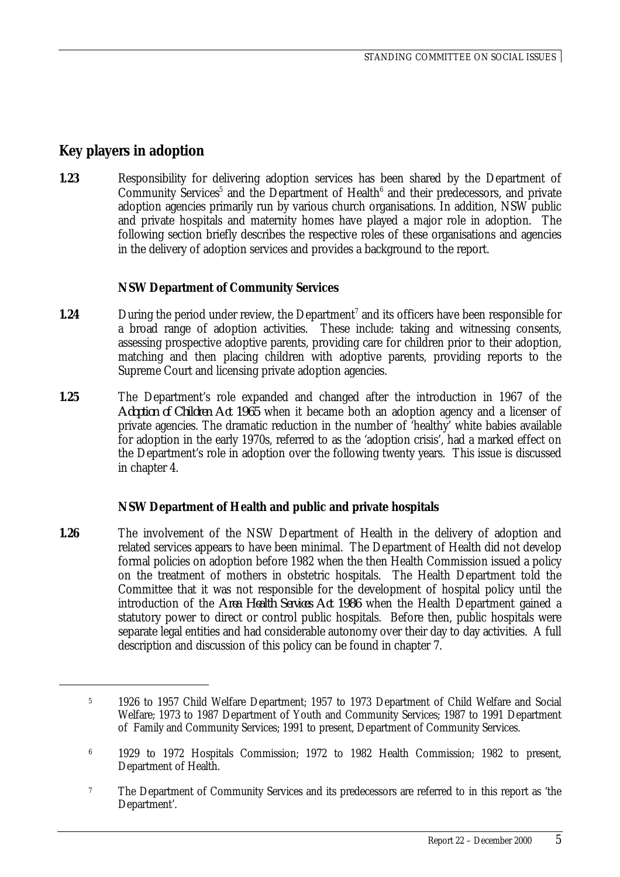## Key players in adoption

**1.23** Responsibility for delivering adoption services has been shared by the Department of Community Services[5] and the Department of Health[6] and their predecessors, and private adoption agencies primarily run by various church organisations. In addition, NSW public and private hospitals and maternity homes have played a major role in adoption. The following section briefly describes the respective roles of these organisations and agencies in the delivery of adoption services and provides a background to the report.

### NSW Department of Community Services

**1.24** During the period under review, the Department[7] and its officers have been responsible for a broad range of adoption activities. These include: taking and witnessing consents, assessing prospective adoptive parents, providing care for children prior to their adoption, matching and then placing children with adoptive parents, providing reports to the Supreme Court and licensing private adoption agencies.

**1.25** The Department's role expanded and changed after the introduction in 1967 of the *Adoption of Children Act 1965* when it became both an adoption agency and a licenser of private agencies. The dramatic reduction in the number of 'healthy' white babies available for adoption in the early 1970s, referred to as the 'adoption crisis', had a marked effect on the Department's role in adoption over the following twenty years. This issue is discussed in chapter 4.

### NSW Department of Health and public and private hospitals

**1.26** The involvement of the NSW Department of Health in the delivery of adoption and related services appears to have been minimal. The Department of Health did not develop formal policies on adoption before 1982 when the then Health Commission issued a policy on the treatment of mothers in obstetric hospitals. The Health Department told the Committee that it was not responsible for the development of hospital policy until the introduction of the *Area Health Services Act 1986* when the Health Department gained a statutory power to direct or control public hospitals. Before then, public hospitals were separate legal entities and had considerable autonomy over their day to day activities. A full description and discussion of this policy can be found in chapter 7.

---

[5] 1926 to 1957 Child Welfare Department; 1957 to 1973 Department of Child Welfare and Social Welfare; 1973 to 1987 Department of Youth and Community Services; 1987 to 1991 Department of Family and Community Services; 1991 to present, Department of Community Services.

[6] 1929 to 1972 Hospitals Commission; 1972 to 1982 Health Commission; 1982 to present, Department of Health.

[7] The Department of Community Services and its predecessors are referred to in this report as 'the Department'.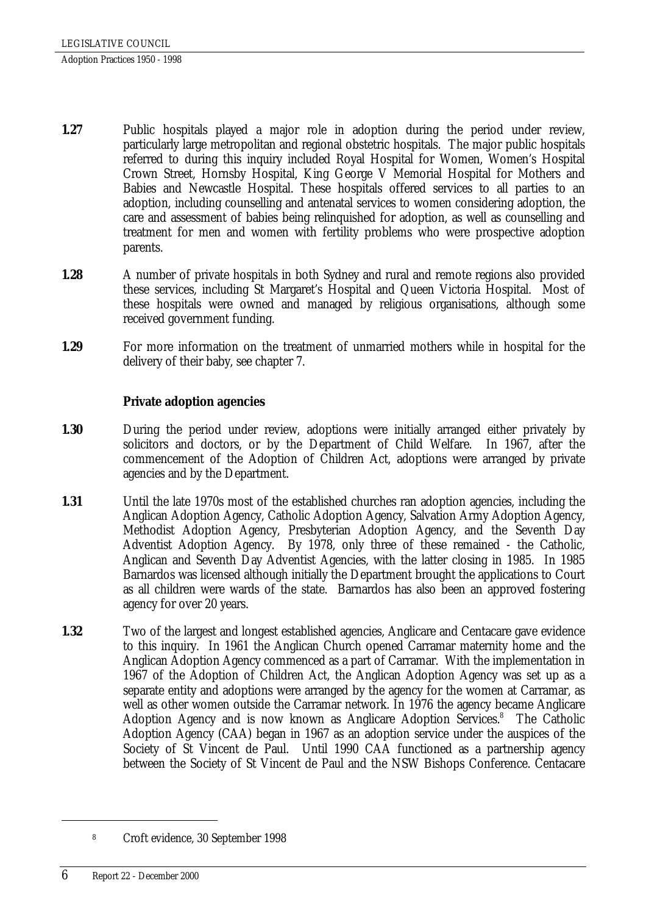**1.27** Public hospitals played a major role in adoption during the period under review, particularly large metropolitan and regional obstetric hospitals. The major public hospitals referred to during this inquiry included Royal Hospital for Women, Women's Hospital Crown Street, Hornsby Hospital, King George V Memorial Hospital for Mothers and Babies and Newcastle Hospital. These hospitals offered services to all parties to an adoption, including counselling and antenatal services to women considering adoption, the care and assessment of babies being relinquished for adoption, as well as counselling and treatment for men and women with fertility problems who were prospective adoption parents.

**1.28** A number of private hospitals in both Sydney and rural and remote regions also provided these services, including St Margaret's Hospital and Queen Victoria Hospital. Most of these hospitals were owned and managed by religious organisations, although some received government funding.

**1.29** For more information on the treatment of unmarried mothers while in hospital for the delivery of their baby, see chapter 7.

### Private adoption agencies

**1.30** During the period under review, adoptions were initially arranged either privately by solicitors and doctors, or by the Department of Child Welfare. In 1967, after the commencement of the Adoption of Children Act, adoptions were arranged by private agencies and by the Department.

**1.31** Until the late 1970s most of the established churches ran adoption agencies, including the Anglican Adoption Agency, Catholic Adoption Agency, Salvation Army Adoption Agency, Methodist Adoption Agency, Presbyterian Adoption Agency, and the Seventh Day Adventist Adoption Agency. By 1978, only three of these remained - the Catholic, Anglican and Seventh Day Adventist Agencies, with the latter closing in 1985. In 1985 Barnardos was licensed although initially the Department brought the applications to Court as all children were wards of the state. Barnardos has also been an approved fostering agency for over 20 years.

**1.32** Two of the largest and longest established agencies, Anglicare and Centacare gave evidence to this inquiry. In 1961 the Anglican Church opened Carramar maternity home and the Anglican Adoption Agency commenced as a part of Carramar. With the implementation in 1967 of the Adoption of Children Act, the Anglican Adoption Agency was set up as a separate entity and adoptions were arranged by the agency for the women at Carramar, as well as other women outside the Carramar network. In 1976 the agency became Anglicare Adoption Agency and is now known as Anglicare Adoption Services.[8] The Catholic Adoption Agency (CAA) began in 1967 as an adoption service under the auspices of the Society of St Vincent de Paul. Until 1990 CAA functioned as a partnership agency between the Society of St Vincent de Paul and the NSW Bishops Conference. Centacare

---

[8] Croft evidence, 30 September 1998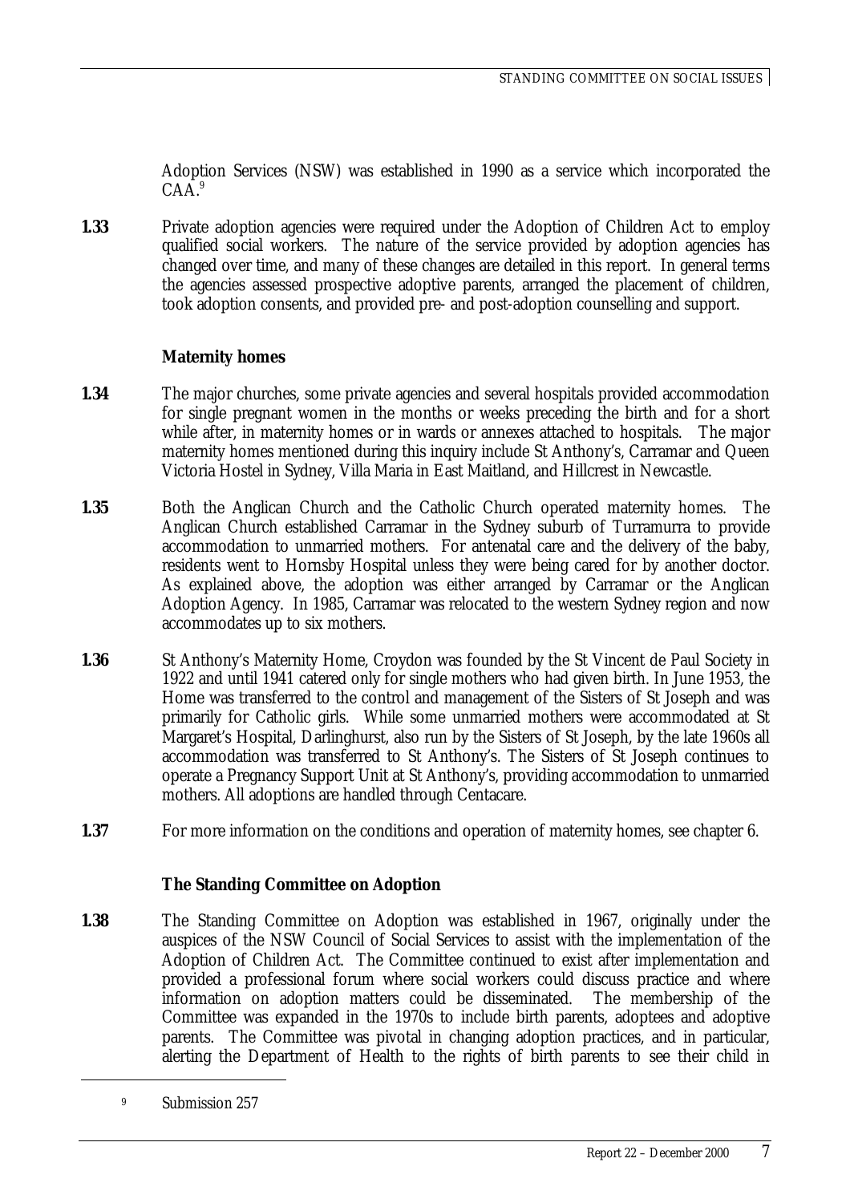Adoption Services (NSW) was established in 1990 as a service which incorporated the CAA.[9]

**1.33** Private adoption agencies were required under the Adoption of Children Act to employ qualified social workers. The nature of the service provided by adoption agencies has changed over time, and many of these changes are detailed in this report. In general terms the agencies assessed prospective adoptive parents, arranged the placement of children, took adoption consents, and provided pre- and post-adoption counselling and support.

### Maternity homes

**1.34** The major churches, some private agencies and several hospitals provided accommodation for single pregnant women in the months or weeks preceding the birth and for a short while after, in maternity homes or in wards or annexes attached to hospitals. The major maternity homes mentioned during this inquiry include St Anthony's, Carramar and Queen Victoria Hostel in Sydney, Villa Maria in East Maitland, and Hillcrest in Newcastle.

**1.35** Both the Anglican Church and the Catholic Church operated maternity homes. The Anglican Church established Carramar in the Sydney suburb of Turramurra to provide accommodation to unmarried mothers. For antenatal care and the delivery of the baby, residents went to Hornsby Hospital unless they were being cared for by another doctor. As explained above, the adoption was either arranged by Carramar or the Anglican Adoption Agency. In 1985, Carramar was relocated to the western Sydney region and now accommodates up to six mothers.

**1.36** St Anthony's Maternity Home, Croydon was founded by the St Vincent de Paul Society in 1922 and until 1941 catered only for single mothers who had given birth. In June 1953, the Home was transferred to the control and management of the Sisters of St Joseph and was primarily for Catholic girls. While some unmarried mothers were accommodated at St Margaret's Hospital, Darlinghurst, also run by the Sisters of St Joseph, by the late 1960s all accommodation was transferred to St Anthony's. The Sisters of St Joseph continues to operate a Pregnancy Support Unit at St Anthony's, providing accommodation to unmarried mothers. All adoptions are handled through Centacare.

**1.37** For more information on the conditions and operation of maternity homes, see chapter 6.

### The Standing Committee on Adoption

**1.38** The Standing Committee on Adoption was established in 1967, originally under the auspices of the NSW Council of Social Services to assist with the implementation of the Adoption of Children Act. The Committee continued to exist after implementation and provided a professional forum where social workers could discuss practice and where information on adoption matters could be disseminated. The membership of the Committee was expanded in the 1970s to include birth parents, adoptees and adoptive parents. The Committee was pivotal in changing adoption practices, and in particular, alerting the Department of Health to the rights of birth parents to see their child in

---

[9] Submission 257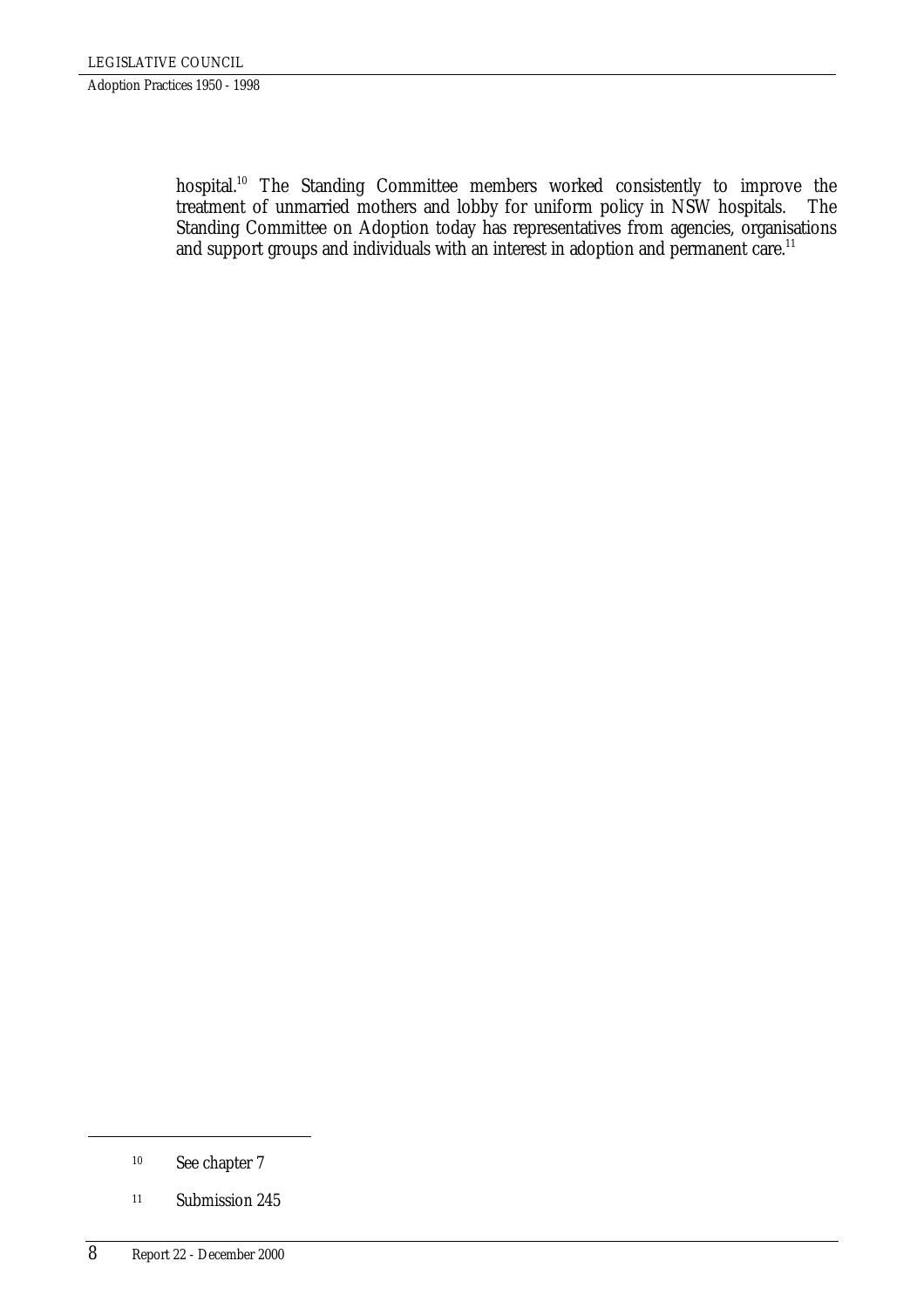hospital.[10] The Standing Committee members worked consistently to improve the treatment of unmarried mothers and lobby for uniform policy in NSW hospitals. The Standing Committee on Adoption today has representatives from agencies, organisations and support groups and individuals with an interest in adoption and permanent care.[11]

---

[10] See chapter 7

[11] Submission 245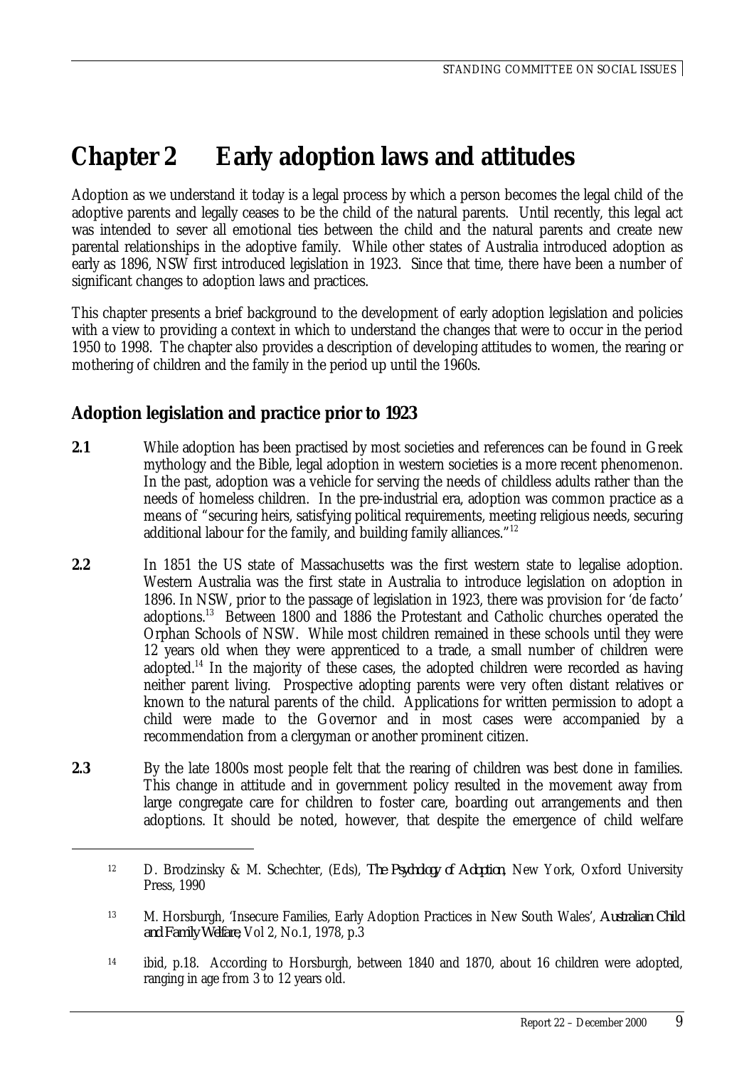# Chapter 2 Early adoption laws and attitudes

Adoption as we understand it today is a legal process by which a person becomes the legal child of the adoptive parents and legally ceases to be the child of the natural parents. Until recently, this legal act was intended to sever all emotional ties between the child and the natural parents and create new parental relationships in the adoptive family. While other states of Australia introduced adoption as early as 1896, NSW first introduced legislation in 1923. Since that time, there have been a number of significant changes to adoption laws and practices.

This chapter presents a brief background to the development of early adoption legislation and policies with a view to providing a context in which to understand the changes that were to occur in the period 1950 to 1998. The chapter also provides a description of developing attitudes to women, the rearing or mothering of children and the family in the period up until the 1960s.

## Adoption legislation and practice prior to 1923

**2.1** While adoption has been practised by most societies and references can be found in Greek mythology and the Bible, legal adoption in western societies is a more recent phenomenon. In the past, adoption was a vehicle for serving the needs of childless adults rather than the needs of homeless children. In the pre-industrial era, adoption was common practice as a means of "securing heirs, satisfying political requirements, meeting religious needs, securing additional labour for the family, and building family alliances."[12]

**2.2** In 1851 the US state of Massachusetts was the first western state to legalise adoption. Western Australia was the first state in Australia to introduce legislation on adoption in 1896. In NSW, prior to the passage of legislation in 1923, there was provision for 'de facto' adoptions.[13] Between 1800 and 1886 the Protestant and Catholic churches operated the Orphan Schools of NSW. While most children remained in these schools until they were 12 years old when they were apprenticed to a trade, a small number of children were adopted.[14] In the majority of these cases, the adopted children were recorded as having neither parent living. Prospective adopting parents were very often distant relatives or known to the natural parents of the child. Applications for written permission to adopt a child were made to the Governor and in most cases were accompanied by a recommendation from a clergyman or another prominent citizen.

**2.3** By the late 1800s most people felt that the rearing of children was best done in families. This change in attitude and in government policy resulted in the movement away from large congregate care for children to foster care, boarding out arrangements and then adoptions. It should be noted, however, that despite the emergence of child welfare

---

12 D. Brodzinsky & M. Schechter, (Eds), *The Psychology of Adoption*, New York, Oxford University Press, 1990

13 M. Horsburgh, 'Insecure Families, Early Adoption Practices in New South Wales', *Australian Child and Family Welfare*, Vol 2, No.1, 1978, p.3

14 ibid, p.18. According to Horsburgh, between 1840 and 1870, about 16 children were adopted, ranging in age from 3 to 12 years old.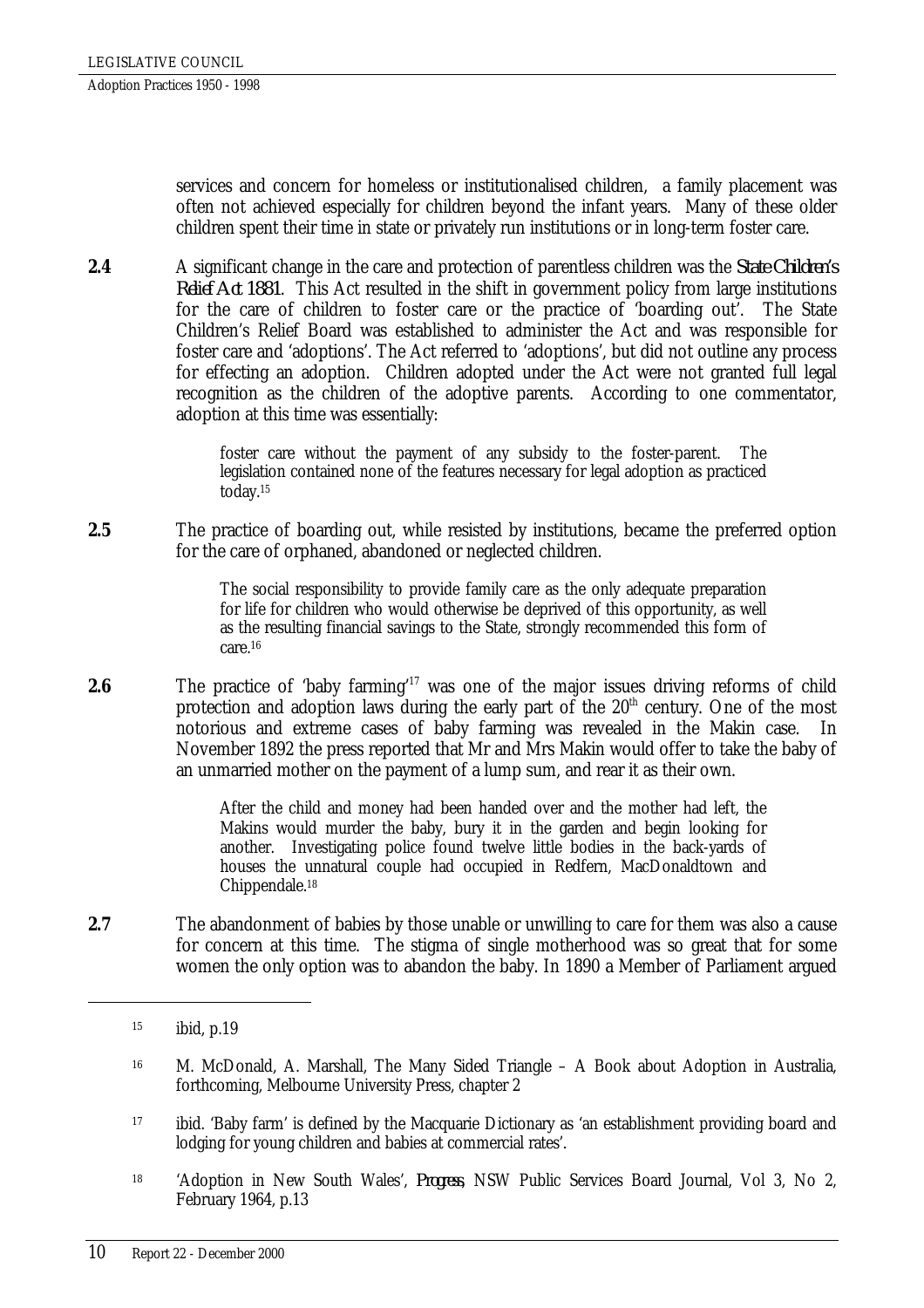services and concern for homeless or institutionalised children, a family placement was often not achieved especially for children beyond the infant years. Many of these older children spent their time in state or privately run institutions or in long-term foster care.

**2.4** A significant change in the care and protection of parentless children was the *State Children's Relief Act 1881*. This Act resulted in the shift in government policy from large institutions for the care of children to foster care or the practice of 'boarding out'. The State Children's Relief Board was established to administer the Act and was responsible for foster care and 'adoptions'. The Act referred to 'adoptions', but did not outline any process for effecting an adoption. Children adopted under the Act were not granted full legal recognition as the children of the adoptive parents. According to one commentator, adoption at this time was essentially:

> foster care without the payment of any subsidy to the foster-parent. The legislation contained none of the features necessary for legal adoption as practiced today.[15]

**2.5** The practice of boarding out, while resisted by institutions, became the preferred option for the care of orphaned, abandoned or neglected children.

> The social responsibility to provide family care as the only adequate preparation for life for children who would otherwise be deprived of this opportunity, as well as the resulting financial savings to the State, strongly recommended this form of care.[16]

**2.6** The practice of 'baby farming'[17] was one of the major issues driving reforms of child protection and adoption laws during the early part of the 20th century. One of the most notorious and extreme cases of baby farming was revealed in the Makin case. In November 1892 the press reported that Mr and Mrs Makin would offer to take the baby of an unmarried mother on the payment of a lump sum, and rear it as their own.

> After the child and money had been handed over and the mother had left, the Makins would murder the baby, bury it in the garden and begin looking for another. Investigating police found twelve little bodies in the back-yards of houses the unnatural couple had occupied in Redfern, MacDonaldtown and Chippendale.[18]

**2.7** The abandonment of babies by those unable or unwilling to care for them was also a cause for concern at this time. The stigma of single motherhood was so great that for some women the only option was to abandon the baby. In 1890 a Member of Parliament argued

---

[15] ibid, p.19

[16] M. McDonald, A. Marshall, The Many Sided Triangle – A Book about Adoption in Australia, forthcoming, Melbourne University Press, chapter 2

[17] ibid. 'Baby farm' is defined by the Macquarie Dictionary as 'an establishment providing board and lodging for young children and babies at commercial rates'.

[18] 'Adoption in New South Wales', *Progress*, NSW Public Services Board Journal, Vol 3, No 2, February 1964, p.13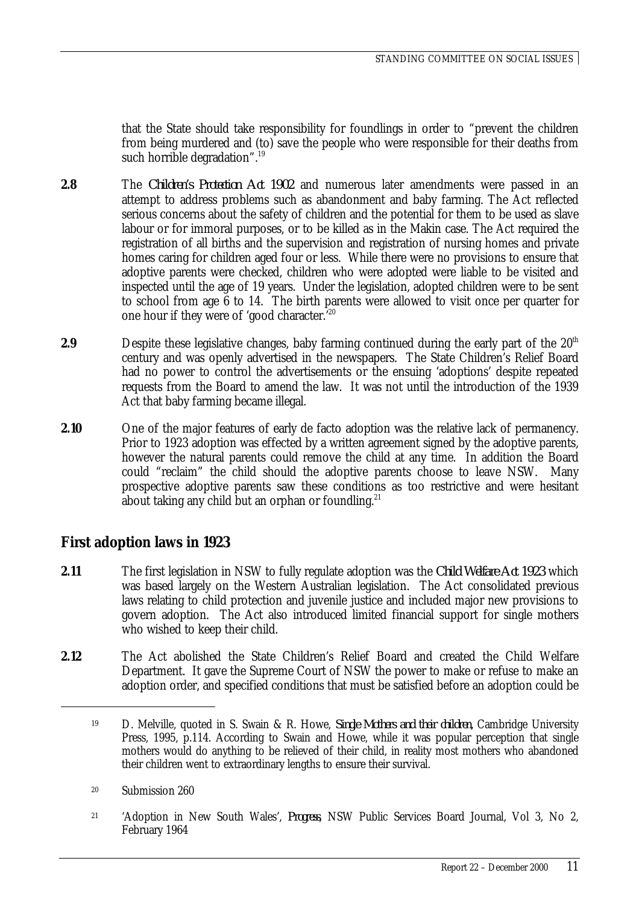that the State should take responsibility for foundlings in order to "prevent the children from being murdered and (to) save the people who were responsible for their deaths from such horrible degradation".[19]

**2.8** The *Children's Protection Act 1902* and numerous later amendments were passed in an attempt to address problems such as abandonment and baby farming. The Act reflected serious concerns about the safety of children and the potential for them to be used as slave labour or for immoral purposes, or to be killed as in the Makin case. The Act required the registration of all births and the supervision and registration of nursing homes and private homes caring for children aged four or less. While there were no provisions to ensure that adoptive parents were checked, children who were adopted were liable to be visited and inspected until the age of 19 years. Under the legislation, adopted children were to be sent to school from age 6 to 14. The birth parents were allowed to visit once per quarter for one hour if they were of 'good character.'[20]

**2.9** Despite these legislative changes, baby farming continued during the early part of the 20th century and was openly advertised in the newspapers. The State Children's Relief Board had no power to control the advertisements or the ensuing 'adoptions' despite repeated requests from the Board to amend the law. It was not until the introduction of the 1939 Act that baby farming became illegal.

**2.10** One of the major features of early de facto adoption was the relative lack of permanency. Prior to 1923 adoption was effected by a written agreement signed by the adoptive parents, however the natural parents could remove the child at any time. In addition the Board could "reclaim" the child should the adoptive parents choose to leave NSW. Many prospective adoptive parents saw these conditions as too restrictive and were hesitant about taking any child but an orphan or foundling.[21]

## First adoption laws in 1923

**2.11** The first legislation in NSW to fully regulate adoption was the *Child Welfare Act 1923* which was based largely on the Western Australian legislation. The Act consolidated previous laws relating to child protection and juvenile justice and included major new provisions to govern adoption. The Act also introduced limited financial support for single mothers who wished to keep their child.

**2.12** The Act abolished the State Children's Relief Board and created the Child Welfare Department. It gave the Supreme Court of NSW the power to make or refuse to make an adoption order, and specified conditions that must be satisfied before an adoption could be

---

[19] D. Melville, quoted in S. Swain & R. Howe, *Single Mothers and their children*, Cambridge University Press, 1995, p.114. According to Swain and Howe, while it was popular perception that single mothers would do anything to be relieved of their child, in reality most mothers who abandoned their children went to extraordinary lengths to ensure their survival.

[20] Submission 260

[21] 'Adoption in New South Wales', *Progress*, NSW Public Services Board Journal, Vol 3, No 2, February 1964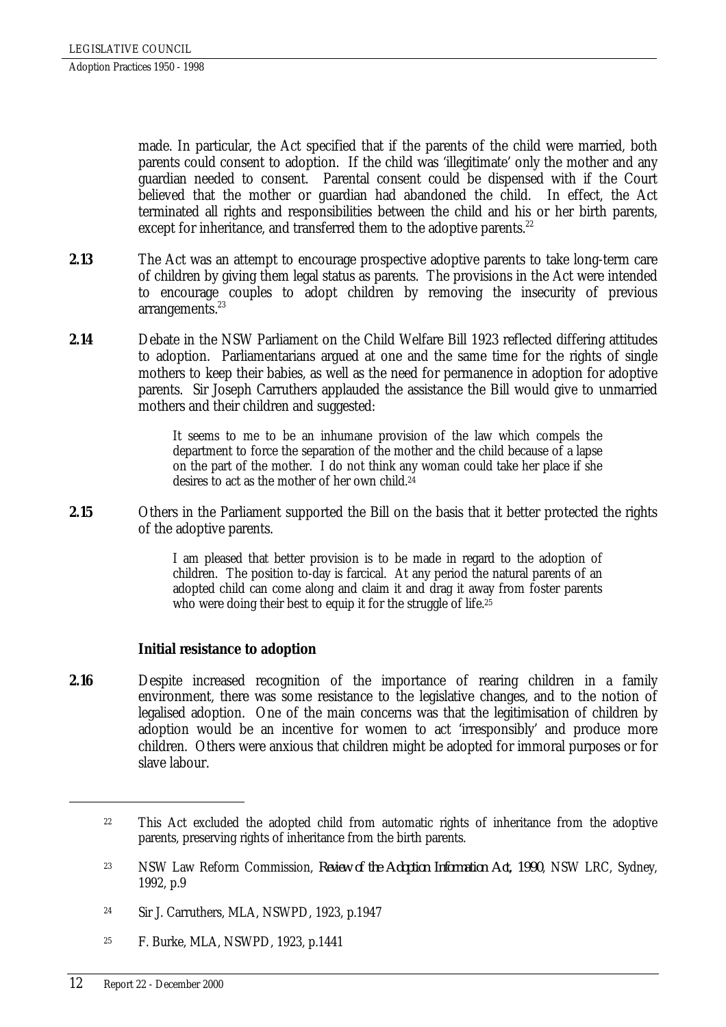made. In particular, the Act specified that if the parents of the child were married, both parents could consent to adoption. If the child was 'illegitimate' only the mother and any guardian needed to consent. Parental consent could be dispensed with if the Court believed that the mother or guardian had abandoned the child. In effect, the Act terminated all rights and responsibilities between the child and his or her birth parents, except for inheritance, and transferred them to the adoptive parents.[22]

**2.13** The Act was an attempt to encourage prospective adoptive parents to take long-term care of children by giving them legal status as parents. The provisions in the Act were intended to encourage couples to adopt children by removing the insecurity of previous arrangements.[23]

**2.14** Debate in the NSW Parliament on the Child Welfare Bill 1923 reflected differing attitudes to adoption. Parliamentarians argued at one and the same time for the rights of single mothers to keep their babies, as well as the need for permanence in adoption for adoptive parents. Sir Joseph Carruthers applauded the assistance the Bill would give to unmarried mothers and their children and suggested:

> It seems to me to be an inhumane provision of the law which compels the department to force the separation of the mother and the child because of a lapse on the part of the mother. I do not think any woman could take her place if she desires to act as the mother of her own child.[24]

**2.15** Others in the Parliament supported the Bill on the basis that it better protected the rights of the adoptive parents.

> I am pleased that better provision is to be made in regard to the adoption of children. The position to-day is farcical. At any period the natural parents of an adopted child can come along and claim it and drag it away from foster parents who were doing their best to equip it for the struggle of life.[25]

### Initial resistance to adoption

**2.16** Despite increased recognition of the importance of rearing children in a family environment, there was some resistance to the legislative changes, and to the notion of legalised adoption. One of the main concerns was that the legitimisation of children by adoption would be an incentive for women to act 'irresponsibly' and produce more children. Others were anxious that children might be adopted for immoral purposes or for slave labour.

---

[22] This Act excluded the adopted child from automatic rights of inheritance from the adoptive parents, preserving rights of inheritance from the birth parents.

[23] NSW Law Reform Commission, *Review of the Adoption Information Act, 1990*, NSW LRC, Sydney, 1992, p.9

[24] Sir J. Carruthers, MLA, NSWPD, 1923, p.1947

[25] F. Burke, MLA, NSWPD, 1923, p.1441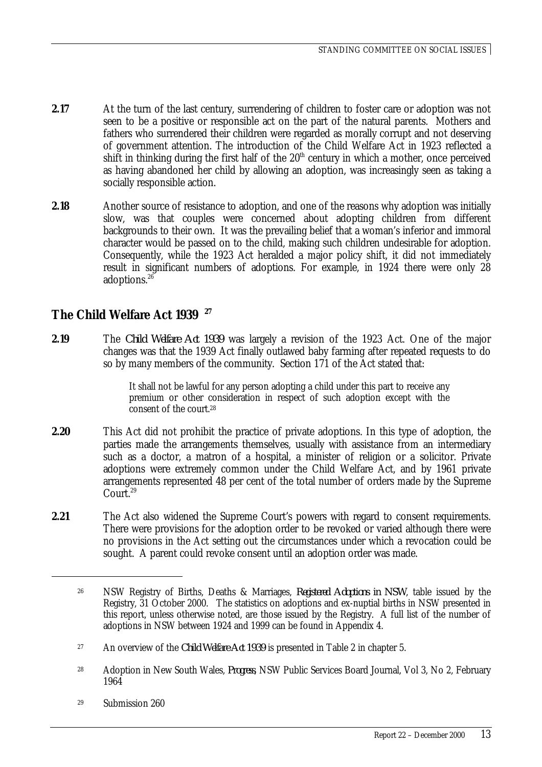**2.17** At the turn of the last century, surrendering of children to foster care or adoption was not seen to be a positive or responsible act on the part of the natural parents. Mothers and fathers who surrendered their children were regarded as morally corrupt and not deserving of government attention. The introduction of the Child Welfare Act in 1923 reflected a shift in thinking during the first half of the 20th century in which a mother, once perceived as having abandoned her child by allowing an adoption, was increasingly seen as taking a socially responsible action.

**2.18** Another source of resistance to adoption, and one of the reasons why adoption was initially slow, was that couples were concerned about adopting children from different backgrounds to their own. It was the prevailing belief that a woman's inferior and immoral character would be passed on to the child, making such children undesirable for adoption. Consequently, while the 1923 Act heralded a major policy shift, it did not immediately result in significant numbers of adoptions. For example, in 1924 there were only 28 adoptions.[26]

## The Child Welfare Act 1939 [27]

**2.19** The *Child Welfare Act 1939* was largely a revision of the 1923 Act. One of the major changes was that the 1939 Act finally outlawed baby farming after repeated requests to do so by many members of the community. Section 171 of the Act stated that:

> It shall not be lawful for any person adopting a child under this part to receive any premium or other consideration in respect of such adoption except with the consent of the court.[28]

**2.20** This Act did not prohibit the practice of private adoptions. In this type of adoption, the parties made the arrangements themselves, usually with assistance from an intermediary such as a doctor, a matron of a hospital, a minister of religion or a solicitor. Private adoptions were extremely common under the Child Welfare Act, and by 1961 private arrangements represented 48 per cent of the total number of orders made by the Supreme Court.[29]

**2.21** The Act also widened the Supreme Court's powers with regard to consent requirements. There were provisions for the adoption order to be revoked or varied although there were no provisions in the Act setting out the circumstances under which a revocation could be sought. A parent could revoke consent until an adoption order was made.

---

26 NSW Registry of Births, Deaths & Marriages, *Registered Adoptions in NSW*, table issued by the Registry, 31 October 2000. The statistics on adoptions and ex-nuptial births in NSW presented in this report, unless otherwise noted, are those issued by the Registry. A full list of the number of adoptions in NSW between 1924 and 1999 can be found in Appendix 4.

27 An overview of the *Child Welfare Act 1939* is presented in Table 2 in chapter 5.

28 Adoption in New South Wales, *Progress*, NSW Public Services Board Journal, Vol 3, No 2, February 1964

29 Submission 260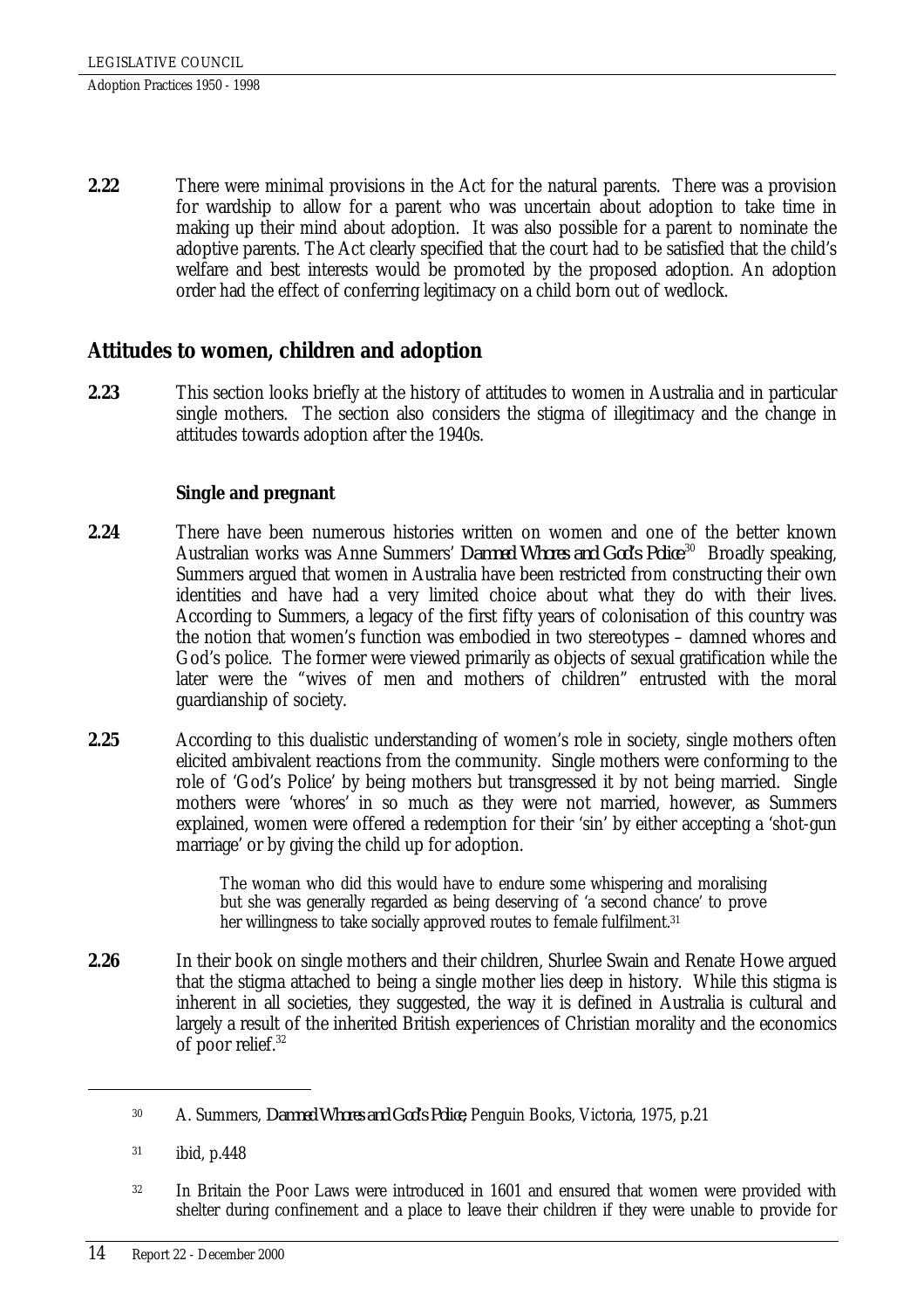**2.22** There were minimal provisions in the Act for the natural parents. There was a provision for wardship to allow for a parent who was uncertain about adoption to take time in making up their mind about adoption. It was also possible for a parent to nominate the adoptive parents. The Act clearly specified that the court had to be satisfied that the child's welfare and best interests would be promoted by the proposed adoption. An adoption order had the effect of conferring legitimacy on a child born out of wedlock.

## Attitudes to women, children and adoption

**2.23** This section looks briefly at the history of attitudes to women in Australia and in particular single mothers. The section also considers the stigma of illegitimacy and the change in attitudes towards adoption after the 1940s.

### Single and pregnant

**2.24** There have been numerous histories written on women and one of the better known Australian works was Anne Summers' *Damned Whores and God's Police*[30] Broadly speaking, Summers argued that women in Australia have been restricted from constructing their own identities and have had a very limited choice about what they do with their lives. According to Summers, a legacy of the first fifty years of colonisation of this country was the notion that women's function was embodied in two stereotypes – damned whores and God's police. The former were viewed primarily as objects of sexual gratification while the later were the "wives of men and mothers of children" entrusted with the moral guardianship of society.

**2.25** According to this dualistic understanding of women's role in society, single mothers often elicited ambivalent reactions from the community. Single mothers were conforming to the role of 'God's Police' by being mothers but transgressed it by not being married. Single mothers were 'whores' in so much as they were not married, however, as Summers explained, women were offered a redemption for their 'sin' by either accepting a 'shot-gun marriage' or by giving the child up for adoption.

> The woman who did this would have to endure some whispering and moralising but she was generally regarded as being deserving of 'a second chance' to prove her willingness to take socially approved routes to female fulfilment.[31]

**2.26** In their book on single mothers and their children, Shurlee Swain and Renate Howe argued that the stigma attached to being a single mother lies deep in history. While this stigma is inherent in all societies, they suggested, the way it is defined in Australia is cultural and largely a result of the inherited British experiences of Christian morality and the economics of poor relief.[32]

---

[30] A. Summers, *Damned Whores and God's Police*, Penguin Books, Victoria, 1975, p.21

[31] ibid, p.448

[32] In Britain the Poor Laws were introduced in 1601 and ensured that women were provided with shelter during confinement and a place to leave their children if they were unable to provide for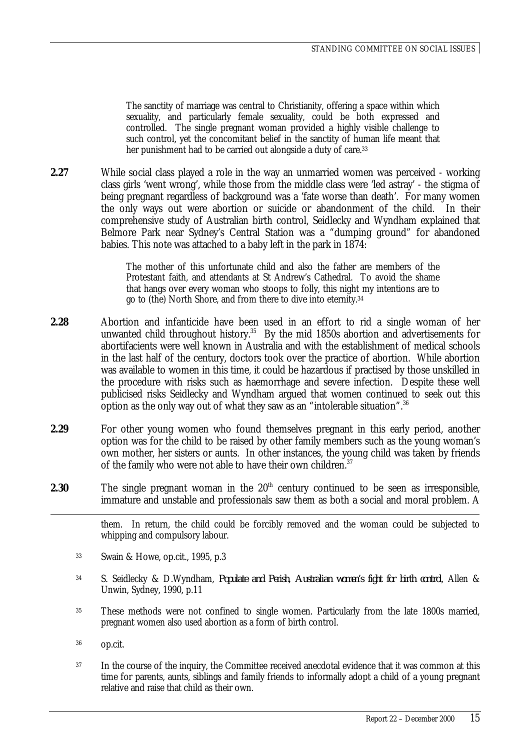> The sanctity of marriage was central to Christianity, offering a space within which sexuality, and particularly female sexuality, could be both expressed and controlled. The single pregnant woman provided a highly visible challenge to such control, yet the concomitant belief in the sanctity of human life meant that her punishment had to be carried out alongside a duty of care.[33]

**2.27** While social class played a role in the way an unmarried women was perceived - working class girls 'went wrong', while those from the middle class were 'led astray' - the stigma of being pregnant regardless of background was a 'fate worse than death'. For many women the only ways out were abortion or suicide or abandonment of the child. In their comprehensive study of Australian birth control, Seidlecky and Wyndham explained that Belmore Park near Sydney's Central Station was a "dumping ground" for abandoned babies. This note was attached to a baby left in the park in 1874:

> The mother of this unfortunate child and also the father are members of the Protestant faith, and attendants at St Andrew's Cathedral. To avoid the shame that hangs over every woman who stoops to folly, this night my intentions are to go to (the) North Shore, and from there to dive into eternity.[34]

**2.28** Abortion and infanticide have been used in an effort to rid a single woman of her unwanted child throughout history.[35] By the mid 1850s abortion and advertisements for abortifacients were well known in Australia and with the establishment of medical schools in the last half of the century, doctors took over the practice of abortion. While abortion was available to women in this time, it could be hazardous if practised by those unskilled in the procedure with risks such as haemorrhage and severe infection. Despite these well publicised risks Seidlecky and Wyndham argued that women continued to seek out this option as the only way out of what they saw as an "intolerable situation".[36]

**2.29** For other young women who found themselves pregnant in this early period, another option was for the child to be raised by other family members such as the young woman's own mother, her sisters or aunts. In other instances, the young child was taken by friends of the family who were not able to have their own children.[37]

**2.30** The single pregnant woman in the 20th century continued to be seen as irresponsible, immature and unstable and professionals saw them as both a social and moral problem. A

---

them. In return, the child could be forcibly removed and the woman could be subjected to whipping and compulsory labour.

[33] Swain & Howe, op.cit., 1995, p.3

[34] S. Seidlecky & D.Wyndham, *Populate and Perish, Australian women's fight for birth control*, Allen & Unwin, Sydney, 1990, p.11

[35] These methods were not confined to single women. Particularly from the late 1800s married, pregnant women also used abortion as a form of birth control.

[36] op.cit.

[37] In the course of the inquiry, the Committee received anecdotal evidence that it was common at this time for parents, aunts, siblings and family friends to informally adopt a child of a young pregnant relative and raise that child as their own.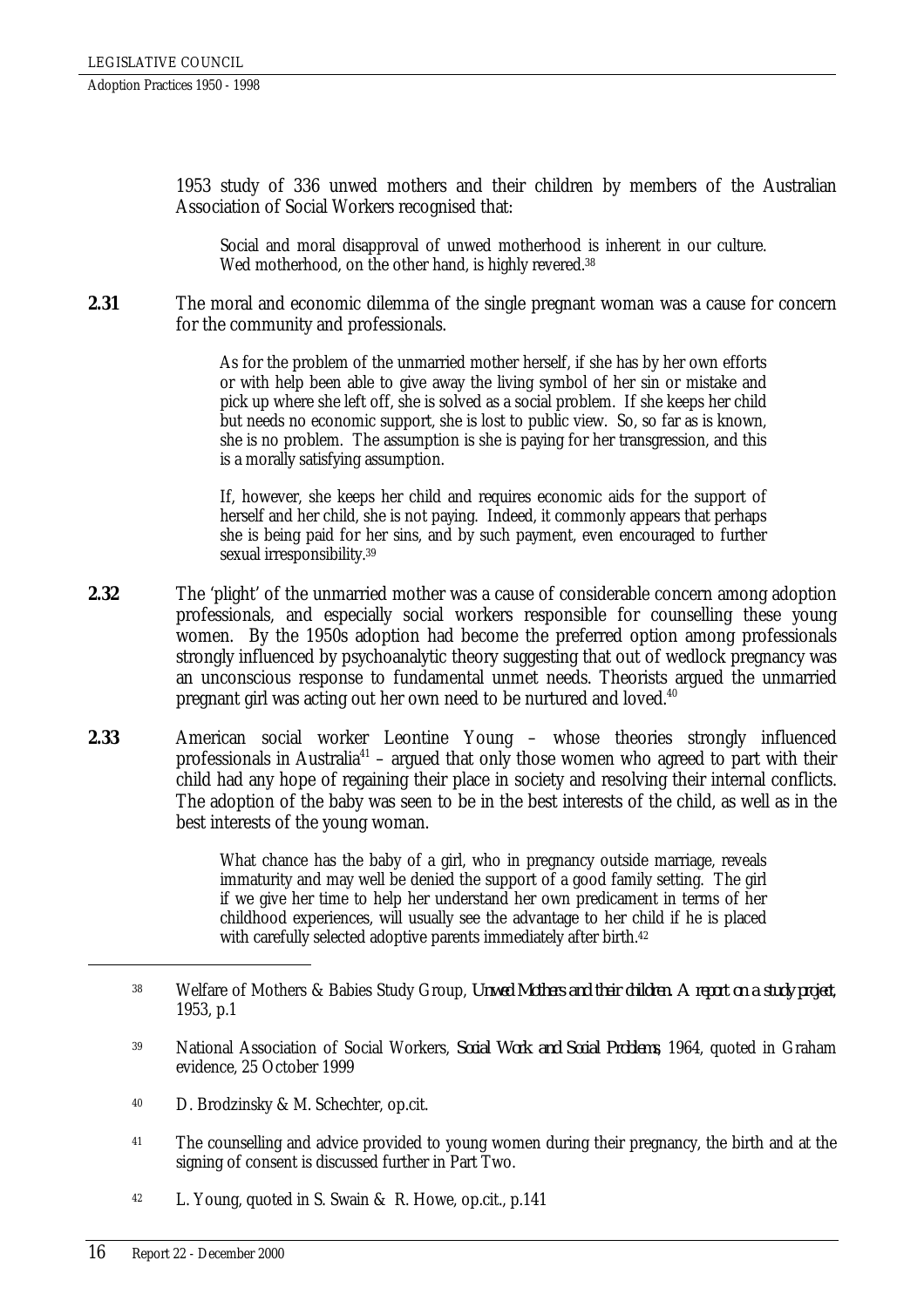1953 study of 336 unwed mothers and their children by members of the Australian Association of Social Workers recognised that:

> Social and moral disapproval of unwed motherhood is inherent in our culture. Wed motherhood, on the other hand, is highly revered.[38]

**2.31** The moral and economic dilemma of the single pregnant woman was a cause for concern for the community and professionals.

> As for the problem of the unmarried mother herself, if she has by her own efforts or with help been able to give away the living symbol of her sin or mistake and pick up where she left off, she is solved as a social problem. If she keeps her child but needs no economic support, she is lost to public view. So, so far as is known, she is no problem. The assumption is she is paying for her transgression, and this is a morally satisfying assumption.
>
> If, however, she keeps her child and requires economic aids for the support of herself and her child, she is not paying. Indeed, it commonly appears that perhaps she is being paid for her sins, and by such payment, even encouraged to further sexual irresponsibility.[39]

**2.32** The 'plight' of the unmarried mother was a cause of considerable concern among adoption professionals, and especially social workers responsible for counselling these young women. By the 1950s adoption had become the preferred option among professionals strongly influenced by psychoanalytic theory suggesting that out of wedlock pregnancy was an unconscious response to fundamental unmet needs. Theorists argued the unmarried pregnant girl was acting out her own need to be nurtured and loved.[40]

**2.33** American social worker Leontine Young – whose theories strongly influenced professionals in Australia[41] – argued that only those women who agreed to part with their child had any hope of regaining their place in society and resolving their internal conflicts. The adoption of the baby was seen to be in the best interests of the child, as well as in the best interests of the young woman.

> What chance has the baby of a girl, who in pregnancy outside marriage, reveals immaturity and may well be denied the support of a good family setting. The girl if we give her time to help her understand her own predicament in terms of her childhood experiences, will usually see the advantage to her child if he is placed with carefully selected adoptive parents immediately after birth.[42]

---

[38] Welfare of Mothers & Babies Study Group, *Unwed Mothers and their children. A report on a study project*, 1953, p.1

[39] National Association of Social Workers, *Social Work and Social Problems*, 1964, quoted in Graham evidence, 25 October 1999

[40] D. Brodzinsky & M. Schechter, op.cit.

[41] The counselling and advice provided to young women during their pregnancy, the birth and at the signing of consent is discussed further in Part Two.

[42] L. Young, quoted in S. Swain & R. Howe, op.cit., p.141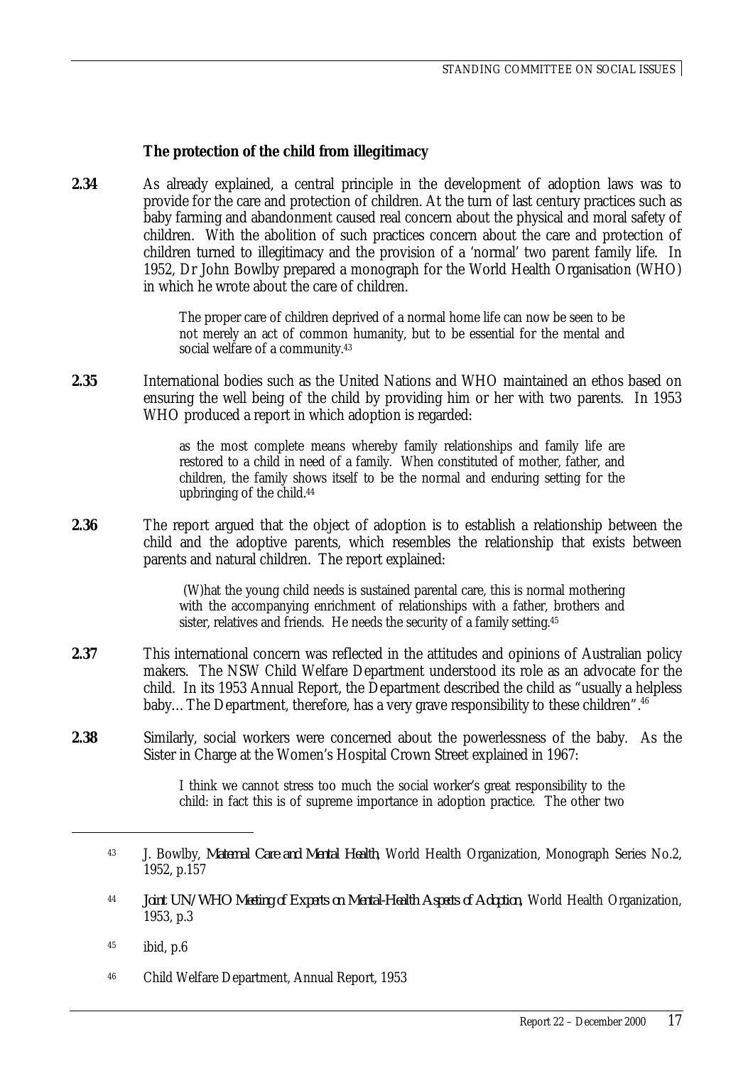### The protection of the child from illegitimacy

**2.34** As already explained, a central principle in the development of adoption laws was to provide for the care and protection of children. At the turn of last century practices such as baby farming and abandonment caused real concern about the physical and moral safety of children. With the abolition of such practices concern about the care and protection of children turned to illegitimacy and the provision of a 'normal' two parent family life. In 1952, Dr John Bowlby prepared a monograph for the World Health Organisation (WHO) in which he wrote about the care of children.

> The proper care of children deprived of a normal home life can now be seen to be not merely an act of common humanity, but to be essential for the mental and social welfare of a community.[43]

**2.35** International bodies such as the United Nations and WHO maintained an ethos based on ensuring the well being of the child by providing him or her with two parents. In 1953 WHO produced a report in which adoption is regarded:

> as the most complete means whereby family relationships and family life are restored to a child in need of a family. When constituted of mother, father, and children, the family shows itself to be the normal and enduring setting for the upbringing of the child.[44]

**2.36** The report argued that the object of adoption is to establish a relationship between the child and the adoptive parents, which resembles the relationship that exists between parents and natural children. The report explained:

> (W)hat the young child needs is sustained parental care, this is normal mothering with the accompanying enrichment of relationships with a father, brothers and sister, relatives and friends. He needs the security of a family setting.[45]

**2.37** This international concern was reflected in the attitudes and opinions of Australian policy makers. The NSW Child Welfare Department understood its role as an advocate for the child. In its 1953 Annual Report, the Department described the child as "usually a helpless baby…The Department, therefore, has a very grave responsibility to these children".[46]

**2.38** Similarly, social workers were concerned about the powerlessness of the baby. As the Sister in Charge at the Women's Hospital Crown Street explained in 1967:

> I think we cannot stress too much the social worker's great responsibility to the child: in fact this is of supreme importance in adoption practice. The other two

---

[43] J. Bowlby, *Maternal Care and Mental Health*, World Health Organization, Monograph Series No.2, 1952, p.157

[44] *Joint UN/WHO Meeting of Experts on Mental-Health Aspects of Adoption*, World Health Organization, 1953, p.3

[45] ibid, p.6

[46] Child Welfare Department, Annual Report, 1953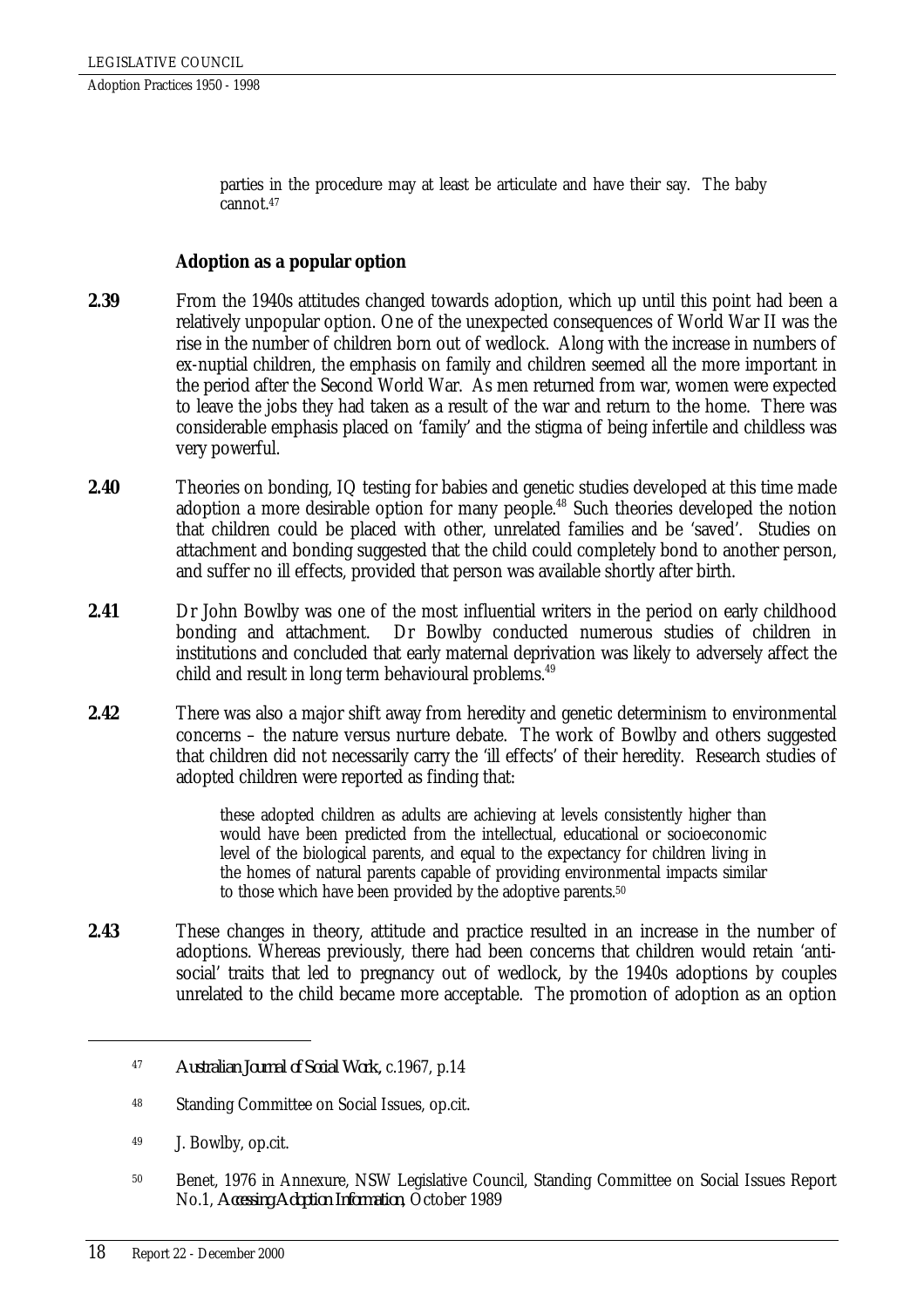> parties in the procedure may at least be articulate and have their say. The baby cannot.[47]

### Adoption as a popular option

**2.39** From the 1940s attitudes changed towards adoption, which up until this point had been a relatively unpopular option. One of the unexpected consequences of World War II was the rise in the number of children born out of wedlock. Along with the increase in numbers of ex-nuptial children, the emphasis on family and children seemed all the more important in the period after the Second World War. As men returned from war, women were expected to leave the jobs they had taken as a result of the war and return to the home. There was considerable emphasis placed on 'family' and the stigma of being infertile and childless was very powerful.

**2.40** Theories on bonding, IQ testing for babies and genetic studies developed at this time made adoption a more desirable option for many people.[48] Such theories developed the notion that children could be placed with other, unrelated families and be 'saved'. Studies on attachment and bonding suggested that the child could completely bond to another person, and suffer no ill effects, provided that person was available shortly after birth.

**2.41** Dr John Bowlby was one of the most influential writers in the period on early childhood bonding and attachment. Dr Bowlby conducted numerous studies of children in institutions and concluded that early maternal deprivation was likely to adversely affect the child and result in long term behavioural problems.[49]

**2.42** There was also a major shift away from heredity and genetic determinism to environmental concerns – the nature versus nurture debate. The work of Bowlby and others suggested that children did not necessarily carry the 'ill effects' of their heredity. Research studies of adopted children were reported as finding that:

> these adopted children as adults are achieving at levels consistently higher than would have been predicted from the intellectual, educational or socioeconomic level of the biological parents, and equal to the expectancy for children living in the homes of natural parents capable of providing environmental impacts similar to those which have been provided by the adoptive parents.[50]

**2.43** These changes in theory, attitude and practice resulted in an increase in the number of adoptions. Whereas previously, there had been concerns that children would retain 'anti-social' traits that led to pregnancy out of wedlock, by the 1940s adoptions by couples unrelated to the child became more acceptable. The promotion of adoption as an option

---

[47] *Australian Journal of Social Work*, c.1967, p.14

[48] Standing Committee on Social Issues, op.cit.

[49] J. Bowlby, op.cit.

[50] Benet, 1976 in Annexure, NSW Legislative Council, Standing Committee on Social Issues Report No.1, *Accessing Adoption Information*, October 1989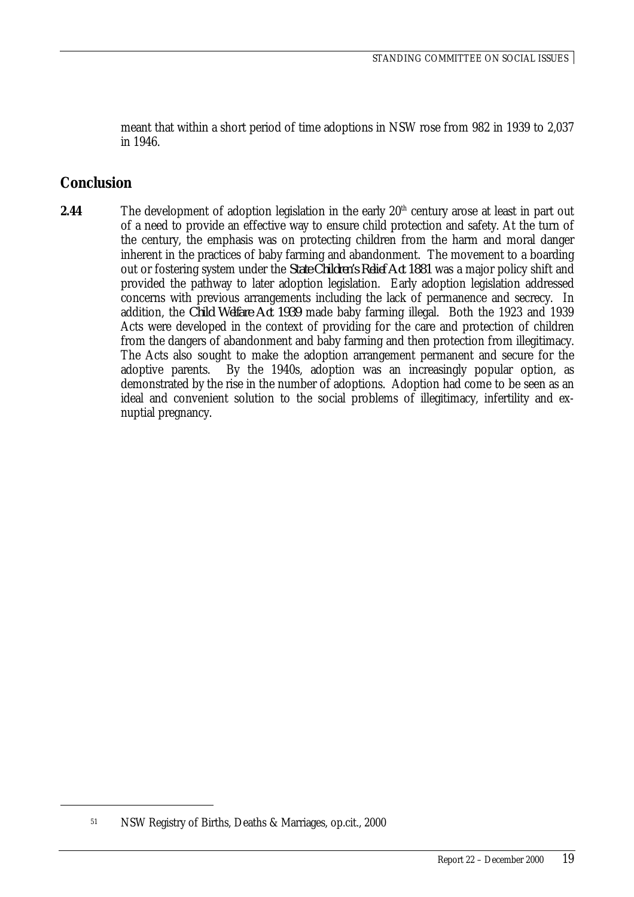meant that within a short period of time adoptions in NSW rose from 982 in 1939 to 2,037 in 1946.

## Conclusion

**2.44** The development of adoption legislation in the early 20th century arose at least in part out of a need to provide an effective way to ensure child protection and safety. At the turn of the century, the emphasis was on protecting children from the harm and moral danger inherent in the practices of baby farming and abandonment. The movement to a boarding out or fostering system under the *State Children's Relief Act 1881* was a major policy shift and provided the pathway to later adoption legislation. Early adoption legislation addressed concerns with previous arrangements including the lack of permanence and secrecy. In addition, the *Child Welfare Act 1939* made baby farming illegal. Both the 1923 and 1939 Acts were developed in the context of providing for the care and protection of children from the dangers of abandonment and baby farming and then protection from illegitimacy. The Acts also sought to make the adoption arrangement permanent and secure for the adoptive parents. By the 1940s, adoption was an increasingly popular option, as demonstrated by the rise in the number of adoptions. Adoption had come to be seen as an ideal and convenient solution to the social problems of illegitimacy, infertility and ex-nuptial pregnancy.

---

[51] NSW Registry of Births, Deaths & Marriages, op.cit., 2000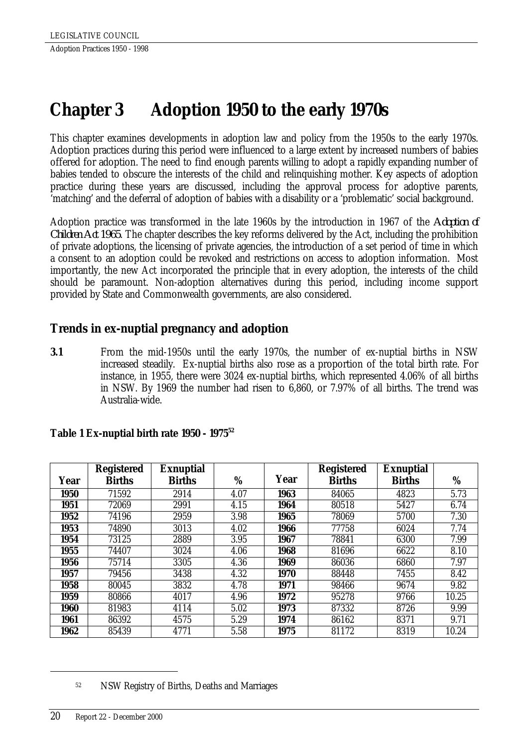// Chapter 3 Adoption 1950 to the early 1970s

# Chapter 3 Adoption 1950 to the early 1970s

This chapter examines developments in adoption law and policy from the 1950s to the early 1970s. Adoption practices during this period were influenced to a large extent by increased numbers of babies offered for adoption. The need to find enough parents willing to adopt a rapidly expanding number of babies tended to obscure the interests of the child and relinquishing mother. Key aspects of adoption practice during these years are discussed, including the approval process for adoptive parents, 'matching' and the deferral of adoption of babies with a disability or a 'problematic' social background.

Adoption practice was transformed in the late 1960s by the introduction in 1967 of the *Adoption of Children Act 1965*. The chapter describes the key reforms delivered by the Act, including the prohibition of private adoptions, the licensing of private agencies, the introduction of a set period of time in which a consent to an adoption could be revoked and restrictions on access to adoption information. Most importantly, the new Act incorporated the principle that in every adoption, the interests of the child should be paramount. Non-adoption alternatives during this period, including income support provided by State and Commonwealth governments, are also considered.

## Trends in ex-nuptial pregnancy and adoption

**3.1** From the mid-1950s until the early 1970s, the number of ex-nuptial births in NSW increased steadily. Ex-nuptial births also rose as a proportion of the total birth rate. For instance, in 1955, there were 3024 ex-nuptial births, which represented 4.06% of all births in NSW. By 1969 the number had risen to 6,860, or 7.97% of all births. The trend was Australia-wide.

**Table 1 Ex-nuptial birth rate 1950 - 1975**[52]

| Year | Registered Births | Exnuptial Births | % | Year | Registered Births | Exnuptial Births | % |
|---|---|---|---|---|---|---|---|
| **1950** | 71592 | 2914 | 4.07 | **1963** | 84065 | 4823 | 5.73 |
| **1951** | 72069 | 2991 | 4.15 | **1964** | 80518 | 5427 | 6.74 |
| **1952** | 74196 | 2959 | 3.98 | **1965** | 78069 | 5700 | 7.30 |
| **1953** | 74890 | 3013 | 4.02 | **1966** | 77758 | 6024 | 7.74 |
| **1954** | 73125 | 2889 | 3.95 | **1967** | 78841 | 6300 | 7.99 |
| **1955** | 74407 | 3024 | 4.06 | **1968** | 81696 | 6622 | 8.10 |
| **1956** | 75714 | 3305 | 4.36 | **1969** | 86036 | 6860 | 7.97 |
| **1957** | 79456 | 3438 | 4.32 | **1970** | 88448 | 7455 | 8.42 |
| **1958** | 80045 | 3832 | 4.78 | **1971** | 98466 | 9674 | 9.82 |
| **1959** | 80866 | 4017 | 4.96 | **1972** | 95278 | 9766 | 10.25 |
| **1960** | 81983 | 4114 | 5.02 | **1973** | 87332 | 8726 | 9.99 |
| **1961** | 86392 | 4575 | 5.29 | **1974** | 86162 | 8371 | 9.71 |
| **1962** | 85439 | 4771 | 5.58 | **1975** | 81172 | 8319 | 10.24 |

[52] NSW Registry of Births, Deaths and Marriages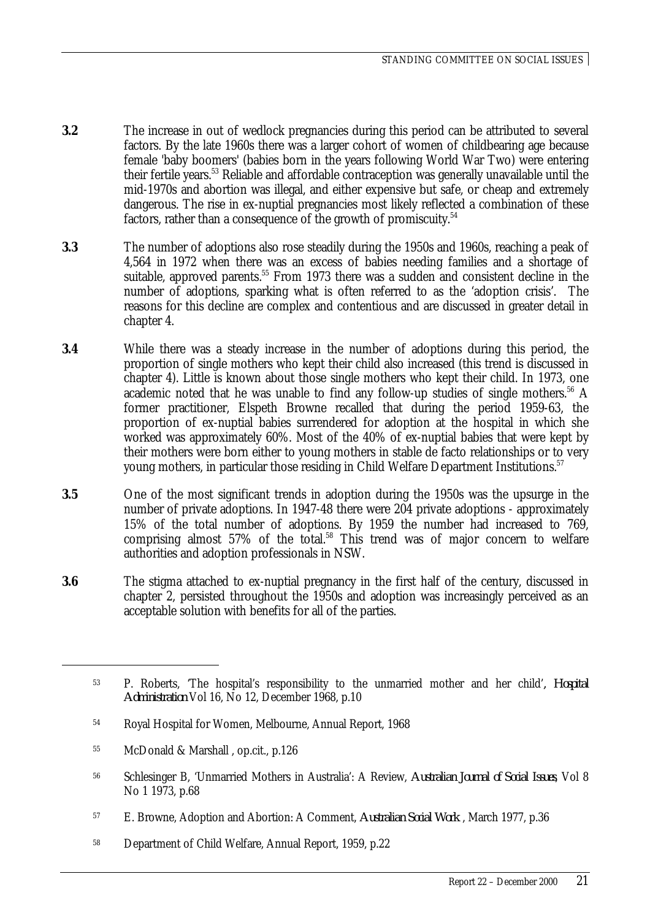**3.2** The increase in out of wedlock pregnancies during this period can be attributed to several factors. By the late 1960s there was a larger cohort of women of childbearing age because female 'baby boomers' (babies born in the years following World War Two) were entering their fertile years.[53] Reliable and affordable contraception was generally unavailable until the mid-1970s and abortion was illegal, and either expensive but safe, or cheap and extremely dangerous. The rise in ex-nuptial pregnancies most likely reflected a combination of these factors, rather than a consequence of the growth of promiscuity.[54]

**3.3** The number of adoptions also rose steadily during the 1950s and 1960s, reaching a peak of 4,564 in 1972 when there was an excess of babies needing families and a shortage of suitable, approved parents.[55] From 1973 there was a sudden and consistent decline in the number of adoptions, sparking what is often referred to as the 'adoption crisis'. The reasons for this decline are complex and contentious and are discussed in greater detail in chapter 4.

**3.4** While there was a steady increase in the number of adoptions during this period, the proportion of single mothers who kept their child also increased (this trend is discussed in chapter 4). Little is known about those single mothers who kept their child. In 1973, one academic noted that he was unable to find any follow-up studies of single mothers.[56] A former practitioner, Elspeth Browne recalled that during the period 1959-63, the proportion of ex-nuptial babies surrendered for adoption at the hospital in which she worked was approximately 60%. Most of the 40% of ex-nuptial babies that were kept by their mothers were born either to young mothers in stable de facto relationships or to very young mothers, in particular those residing in Child Welfare Department Institutions.[57]

**3.5** One of the most significant trends in adoption during the 1950s was the upsurge in the number of private adoptions. In 1947-48 there were 204 private adoptions - approximately 15% of the total number of adoptions. By 1959 the number had increased to 769, comprising almost 57% of the total.[58] This trend was of major concern to welfare authorities and adoption professionals in NSW.

**3.6** The stigma attached to ex-nuptial pregnancy in the first half of the century, discussed in chapter 2, persisted throughout the 1950s and adoption was increasingly perceived as an acceptable solution with benefits for all of the parties.

---

53 P. Roberts, 'The hospital's responsibility to the unmarried mother and her child', *Hospital Administration* Vol 16, No 12, December 1968, p.10

54 Royal Hospital for Women, Melbourne, Annual Report, 1968

55 McDonald & Marshall , op.cit., p.126

56 Schlesinger B, 'Unmarried Mothers in Australia': A Review, *Australian Journal of Social Issues*, Vol 8 No 1 1973, p.68

57 E. Browne, Adoption and Abortion: A Comment, *Australian Social Work* , March 1977, p.36

58 Department of Child Welfare, Annual Report, 1959, p.22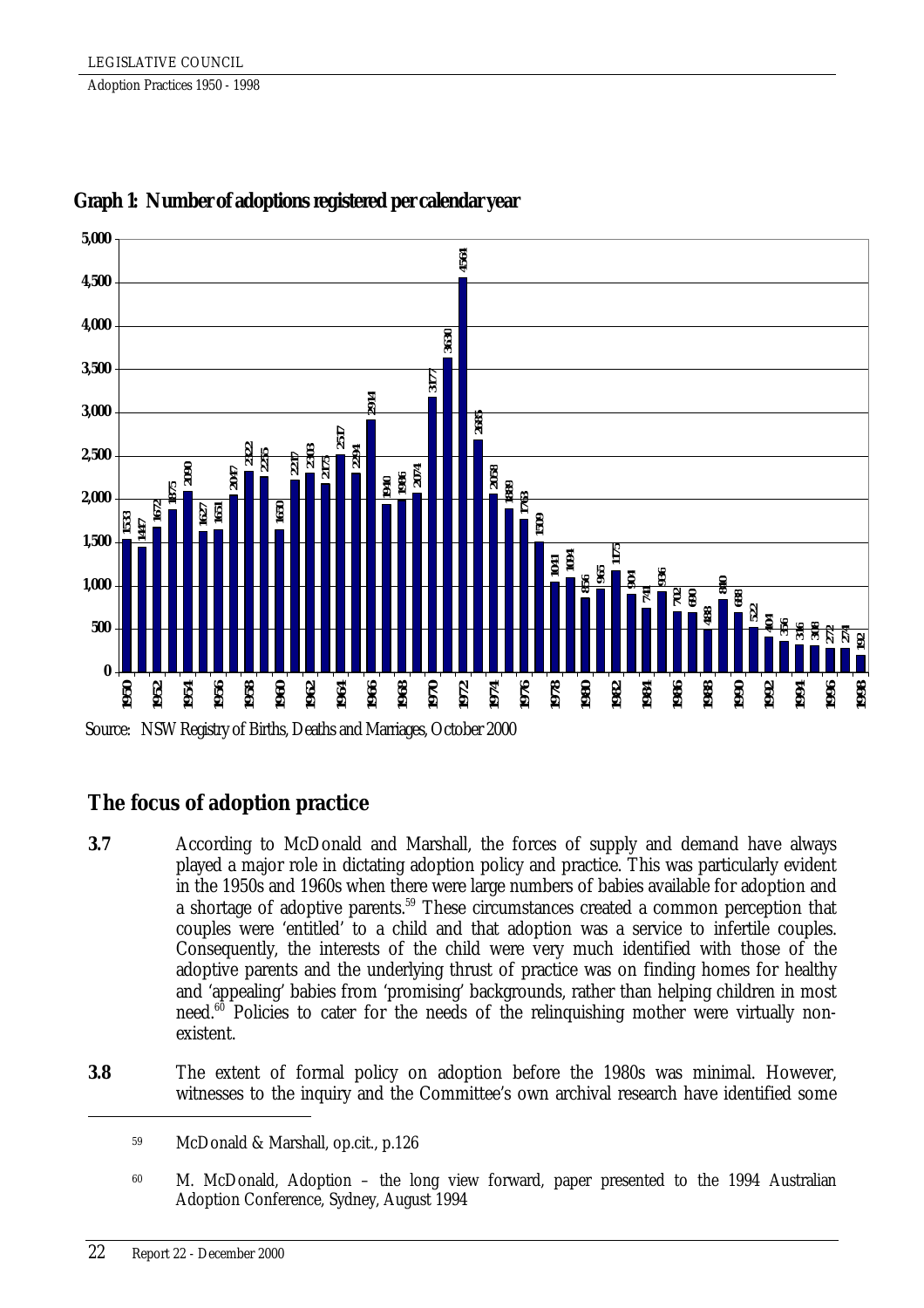**Graph 1: Number of adoptions registered per calendar year**

| Year | Adoptions |
|---|---|
| 1950 | 1533 |
| 1951 | 1447 |
| 1952 | 1672 |
| 1953 | 1875 |
| 1954 | 2090 |
| 1955 | 1627 |
| 1956 | 1651 |
| 1957 | 2047 |
| 1958 | 2322 |
| 1959 | 2255 |
| 1960 | 1650 |
| 1961 | 2217 |
| 1962 | 2303 |
| 1963 | 2175 |
| 1964 | 2517 |
| 1965 | 2294 |
| 1966 | 2914 |
| 1967 | 1940 |
| 1968 | 1986 |
| 1969 | 2074 |
| 1970 | 3177 |
| 1971 | 3630 |
| 1972 | 4564 |
| 1973 | 2685 |
| 1974 | 2058 |
| 1975 | 1889 |
| 1976 | 1763 |
| 1977 | 1509 |
| 1978 | 1041 |
| 1979 | 1094 |
| 1980 | 856 |
| 1981 | 965 |
| 1982 | 1175 |
| 1983 | 904 |
| 1984 | 741 |
| 1985 | 936 |
| 1986 | 702 |
| 1987 | 690 |
| 1988 | 488 |
| 1989 | 840 |
| 1990 | 688 |
| 1991 | 522 |
| 1992 | 404 |
| 1993 | 356 |
| 1994 | 316 |
| 1995 | 308 |
| 1996 | 272 |
| 1997 | 274 |
| 1998 | 192 |

Source: NSW Registry of Births, Deaths and Marriages, October 2000

## The focus of adoption practice

**3.7** According to McDonald and Marshall, the forces of supply and demand have always played a major role in dictating adoption policy and practice. This was particularly evident in the 1950s and 1960s when there were large numbers of babies available for adoption and a shortage of adoptive parents.[59] These circumstances created a common perception that couples were 'entitled' to a child and that adoption was a service to infertile couples. Consequently, the interests of the child were very much identified with those of the adoptive parents and the underlying thrust of practice was on finding homes for healthy and 'appealing' babies from 'promising' backgrounds, rather than helping children in most need.[60] Policies to cater for the needs of the relinquishing mother were virtually non-existent.

**3.8** The extent of formal policy on adoption before the 1980s was minimal. However, witnesses to the inquiry and the Committee's own archival research have identified some

---

59 McDonald & Marshall, op.cit., p.126

60 M. McDonald, Adoption – the long view forward, paper presented to the 1994 Australian Adoption Conference, Sydney, August 1994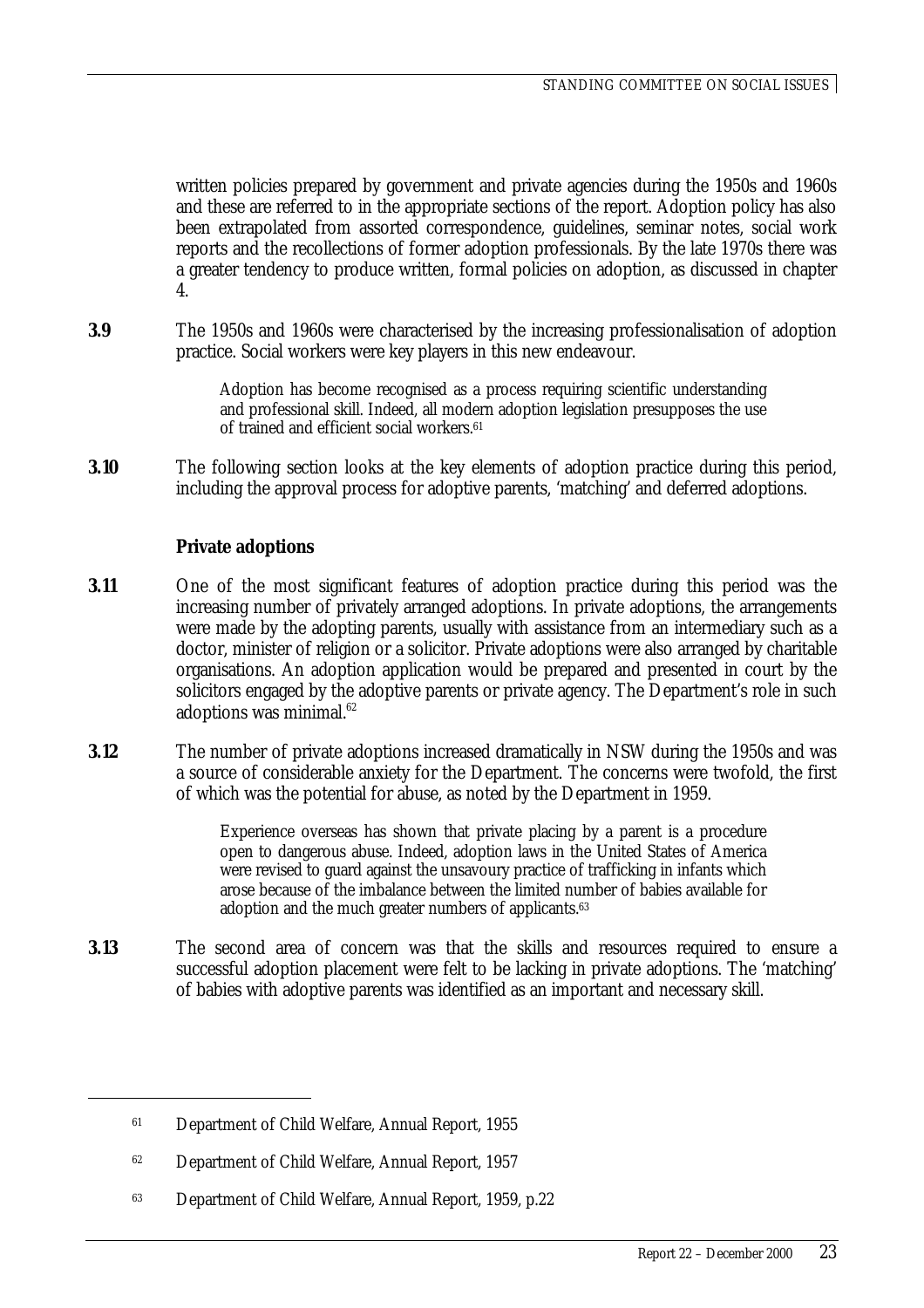written policies prepared by government and private agencies during the 1950s and 1960s and these are referred to in the appropriate sections of the report. Adoption policy has also been extrapolated from assorted correspondence, guidelines, seminar notes, social work reports and the recollections of former adoption professionals. By the late 1970s there was a greater tendency to produce written, formal policies on adoption, as discussed in chapter 4.

**3.9** The 1950s and 1960s were characterised by the increasing professionalisation of adoption practice. Social workers were key players in this new endeavour.

> Adoption has become recognised as a process requiring scientific understanding and professional skill. Indeed, all modern adoption legislation presupposes the use of trained and efficient social workers.[61]

**3.10** The following section looks at the key elements of adoption practice during this period, including the approval process for adoptive parents, 'matching' and deferred adoptions.

### Private adoptions

**3.11** One of the most significant features of adoption practice during this period was the increasing number of privately arranged adoptions. In private adoptions, the arrangements were made by the adopting parents, usually with assistance from an intermediary such as a doctor, minister of religion or a solicitor. Private adoptions were also arranged by charitable organisations. An adoption application would be prepared and presented in court by the solicitors engaged by the adoptive parents or private agency. The Department's role in such adoptions was minimal.[62]

**3.12** The number of private adoptions increased dramatically in NSW during the 1950s and was a source of considerable anxiety for the Department. The concerns were twofold, the first of which was the potential for abuse, as noted by the Department in 1959.

> Experience overseas has shown that private placing by a parent is a procedure open to dangerous abuse. Indeed, adoption laws in the United States of America were revised to guard against the unsavoury practice of trafficking in infants which arose because of the imbalance between the limited number of babies available for adoption and the much greater numbers of applicants.[63]

**3.13** The second area of concern was that the skills and resources required to ensure a successful adoption placement were felt to be lacking in private adoptions. The 'matching' of babies with adoptive parents was identified as an important and necessary skill.

---

[61] Department of Child Welfare, Annual Report, 1955

[62] Department of Child Welfare, Annual Report, 1957

[63] Department of Child Welfare, Annual Report, 1959, p.22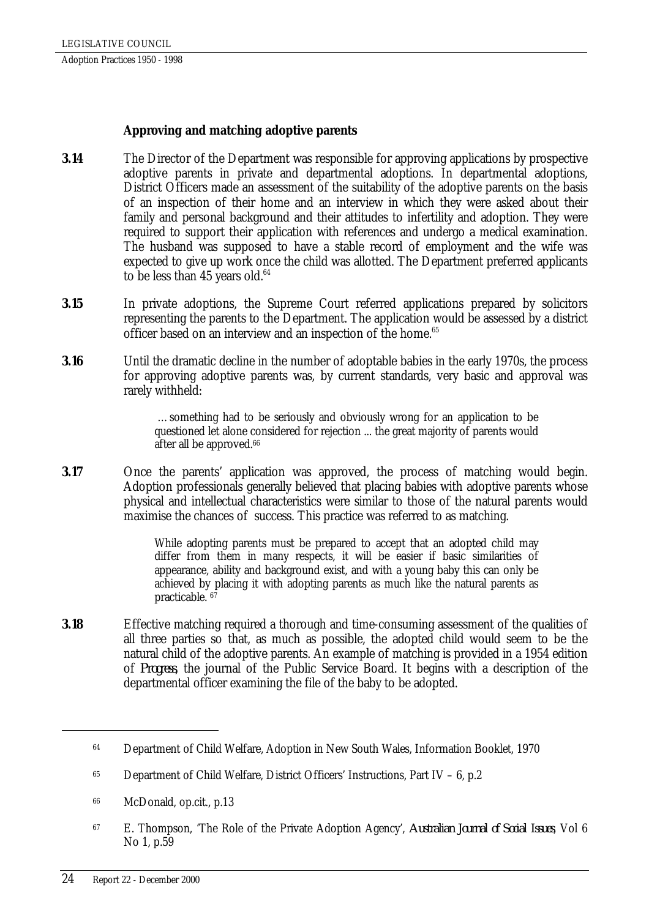### Approving and matching adoptive parents

**3.14** The Director of the Department was responsible for approving applications by prospective adoptive parents in private and departmental adoptions. In departmental adoptions, District Officers made an assessment of the suitability of the adoptive parents on the basis of an inspection of their home and an interview in which they were asked about their family and personal background and their attitudes to infertility and adoption. They were required to support their application with references and undergo a medical examination. The husband was supposed to have a stable record of employment and the wife was expected to give up work once the child was allotted. The Department preferred applicants to be less than 45 years old.[64]

**3.15** In private adoptions, the Supreme Court referred applications prepared by solicitors representing the parents to the Department. The application would be assessed by a district officer based on an interview and an inspection of the home.[65]

**3.16** Until the dramatic decline in the number of adoptable babies in the early 1970s, the process for approving adoptive parents was, by current standards, very basic and approval was rarely withheld:

> …something had to be seriously and obviously wrong for an application to be questioned let alone considered for rejection ... the great majority of parents would after all be approved.[66]

**3.17** Once the parents' application was approved, the process of matching would begin. Adoption professionals generally believed that placing babies with adoptive parents whose physical and intellectual characteristics were similar to those of the natural parents would maximise the chances of success. This practice was referred to as matching.

> While adopting parents must be prepared to accept that an adopted child may differ from them in many respects, it will be easier if basic similarities of appearance, ability and background exist, and with a young baby this can only be achieved by placing it with adopting parents as much like the natural parents as practicable.[67]

**3.18** Effective matching required a thorough and time-consuming assessment of the qualities of all three parties so that, as much as possible, the adopted child would seem to be the natural child of the adoptive parents. An example of matching is provided in a 1954 edition of *Progress*, the journal of the Public Service Board. It begins with a description of the departmental officer examining the file of the baby to be adopted.

---

[64] Department of Child Welfare, Adoption in New South Wales, Information Booklet, 1970

[65] Department of Child Welfare, District Officers' Instructions, Part IV – 6, p.2

[66] McDonald, op.cit., p.13

[67] E. Thompson, 'The Role of the Private Adoption Agency', *Australian Journal of Social Issues*, Vol 6 No 1, p.59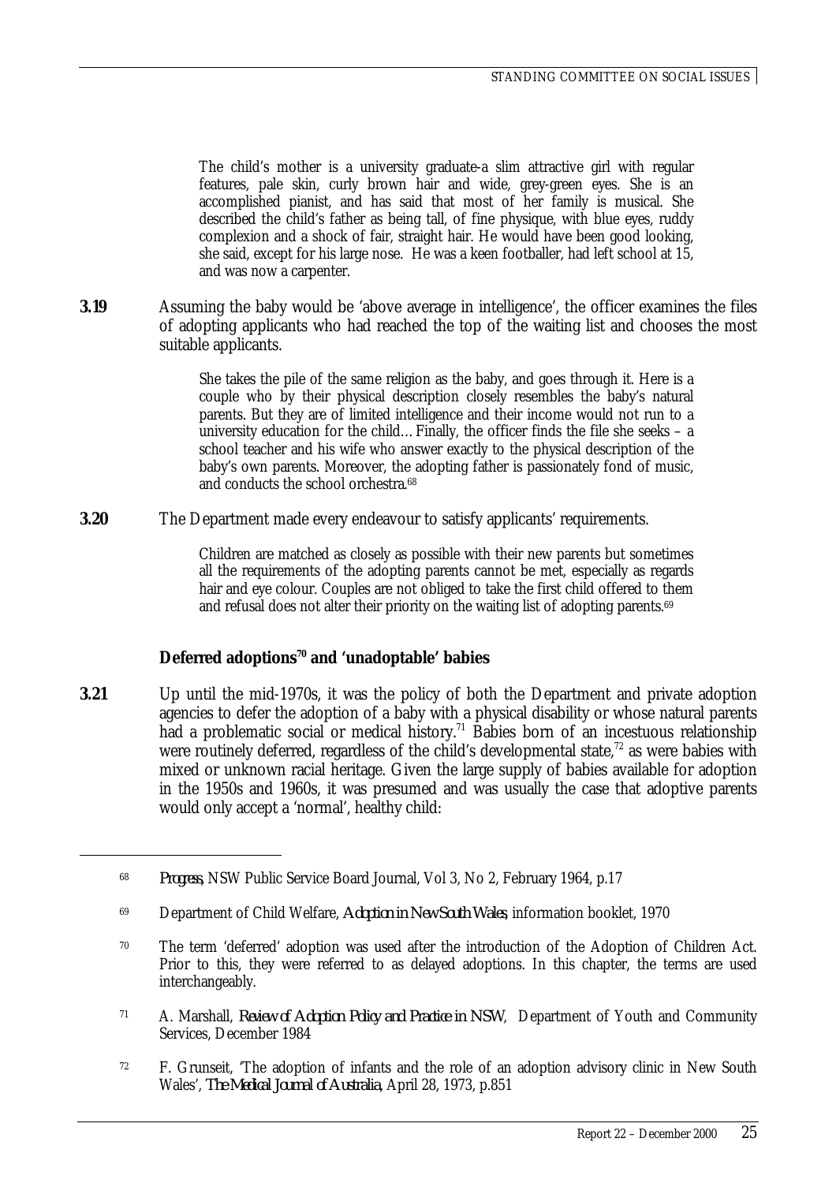> The child's mother is a university graduate-a slim attractive girl with regular features, pale skin, curly brown hair and wide, grey-green eyes. She is an accomplished pianist, and has said that most of her family is musical. She described the child's father as being tall, of fine physique, with blue eyes, ruddy complexion and a shock of fair, straight hair. He would have been good looking, she said, except for his large nose. He was a keen footballer, had left school at 15, and was now a carpenter.

**3.19** Assuming the baby would be 'above average in intelligence', the officer examines the files of adopting applicants who had reached the top of the waiting list and chooses the most suitable applicants.

> She takes the pile of the same religion as the baby, and goes through it. Here is a couple who by their physical description closely resembles the baby's natural parents. But they are of limited intelligence and their income would not run to a university education for the child…Finally, the officer finds the file she seeks – a school teacher and his wife who answer exactly to the physical description of the baby's own parents. Moreover, the adopting father is passionately fond of music, and conducts the school orchestra.[68]

**3.20** The Department made every endeavour to satisfy applicants' requirements.

> Children are matched as closely as possible with their new parents but sometimes all the requirements of the adopting parents cannot be met, especially as regards hair and eye colour. Couples are not obliged to take the first child offered to them and refusal does not alter their priority on the waiting list of adopting parents.[69]

### Deferred adoptions[70] and 'unadoptable' babies

**3.21** Up until the mid-1970s, it was the policy of both the Department and private adoption agencies to defer the adoption of a baby with a physical disability or whose natural parents had a problematic social or medical history.[71] Babies born of an incestuous relationship were routinely deferred, regardless of the child's developmental state,[72] as were babies with mixed or unknown racial heritage. Given the large supply of babies available for adoption in the 1950s and 1960s, it was presumed and was usually the case that adoptive parents would only accept a 'normal', healthy child:

---

[68] *Progress*, NSW Public Service Board Journal, Vol 3, No 2, February 1964, p.17

[69] Department of Child Welfare, *Adoption in New South Wales*, information booklet, 1970

[70] The term 'deferred' adoption was used after the introduction of the Adoption of Children Act. Prior to this, they were referred to as delayed adoptions. In this chapter, the terms are used interchangeably.

[71] A. Marshall, *Review of Adoption Policy and Practice in NSW*, Department of Youth and Community Services, December 1984

[72] F. Grunseit, 'The adoption of infants and the role of an adoption advisory clinic in New South Wales', *The Medical Journal of Australia*, April 28, 1973, p.851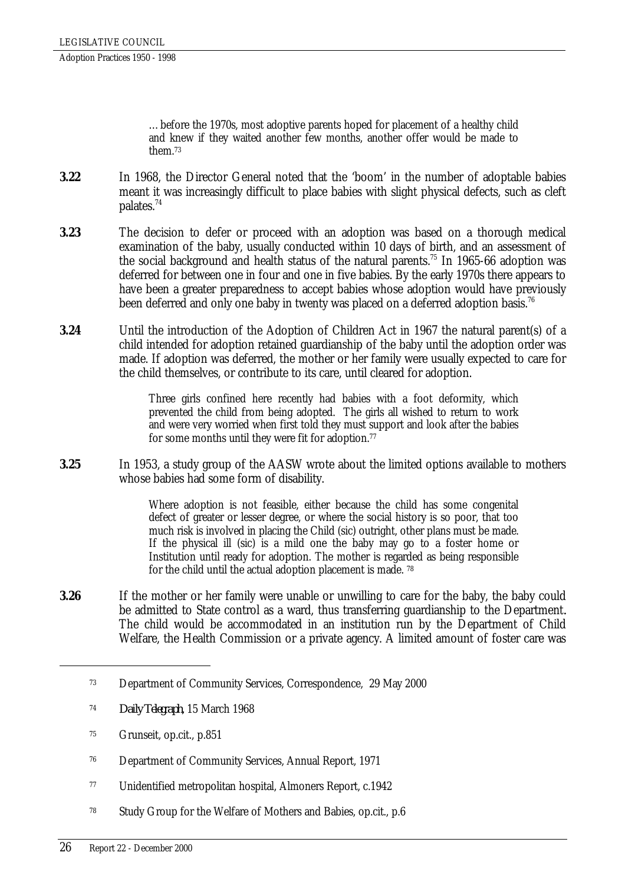> …before the 1970s, most adoptive parents hoped for placement of a healthy child and knew if they waited another few months, another offer would be made to them.[73]

**3.22** In 1968, the Director General noted that the 'boom' in the number of adoptable babies meant it was increasingly difficult to place babies with slight physical defects, such as cleft palates.[74]

**3.23** The decision to defer or proceed with an adoption was based on a thorough medical examination of the baby, usually conducted within 10 days of birth, and an assessment of the social background and health status of the natural parents.[75] In 1965-66 adoption was deferred for between one in four and one in five babies. By the early 1970s there appears to have been a greater preparedness to accept babies whose adoption would have previously been deferred and only one baby in twenty was placed on a deferred adoption basis.[76]

**3.24** Until the introduction of the Adoption of Children Act in 1967 the natural parent(s) of a child intended for adoption retained guardianship of the baby until the adoption order was made. If adoption was deferred, the mother or her family were usually expected to care for the child themselves, or contribute to its care, until cleared for adoption.

> Three girls confined here recently had babies with a foot deformity, which prevented the child from being adopted. The girls all wished to return to work and were very worried when first told they must support and look after the babies for some months until they were fit for adoption.[77]

**3.25** In 1953, a study group of the AASW wrote about the limited options available to mothers whose babies had some form of disability.

> Where adoption is not feasible, either because the child has some congenital defect of greater or lesser degree, or where the social history is so poor, that too much risk is involved in placing the Child (sic) outright, other plans must be made. If the physical ill (sic) is a mild one the baby may go to a foster home or Institution until ready for adoption. The mother is regarded as being responsible for the child until the actual adoption placement is made. [78]

**3.26** If the mother or her family were unable or unwilling to care for the baby, the baby could be admitted to State control as a ward, thus transferring guardianship to the Department. The child would be accommodated in an institution run by the Department of Child Welfare, the Health Commission or a private agency. A limited amount of foster care was

---

[73] Department of Community Services, Correspondence, 29 May 2000

[74] *Daily Telegraph*, 15 March 1968

[75] Grunseit, op.cit., p.851

[76] Department of Community Services, Annual Report, 1971

[77] Unidentified metropolitan hospital, Almoners Report, c.1942

[78] Study Group for the Welfare of Mothers and Babies, op.cit., p.6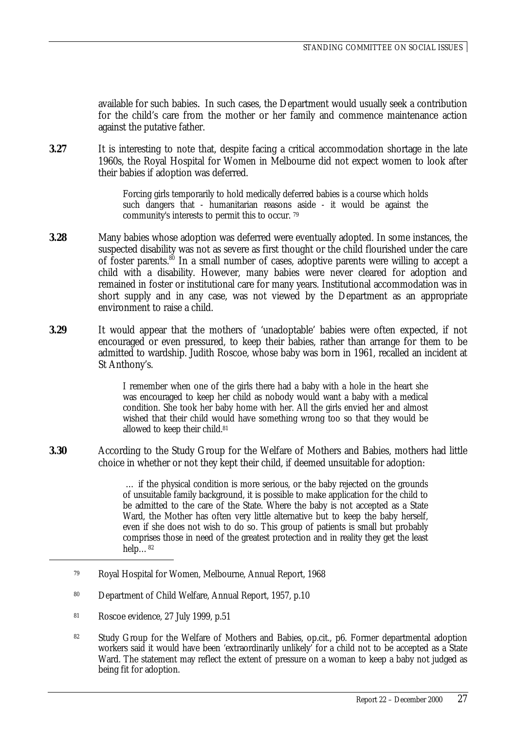available for such babies. In such cases, the Department would usually seek a contribution for the child's care from the mother or her family and commence maintenance action against the putative father.

**3.27** It is interesting to note that, despite facing a critical accommodation shortage in the late 1960s, the Royal Hospital for Women in Melbourne did not expect women to look after their babies if adoption was deferred.

> Forcing girls temporarily to hold medically deferred babies is a course which holds such dangers that - humanitarian reasons aside - it would be against the community's interests to permit this to occur. [79]

**3.28** Many babies whose adoption was deferred were eventually adopted. In some instances, the suspected disability was not as severe as first thought or the child flourished under the care of foster parents.[80] In a small number of cases, adoptive parents were willing to accept a child with a disability. However, many babies were never cleared for adoption and remained in foster or institutional care for many years. Institutional accommodation was in short supply and in any case, was not viewed by the Department as an appropriate environment to raise a child.

**3.29** It would appear that the mothers of 'unadoptable' babies were often expected, if not encouraged or even pressured, to keep their babies, rather than arrange for them to be admitted to wardship. Judith Roscoe, whose baby was born in 1961, recalled an incident at St Anthony's.

> I remember when one of the girls there had a baby with a hole in the heart she was encouraged to keep her child as nobody would want a baby with a medical condition. She took her baby home with her. All the girls envied her and almost wished that their child would have something wrong too so that they would be allowed to keep their child.[81]

**3.30** According to the Study Group for the Welfare of Mothers and Babies, mothers had little choice in whether or not they kept their child, if deemed unsuitable for adoption:

> … if the physical condition is more serious, or the baby rejected on the grounds of unsuitable family background, it is possible to make application for the child to be admitted to the care of the State. Where the baby is not accepted as a State Ward, the Mother has often very little alternative but to keep the baby herself, even if she does not wish to do so. This group of patients is small but probably comprises those in need of the greatest protection and in reality they get the least help… [82]

---

[79] Royal Hospital for Women, Melbourne, Annual Report, 1968

[80] Department of Child Welfare, Annual Report, 1957, p.10

[81] Roscoe evidence, 27 July 1999, p.51

[82] Study Group for the Welfare of Mothers and Babies, op.cit., p6. Former departmental adoption workers said it would have been 'extraordinarily unlikely' for a child not to be accepted as a State Ward. The statement may reflect the extent of pressure on a woman to keep a baby not judged as being fit for adoption.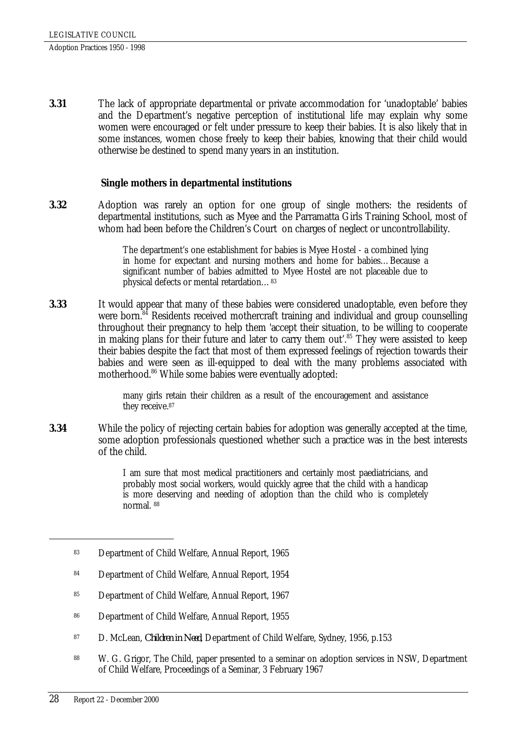**3.31** The lack of appropriate departmental or private accommodation for 'unadoptable' babies and the Department's negative perception of institutional life may explain why some women were encouraged or felt under pressure to keep their babies. It is also likely that in some instances, women chose freely to keep their babies, knowing that their child would otherwise be destined to spend many years in an institution.

### Single mothers in departmental institutions

**3.32** Adoption was rarely an option for one group of single mothers: the residents of departmental institutions, such as Myee and the Parramatta Girls Training School, most of whom had been before the Children's Court on charges of neglect or uncontrollability.

> The department's one establishment for babies is Myee Hostel - a combined lying in home for expectant and nursing mothers and home for babies…Because a significant number of babies admitted to Myee Hostel are not placeable due to physical defects or mental retardation…[83]

**3.33** It would appear that many of these babies were considered unadoptable, even before they were born.[84] Residents received mothercraft training and individual and group counselling throughout their pregnancy to help them 'accept their situation, to be willing to cooperate in making plans for their future and later to carry them out'.[85] They were assisted to keep their babies despite the fact that most of them expressed feelings of rejection towards their babies and were seen as ill-equipped to deal with the many problems associated with motherhood.[86] While some babies were eventually adopted:

> many girls retain their children as a result of the encouragement and assistance they receive.[87]

**3.34** While the policy of rejecting certain babies for adoption was generally accepted at the time, some adoption professionals questioned whether such a practice was in the best interests of the child.

> I am sure that most medical practitioners and certainly most paediatricians, and probably most social workers, would quickly agree that the child with a handicap is more deserving and needing of adoption than the child who is completely normal.[88]

---

83 Department of Child Welfare, Annual Report, 1965

84 Department of Child Welfare, Annual Report, 1954

85 Department of Child Welfare, Annual Report, 1967

86 Department of Child Welfare, Annual Report, 1955

87 D. McLean, *Children in Need*, Department of Child Welfare, Sydney, 1956, p.153

88 W. G. Grigor, The Child, paper presented to a seminar on adoption services in NSW, Department of Child Welfare, Proceedings of a Seminar, 3 February 1967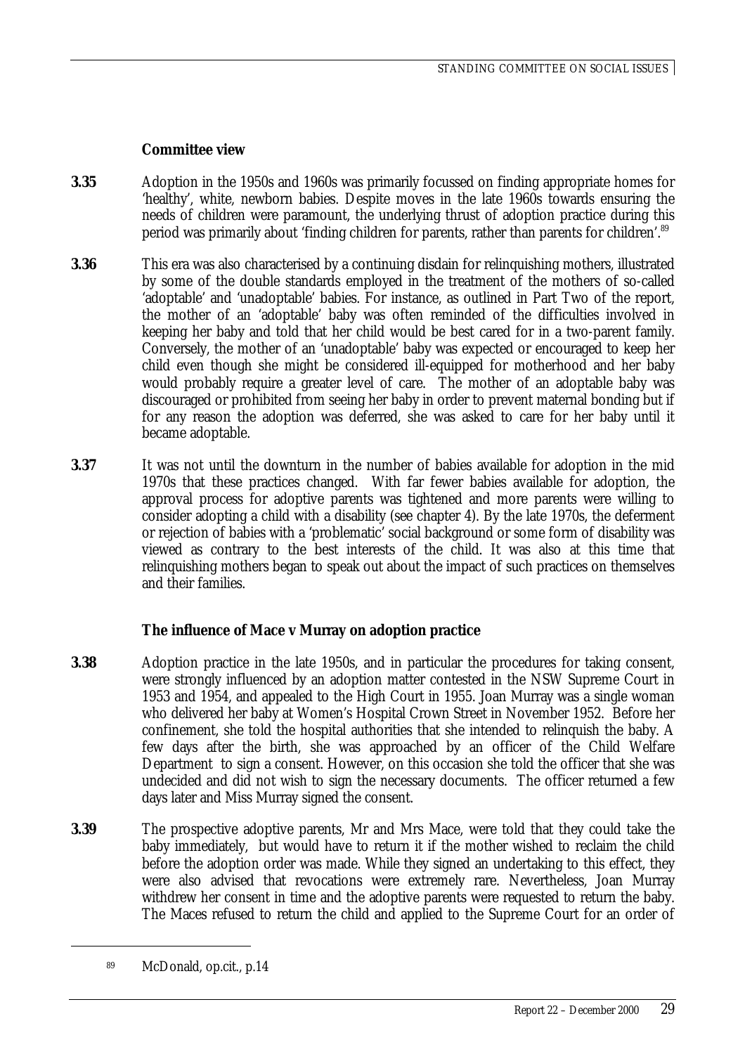### Committee view

**3.35** Adoption in the 1950s and 1960s was primarily focussed on finding appropriate homes for 'healthy', white, newborn babies. Despite moves in the late 1960s towards ensuring the needs of children were paramount, the underlying thrust of adoption practice during this period was primarily about 'finding children for parents, rather than parents for children'.[89]

**3.36** This era was also characterised by a continuing disdain for relinquishing mothers, illustrated by some of the double standards employed in the treatment of the mothers of so-called 'adoptable' and 'unadoptable' babies. For instance, as outlined in Part Two of the report, the mother of an 'adoptable' baby was often reminded of the difficulties involved in keeping her baby and told that her child would be best cared for in a two-parent family. Conversely, the mother of an 'unadoptable' baby was expected or encouraged to keep her child even though she might be considered ill-equipped for motherhood and her baby would probably require a greater level of care. The mother of an adoptable baby was discouraged or prohibited from seeing her baby in order to prevent maternal bonding but if for any reason the adoption was deferred, she was asked to care for her baby until it became adoptable.

**3.37** It was not until the downturn in the number of babies available for adoption in the mid 1970s that these practices changed. With far fewer babies available for adoption, the approval process for adoptive parents was tightened and more parents were willing to consider adopting a child with a disability (see chapter 4). By the late 1970s, the deferment or rejection of babies with a 'problematic' social background or some form of disability was viewed as contrary to the best interests of the child. It was also at this time that relinquishing mothers began to speak out about the impact of such practices on themselves and their families.

### The influence of Mace v Murray on adoption practice

**3.38** Adoption practice in the late 1950s, and in particular the procedures for taking consent, were strongly influenced by an adoption matter contested in the NSW Supreme Court in 1953 and 1954, and appealed to the High Court in 1955. Joan Murray was a single woman who delivered her baby at Women's Hospital Crown Street in November 1952. Before her confinement, she told the hospital authorities that she intended to relinquish the baby. A few days after the birth, she was approached by an officer of the Child Welfare Department to sign a consent. However, on this occasion she told the officer that she was undecided and did not wish to sign the necessary documents. The officer returned a few days later and Miss Murray signed the consent.

**3.39** The prospective adoptive parents, Mr and Mrs Mace, were told that they could take the baby immediately, but would have to return it if the mother wished to reclaim the child before the adoption order was made. While they signed an undertaking to this effect, they were also advised that revocations were extremely rare. Nevertheless, Joan Murray withdrew her consent in time and the adoptive parents were requested to return the baby. The Maces refused to return the child and applied to the Supreme Court for an order of

---

[89] McDonald, op.cit., p.14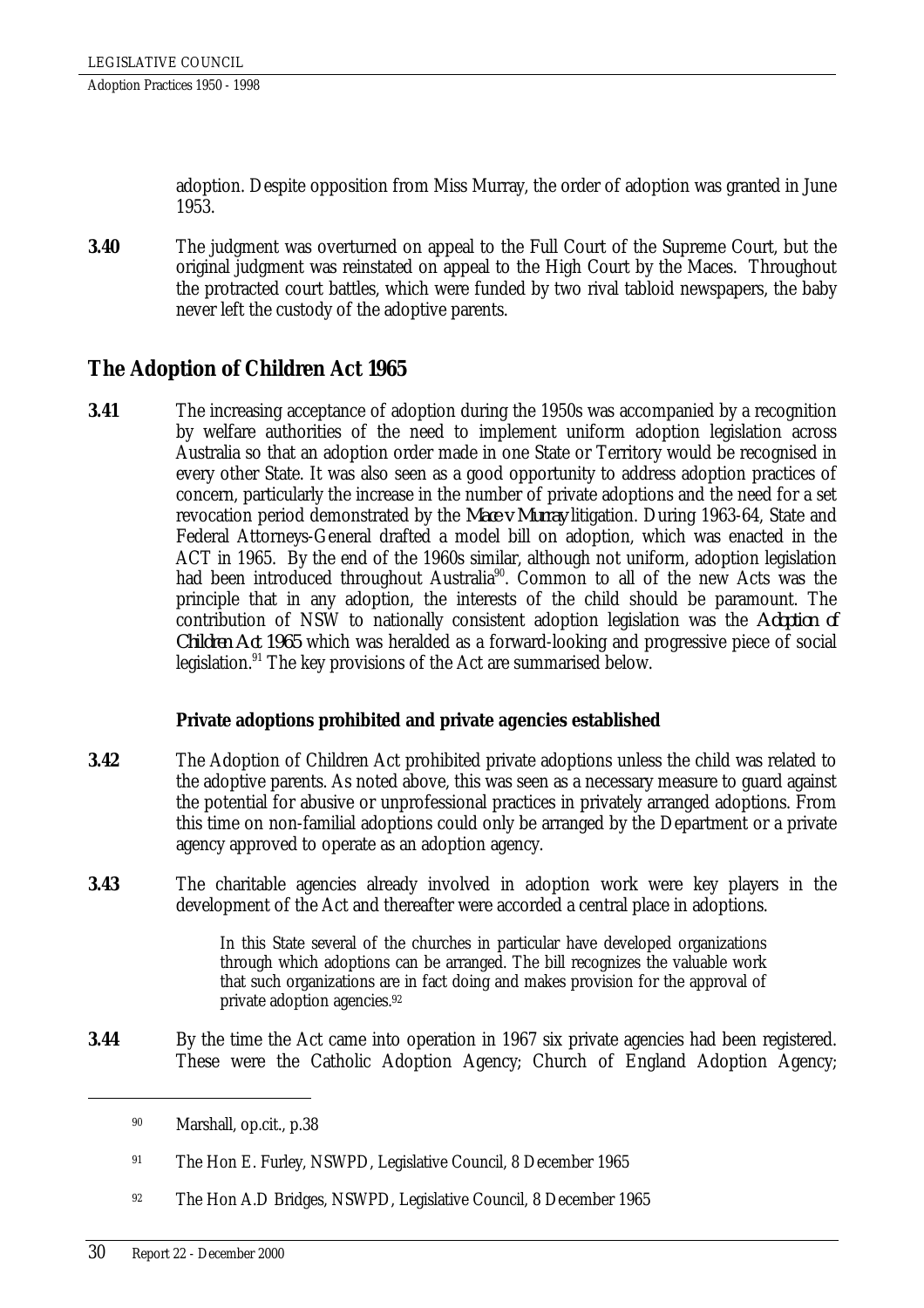adoption. Despite opposition from Miss Murray, the order of adoption was granted in June 1953.

**3.40** The judgment was overturned on appeal to the Full Court of the Supreme Court, but the original judgment was reinstated on appeal to the High Court by the Maces. Throughout the protracted court battles, which were funded by two rival tabloid newspapers, the baby never left the custody of the adoptive parents.

## The Adoption of Children Act 1965

**3.41** The increasing acceptance of adoption during the 1950s was accompanied by a recognition by welfare authorities of the need to implement uniform adoption legislation across Australia so that an adoption order made in one State or Territory would be recognised in every other State. It was also seen as a good opportunity to address adoption practices of concern, particularly the increase in the number of private adoptions and the need for a set revocation period demonstrated by the *Mace v Murray* litigation. During 1963-64, State and Federal Attorneys-General drafted a model bill on adoption, which was enacted in the ACT in 1965. By the end of the 1960s similar, although not uniform, adoption legislation had been introduced throughout Australia[90]. Common to all of the new Acts was the principle that in any adoption, the interests of the child should be paramount. The contribution of NSW to nationally consistent adoption legislation was the *Adoption of Children Act 1965* which was heralded as a forward-looking and progressive piece of social legislation.[91] The key provisions of the Act are summarised below.

### Private adoptions prohibited and private agencies established

**3.42** The Adoption of Children Act prohibited private adoptions unless the child was related to the adoptive parents. As noted above, this was seen as a necessary measure to guard against the potential for abusive or unprofessional practices in privately arranged adoptions. From this time on non-familial adoptions could only be arranged by the Department or a private agency approved to operate as an adoption agency.

**3.43** The charitable agencies already involved in adoption work were key players in the development of the Act and thereafter were accorded a central place in adoptions.

> In this State several of the churches in particular have developed organizations through which adoptions can be arranged. The bill recognizes the valuable work that such organizations are in fact doing and makes provision for the approval of private adoption agencies.[92]

**3.44** By the time the Act came into operation in 1967 six private agencies had been registered. These were the Catholic Adoption Agency; Church of England Adoption Agency;

---

[90] Marshall, op.cit., p.38

[91] The Hon E. Furley, NSWPD, Legislative Council, 8 December 1965

[92] The Hon A.D Bridges, NSWPD, Legislative Council, 8 December 1965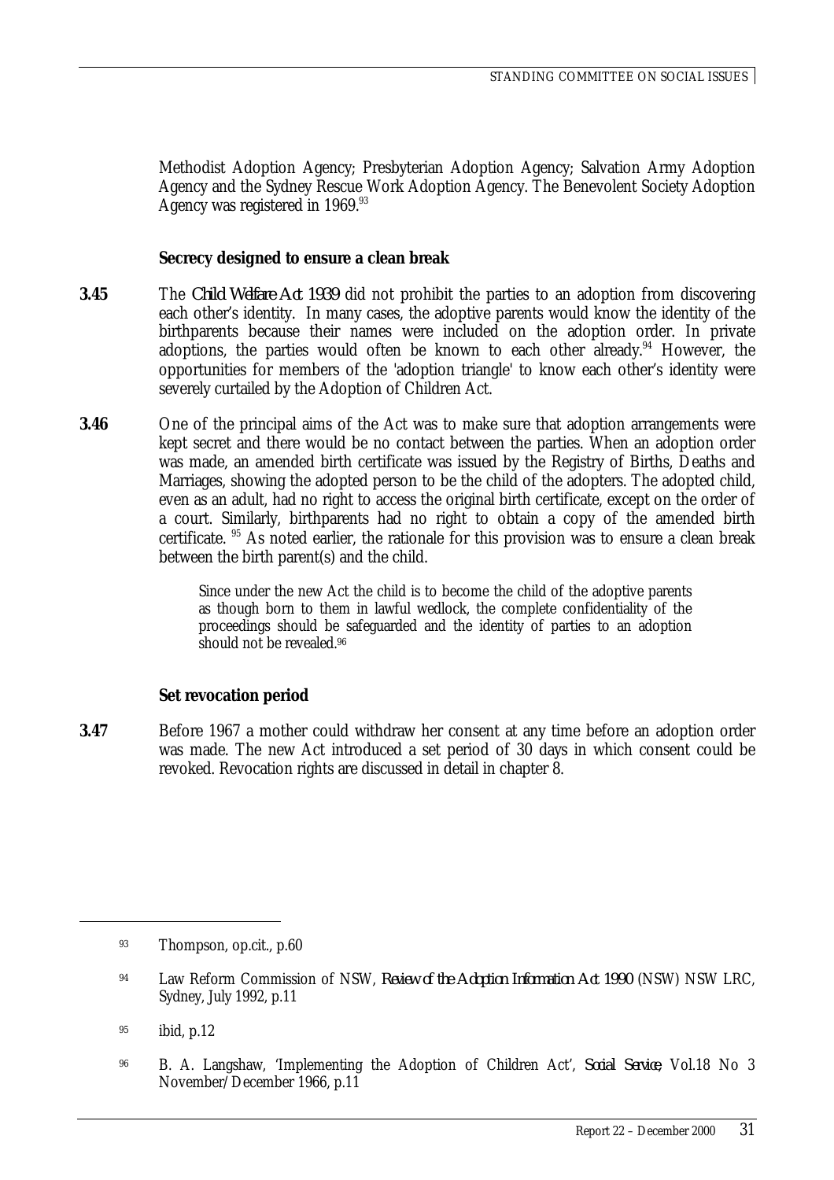Methodist Adoption Agency; Presbyterian Adoption Agency; Salvation Army Adoption Agency and the Sydney Rescue Work Adoption Agency. The Benevolent Society Adoption Agency was registered in 1969.[93]

### Secrecy designed to ensure a clean break

**3.45** The *Child Welfare Act 1939* did not prohibit the parties to an adoption from discovering each other's identity. In many cases, the adoptive parents would know the identity of the birthparents because their names were included on the adoption order. In private adoptions, the parties would often be known to each other already.[94] However, the opportunities for members of the 'adoption triangle' to know each other's identity were severely curtailed by the Adoption of Children Act.

**3.46** One of the principal aims of the Act was to make sure that adoption arrangements were kept secret and there would be no contact between the parties. When an adoption order was made, an amended birth certificate was issued by the Registry of Births, Deaths and Marriages, showing the adopted person to be the child of the adopters. The adopted child, even as an adult, had no right to access the original birth certificate, except on the order of a court. Similarly, birthparents had no right to obtain a copy of the amended birth certificate. [95] As noted earlier, the rationale for this provision was to ensure a clean break between the birth parent(s) and the child.

> Since under the new Act the child is to become the child of the adoptive parents as though born to them in lawful wedlock, the complete confidentiality of the proceedings should be safeguarded and the identity of parties to an adoption should not be revealed.[96]

### Set revocation period

**3.47** Before 1967 a mother could withdraw her consent at any time before an adoption order was made. The new Act introduced a set period of 30 days in which consent could be revoked. Revocation rights are discussed in detail in chapter 8.

---

93 Thompson, op.cit., p.60

94 Law Reform Commission of NSW, *Review of the Adoption Information Act 1990* (NSW) NSW LRC, Sydney, July 1992, p.11

95 ibid, p.12

96 B. A. Langshaw, 'Implementing the Adoption of Children Act', *Social Service,* Vol.18 No 3 November/December 1966, p.11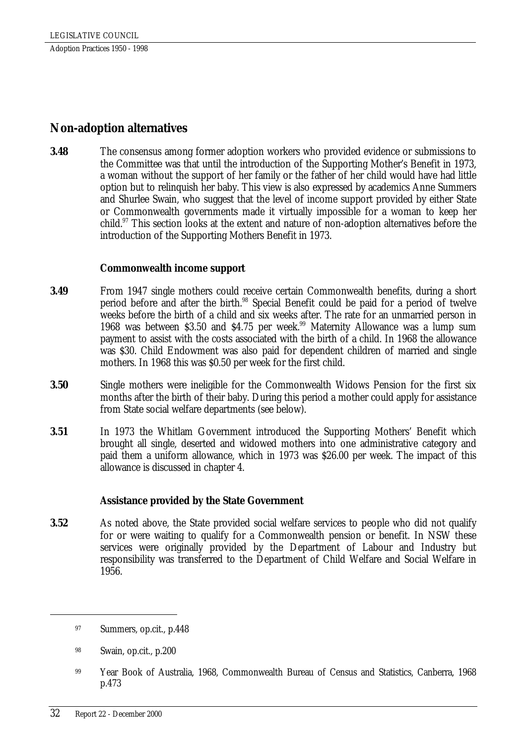## Non-adoption alternatives

**3.48** The consensus among former adoption workers who provided evidence or submissions to the Committee was that until the introduction of the Supporting Mother's Benefit in 1973, a woman without the support of her family or the father of her child would have had little option but to relinquish her baby. This view is also expressed by academics Anne Summers and Shurlee Swain, who suggest that the level of income support provided by either State or Commonwealth governments made it virtually impossible for a woman to keep her child.[97] This section looks at the extent and nature of non-adoption alternatives before the introduction of the Supporting Mothers Benefit in 1973.

### Commonwealth income support

**3.49** From 1947 single mothers could receive certain Commonwealth benefits, during a short period before and after the birth.[98] Special Benefit could be paid for a period of twelve weeks before the birth of a child and six weeks after. The rate for an unmarried person in 1968 was between $3.50 and $4.75 per week.[99] Maternity Allowance was a lump sum payment to assist with the costs associated with the birth of a child. In 1968 the allowance was $30. Child Endowment was also paid for dependent children of married and single mothers. In 1968 this was $0.50 per week for the first child.

**3.50** Single mothers were ineligible for the Commonwealth Widows Pension for the first six months after the birth of their baby. During this period a mother could apply for assistance from State social welfare departments (see below).

**3.51** In 1973 the Whitlam Government introduced the Supporting Mothers' Benefit which brought all single, deserted and widowed mothers into one administrative category and paid them a uniform allowance, which in 1973 was $26.00 per week. The impact of this allowance is discussed in chapter 4.

### Assistance provided by the State Government

**3.52** As noted above, the State provided social welfare services to people who did not qualify for or were waiting to qualify for a Commonwealth pension or benefit. In NSW these services were originally provided by the Department of Labour and Industry but responsibility was transferred to the Department of Child Welfare and Social Welfare in 1956.

---

[97] Summers, op.cit., p.448

[98] Swain, op.cit., p.200

[99] Year Book of Australia, 1968, Commonwealth Bureau of Census and Statistics, Canberra, 1968 p.473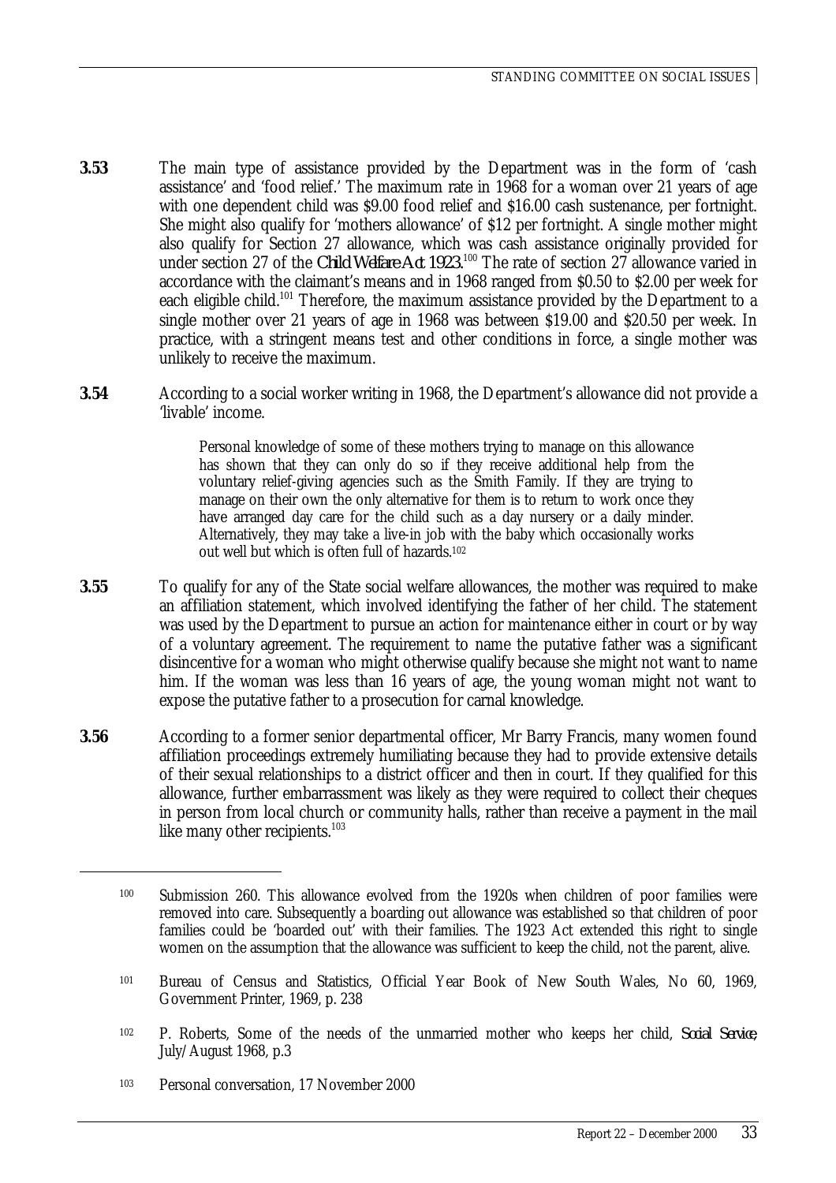**3.53** The main type of assistance provided by the Department was in the form of 'cash assistance' and 'food relief.' The maximum rate in 1968 for a woman over 21 years of age with one dependent child was $9.00 food relief and $16.00 cash sustenance, per fortnight. She might also qualify for 'mothers allowance' of $12 per fortnight. A single mother might also qualify for Section 27 allowance, which was cash assistance originally provided for under section 27 of the *Child Welfare Act 1923*.[100] The rate of section 27 allowance varied in accordance with the claimant's means and in 1968 ranged from $0.50 to $2.00 per week for each eligible child.[101] Therefore, the maximum assistance provided by the Department to a single mother over 21 years of age in 1968 was between $19.00 and $20.50 per week. In practice, with a stringent means test and other conditions in force, a single mother was unlikely to receive the maximum.

**3.54** According to a social worker writing in 1968, the Department's allowance did not provide a 'livable' income.

> Personal knowledge of some of these mothers trying to manage on this allowance has shown that they can only do so if they receive additional help from the voluntary relief-giving agencies such as the Smith Family. If they are trying to manage on their own the only alternative for them is to return to work once they have arranged day care for the child such as a day nursery or a daily minder. Alternatively, they may take a live-in job with the baby which occasionally works out well but which is often full of hazards.[102]

**3.55** To qualify for any of the State social welfare allowances, the mother was required to make an affiliation statement, which involved identifying the father of her child. The statement was used by the Department to pursue an action for maintenance either in court or by way of a voluntary agreement. The requirement to name the putative father was a significant disincentive for a woman who might otherwise qualify because she might not want to name him. If the woman was less than 16 years of age, the young woman might not want to expose the putative father to a prosecution for carnal knowledge.

**3.56** According to a former senior departmental officer, Mr Barry Francis, many women found affiliation proceedings extremely humiliating because they had to provide extensive details of their sexual relationships to a district officer and then in court. If they qualified for this allowance, further embarrassment was likely as they were required to collect their cheques in person from local church or community halls, rather than receive a payment in the mail like many other recipients.[103]

---

[100] Submission 260. This allowance evolved from the 1920s when children of poor families were removed into care. Subsequently a boarding out allowance was established so that children of poor families could be 'boarded out' with their families. The 1923 Act extended this right to single women on the assumption that the allowance was sufficient to keep the child, not the parent, alive.

[101] Bureau of Census and Statistics, Official Year Book of New South Wales, No 60, 1969, Government Printer, 1969, p. 238

[102] P. Roberts, Some of the needs of the unmarried mother who keeps her child, *Social Service*, July/August 1968, p.3

[103] Personal conversation, 17 November 2000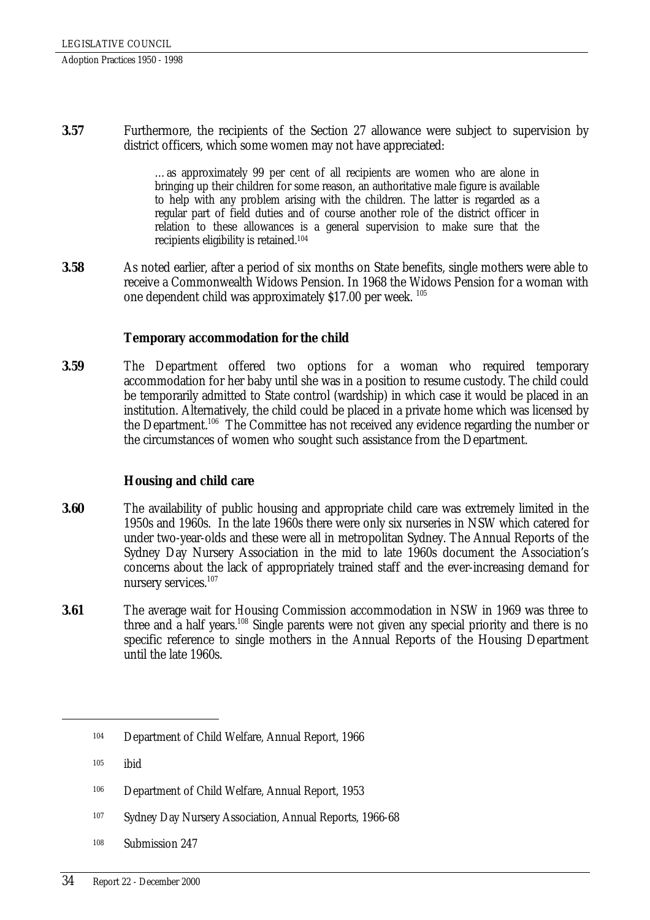**3.57** Furthermore, the recipients of the Section 27 allowance were subject to supervision by district officers, which some women may not have appreciated:

> …as approximately 99 per cent of all recipients are women who are alone in bringing up their children for some reason, an authoritative male figure is available to help with any problem arising with the children. The latter is regarded as a regular part of field duties and of course another role of the district officer in relation to these allowances is a general supervision to make sure that the recipients eligibility is retained.[104]

**3.58** As noted earlier, after a period of six months on State benefits, single mothers were able to receive a Commonwealth Widows Pension. In 1968 the Widows Pension for a woman with one dependent child was approximately $17.00 per week.[105]

### Temporary accommodation for the child

**3.59** The Department offered two options for a woman who required temporary accommodation for her baby until she was in a position to resume custody. The child could be temporarily admitted to State control (wardship) in which case it would be placed in an institution. Alternatively, the child could be placed in a private home which was licensed by the Department.[106] The Committee has not received any evidence regarding the number or the circumstances of women who sought such assistance from the Department.

### Housing and child care

**3.60** The availability of public housing and appropriate child care was extremely limited in the 1950s and 1960s. In the late 1960s there were only six nurseries in NSW which catered for under two-year-olds and these were all in metropolitan Sydney. The Annual Reports of the Sydney Day Nursery Association in the mid to late 1960s document the Association's concerns about the lack of appropriately trained staff and the ever-increasing demand for nursery services.[107]

**3.61** The average wait for Housing Commission accommodation in NSW in 1969 was three to three and a half years.[108] Single parents were not given any special priority and there is no specific reference to single mothers in the Annual Reports of the Housing Department until the late 1960s.

---

[104] Department of Child Welfare, Annual Report, 1966

[105] ibid

[106] Department of Child Welfare, Annual Report, 1953

[107] Sydney Day Nursery Association, Annual Reports, 1966-68

[108] Submission 247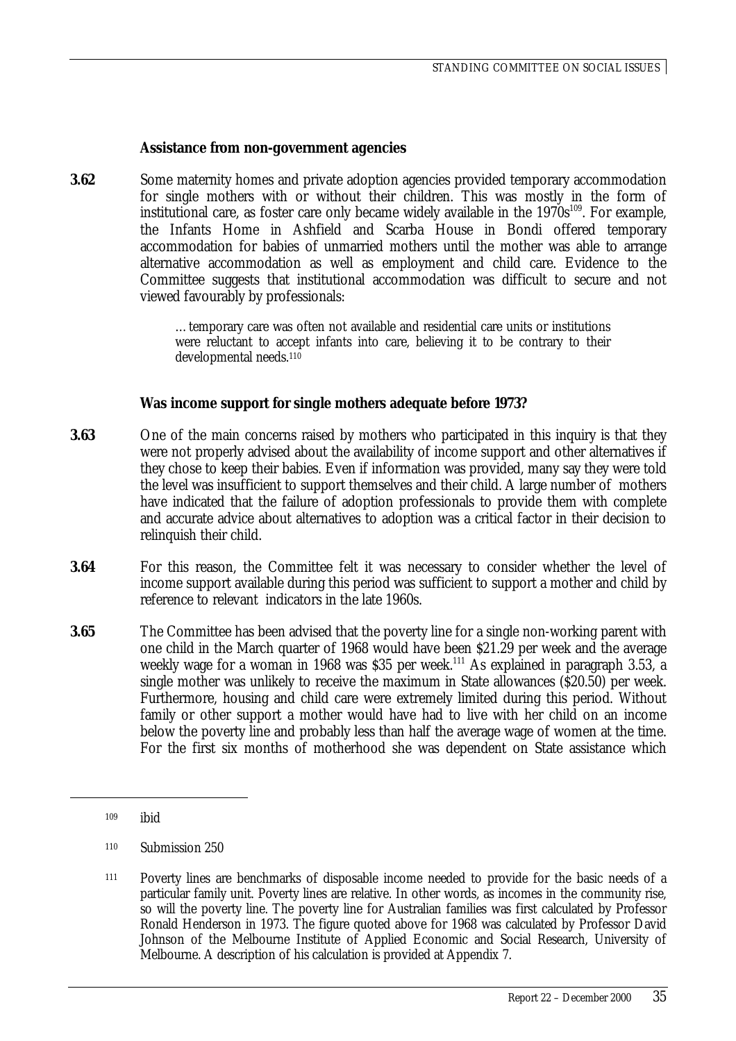### Assistance from non-government agencies

**3.62** Some maternity homes and private adoption agencies provided temporary accommodation for single mothers with or without their children. This was mostly in the form of institutional care, as foster care only became widely available in the 1970s[109]. For example, the Infants Home in Ashfield and Scarba House in Bondi offered temporary accommodation for babies of unmarried mothers until the mother was able to arrange alternative accommodation as well as employment and child care. Evidence to the Committee suggests that institutional accommodation was difficult to secure and not viewed favourably by professionals:

> …temporary care was often not available and residential care units or institutions were reluctant to accept infants into care, believing it to be contrary to their developmental needs.[110]

### Was income support for single mothers adequate before 1973?

**3.63** One of the main concerns raised by mothers who participated in this inquiry is that they were not properly advised about the availability of income support and other alternatives if they chose to keep their babies. Even if information was provided, many say they were told the level was insufficient to support themselves and their child. A large number of mothers have indicated that the failure of adoption professionals to provide them with complete and accurate advice about alternatives to adoption was a critical factor in their decision to relinquish their child.

**3.64** For this reason, the Committee felt it was necessary to consider whether the level of income support available during this period was sufficient to support a mother and child by reference to relevant indicators in the late 1960s.

**3.65** The Committee has been advised that the poverty line for a single non-working parent with one child in the March quarter of 1968 would have been $21.29 per week and the average weekly wage for a woman in 1968 was $35 per week.[111] As explained in paragraph 3.53, a single mother was unlikely to receive the maximum in State allowances ($20.50) per week. Furthermore, housing and child care were extremely limited during this period. Without family or other support a mother would have had to live with her child on an income below the poverty line and probably less than half the average wage of women at the time. For the first six months of motherhood she was dependent on State assistance which

---

[109] ibid

[110] Submission 250

[111] Poverty lines are benchmarks of disposable income needed to provide for the basic needs of a particular family unit. Poverty lines are relative. In other words, as incomes in the community rise, so will the poverty line. The poverty line for Australian families was first calculated by Professor Ronald Henderson in 1973. The figure quoted above for 1968 was calculated by Professor David Johnson of the Melbourne Institute of Applied Economic and Social Research, University of Melbourne. A description of his calculation is provided at Appendix 7.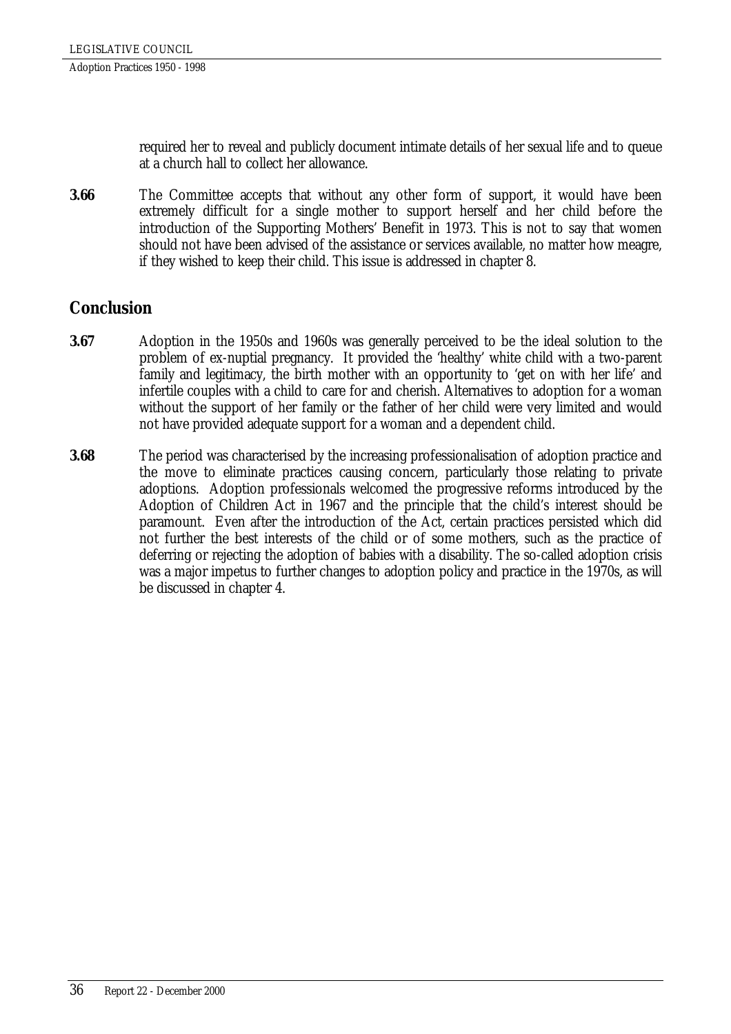required her to reveal and publicly document intimate details of her sexual life and to queue at a church hall to collect her allowance.

**3.66** The Committee accepts that without any other form of support, it would have been extremely difficult for a single mother to support herself and her child before the introduction of the Supporting Mothers' Benefit in 1973. This is not to say that women should not have been advised of the assistance or services available, no matter how meagre, if they wished to keep their child. This issue is addressed in chapter 8.

## Conclusion

**3.67** Adoption in the 1950s and 1960s was generally perceived to be the ideal solution to the problem of ex-nuptial pregnancy. It provided the 'healthy' white child with a two-parent family and legitimacy, the birth mother with an opportunity to 'get on with her life' and infertile couples with a child to care for and cherish. Alternatives to adoption for a woman without the support of her family or the father of her child were very limited and would not have provided adequate support for a woman and a dependent child.

**3.68** The period was characterised by the increasing professionalisation of adoption practice and the move to eliminate practices causing concern, particularly those relating to private adoptions. Adoption professionals welcomed the progressive reforms introduced by the Adoption of Children Act in 1967 and the principle that the child's interest should be paramount. Even after the introduction of the Act, certain practices persisted which did not further the best interests of the child or of some mothers, such as the practice of deferring or rejecting the adoption of babies with a disability. The so-called adoption crisis was a major impetus to further changes to adoption policy and practice in the 1970s, as will be discussed in chapter 4.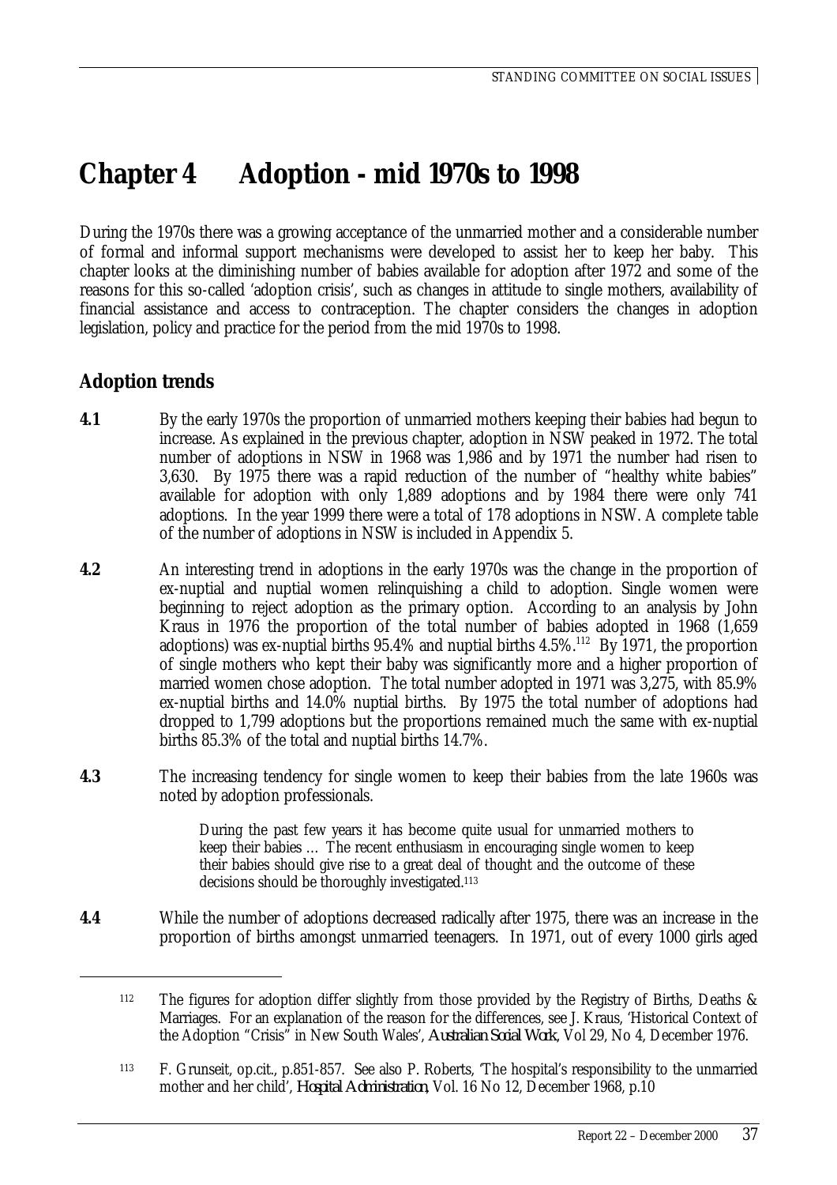# Chapter 4 Adoption - mid 1970s to 1998

During the 1970s there was a growing acceptance of the unmarried mother and a considerable number of formal and informal support mechanisms were developed to assist her to keep her baby. This chapter looks at the diminishing number of babies available for adoption after 1972 and some of the reasons for this so-called 'adoption crisis', such as changes in attitude to single mothers, availability of financial assistance and access to contraception. The chapter considers the changes in adoption legislation, policy and practice for the period from the mid 1970s to 1998.

## Adoption trends

**4.1** By the early 1970s the proportion of unmarried mothers keeping their babies had begun to increase. As explained in the previous chapter, adoption in NSW peaked in 1972. The total number of adoptions in NSW in 1968 was 1,986 and by 1971 the number had risen to 3,630. By 1975 there was a rapid reduction of the number of "healthy white babies" available for adoption with only 1,889 adoptions and by 1984 there were only 741 adoptions. In the year 1999 there were a total of 178 adoptions in NSW. A complete table of the number of adoptions in NSW is included in Appendix 5.

**4.2** An interesting trend in adoptions in the early 1970s was the change in the proportion of ex-nuptial and nuptial women relinquishing a child to adoption. Single women were beginning to reject adoption as the primary option. According to an analysis by John Kraus in 1976 the proportion of the total number of babies adopted in 1968 (1,659 adoptions) was ex-nuptial births 95.4% and nuptial births 4.5%.[112] By 1971, the proportion of single mothers who kept their baby was significantly more and a higher proportion of married women chose adoption. The total number adopted in 1971 was 3,275, with 85.9% ex-nuptial births and 14.0% nuptial births. By 1975 the total number of adoptions had dropped to 1,799 adoptions but the proportions remained much the same with ex-nuptial births 85.3% of the total and nuptial births 14.7%.

**4.3** The increasing tendency for single women to keep their babies from the late 1960s was noted by adoption professionals.

> During the past few years it has become quite usual for unmarried mothers to keep their babies … The recent enthusiasm in encouraging single women to keep their babies should give rise to a great deal of thought and the outcome of these decisions should be thoroughly investigated.[113]

**4.4** While the number of adoptions decreased radically after 1975, there was an increase in the proportion of births amongst unmarried teenagers. In 1971, out of every 1000 girls aged

---

[112] The figures for adoption differ slightly from those provided by the Registry of Births, Deaths & Marriages. For an explanation of the reason for the differences, see J. Kraus, 'Historical Context of the Adoption "Crisis" in New South Wales', *Australian Social Work*, Vol 29, No 4, December 1976.

[113] F. Grunseit, op.cit., p.851-857. See also P. Roberts, 'The hospital's responsibility to the unmarried mother and her child', *Hospital Administration*, Vol. 16 No 12, December 1968, p.10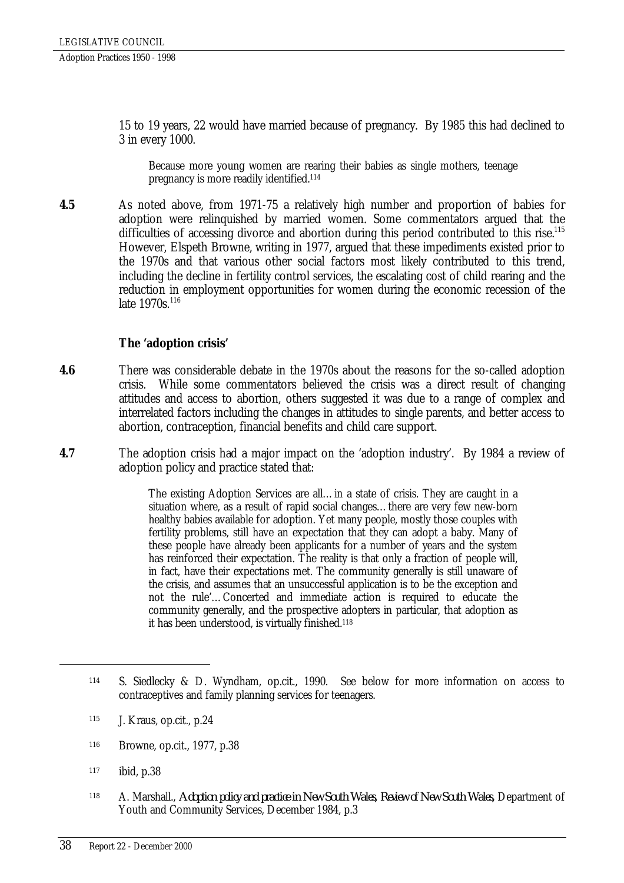15 to 19 years, 22 would have married because of pregnancy. By 1985 this had declined to 3 in every 1000.

> Because more young women are rearing their babies as single mothers, teenage pregnancy is more readily identified.[114]

**4.5** As noted above, from 1971-75 a relatively high number and proportion of babies for adoption were relinquished by married women. Some commentators argued that the difficulties of accessing divorce and abortion during this period contributed to this rise.[115] However, Elspeth Browne, writing in 1977, argued that these impediments existed prior to the 1970s and that various other social factors most likely contributed to this trend, including the decline in fertility control services, the escalating cost of child rearing and the reduction in employment opportunities for women during the economic recession of the late 1970s.[116]

### The 'adoption crisis'

**4.6** There was considerable debate in the 1970s about the reasons for the so-called adoption crisis. While some commentators believed the crisis was a direct result of changing attitudes and access to abortion, others suggested it was due to a range of complex and interrelated factors including the changes in attitudes to single parents, and better access to abortion, contraception, financial benefits and child care support.

**4.7** The adoption crisis had a major impact on the 'adoption industry'. By 1984 a review of adoption policy and practice stated that:

> The existing Adoption Services are all…in a state of crisis. They are caught in a situation where, as a result of rapid social changes…there are very few new-born healthy babies available for adoption. Yet many people, mostly those couples with fertility problems, still have an expectation that they can adopt a baby. Many of these people have already been applicants for a number of years and the system has reinforced their expectation. The reality is that only a fraction of people will, in fact, have their expectations met. The community generally is still unaware of the crisis, and assumes that an unsuccessful application is to be the exception and not the rule'…Concerted and immediate action is required to educate the community generally, and the prospective adopters in particular, that adoption as it has been understood, is virtually finished.[118]

---

114 S. Siedlecky & D. Wyndham, op.cit., 1990. See below for more information on access to contraceptives and family planning services for teenagers.

115 J. Kraus, op.cit., p.24

116 Browne, op.cit., 1977, p.38

117 ibid, p.38

118 A. Marshall., *Adoption policy and practice in New South Wales, Review of New South Wales*, Department of Youth and Community Services, December 1984, p.3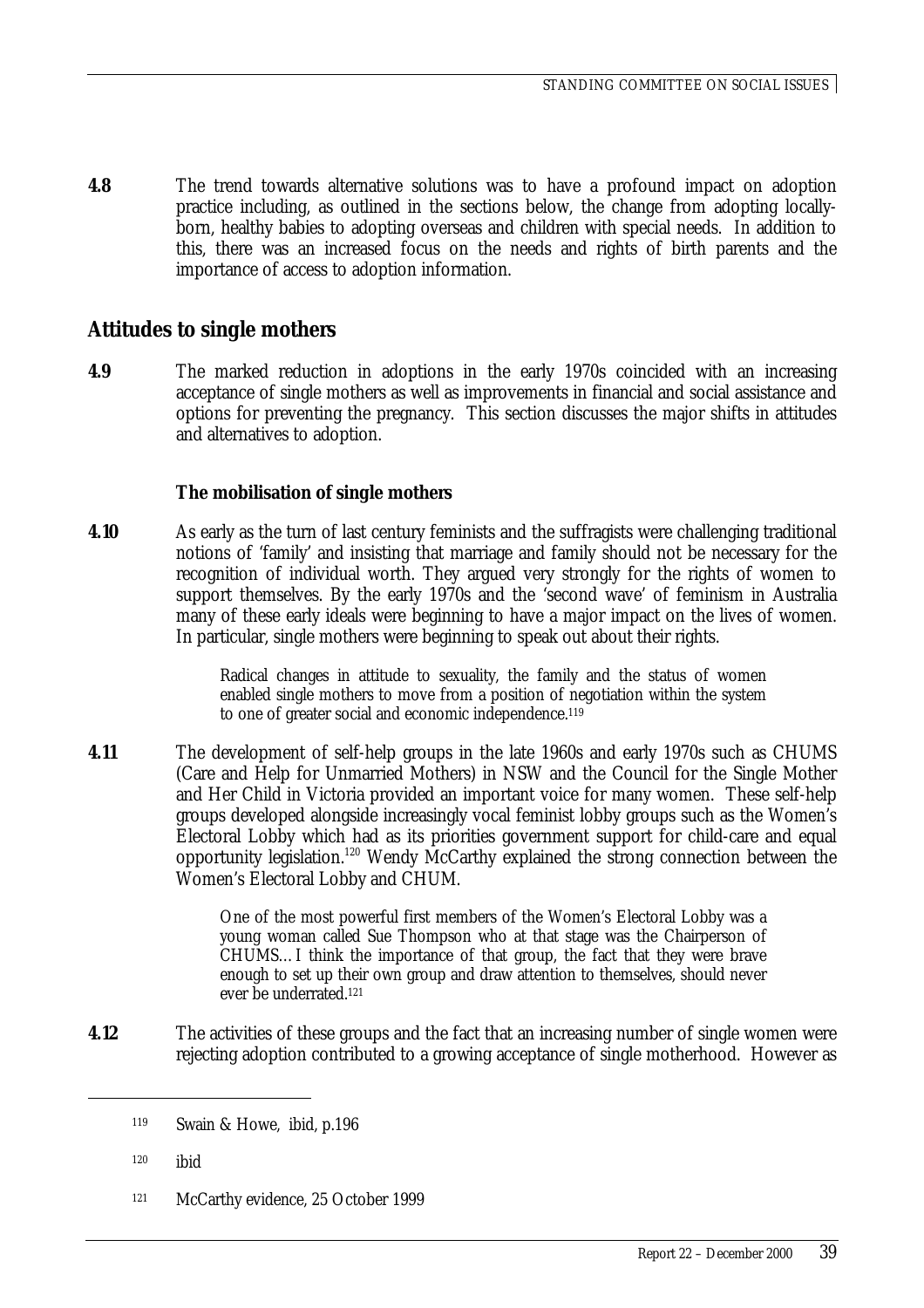**4.8** The trend towards alternative solutions was to have a profound impact on adoption practice including, as outlined in the sections below, the change from adopting locally-born, healthy babies to adopting overseas and children with special needs. In addition to this, there was an increased focus on the needs and rights of birth parents and the importance of access to adoption information.

## Attitudes to single mothers

**4.9** The marked reduction in adoptions in the early 1970s coincided with an increasing acceptance of single mothers as well as improvements in financial and social assistance and options for preventing the pregnancy. This section discusses the major shifts in attitudes and alternatives to adoption.

### The mobilisation of single mothers

**4.10** As early as the turn of last century feminists and the suffragists were challenging traditional notions of 'family' and insisting that marriage and family should not be necessary for the recognition of individual worth. They argued very strongly for the rights of women to support themselves. By the early 1970s and the 'second wave' of feminism in Australia many of these early ideals were beginning to have a major impact on the lives of women. In particular, single mothers were beginning to speak out about their rights.

> Radical changes in attitude to sexuality, the family and the status of women enabled single mothers to move from a position of negotiation within the system to one of greater social and economic independence.[119]

**4.11** The development of self-help groups in the late 1960s and early 1970s such as CHUMS (Care and Help for Unmarried Mothers) in NSW and the Council for the Single Mother and Her Child in Victoria provided an important voice for many women. These self-help groups developed alongside increasingly vocal feminist lobby groups such as the Women's Electoral Lobby which had as its priorities government support for child-care and equal opportunity legislation.[120] Wendy McCarthy explained the strong connection between the Women's Electoral Lobby and CHUM.

> One of the most powerful first members of the Women's Electoral Lobby was a young woman called Sue Thompson who at that stage was the Chairperson of CHUMS…I think the importance of that group, the fact that they were brave enough to set up their own group and draw attention to themselves, should never ever be underrated.[121]

**4.12** The activities of these groups and the fact that an increasing number of single women were rejecting adoption contributed to a growing acceptance of single motherhood. However as

---

[119] Swain & Howe, ibid, p.196

[120] ibid

[121] McCarthy evidence, 25 October 1999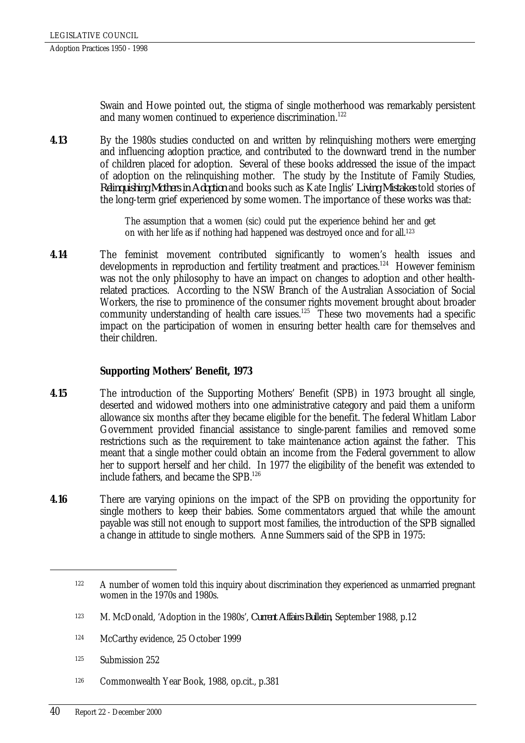Swain and Howe pointed out, the stigma of single motherhood was remarkably persistent and many women continued to experience discrimination.[122]

**4.13** By the 1980s studies conducted on and written by relinquishing mothers were emerging and influencing adoption practice, and contributed to the downward trend in the number of children placed for adoption. Several of these books addressed the issue of the impact of adoption on the relinquishing mother. The study by the Institute of Family Studies, *Relinquishing Mothers in Adoption* and books such as Kate Inglis' *Living Mistakes* told stories of the long-term grief experienced by some women. The importance of these works was that:

> The assumption that a women (sic) could put the experience behind her and get on with her life as if nothing had happened was destroyed once and for all.[123]

**4.14** The feminist movement contributed significantly to women's health issues and developments in reproduction and fertility treatment and practices.[124] However feminism was not the only philosophy to have an impact on changes to adoption and other health-related practices. According to the NSW Branch of the Australian Association of Social Workers, the rise to prominence of the consumer rights movement brought about broader community understanding of health care issues.[125] These two movements had a specific impact on the participation of women in ensuring better health care for themselves and their children.

### Supporting Mothers' Benefit, 1973

**4.15** The introduction of the Supporting Mothers' Benefit (SPB) in 1973 brought all single, deserted and widowed mothers into one administrative category and paid them a uniform allowance six months after they became eligible for the benefit. The federal Whitlam Labor Government provided financial assistance to single-parent families and removed some restrictions such as the requirement to take maintenance action against the father. This meant that a single mother could obtain an income from the Federal government to allow her to support herself and her child. In 1977 the eligibility of the benefit was extended to include fathers, and became the SPB.[126]

**4.16** There are varying opinions on the impact of the SPB on providing the opportunity for single mothers to keep their babies. Some commentators argued that while the amount payable was still not enough to support most families, the introduction of the SPB signalled a change in attitude to single mothers. Anne Summers said of the SPB in 1975:

---

[122] A number of women told this inquiry about discrimination they experienced as unmarried pregnant women in the 1970s and 1980s.

[123] M. McDonald, 'Adoption in the 1980s', *Current Affairs Bulletin*, September 1988, p.12

[124] McCarthy evidence, 25 October 1999

[125] Submission 252

[126] Commonwealth Year Book, 1988, op.cit., p.381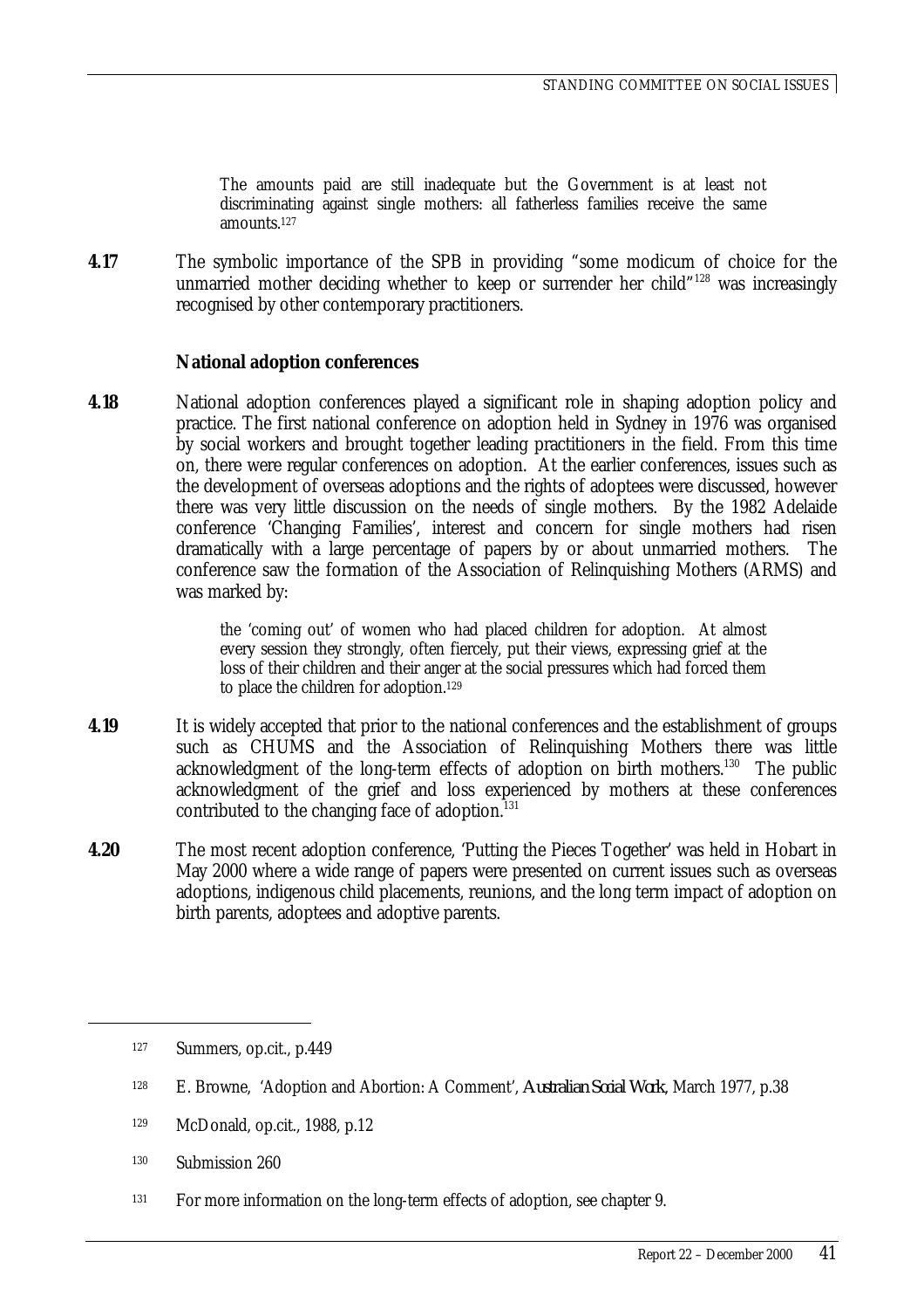> The amounts paid are still inadequate but the Government is at least not discriminating against single mothers: all fatherless families receive the same amounts.[127]

**4.17** The symbolic importance of the SPB in providing "some modicum of choice for the unmarried mother deciding whether to keep or surrender her child"[128] was increasingly recognised by other contemporary practitioners.

### National adoption conferences

**4.18** National adoption conferences played a significant role in shaping adoption policy and practice. The first national conference on adoption held in Sydney in 1976 was organised by social workers and brought together leading practitioners in the field. From this time on, there were regular conferences on adoption. At the earlier conferences, issues such as the development of overseas adoptions and the rights of adoptees were discussed, however there was very little discussion on the needs of single mothers. By the 1982 Adelaide conference 'Changing Families', interest and concern for single mothers had risen dramatically with a large percentage of papers by or about unmarried mothers. The conference saw the formation of the Association of Relinquishing Mothers (ARMS) and was marked by:

> the 'coming out' of women who had placed children for adoption. At almost every session they strongly, often fiercely, put their views, expressing grief at the loss of their children and their anger at the social pressures which had forced them to place the children for adoption.[129]

**4.19** It is widely accepted that prior to the national conferences and the establishment of groups such as CHUMS and the Association of Relinquishing Mothers there was little acknowledgment of the long-term effects of adoption on birth mothers.[130] The public acknowledgment of the grief and loss experienced by mothers at these conferences contributed to the changing face of adoption.[131]

**4.20** The most recent adoption conference, 'Putting the Pieces Together' was held in Hobart in May 2000 where a wide range of papers were presented on current issues such as overseas adoptions, indigenous child placements, reunions, and the long term impact of adoption on birth parents, adoptees and adoptive parents.

---

[127] Summers, op.cit., p.449

[128] E. Browne, 'Adoption and Abortion: A Comment', *Australian Social Work*, March 1977, p.38

[129] McDonald, op.cit., 1988, p.12

[130] Submission 260

[131] For more information on the long-term effects of adoption, see chapter 9.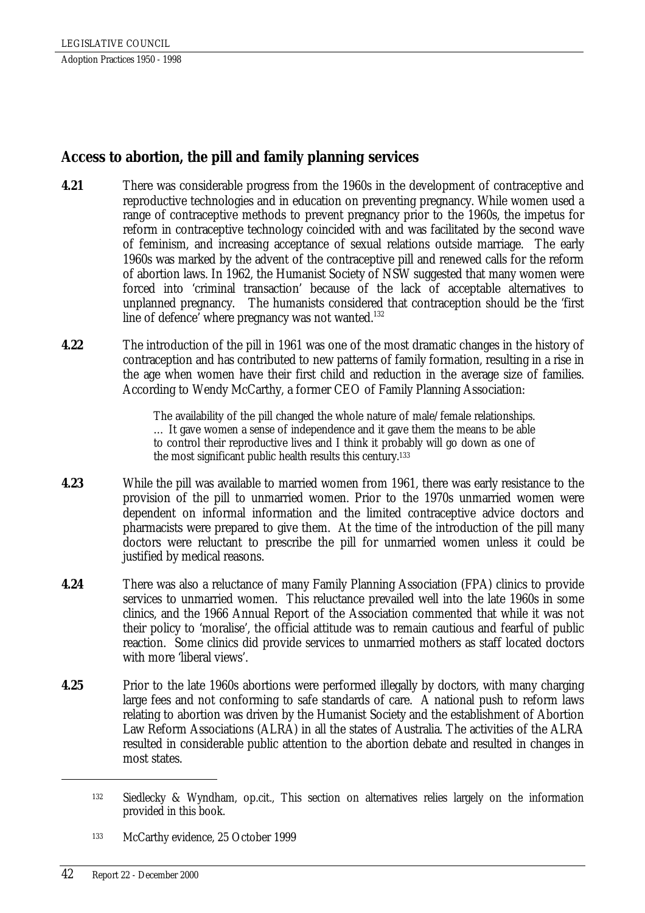## Access to abortion, the pill and family planning services

**4.21** There was considerable progress from the 1960s in the development of contraceptive and reproductive technologies and in education on preventing pregnancy. While women used a range of contraceptive methods to prevent pregnancy prior to the 1960s, the impetus for reform in contraceptive technology coincided with and was facilitated by the second wave of feminism, and increasing acceptance of sexual relations outside marriage. The early 1960s was marked by the advent of the contraceptive pill and renewed calls for the reform of abortion laws. In 1962, the Humanist Society of NSW suggested that many women were forced into 'criminal transaction' because of the lack of acceptable alternatives to unplanned pregnancy. The humanists considered that contraception should be the 'first line of defence' where pregnancy was not wanted.[132]

**4.22** The introduction of the pill in 1961 was one of the most dramatic changes in the history of contraception and has contributed to new patterns of family formation, resulting in a rise in the age when women have their first child and reduction in the average size of families. According to Wendy McCarthy, a former CEO of Family Planning Association:

> The availability of the pill changed the whole nature of male/female relationships. … It gave women a sense of independence and it gave them the means to be able to control their reproductive lives and I think it probably will go down as one of the most significant public health results this century.[133]

**4.23** While the pill was available to married women from 1961, there was early resistance to the provision of the pill to unmarried women. Prior to the 1970s unmarried women were dependent on informal information and the limited contraceptive advice doctors and pharmacists were prepared to give them. At the time of the introduction of the pill many doctors were reluctant to prescribe the pill for unmarried women unless it could be justified by medical reasons.

**4.24** There was also a reluctance of many Family Planning Association (FPA) clinics to provide services to unmarried women. This reluctance prevailed well into the late 1960s in some clinics, and the 1966 Annual Report of the Association commented that while it was not their policy to 'moralise', the official attitude was to remain cautious and fearful of public reaction. Some clinics did provide services to unmarried mothers as staff located doctors with more 'liberal views'.

**4.25** Prior to the late 1960s abortions were performed illegally by doctors, with many charging large fees and not conforming to safe standards of care. A national push to reform laws relating to abortion was driven by the Humanist Society and the establishment of Abortion Law Reform Associations (ALRA) in all the states of Australia. The activities of the ALRA resulted in considerable public attention to the abortion debate and resulted in changes in most states.

---

[132] Siedlecky & Wyndham, op.cit., This section on alternatives relies largely on the information provided in this book.

[133] McCarthy evidence, 25 October 1999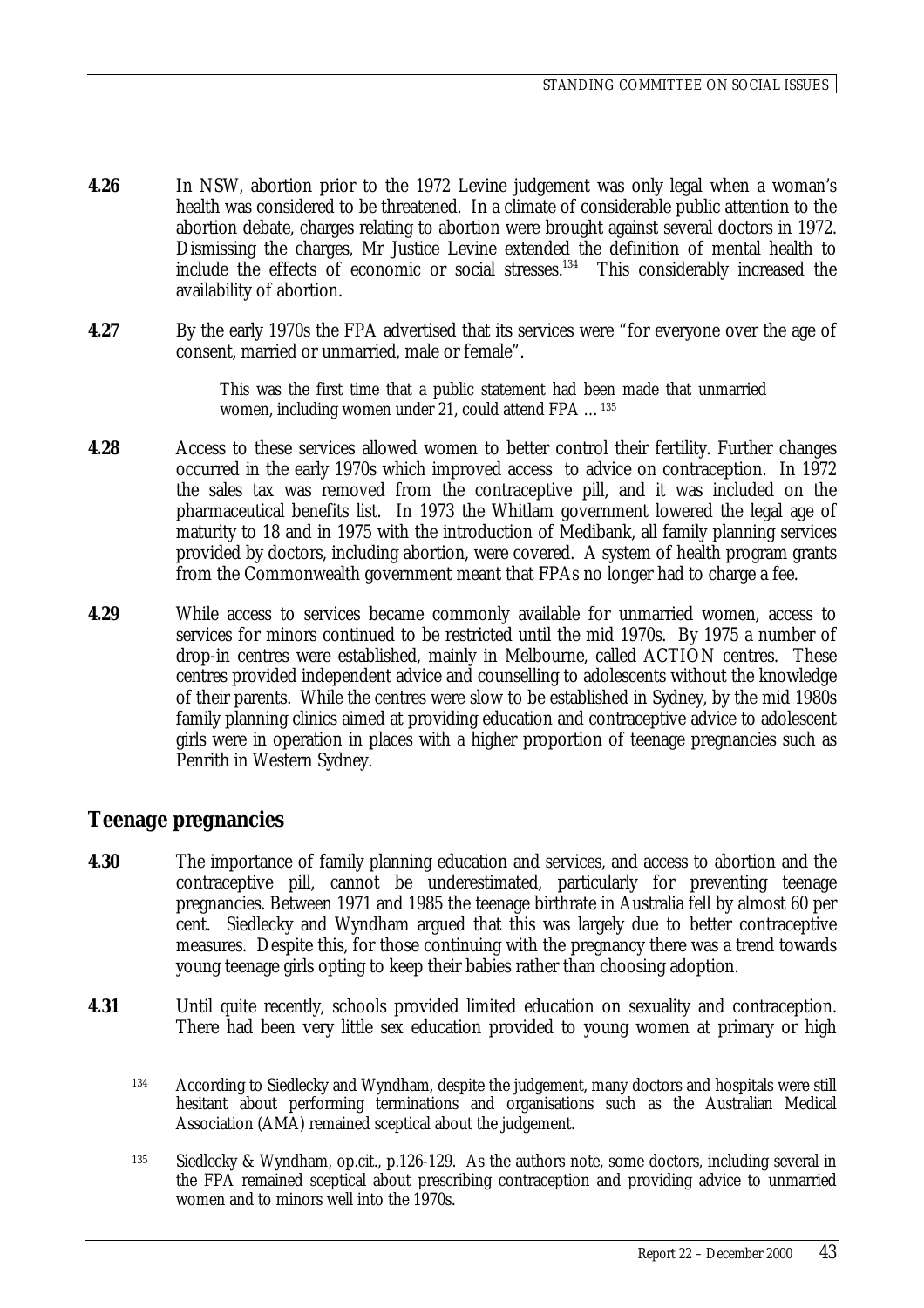**4.26** In NSW, abortion prior to the 1972 Levine judgement was only legal when a woman's health was considered to be threatened. In a climate of considerable public attention to the abortion debate, charges relating to abortion were brought against several doctors in 1972. Dismissing the charges, Mr Justice Levine extended the definition of mental health to include the effects of economic or social stresses.[134] This considerably increased the availability of abortion.

**4.27** By the early 1970s the FPA advertised that its services were "for everyone over the age of consent, married or unmarried, male or female".

> This was the first time that a public statement had been made that unmarried women, including women under 21, could attend FPA ...[135]

**4.28** Access to these services allowed women to better control their fertility. Further changes occurred in the early 1970s which improved access to advice on contraception. In 1972 the sales tax was removed from the contraceptive pill, and it was included on the pharmaceutical benefits list. In 1973 the Whitlam government lowered the legal age of maturity to 18 and in 1975 with the introduction of Medibank, all family planning services provided by doctors, including abortion, were covered. A system of health program grants from the Commonwealth government meant that FPAs no longer had to charge a fee.

**4.29** While access to services became commonly available for unmarried women, access to services for minors continued to be restricted until the mid 1970s. By 1975 a number of drop-in centres were established, mainly in Melbourne, called ACTION centres. These centres provided independent advice and counselling to adolescents without the knowledge of their parents. While the centres were slow to be established in Sydney, by the mid 1980s family planning clinics aimed at providing education and contraceptive advice to adolescent girls were in operation in places with a higher proportion of teenage pregnancies such as Penrith in Western Sydney.

## Teenage pregnancies

**4.30** The importance of family planning education and services, and access to abortion and the contraceptive pill, cannot be underestimated, particularly for preventing teenage pregnancies. Between 1971 and 1985 the teenage birthrate in Australia fell by almost 60 per cent. Siedlecky and Wyndham argued that this was largely due to better contraceptive measures. Despite this, for those continuing with the pregnancy there was a trend towards young teenage girls opting to keep their babies rather than choosing adoption.

**4.31** Until quite recently, schools provided limited education on sexuality and contraception. There had been very little sex education provided to young women at primary or high

---

[134] According to Siedlecky and Wyndham, despite the judgement, many doctors and hospitals were still hesitant about performing terminations and organisations such as the Australian Medical Association (AMA) remained sceptical about the judgement.

[135] Siedlecky & Wyndham, op.cit., p.126-129. As the authors note, some doctors, including several in the FPA remained sceptical about prescribing contraception and providing advice to unmarried women and to minors well into the 1970s.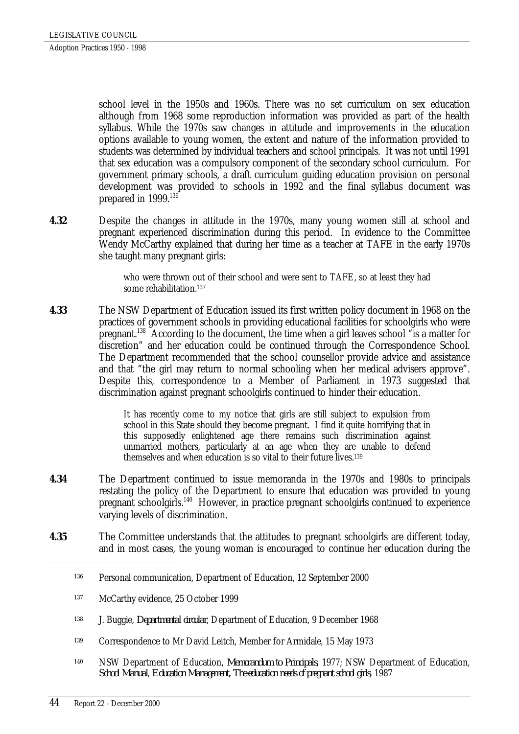school level in the 1950s and 1960s. There was no set curriculum on sex education although from 1968 some reproduction information was provided as part of the health syllabus. While the 1970s saw changes in attitude and improvements in the education options available to young women, the extent and nature of the information provided to students was determined by individual teachers and school principals. It was not until 1991 that sex education was a compulsory component of the secondary school curriculum. For government primary schools, a draft curriculum guiding education provision on personal development was provided to schools in 1992 and the final syllabus document was prepared in 1999.[136]

**4.32** Despite the changes in attitude in the 1970s, many young women still at school and pregnant experienced discrimination during this period. In evidence to the Committee Wendy McCarthy explained that during her time as a teacher at TAFE in the early 1970s she taught many pregnant girls:

> who were thrown out of their school and were sent to TAFE, so at least they had some rehabilitation.[137]

**4.33** The NSW Department of Education issued its first written policy document in 1968 on the practices of government schools in providing educational facilities for schoolgirls who were pregnant.[138] According to the document, the time when a girl leaves school "is a matter for discretion" and her education could be continued through the Correspondence School. The Department recommended that the school counsellor provide advice and assistance and that "the girl may return to normal schooling when her medical advisers approve". Despite this, correspondence to a Member of Parliament in 1973 suggested that discrimination against pregnant schoolgirls continued to hinder their education.

> It has recently come to my notice that girls are still subject to expulsion from school in this State should they become pregnant. I find it quite horrifying that in this supposedly enlightened age there remains such discrimination against unmarried mothers, particularly at an age when they are unable to defend themselves and when education is so vital to their future lives.[139]

**4.34** The Department continued to issue memoranda in the 1970s and 1980s to principals restating the policy of the Department to ensure that education was provided to young pregnant schoolgirls.[140] However, in practice pregnant schoolgirls continued to experience varying levels of discrimination.

**4.35** The Committee understands that the attitudes to pregnant schoolgirls are different today, and in most cases, the young woman is encouraged to continue her education during the

---

[136] Personal communication, Department of Education, 12 September 2000

[137] McCarthy evidence, 25 October 1999

[138] J. Buggie, *Departmental circular*, Department of Education, 9 December 1968

[139] Correspondence to Mr David Leitch, Member for Armidale, 15 May 1973

[140] NSW Department of Education, *Memorandum to Principals*, 1977; NSW Department of Education, *School Manual, Education Management, The education needs of pregnant school girls*, 1987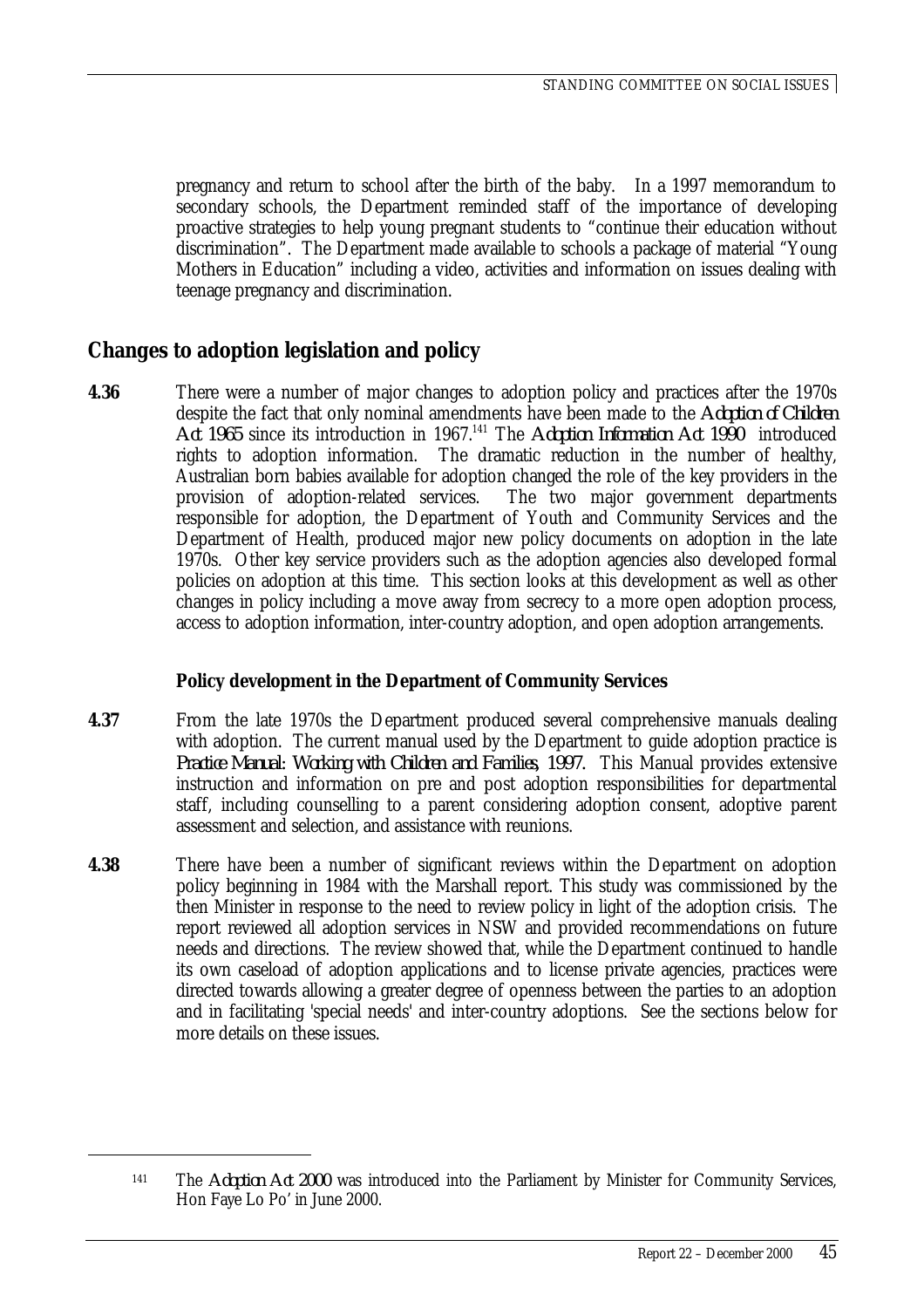pregnancy and return to school after the birth of the baby. In a 1997 memorandum to secondary schools, the Department reminded staff of the importance of developing proactive strategies to help young pregnant students to "continue their education without discrimination". The Department made available to schools a package of material "Young Mothers in Education" including a video, activities and information on issues dealing with teenage pregnancy and discrimination.

## Changes to adoption legislation and policy

**4.36** There were a number of major changes to adoption policy and practices after the 1970s despite the fact that only nominal amendments have been made to the *Adoption of Children Act 1965* since its introduction in 1967.[141] The *Adoption Information Act 1990* introduced rights to adoption information. The dramatic reduction in the number of healthy, Australian born babies available for adoption changed the role of the key providers in the provision of adoption-related services. The two major government departments responsible for adoption, the Department of Youth and Community Services and the Department of Health, produced major new policy documents on adoption in the late 1970s. Other key service providers such as the adoption agencies also developed formal policies on adoption at this time. This section looks at this development as well as other changes in policy including a move away from secrecy to a more open adoption process, access to adoption information, inter-country adoption, and open adoption arrangements.

### Policy development in the Department of Community Services

**4.37** From the late 1970s the Department produced several comprehensive manuals dealing with adoption. The current manual used by the Department to guide adoption practice is *Practice Manual: Working with Children and Families, 1997*. This Manual provides extensive instruction and information on pre and post adoption responsibilities for departmental staff, including counselling to a parent considering adoption consent, adoptive parent assessment and selection, and assistance with reunions.

**4.38** There have been a number of significant reviews within the Department on adoption policy beginning in 1984 with the Marshall report. This study was commissioned by the then Minister in response to the need to review policy in light of the adoption crisis. The report reviewed all adoption services in NSW and provided recommendations on future needs and directions. The review showed that, while the Department continued to handle its own caseload of adoption applications and to license private agencies, practices were directed towards allowing a greater degree of openness between the parties to an adoption and in facilitating 'special needs' and inter-country adoptions. See the sections below for more details on these issues.

---

[141] The *Adoption Act 2000* was introduced into the Parliament by Minister for Community Services, Hon Faye Lo Po' in June 2000.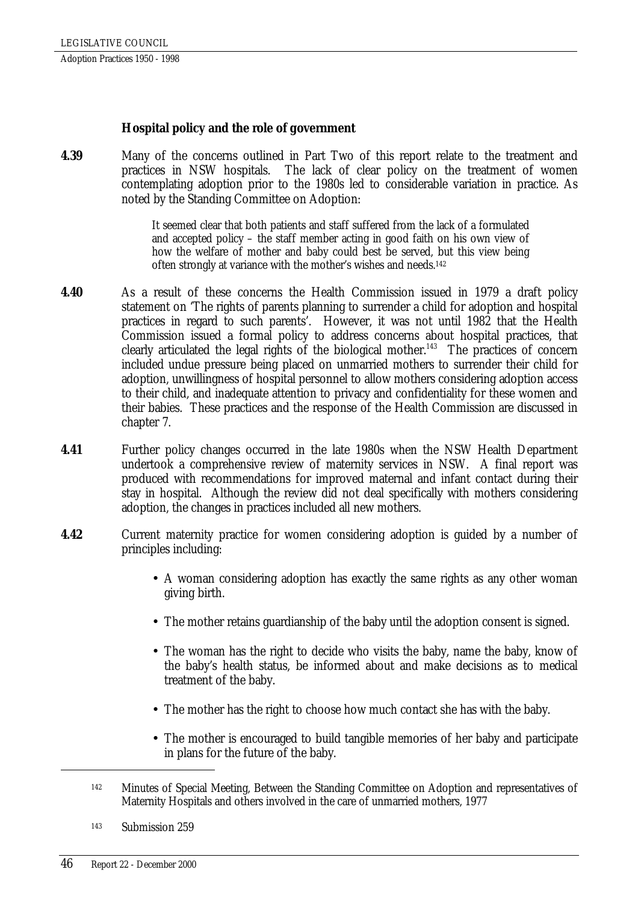### Hospital policy and the role of government

**4.39** Many of the concerns outlined in Part Two of this report relate to the treatment and practices in NSW hospitals. The lack of clear policy on the treatment of women contemplating adoption prior to the 1980s led to considerable variation in practice. As noted by the Standing Committee on Adoption:

> It seemed clear that both patients and staff suffered from the lack of a formulated and accepted policy – the staff member acting in good faith on his own view of how the welfare of mother and baby could best be served, but this view being often strongly at variance with the mother's wishes and needs.[142]

**4.40** As a result of these concerns the Health Commission issued in 1979 a draft policy statement on 'The rights of parents planning to surrender a child for adoption and hospital practices in regard to such parents'. However, it was not until 1982 that the Health Commission issued a formal policy to address concerns about hospital practices, that clearly articulated the legal rights of the biological mother.[143] The practices of concern included undue pressure being placed on unmarried mothers to surrender their child for adoption, unwillingness of hospital personnel to allow mothers considering adoption access to their child, and inadequate attention to privacy and confidentiality for these women and their babies. These practices and the response of the Health Commission are discussed in chapter 7.

**4.41** Further policy changes occurred in the late 1980s when the NSW Health Department undertook a comprehensive review of maternity services in NSW. A final report was produced with recommendations for improved maternal and infant contact during their stay in hospital. Although the review did not deal specifically with mothers considering adoption, the changes in practices included all new mothers.

**4.42** Current maternity practice for women considering adoption is guided by a number of principles including:

- A woman considering adoption has exactly the same rights as any other woman giving birth.
- The mother retains guardianship of the baby until the adoption consent is signed.
- The woman has the right to decide who visits the baby, name the baby, know of the baby's health status, be informed about and make decisions as to medical treatment of the baby.
- The mother has the right to choose how much contact she has with the baby.
- The mother is encouraged to build tangible memories of her baby and participate in plans for the future of the baby.

---

[142] Minutes of Special Meeting, Between the Standing Committee on Adoption and representatives of Maternity Hospitals and others involved in the care of unmarried mothers, 1977

[143] Submission 259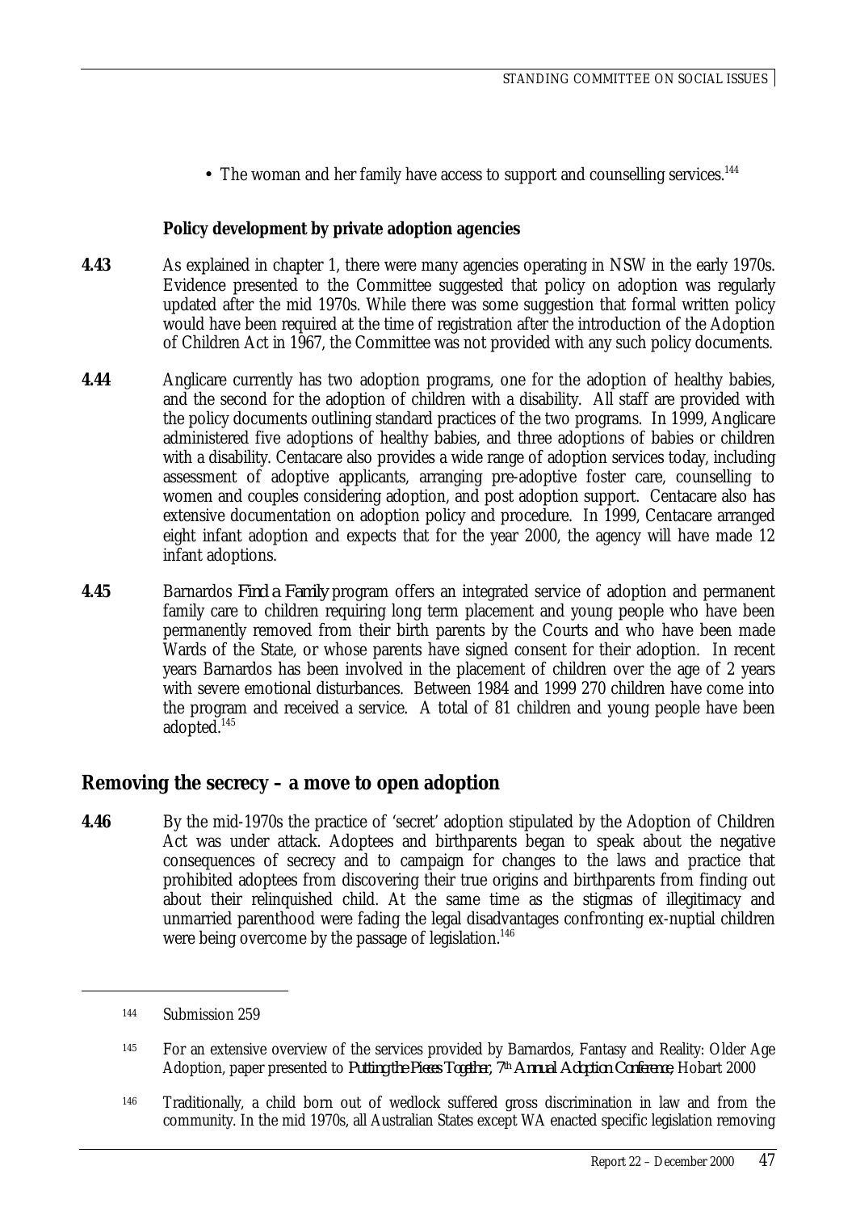- The woman and her family have access to support and counselling services.[144]

**Policy development by private adoption agencies**

**4.43** As explained in chapter 1, there were many agencies operating in NSW in the early 1970s. Evidence presented to the Committee suggested that policy on adoption was regularly updated after the mid 1970s. While there was some suggestion that formal written policy would have been required at the time of registration after the introduction of the Adoption of Children Act in 1967, the Committee was not provided with any such policy documents.

**4.44** Anglicare currently has two adoption programs, one for the adoption of healthy babies, and the second for the adoption of children with a disability. All staff are provided with the policy documents outlining standard practices of the two programs. In 1999, Anglicare administered five adoptions of healthy babies, and three adoptions of babies or children with a disability. Centacare also provides a wide range of adoption services today, including assessment of adoptive applicants, arranging pre-adoptive foster care, counselling to women and couples considering adoption, and post adoption support. Centacare also has extensive documentation on adoption policy and procedure. In 1999, Centacare arranged eight infant adoption and expects that for the year 2000, the agency will have made 12 infant adoptions.

**4.45** Barnardos *Find a Family* program offers an integrated service of adoption and permanent family care to children requiring long term placement and young people who have been permanently removed from their birth parents by the Courts and who have been made Wards of the State, or whose parents have signed consent for their adoption. In recent years Barnardos has been involved in the placement of children over the age of 2 years with severe emotional disturbances. Between 1984 and 1999 270 children have come into the program and received a service. A total of 81 children and young people have been adopted.[145]

## Removing the secrecy – a move to open adoption

**4.46** By the mid-1970s the practice of 'secret' adoption stipulated by the Adoption of Children Act was under attack. Adoptees and birthparents began to speak about the negative consequences of secrecy and to campaign for changes to the laws and practice that prohibited adoptees from discovering their true origins and birthparents from finding out about their relinquished child. At the same time as the stigmas of illegitimacy and unmarried parenthood were fading the legal disadvantages confronting ex-nuptial children were being overcome by the passage of legislation.[146]

---

[144] Submission 259

[145] For an extensive overview of the services provided by Barnardos, Fantasy and Reality: Older Age Adoption, paper presented to *Putting the Pieces Together, 7th Annual Adoption Conference*, Hobart 2000

[146] Traditionally, a child born out of wedlock suffered gross discrimination in law and from the community. In the mid 1970s, all Australian States except WA enacted specific legislation removing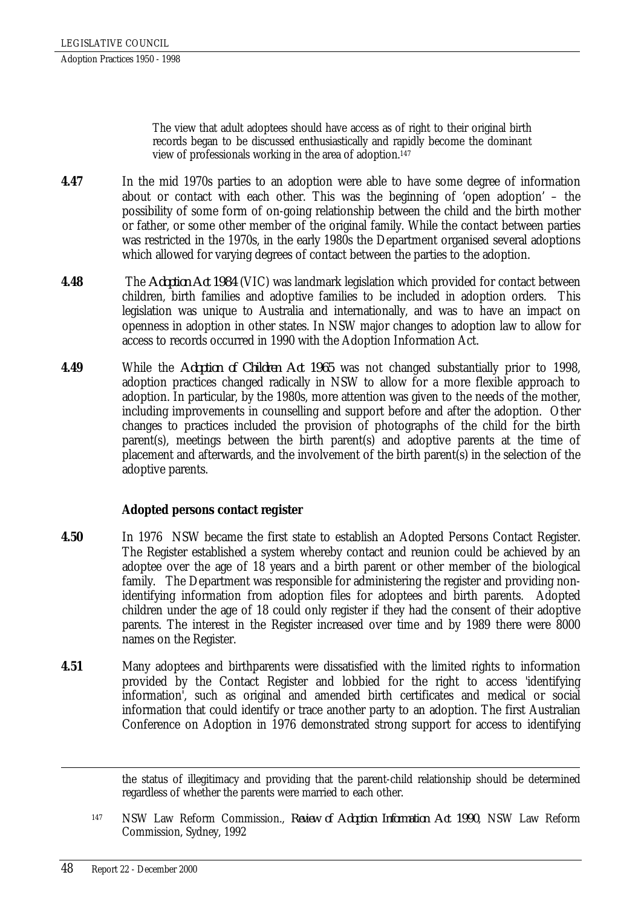> The view that adult adoptees should have access as of right to their original birth records began to be discussed enthusiastically and rapidly become the dominant view of professionals working in the area of adoption.[147]

**4.47** In the mid 1970s parties to an adoption were able to have some degree of information about or contact with each other. This was the beginning of 'open adoption' – the possibility of some form of on-going relationship between the child and the birth mother or father, or some other member of the original family. While the contact between parties was restricted in the 1970s, in the early 1980s the Department organised several adoptions which allowed for varying degrees of contact between the parties to the adoption.

**4.48** The *Adoption Act 1984* (VIC) was landmark legislation which provided for contact between children, birth families and adoptive families to be included in adoption orders. This legislation was unique to Australia and internationally, and was to have an impact on openness in adoption in other states. In NSW major changes to adoption law to allow for access to records occurred in 1990 with the Adoption Information Act.

**4.49** While the *Adoption of Children Act 1965* was not changed substantially prior to 1998, adoption practices changed radically in NSW to allow for a more flexible approach to adoption. In particular, by the 1980s, more attention was given to the needs of the mother, including improvements in counselling and support before and after the adoption. Other changes to practices included the provision of photographs of the child for the birth parent(s), meetings between the birth parent(s) and adoptive parents at the time of placement and afterwards, and the involvement of the birth parent(s) in the selection of the adoptive parents.

### Adopted persons contact register

**4.50** In 1976 NSW became the first state to establish an Adopted Persons Contact Register. The Register established a system whereby contact and reunion could be achieved by an adoptee over the age of 18 years and a birth parent or other member of the biological family. The Department was responsible for administering the register and providing non-identifying information from adoption files for adoptees and birth parents. Adopted children under the age of 18 could only register if they had the consent of their adoptive parents. The interest in the Register increased over time and by 1989 there were 8000 names on the Register.

**4.51** Many adoptees and birthparents were dissatisfied with the limited rights to information provided by the Contact Register and lobbied for the right to access 'identifying information', such as original and amended birth certificates and medical or social information that could identify or trace another party to an adoption. The first Australian Conference on Adoption in 1976 demonstrated strong support for access to identifying

---

the status of illegitimacy and providing that the parent-child relationship should be determined regardless of whether the parents were married to each other.

[147] NSW Law Reform Commission., *Review of Adoption Information Act 1990*, NSW Law Reform Commission, Sydney, 1992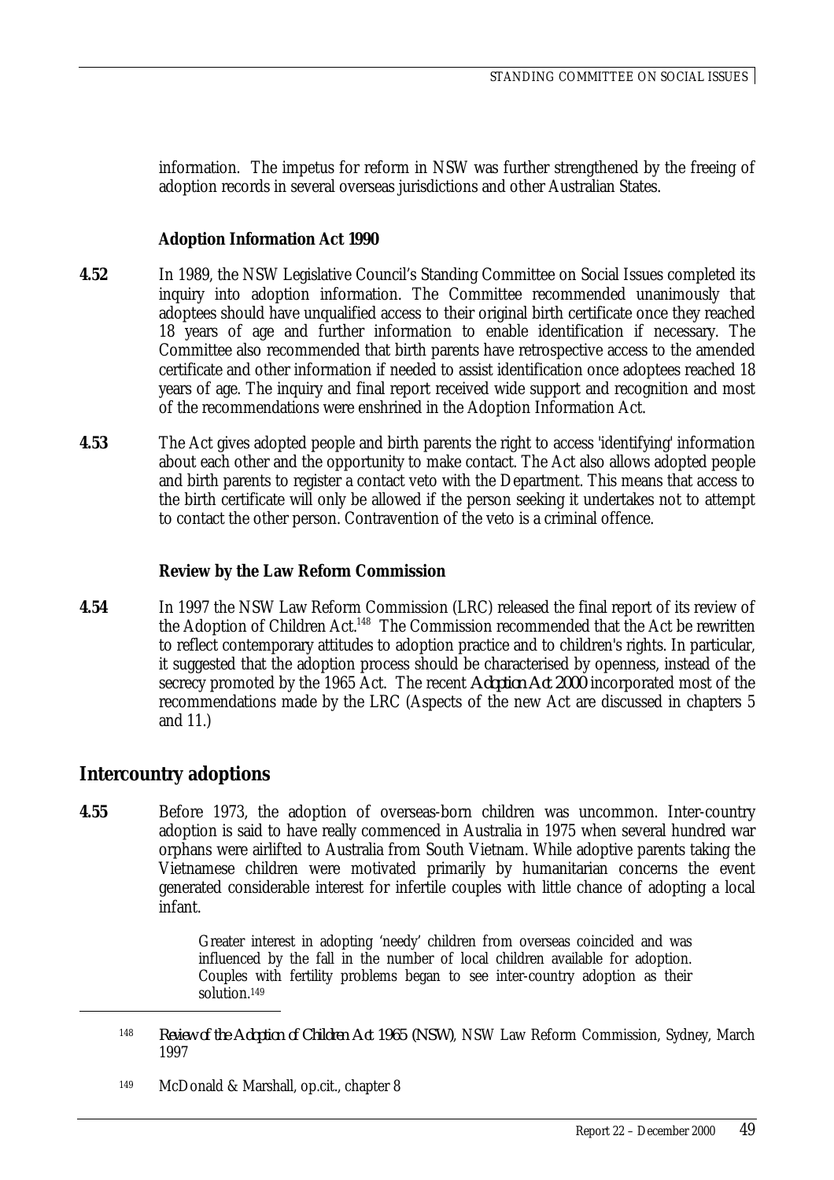information. The impetus for reform in NSW was further strengthened by the freeing of adoption records in several overseas jurisdictions and other Australian States.

### Adoption Information Act 1990

**4.52** In 1989, the NSW Legislative Council's Standing Committee on Social Issues completed its inquiry into adoption information. The Committee recommended unanimously that adoptees should have unqualified access to their original birth certificate once they reached 18 years of age and further information to enable identification if necessary. The Committee also recommended that birth parents have retrospective access to the amended certificate and other information if needed to assist identification once adoptees reached 18 years of age. The inquiry and final report received wide support and recognition and most of the recommendations were enshrined in the Adoption Information Act.

**4.53** The Act gives adopted people and birth parents the right to access 'identifying' information about each other and the opportunity to make contact. The Act also allows adopted people and birth parents to register a contact veto with the Department. This means that access to the birth certificate will only be allowed if the person seeking it undertakes not to attempt to contact the other person. Contravention of the veto is a criminal offence.

### Review by the Law Reform Commission

**4.54** In 1997 the NSW Law Reform Commission (LRC) released the final report of its review of the Adoption of Children Act.[148] The Commission recommended that the Act be rewritten to reflect contemporary attitudes to adoption practice and to children's rights. In particular, it suggested that the adoption process should be characterised by openness, instead of the secrecy promoted by the 1965 Act. The recent *Adoption Act 2000* incorporated most of the recommendations made by the LRC (Aspects of the new Act are discussed in chapters 5 and 11.)

## Intercountry adoptions

**4.55** Before 1973, the adoption of overseas-born children was uncommon. Inter-country adoption is said to have really commenced in Australia in 1975 when several hundred war orphans were airlifted to Australia from South Vietnam. While adoptive parents taking the Vietnamese children were motivated primarily by humanitarian concerns the event generated considerable interest for infertile couples with little chance of adopting a local infant.

> Greater interest in adopting 'needy' children from overseas coincided and was influenced by the fall in the number of local children available for adoption. Couples with fertility problems began to see inter-country adoption as their solution.[149]

---

[148] *Review of the Adoption of Children Act 1965 (NSW)*, NSW Law Reform Commission, Sydney, March 1997

[149] McDonald & Marshall, op.cit., chapter 8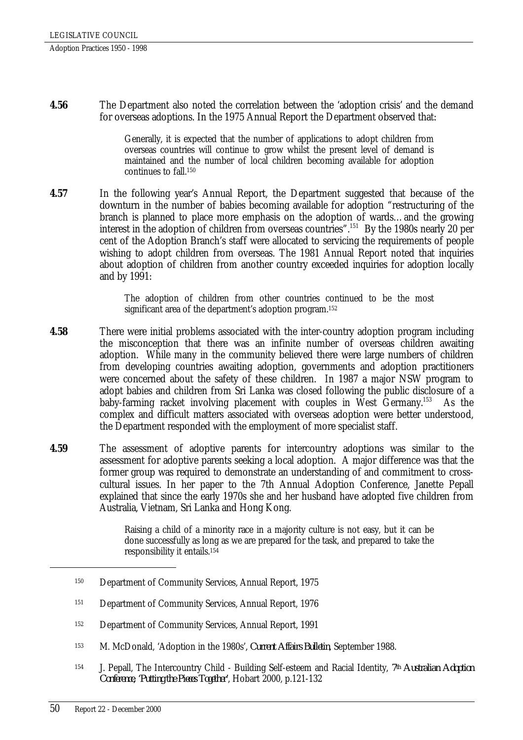**4.56** The Department also noted the correlation between the 'adoption crisis' and the demand for overseas adoptions. In the 1975 Annual Report the Department observed that:

> Generally, it is expected that the number of applications to adopt children from overseas countries will continue to grow whilst the present level of demand is maintained and the number of local children becoming available for adoption continues to fall.[150]

**4.57** In the following year's Annual Report, the Department suggested that because of the downturn in the number of babies becoming available for adoption "restructuring of the branch is planned to place more emphasis on the adoption of wards…and the growing interest in the adoption of children from overseas countries".[151] By the 1980s nearly 20 per cent of the Adoption Branch's staff were allocated to servicing the requirements of people wishing to adopt children from overseas. The 1981 Annual Report noted that inquiries about adoption of children from another country exceeded inquiries for adoption locally and by 1991:

> The adoption of children from other countries continued to be the most significant area of the department's adoption program.[152]

**4.58** There were initial problems associated with the inter-country adoption program including the misconception that there was an infinite number of overseas children awaiting adoption. While many in the community believed there were large numbers of children from developing countries awaiting adoption, governments and adoption practitioners were concerned about the safety of these children. In 1987 a major NSW program to adopt babies and children from Sri Lanka was closed following the public disclosure of a baby-farming racket involving placement with couples in West Germany.[153] As the complex and difficult matters associated with overseas adoption were better understood, the Department responded with the employment of more specialist staff.

**4.59** The assessment of adoptive parents for intercountry adoptions was similar to the assessment for adoptive parents seeking a local adoption. A major difference was that the former group was required to demonstrate an understanding of and commitment to cross-cultural issues. In her paper to the 7th Annual Adoption Conference, Janette Pepall explained that since the early 1970s she and her husband have adopted five children from Australia, Vietnam, Sri Lanka and Hong Kong.

> Raising a child of a minority race in a majority culture is not easy, but it can be done successfully as long as we are prepared for the task, and prepared to take the responsibility it entails.[154]

---

150 Department of Community Services, Annual Report, 1975

151 Department of Community Services, Annual Report, 1976

152 Department of Community Services, Annual Report, 1991

153 M. McDonald, 'Adoption in the 1980s', *Current Affairs Bulletin*, September 1988.

154 J. Pepall, The Intercountry Child - Building Self-esteem and Racial Identity, *7th Australian Adoption Conference, 'Putting the Pieces Together'*, Hobart 2000, p.121-132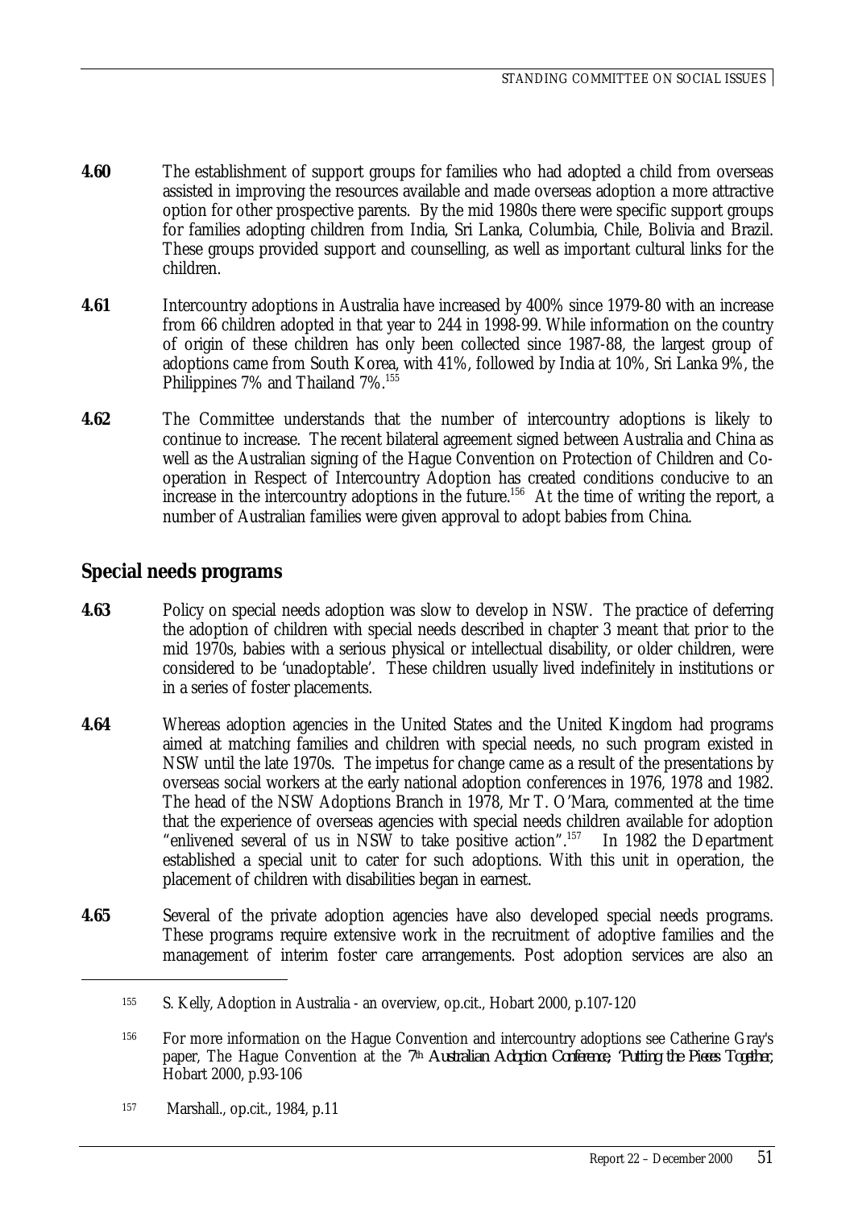**4.60** The establishment of support groups for families who had adopted a child from overseas assisted in improving the resources available and made overseas adoption a more attractive option for other prospective parents. By the mid 1980s there were specific support groups for families adopting children from India, Sri Lanka, Columbia, Chile, Bolivia and Brazil. These groups provided support and counselling, as well as important cultural links for the children.

**4.61** Intercountry adoptions in Australia have increased by 400% since 1979-80 with an increase from 66 children adopted in that year to 244 in 1998-99. While information on the country of origin of these children has only been collected since 1987-88, the largest group of adoptions came from South Korea, with 41%, followed by India at 10%, Sri Lanka 9%, the Philippines 7% and Thailand 7%.[155]

**4.62** The Committee understands that the number of intercountry adoptions is likely to continue to increase. The recent bilateral agreement signed between Australia and China as well as the Australian signing of the Hague Convention on Protection of Children and Co-operation in Respect of Intercountry Adoption has created conditions conducive to an increase in the intercountry adoptions in the future.[156] At the time of writing the report, a number of Australian families were given approval to adopt babies from China.

## Special needs programs

**4.63** Policy on special needs adoption was slow to develop in NSW. The practice of deferring the adoption of children with special needs described in chapter 3 meant that prior to the mid 1970s, babies with a serious physical or intellectual disability, or older children, were considered to be 'unadoptable'. These children usually lived indefinitely in institutions or in a series of foster placements.

**4.64** Whereas adoption agencies in the United States and the United Kingdom had programs aimed at matching families and children with special needs, no such program existed in NSW until the late 1970s. The impetus for change came as a result of the presentations by overseas social workers at the early national adoption conferences in 1976, 1978 and 1982. The head of the NSW Adoptions Branch in 1978, Mr T. O'Mara, commented at the time that the experience of overseas agencies with special needs children available for adoption "enlivened several of us in NSW to take positive action".[157] In 1982 the Department established a special unit to cater for such adoptions. With this unit in operation, the placement of children with disabilities began in earnest.

**4.65** Several of the private adoption agencies have also developed special needs programs. These programs require extensive work in the recruitment of adoptive families and the management of interim foster care arrangements. Post adoption services are also an

---

155 S. Kelly, Adoption in Australia - an overview, op.cit., Hobart 2000, p.107-120

156 For more information on the Hague Convention and intercountry adoptions see Catherine Gray's paper, The Hague Convention at the *7th Australian Adoption Conference, 'Putting the Pieces Together*, Hobart 2000, p.93-106

157 Marshall., op.cit., 1984, p.11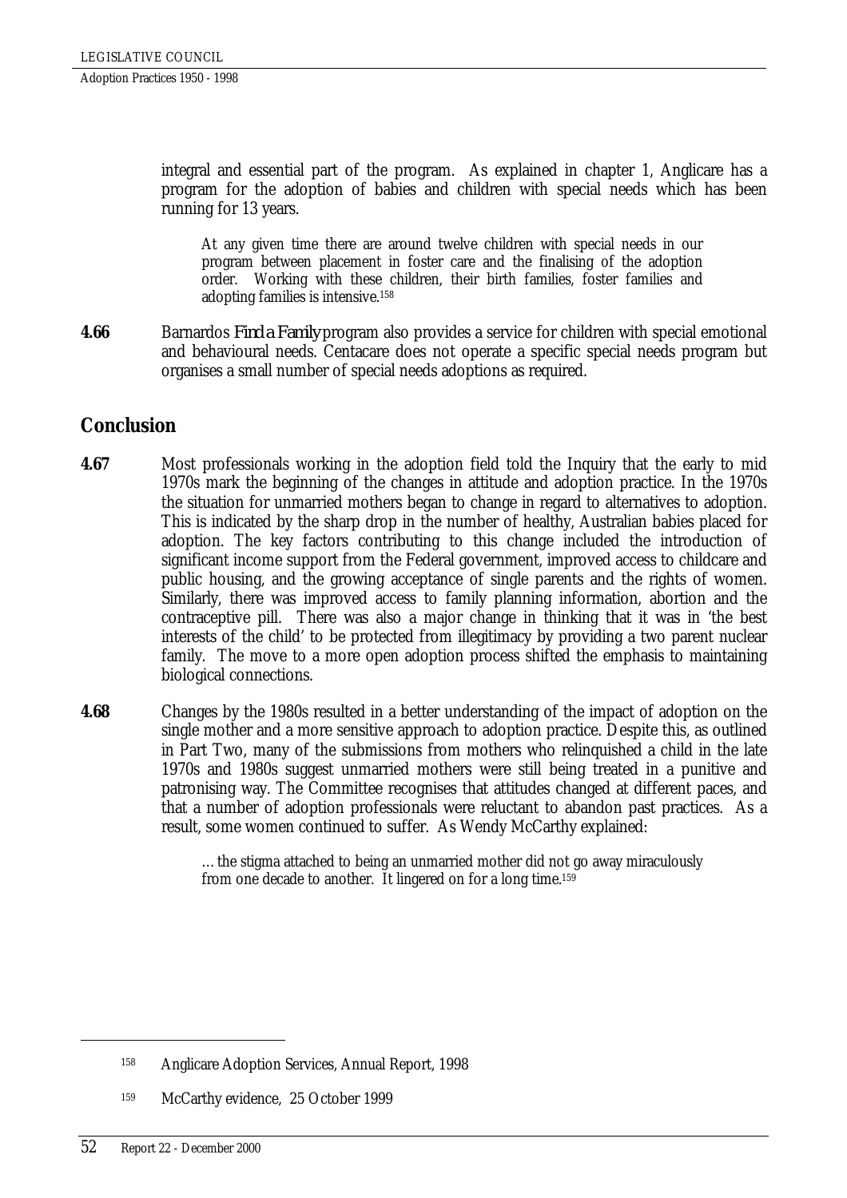integral and essential part of the program. As explained in chapter 1, Anglicare has a program for the adoption of babies and children with special needs which has been running for 13 years.

> At any given time there are around twelve children with special needs in our program between placement in foster care and the finalising of the adoption order. Working with these children, their birth families, foster families and adopting families is intensive.[158]

**4.66** Barnardos *Find a Family* program also provides a service for children with special emotional and behavioural needs. Centacare does not operate a specific special needs program but organises a small number of special needs adoptions as required.

## Conclusion

**4.67** Most professionals working in the adoption field told the Inquiry that the early to mid 1970s mark the beginning of the changes in attitude and adoption practice. In the 1970s the situation for unmarried mothers began to change in regard to alternatives to adoption. This is indicated by the sharp drop in the number of healthy, Australian babies placed for adoption. The key factors contributing to this change included the introduction of significant income support from the Federal government, improved access to childcare and public housing, and the growing acceptance of single parents and the rights of women. Similarly, there was improved access to family planning information, abortion and the contraceptive pill. There was also a major change in thinking that it was in 'the best interests of the child' to be protected from illegitimacy by providing a two parent nuclear family. The move to a more open adoption process shifted the emphasis to maintaining biological connections.

**4.68** Changes by the 1980s resulted in a better understanding of the impact of adoption on the single mother and a more sensitive approach to adoption practice. Despite this, as outlined in Part Two, many of the submissions from mothers who relinquished a child in the late 1970s and 1980s suggest unmarried mothers were still being treated in a punitive and patronising way. The Committee recognises that attitudes changed at different paces, and that a number of adoption professionals were reluctant to abandon past practices. As a result, some women continued to suffer. As Wendy McCarthy explained:

> …the stigma attached to being an unmarried mother did not go away miraculously from one decade to another. It lingered on for a long time.[159]

---

[158] Anglicare Adoption Services, Annual Report, 1998

[159] McCarthy evidence, 25 October 1999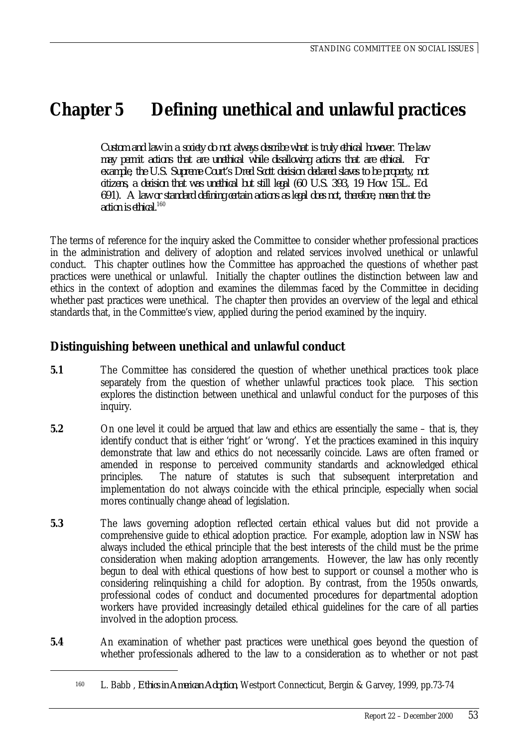# Chapter 5 Defining unethical and unlawful practices

> *Custom and law in a society do not always describe what is truly ethical however. The law may permit actions that are unethical while disallowing actions that are ethical. For example, the U.S. Supreme Court's Dred Scott decision declared slaves to be property, not citizens, a decision that was unethical but still legal (60 U.S. 393, 19 How. 15L. Ed. 691). A law or standard defining certain actions as legal does not, therefore, mean that the action is ethical.*[160]

The terms of reference for the inquiry asked the Committee to consider whether professional practices in the administration and delivery of adoption and related services involved unethical or unlawful conduct. This chapter outlines how the Committee has approached the questions of whether past practices were unethical or unlawful. Initially the chapter outlines the distinction between law and ethics in the context of adoption and examines the dilemmas faced by the Committee in deciding whether past practices were unethical. The chapter then provides an overview of the legal and ethical standards that, in the Committee's view, applied during the period examined by the inquiry.

## Distinguishing between unethical and unlawful conduct

**5.1** The Committee has considered the question of whether unethical practices took place separately from the question of whether unlawful practices took place. This section explores the distinction between unethical and unlawful conduct for the purposes of this inquiry.

**5.2** On one level it could be argued that law and ethics are essentially the same – that is, they identify conduct that is either 'right' or 'wrong'. Yet the practices examined in this inquiry demonstrate that law and ethics do not necessarily coincide. Laws are often framed or amended in response to perceived community standards and acknowledged ethical principles. The nature of statutes is such that subsequent interpretation and implementation do not always coincide with the ethical principle, especially when social mores continually change ahead of legislation.

**5.3** The laws governing adoption reflected certain ethical values but did not provide a comprehensive guide to ethical adoption practice. For example, adoption law in NSW has always included the ethical principle that the best interests of the child must be the prime consideration when making adoption arrangements. However, the law has only recently begun to deal with ethical questions of how best to support or counsel a mother who is considering relinquishing a child for adoption. By contrast, from the 1950s onwards, professional codes of conduct and documented procedures for departmental adoption workers have provided increasingly detailed ethical guidelines for the care of all parties involved in the adoption process.

**5.4** An examination of whether past practices were unethical goes beyond the question of whether professionals adhered to the law to a consideration as to whether or not past

---

[160] L. Babb , *Ethics in American Adoption*, Westport Connecticut, Bergin & Garvey, 1999, pp.73-74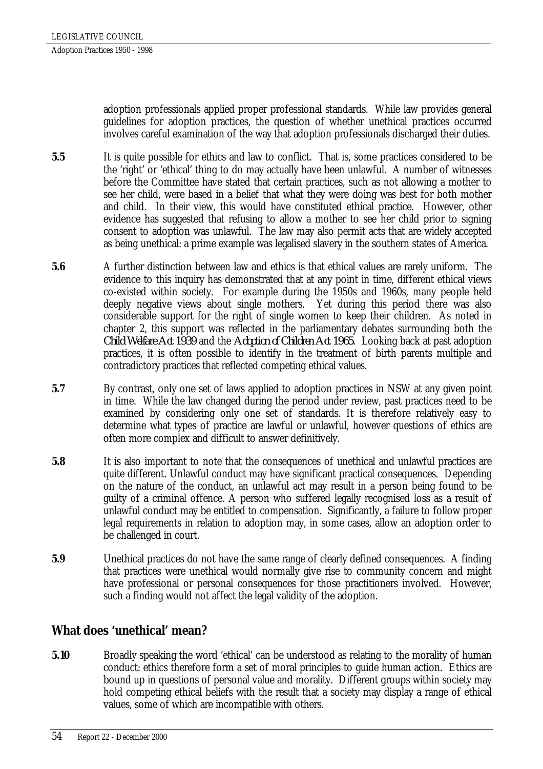adoption professionals applied proper professional standards. While law provides general guidelines for adoption practices, the question of whether unethical practices occurred involves careful examination of the way that adoption professionals discharged their duties.

**5.5** It is quite possible for ethics and law to conflict. That is, some practices considered to be the 'right' or 'ethical' thing to do may actually have been unlawful. A number of witnesses before the Committee have stated that certain practices, such as not allowing a mother to see her child, were based in a belief that what they were doing was best for both mother and child. In their view, this would have constituted ethical practice. However, other evidence has suggested that refusing to allow a mother to see her child prior to signing consent to adoption was unlawful. The law may also permit acts that are widely accepted as being unethical: a prime example was legalised slavery in the southern states of America.

**5.6** A further distinction between law and ethics is that ethical values are rarely uniform. The evidence to this inquiry has demonstrated that at any point in time, different ethical views co-existed within society. For example during the 1950s and 1960s, many people held deeply negative views about single mothers. Yet during this period there was also considerable support for the right of single women to keep their children. As noted in chapter 2, this support was reflected in the parliamentary debates surrounding both the *Child Welfare Act 1939* and the *Adoption of Children Act 1965*. Looking back at past adoption practices, it is often possible to identify in the treatment of birth parents multiple and contradictory practices that reflected competing ethical values.

**5.7** By contrast, only one set of laws applied to adoption practices in NSW at any given point in time. While the law changed during the period under review, past practices need to be examined by considering only one set of standards. It is therefore relatively easy to determine what types of practice are lawful or unlawful, however questions of ethics are often more complex and difficult to answer definitively.

**5.8** It is also important to note that the consequences of unethical and unlawful practices are quite different. Unlawful conduct may have significant practical consequences. Depending on the nature of the conduct, an unlawful act may result in a person being found to be guilty of a criminal offence. A person who suffered legally recognised loss as a result of unlawful conduct may be entitled to compensation. Significantly, a failure to follow proper legal requirements in relation to adoption may, in some cases, allow an adoption order to be challenged in court.

**5.9** Unethical practices do not have the same range of clearly defined consequences. A finding that practices were unethical would normally give rise to community concern and might have professional or personal consequences for those practitioners involved. However, such a finding would not affect the legal validity of the adoption.

## What does 'unethical' mean?

**5.10** Broadly speaking the word 'ethical' can be understood as relating to the morality of human conduct: ethics therefore form a set of moral principles to guide human action. Ethics are bound up in questions of personal value and morality. Different groups within society may hold competing ethical beliefs with the result that a society may display a range of ethical values, some of which are incompatible with others.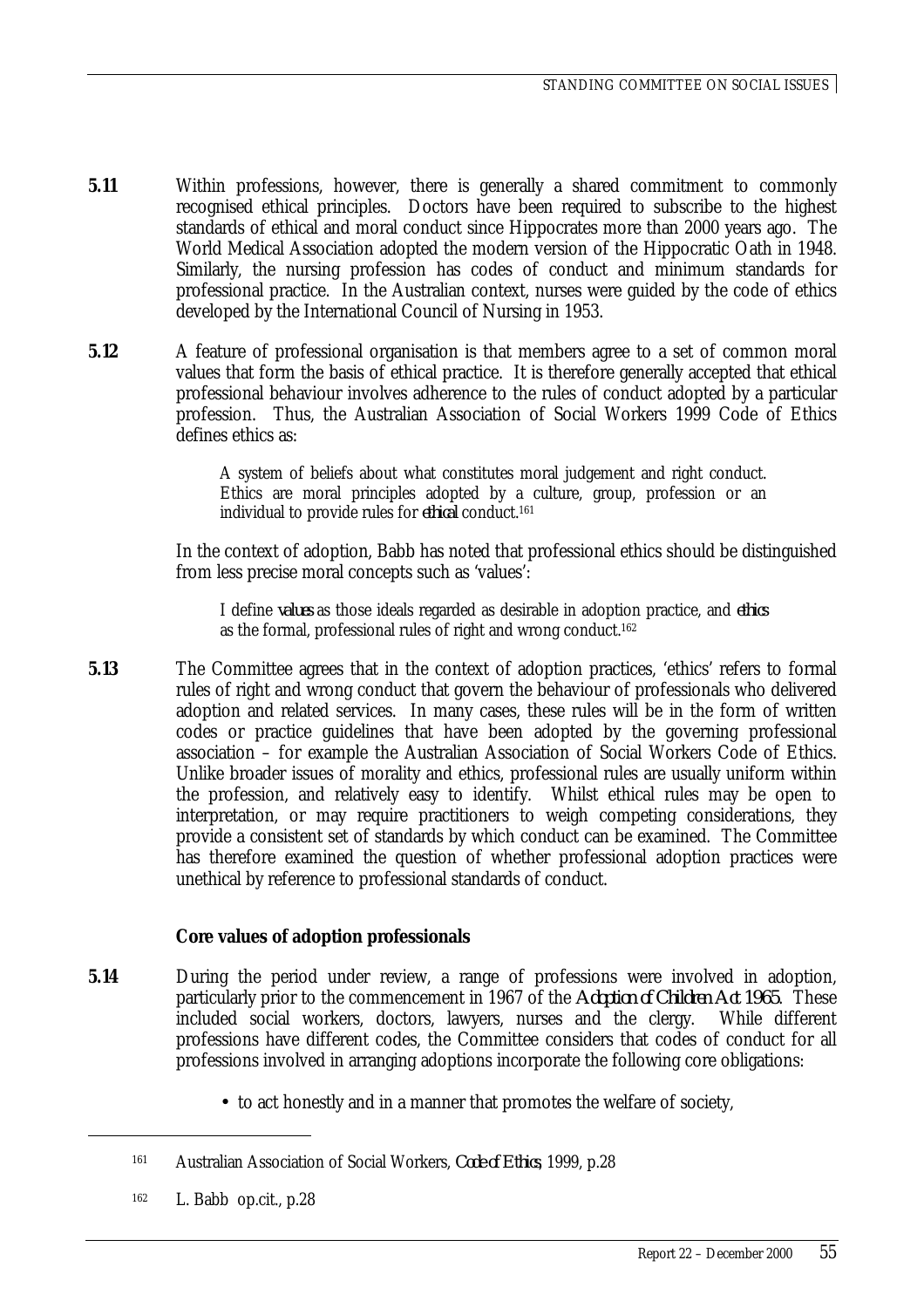**5.11** Within professions, however, there is generally a shared commitment to commonly recognised ethical principles. Doctors have been required to subscribe to the highest standards of ethical and moral conduct since Hippocrates more than 2000 years ago. The World Medical Association adopted the modern version of the Hippocratic Oath in 1948. Similarly, the nursing profession has codes of conduct and minimum standards for professional practice. In the Australian context, nurses were guided by the code of ethics developed by the International Council of Nursing in 1953.

**5.12** A feature of professional organisation is that members agree to a set of common moral values that form the basis of ethical practice. It is therefore generally accepted that ethical professional behaviour involves adherence to the rules of conduct adopted by a particular profession. Thus, the Australian Association of Social Workers 1999 Code of Ethics defines ethics as:

> A system of beliefs about what constitutes moral judgement and right conduct. Ethics are moral principles adopted by a culture, group, profession or an individual to provide rules for *ethical* conduct.[161]

In the context of adoption, Babb has noted that professional ethics should be distinguished from less precise moral concepts such as 'values':

> I define *values* as those ideals regarded as desirable in adoption practice, and *ethics* as the formal, professional rules of right and wrong conduct.[162]

**5.13** The Committee agrees that in the context of adoption practices, 'ethics' refers to formal rules of right and wrong conduct that govern the behaviour of professionals who delivered adoption and related services. In many cases, these rules will be in the form of written codes or practice guidelines that have been adopted by the governing professional association – for example the Australian Association of Social Workers Code of Ethics. Unlike broader issues of morality and ethics, professional rules are usually uniform within the profession, and relatively easy to identify. Whilst ethical rules may be open to interpretation, or may require practitioners to weigh competing considerations, they provide a consistent set of standards by which conduct can be examined. The Committee has therefore examined the question of whether professional adoption practices were unethical by reference to professional standards of conduct.

### Core values of adoption professionals

**5.14** During the period under review, a range of professions were involved in adoption, particularly prior to the commencement in 1967 of the *Adoption of Children Act 1965*. These included social workers, doctors, lawyers, nurses and the clergy. While different professions have different codes, the Committee considers that codes of conduct for all professions involved in arranging adoptions incorporate the following core obligations:

- to act honestly and in a manner that promotes the welfare of society,

---

161 Australian Association of Social Workers, *Code of Ethics*, 1999, p.28

162 L. Babb op.cit., p.28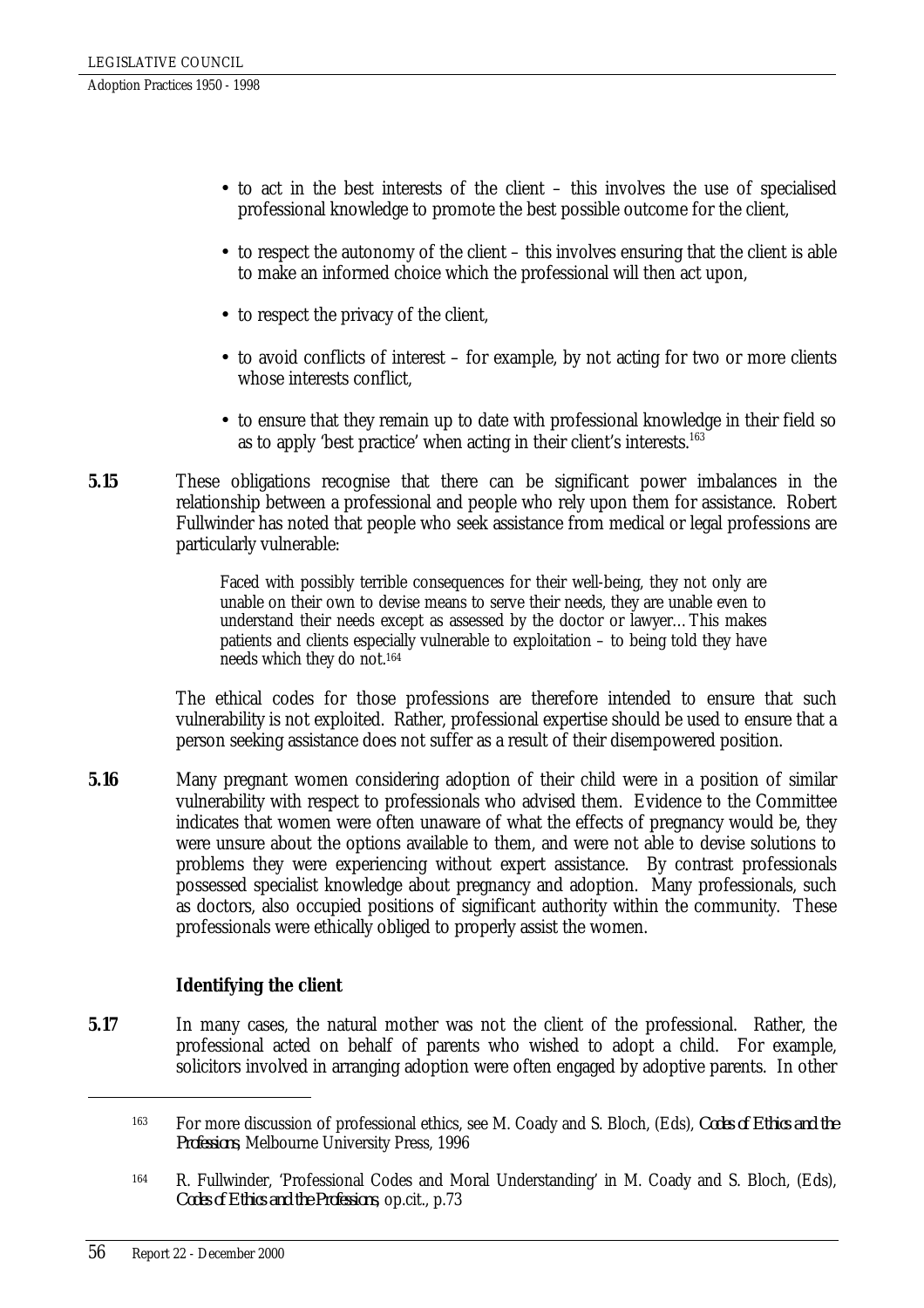- to act in the best interests of the client – this involves the use of specialised professional knowledge to promote the best possible outcome for the client,
- to respect the autonomy of the client – this involves ensuring that the client is able to make an informed choice which the professional will then act upon,
- to respect the privacy of the client,
- to avoid conflicts of interest – for example, by not acting for two or more clients whose interests conflict,
- to ensure that they remain up to date with professional knowledge in their field so as to apply 'best practice' when acting in their client's interests.[163]

**5.15** These obligations recognise that there can be significant power imbalances in the relationship between a professional and people who rely upon them for assistance. Robert Fullwinder has noted that people who seek assistance from medical or legal professions are particularly vulnerable:

> Faced with possibly terrible consequences for their well-being, they not only are unable on their own to devise means to serve their needs, they are unable even to understand their needs except as assessed by the doctor or lawyer… This makes patients and clients especially vulnerable to exploitation – to being told they have needs which they do not.[164]

The ethical codes for those professions are therefore intended to ensure that such vulnerability is not exploited. Rather, professional expertise should be used to ensure that a person seeking assistance does not suffer as a result of their disempowered position.

**5.16** Many pregnant women considering adoption of their child were in a position of similar vulnerability with respect to professionals who advised them. Evidence to the Committee indicates that women were often unaware of what the effects of pregnancy would be, they were unsure about the options available to them, and were not able to devise solutions to problems they were experiencing without expert assistance. By contrast professionals possessed specialist knowledge about pregnancy and adoption. Many professionals, such as doctors, also occupied positions of significant authority within the community. These professionals were ethically obliged to properly assist the women.

### Identifying the client

**5.17** In many cases, the natural mother was not the client of the professional. Rather, the professional acted on behalf of parents who wished to adopt a child. For example, solicitors involved in arranging adoption were often engaged by adoptive parents. In other

---

[163] For more discussion of professional ethics, see M. Coady and S. Bloch, (Eds), *Codes of Ethics and the Professions*, Melbourne University Press, 1996

[164] R. Fullwinder, 'Professional Codes and Moral Understanding' in M. Coady and S. Bloch, (Eds), *Codes of Ethics and the Professions*, op.cit., p.73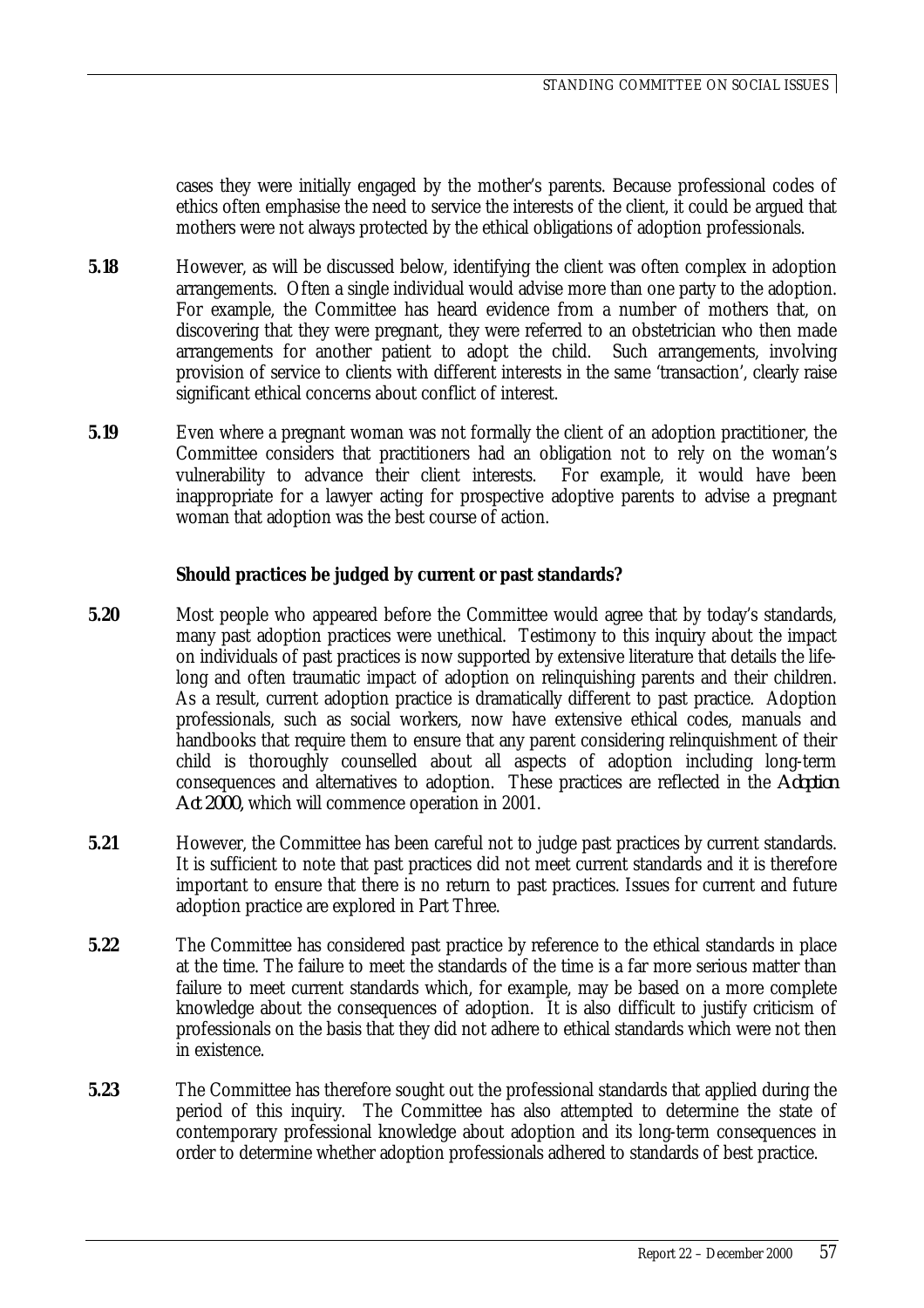cases they were initially engaged by the mother's parents. Because professional codes of ethics often emphasise the need to service the interests of the client, it could be argued that mothers were not always protected by the ethical obligations of adoption professionals.

**5.18** However, as will be discussed below, identifying the client was often complex in adoption arrangements. Often a single individual would advise more than one party to the adoption. For example, the Committee has heard evidence from a number of mothers that, on discovering that they were pregnant, they were referred to an obstetrician who then made arrangements for another patient to adopt the child. Such arrangements, involving provision of service to clients with different interests in the same 'transaction', clearly raise significant ethical concerns about conflict of interest.

**5.19** Even where a pregnant woman was not formally the client of an adoption practitioner, the Committee considers that practitioners had an obligation not to rely on the woman's vulnerability to advance their client interests. For example, it would have been inappropriate for a lawyer acting for prospective adoptive parents to advise a pregnant woman that adoption was the best course of action.

### Should practices be judged by current or past standards?

**5.20** Most people who appeared before the Committee would agree that by today's standards, many past adoption practices were unethical. Testimony to this inquiry about the impact on individuals of past practices is now supported by extensive literature that details the life-long and often traumatic impact of adoption on relinquishing parents and their children. As a result, current adoption practice is dramatically different to past practice. Adoption professionals, such as social workers, now have extensive ethical codes, manuals and handbooks that require them to ensure that any parent considering relinquishment of their child is thoroughly counselled about all aspects of adoption including long-term consequences and alternatives to adoption. These practices are reflected in the *Adoption Act 2000*, which will commence operation in 2001.

**5.21** However, the Committee has been careful not to judge past practices by current standards. It is sufficient to note that past practices did not meet current standards and it is therefore important to ensure that there is no return to past practices. Issues for current and future adoption practice are explored in Part Three.

**5.22** The Committee has considered past practice by reference to the ethical standards in place at the time. The failure to meet the standards of the time is a far more serious matter than failure to meet current standards which, for example, may be based on a more complete knowledge about the consequences of adoption. It is also difficult to justify criticism of professionals on the basis that they did not adhere to ethical standards which were not then in existence.

**5.23** The Committee has therefore sought out the professional standards that applied during the period of this inquiry. The Committee has also attempted to determine the state of contemporary professional knowledge about adoption and its long-term consequences in order to determine whether adoption professionals adhered to standards of best practice.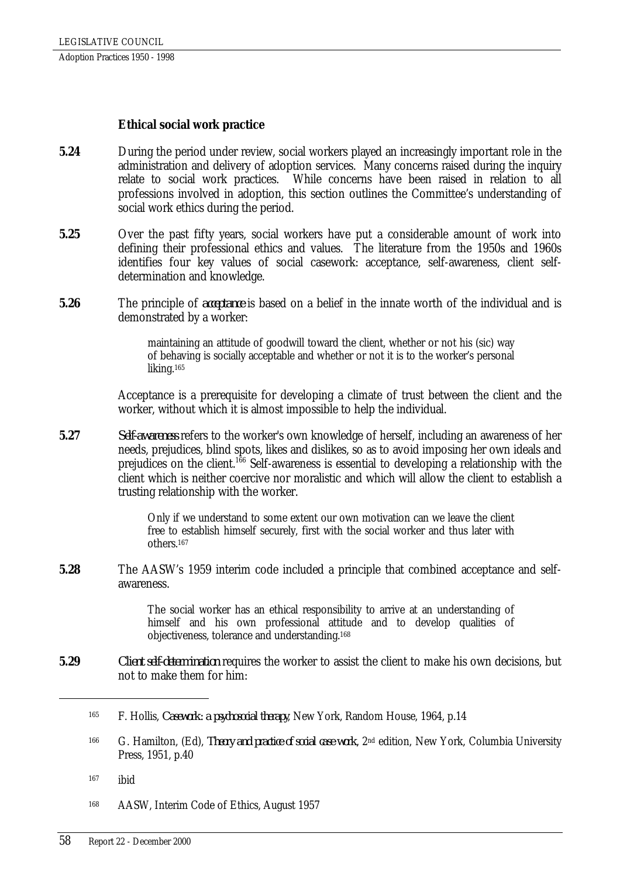### Ethical social work practice

**5.24** During the period under review, social workers played an increasingly important role in the administration and delivery of adoption services. Many concerns raised during the inquiry relate to social work practices. While concerns have been raised in relation to all professions involved in adoption, this section outlines the Committee's understanding of social work ethics during the period.

**5.25** Over the past fifty years, social workers have put a considerable amount of work into defining their professional ethics and values. The literature from the 1950s and 1960s identifies four key values of social casework: acceptance, self-awareness, client self-determination and knowledge.

**5.26** The principle of *acceptance* is based on a belief in the innate worth of the individual and is demonstrated by a worker:

> maintaining an attitude of goodwill toward the client, whether or not his (sic) way of behaving is socially acceptable and whether or not it is to the worker's personal liking.[165]

Acceptance is a prerequisite for developing a climate of trust between the client and the worker, without which it is almost impossible to help the individual.

**5.27** *Self-awareness* refers to the worker's own knowledge of herself, including an awareness of her needs, prejudices, blind spots, likes and dislikes, so as to avoid imposing her own ideals and prejudices on the client.[166] Self-awareness is essential to developing a relationship with the client which is neither coercive nor moralistic and which will allow the client to establish a trusting relationship with the worker.

> Only if we understand to some extent our own motivation can we leave the client free to establish himself securely, first with the social worker and thus later with others.[167]

**5.28** The AASW's 1959 interim code included a principle that combined acceptance and self-awareness.

> The social worker has an ethical responsibility to arrive at an understanding of himself and his own professional attitude and to develop qualities of objectiveness, tolerance and understanding.[168]

**5.29** *Client self-determination* requires the worker to assist the client to make his own decisions, but not to make them for him:

---

[165] F. Hollis, *Casework: a psychosocial therapy*, New York, Random House, 1964, p.14

[166] G. Hamilton, (Ed), *Theory and practice of social case work*, 2nd edition, New York, Columbia University Press, 1951, p.40

[167] ibid

[168] AASW, Interim Code of Ethics, August 1957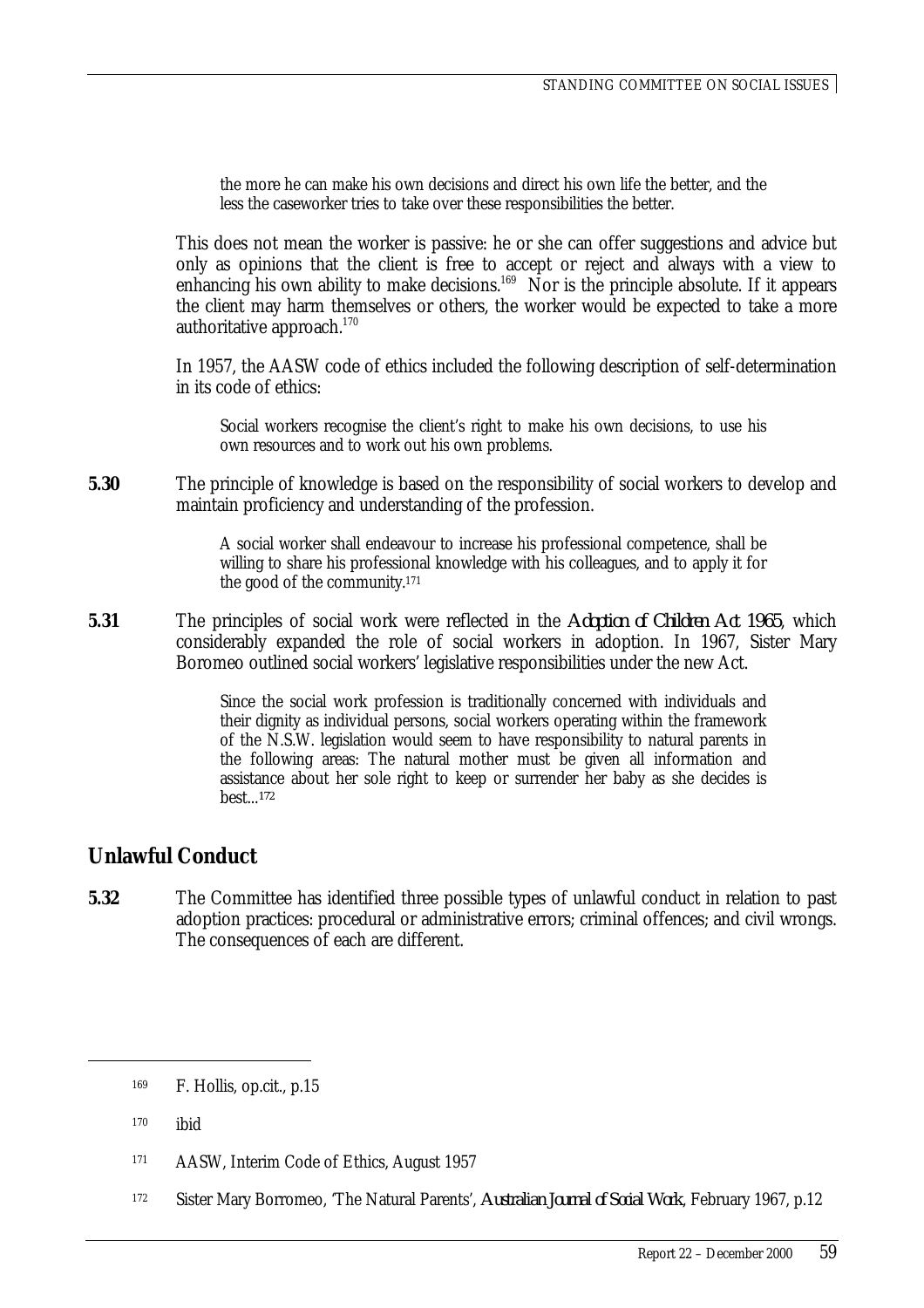> the more he can make his own decisions and direct his own life the better, and the less the caseworker tries to take over these responsibilities the better.

This does not mean the worker is passive: he or she can offer suggestions and advice but only as opinions that the client is free to accept or reject and always with a view to enhancing his own ability to make decisions.[169] Nor is the principle absolute. If it appears the client may harm themselves or others, the worker would be expected to take a more authoritative approach.[170]

In 1957, the AASW code of ethics included the following description of self-determination in its code of ethics:

> Social workers recognise the client's right to make his own decisions, to use his own resources and to work out his own problems.

**5.30** The principle of knowledge is based on the responsibility of social workers to develop and maintain proficiency and understanding of the profession.

> A social worker shall endeavour to increase his professional competence, shall be willing to share his professional knowledge with his colleagues, and to apply it for the good of the community.[171]

**5.31** The principles of social work were reflected in the *Adoption of Children Act 1965*, which considerably expanded the role of social workers in adoption. In 1967, Sister Mary Boromeo outlined social workers' legislative responsibilities under the new Act.

> Since the social work profession is traditionally concerned with individuals and their dignity as individual persons, social workers operating within the framework of the N.S.W. legislation would seem to have responsibility to natural parents in the following areas: The natural mother must be given all information and assistance about her sole right to keep or surrender her baby as she decides is best...[172]

## Unlawful Conduct

**5.32** The Committee has identified three possible types of unlawful conduct in relation to past adoption practices: procedural or administrative errors; criminal offences; and civil wrongs. The consequences of each are different.

---

[169] F. Hollis, op.cit., p.15

[170] ibid

[171] AASW, Interim Code of Ethics, August 1957

[172] Sister Mary Borromeo, 'The Natural Parents', *Australian Journal of Social Work*, February 1967, p.12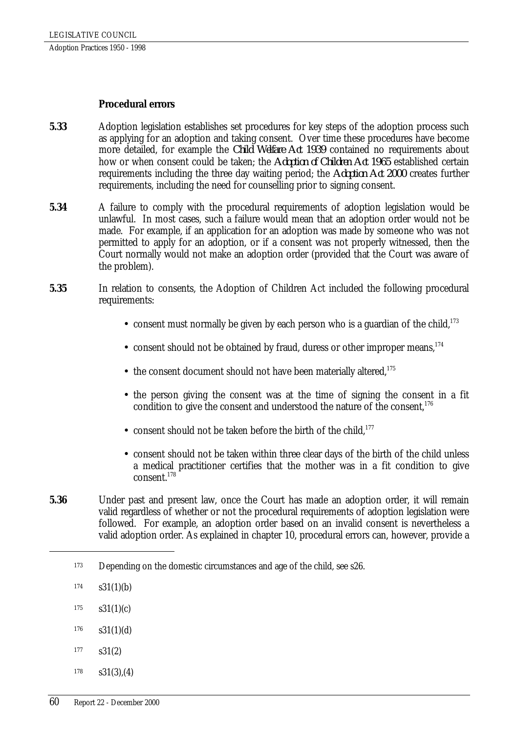### Procedural errors

**5.33** Adoption legislation establishes set procedures for key steps of the adoption process such as applying for an adoption and taking consent. Over time these procedures have become more detailed, for example the *Child Welfare Act 1939* contained no requirements about how or when consent could be taken; the *Adoption of Children Act 1965* established certain requirements including the three day waiting period; the *Adoption Act 2000* creates further requirements, including the need for counselling prior to signing consent.

**5.34** A failure to comply with the procedural requirements of adoption legislation would be unlawful. In most cases, such a failure would mean that an adoption order would not be made. For example, if an application for an adoption was made by someone who was not permitted to apply for an adoption, or if a consent was not properly witnessed, then the Court normally would not make an adoption order (provided that the Court was aware of the problem).

**5.35** In relation to consents, the Adoption of Children Act included the following procedural requirements:

- consent must normally be given by each person who is a guardian of the child,[173]
- consent should not be obtained by fraud, duress or other improper means,[174]
- the consent document should not have been materially altered,[175]
- the person giving the consent was at the time of signing the consent in a fit condition to give the consent and understood the nature of the consent,[176]
- consent should not be taken before the birth of the child,[177]
- consent should not be taken within three clear days of the birth of the child unless a medical practitioner certifies that the mother was in a fit condition to give consent.[178]

**5.36** Under past and present law, once the Court has made an adoption order, it will remain valid regardless of whether or not the procedural requirements of adoption legislation were followed. For example, an adoption order based on an invalid consent is nevertheless a valid adoption order. As explained in chapter 10, procedural errors can, however, provide a

---

173 Depending on the domestic circumstances and age of the child, see s26.

174 s31(1)(b)

175 s31(1)(c)

176 s31(1)(d)

177 s31(2)

178 s31(3),(4)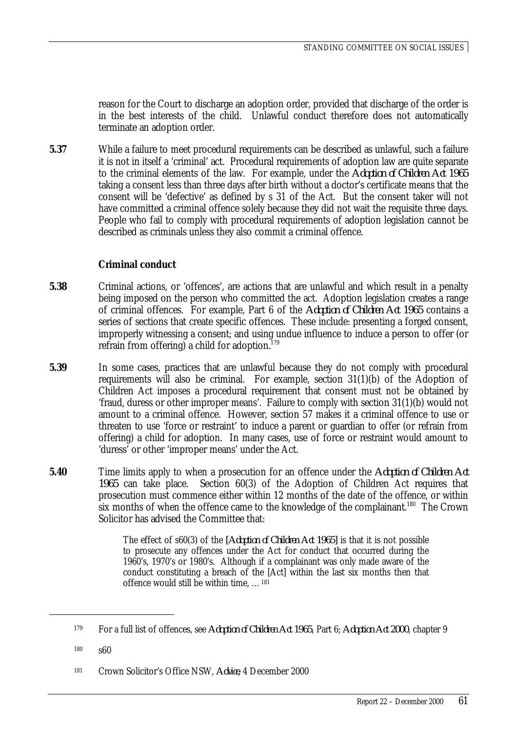reason for the Court to discharge an adoption order, provided that discharge of the order is in the best interests of the child. Unlawful conduct therefore does not automatically terminate an adoption order.

**5.37** While a failure to meet procedural requirements can be described as unlawful, such a failure it is not in itself a 'criminal' act. Procedural requirements of adoption law are quite separate to the criminal elements of the law. For example, under the *Adoption of Children Act 1965* taking a consent less than three days after birth without a doctor's certificate means that the consent will be 'defective' as defined by s 31 of the Act. But the consent taker will not have committed a criminal offence solely because they did not wait the requisite three days. People who fail to comply with procedural requirements of adoption legislation cannot be described as criminals unless they also commit a criminal offence.

### Criminal conduct

**5.38** Criminal actions, or 'offences', are actions that are unlawful and which result in a penalty being imposed on the person who committed the act. Adoption legislation creates a range of criminal offences. For example, Part 6 of the *Adoption of Children Act 1965* contains a series of sections that create specific offences. These include: presenting a forged consent, improperly witnessing a consent; and using undue influence to induce a person to offer (or refrain from offering) a child for adoption.[179]

**5.39** In some cases, practices that are unlawful because they do not comply with procedural requirements will also be criminal. For example, section 31(1)(b) of the Adoption of Children Act imposes a procedural requirement that consent must not be obtained by 'fraud, duress or other improper means'. Failure to comply with section 31(1)(b) would not amount to a criminal offence. However, section 57 makes it a criminal offence to use or threaten to use 'force or restraint' to induce a parent or guardian to offer (or refrain from offering) a child for adoption. In many cases, use of force or restraint would amount to 'duress' or other 'improper means' under the Act.

**5.40** Time limits apply to when a prosecution for an offence under the *Adoption of Children Act 1965* can take place. Section 60(3) of the Adoption of Children Act requires that prosecution must commence either within 12 months of the date of the offence, or within six months of when the offence came to the knowledge of the complainant.[180] The Crown Solicitor has advised the Committee that:

> The effect of s60(3) of the [*Adoption of Children Act 1965*] is that it is not possible to prosecute any offences under the Act for conduct that occurred during the 1960's, 1970's or 1980's. Although if a complainant was only made aware of the conduct constituting a breach of the [Act] within the last six months then that offence would still be within time, …[181]

---

[179] For a full list of offences, see *Adoption of Children Act 1965*, Part 6; *Adoption Act 2000*, chapter 9

[180] s60

[181] Crown Solicitor's Office NSW, *Advice*, 4 December 2000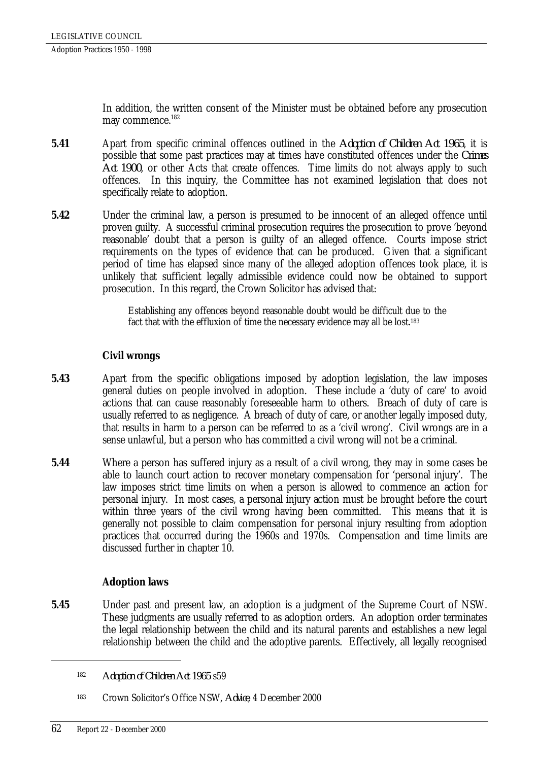In addition, the written consent of the Minister must be obtained before any prosecution may commence.[182]

**5.41** Apart from specific criminal offences outlined in the *Adoption of Children Act 1965*, it is possible that some past practices may at times have constituted offences under the *Crimes Act 1900*, or other Acts that create offences. Time limits do not always apply to such offences. In this inquiry, the Committee has not examined legislation that does not specifically relate to adoption.

**5.42** Under the criminal law, a person is presumed to be innocent of an alleged offence until proven guilty. A successful criminal prosecution requires the prosecution to prove 'beyond reasonable' doubt that a person is guilty of an alleged offence. Courts impose strict requirements on the types of evidence that can be produced. Given that a significant period of time has elapsed since many of the alleged adoption offences took place, it is unlikely that sufficient legally admissible evidence could now be obtained to support prosecution. In this regard, the Crown Solicitor has advised that:

> Establishing any offences beyond reasonable doubt would be difficult due to the fact that with the effluxion of time the necessary evidence may all be lost.[183]

### Civil wrongs

**5.43** Apart from the specific obligations imposed by adoption legislation, the law imposes general duties on people involved in adoption. These include a 'duty of care' to avoid actions that can cause reasonably foreseeable harm to others. Breach of duty of care is usually referred to as negligence. A breach of duty of care, or another legally imposed duty, that results in harm to a person can be referred to as a 'civil wrong'. Civil wrongs are in a sense unlawful, but a person who has committed a civil wrong will not be a criminal.

**5.44** Where a person has suffered injury as a result of a civil wrong, they may in some cases be able to launch court action to recover monetary compensation for 'personal injury'. The law imposes strict time limits on when a person is allowed to commence an action for personal injury. In most cases, a personal injury action must be brought before the court within three years of the civil wrong having been committed. This means that it is generally not possible to claim compensation for personal injury resulting from adoption practices that occurred during the 1960s and 1970s. Compensation and time limits are discussed further in chapter 10.

### Adoption laws

**5.45** Under past and present law, an adoption is a judgment of the Supreme Court of NSW. These judgments are usually referred to as adoption orders. An adoption order terminates the legal relationship between the child and its natural parents and establishes a new legal relationship between the child and the adoptive parents. Effectively, all legally recognised

---

[182] *Adoption of Children Act 1965* s59

[183] Crown Solicitor's Office NSW, *Advice*, 4 December 2000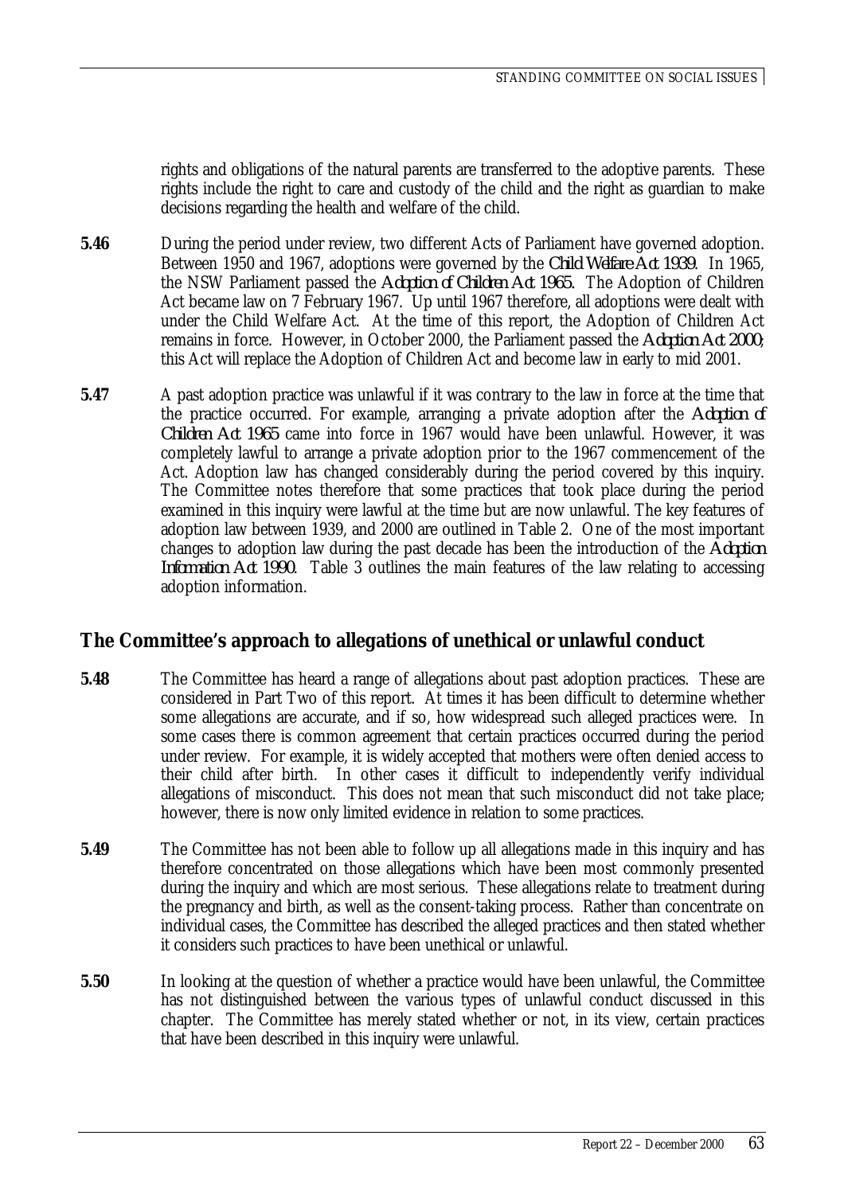rights and obligations of the natural parents are transferred to the adoptive parents. These rights include the right to care and custody of the child and the right as guardian to make decisions regarding the health and welfare of the child.

**5.46** During the period under review, two different Acts of Parliament have governed adoption. Between 1950 and 1967, adoptions were governed by the *Child Welfare Act 1939*. In 1965, the NSW Parliament passed the *Adoption of Children Act 1965*. The Adoption of Children Act became law on 7 February 1967. Up until 1967 therefore, all adoptions were dealt with under the Child Welfare Act. At the time of this report, the Adoption of Children Act remains in force. However, in October 2000, the Parliament passed the *Adoption Act 2000*; this Act will replace the Adoption of Children Act and become law in early to mid 2001.

**5.47** A past adoption practice was unlawful if it was contrary to the law in force at the time that the practice occurred. For example, arranging a private adoption after the *Adoption of Children Act 1965* came into force in 1967 would have been unlawful. However, it was completely lawful to arrange a private adoption prior to the 1967 commencement of the Act. Adoption law has changed considerably during the period covered by this inquiry. The Committee notes therefore that some practices that took place during the period examined in this inquiry were lawful at the time but are now unlawful. The key features of adoption law between 1939, and 2000 are outlined in Table 2. One of the most important changes to adoption law during the past decade has been the introduction of the *Adoption Information Act 1990*. Table 3 outlines the main features of the law relating to accessing adoption information.

## The Committee's approach to allegations of unethical or unlawful conduct

**5.48** The Committee has heard a range of allegations about past adoption practices. These are considered in Part Two of this report. At times it has been difficult to determine whether some allegations are accurate, and if so, how widespread such alleged practices were. In some cases there is common agreement that certain practices occurred during the period under review. For example, it is widely accepted that mothers were often denied access to their child after birth. In other cases it difficult to independently verify individual allegations of misconduct. This does not mean that such misconduct did not take place; however, there is now only limited evidence in relation to some practices.

**5.49** The Committee has not been able to follow up all allegations made in this inquiry and has therefore concentrated on those allegations which have been most commonly presented during the inquiry and which are most serious. These allegations relate to treatment during the pregnancy and birth, as well as the consent-taking process. Rather than concentrate on individual cases, the Committee has described the alleged practices and then stated whether it considers such practices to have been unethical or unlawful.

**5.50** In looking at the question of whether a practice would have been unlawful, the Committee has not distinguished between the various types of unlawful conduct discussed in this chapter. The Committee has merely stated whether or not, in its view, certain practices that have been described in this inquiry were unlawful.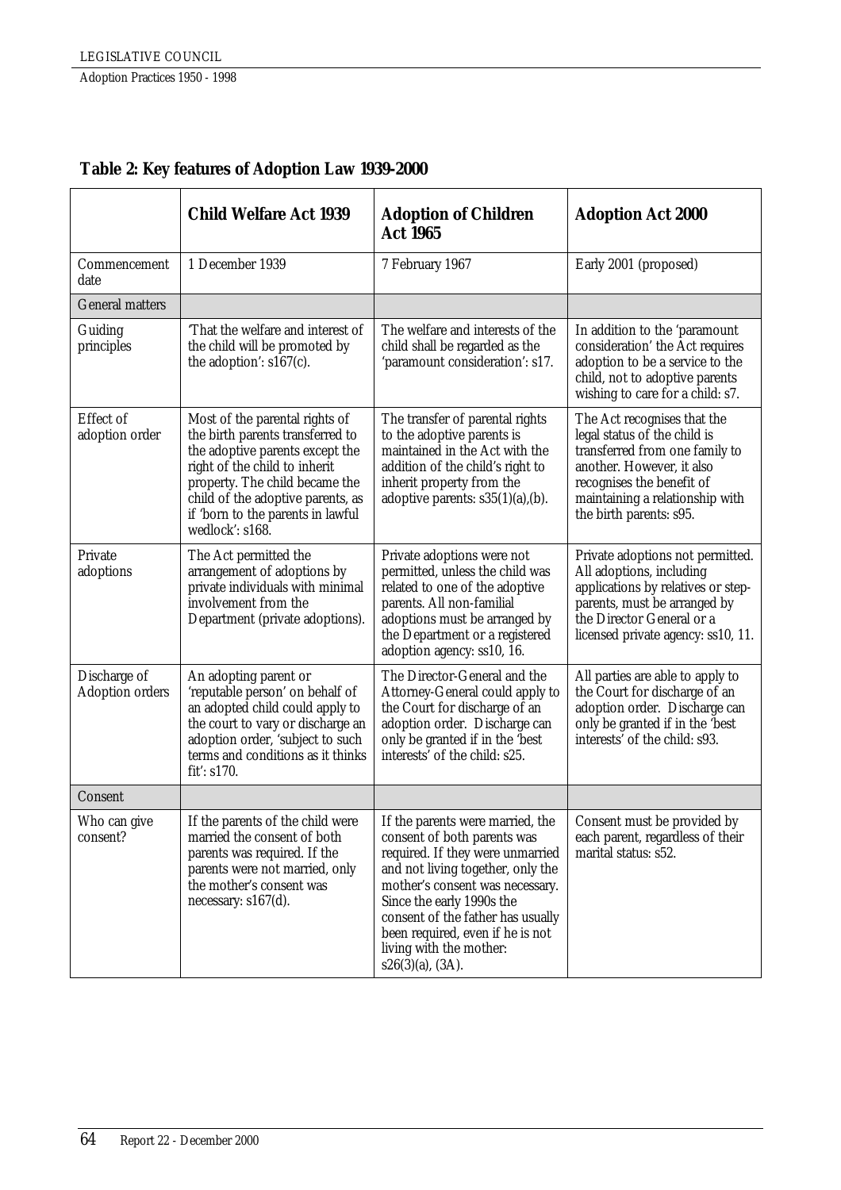**Table 2: Key features of Adoption Law 1939-2000**

| | Child Welfare Act 1939 | Adoption of Children Act 1965 | Adoption Act 2000 |
|---|---|---|---|
| Commencement date | 1 December 1939 | 7 February 1967 | Early 2001 (proposed) |
| General matters | | | |
| Guiding principles | 'That the welfare and interest of the child will be promoted by the adoption': s167(c). | The welfare and interests of the child shall be regarded as the 'paramount consideration': s17. | In addition to the 'paramount consideration' the Act requires adoption to be a service to the child, not to adoptive parents wishing to care for a child: s7. |
| Effect of adoption order | Most of the parental rights of the birth parents transferred to the adoptive parents except the right of the child to inherit property. The child became the child of the adoptive parents, as if 'born to the parents in lawful wedlock': s168. | The transfer of parental rights to the adoptive parents is maintained in the Act with the addition of the child's right to inherit property from the adoptive parents: s35(1)(a),(b). | The Act recognises that the legal status of the child is transferred from one family to another. However, it also recognises the benefit of maintaining a relationship with the birth parents: s95. |
| Private adoptions | The Act permitted the arrangement of adoptions by private individuals with minimal involvement from the Department (private adoptions). | Private adoptions were not permitted, unless the child was related to one of the adoptive parents. All non-familial adoptions must be arranged by the Department or a registered adoption agency: ss10, 16. | Private adoptions not permitted. All adoptions, including applications by relatives or step-parents, must be arranged by the Director General or a licensed private agency: ss10, 11. |
| Discharge of Adoption orders | An adopting parent or 'reputable person' on behalf of an adopted child could apply to the court to vary or discharge an adoption order, 'subject to such terms and conditions as it thinks fit': s170. | The Director-General and the Attorney-General could apply to the Court for discharge of an adoption order. Discharge can only be granted if in the 'best interests' of the child: s25. | All parties are able to apply to the Court for discharge of an adoption order. Discharge can only be granted if in the 'best interests' of the child: s93. |
| Consent | | | |
| Who can give consent? | If the parents of the child were married the consent of both parents was required. If the parents were not married, only the mother's consent was necessary: s167(d). | If the parents were married, the consent of both parents was required. If they were unmarried and not living together, only the mother's consent was necessary. Since the early 1990s the consent of the father has usually been required, even if he is not living with the mother: s26(3)(a), (3A). | Consent must be provided by each parent, regardless of their marital status: s52. |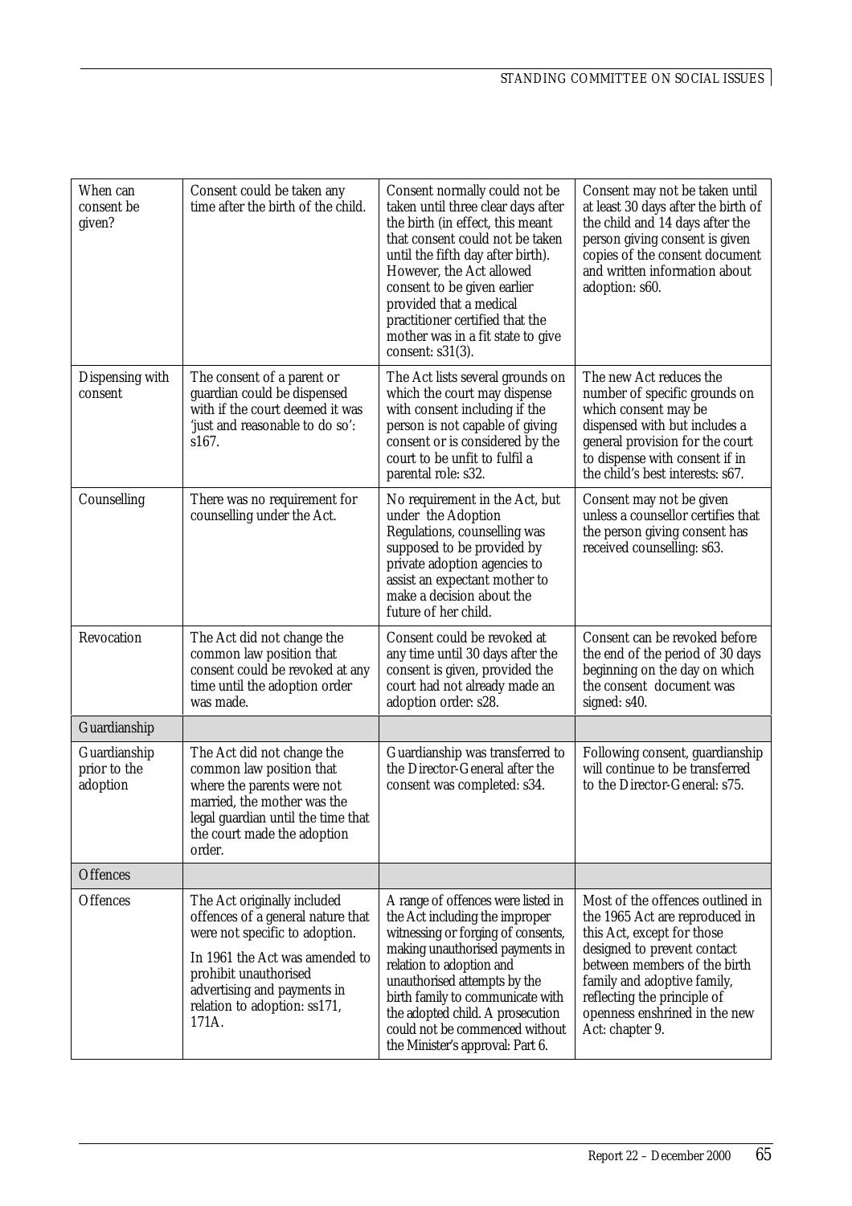| When can consent be given? | Consent could be taken any time after the birth of the child. | Consent normally could not be taken until three clear days after the birth (in effect, this meant that consent could not be taken until the fifth day after birth). However, the Act allowed consent to be given earlier provided that a medical practitioner certified that the mother was in a fit state to give consent: s31(3). | Consent may not be taken until at least 30 days after the birth of the child and 14 days after the person giving consent is given copies of the consent document and written information about adoption: s60. |
|---|---|---|---|
| Dispensing with consent | The consent of a parent or guardian could be dispensed with if the court deemed it was 'just and reasonable to do so': s167. | The Act lists several grounds on which the court may dispense with consent including if the person is not capable of giving consent or is considered by the court to be unfit to fulfil a parental role: s32. | The new Act reduces the number of specific grounds on which consent may be dispensed with but includes a general provision for the court to dispense with consent if in the child's best interests: s67. |
| Counselling | There was no requirement for counselling under the Act. | No requirement in the Act, but under the Adoption Regulations, counselling was supposed to be provided by private adoption agencies to assist an expectant mother to make a decision about the future of her child. | Consent may not be given unless a counsellor certifies that the person giving consent has received counselling: s63. |
| Revocation | The Act did not change the common law position that consent could be revoked at any time until the adoption order was made. | Consent could be revoked at any time until 30 days after the consent is given, provided the court had not already made an adoption order: s28. | Consent can be revoked before the end of the period of 30 days beginning on the day on which the consent document was signed: s40. |
| Guardianship | | | |
| Guardianship prior to the adoption | The Act did not change the common law position that where the parents were not married, the mother was the legal guardian until the time that the court made the adoption order. | Guardianship was transferred to the Director-General after the consent was completed: s34. | Following consent, guardianship will continue to be transferred to the Director-General: s75. |
| Offences | | | |
| Offences | The Act originally included offences of a general nature that were not specific to adoption.<br><br>In 1961 the Act was amended to prohibit unauthorised advertising and payments in relation to adoption: ss171, 171A. | A range of offences were listed in the Act including the improper witnessing or forging of consents, making unauthorised payments in relation to adoption and unauthorised attempts by the birth family to communicate with the adopted child. A prosecution could not be commenced without the Minister's approval: Part 6. | Most of the offences outlined in the 1965 Act are reproduced in this Act, except for those designed to prevent contact between members of the birth family and adoptive family, reflecting the principle of openness enshrined in the new Act: chapter 9. |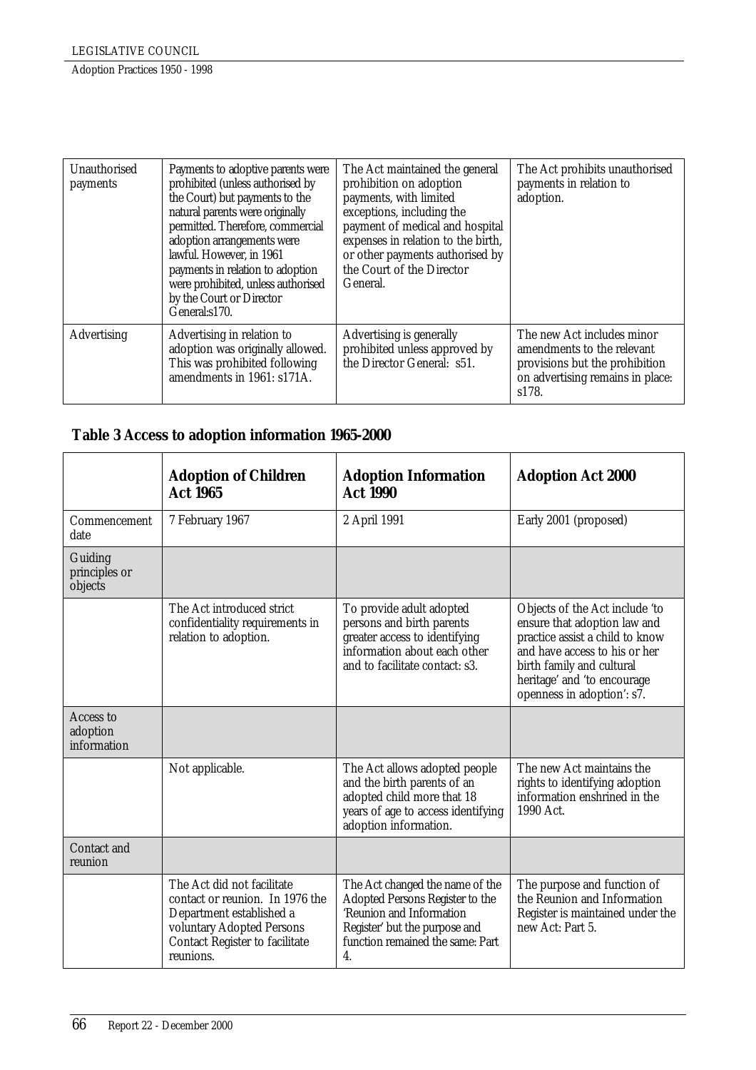| | | | |
|---|---|---|---|
| Unauthorised payments | Payments to adoptive parents were prohibited (unless authorised by the Court) but payments to the natural parents were originally permitted. Therefore, commercial adoption arrangements were lawful. However, in 1961 payments in relation to adoption were prohibited, unless authorised by the Court or Director General:s170. | The Act maintained the general prohibition on adoption payments, with limited exceptions, including the payment of medical and hospital expenses in relation to the birth, or other payments authorised by the Court of the Director General. | The Act prohibits unauthorised payments in relation to adoption. |
| Advertising | Advertising in relation to adoption was originally allowed. This was prohibited following amendments in 1961: s171A. | Advertising is generally prohibited unless approved by the Director General: s51. | The new Act includes minor amendments to the relevant provisions but the prohibition on advertising remains in place: s178. |

**Table 3 Access to adoption information 1965-2000**

| | **Adoption of Children Act 1965** | **Adoption Information Act 1990** | **Adoption Act 2000** |
|---|---|---|---|
| Commencement date | 7 February 1967 | 2 April 1991 | Early 2001 (proposed) |
| Guiding principles or objects | | | |
| | The Act introduced strict confidentiality requirements in relation to adoption. | To provide adult adopted persons and birth parents greater access to identifying information about each other and to facilitate contact: s3. | Objects of the Act include 'to ensure that adoption law and practice assist a child to know and have access to his or her birth family and cultural heritage' and 'to encourage openness in adoption': s7. |
| Access to adoption information | | | |
| | Not applicable. | The Act allows adopted people and the birth parents of an adopted child more that 18 years of age to access identifying adoption information. | The new Act maintains the rights to identifying adoption information enshrined in the 1990 Act. |
| Contact and reunion | | | |
| | The Act did not facilitate contact or reunion. In 1976 the Department established a voluntary Adopted Persons Contact Register to facilitate reunions. | The Act changed the name of the Adopted Persons Register to the 'Reunion and Information Register' but the purpose and function remained the same: Part 4. | The purpose and function of the Reunion and Information Register is maintained under the new Act: Part 5. |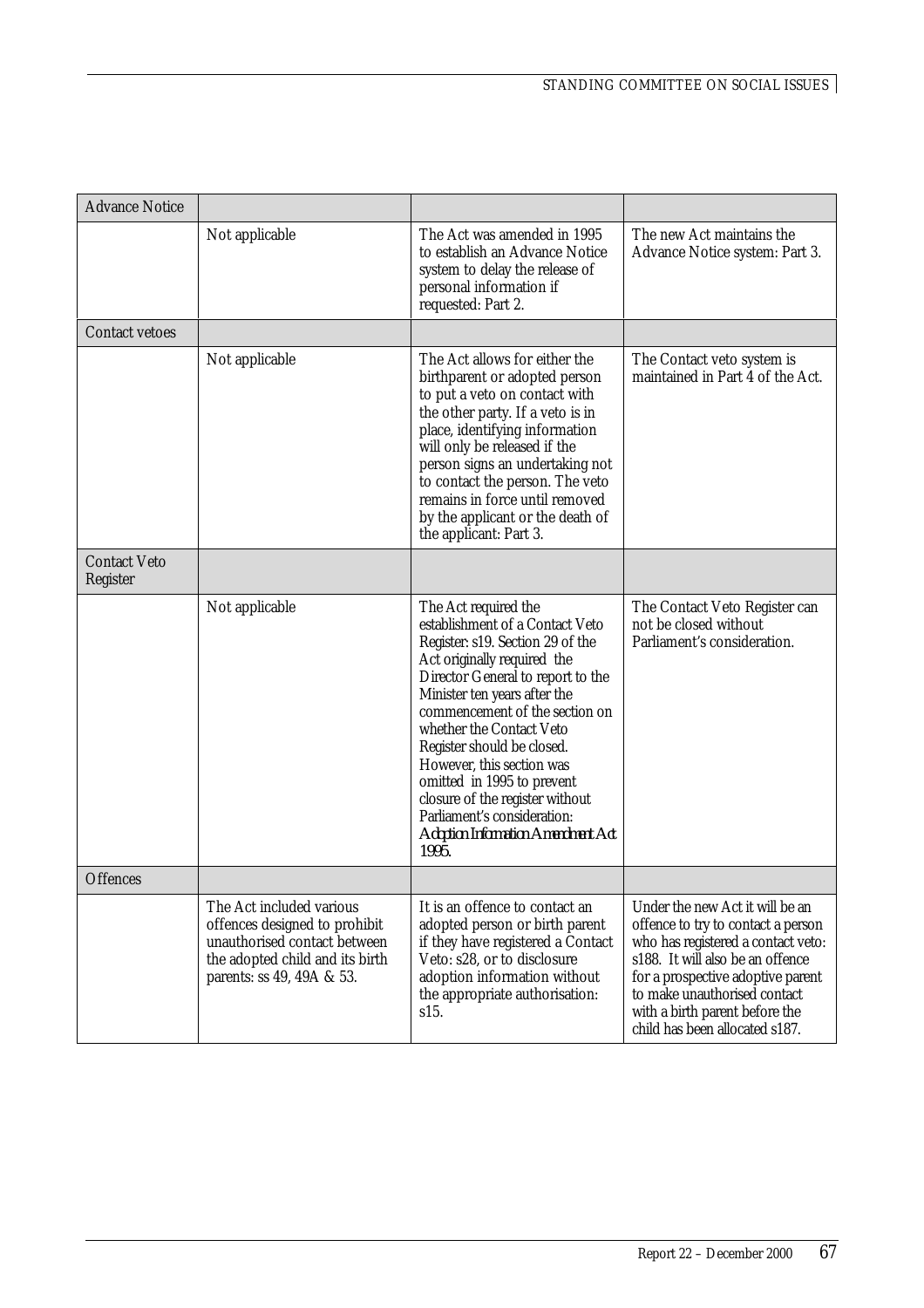| | | | |
|---|---|---|---|
| Advance Notice | | | |
| | Not applicable | The Act was amended in 1995 to establish an Advance Notice system to delay the release of personal information if requested: Part 2. | The new Act maintains the Advance Notice system: Part 3. |
| Contact vetoes | | | |
| | Not applicable | The Act allows for either the birthparent or adopted person to put a veto on contact with the other party. If a veto is in place, identifying information will only be released if the person signs an undertaking not to contact the person. The veto remains in force until removed by the applicant or the death of the applicant: Part 3. | The Contact veto system is maintained in Part 4 of the Act. |
| Contact Veto Register | | | |
| | Not applicable | The Act required the establishment of a Contact Veto Register: s19. Section 29 of the Act originally required the Director General to report to the Minister ten years after the commencement of the section on whether the Contact Veto Register should be closed. However, this section was omitted in 1995 to prevent closure of the register without Parliament's consideration: ***Adoption Information Amendment Act 1995.*** | The Contact Veto Register can not be closed without Parliament's consideration. |
| Offences | | | |
| | The Act included various offences designed to prohibit unauthorised contact between the adopted child and its birth parents: ss 49, 49A & 53. | It is an offence to contact an adopted person or birth parent if they have registered a Contact Veto: s28, or to disclosure adoption information without the appropriate authorisation: s15. | Under the new Act it will be an offence to try to contact a person who has registered a contact veto: s188. It will also be an offence for a prospective adoptive parent to make unauthorised contact with a birth parent before the child has been allocated s187. |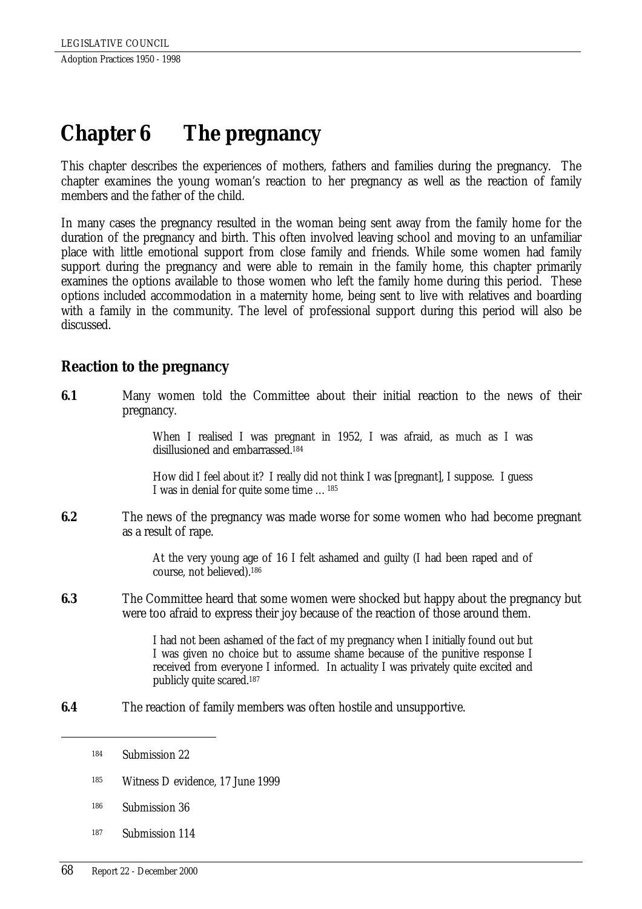# Chapter 6 The pregnancy

This chapter describes the experiences of mothers, fathers and families during the pregnancy. The chapter examines the young woman's reaction to her pregnancy as well as the reaction of family members and the father of the child.

In many cases the pregnancy resulted in the woman being sent away from the family home for the duration of the pregnancy and birth. This often involved leaving school and moving to an unfamiliar place with little emotional support from close family and friends. While some women had family support during the pregnancy and were able to remain in the family home, this chapter primarily examines the options available to those women who left the family home during this period. These options included accommodation in a maternity home, being sent to live with relatives and boarding with a family in the community. The level of professional support during this period will also be discussed.

## Reaction to the pregnancy

**6.1** Many women told the Committee about their initial reaction to the news of their pregnancy.

> When I realised I was pregnant in 1952, I was afraid, as much as I was disillusioned and embarrassed.[184]

> How did I feel about it? I really did not think I was [pregnant], I suppose. I guess I was in denial for quite some time … [185]

**6.2** The news of the pregnancy was made worse for some women who had become pregnant as a result of rape.

> At the very young age of 16 I felt ashamed and guilty (I had been raped and of course, not believed).[186]

**6.3** The Committee heard that some women were shocked but happy about the pregnancy but were too afraid to express their joy because of the reaction of those around them.

> I had not been ashamed of the fact of my pregnancy when I initially found out but I was given no choice but to assume shame because of the punitive response I received from everyone I informed. In actuality I was privately quite excited and publicly quite scared.[187]

**6.4** The reaction of family members was often hostile and unsupportive.

---

[184] Submission 22

[185] Witness D evidence, 17 June 1999

[186] Submission 36

[187] Submission 114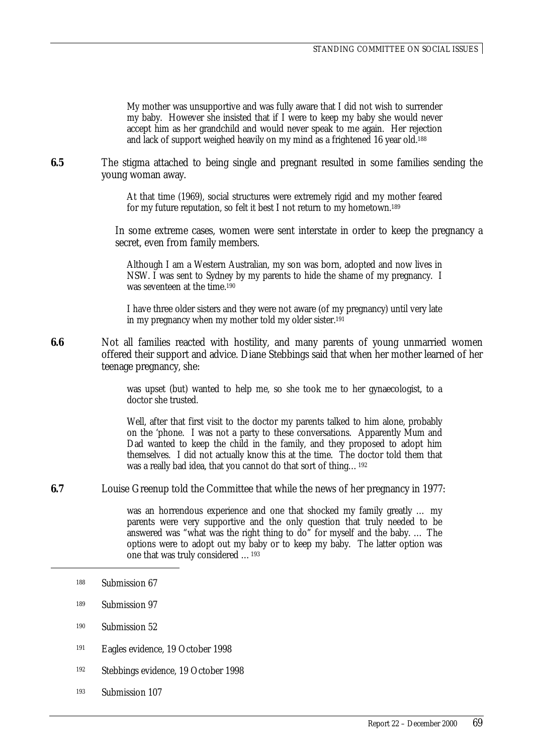> My mother was unsupportive and was fully aware that I did not wish to surrender my baby. However she insisted that if I were to keep my baby she would never accept him as her grandchild and would never speak to me again. Her rejection and lack of support weighed heavily on my mind as a frightened 16 year old.[188]

**6.5** The stigma attached to being single and pregnant resulted in some families sending the young woman away.

> At that time (1969), social structures were extremely rigid and my mother feared for my future reputation, so felt it best I not return to my hometown.[189]

In some extreme cases, women were sent interstate in order to keep the pregnancy a secret, even from family members.

> Although I am a Western Australian, my son was born, adopted and now lives in NSW. I was sent to Sydney by my parents to hide the shame of my pregnancy. I was seventeen at the time.[190]

> I have three older sisters and they were not aware (of my pregnancy) until very late in my pregnancy when my mother told my older sister.[191]

**6.6** Not all families reacted with hostility, and many parents of young unmarried women offered their support and advice. Diane Stebbings said that when her mother learned of her teenage pregnancy, she:

> was upset (but) wanted to help me, so she took me to her gynaecologist, to a doctor she trusted.
>
> Well, after that first visit to the doctor my parents talked to him alone, probably on the 'phone. I was not a party to these conversations. Apparently Mum and Dad wanted to keep the child in the family, and they proposed to adopt him themselves. I did not actually know this at the time. The doctor told them that was a really bad idea, that you cannot do that sort of thing…[192]

**6.7** Louise Greenup told the Committee that while the news of her pregnancy in 1977:

> was an horrendous experience and one that shocked my family greatly … my parents were very supportive and the only question that truly needed to be answered was "what was the right thing to do" for myself and the baby. … The options were to adopt out my baby or to keep my baby. The latter option was one that was truly considered …[193]

---

[188] Submission 67

[189] Submission 97

[190] Submission 52

[191] Eagles evidence, 19 October 1998

[192] Stebbings evidence, 19 October 1998

[193] Submission 107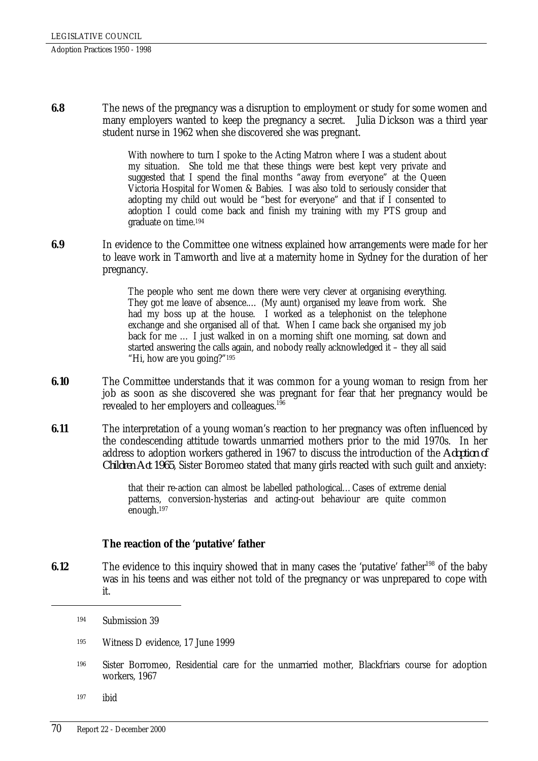**6.8** The news of the pregnancy was a disruption to employment or study for some women and many employers wanted to keep the pregnancy a secret. Julia Dickson was a third year student nurse in 1962 when she discovered she was pregnant.

> With nowhere to turn I spoke to the Acting Matron where I was a student about my situation. She told me that these things were best kept very private and suggested that I spend the final months "away from everyone" at the Queen Victoria Hospital for Women & Babies. I was also told to seriously consider that adopting my child out would be "best for everyone" and that if I consented to adoption I could come back and finish my training with my PTS group and graduate on time.[194]

**6.9** In evidence to the Committee one witness explained how arrangements were made for her to leave work in Tamworth and live at a maternity home in Sydney for the duration of her pregnancy.

> The people who sent me down there were very clever at organising everything. They got me leave of absence.... (My aunt) organised my leave from work. She had my boss up at the house. I worked as a telephonist on the telephone exchange and she organised all of that. When I came back she organised my job back for me … I just walked in on a morning shift one morning, sat down and started answering the calls again, and nobody really acknowledged it – they all said "Hi, how are you going?"[195]

**6.10** The Committee understands that it was common for a young woman to resign from her job as soon as she discovered she was pregnant for fear that her pregnancy would be revealed to her employers and colleagues.[196]

**6.11** The interpretation of a young woman's reaction to her pregnancy was often influenced by the condescending attitude towards unmarried mothers prior to the mid 1970s. In her address to adoption workers gathered in 1967 to discuss the introduction of the *Adoption of Children Act 1965*, Sister Boromeo stated that many girls reacted with such guilt and anxiety:

> that their re-action can almost be labelled pathological… Cases of extreme denial patterns, conversion-hysterias and acting-out behaviour are quite common enough.[197]

### The reaction of the 'putative' father

**6.12** The evidence to this inquiry showed that in many cases the 'putative' father[198] of the baby was in his teens and was either not told of the pregnancy or was unprepared to cope with it.

---

[194] Submission 39

[195] Witness D evidence, 17 June 1999

[196] Sister Borromeo, Residential care for the unmarried mother, Blackfriars course for adoption workers, 1967

[197] ibid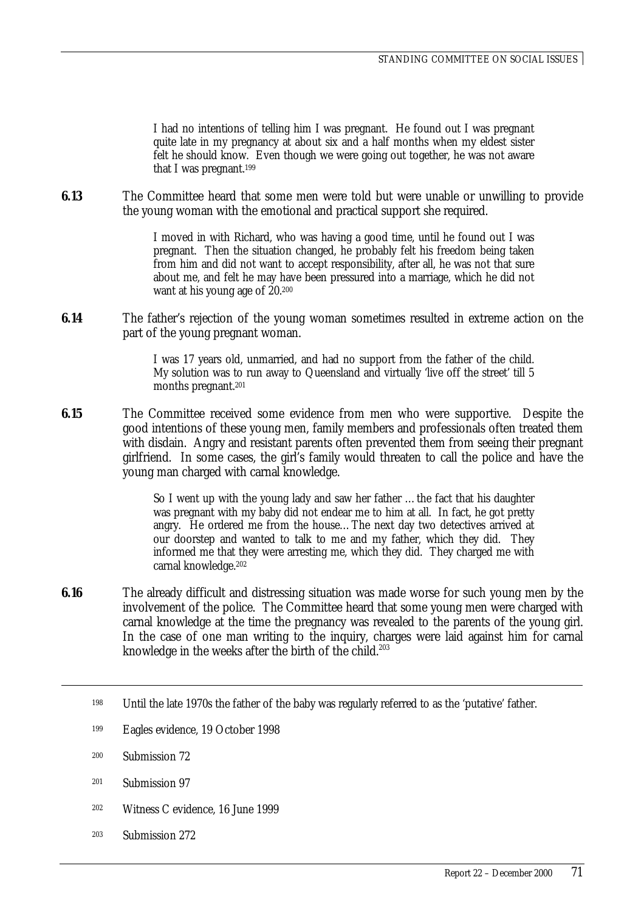> I had no intentions of telling him I was pregnant. He found out I was pregnant quite late in my pregnancy at about six and a half months when my eldest sister felt he should know. Even though we were going out together, he was not aware that I was pregnant.[199]

**6.13** The Committee heard that some men were told but were unable or unwilling to provide the young woman with the emotional and practical support she required.

> I moved in with Richard, who was having a good time, until he found out I was pregnant. Then the situation changed, he probably felt his freedom being taken from him and did not want to accept responsibility, after all, he was not that sure about me, and felt he may have been pressured into a marriage, which he did not want at his young age of 20.[200]

**6.14** The father's rejection of the young woman sometimes resulted in extreme action on the part of the young pregnant woman.

> I was 17 years old, unmarried, and had no support from the father of the child. My solution was to run away to Queensland and virtually 'live off the street' till 5 months pregnant.[201]

**6.15** The Committee received some evidence from men who were supportive. Despite the good intentions of these young men, family members and professionals often treated them with disdain. Angry and resistant parents often prevented them from seeing their pregnant girlfriend. In some cases, the girl's family would threaten to call the police and have the young man charged with carnal knowledge.

> So I went up with the young lady and saw her father … the fact that his daughter was pregnant with my baby did not endear me to him at all. In fact, he got pretty angry. He ordered me from the house… The next day two detectives arrived at our doorstep and wanted to talk to me and my father, which they did. They informed me that they were arresting me, which they did. They charged me with carnal knowledge.[202]

**6.16** The already difficult and distressing situation was made worse for such young men by the involvement of the police. The Committee heard that some young men were charged with carnal knowledge at the time the pregnancy was revealed to the parents of the young girl. In the case of one man writing to the inquiry, charges were laid against him for carnal knowledge in the weeks after the birth of the child.[203]

---

[198] Until the late 1970s the father of the baby was regularly referred to as the 'putative' father.

[199] Eagles evidence, 19 October 1998

[200] Submission 72

[201] Submission 97

[202] Witness C evidence, 16 June 1999

[203] Submission 272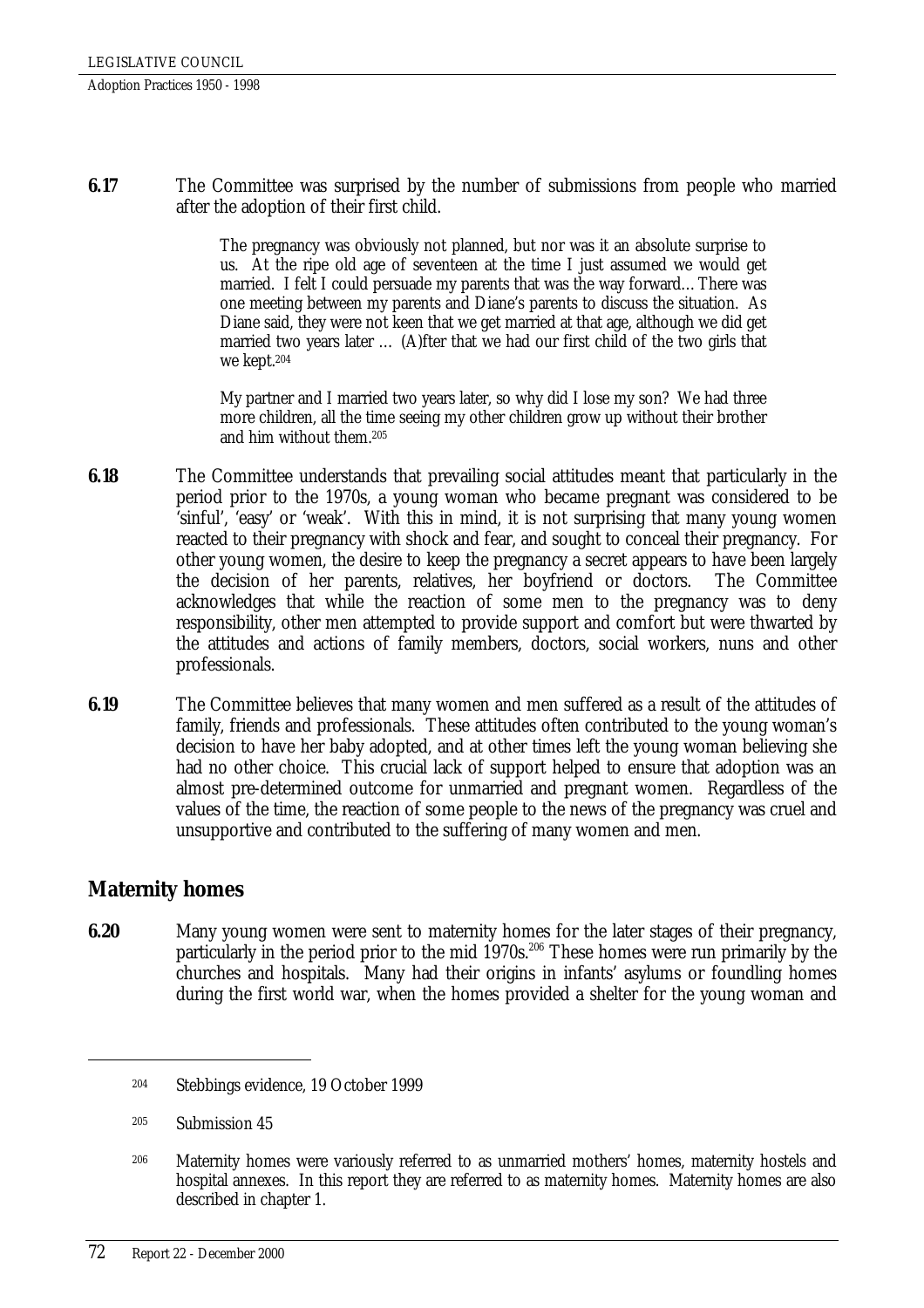**6.17** The Committee was surprised by the number of submissions from people who married after the adoption of their first child.

> The pregnancy was obviously not planned, but nor was it an absolute surprise to us. At the ripe old age of seventeen at the time I just assumed we would get married. I felt I could persuade my parents that was the way forward…There was one meeting between my parents and Diane's parents to discuss the situation. As Diane said, they were not keen that we get married at that age, although we did get married two years later … (A)fter that we had our first child of the two girls that we kept.[204]

> My partner and I married two years later, so why did I lose my son? We had three more children, all the time seeing my other children grow up without their brother and him without them.[205]

**6.18** The Committee understands that prevailing social attitudes meant that particularly in the period prior to the 1970s, a young woman who became pregnant was considered to be 'sinful', 'easy' or 'weak'. With this in mind, it is not surprising that many young women reacted to their pregnancy with shock and fear, and sought to conceal their pregnancy. For other young women, the desire to keep the pregnancy a secret appears to have been largely the decision of her parents, relatives, her boyfriend or doctors. The Committee acknowledges that while the reaction of some men to the pregnancy was to deny responsibility, other men attempted to provide support and comfort but were thwarted by the attitudes and actions of family members, doctors, social workers, nuns and other professionals.

**6.19** The Committee believes that many women and men suffered as a result of the attitudes of family, friends and professionals. These attitudes often contributed to the young woman's decision to have her baby adopted, and at other times left the young woman believing she had no other choice. This crucial lack of support helped to ensure that adoption was an almost pre-determined outcome for unmarried and pregnant women. Regardless of the values of the time, the reaction of some people to the news of the pregnancy was cruel and unsupportive and contributed to the suffering of many women and men.

## Maternity homes

**6.20** Many young women were sent to maternity homes for the later stages of their pregnancy, particularly in the period prior to the mid 1970s.[206] These homes were run primarily by the churches and hospitals. Many had their origins in infants' asylums or foundling homes during the first world war, when the homes provided a shelter for the young woman and

---

[204] Stebbings evidence, 19 October 1999

[205] Submission 45

[206] Maternity homes were variously referred to as unmarried mothers' homes, maternity hostels and hospital annexes. In this report they are referred to as maternity homes. Maternity homes are also described in chapter 1.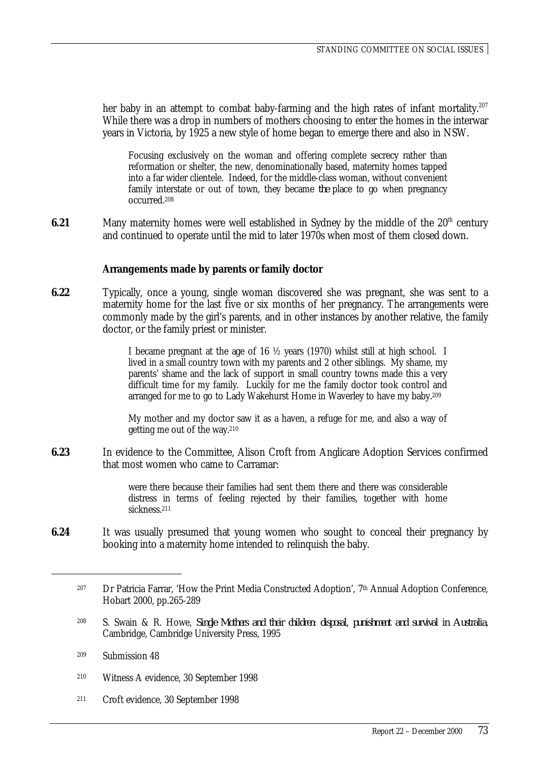her baby in an attempt to combat baby-farming and the high rates of infant mortality.[207] While there was a drop in numbers of mothers choosing to enter the homes in the interwar years in Victoria, by 1925 a new style of home began to emerge there and also in NSW.

> Focusing exclusively on the woman and offering complete secrecy rather than reformation or shelter, the new, denominationally based, maternity homes tapped into a far wider clientele. Indeed, for the middle-class woman, without convenient family interstate or out of town, they became *the* place to go when pregnancy occurred.[208]

**6.21** Many maternity homes were well established in Sydney by the middle of the 20th century and continued to operate until the mid to later 1970s when most of them closed down.

### Arrangements made by parents or family doctor

**6.22** Typically, once a young, single woman discovered she was pregnant, she was sent to a maternity home for the last five or six months of her pregnancy. The arrangements were commonly made by the girl's parents, and in other instances by another relative, the family doctor, or the family priest or minister.

> I became pregnant at the age of 16 ½ years (1970) whilst still at high school. I lived in a small country town with my parents and 2 other siblings. My shame, my parents' shame and the lack of support in small country towns made this a very difficult time for my family. Luckily for me the family doctor took control and arranged for me to go to Lady Wakehurst Home in Waverley to have my baby.[209]

> My mother and my doctor saw it as a haven, a refuge for me, and also a way of getting me out of the way.[210]

**6.23** In evidence to the Committee, Alison Croft from Anglicare Adoption Services confirmed that most women who came to Carramar:

> were there because their families had sent them there and there was considerable distress in terms of feeling rejected by their families, together with home sickness.[211]

**6.24** It was usually presumed that young women who sought to conceal their pregnancy by booking into a maternity home intended to relinquish the baby.

---

[207] Dr Patricia Farrar, 'How the Print Media Constructed Adoption', 7th Annual Adoption Conference, Hobart 2000, pp.265-289

[208] S. Swain & R. Howe, *Single Mothers and their children: disposal, punishment and survival in Australia*, Cambridge, Cambridge University Press, 1995

[209] Submission 48

[210] Witness A evidence, 30 September 1998

[211] Croft evidence, 30 September 1998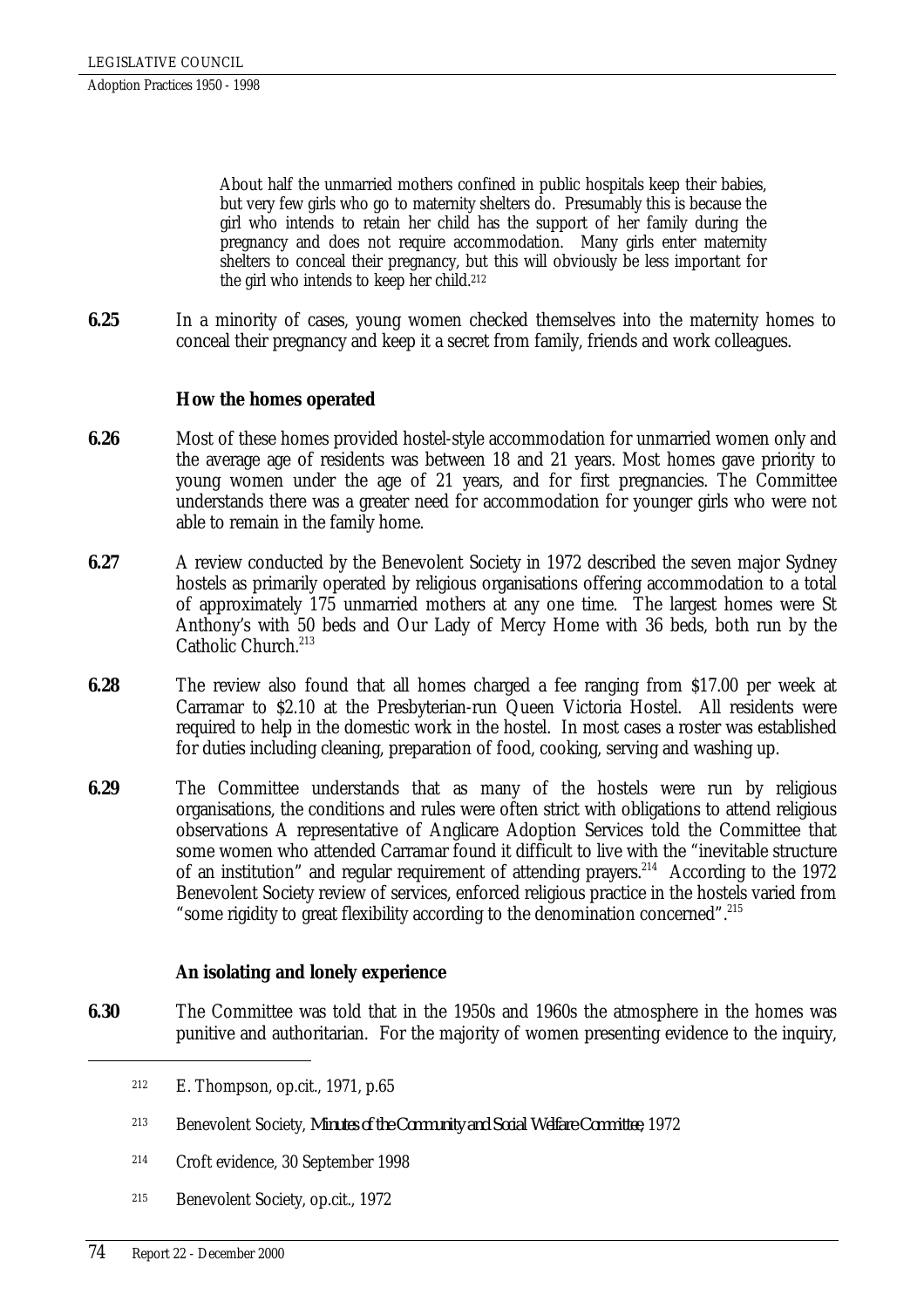> About half the unmarried mothers confined in public hospitals keep their babies, but very few girls who go to maternity shelters do. Presumably this is because the girl who intends to retain her child has the support of her family during the pregnancy and does not require accommodation. Many girls enter maternity shelters to conceal their pregnancy, but this will obviously be less important for the girl who intends to keep her child.[212]

**6.25** In a minority of cases, young women checked themselves into the maternity homes to conceal their pregnancy and keep it a secret from family, friends and work colleagues.

### How the homes operated

**6.26** Most of these homes provided hostel-style accommodation for unmarried women only and the average age of residents was between 18 and 21 years. Most homes gave priority to young women under the age of 21 years, and for first pregnancies. The Committee understands there was a greater need for accommodation for younger girls who were not able to remain in the family home.

**6.27** A review conducted by the Benevolent Society in 1972 described the seven major Sydney hostels as primarily operated by religious organisations offering accommodation to a total of approximately 175 unmarried mothers at any one time. The largest homes were St Anthony's with 50 beds and Our Lady of Mercy Home with 36 beds, both run by the Catholic Church.[213]

**6.28** The review also found that all homes charged a fee ranging from $17.00 per week at Carramar to $2.10 at the Presbyterian-run Queen Victoria Hostel. All residents were required to help in the domestic work in the hostel. In most cases a roster was established for duties including cleaning, preparation of food, cooking, serving and washing up.

**6.29** The Committee understands that as many of the hostels were run by religious organisations, the conditions and rules were often strict with obligations to attend religious observations A representative of Anglicare Adoption Services told the Committee that some women who attended Carramar found it difficult to live with the "inevitable structure of an institution" and regular requirement of attending prayers.[214] According to the 1972 Benevolent Society review of services, enforced religious practice in the hostels varied from "some rigidity to great flexibility according to the denomination concerned".[215]

### An isolating and lonely experience

**6.30** The Committee was told that in the 1950s and 1960s the atmosphere in the homes was punitive and authoritarian. For the majority of women presenting evidence to the inquiry,

---

[212] E. Thompson, op.cit., 1971, p.65

[213] Benevolent Society, *Minutes of the Community and Social Welfare Committee*, 1972

[214] Croft evidence, 30 September 1998

[215] Benevolent Society, op.cit., 1972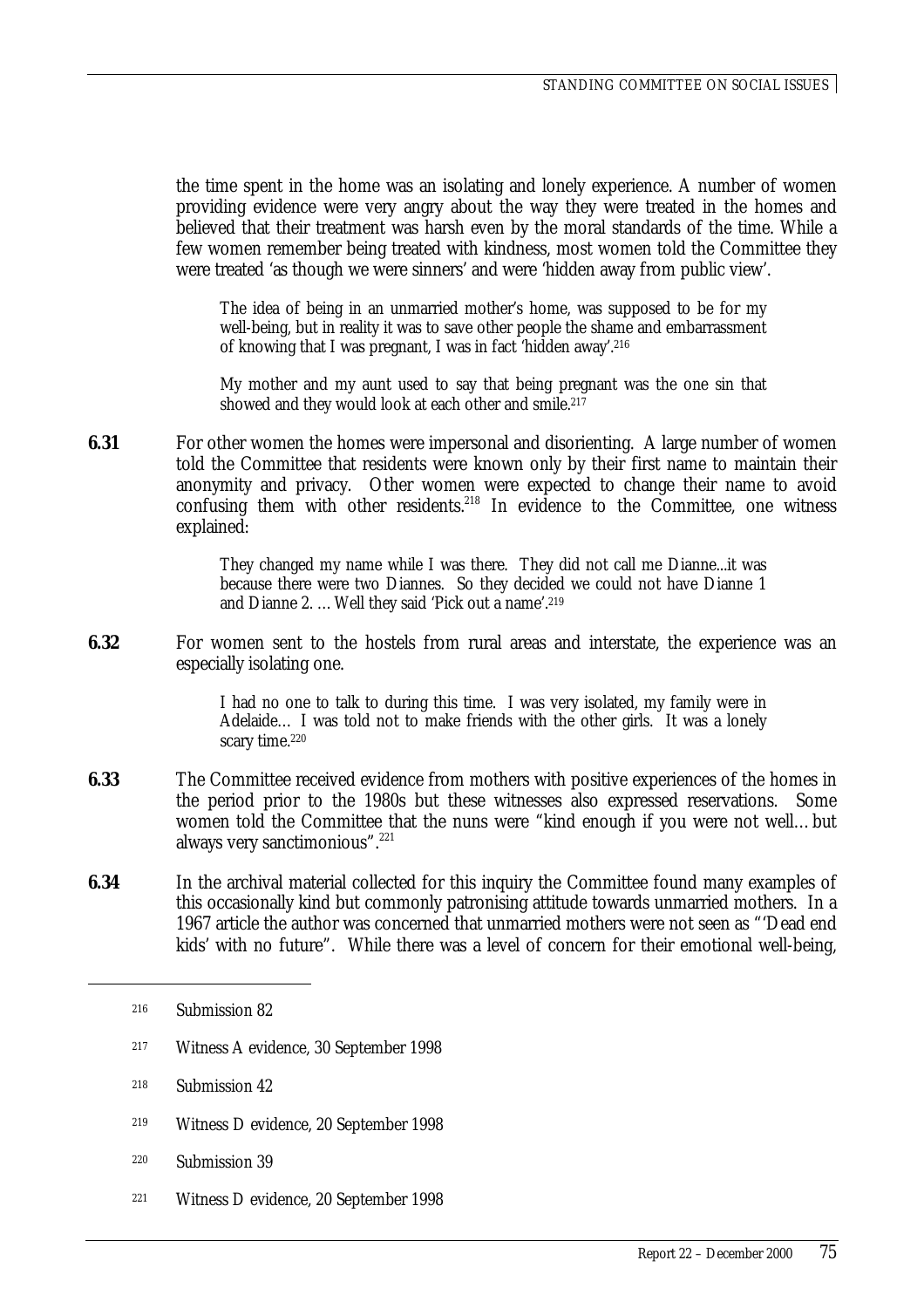the time spent in the home was an isolating and lonely experience. A number of women providing evidence were very angry about the way they were treated in the homes and believed that their treatment was harsh even by the moral standards of the time. While a few women remember being treated with kindness, most women told the Committee they were treated 'as though we were sinners' and were 'hidden away from public view'.

> The idea of being in an unmarried mother's home, was supposed to be for my well-being, but in reality it was to save other people the shame and embarrassment of knowing that I was pregnant, I was in fact 'hidden away'.[216]

> My mother and my aunt used to say that being pregnant was the one sin that showed and they would look at each other and smile.[217]

**6.31** For other women the homes were impersonal and disorienting. A large number of women told the Committee that residents were known only by their first name to maintain their anonymity and privacy. Other women were expected to change their name to avoid confusing them with other residents.[218] In evidence to the Committee, one witness explained:

> They changed my name while I was there. They did not call me Dianne...it was because there were two Diannes. So they decided we could not have Dianne 1 and Dianne 2. … Well they said 'Pick out a name'.[219]

**6.32** For women sent to the hostels from rural areas and interstate, the experience was an especially isolating one.

> I had no one to talk to during this time. I was very isolated, my family were in Adelaide… I was told not to make friends with the other girls. It was a lonely scary time.[220]

**6.33** The Committee received evidence from mothers with positive experiences of the homes in the period prior to the 1980s but these witnesses also expressed reservations. Some women told the Committee that the nuns were "kind enough if you were not well…but always very sanctimonious".[221]

**6.34** In the archival material collected for this inquiry the Committee found many examples of this occasionally kind but commonly patronising attitude towards unmarried mothers. In a 1967 article the author was concerned that unmarried mothers were not seen as "'Dead end kids' with no future". While there was a level of concern for their emotional well-being,

---

216 Submission 82

217 Witness A evidence, 30 September 1998

218 Submission 42

219 Witness D evidence, 20 September 1998

220 Submission 39

221 Witness D evidence, 20 September 1998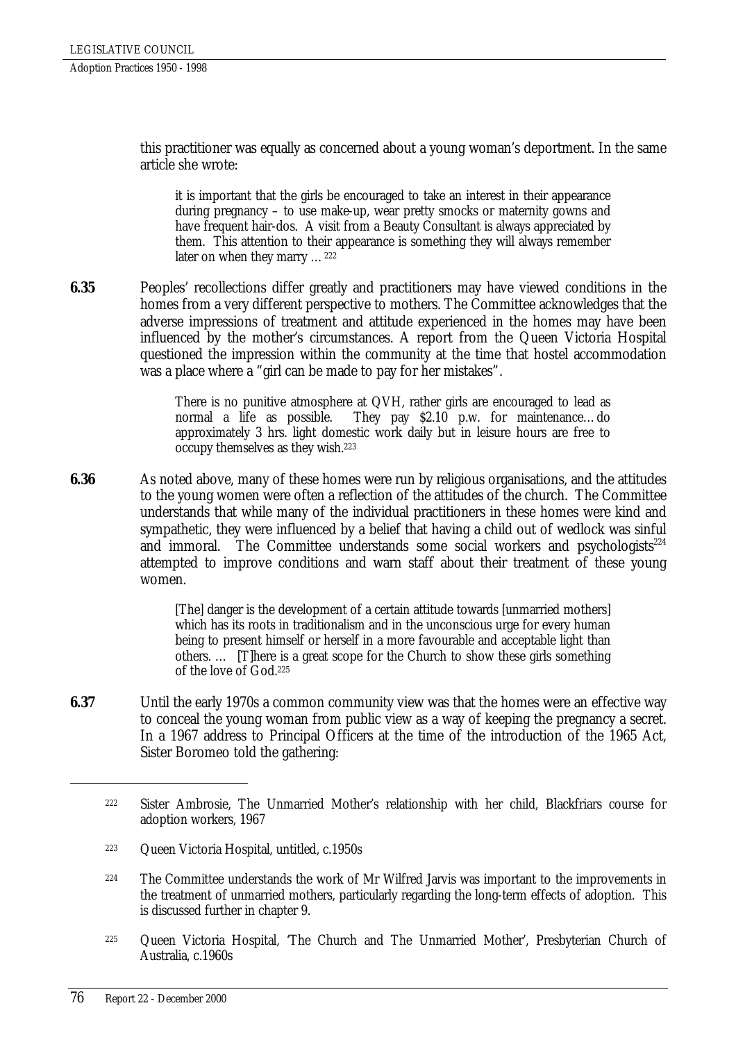this practitioner was equally as concerned about a young woman's deportment. In the same article she wrote:

> it is important that the girls be encouraged to take an interest in their appearance during pregnancy – to use make-up, wear pretty smocks or maternity gowns and have frequent hair-dos. A visit from a Beauty Consultant is always appreciated by them. This attention to their appearance is something they will always remember later on when they marry ...[222]

**6.35** Peoples' recollections differ greatly and practitioners may have viewed conditions in the homes from a very different perspective to mothers. The Committee acknowledges that the adverse impressions of treatment and attitude experienced in the homes may have been influenced by the mother's circumstances. A report from the Queen Victoria Hospital questioned the impression within the community at the time that hostel accommodation was a place where a "girl can be made to pay for her mistakes".

> There is no punitive atmosphere at QVH, rather girls are encouraged to lead as normal a life as possible. They pay $2.10 p.w. for maintenance…do approximately 3 hrs. light domestic work daily but in leisure hours are free to occupy themselves as they wish.[223]

**6.36** As noted above, many of these homes were run by religious organisations, and the attitudes to the young women were often a reflection of the attitudes of the church. The Committee understands that while many of the individual practitioners in these homes were kind and sympathetic, they were influenced by a belief that having a child out of wedlock was sinful and immoral. The Committee understands some social workers and psychologists[224] attempted to improve conditions and warn staff about their treatment of these young women.

> [The] danger is the development of a certain attitude towards [unmarried mothers] which has its roots in traditionalism and in the unconscious urge for every human being to present himself or herself in a more favourable and acceptable light than others. … [T]here is a great scope for the Church to show these girls something of the love of God.[225]

**6.37** Until the early 1970s a common community view was that the homes were an effective way to conceal the young woman from public view as a way of keeping the pregnancy a secret. In a 1967 address to Principal Officers at the time of the introduction of the 1965 Act, Sister Boromeo told the gathering:

---

[222] Sister Ambrosie, The Unmarried Mother's relationship with her child, Blackfriars course for adoption workers, 1967

[223] Queen Victoria Hospital, untitled, c.1950s

[224] The Committee understands the work of Mr Wilfred Jarvis was important to the improvements in the treatment of unmarried mothers, particularly regarding the long-term effects of adoption. This is discussed further in chapter 9.

[225] Queen Victoria Hospital, 'The Church and The Unmarried Mother', Presbyterian Church of Australia, c.1960s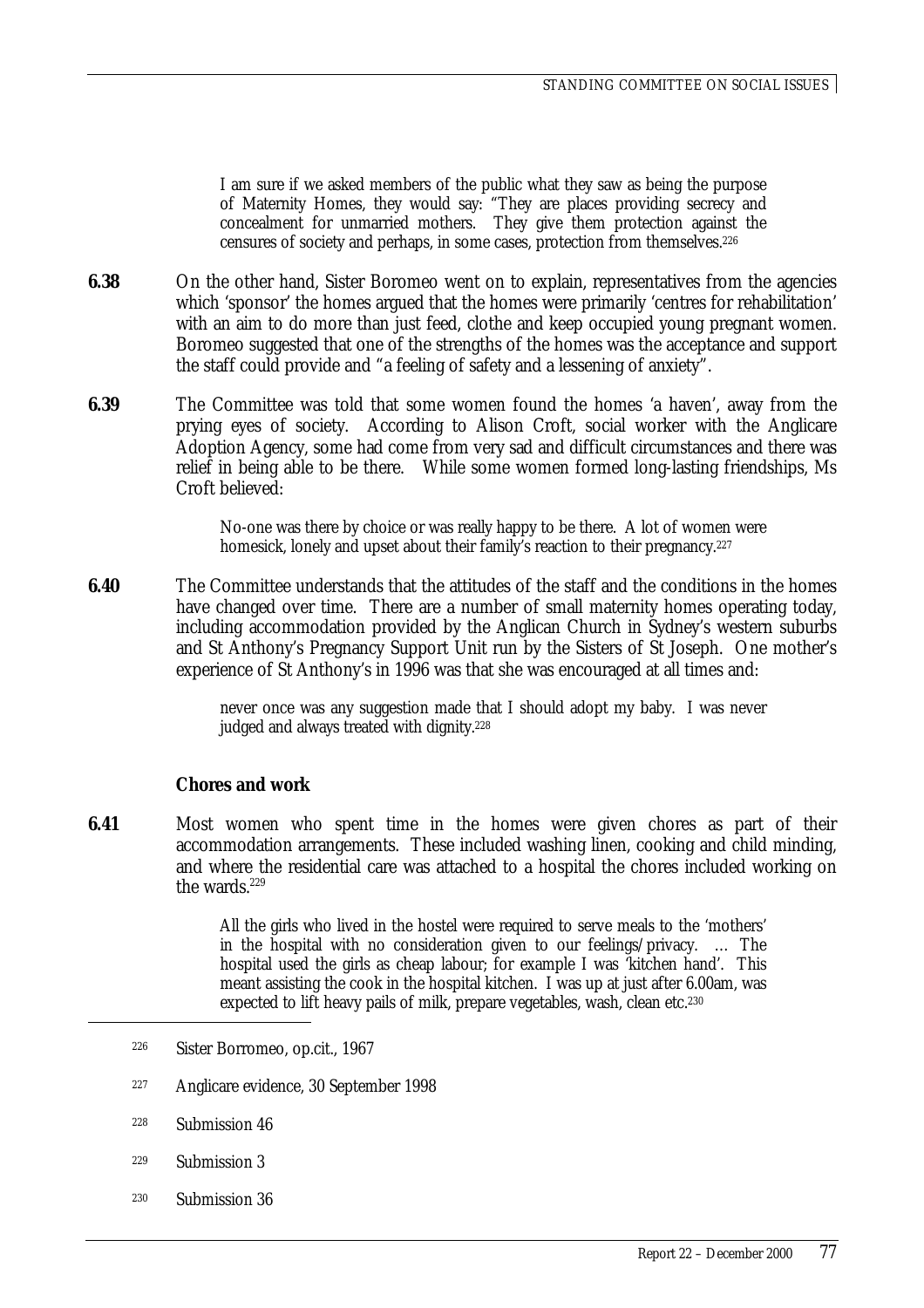> I am sure if we asked members of the public what they saw as being the purpose of Maternity Homes, they would say: "They are places providing secrecy and concealment for unmarried mothers. They give them protection against the censures of society and perhaps, in some cases, protection from themselves.[226]

**6.38** On the other hand, Sister Boromeo went on to explain, representatives from the agencies which 'sponsor' the homes argued that the homes were primarily 'centres for rehabilitation' with an aim to do more than just feed, clothe and keep occupied young pregnant women. Boromeo suggested that one of the strengths of the homes was the acceptance and support the staff could provide and "a feeling of safety and a lessening of anxiety".

**6.39** The Committee was told that some women found the homes 'a haven', away from the prying eyes of society. According to Alison Croft, social worker with the Anglicare Adoption Agency, some had come from very sad and difficult circumstances and there was relief in being able to be there. While some women formed long-lasting friendships, Ms Croft believed:

> No-one was there by choice or was really happy to be there. A lot of women were homesick, lonely and upset about their family's reaction to their pregnancy.[227]

**6.40** The Committee understands that the attitudes of the staff and the conditions in the homes have changed over time. There are a number of small maternity homes operating today, including accommodation provided by the Anglican Church in Sydney's western suburbs and St Anthony's Pregnancy Support Unit run by the Sisters of St Joseph. One mother's experience of St Anthony's in 1996 was that she was encouraged at all times and:

> never once was any suggestion made that I should adopt my baby. I was never judged and always treated with dignity.[228]

### Chores and work

**6.41** Most women who spent time in the homes were given chores as part of their accommodation arrangements. These included washing linen, cooking and child minding, and where the residential care was attached to a hospital the chores included working on the wards.[229]

> All the girls who lived in the hostel were required to serve meals to the 'mothers' in the hospital with no consideration given to our feelings/privacy. … The hospital used the girls as cheap labour; for example I was 'kitchen hand'. This meant assisting the cook in the hospital kitchen. I was up at just after 6.00am, was expected to lift heavy pails of milk, prepare vegetables, wash, clean etc.[230]

---

[226] Sister Borromeo, op.cit., 1967

[227] Anglicare evidence, 30 September 1998

[228] Submission 46

[229] Submission 3

[230] Submission 36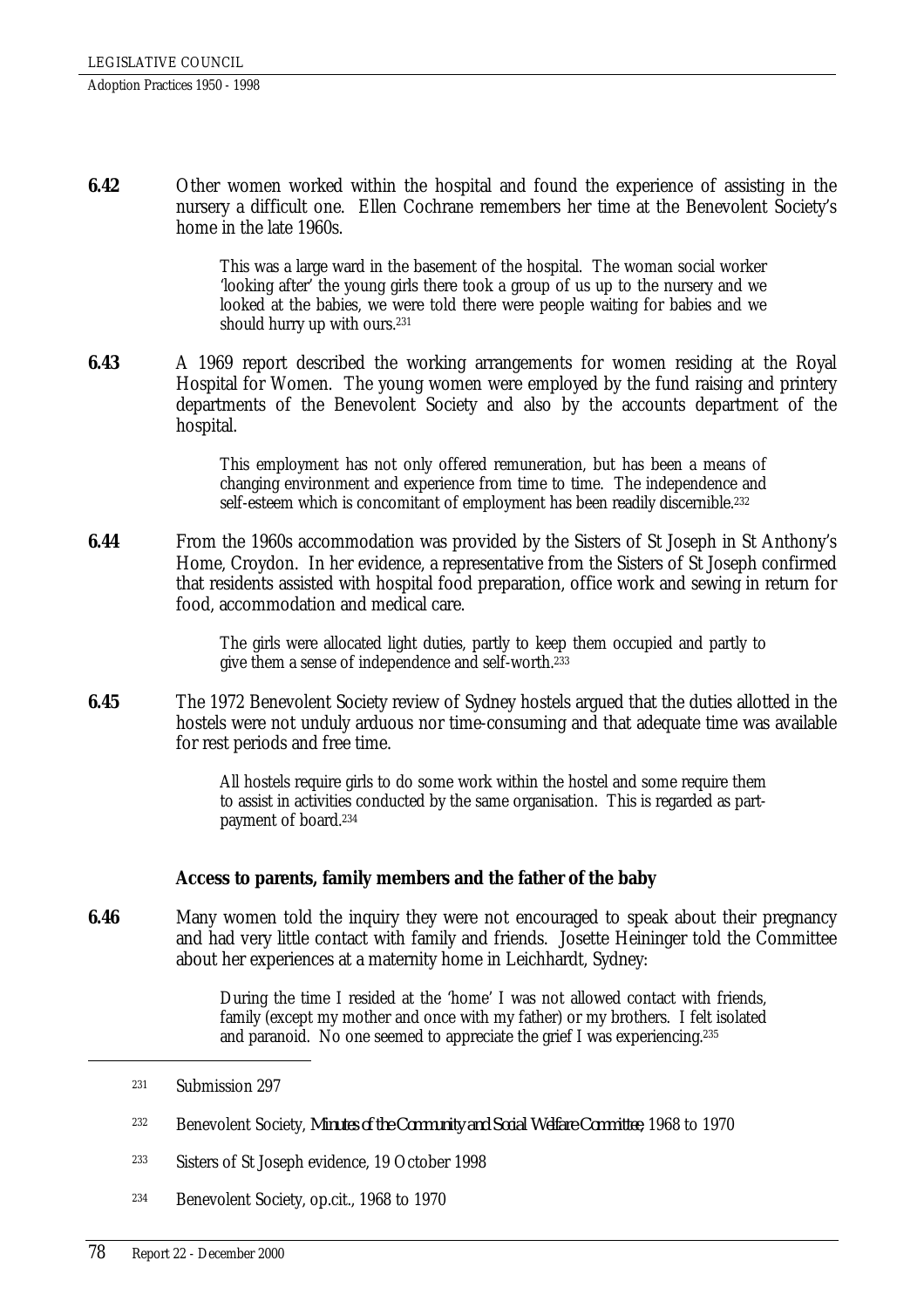**6.42** Other women worked within the hospital and found the experience of assisting in the nursery a difficult one. Ellen Cochrane remembers her time at the Benevolent Society's home in the late 1960s.

> This was a large ward in the basement of the hospital. The woman social worker 'looking after' the young girls there took a group of us up to the nursery and we looked at the babies, we were told there were people waiting for babies and we should hurry up with ours.[231]

**6.43** A 1969 report described the working arrangements for women residing at the Royal Hospital for Women. The young women were employed by the fund raising and printery departments of the Benevolent Society and also by the accounts department of the hospital.

> This employment has not only offered remuneration, but has been a means of changing environment and experience from time to time. The independence and self-esteem which is concomitant of employment has been readily discernible.[232]

**6.44** From the 1960s accommodation was provided by the Sisters of St Joseph in St Anthony's Home, Croydon. In her evidence, a representative from the Sisters of St Joseph confirmed that residents assisted with hospital food preparation, office work and sewing in return for food, accommodation and medical care.

> The girls were allocated light duties, partly to keep them occupied and partly to give them a sense of independence and self-worth.[233]

**6.45** The 1972 Benevolent Society review of Sydney hostels argued that the duties allotted in the hostels were not unduly arduous nor time-consuming and that adequate time was available for rest periods and free time.

> All hostels require girls to do some work within the hostel and some require them to assist in activities conducted by the same organisation. This is regarded as part-payment of board.[234]

### Access to parents, family members and the father of the baby

**6.46** Many women told the inquiry they were not encouraged to speak about their pregnancy and had very little contact with family and friends. Josette Heininger told the Committee about her experiences at a maternity home in Leichhardt, Sydney:

> During the time I resided at the 'home' I was not allowed contact with friends, family (except my mother and once with my father) or my brothers. I felt isolated and paranoid. No one seemed to appreciate the grief I was experiencing.[235]

---

[231] Submission 297

[232] Benevolent Society, *Minutes of the Community and Social Welfare Committee*, 1968 to 1970

[233] Sisters of St Joseph evidence, 19 October 1998

[234] Benevolent Society, op.cit., 1968 to 1970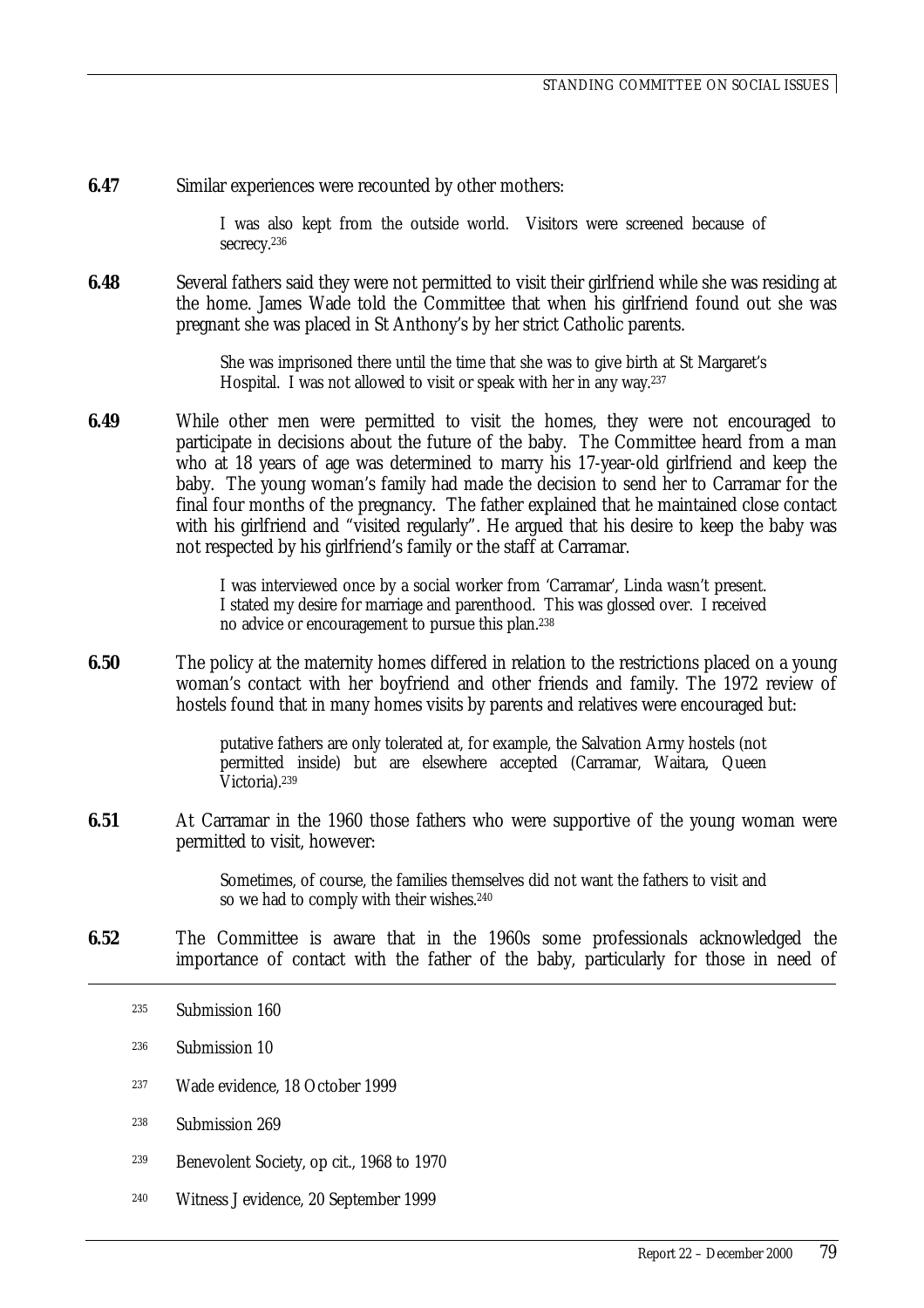**6.47** Similar experiences were recounted by other mothers:

> I was also kept from the outside world. Visitors were screened because of secrecy.[236]

**6.48** Several fathers said they were not permitted to visit their girlfriend while she was residing at the home. James Wade told the Committee that when his girlfriend found out she was pregnant she was placed in St Anthony's by her strict Catholic parents.

> She was imprisoned there until the time that she was to give birth at St Margaret's Hospital. I was not allowed to visit or speak with her in any way.[237]

**6.49** While other men were permitted to visit the homes, they were not encouraged to participate in decisions about the future of the baby. The Committee heard from a man who at 18 years of age was determined to marry his 17-year-old girlfriend and keep the baby. The young woman's family had made the decision to send her to Carramar for the final four months of the pregnancy. The father explained that he maintained close contact with his girlfriend and "visited regularly". He argued that his desire to keep the baby was not respected by his girlfriend's family or the staff at Carramar.

> I was interviewed once by a social worker from 'Carramar', Linda wasn't present. I stated my desire for marriage and parenthood. This was glossed over. I received no advice or encouragement to pursue this plan.[238]

**6.50** The policy at the maternity homes differed in relation to the restrictions placed on a young woman's contact with her boyfriend and other friends and family. The 1972 review of hostels found that in many homes visits by parents and relatives were encouraged but:

> putative fathers are only tolerated at, for example, the Salvation Army hostels (not permitted inside) but are elsewhere accepted (Carramar, Waitara, Queen Victoria).[239]

**6.51** At Carramar in the 1960 those fathers who were supportive of the young woman were permitted to visit, however:

> Sometimes, of course, the families themselves did not want the fathers to visit and so we had to comply with their wishes.[240]

**6.52** The Committee is aware that in the 1960s some professionals acknowledged the importance of contact with the father of the baby, particularly for those in need of

---

[235] Submission 160

[236] Submission 10

[237] Wade evidence, 18 October 1999

[238] Submission 269

[239] Benevolent Society, op cit., 1968 to 1970

[240] Witness J evidence, 20 September 1999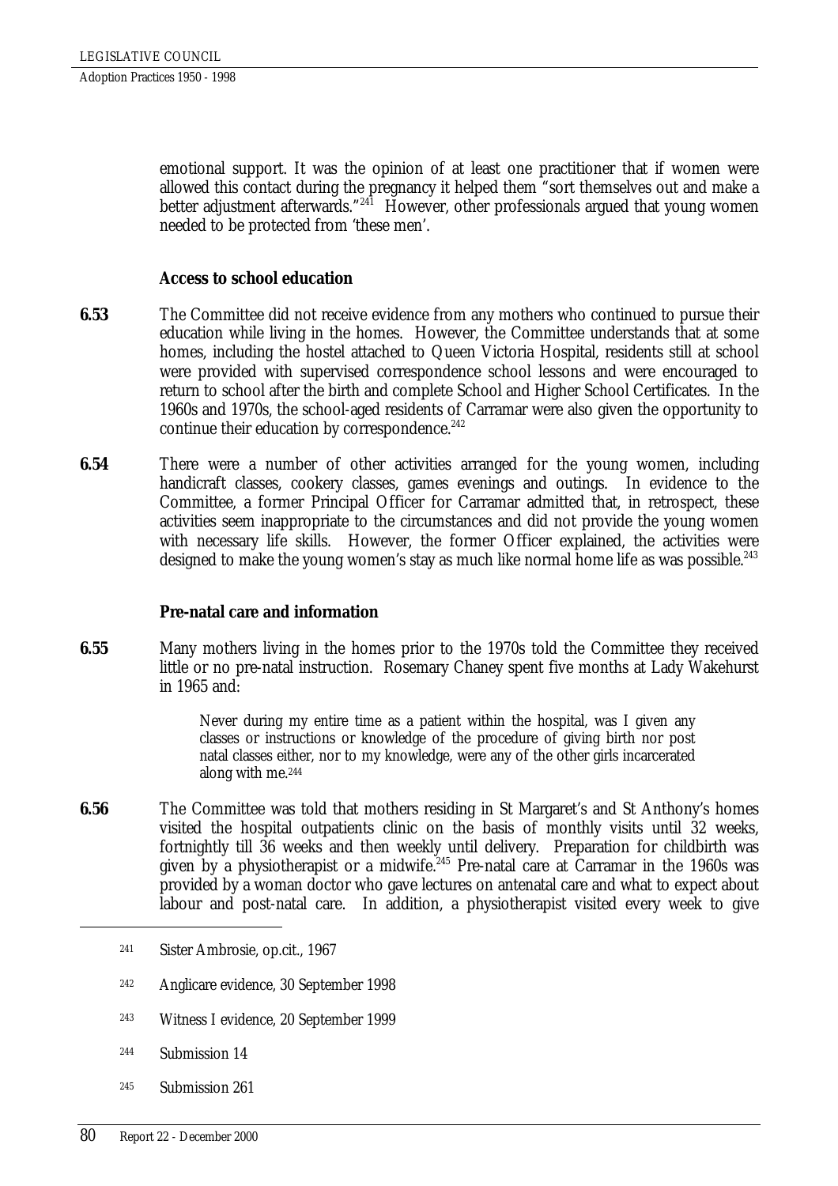emotional support. It was the opinion of at least one practitioner that if women were allowed this contact during the pregnancy it helped them "sort themselves out and make a better adjustment afterwards."[241] However, other professionals argued that young women needed to be protected from 'these men'.

**Access to school education**

**6.53** The Committee did not receive evidence from any mothers who continued to pursue their education while living in the homes. However, the Committee understands that at some homes, including the hostel attached to Queen Victoria Hospital, residents still at school were provided with supervised correspondence school lessons and were encouraged to return to school after the birth and complete School and Higher School Certificates. In the 1960s and 1970s, the school-aged residents of Carramar were also given the opportunity to continue their education by correspondence.[242]

**6.54** There were a number of other activities arranged for the young women, including handicraft classes, cookery classes, games evenings and outings. In evidence to the Committee, a former Principal Officer for Carramar admitted that, in retrospect, these activities seem inappropriate to the circumstances and did not provide the young women with necessary life skills. However, the former Officer explained, the activities were designed to make the young women's stay as much like normal home life as was possible.[243]

**Pre-natal care and information**

**6.55** Many mothers living in the homes prior to the 1970s told the Committee they received little or no pre-natal instruction. Rosemary Chaney spent five months at Lady Wakehurst in 1965 and:

> Never during my entire time as a patient within the hospital, was I given any classes or instructions or knowledge of the procedure of giving birth nor post natal classes either, nor to my knowledge, were any of the other girls incarcerated along with me.[244]

**6.56** The Committee was told that mothers residing in St Margaret's and St Anthony's homes visited the hospital outpatients clinic on the basis of monthly visits until 32 weeks, fortnightly till 36 weeks and then weekly until delivery. Preparation for childbirth was given by a physiotherapist or a midwife.[245] Pre-natal care at Carramar in the 1960s was provided by a woman doctor who gave lectures on antenatal care and what to expect about labour and post-natal care. In addition, a physiotherapist visited every week to give

---

241 Sister Ambrosie, op.cit., 1967

242 Anglicare evidence, 30 September 1998

243 Witness I evidence, 20 September 1999

244 Submission 14

245 Submission 261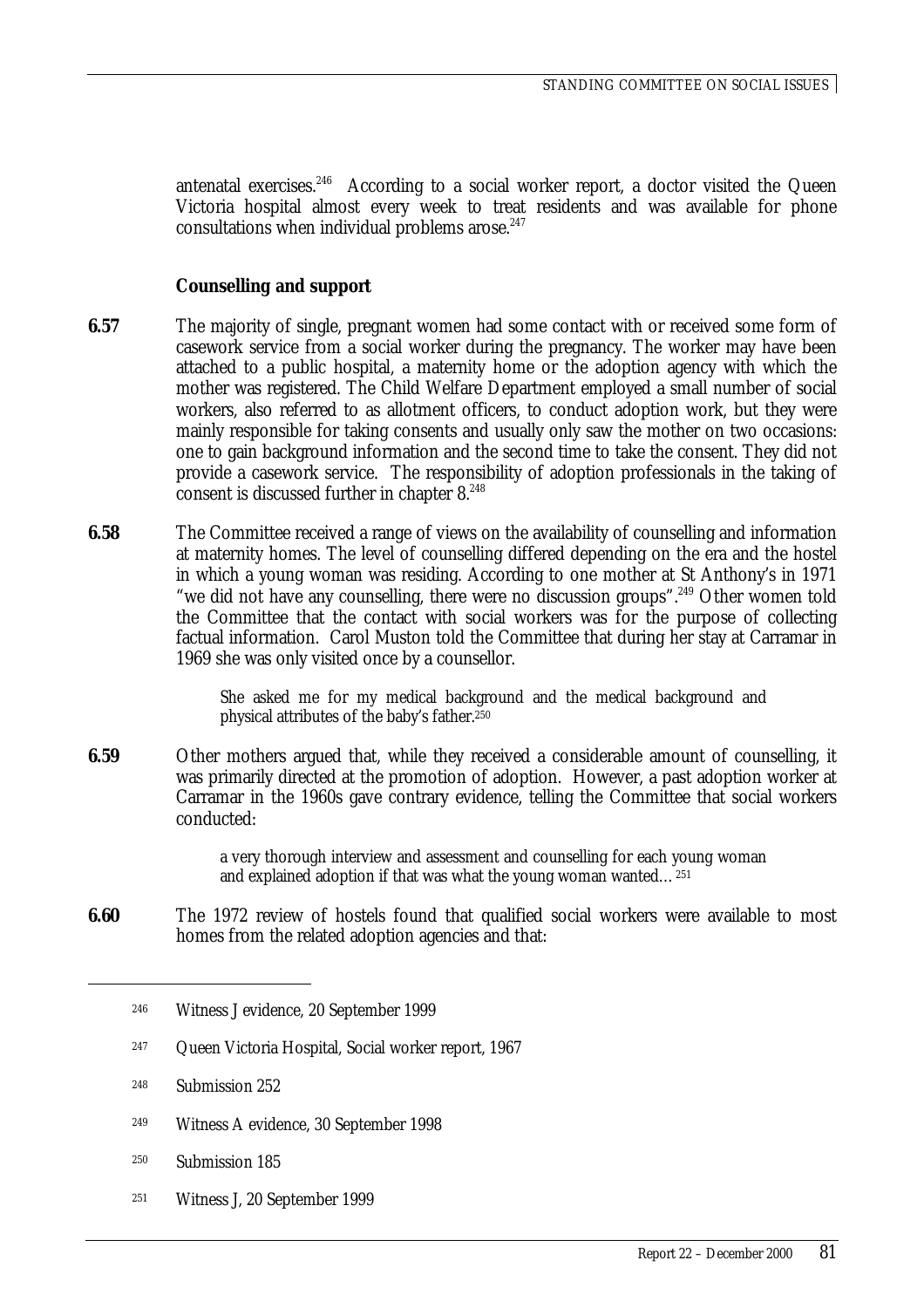antenatal exercises.[246] According to a social worker report, a doctor visited the Queen Victoria hospital almost every week to treat residents and was available for phone consultations when individual problems arose.[247]

**Counselling and support**

**6.57** The majority of single, pregnant women had some contact with or received some form of casework service from a social worker during the pregnancy. The worker may have been attached to a public hospital, a maternity home or the adoption agency with which the mother was registered. The Child Welfare Department employed a small number of social workers, also referred to as allotment officers, to conduct adoption work, but they were mainly responsible for taking consents and usually only saw the mother on two occasions: one to gain background information and the second time to take the consent. They did not provide a casework service. The responsibility of adoption professionals in the taking of consent is discussed further in chapter 8.[248]

**6.58** The Committee received a range of views on the availability of counselling and information at maternity homes. The level of counselling differed depending on the era and the hostel in which a young woman was residing. According to one mother at St Anthony's in 1971 "we did not have any counselling, there were no discussion groups".[249] Other women told the Committee that the contact with social workers was for the purpose of collecting factual information. Carol Muston told the Committee that during her stay at Carramar in 1969 she was only visited once by a counsellor.

> She asked me for my medical background and the medical background and physical attributes of the baby's father.[250]

**6.59** Other mothers argued that, while they received a considerable amount of counselling, it was primarily directed at the promotion of adoption. However, a past adoption worker at Carramar in the 1960s gave contrary evidence, telling the Committee that social workers conducted:

> a very thorough interview and assessment and counselling for each young woman and explained adoption if that was what the young woman wanted… [251]

**6.60** The 1972 review of hostels found that qualified social workers were available to most homes from the related adoption agencies and that:

---

[246] Witness J evidence, 20 September 1999

[247] Queen Victoria Hospital, Social worker report, 1967

[248] Submission 252

[249] Witness A evidence, 30 September 1998

[250] Submission 185

[251] Witness J, 20 September 1999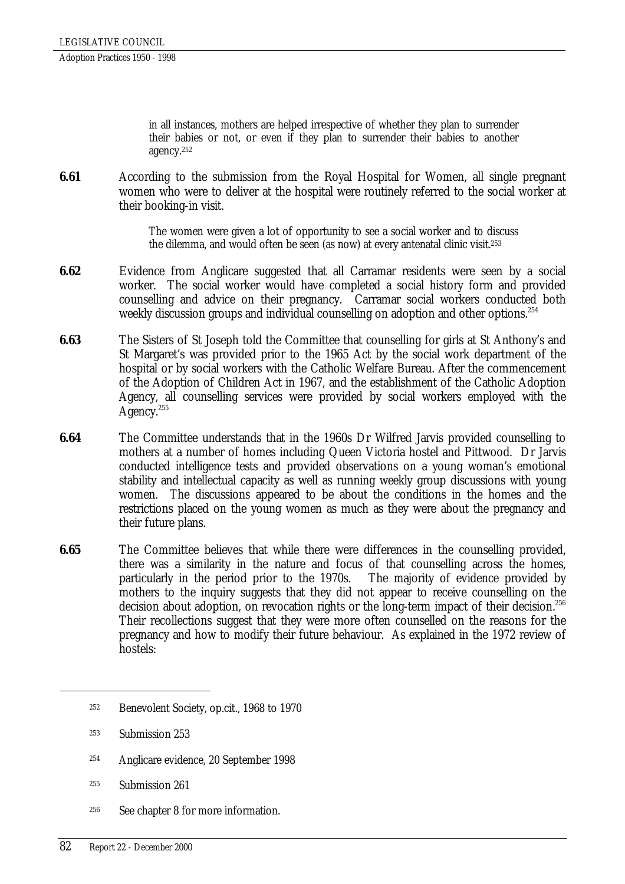> in all instances, mothers are helped irrespective of whether they plan to surrender their babies or not, or even if they plan to surrender their babies to another agency.[252]

**6.61** According to the submission from the Royal Hospital for Women, all single pregnant women who were to deliver at the hospital were routinely referred to the social worker at their booking-in visit.

> The women were given a lot of opportunity to see a social worker and to discuss the dilemma, and would often be seen (as now) at every antenatal clinic visit.[253]

**6.62** Evidence from Anglicare suggested that all Carramar residents were seen by a social worker. The social worker would have completed a social history form and provided counselling and advice on their pregnancy. Carramar social workers conducted both weekly discussion groups and individual counselling on adoption and other options.[254]

**6.63** The Sisters of St Joseph told the Committee that counselling for girls at St Anthony's and St Margaret's was provided prior to the 1965 Act by the social work department of the hospital or by social workers with the Catholic Welfare Bureau. After the commencement of the Adoption of Children Act in 1967, and the establishment of the Catholic Adoption Agency, all counselling services were provided by social workers employed with the Agency.[255]

**6.64** The Committee understands that in the 1960s Dr Wilfred Jarvis provided counselling to mothers at a number of homes including Queen Victoria hostel and Pittwood. Dr Jarvis conducted intelligence tests and provided observations on a young woman's emotional stability and intellectual capacity as well as running weekly group discussions with young women. The discussions appeared to be about the conditions in the homes and the restrictions placed on the young women as much as they were about the pregnancy and their future plans.

**6.65** The Committee believes that while there were differences in the counselling provided, there was a similarity in the nature and focus of that counselling across the homes, particularly in the period prior to the 1970s. The majority of evidence provided by mothers to the inquiry suggests that they did not appear to receive counselling on the decision about adoption, on revocation rights or the long-term impact of their decision.[256] Their recollections suggest that they were more often counselled on the reasons for the pregnancy and how to modify their future behaviour. As explained in the 1972 review of hostels:

---

[252] Benevolent Society, op.cit., 1968 to 1970

[253] Submission 253

[254] Anglicare evidence, 20 September 1998

[255] Submission 261

[256] See chapter 8 for more information.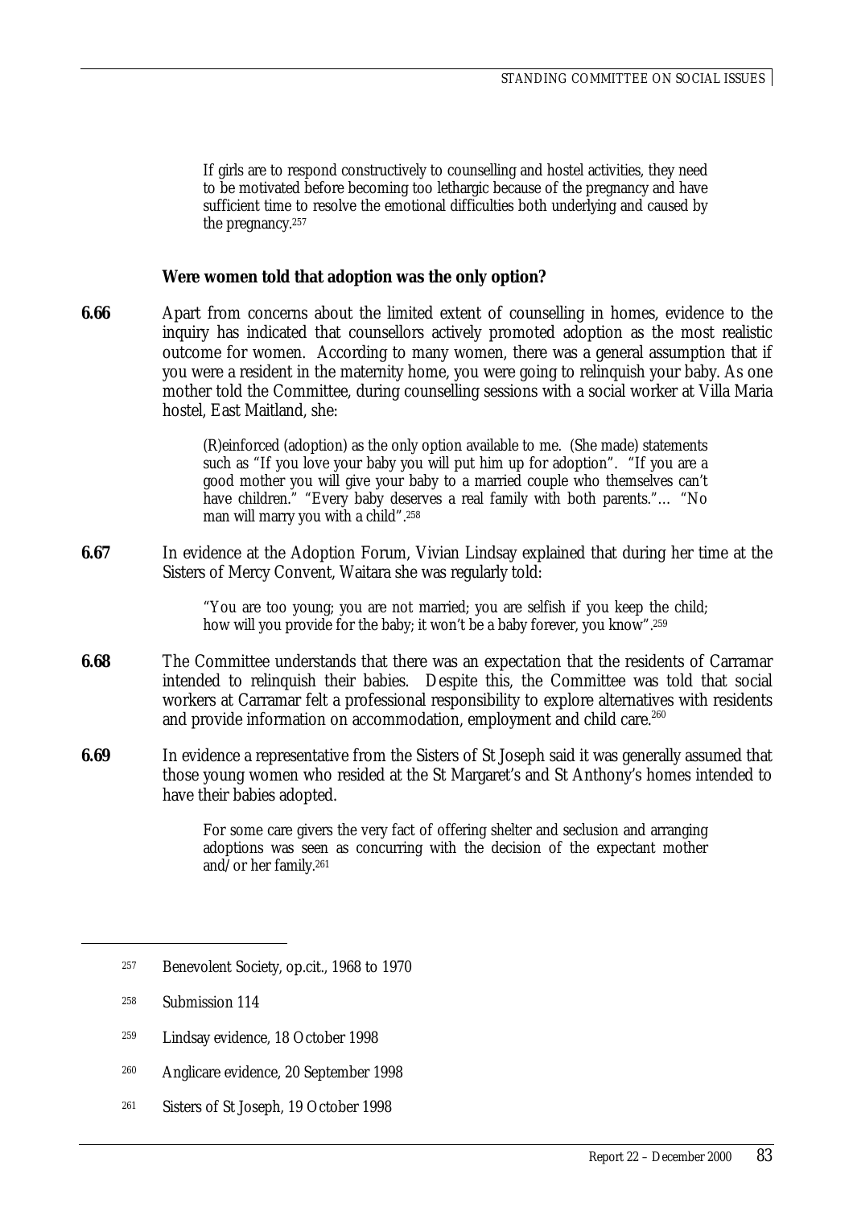> If girls are to respond constructively to counselling and hostel activities, they need to be motivated before becoming too lethargic because of the pregnancy and have sufficient time to resolve the emotional difficulties both underlying and caused by the pregnancy.[257]

### Were women told that adoption was the only option?

**6.66** Apart from concerns about the limited extent of counselling in homes, evidence to the inquiry has indicated that counsellors actively promoted adoption as the most realistic outcome for women. According to many women, there was a general assumption that if you were a resident in the maternity home, you were going to relinquish your baby. As one mother told the Committee, during counselling sessions with a social worker at Villa Maria hostel, East Maitland, she:

> (R)einforced (adoption) as the only option available to me. (She made) statements such as "If you love your baby you will put him up for adoption". "If you are a good mother you will give your baby to a married couple who themselves can't have children." "Every baby deserves a real family with both parents."… "No man will marry you with a child".[258]

**6.67** In evidence at the Adoption Forum, Vivian Lindsay explained that during her time at the Sisters of Mercy Convent, Waitara she was regularly told:

> "You are too young; you are not married; you are selfish if you keep the child; how will you provide for the baby; it won't be a baby forever, you know".[259]

**6.68** The Committee understands that there was an expectation that the residents of Carramar intended to relinquish their babies. Despite this, the Committee was told that social workers at Carramar felt a professional responsibility to explore alternatives with residents and provide information on accommodation, employment and child care.[260]

**6.69** In evidence a representative from the Sisters of St Joseph said it was generally assumed that those young women who resided at the St Margaret's and St Anthony's homes intended to have their babies adopted.

> For some care givers the very fact of offering shelter and seclusion and arranging adoptions was seen as concurring with the decision of the expectant mother and/or her family.[261]

---

[257] Benevolent Society, op.cit., 1968 to 1970

[258] Submission 114

[259] Lindsay evidence, 18 October 1998

[260] Anglicare evidence, 20 September 1998

[261] Sisters of St Joseph, 19 October 1998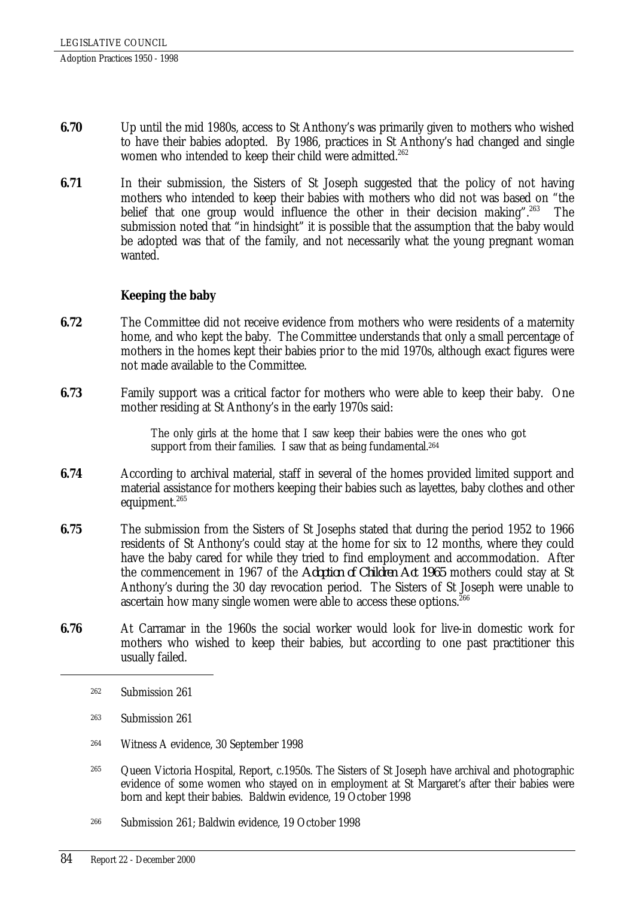**6.70** Up until the mid 1980s, access to St Anthony's was primarily given to mothers who wished to have their babies adopted. By 1986, practices in St Anthony's had changed and single women who intended to keep their child were admitted.[262]

**6.71** In their submission, the Sisters of St Joseph suggested that the policy of not having mothers who intended to keep their babies with mothers who did not was based on "the belief that one group would influence the other in their decision making".[263] The submission noted that "in hindsight" it is possible that the assumption that the baby would be adopted was that of the family, and not necessarily what the young pregnant woman wanted.

### Keeping the baby

**6.72** The Committee did not receive evidence from mothers who were residents of a maternity home, and who kept the baby. The Committee understands that only a small percentage of mothers in the homes kept their babies prior to the mid 1970s, although exact figures were not made available to the Committee.

**6.73** Family support was a critical factor for mothers who were able to keep their baby. One mother residing at St Anthony's in the early 1970s said:

> The only girls at the home that I saw keep their babies were the ones who got support from their families. I saw that as being fundamental.[264]

**6.74** According to archival material, staff in several of the homes provided limited support and material assistance for mothers keeping their babies such as layettes, baby clothes and other equipment.[265]

**6.75** The submission from the Sisters of St Josephs stated that during the period 1952 to 1966 residents of St Anthony's could stay at the home for six to 12 months, where they could have the baby cared for while they tried to find employment and accommodation. After the commencement in 1967 of the *Adoption of Children Act 1965* mothers could stay at St Anthony's during the 30 day revocation period. The Sisters of St Joseph were unable to ascertain how many single women were able to access these options.[266]

**6.76** At Carramar in the 1960s the social worker would look for live-in domestic work for mothers who wished to keep their babies, but according to one past practitioner this usually failed.

---

[262] Submission 261

[263] Submission 261

[264] Witness A evidence, 30 September 1998

[265] Queen Victoria Hospital, Report, c.1950s. The Sisters of St Joseph have archival and photographic evidence of some women who stayed on in employment at St Margaret's after their babies were born and kept their babies. Baldwin evidence, 19 October 1998

[266] Submission 261; Baldwin evidence, 19 October 1998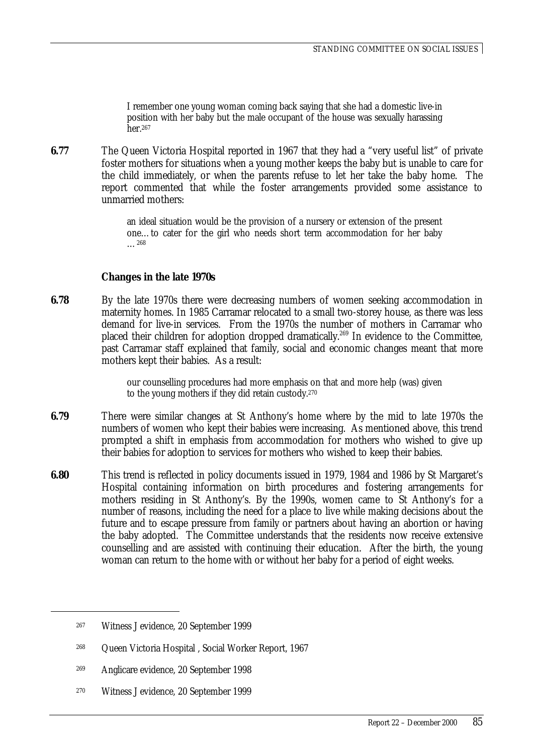> I remember one young woman coming back saying that she had a domestic live-in position with her baby but the male occupant of the house was sexually harassing her.[267]

**6.77** The Queen Victoria Hospital reported in 1967 that they had a "very useful list" of private foster mothers for situations when a young mother keeps the baby but is unable to care for the child immediately, or when the parents refuse to let her take the baby home. The report commented that while the foster arrangements provided some assistance to unmarried mothers:

> an ideal situation would be the provision of a nursery or extension of the present one…to cater for the girl who needs short term accommodation for her baby …[268]

### Changes in the late 1970s

**6.78** By the late 1970s there were decreasing numbers of women seeking accommodation in maternity homes. In 1985 Carramar relocated to a small two-storey house, as there was less demand for live-in services. From the 1970s the number of mothers in Carramar who placed their children for adoption dropped dramatically.[269] In evidence to the Committee, past Carramar staff explained that family, social and economic changes meant that more mothers kept their babies. As a result:

> our counselling procedures had more emphasis on that and more help (was) given to the young mothers if they did retain custody.[270]

**6.79** There were similar changes at St Anthony's home where by the mid to late 1970s the numbers of women who kept their babies were increasing. As mentioned above, this trend prompted a shift in emphasis from accommodation for mothers who wished to give up their babies for adoption to services for mothers who wished to keep their babies.

**6.80** This trend is reflected in policy documents issued in 1979, 1984 and 1986 by St Margaret's Hospital containing information on birth procedures and fostering arrangements for mothers residing in St Anthony's. By the 1990s, women came to St Anthony's for a number of reasons, including the need for a place to live while making decisions about the future and to escape pressure from family or partners about having an abortion or having the baby adopted. The Committee understands that the residents now receive extensive counselling and are assisted with continuing their education. After the birth, the young woman can return to the home with or without her baby for a period of eight weeks.

---

[267] Witness J evidence, 20 September 1999

[268] Queen Victoria Hospital , Social Worker Report, 1967

[269] Anglicare evidence, 20 September 1998

[270] Witness J evidence, 20 September 1999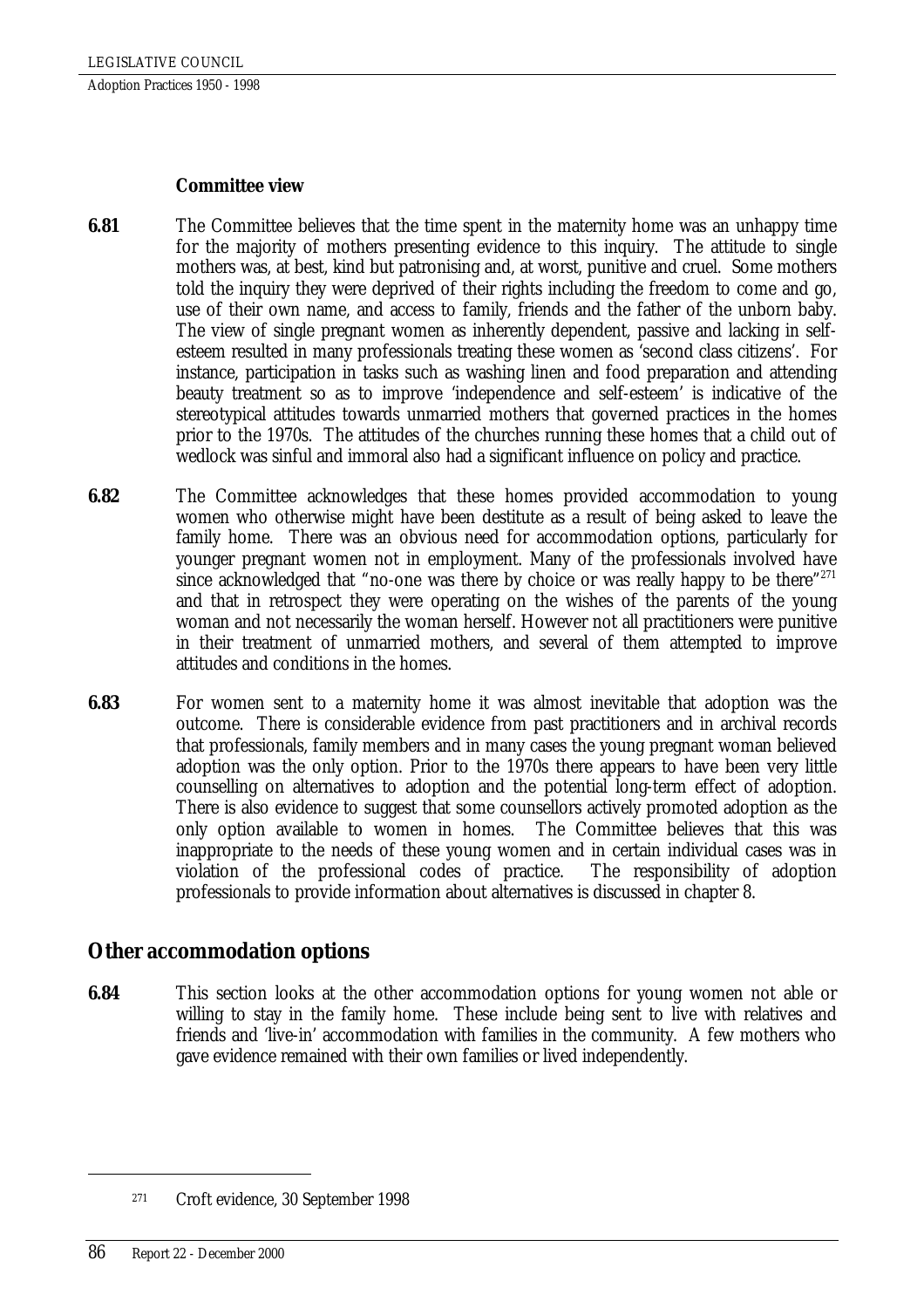**Committee view**

**6.81** The Committee believes that the time spent in the maternity home was an unhappy time for the majority of mothers presenting evidence to this inquiry. The attitude to single mothers was, at best, kind but patronising and, at worst, punitive and cruel. Some mothers told the inquiry they were deprived of their rights including the freedom to come and go, use of their own name, and access to family, friends and the father of the unborn baby. The view of single pregnant women as inherently dependent, passive and lacking in self-esteem resulted in many professionals treating these women as 'second class citizens'. For instance, participation in tasks such as washing linen and food preparation and attending beauty treatment so as to improve 'independence and self-esteem' is indicative of the stereotypical attitudes towards unmarried mothers that governed practices in the homes prior to the 1970s. The attitudes of the churches running these homes that a child out of wedlock was sinful and immoral also had a significant influence on policy and practice.

**6.82** The Committee acknowledges that these homes provided accommodation to young women who otherwise might have been destitute as a result of being asked to leave the family home. There was an obvious need for accommodation options, particularly for younger pregnant women not in employment. Many of the professionals involved have since acknowledged that "no-one was there by choice or was really happy to be there"[271] and that in retrospect they were operating on the wishes of the parents of the young woman and not necessarily the woman herself. However not all practitioners were punitive in their treatment of unmarried mothers, and several of them attempted to improve attitudes and conditions in the homes.

**6.83** For women sent to a maternity home it was almost inevitable that adoption was the outcome. There is considerable evidence from past practitioners and in archival records that professionals, family members and in many cases the young pregnant woman believed adoption was the only option. Prior to the 1970s there appears to have been very little counselling on alternatives to adoption and the potential long-term effect of adoption. There is also evidence to suggest that some counsellors actively promoted adoption as the only option available to women in homes. The Committee believes that this was inappropriate to the needs of these young women and in certain individual cases was in violation of the professional codes of practice. The responsibility of adoption professionals to provide information about alternatives is discussed in chapter 8.

## Other accommodation options

**6.84** This section looks at the other accommodation options for young women not able or willing to stay in the family home. These include being sent to live with relatives and friends and 'live-in' accommodation with families in the community. A few mothers who gave evidence remained with their own families or lived independently.

---

[271] Croft evidence, 30 September 1998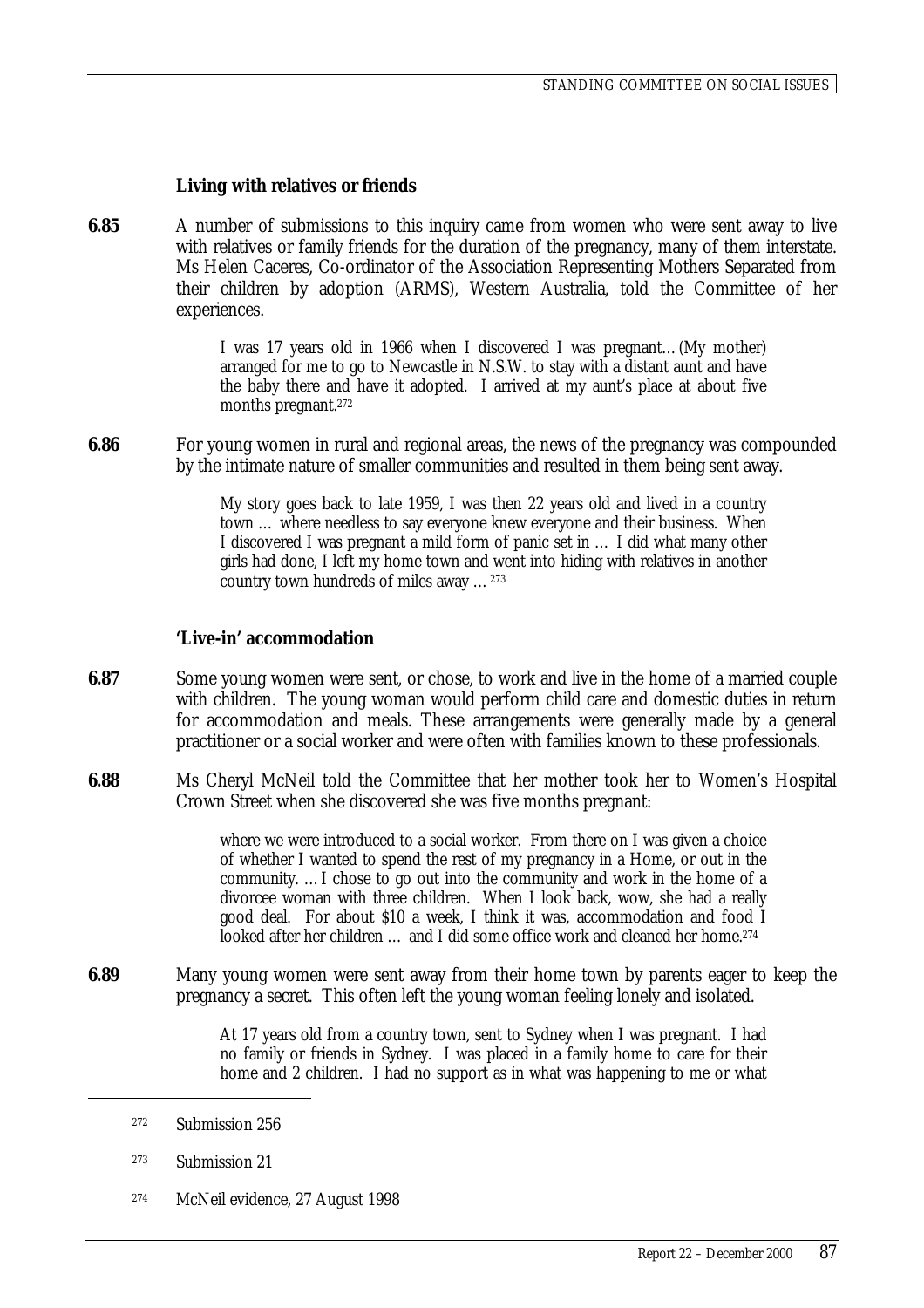### Living with relatives or friends

**6.85** A number of submissions to this inquiry came from women who were sent away to live with relatives or family friends for the duration of the pregnancy, many of them interstate. Ms Helen Caceres, Co-ordinator of the Association Representing Mothers Separated from their children by adoption (ARMS), Western Australia, told the Committee of her experiences.

> I was 17 years old in 1966 when I discovered I was pregnant…(My mother) arranged for me to go to Newcastle in N.S.W. to stay with a distant aunt and have the baby there and have it adopted. I arrived at my aunt's place at about five months pregnant.[272]

**6.86** For young women in rural and regional areas, the news of the pregnancy was compounded by the intimate nature of smaller communities and resulted in them being sent away.

> My story goes back to late 1959, I was then 22 years old and lived in a country town … where needless to say everyone knew everyone and their business. When I discovered I was pregnant a mild form of panic set in … I did what many other girls had done, I left my home town and went into hiding with relatives in another country town hundreds of miles away …[273]

### 'Live-in' accommodation

**6.87** Some young women were sent, or chose, to work and live in the home of a married couple with children. The young woman would perform child care and domestic duties in return for accommodation and meals. These arrangements were generally made by a general practitioner or a social worker and were often with families known to these professionals.

**6.88** Ms Cheryl McNeil told the Committee that her mother took her to Women's Hospital Crown Street when she discovered she was five months pregnant:

> where we were introduced to a social worker. From there on I was given a choice of whether I wanted to spend the rest of my pregnancy in a Home, or out in the community. …I chose to go out into the community and work in the home of a divorcee woman with three children. When I look back, wow, she had a really good deal. For about $10 a week, I think it was, accommodation and food I looked after her children … and I did some office work and cleaned her home.[274]

**6.89** Many young women were sent away from their home town by parents eager to keep the pregnancy a secret. This often left the young woman feeling lonely and isolated.

> At 17 years old from a country town, sent to Sydney when I was pregnant. I had no family or friends in Sydney. I was placed in a family home to care for their home and 2 children. I had no support as in what was happening to me or what

---

[272] Submission 256

[273] Submission 21

[274] McNeil evidence, 27 August 1998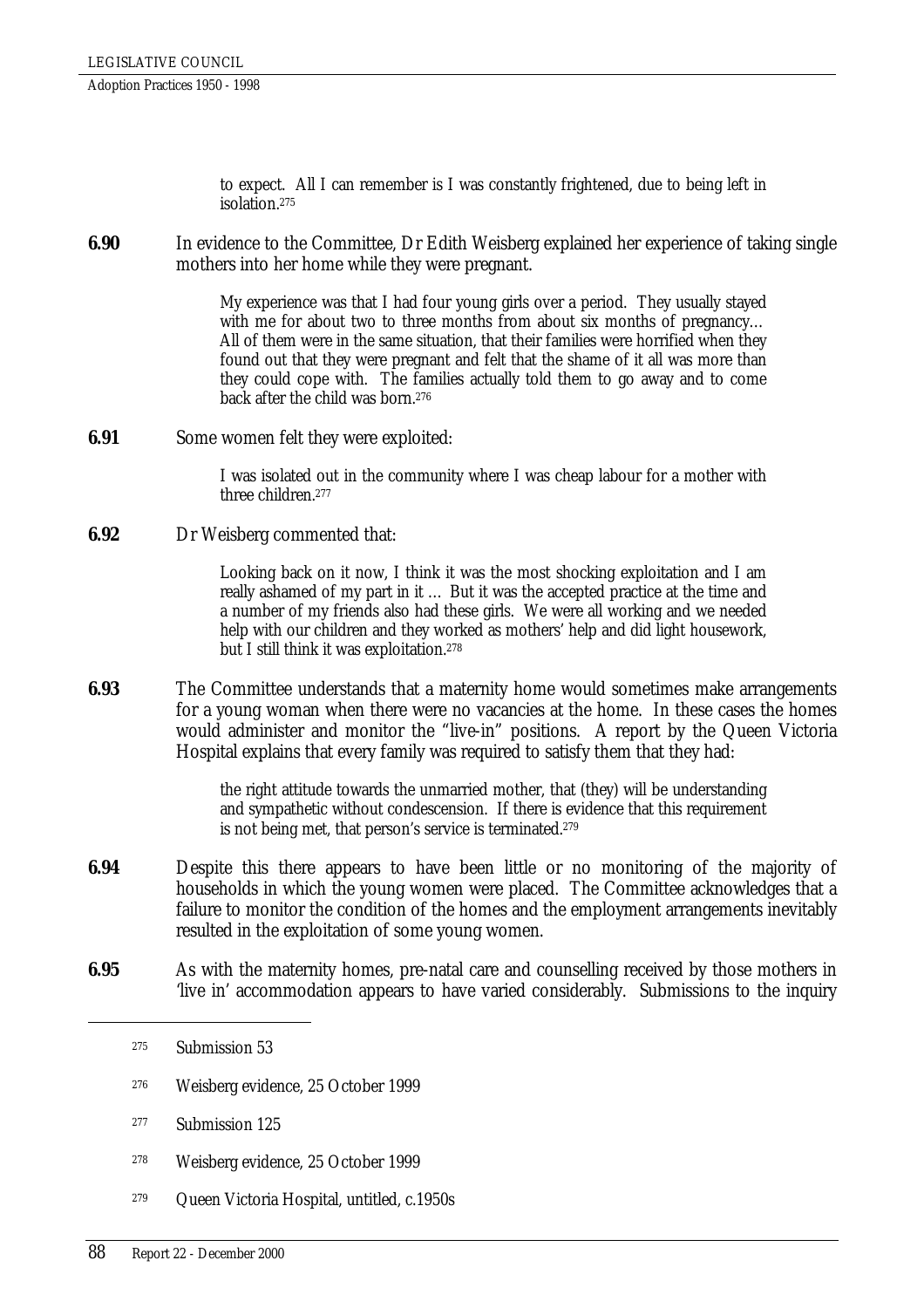> to expect. All I can remember is I was constantly frightened, due to being left in isolation.[275]

**6.90** In evidence to the Committee, Dr Edith Weisberg explained her experience of taking single mothers into her home while they were pregnant.

> My experience was that I had four young girls over a period. They usually stayed with me for about two to three months from about six months of pregnancy… All of them were in the same situation, that their families were horrified when they found out that they were pregnant and felt that the shame of it all was more than they could cope with. The families actually told them to go away and to come back after the child was born.[276]

**6.91** Some women felt they were exploited:

> I was isolated out in the community where I was cheap labour for a mother with three children.[277]

**6.92** Dr Weisberg commented that:

> Looking back on it now, I think it was the most shocking exploitation and I am really ashamed of my part in it … But it was the accepted practice at the time and a number of my friends also had these girls. We were all working and we needed help with our children and they worked as mothers' help and did light housework, but I still think it was exploitation.[278]

**6.93** The Committee understands that a maternity home would sometimes make arrangements for a young woman when there were no vacancies at the home. In these cases the homes would administer and monitor the "live-in" positions. A report by the Queen Victoria Hospital explains that every family was required to satisfy them that they had:

> the right attitude towards the unmarried mother, that (they) will be understanding and sympathetic without condescension. If there is evidence that this requirement is not being met, that person's service is terminated.[279]

**6.94** Despite this there appears to have been little or no monitoring of the majority of households in which the young women were placed. The Committee acknowledges that a failure to monitor the condition of the homes and the employment arrangements inevitably resulted in the exploitation of some young women.

**6.95** As with the maternity homes, pre-natal care and counselling received by those mothers in 'live in' accommodation appears to have varied considerably. Submissions to the inquiry

---

[275] Submission 53

[276] Weisberg evidence, 25 October 1999

[277] Submission 125

[278] Weisberg evidence, 25 October 1999

[279] Queen Victoria Hospital, untitled, c.1950s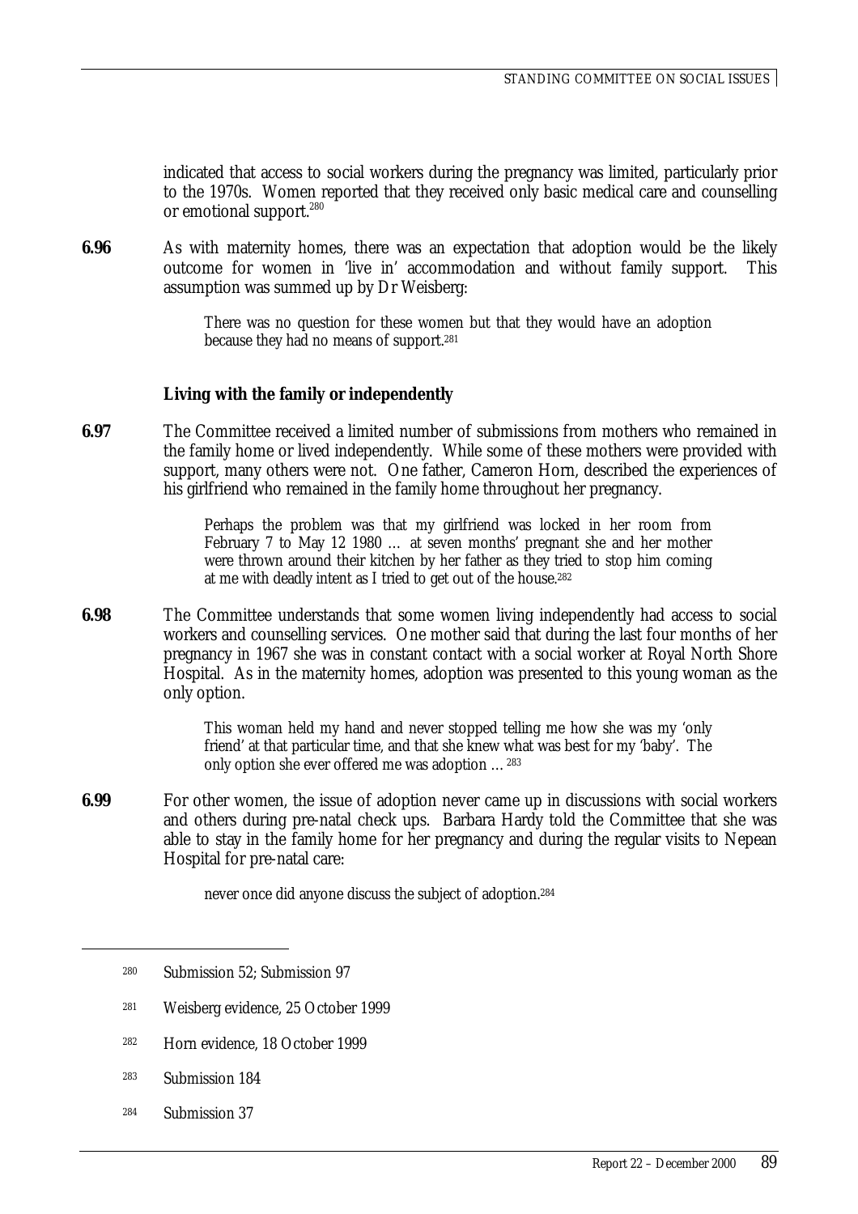indicated that access to social workers during the pregnancy was limited, particularly prior to the 1970s. Women reported that they received only basic medical care and counselling or emotional support.[280]

**6.96** As with maternity homes, there was an expectation that adoption would be the likely outcome for women in 'live in' accommodation and without family support. This assumption was summed up by Dr Weisberg:

> There was no question for these women but that they would have an adoption because they had no means of support.[281]

### Living with the family or independently

**6.97** The Committee received a limited number of submissions from mothers who remained in the family home or lived independently. While some of these mothers were provided with support, many others were not. One father, Cameron Horn, described the experiences of his girlfriend who remained in the family home throughout her pregnancy.

> Perhaps the problem was that my girlfriend was locked in her room from February 7 to May 12 1980 … at seven months' pregnant she and her mother were thrown around their kitchen by her father as they tried to stop him coming at me with deadly intent as I tried to get out of the house.[282]

**6.98** The Committee understands that some women living independently had access to social workers and counselling services. One mother said that during the last four months of her pregnancy in 1967 she was in constant contact with a social worker at Royal North Shore Hospital. As in the maternity homes, adoption was presented to this young woman as the only option.

> This woman held my hand and never stopped telling me how she was my 'only friend' at that particular time, and that she knew what was best for my 'baby'. The only option she ever offered me was adoption … [283]

**6.99** For other women, the issue of adoption never came up in discussions with social workers and others during pre-natal check ups. Barbara Hardy told the Committee that she was able to stay in the family home for her pregnancy and during the regular visits to Nepean Hospital for pre-natal care:

> never once did anyone discuss the subject of adoption.[284]

---

[280] Submission 52; Submission 97

[281] Weisberg evidence, 25 October 1999

[282] Horn evidence, 18 October 1999

[283] Submission 184

[284] Submission 37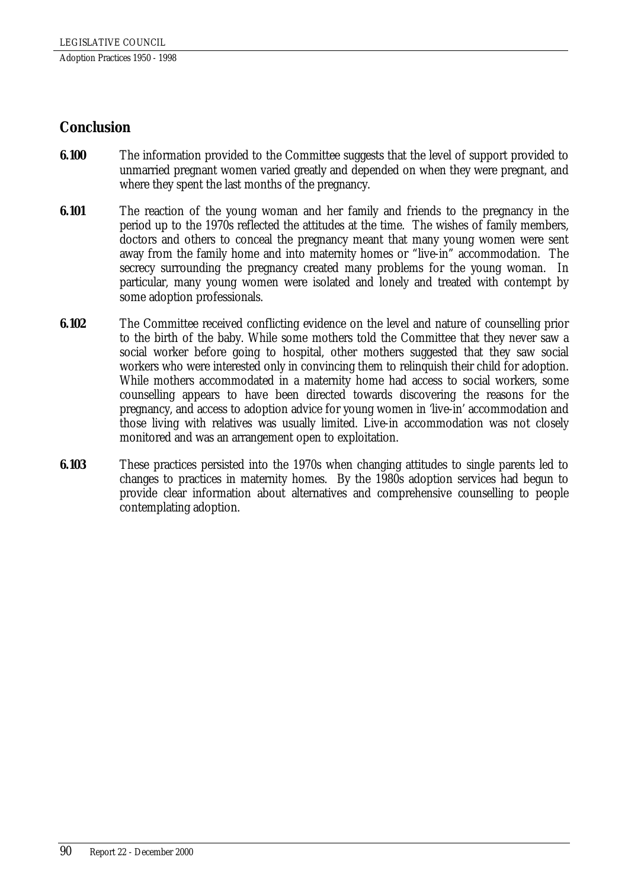## Conclusion

**6.100** The information provided to the Committee suggests that the level of support provided to unmarried pregnant women varied greatly and depended on when they were pregnant, and where they spent the last months of the pregnancy.

**6.101** The reaction of the young woman and her family and friends to the pregnancy in the period up to the 1970s reflected the attitudes at the time. The wishes of family members, doctors and others to conceal the pregnancy meant that many young women were sent away from the family home and into maternity homes or "live-in" accommodation. The secrecy surrounding the pregnancy created many problems for the young woman. In particular, many young women were isolated and lonely and treated with contempt by some adoption professionals.

**6.102** The Committee received conflicting evidence on the level and nature of counselling prior to the birth of the baby. While some mothers told the Committee that they never saw a social worker before going to hospital, other mothers suggested that they saw social workers who were interested only in convincing them to relinquish their child for adoption. While mothers accommodated in a maternity home had access to social workers, some counselling appears to have been directed towards discovering the reasons for the pregnancy, and access to adoption advice for young women in 'live-in' accommodation and those living with relatives was usually limited. Live-in accommodation was not closely monitored and was an arrangement open to exploitation.

**6.103** These practices persisted into the 1970s when changing attitudes to single parents led to changes to practices in maternity homes. By the 1980s adoption services had begun to provide clear information about alternatives and comprehensive counselling to people contemplating adoption.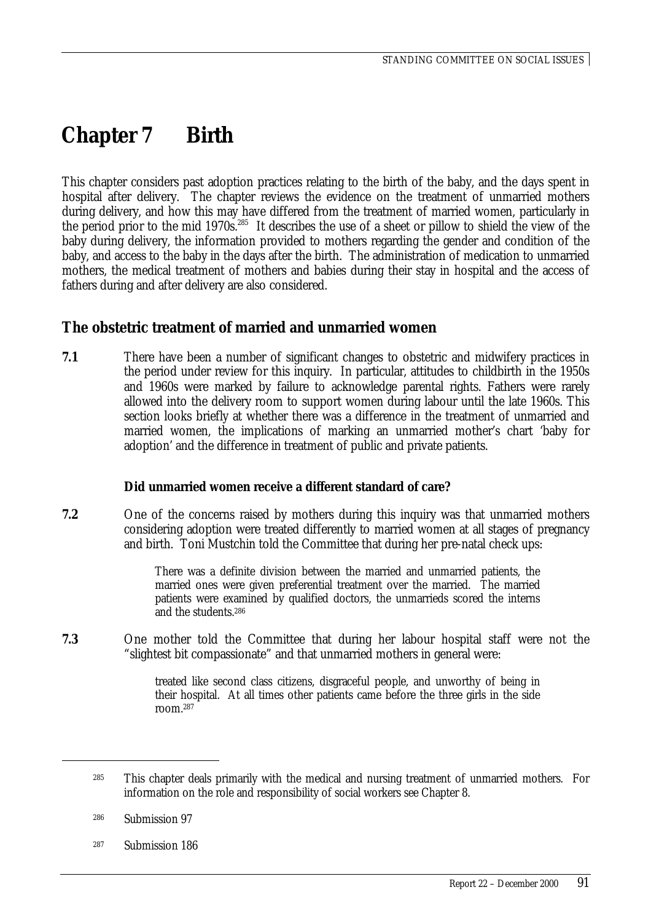# Chapter 7 Birth

This chapter considers past adoption practices relating to the birth of the baby, and the days spent in hospital after delivery. The chapter reviews the evidence on the treatment of unmarried mothers during delivery, and how this may have differed from the treatment of married women, particularly in the period prior to the mid 1970s.[285] It describes the use of a sheet or pillow to shield the view of the baby during delivery, the information provided to mothers regarding the gender and condition of the baby, and access to the baby in the days after the birth. The administration of medication to unmarried mothers, the medical treatment of mothers and babies during their stay in hospital and the access of fathers during and after delivery are also considered.

## The obstetric treatment of married and unmarried women

**7.1** There have been a number of significant changes to obstetric and midwifery practices in the period under review for this inquiry. In particular, attitudes to childbirth in the 1950s and 1960s were marked by failure to acknowledge parental rights. Fathers were rarely allowed into the delivery room to support women during labour until the late 1960s. This section looks briefly at whether there was a difference in the treatment of unmarried and married women, the implications of marking an unmarried mother's chart 'baby for adoption' and the difference in treatment of public and private patients.

### Did unmarried women receive a different standard of care?

**7.2** One of the concerns raised by mothers during this inquiry was that unmarried mothers considering adoption were treated differently to married women at all stages of pregnancy and birth. Toni Mustchin told the Committee that during her pre-natal check ups:

> There was a definite division between the married and unmarried patients, the married ones were given preferential treatment over the married. The married patients were examined by qualified doctors, the unmarrieds scored the interns and the students.[286]

**7.3** One mother told the Committee that during her labour hospital staff were not the "slightest bit compassionate" and that unmarried mothers in general were:

> treated like second class citizens, disgraceful people, and unworthy of being in their hospital. At all times other patients came before the three girls in the side room.[287]

---

[285] This chapter deals primarily with the medical and nursing treatment of unmarried mothers. For information on the role and responsibility of social workers see Chapter 8.

[286] Submission 97

[287] Submission 186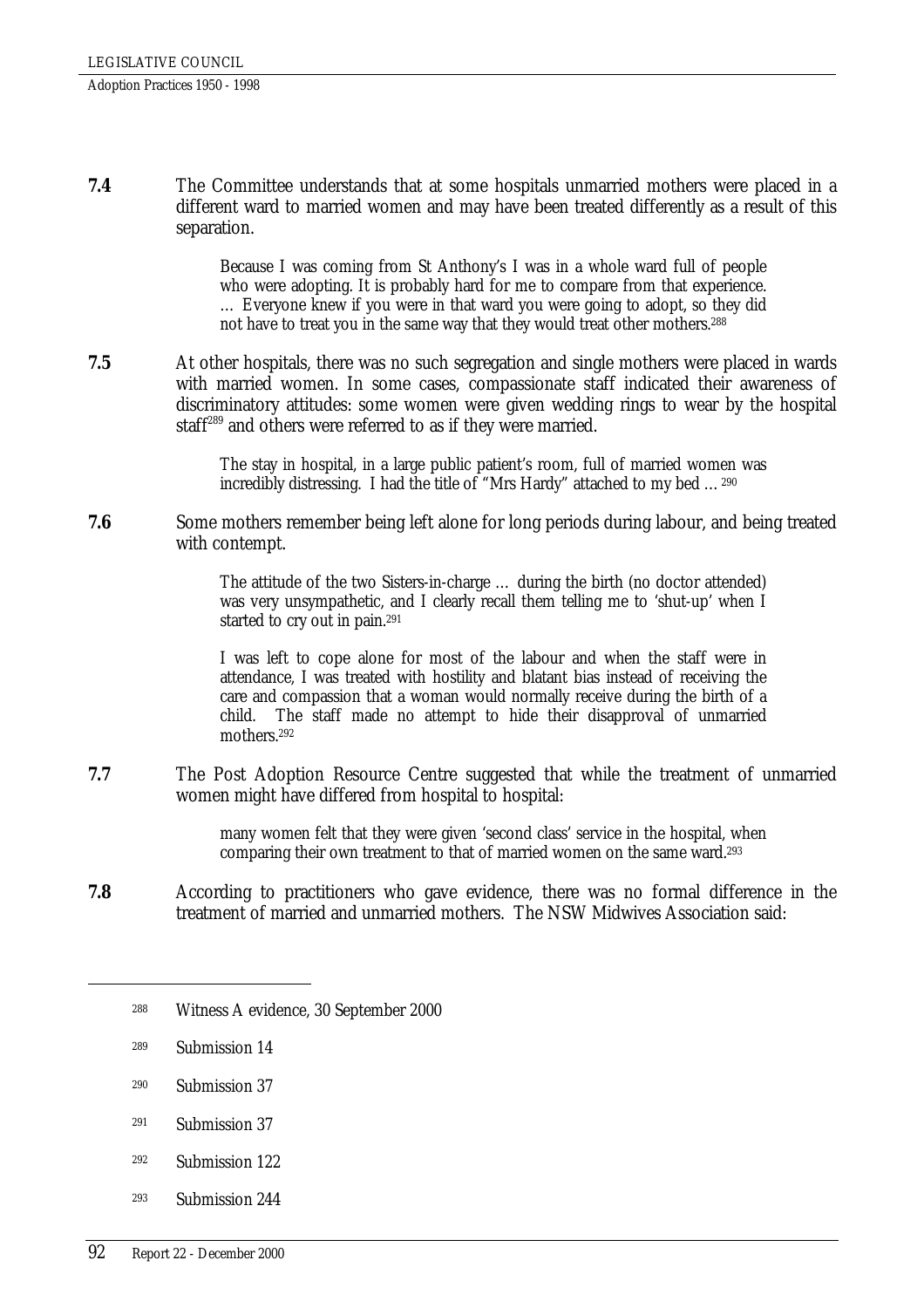**7.4** The Committee understands that at some hospitals unmarried mothers were placed in a different ward to married women and may have been treated differently as a result of this separation.

> Because I was coming from St Anthony's I was in a whole ward full of people who were adopting. It is probably hard for me to compare from that experience. … Everyone knew if you were in that ward you were going to adopt, so they did not have to treat you in the same way that they would treat other mothers.[288]

**7.5** At other hospitals, there was no such segregation and single mothers were placed in wards with married women. In some cases, compassionate staff indicated their awareness of discriminatory attitudes: some women were given wedding rings to wear by the hospital staff[289] and others were referred to as if they were married.

> The stay in hospital, in a large public patient's room, full of married women was incredibly distressing. I had the title of "Mrs Hardy" attached to my bed …[290]

**7.6** Some mothers remember being left alone for long periods during labour, and being treated with contempt.

> The attitude of the two Sisters-in-charge … during the birth (no doctor attended) was very unsympathetic, and I clearly recall them telling me to 'shut-up' when I started to cry out in pain.[291]

> I was left to cope alone for most of the labour and when the staff were in attendance, I was treated with hostility and blatant bias instead of receiving the care and compassion that a woman would normally receive during the birth of a child. The staff made no attempt to hide their disapproval of unmarried mothers.[292]

**7.7** The Post Adoption Resource Centre suggested that while the treatment of unmarried women might have differed from hospital to hospital:

> many women felt that they were given 'second class' service in the hospital, when comparing their own treatment to that of married women on the same ward.[293]

**7.8** According to practitioners who gave evidence, there was no formal difference in the treatment of married and unmarried mothers. The NSW Midwives Association said:

---

[288] Witness A evidence, 30 September 2000

[289] Submission 14

[290] Submission 37

[291] Submission 37

[292] Submission 122

[293] Submission 244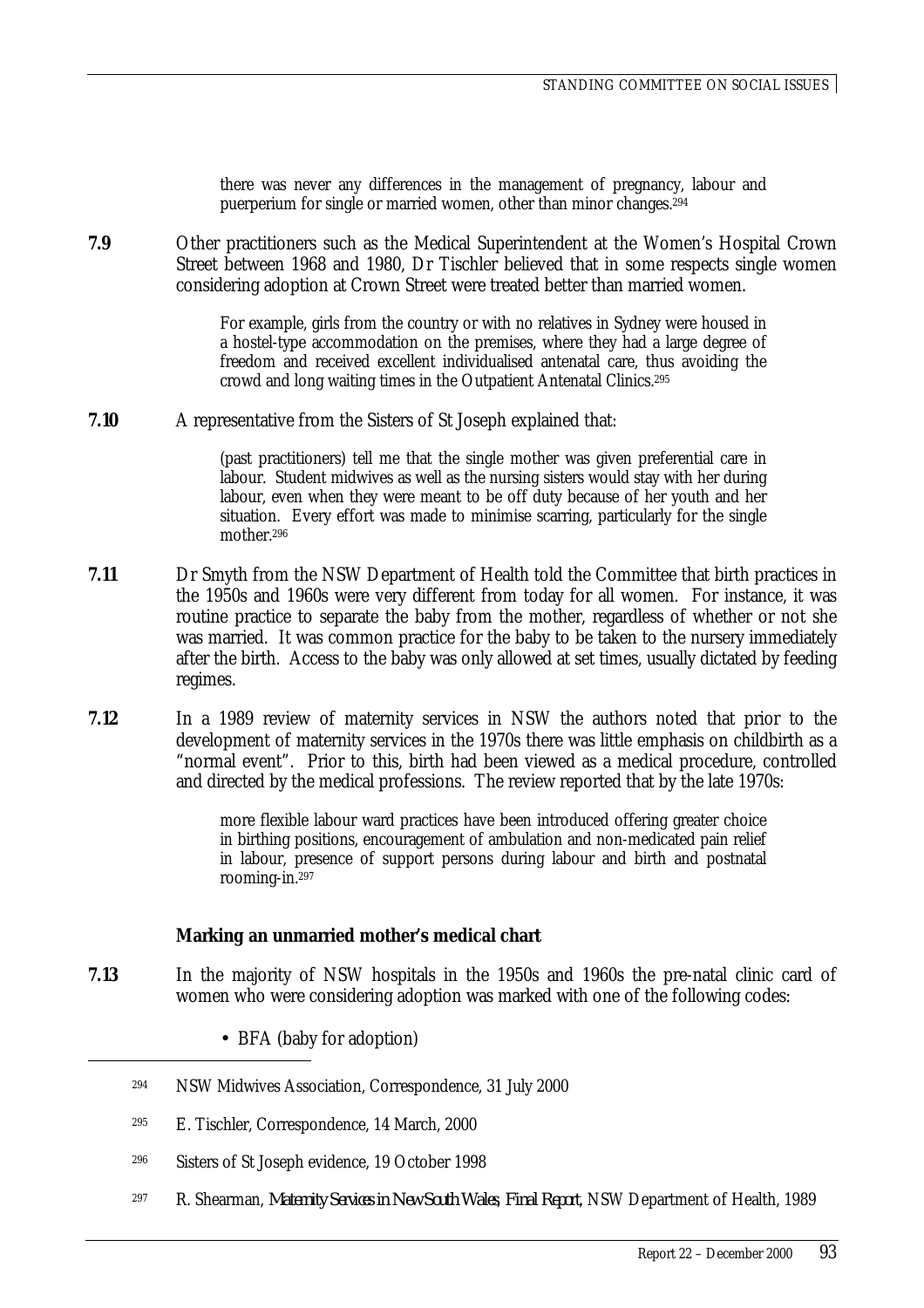> there was never any differences in the management of pregnancy, labour and puerperium for single or married women, other than minor changes.[294]

**7.9** Other practitioners such as the Medical Superintendent at the Women's Hospital Crown Street between 1968 and 1980, Dr Tischler believed that in some respects single women considering adoption at Crown Street were treated better than married women.

> For example, girls from the country or with no relatives in Sydney were housed in a hostel-type accommodation on the premises, where they had a large degree of freedom and received excellent individualised antenatal care, thus avoiding the crowd and long waiting times in the Outpatient Antenatal Clinics.[295]

**7.10** A representative from the Sisters of St Joseph explained that:

> (past practitioners) tell me that the single mother was given preferential care in labour. Student midwives as well as the nursing sisters would stay with her during labour, even when they were meant to be off duty because of her youth and her situation. Every effort was made to minimise scarring, particularly for the single mother.[296]

**7.11** Dr Smyth from the NSW Department of Health told the Committee that birth practices in the 1950s and 1960s were very different from today for all women. For instance, it was routine practice to separate the baby from the mother, regardless of whether or not she was married. It was common practice for the baby to be taken to the nursery immediately after the birth. Access to the baby was only allowed at set times, usually dictated by feeding regimes.

**7.12** In a 1989 review of maternity services in NSW the authors noted that prior to the development of maternity services in the 1970s there was little emphasis on childbirth as a "normal event". Prior to this, birth had been viewed as a medical procedure, controlled and directed by the medical professions. The review reported that by the late 1970s:

> more flexible labour ward practices have been introduced offering greater choice in birthing positions, encouragement of ambulation and non-medicated pain relief in labour, presence of support persons during labour and birth and postnatal rooming-in.[297]

### Marking an unmarried mother's medical chart

**7.13** In the majority of NSW hospitals in the 1950s and 1960s the pre-natal clinic card of women who were considering adoption was marked with one of the following codes:

- BFA (baby for adoption)

---

[294] NSW Midwives Association, Correspondence, 31 July 2000

[295] E. Tischler, Correspondence, 14 March, 2000

[296] Sisters of St Joseph evidence, 19 October 1998

[297] R. Shearman, *Maternity Services in New South Wales, Final Report*, NSW Department of Health, 1989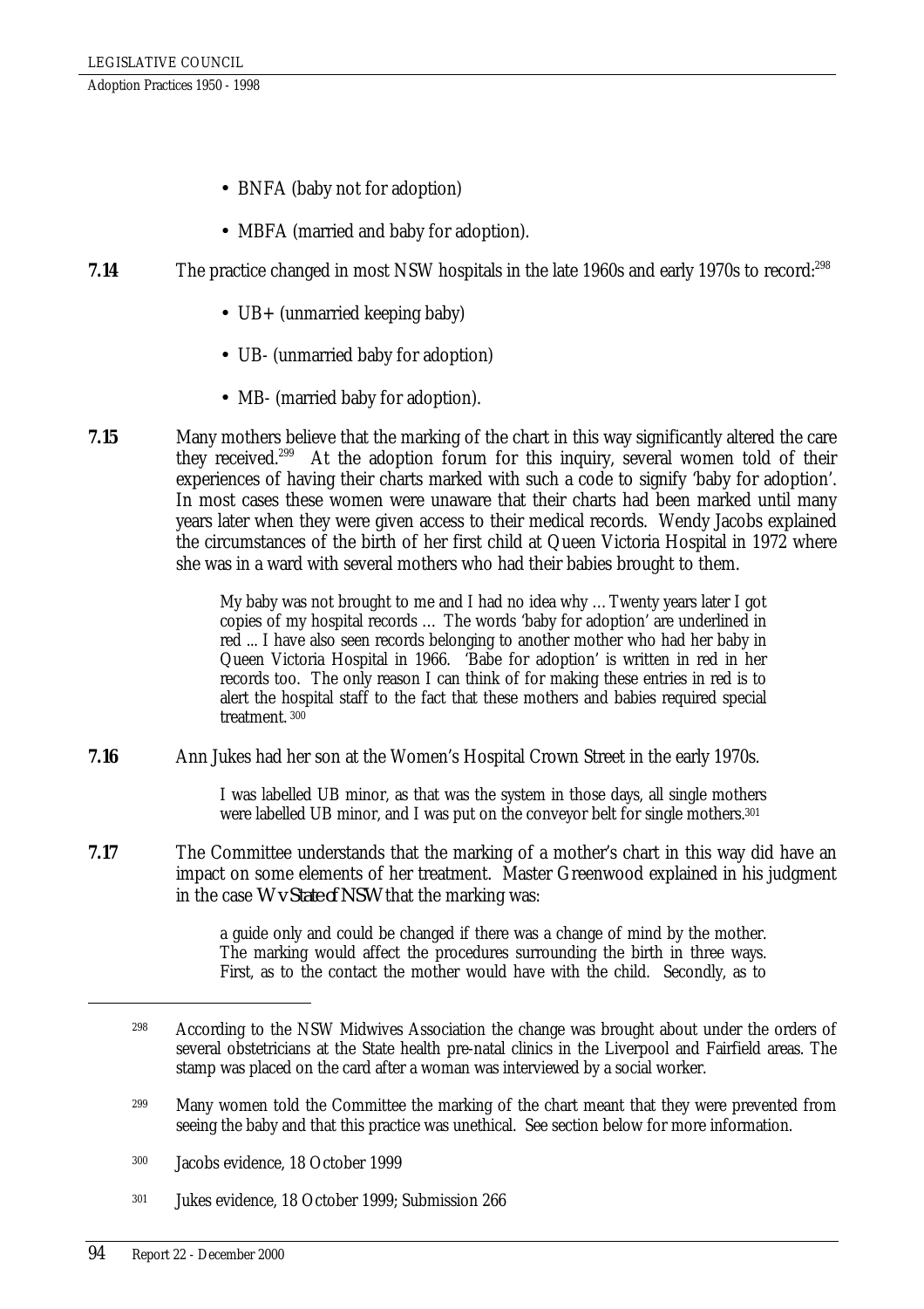- BNFA (baby not for adoption)
- MBFA (married and baby for adoption).

**7.14** The practice changed in most NSW hospitals in the late 1960s and early 1970s to record:[298]

- UB+ (unmarried keeping baby)
- UB- (unmarried baby for adoption)
- MB- (married baby for adoption).

**7.15** Many mothers believe that the marking of the chart in this way significantly altered the care they received.[299] At the adoption forum for this inquiry, several women told of their experiences of having their charts marked with such a code to signify 'baby for adoption'. In most cases these women were unaware that their charts had been marked until many years later when they were given access to their medical records. Wendy Jacobs explained the circumstances of the birth of her first child at Queen Victoria Hospital in 1972 where she was in a ward with several mothers who had their babies brought to them.

> My baby was not brought to me and I had no idea why … Twenty years later I got copies of my hospital records … The words 'baby for adoption' are underlined in red ... I have also seen records belonging to another mother who had her baby in Queen Victoria Hospital in 1966. 'Babe for adoption' is written in red in her records too. The only reason I can think of for making these entries in red is to alert the hospital staff to the fact that these mothers and babies required special treatment.[300]

**7.16** Ann Jukes had her son at the Women's Hospital Crown Street in the early 1970s.

> I was labelled UB minor, as that was the system in those days, all single mothers were labelled UB minor, and I was put on the conveyor belt for single mothers.[301]

**7.17** The Committee understands that the marking of a mother's chart in this way did have an impact on some elements of her treatment. Master Greenwood explained in his judgment in the case *W v State of NSW* that the marking was:

> a guide only and could be changed if there was a change of mind by the mother. The marking would affect the procedures surrounding the birth in three ways. First, as to the contact the mother would have with the child. Secondly, as to

---

298 According to the NSW Midwives Association the change was brought about under the orders of several obstetricians at the State health pre-natal clinics in the Liverpool and Fairfield areas. The stamp was placed on the card after a woman was interviewed by a social worker.

299 Many women told the Committee the marking of the chart meant that they were prevented from seeing the baby and that this practice was unethical. See section below for more information.

300 Jacobs evidence, 18 October 1999

301 Jukes evidence, 18 October 1999; Submission 266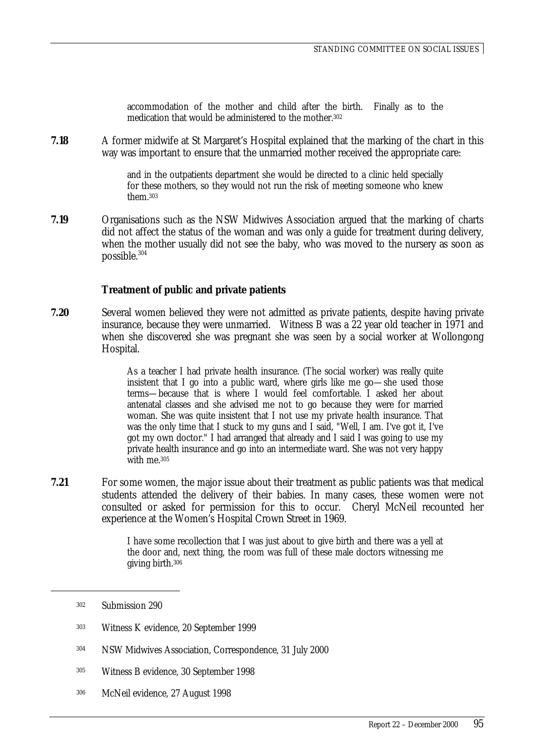> accommodation of the mother and child after the birth. Finally as to the medication that would be administered to the mother.[302]

**7.18** A former midwife at St Margaret's Hospital explained that the marking of the chart in this way was important to ensure that the unmarried mother received the appropriate care:

> and in the outpatients department she would be directed to a clinic held specially for these mothers, so they would not run the risk of meeting someone who knew them.[303]

**7.19** Organisations such as the NSW Midwives Association argued that the marking of charts did not affect the status of the woman and was only a guide for treatment during delivery, when the mother usually did not see the baby, who was moved to the nursery as soon as possible.[304]

### Treatment of public and private patients

**7.20** Several women believed they were not admitted as private patients, despite having private insurance, because they were unmarried. Witness B was a 22 year old teacher in 1971 and when she discovered she was pregnant she was seen by a social worker at Wollongong Hospital.

> As a teacher I had private health insurance. (The social worker) was really quite insistent that I go into a public ward, where girls like me go—she used those terms—because that is where I would feel comfortable. I asked her about antenatal classes and she advised me not to go because they were for married woman. She was quite insistent that I not use my private health insurance. That was the only time that I stuck to my guns and I said, "Well, I am. I've got it, I've got my own doctor." I had arranged that already and I said I was going to use my private health insurance and go into an intermediate ward. She was not very happy with me.[305]

**7.21** For some women, the major issue about their treatment as public patients was that medical students attended the delivery of their babies. In many cases, these women were not consulted or asked for permission for this to occur. Cheryl McNeil recounted her experience at the Women's Hospital Crown Street in 1969.

> I have some recollection that I was just about to give birth and there was a yell at the door and, next thing, the room was full of these male doctors witnessing me giving birth.[306]

---

[302] Submission 290

[303] Witness K evidence, 20 September 1999

[304] NSW Midwives Association, Correspondence, 31 July 2000

[305] Witness B evidence, 30 September 1998

[306] McNeil evidence, 27 August 1998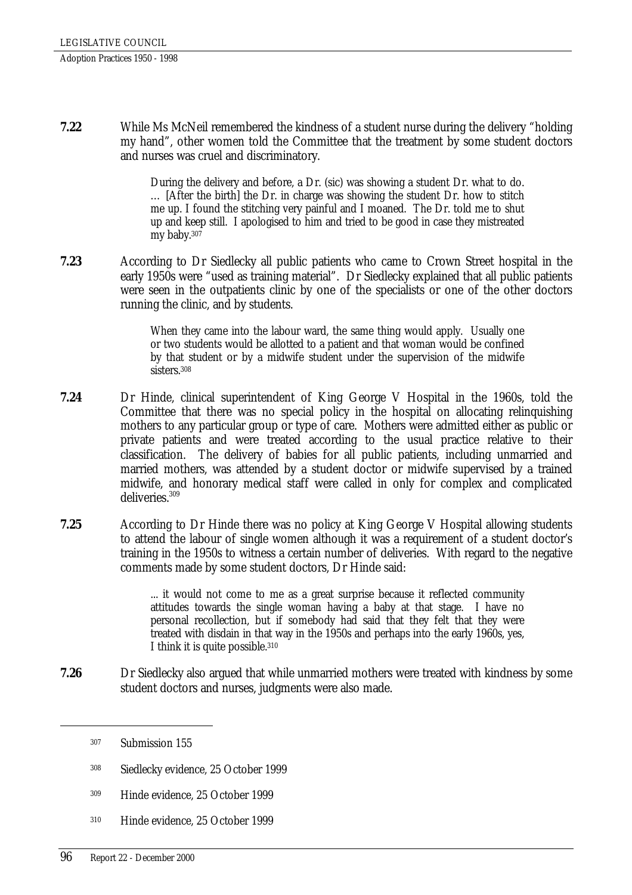**7.22** While Ms McNeil remembered the kindness of a student nurse during the delivery "holding my hand", other women told the Committee that the treatment by some student doctors and nurses was cruel and discriminatory.

> During the delivery and before, a Dr. (sic) was showing a student Dr. what to do. … [After the birth] the Dr. in charge was showing the student Dr. how to stitch me up. I found the stitching very painful and I moaned. The Dr. told me to shut up and keep still. I apologised to him and tried to be good in case they mistreated my baby.[307]

**7.23** According to Dr Siedlecky all public patients who came to Crown Street hospital in the early 1950s were "used as training material". Dr Siedlecky explained that all public patients were seen in the outpatients clinic by one of the specialists or one of the other doctors running the clinic, and by students.

> When they came into the labour ward, the same thing would apply. Usually one or two students would be allotted to a patient and that woman would be confined by that student or by a midwife student under the supervision of the midwife sisters.[308]

**7.24** Dr Hinde, clinical superintendent of King George V Hospital in the 1960s, told the Committee that there was no special policy in the hospital on allocating relinquishing mothers to any particular group or type of care. Mothers were admitted either as public or private patients and were treated according to the usual practice relative to their classification. The delivery of babies for all public patients, including unmarried and married mothers, was attended by a student doctor or midwife supervised by a trained midwife, and honorary medical staff were called in only for complex and complicated deliveries.[309]

**7.25** According to Dr Hinde there was no policy at King George V Hospital allowing students to attend the labour of single women although it was a requirement of a student doctor's training in the 1950s to witness a certain number of deliveries. With regard to the negative comments made by some student doctors, Dr Hinde said:

> ... it would not come to me as a great surprise because it reflected community attitudes towards the single woman having a baby at that stage. I have no personal recollection, but if somebody had said that they felt that they were treated with disdain in that way in the 1950s and perhaps into the early 1960s, yes, I think it is quite possible.[310]

**7.26** Dr Siedlecky also argued that while unmarried mothers were treated with kindness by some student doctors and nurses, judgments were also made.

---

[307] Submission 155

[308] Siedlecky evidence, 25 October 1999

[309] Hinde evidence, 25 October 1999

[310] Hinde evidence, 25 October 1999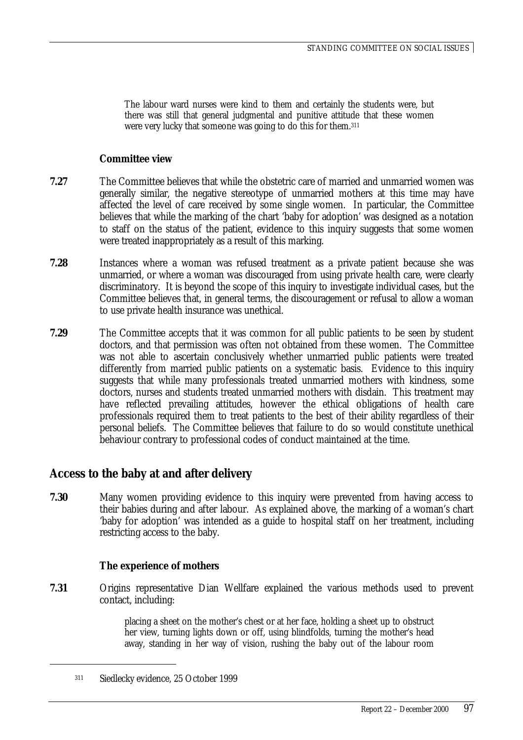> The labour ward nurses were kind to them and certainly the students were, but there was still that general judgmental and punitive attitude that these women were very lucky that someone was going to do this for them.[311]

### Committee view

**7.27** The Committee believes that while the obstetric care of married and unmarried women was generally similar, the negative stereotype of unmarried mothers at this time may have affected the level of care received by some single women. In particular, the Committee believes that while the marking of the chart 'baby for adoption' was designed as a notation to staff on the status of the patient, evidence to this inquiry suggests that some women were treated inappropriately as a result of this marking.

**7.28** Instances where a woman was refused treatment as a private patient because she was unmarried, or where a woman was discouraged from using private health care, were clearly discriminatory. It is beyond the scope of this inquiry to investigate individual cases, but the Committee believes that, in general terms, the discouragement or refusal to allow a woman to use private health insurance was unethical.

**7.29** The Committee accepts that it was common for all public patients to be seen by student doctors, and that permission was often not obtained from these women. The Committee was not able to ascertain conclusively whether unmarried public patients were treated differently from married public patients on a systematic basis. Evidence to this inquiry suggests that while many professionals treated unmarried mothers with kindness, some doctors, nurses and students treated unmarried mothers with disdain. This treatment may have reflected prevailing attitudes, however the ethical obligations of health care professionals required them to treat patients to the best of their ability regardless of their personal beliefs. The Committee believes that failure to do so would constitute unethical behaviour contrary to professional codes of conduct maintained at the time.

## Access to the baby at and after delivery

**7.30** Many women providing evidence to this inquiry were prevented from having access to their babies during and after labour. As explained above, the marking of a woman's chart 'baby for adoption' was intended as a guide to hospital staff on her treatment, including restricting access to the baby.

### The experience of mothers

**7.31** Origins representative Dian Wellfare explained the various methods used to prevent contact, including:

> placing a sheet on the mother's chest or at her face, holding a sheet up to obstruct her view, turning lights down or off, using blindfolds, turning the mother's head away, standing in her way of vision, rushing the baby out of the labour room

---

[311] Siedlecky evidence, 25 October 1999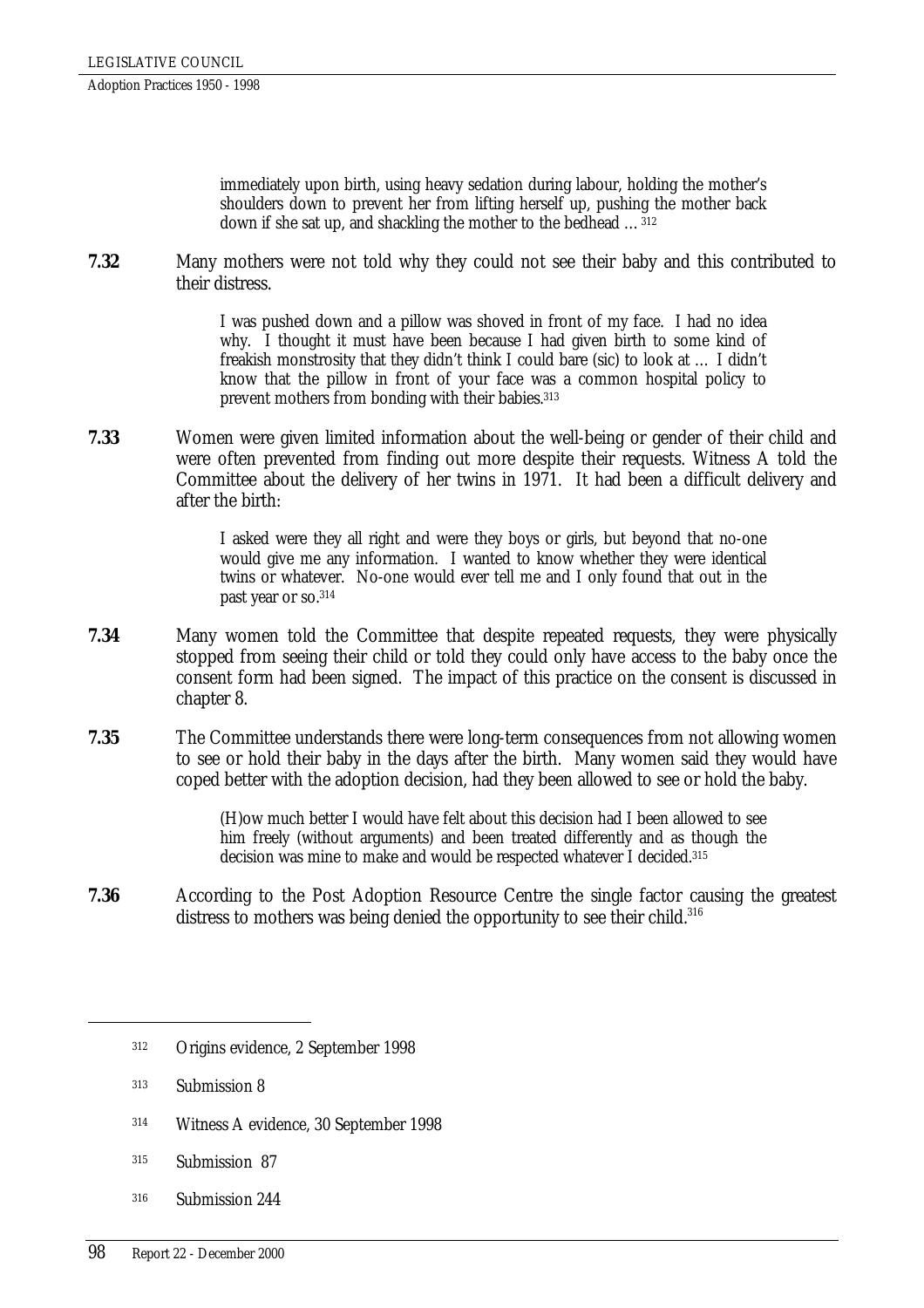> immediately upon birth, using heavy sedation during labour, holding the mother's shoulders down to prevent her from lifting herself up, pushing the mother back down if she sat up, and shackling the mother to the bedhead …[312]

**7.32** Many mothers were not told why they could not see their baby and this contributed to their distress.

> I was pushed down and a pillow was shoved in front of my face. I had no idea why. I thought it must have been because I had given birth to some kind of freakish monstrosity that they didn't think I could bare (sic) to look at … I didn't know that the pillow in front of your face was a common hospital policy to prevent mothers from bonding with their babies.[313]

**7.33** Women were given limited information about the well-being or gender of their child and were often prevented from finding out more despite their requests. Witness A told the Committee about the delivery of her twins in 1971. It had been a difficult delivery and after the birth:

> I asked were they all right and were they boys or girls, but beyond that no-one would give me any information. I wanted to know whether they were identical twins or whatever. No-one would ever tell me and I only found that out in the past year or so.[314]

**7.34** Many women told the Committee that despite repeated requests, they were physically stopped from seeing their child or told they could only have access to the baby once the consent form had been signed. The impact of this practice on the consent is discussed in chapter 8.

**7.35** The Committee understands there were long-term consequences from not allowing women to see or hold their baby in the days after the birth. Many women said they would have coped better with the adoption decision, had they been allowed to see or hold the baby.

> (H)ow much better I would have felt about this decision had I been allowed to see him freely (without arguments) and been treated differently and as though the decision was mine to make and would be respected whatever I decided.[315]

**7.36** According to the Post Adoption Resource Centre the single factor causing the greatest distress to mothers was being denied the opportunity to see their child.[316]

---

[312] Origins evidence, 2 September 1998

[313] Submission 8

[314] Witness A evidence, 30 September 1998

[315] Submission 87

[316] Submission 244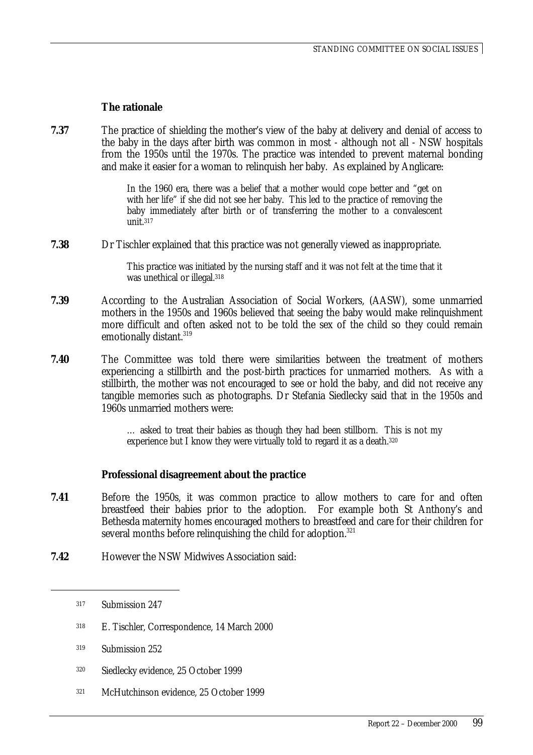### The rationale

**7.37** The practice of shielding the mother's view of the baby at delivery and denial of access to the baby in the days after birth was common in most - although not all - NSW hospitals from the 1950s until the 1970s. The practice was intended to prevent maternal bonding and make it easier for a woman to relinquish her baby. As explained by Anglicare:

> In the 1960 era, there was a belief that a mother would cope better and "get on with her life" if she did not see her baby. This led to the practice of removing the baby immediately after birth or of transferring the mother to a convalescent unit.[317]

**7.38** Dr Tischler explained that this practice was not generally viewed as inappropriate.

> This practice was initiated by the nursing staff and it was not felt at the time that it was unethical or illegal.[318]

**7.39** According to the Australian Association of Social Workers, (AASW), some unmarried mothers in the 1950s and 1960s believed that seeing the baby would make relinquishment more difficult and often asked not to be told the sex of the child so they could remain emotionally distant.[319]

**7.40** The Committee was told there were similarities between the treatment of mothers experiencing a stillbirth and the post-birth practices for unmarried mothers. As with a stillbirth, the mother was not encouraged to see or hold the baby, and did not receive any tangible memories such as photographs. Dr Stefania Siedlecky said that in the 1950s and 1960s unmarried mothers were:

> … asked to treat their babies as though they had been stillborn. This is not my experience but I know they were virtually told to regard it as a death.[320]

### Professional disagreement about the practice

**7.41** Before the 1950s, it was common practice to allow mothers to care for and often breastfeed their babies prior to the adoption. For example both St Anthony's and Bethesda maternity homes encouraged mothers to breastfeed and care for their children for several months before relinquishing the child for adoption.[321]

**7.42** However the NSW Midwives Association said:

---

[317] Submission 247

[318] E. Tischler, Correspondence, 14 March 2000

[319] Submission 252

[320] Siedlecky evidence, 25 October 1999

[321] McHutchinson evidence, 25 October 1999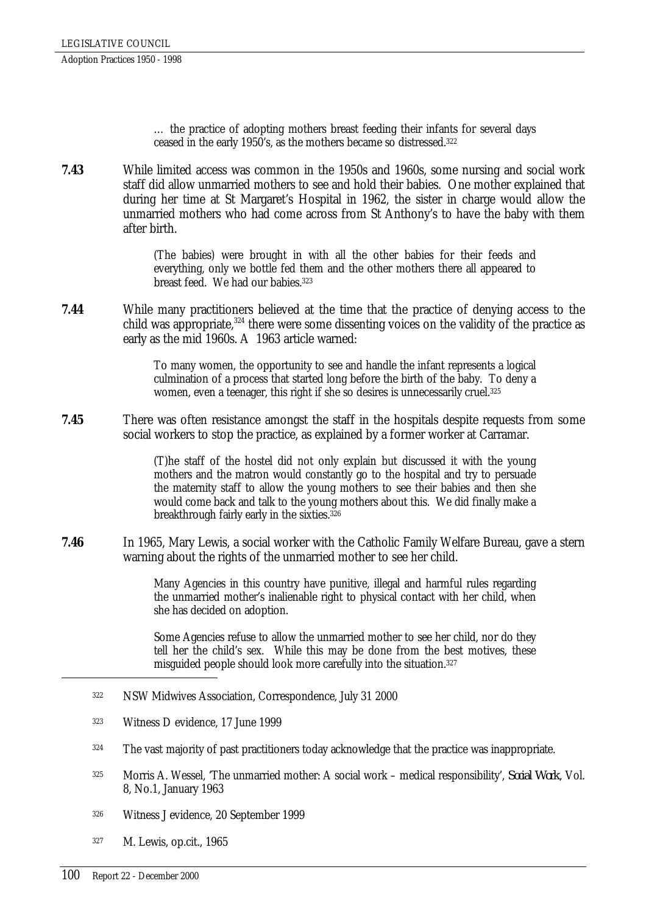> … the practice of adopting mothers breast feeding their infants for several days ceased in the early 1950's, as the mothers became so distressed.[322]

**7.43** While limited access was common in the 1950s and 1960s, some nursing and social work staff did allow unmarried mothers to see and hold their babies. One mother explained that during her time at St Margaret's Hospital in 1962, the sister in charge would allow the unmarried mothers who had come across from St Anthony's to have the baby with them after birth.

> (The babies) were brought in with all the other babies for their feeds and everything, only we bottle fed them and the other mothers there all appeared to breast feed. We had our babies.[323]

**7.44** While many practitioners believed at the time that the practice of denying access to the child was appropriate,[324] there were some dissenting voices on the validity of the practice as early as the mid 1960s. A 1963 article warned:

> To many women, the opportunity to see and handle the infant represents a logical culmination of a process that started long before the birth of the baby. To deny a women, even a teenager, this right if she so desires is unnecessarily cruel.[325]

**7.45** There was often resistance amongst the staff in the hospitals despite requests from some social workers to stop the practice, as explained by a former worker at Carramar.

> (T)he staff of the hostel did not only explain but discussed it with the young mothers and the matron would constantly go to the hospital and try to persuade the maternity staff to allow the young mothers to see their babies and then she would come back and talk to the young mothers about this. We did finally make a breakthrough fairly early in the sixties.[326]

**7.46** In 1965, Mary Lewis, a social worker with the Catholic Family Welfare Bureau, gave a stern warning about the rights of the unmarried mother to see her child.

> Many Agencies in this country have punitive, illegal and harmful rules regarding the unmarried mother's inalienable right to physical contact with her child, when she has decided on adoption.
>
> Some Agencies refuse to allow the unmarried mother to see her child, nor do they tell her the child's sex. While this may be done from the best motives, these misguided people should look more carefully into the situation.[327]

---

[322] NSW Midwives Association, Correspondence, July 31 2000

[323] Witness D evidence, 17 June 1999

[324] The vast majority of past practitioners today acknowledge that the practice was inappropriate.

[325] Morris A. Wessel, 'The unmarried mother: A social work – medical responsibility', *Social Work*, Vol. 8, No.1, January 1963

[326] Witness J evidence, 20 September 1999

[327] M. Lewis, op.cit., 1965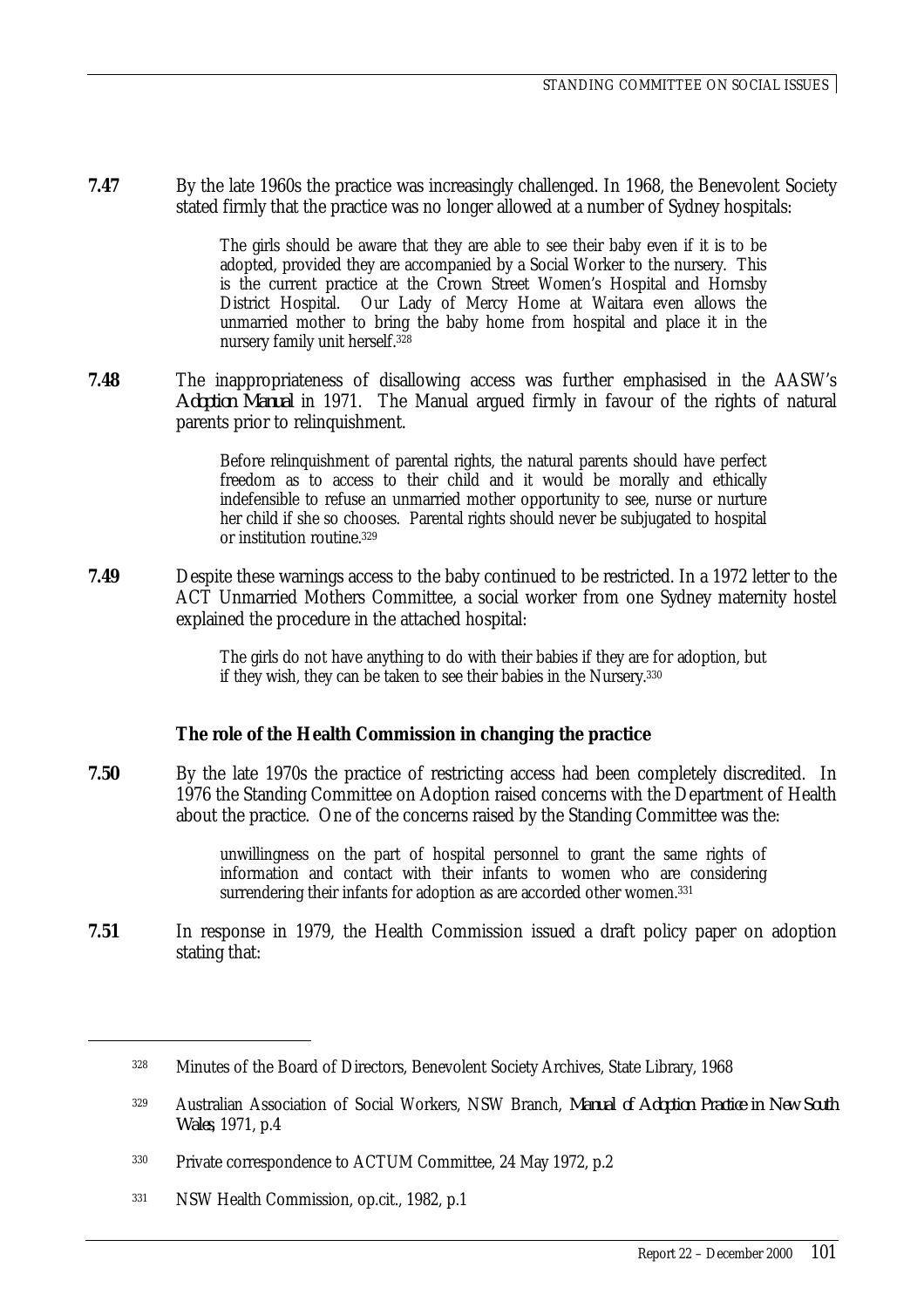**7.47** By the late 1960s the practice was increasingly challenged. In 1968, the Benevolent Society stated firmly that the practice was no longer allowed at a number of Sydney hospitals:

> The girls should be aware that they are able to see their baby even if it is to be adopted, provided they are accompanied by a Social Worker to the nursery. This is the current practice at the Crown Street Women's Hospital and Hornsby District Hospital. Our Lady of Mercy Home at Waitara even allows the unmarried mother to bring the baby home from hospital and place it in the nursery family unit herself.[328]

**7.48** The inappropriateness of disallowing access was further emphasised in the AASW's *Adoption Manual* in 1971. The Manual argued firmly in favour of the rights of natural parents prior to relinquishment.

> Before relinquishment of parental rights, the natural parents should have perfect freedom as to access to their child and it would be morally and ethically indefensible to refuse an unmarried mother opportunity to see, nurse or nurture her child if she so chooses. Parental rights should never be subjugated to hospital or institution routine.[329]

**7.49** Despite these warnings access to the baby continued to be restricted. In a 1972 letter to the ACT Unmarried Mothers Committee, a social worker from one Sydney maternity hostel explained the procedure in the attached hospital:

> The girls do not have anything to do with their babies if they are for adoption, but if they wish, they can be taken to see their babies in the Nursery.[330]

### The role of the Health Commission in changing the practice

**7.50** By the late 1970s the practice of restricting access had been completely discredited. In 1976 the Standing Committee on Adoption raised concerns with the Department of Health about the practice. One of the concerns raised by the Standing Committee was the:

> unwillingness on the part of hospital personnel to grant the same rights of information and contact with their infants to women who are considering surrendering their infants for adoption as are accorded other women.[331]

**7.51** In response in 1979, the Health Commission issued a draft policy paper on adoption stating that:

---

[328] Minutes of the Board of Directors, Benevolent Society Archives, State Library, 1968

[329] Australian Association of Social Workers, NSW Branch, *Manual of Adoption Practice in New South Wales*, 1971, p.4

[330] Private correspondence to ACTUM Committee, 24 May 1972, p.2

[331] NSW Health Commission, op.cit., 1982, p.1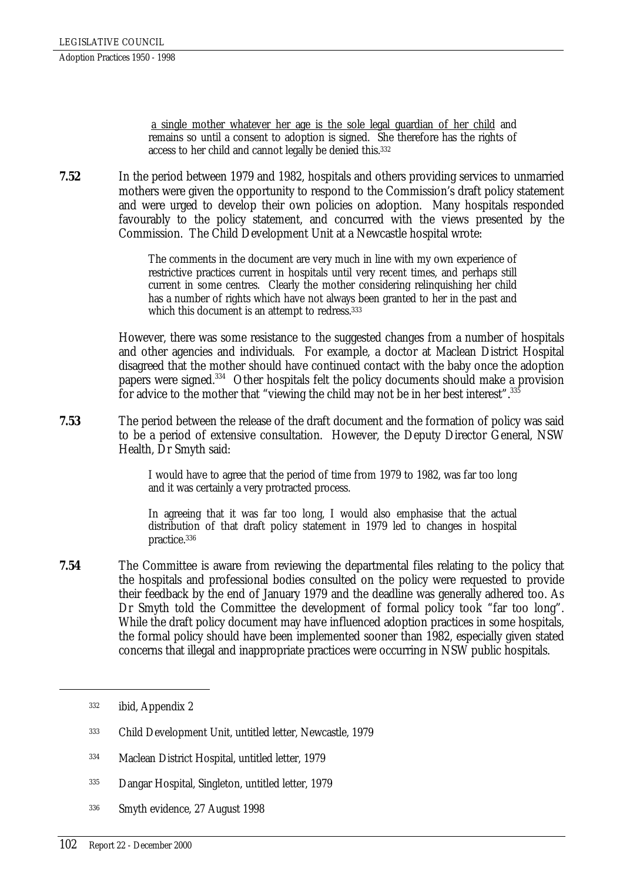a single mother whatever her age is the sole legal guardian of her child and remains so until a consent to adoption is signed. She therefore has the rights of access to her child and cannot legally be denied this.[332]

**7.52** In the period between 1979 and 1982, hospitals and others providing services to unmarried mothers were given the opportunity to respond to the Commission's draft policy statement and were urged to develop their own policies on adoption. Many hospitals responded favourably to the policy statement, and concurred with the views presented by the Commission. The Child Development Unit at a Newcastle hospital wrote:

> The comments in the document are very much in line with my own experience of restrictive practices current in hospitals until very recent times, and perhaps still current in some centres. Clearly the mother considering relinquishing her child has a number of rights which have not always been granted to her in the past and which this document is an attempt to redress.[333]

However, there was some resistance to the suggested changes from a number of hospitals and other agencies and individuals. For example, a doctor at Maclean District Hospital disagreed that the mother should have continued contact with the baby once the adoption papers were signed.[334] Other hospitals felt the policy documents should make a provision for advice to the mother that "viewing the child may not be in her best interest".[335]

**7.53** The period between the release of the draft document and the formation of policy was said to be a period of extensive consultation. However, the Deputy Director General, NSW Health, Dr Smyth said:

> I would have to agree that the period of time from 1979 to 1982, was far too long and it was certainly a very protracted process.
>
> In agreeing that it was far too long, I would also emphasise that the actual distribution of that draft policy statement in 1979 led to changes in hospital practice.[336]

**7.54** The Committee is aware from reviewing the departmental files relating to the policy that the hospitals and professional bodies consulted on the policy were requested to provide their feedback by the end of January 1979 and the deadline was generally adhered too. As Dr Smyth told the Committee the development of formal policy took "far too long". While the draft policy document may have influenced adoption practices in some hospitals, the formal policy should have been implemented sooner than 1982, especially given stated concerns that illegal and inappropriate practices were occurring in NSW public hospitals.

---

332 ibid, Appendix 2

333 Child Development Unit, untitled letter, Newcastle, 1979

334 Maclean District Hospital, untitled letter, 1979

335 Dangar Hospital, Singleton, untitled letter, 1979

336 Smyth evidence, 27 August 1998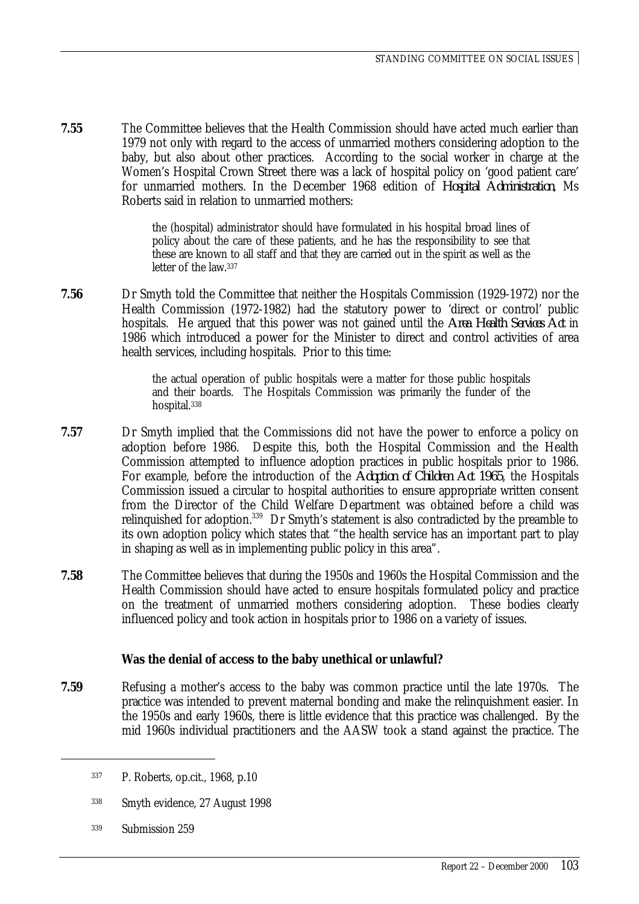**7.55** The Committee believes that the Health Commission should have acted much earlier than 1979 not only with regard to the access of unmarried mothers considering adoption to the baby, but also about other practices. According to the social worker in charge at the Women's Hospital Crown Street there was a lack of hospital policy on 'good patient care' for unmarried mothers. In the December 1968 edition of *Hospital Administration*, Ms Roberts said in relation to unmarried mothers:

> the (hospital) administrator should have formulated in his hospital broad lines of policy about the care of these patients, and he has the responsibility to see that these are known to all staff and that they are carried out in the spirit as well as the letter of the law.[337]

**7.56** Dr Smyth told the Committee that neither the Hospitals Commission (1929-1972) nor the Health Commission (1972-1982) had the statutory power to 'direct or control' public hospitals. He argued that this power was not gained until the *Area Health Services Act* in 1986 which introduced a power for the Minister to direct and control activities of area health services, including hospitals. Prior to this time:

> the actual operation of public hospitals were a matter for those public hospitals and their boards. The Hospitals Commission was primarily the funder of the hospital.[338]

**7.57** Dr Smyth implied that the Commissions did not have the power to enforce a policy on adoption before 1986. Despite this, both the Hospital Commission and the Health Commission attempted to influence adoption practices in public hospitals prior to 1986. For example, before the introduction of the *Adoption of Children Act 1965*, the Hospitals Commission issued a circular to hospital authorities to ensure appropriate written consent from the Director of the Child Welfare Department was obtained before a child was relinquished for adoption.[339] Dr Smyth's statement is also contradicted by the preamble to its own adoption policy which states that "the health service has an important part to play in shaping as well as in implementing public policy in this area".

**7.58** The Committee believes that during the 1950s and 1960s the Hospital Commission and the Health Commission should have acted to ensure hospitals formulated policy and practice on the treatment of unmarried mothers considering adoption. These bodies clearly influenced policy and took action in hospitals prior to 1986 on a variety of issues.

**Was the denial of access to the baby unethical or unlawful?**

**7.59** Refusing a mother's access to the baby was common practice until the late 1970s. The practice was intended to prevent maternal bonding and make the relinquishment easier. In the 1950s and early 1960s, there is little evidence that this practice was challenged. By the mid 1960s individual practitioners and the AASW took a stand against the practice. The

---

[337] P. Roberts, op.cit., 1968, p.10

[338] Smyth evidence, 27 August 1998

[339] Submission 259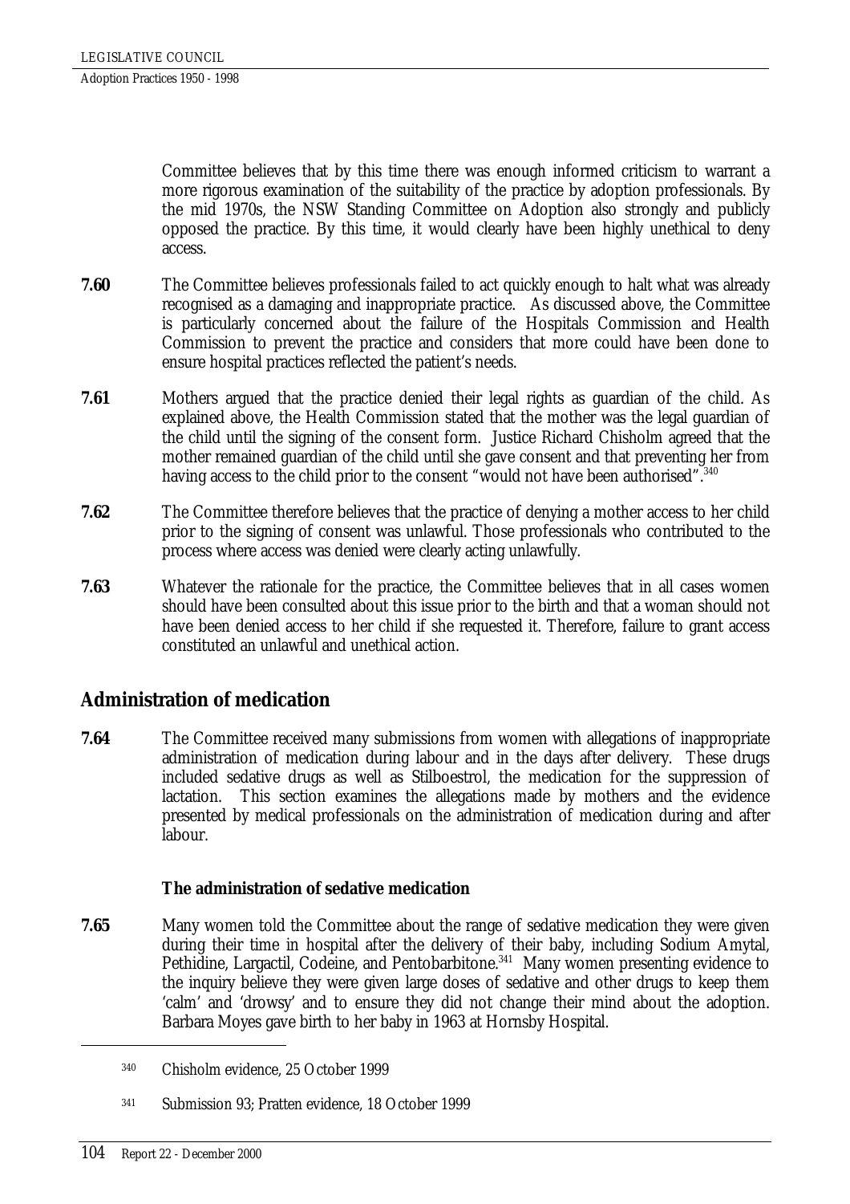Committee believes that by this time there was enough informed criticism to warrant a more rigorous examination of the suitability of the practice by adoption professionals. By the mid 1970s, the NSW Standing Committee on Adoption also strongly and publicly opposed the practice. By this time, it would clearly have been highly unethical to deny access.

**7.60** The Committee believes professionals failed to act quickly enough to halt what was already recognised as a damaging and inappropriate practice. As discussed above, the Committee is particularly concerned about the failure of the Hospitals Commission and Health Commission to prevent the practice and considers that more could have been done to ensure hospital practices reflected the patient's needs.

**7.61** Mothers argued that the practice denied their legal rights as guardian of the child. As explained above, the Health Commission stated that the mother was the legal guardian of the child until the signing of the consent form. Justice Richard Chisholm agreed that the mother remained guardian of the child until she gave consent and that preventing her from having access to the child prior to the consent "would not have been authorised".[340]

**7.62** The Committee therefore believes that the practice of denying a mother access to her child prior to the signing of consent was unlawful. Those professionals who contributed to the process where access was denied were clearly acting unlawfully.

**7.63** Whatever the rationale for the practice, the Committee believes that in all cases women should have been consulted about this issue prior to the birth and that a woman should not have been denied access to her child if she requested it. Therefore, failure to grant access constituted an unlawful and unethical action.

## Administration of medication

**7.64** The Committee received many submissions from women with allegations of inappropriate administration of medication during labour and in the days after delivery. These drugs included sedative drugs as well as Stilboestrol, the medication for the suppression of lactation. This section examines the allegations made by mothers and the evidence presented by medical professionals on the administration of medication during and after labour.

### The administration of sedative medication

**7.65** Many women told the Committee about the range of sedative medication they were given during their time in hospital after the delivery of their baby, including Sodium Amytal, Pethidine, Largactil, Codeine, and Pentobarbitone.[341] Many women presenting evidence to the inquiry believe they were given large doses of sedative and other drugs to keep them 'calm' and 'drowsy' and to ensure they did not change their mind about the adoption. Barbara Moyes gave birth to her baby in 1963 at Hornsby Hospital.

---

[340] Chisholm evidence, 25 October 1999

[341] Submission 93; Pratten evidence, 18 October 1999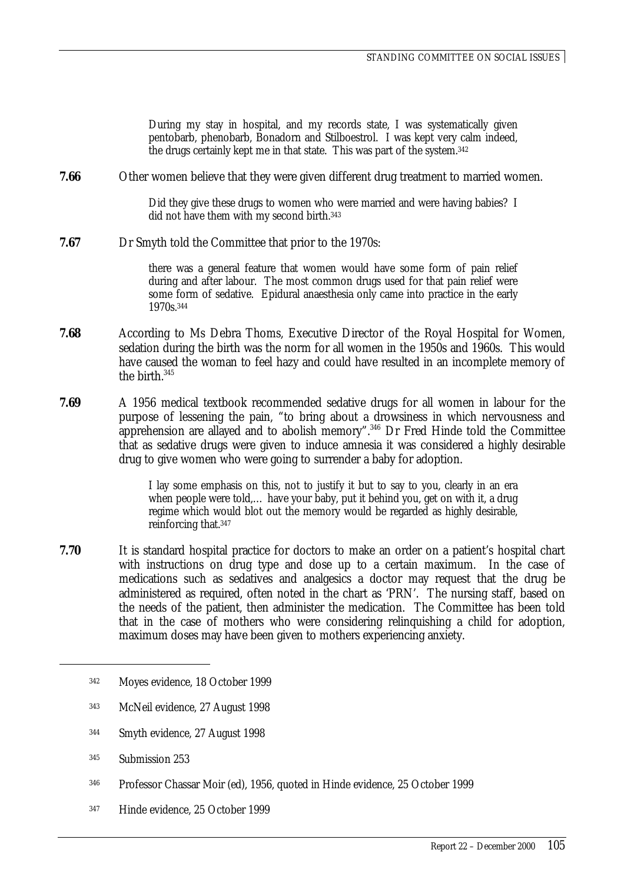> During my stay in hospital, and my records state, I was systematically given pentobarb, phenobarb, Bonadorn and Stilboestrol. I was kept very calm indeed, the drugs certainly kept me in that state. This was part of the system.[342]

**7.66** Other women believe that they were given different drug treatment to married women.

> Did they give these drugs to women who were married and were having babies? I did not have them with my second birth.[343]

**7.67** Dr Smyth told the Committee that prior to the 1970s:

> there was a general feature that women would have some form of pain relief during and after labour. The most common drugs used for that pain relief were some form of sedative. Epidural anaesthesia only came into practice in the early 1970s.[344]

**7.68** According to Ms Debra Thoms, Executive Director of the Royal Hospital for Women, sedation during the birth was the norm for all women in the 1950s and 1960s. This would have caused the woman to feel hazy and could have resulted in an incomplete memory of the birth.[345]

**7.69** A 1956 medical textbook recommended sedative drugs for all women in labour for the purpose of lessening the pain, "to bring about a drowsiness in which nervousness and apprehension are allayed and to abolish memory".[346] Dr Fred Hinde told the Committee that as sedative drugs were given to induce amnesia it was considered a highly desirable drug to give women who were going to surrender a baby for adoption.

> I lay some emphasis on this, not to justify it but to say to you, clearly in an era when people were told,… have your baby, put it behind you, get on with it, a drug regime which would blot out the memory would be regarded as highly desirable, reinforcing that.[347]

**7.70** It is standard hospital practice for doctors to make an order on a patient's hospital chart with instructions on drug type and dose up to a certain maximum. In the case of medications such as sedatives and analgesics a doctor may request that the drug be administered as required, often noted in the chart as 'PRN'. The nursing staff, based on the needs of the patient, then administer the medication. The Committee has been told that in the case of mothers who were considering relinquishing a child for adoption, maximum doses may have been given to mothers experiencing anxiety.

---

[342] Moyes evidence, 18 October 1999

[343] McNeil evidence, 27 August 1998

[344] Smyth evidence, 27 August 1998

[345] Submission 253

[346] Professor Chassar Moir (ed), 1956, quoted in Hinde evidence, 25 October 1999

[347] Hinde evidence, 25 October 1999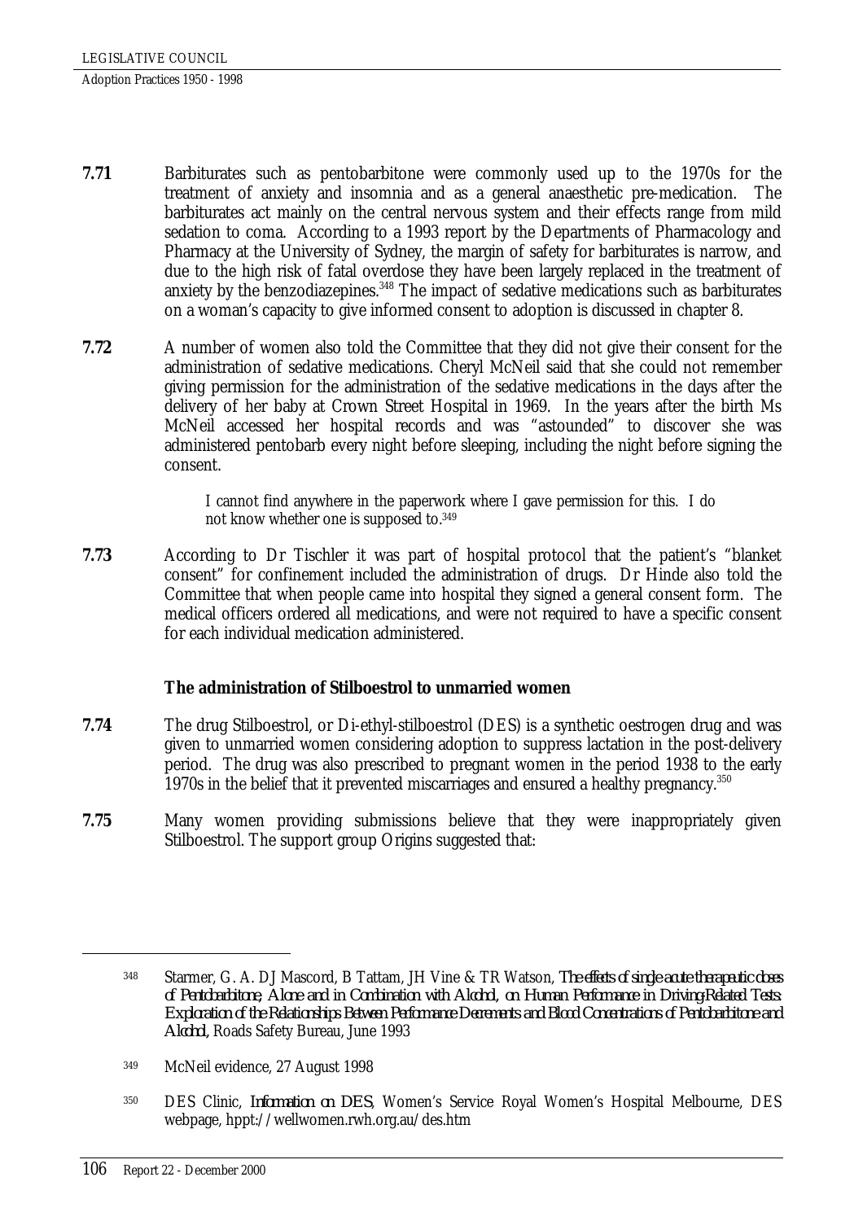**7.71** Barbiturates such as pentobarbitone were commonly used up to the 1970s for the treatment of anxiety and insomnia and as a general anaesthetic pre-medication. The barbiturates act mainly on the central nervous system and their effects range from mild sedation to coma. According to a 1993 report by the Departments of Pharmacology and Pharmacy at the University of Sydney, the margin of safety for barbiturates is narrow, and due to the high risk of fatal overdose they have been largely replaced in the treatment of anxiety by the benzodiazepines.[348] The impact of sedative medications such as barbiturates on a woman's capacity to give informed consent to adoption is discussed in chapter 8.

**7.72** A number of women also told the Committee that they did not give their consent for the administration of sedative medications. Cheryl McNeil said that she could not remember giving permission for the administration of the sedative medications in the days after the delivery of her baby at Crown Street Hospital in 1969. In the years after the birth Ms McNeil accessed her hospital records and was "astounded" to discover she was administered pentobarb every night before sleeping, including the night before signing the consent.

> I cannot find anywhere in the paperwork where I gave permission for this. I do not know whether one is supposed to.[349]

**7.73** According to Dr Tischler it was part of hospital protocol that the patient's "blanket consent" for confinement included the administration of drugs. Dr Hinde also told the Committee that when people came into hospital they signed a general consent form. The medical officers ordered all medications, and were not required to have a specific consent for each individual medication administered.

### The administration of Stilboestrol to unmarried women

**7.74** The drug Stilboestrol, or Di-ethyl-stilboestrol (DES) is a synthetic oestrogen drug and was given to unmarried women considering adoption to suppress lactation in the post-delivery period. The drug was also prescribed to pregnant women in the period 1938 to the early 1970s in the belief that it prevented miscarriages and ensured a healthy pregnancy.[350]

**7.75** Many women providing submissions believe that they were inappropriately given Stilboestrol. The support group Origins suggested that:

---

[348] Starmer, G. A. DJ Mascord, B Tattam, JH Vine & TR Watson, *The effects of single acute therapeutic doses of Pentobarbitone, Alone and in Combination with Alcohol, on Human Performance in Driving-Related Tests: Exploration of the Relationships Between Performance Decrements and Blood Concentrations of Pentobarbitone and Alcohol*, Roads Safety Bureau, June 1993

[349] McNeil evidence, 27 August 1998

[350] DES Clinic, *Information on DES*, Women's Service Royal Women's Hospital Melbourne, DES webpage, hppt://wellwomen.rwh.org.au/des.htm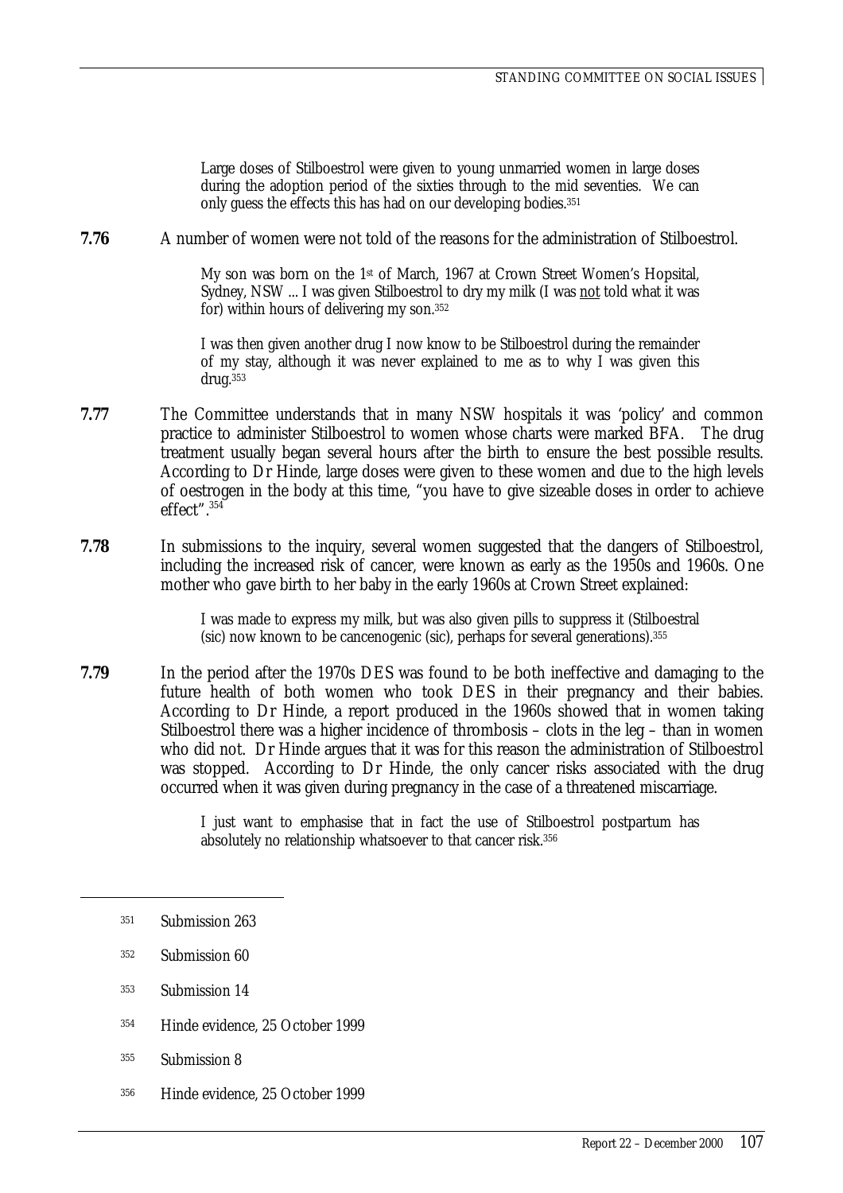> Large doses of Stilboestrol were given to young unmarried women in large doses during the adoption period of the sixties through to the mid seventies. We can only guess the effects this has had on our developing bodies.[351]

**7.76** A number of women were not told of the reasons for the administration of Stilboestrol.

> My son was born on the 1st of March, 1967 at Crown Street Women's Hopsital, Sydney, NSW ... I was given Stilboestrol to dry my milk (I was not told what it was for) within hours of delivering my son.[352]

> I was then given another drug I now know to be Stilboestrol during the remainder of my stay, although it was never explained to me as to why I was given this drug.[353]

**7.77** The Committee understands that in many NSW hospitals it was 'policy' and common practice to administer Stilboestrol to women whose charts were marked BFA. The drug treatment usually began several hours after the birth to ensure the best possible results. According to Dr Hinde, large doses were given to these women and due to the high levels of oestrogen in the body at this time, "you have to give sizeable doses in order to achieve effect".[354]

**7.78** In submissions to the inquiry, several women suggested that the dangers of Stilboestrol, including the increased risk of cancer, were known as early as the 1950s and 1960s. One mother who gave birth to her baby in the early 1960s at Crown Street explained:

> I was made to express my milk, but was also given pills to suppress it (Stilboestral (sic) now known to be cancenogenic (sic), perhaps for several generations).[355]

**7.79** In the period after the 1970s DES was found to be both ineffective and damaging to the future health of both women who took DES in their pregnancy and their babies. According to Dr Hinde, a report produced in the 1960s showed that in women taking Stilboestrol there was a higher incidence of thrombosis – clots in the leg – than in women who did not. Dr Hinde argues that it was for this reason the administration of Stilboestrol was stopped. According to Dr Hinde, the only cancer risks associated with the drug occurred when it was given during pregnancy in the case of a threatened miscarriage.

> I just want to emphasise that in fact the use of Stilboestrol postpartum has absolutely no relationship whatsoever to that cancer risk.[356]

---

[351] Submission 263

[352] Submission 60

[353] Submission 14

[354] Hinde evidence, 25 October 1999

[355] Submission 8

[356] Hinde evidence, 25 October 1999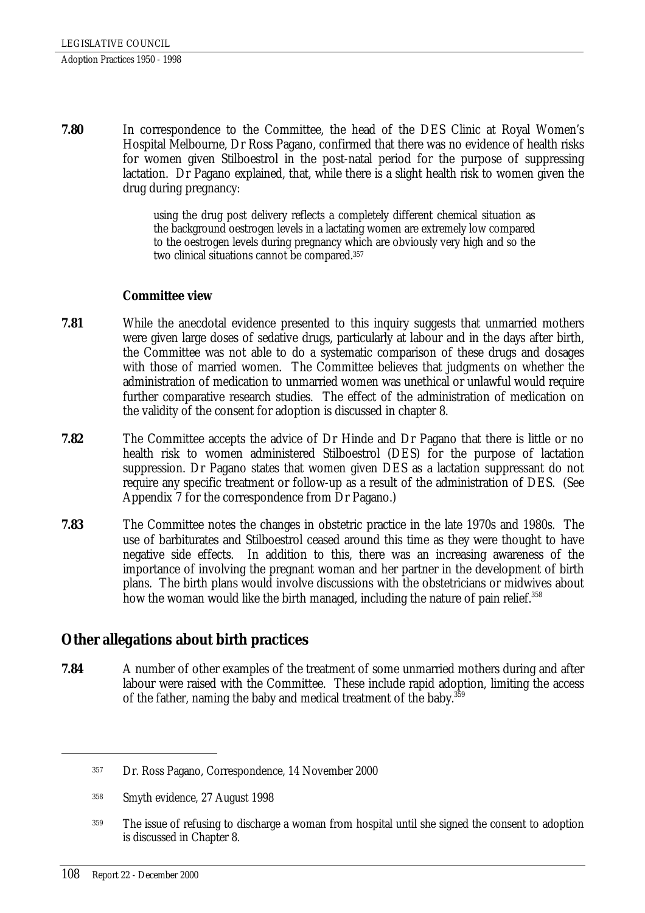**7.80** In correspondence to the Committee, the head of the DES Clinic at Royal Women's Hospital Melbourne, Dr Ross Pagano, confirmed that there was no evidence of health risks for women given Stilboestrol in the post-natal period for the purpose of suppressing lactation. Dr Pagano explained, that, while there is a slight health risk to women given the drug during pregnancy:

> using the drug post delivery reflects a completely different chemical situation as the background oestrogen levels in a lactating women are extremely low compared to the oestrogen levels during pregnancy which are obviously very high and so the two clinical situations cannot be compared.[357]

**Committee view**

**7.81** While the anecdotal evidence presented to this inquiry suggests that unmarried mothers were given large doses of sedative drugs, particularly at labour and in the days after birth, the Committee was not able to do a systematic comparison of these drugs and dosages with those of married women. The Committee believes that judgments on whether the administration of medication to unmarried women was unethical or unlawful would require further comparative research studies. The effect of the administration of medication on the validity of the consent for adoption is discussed in chapter 8.

**7.82** The Committee accepts the advice of Dr Hinde and Dr Pagano that there is little or no health risk to women administered Stilboestrol (DES) for the purpose of lactation suppression. Dr Pagano states that women given DES as a lactation suppressant do not require any specific treatment or follow-up as a result of the administration of DES. (See Appendix 7 for the correspondence from Dr Pagano.)

**7.83** The Committee notes the changes in obstetric practice in the late 1970s and 1980s. The use of barbiturates and Stilboestrol ceased around this time as they were thought to have negative side effects. In addition to this, there was an increasing awareness of the importance of involving the pregnant woman and her partner in the development of birth plans. The birth plans would involve discussions with the obstetricians or midwives about how the woman would like the birth managed, including the nature of pain relief.[358]

## Other allegations about birth practices

**7.84** A number of other examples of the treatment of some unmarried mothers during and after labour were raised with the Committee. These include rapid adoption, limiting the access of the father, naming the baby and medical treatment of the baby.[359]

---

[357] Dr. Ross Pagano, Correspondence, 14 November 2000

[358] Smyth evidence, 27 August 1998

[359] The issue of refusing to discharge a woman from hospital until she signed the consent to adoption is discussed in Chapter 8.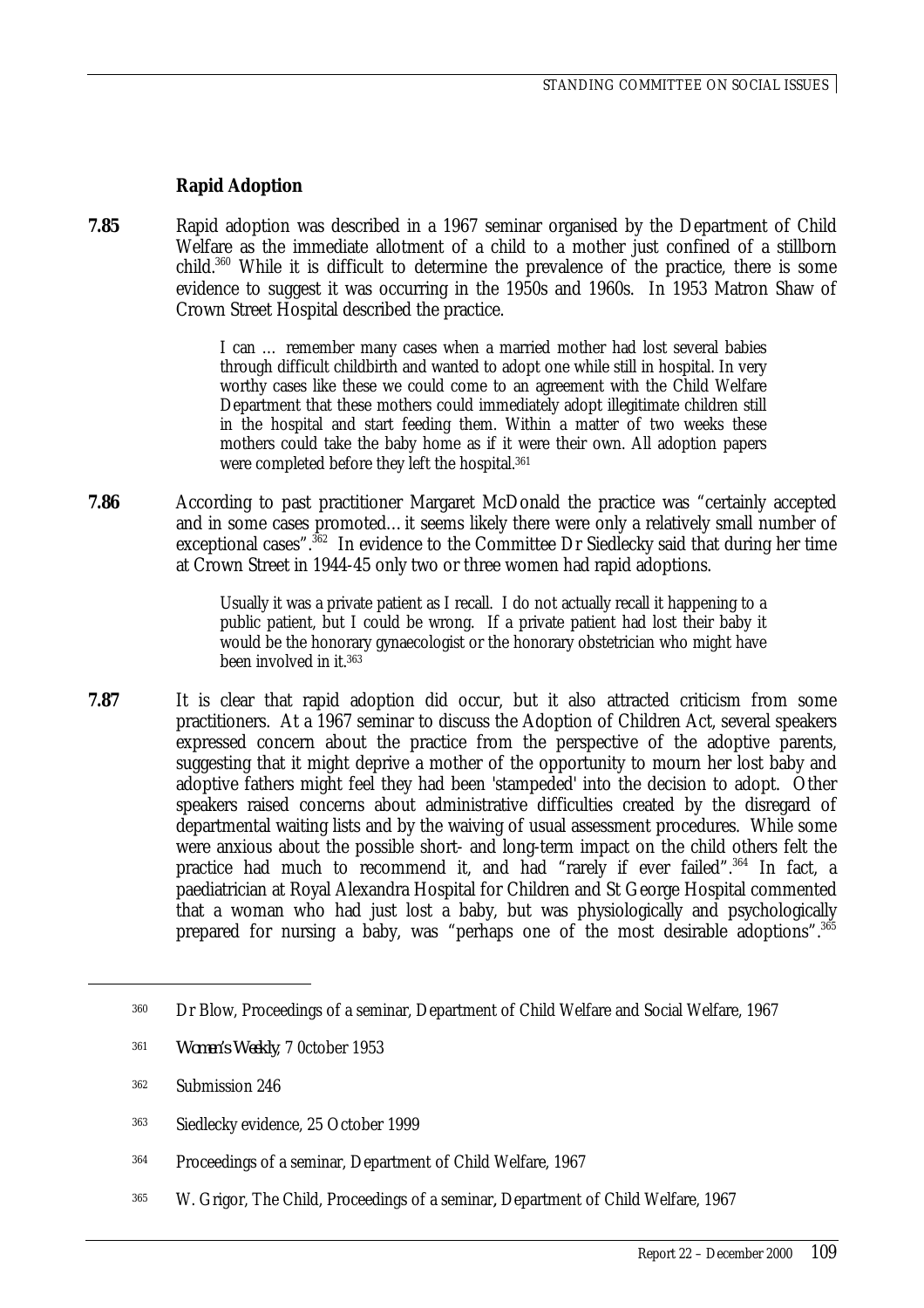### Rapid Adoption

**7.85** Rapid adoption was described in a 1967 seminar organised by the Department of Child Welfare as the immediate allotment of a child to a mother just confined of a stillborn child.[360] While it is difficult to determine the prevalence of the practice, there is some evidence to suggest it was occurring in the 1950s and 1960s. In 1953 Matron Shaw of Crown Street Hospital described the practice.

> I can … remember many cases when a married mother had lost several babies through difficult childbirth and wanted to adopt one while still in hospital. In very worthy cases like these we could come to an agreement with the Child Welfare Department that these mothers could immediately adopt illegitimate children still in the hospital and start feeding them. Within a matter of two weeks these mothers could take the baby home as if it were their own. All adoption papers were completed before they left the hospital.[361]

**7.86** According to past practitioner Margaret McDonald the practice was "certainly accepted and in some cases promoted…it seems likely there were only a relatively small number of exceptional cases".[362] In evidence to the Committee Dr Siedlecky said that during her time at Crown Street in 1944-45 only two or three women had rapid adoptions.

> Usually it was a private patient as I recall. I do not actually recall it happening to a public patient, but I could be wrong. If a private patient had lost their baby it would be the honorary gynaecologist or the honorary obstetrician who might have been involved in it.[363]

**7.87** It is clear that rapid adoption did occur, but it also attracted criticism from some practitioners. At a 1967 seminar to discuss the Adoption of Children Act, several speakers expressed concern about the practice from the perspective of the adoptive parents, suggesting that it might deprive a mother of the opportunity to mourn her lost baby and adoptive fathers might feel they had been 'stampeded' into the decision to adopt. Other speakers raised concerns about administrative difficulties created by the disregard of departmental waiting lists and by the waiving of usual assessment procedures. While some were anxious about the possible short- and long-term impact on the child others felt the practice had much to recommend it, and had "rarely if ever failed".[364] In fact, a paediatrician at Royal Alexandra Hospital for Children and St George Hospital commented that a woman who had just lost a baby, but was physiologically and psychologically prepared for nursing a baby, was "perhaps one of the most desirable adoptions".[365]

---

360 Dr Blow, Proceedings of a seminar, Department of Child Welfare and Social Welfare, 1967

361 *Women's Weekly*, 7 October 1953

362 Submission 246

363 Siedlecky evidence, 25 October 1999

364 Proceedings of a seminar, Department of Child Welfare, 1967

365 W. Grigor, The Child, Proceedings of a seminar, Department of Child Welfare, 1967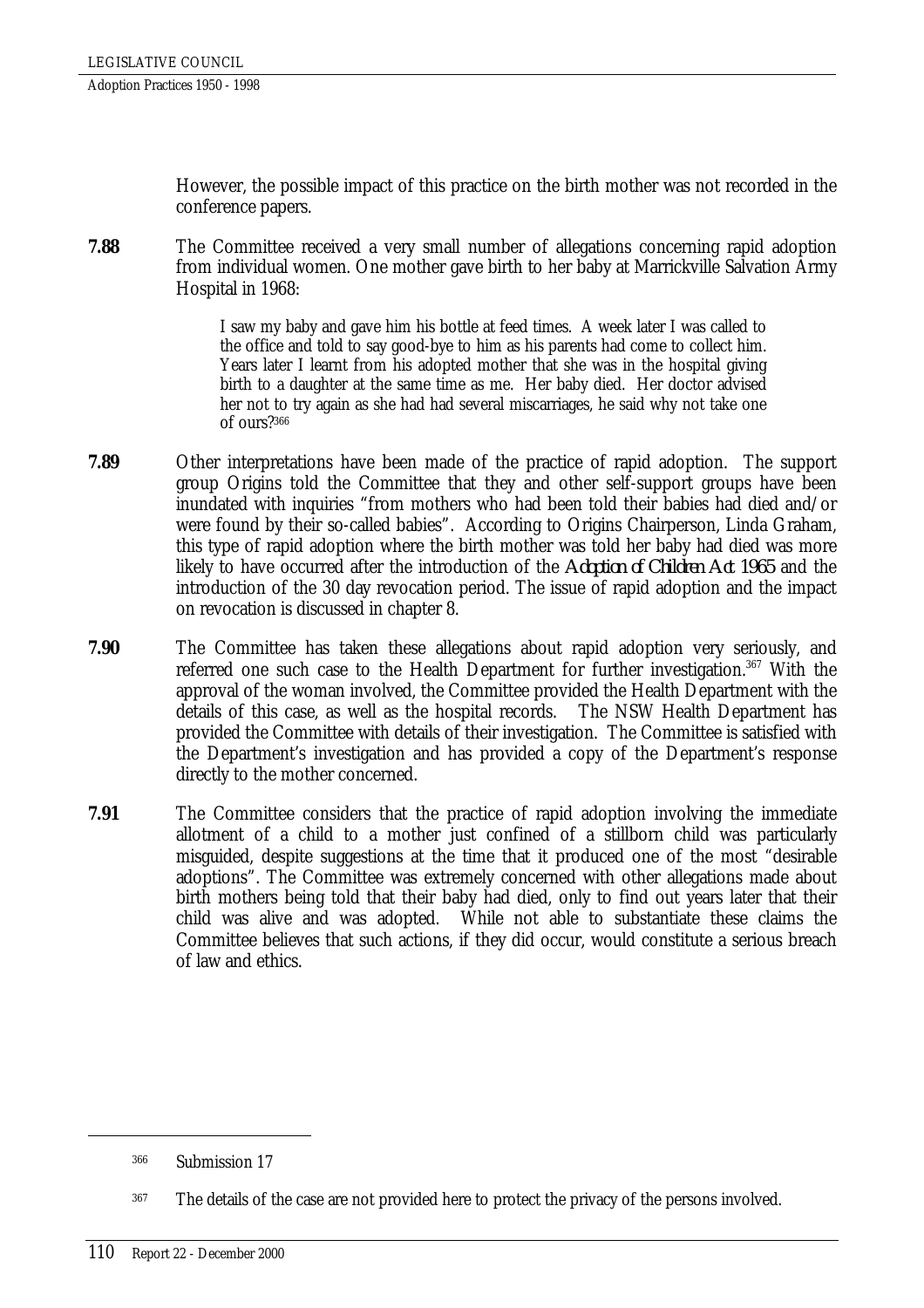However, the possible impact of this practice on the birth mother was not recorded in the conference papers.

**7.88** The Committee received a very small number of allegations concerning rapid adoption from individual women. One mother gave birth to her baby at Marrickville Salvation Army Hospital in 1968:

> I saw my baby and gave him his bottle at feed times. A week later I was called to the office and told to say good-bye to him as his parents had come to collect him. Years later I learnt from his adopted mother that she was in the hospital giving birth to a daughter at the same time as me. Her baby died. Her doctor advised her not to try again as she had had several miscarriages, he said why not take one of ours?[366]

**7.89** Other interpretations have been made of the practice of rapid adoption. The support group Origins told the Committee that they and other self-support groups have been inundated with inquiries "from mothers who had been told their babies had died and/or were found by their so-called babies". According to Origins Chairperson, Linda Graham, this type of rapid adoption where the birth mother was told her baby had died was more likely to have occurred after the introduction of the *Adoption of Children Act 1965* and the introduction of the 30 day revocation period. The issue of rapid adoption and the impact on revocation is discussed in chapter 8.

**7.90** The Committee has taken these allegations about rapid adoption very seriously, and referred one such case to the Health Department for further investigation.[367] With the approval of the woman involved, the Committee provided the Health Department with the details of this case, as well as the hospital records. The NSW Health Department has provided the Committee with details of their investigation. The Committee is satisfied with the Department's investigation and has provided a copy of the Department's response directly to the mother concerned.

**7.91** The Committee considers that the practice of rapid adoption involving the immediate allotment of a child to a mother just confined of a stillborn child was particularly misguided, despite suggestions at the time that it produced one of the most "desirable adoptions". The Committee was extremely concerned with other allegations made about birth mothers being told that their baby had died, only to find out years later that their child was alive and was adopted. While not able to substantiate these claims the Committee believes that such actions, if they did occur, would constitute a serious breach of law and ethics.

---

[366] Submission 17

[367] The details of the case are not provided here to protect the privacy of the persons involved.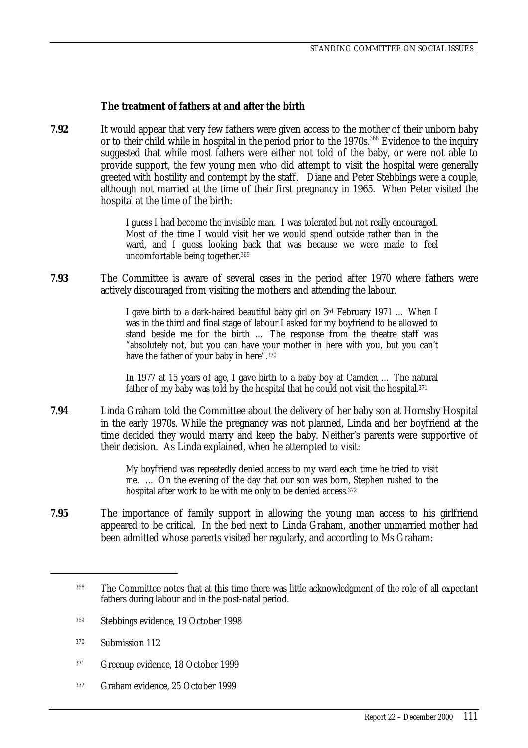### The treatment of fathers at and after the birth

**7.92** It would appear that very few fathers were given access to the mother of their unborn baby or to their child while in hospital in the period prior to the 1970s.[368] Evidence to the inquiry suggested that while most fathers were either not told of the baby, or were not able to provide support, the few young men who did attempt to visit the hospital were generally greeted with hostility and contempt by the staff. Diane and Peter Stebbings were a couple, although not married at the time of their first pregnancy in 1965. When Peter visited the hospital at the time of the birth:

> I guess I had become the invisible man. I was tolerated but not really encouraged. Most of the time I would visit her we would spend outside rather than in the ward, and I guess looking back that was because we were made to feel uncomfortable being together.[369]

**7.93** The Committee is aware of several cases in the period after 1970 where fathers were actively discouraged from visiting the mothers and attending the labour.

> I gave birth to a dark-haired beautiful baby girl on 3rd February 1971 … When I was in the third and final stage of labour I asked for my boyfriend to be allowed to stand beside me for the birth … The response from the theatre staff was "absolutely not, but you can have your mother in here with you, but you can't have the father of your baby in here".[370]

> In 1977 at 15 years of age, I gave birth to a baby boy at Camden … The natural father of my baby was told by the hospital that he could not visit the hospital.[371]

**7.94** Linda Graham told the Committee about the delivery of her baby son at Hornsby Hospital in the early 1970s. While the pregnancy was not planned, Linda and her boyfriend at the time decided they would marry and keep the baby. Neither's parents were supportive of their decision. As Linda explained, when he attempted to visit:

> My boyfriend was repeatedly denied access to my ward each time he tried to visit me. … On the evening of the day that our son was born, Stephen rushed to the hospital after work to be with me only to be denied access.[372]

**7.95** The importance of family support in allowing the young man access to his girlfriend appeared to be critical. In the bed next to Linda Graham, another unmarried mother had been admitted whose parents visited her regularly, and according to Ms Graham:

---

[368] The Committee notes that at this time there was little acknowledgment of the role of all expectant fathers during labour and in the post-natal period.

[369] Stebbings evidence, 19 October 1998

[370] Submission 112

[371] Greenup evidence, 18 October 1999

[372] Graham evidence, 25 October 1999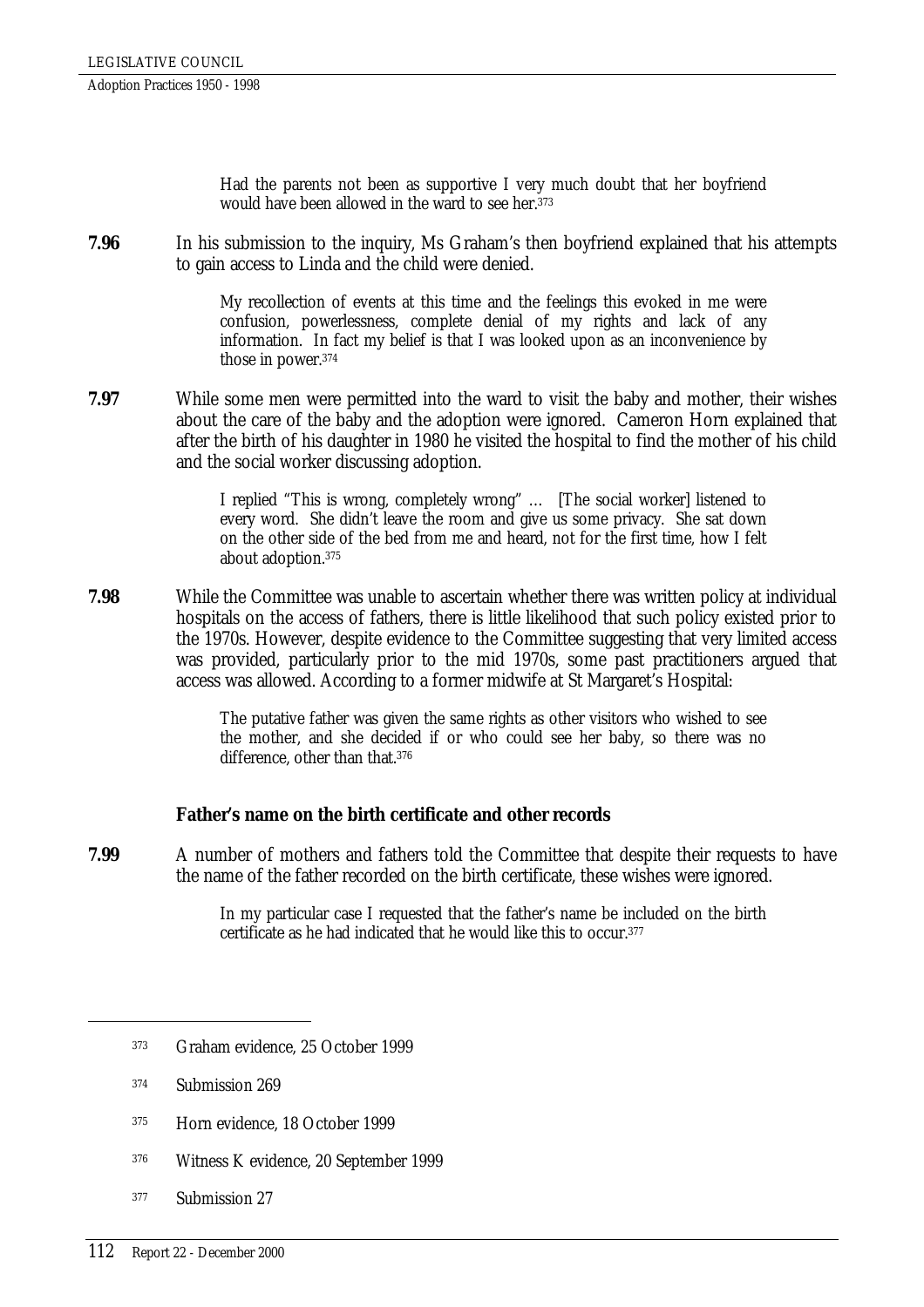> Had the parents not been as supportive I very much doubt that her boyfriend would have been allowed in the ward to see her.[373]

**7.96** In his submission to the inquiry, Ms Graham's then boyfriend explained that his attempts to gain access to Linda and the child were denied.

> My recollection of events at this time and the feelings this evoked in me were confusion, powerlessness, complete denial of my rights and lack of any information. In fact my belief is that I was looked upon as an inconvenience by those in power.[374]

**7.97** While some men were permitted into the ward to visit the baby and mother, their wishes about the care of the baby and the adoption were ignored. Cameron Horn explained that after the birth of his daughter in 1980 he visited the hospital to find the mother of his child and the social worker discussing adoption.

> I replied "This is wrong, completely wrong" … [The social worker] listened to every word. She didn't leave the room and give us some privacy. She sat down on the other side of the bed from me and heard, not for the first time, how I felt about adoption.[375]

**7.98** While the Committee was unable to ascertain whether there was written policy at individual hospitals on the access of fathers, there is little likelihood that such policy existed prior to the 1970s. However, despite evidence to the Committee suggesting that very limited access was provided, particularly prior to the mid 1970s, some past practitioners argued that access was allowed. According to a former midwife at St Margaret's Hospital:

> The putative father was given the same rights as other visitors who wished to see the mother, and she decided if or who could see her baby, so there was no difference, other than that.[376]

### Father's name on the birth certificate and other records

**7.99** A number of mothers and fathers told the Committee that despite their requests to have the name of the father recorded on the birth certificate, these wishes were ignored.

> In my particular case I requested that the father's name be included on the birth certificate as he had indicated that he would like this to occur.[377]

---

[373] Graham evidence, 25 October 1999

[374] Submission 269

[375] Horn evidence, 18 October 1999

[376] Witness K evidence, 20 September 1999

[377] Submission 27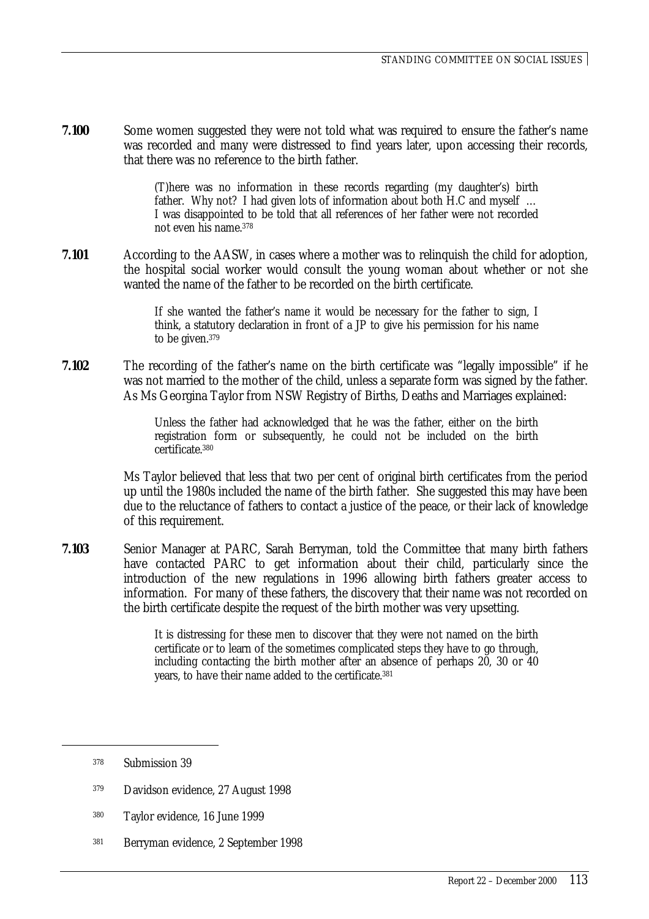**7.100** Some women suggested they were not told what was required to ensure the father's name was recorded and many were distressed to find years later, upon accessing their records, that there was no reference to the birth father.

> (T)here was no information in these records regarding (my daughter's) birth father. Why not? I had given lots of information about both H.C and myself … I was disappointed to be told that all references of her father were not recorded not even his name.[378]

**7.101** According to the AASW, in cases where a mother was to relinquish the child for adoption, the hospital social worker would consult the young woman about whether or not she wanted the name of the father to be recorded on the birth certificate.

> If she wanted the father's name it would be necessary for the father to sign, I think, a statutory declaration in front of a JP to give his permission for his name to be given.[379]

**7.102** The recording of the father's name on the birth certificate was "legally impossible" if he was not married to the mother of the child, unless a separate form was signed by the father. As Ms Georgina Taylor from NSW Registry of Births, Deaths and Marriages explained:

> Unless the father had acknowledged that he was the father, either on the birth registration form or subsequently, he could not be included on the birth certificate.[380]

Ms Taylor believed that less that two per cent of original birth certificates from the period up until the 1980s included the name of the birth father. She suggested this may have been due to the reluctance of fathers to contact a justice of the peace, or their lack of knowledge of this requirement.

**7.103** Senior Manager at PARC, Sarah Berryman, told the Committee that many birth fathers have contacted PARC to get information about their child, particularly since the introduction of the new regulations in 1996 allowing birth fathers greater access to information. For many of these fathers, the discovery that their name was not recorded on the birth certificate despite the request of the birth mother was very upsetting.

> It is distressing for these men to discover that they were not named on the birth certificate or to learn of the sometimes complicated steps they have to go through, including contacting the birth mother after an absence of perhaps 20, 30 or 40 years, to have their name added to the certificate.[381]

---

[378] Submission 39

[379] Davidson evidence, 27 August 1998

[380] Taylor evidence, 16 June 1999

[381] Berryman evidence, 2 September 1998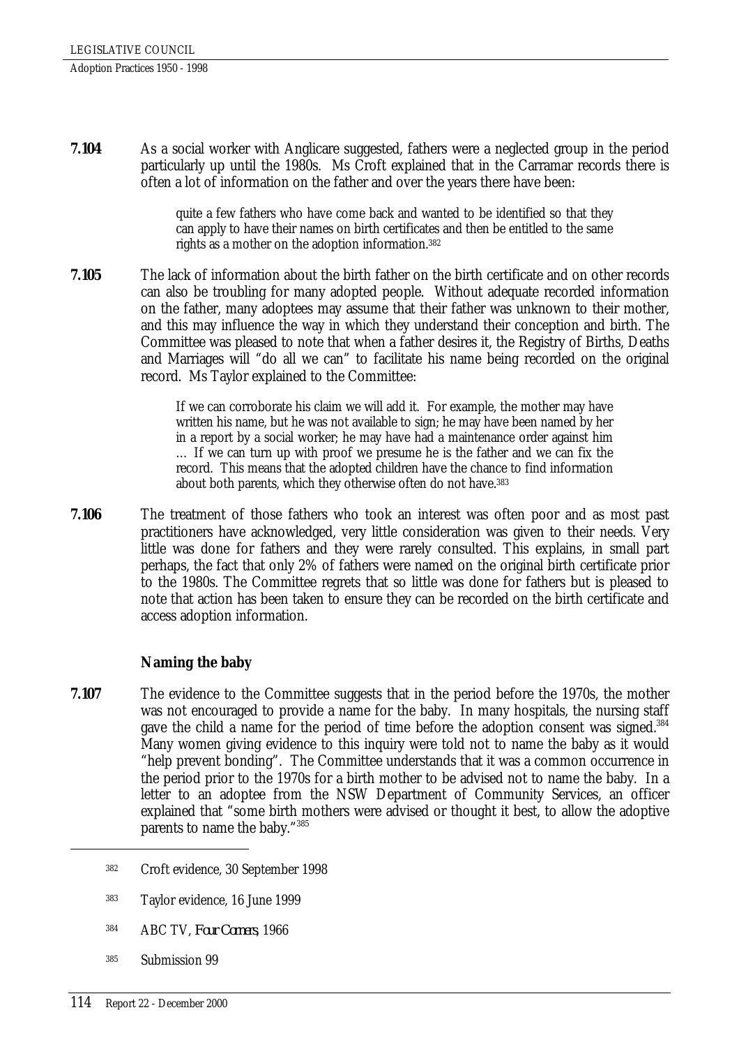**7.104** As a social worker with Anglicare suggested, fathers were a neglected group in the period particularly up until the 1980s. Ms Croft explained that in the Carramar records there is often a lot of information on the father and over the years there have been:

> quite a few fathers who have come back and wanted to be identified so that they can apply to have their names on birth certificates and then be entitled to the same rights as a mother on the adoption information.[382]

**7.105** The lack of information about the birth father on the birth certificate and on other records can also be troubling for many adopted people. Without adequate recorded information on the father, many adoptees may assume that their father was unknown to their mother, and this may influence the way in which they understand their conception and birth. The Committee was pleased to note that when a father desires it, the Registry of Births, Deaths and Marriages will "do all we can" to facilitate his name being recorded on the original record. Ms Taylor explained to the Committee:

> If we can corroborate his claim we will add it. For example, the mother may have written his name, but he was not available to sign; he may have been named by her in a report by a social worker; he may have had a maintenance order against him … If we can turn up with proof we presume he is the father and we can fix the record. This means that the adopted children have the chance to find information about both parents, which they otherwise often do not have.[383]

**7.106** The treatment of those fathers who took an interest was often poor and as most past practitioners have acknowledged, very little consideration was given to their needs. Very little was done for fathers and they were rarely consulted. This explains, in small part perhaps, the fact that only 2% of fathers were named on the original birth certificate prior to the 1980s. The Committee regrets that so little was done for fathers but is pleased to note that action has been taken to ensure they can be recorded on the birth certificate and access adoption information.

### Naming the baby

**7.107** The evidence to the Committee suggests that in the period before the 1970s, the mother was not encouraged to provide a name for the baby. In many hospitals, the nursing staff gave the child a name for the period of time before the adoption consent was signed.[384] Many women giving evidence to this inquiry were told not to name the baby as it would "help prevent bonding". The Committee understands that it was a common occurrence in the period prior to the 1970s for a birth mother to be advised not to name the baby. In a letter to an adoptee from the NSW Department of Community Services, an officer explained that "some birth mothers were advised or thought it best, to allow the adoptive parents to name the baby."[385]

---

[382] Croft evidence, 30 September 1998

[383] Taylor evidence, 16 June 1999

[384] ABC TV, *Four Corners*, 1966

[385] Submission 99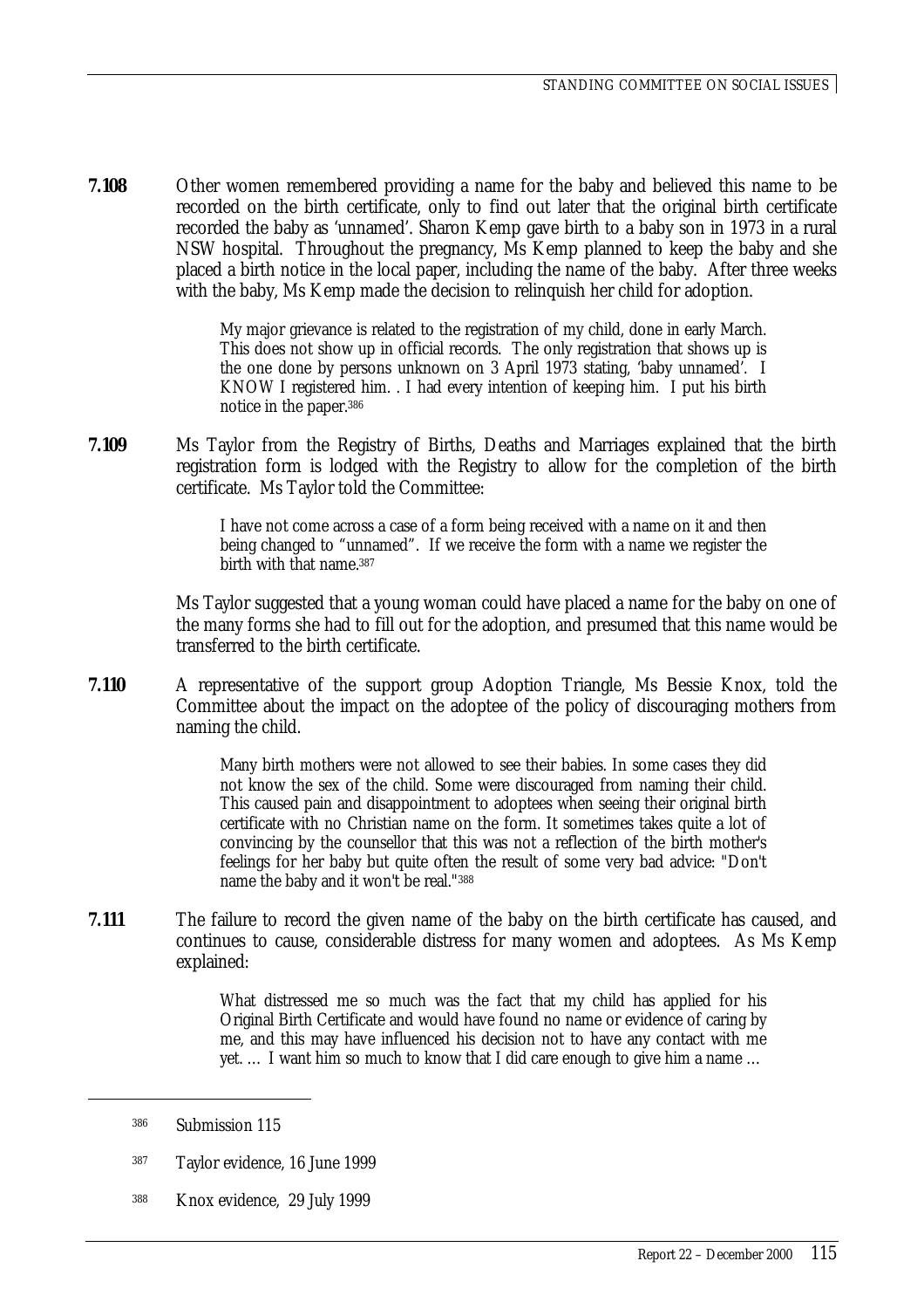**7.108** Other women remembered providing a name for the baby and believed this name to be recorded on the birth certificate, only to find out later that the original birth certificate recorded the baby as 'unnamed'. Sharon Kemp gave birth to a baby son in 1973 in a rural NSW hospital. Throughout the pregnancy, Ms Kemp planned to keep the baby and she placed a birth notice in the local paper, including the name of the baby. After three weeks with the baby, Ms Kemp made the decision to relinquish her child for adoption.

> My major grievance is related to the registration of my child, done in early March. This does not show up in official records. The only registration that shows up is the one done by persons unknown on 3 April 1973 stating, 'baby unnamed'. I KNOW I registered him. . I had every intention of keeping him. I put his birth notice in the paper.[386]

**7.109** Ms Taylor from the Registry of Births, Deaths and Marriages explained that the birth registration form is lodged with the Registry to allow for the completion of the birth certificate. Ms Taylor told the Committee:

> I have not come across a case of a form being received with a name on it and then being changed to "unnamed". If we receive the form with a name we register the birth with that name.[387]

Ms Taylor suggested that a young woman could have placed a name for the baby on one of the many forms she had to fill out for the adoption, and presumed that this name would be transferred to the birth certificate.

**7.110** A representative of the support group Adoption Triangle, Ms Bessie Knox, told the Committee about the impact on the adoptee of the policy of discouraging mothers from naming the child.

> Many birth mothers were not allowed to see their babies. In some cases they did not know the sex of the child. Some were discouraged from naming their child. This caused pain and disappointment to adoptees when seeing their original birth certificate with no Christian name on the form. It sometimes takes quite a lot of convincing by the counsellor that this was not a reflection of the birth mother's feelings for her baby but quite often the result of some very bad advice: "Don't name the baby and it won't be real."[388]

**7.111** The failure to record the given name of the baby on the birth certificate has caused, and continues to cause, considerable distress for many women and adoptees. As Ms Kemp explained:

> What distressed me so much was the fact that my child has applied for his Original Birth Certificate and would have found no name or evidence of caring by me, and this may have influenced his decision not to have any contact with me yet. … I want him so much to know that I did care enough to give him a name …

---

386 Submission 115

387 Taylor evidence, 16 June 1999

388 Knox evidence, 29 July 1999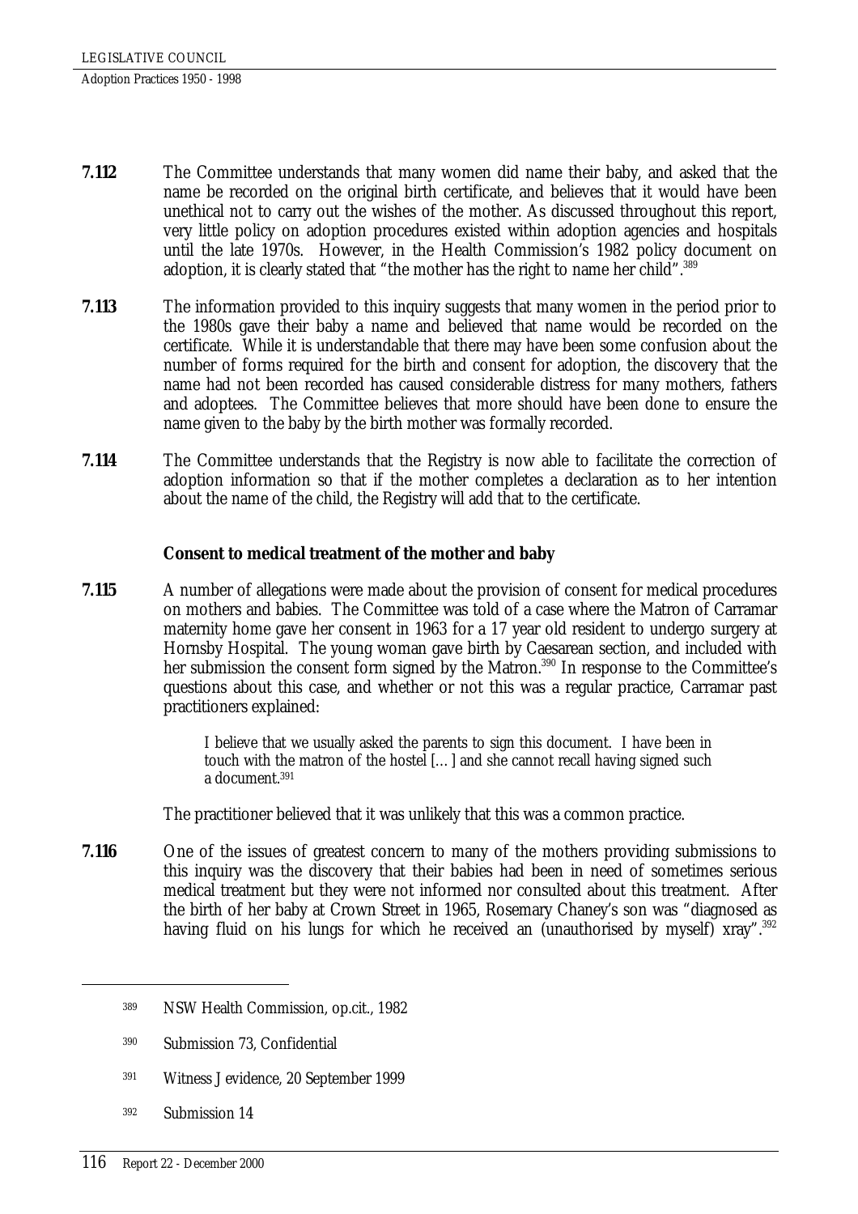**7.112** The Committee understands that many women did name their baby, and asked that the name be recorded on the original birth certificate, and believes that it would have been unethical not to carry out the wishes of the mother. As discussed throughout this report, very little policy on adoption procedures existed within adoption agencies and hospitals until the late 1970s. However, in the Health Commission's 1982 policy document on adoption, it is clearly stated that "the mother has the right to name her child".[389]

**7.113** The information provided to this inquiry suggests that many women in the period prior to the 1980s gave their baby a name and believed that name would be recorded on the certificate. While it is understandable that there may have been some confusion about the number of forms required for the birth and consent for adoption, the discovery that the name had not been recorded has caused considerable distress for many mothers, fathers and adoptees. The Committee believes that more should have been done to ensure the name given to the baby by the birth mother was formally recorded.

**7.114** The Committee understands that the Registry is now able to facilitate the correction of adoption information so that if the mother completes a declaration as to her intention about the name of the child, the Registry will add that to the certificate.

**Consent to medical treatment of the mother and baby**

**7.115** A number of allegations were made about the provision of consent for medical procedures on mothers and babies. The Committee was told of a case where the Matron of Carramar maternity home gave her consent in 1963 for a 17 year old resident to undergo surgery at Hornsby Hospital. The young woman gave birth by Caesarean section, and included with her submission the consent form signed by the Matron.[390] In response to the Committee's questions about this case, and whether or not this was a regular practice, Carramar past practitioners explained:

> I believe that we usually asked the parents to sign this document. I have been in touch with the matron of the hostel [...] and she cannot recall having signed such a document.[391]

The practitioner believed that it was unlikely that this was a common practice.

**7.116** One of the issues of greatest concern to many of the mothers providing submissions to this inquiry was the discovery that their babies had been in need of sometimes serious medical treatment but they were not informed nor consulted about this treatment. After the birth of her baby at Crown Street in 1965, Rosemary Chaney's son was "diagnosed as having fluid on his lungs for which he received an (unauthorised by myself) xray".[392]

---

[389] NSW Health Commission, op.cit., 1982

[390] Submission 73, Confidential

[391] Witness J evidence, 20 September 1999

[392] Submission 14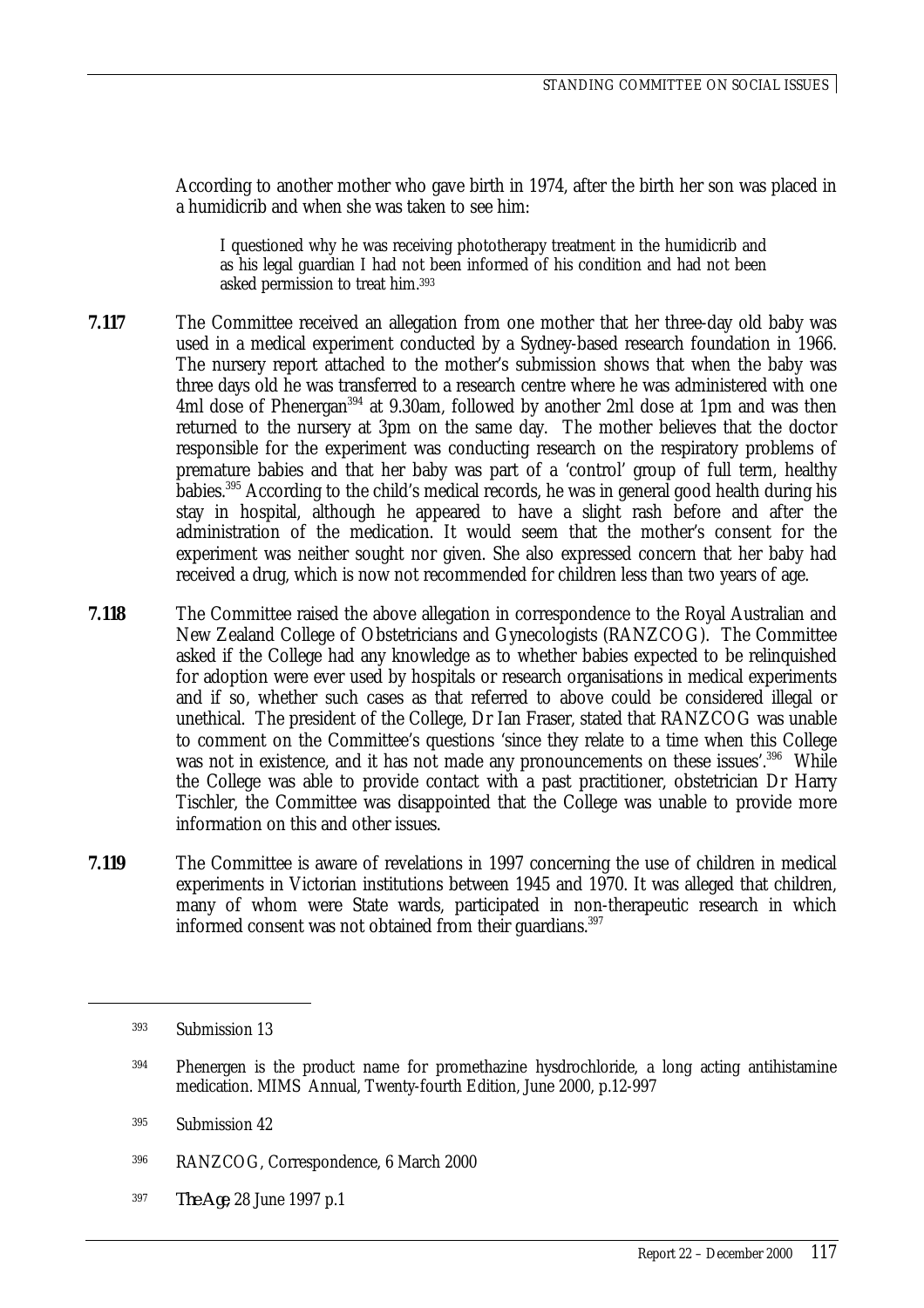According to another mother who gave birth in 1974, after the birth her son was placed in a humidicrib and when she was taken to see him:

> I questioned why he was receiving phototherapy treatment in the humidicrib and as his legal guardian I had not been informed of his condition and had not been asked permission to treat him.[393]

**7.117** The Committee received an allegation from one mother that her three-day old baby was used in a medical experiment conducted by a Sydney-based research foundation in 1966. The nursery report attached to the mother's submission shows that when the baby was three days old he was transferred to a research centre where he was administered with one 4ml dose of Phenergan[394] at 9.30am, followed by another 2ml dose at 1pm and was then returned to the nursery at 3pm on the same day. The mother believes that the doctor responsible for the experiment was conducting research on the respiratory problems of premature babies and that her baby was part of a 'control' group of full term, healthy babies.[395] According to the child's medical records, he was in general good health during his stay in hospital, although he appeared to have a slight rash before and after the administration of the medication. It would seem that the mother's consent for the experiment was neither sought nor given. She also expressed concern that her baby had received a drug, which is now not recommended for children less than two years of age.

**7.118** The Committee raised the above allegation in correspondence to the Royal Australian and New Zealand College of Obstetricians and Gynecologists (RANZCOG). The Committee asked if the College had any knowledge as to whether babies expected to be relinquished for adoption were ever used by hospitals or research organisations in medical experiments and if so, whether such cases as that referred to above could be considered illegal or unethical. The president of the College, Dr Ian Fraser, stated that RANZCOG was unable to comment on the Committee's questions 'since they relate to a time when this College was not in existence, and it has not made any pronouncements on these issues'.[396] While the College was able to provide contact with a past practitioner, obstetrician Dr Harry Tischler, the Committee was disappointed that the College was unable to provide more information on this and other issues.

**7.119** The Committee is aware of revelations in 1997 concerning the use of children in medical experiments in Victorian institutions between 1945 and 1970. It was alleged that children, many of whom were State wards, participated in non-therapeutic research in which informed consent was not obtained from their guardians.[397]

---

[393] Submission 13

[394] Phenergen is the product name for promethazine hysdrochloride, a long acting antihistamine medication. MIMS Annual, Twenty-fourth Edition, June 2000, p.12-997

[395] Submission 42

[396] RANZCOG, Correspondence, 6 March 2000

[397] *The Age*, 28 June 1997 p.1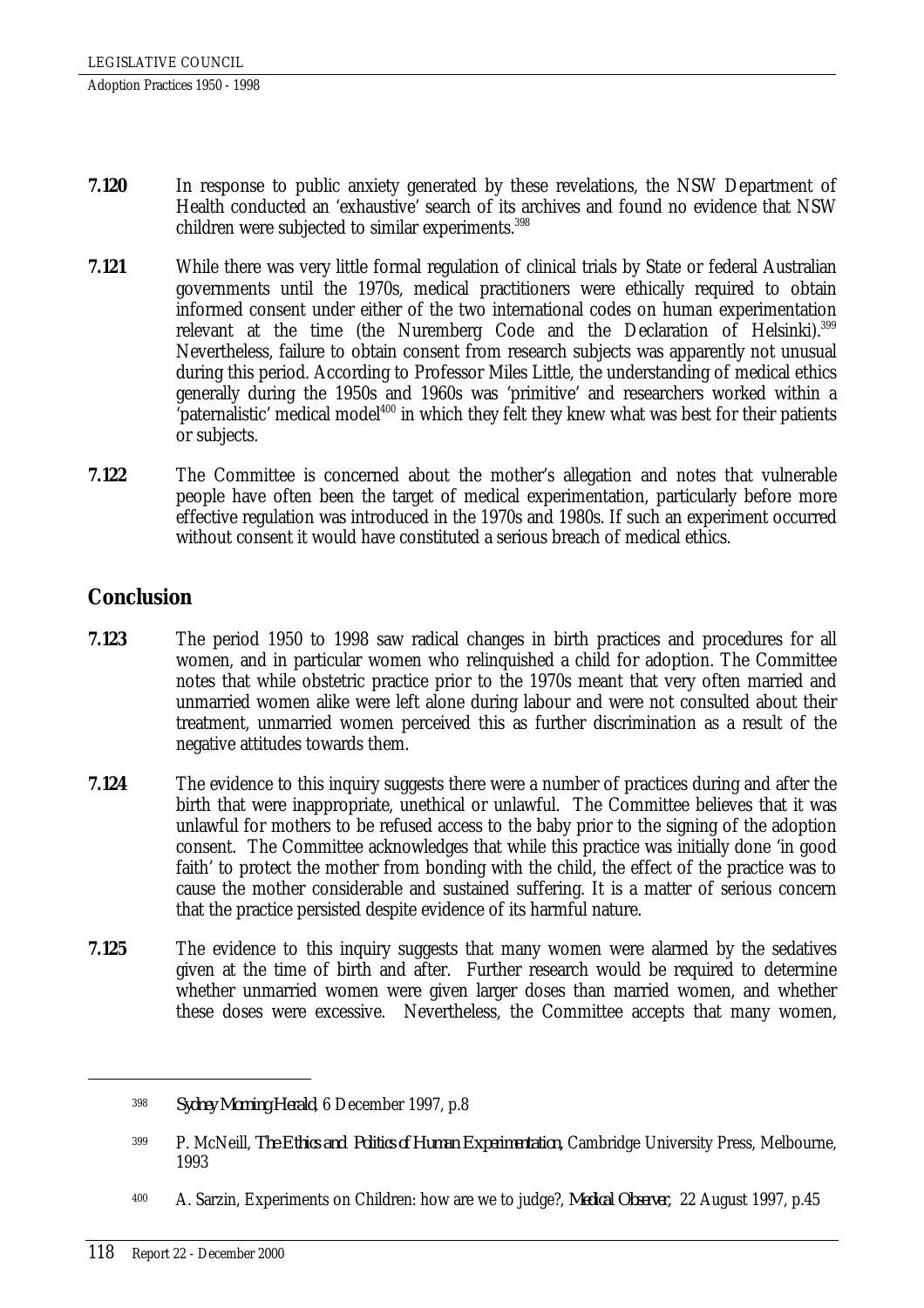**7.120** In response to public anxiety generated by these revelations, the NSW Department of Health conducted an 'exhaustive' search of its archives and found no evidence that NSW children were subjected to similar experiments.[398]

**7.121** While there was very little formal regulation of clinical trials by State or federal Australian governments until the 1970s, medical practitioners were ethically required to obtain informed consent under either of the two international codes on human experimentation relevant at the time (the Nuremberg Code and the Declaration of Helsinki).[399] Nevertheless, failure to obtain consent from research subjects was apparently not unusual during this period. According to Professor Miles Little, the understanding of medical ethics generally during the 1950s and 1960s was 'primitive' and researchers worked within a 'paternalistic' medical model[400] in which they felt they knew what was best for their patients or subjects.

**7.122** The Committee is concerned about the mother's allegation and notes that vulnerable people have often been the target of medical experimentation, particularly before more effective regulation was introduced in the 1970s and 1980s. If such an experiment occurred without consent it would have constituted a serious breach of medical ethics.

## Conclusion

**7.123** The period 1950 to 1998 saw radical changes in birth practices and procedures for all women, and in particular women who relinquished a child for adoption. The Committee notes that while obstetric practice prior to the 1970s meant that very often married and unmarried women alike were left alone during labour and were not consulted about their treatment, unmarried women perceived this as further discrimination as a result of the negative attitudes towards them.

**7.124** The evidence to this inquiry suggests there were a number of practices during and after the birth that were inappropriate, unethical or unlawful. The Committee believes that it was unlawful for mothers to be refused access to the baby prior to the signing of the adoption consent. The Committee acknowledges that while this practice was initially done 'in good faith' to protect the mother from bonding with the child, the effect of the practice was to cause the mother considerable and sustained suffering. It is a matter of serious concern that the practice persisted despite evidence of its harmful nature.

**7.125** The evidence to this inquiry suggests that many women were alarmed by the sedatives given at the time of birth and after. Further research would be required to determine whether unmarried women were given larger doses than married women, and whether these doses were excessive. Nevertheless, the Committee accepts that many women,

---

[398] *Sydney Morning Herald*, 6 December 1997, p.8

[399] P. McNeill, *The Ethics and Politics of Human Experimentation*, Cambridge University Press, Melbourne, 1993

[400] A. Sarzin, Experiments on Children: how are we to judge?, *Medical Observer*, 22 August 1997, p.45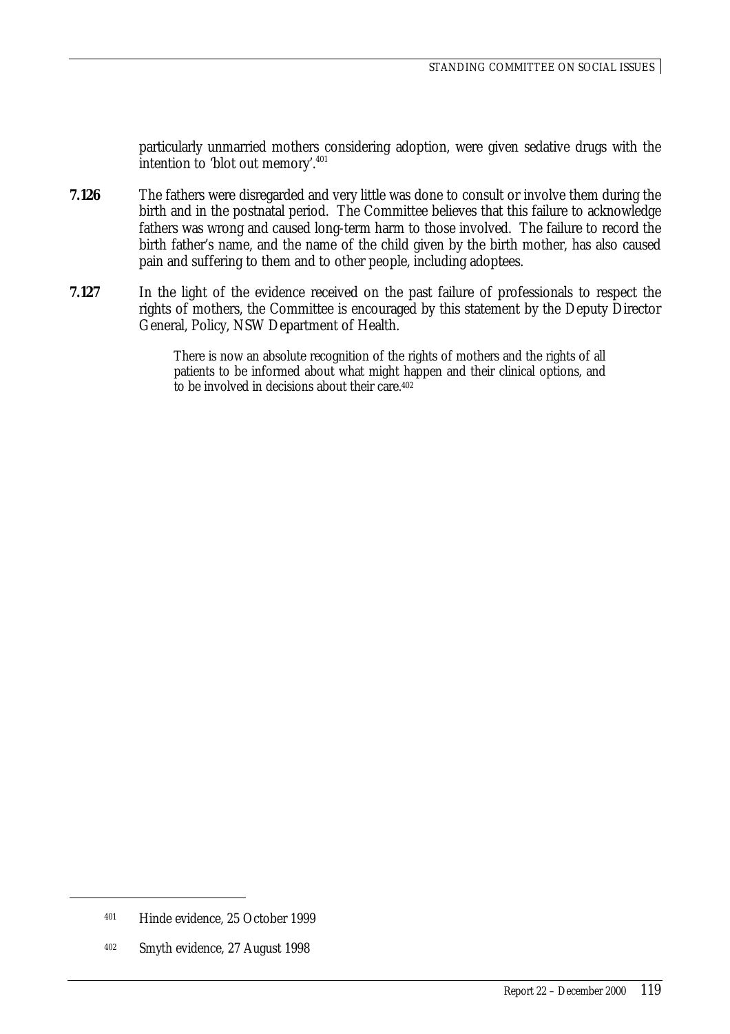particularly unmarried mothers considering adoption, were given sedative drugs with the intention to 'blot out memory'.[401]

**7.126** The fathers were disregarded and very little was done to consult or involve them during the birth and in the postnatal period. The Committee believes that this failure to acknowledge fathers was wrong and caused long-term harm to those involved. The failure to record the birth father's name, and the name of the child given by the birth mother, has also caused pain and suffering to them and to other people, including adoptees.

**7.127** In the light of the evidence received on the past failure of professionals to respect the rights of mothers, the Committee is encouraged by this statement by the Deputy Director General, Policy, NSW Department of Health.

> There is now an absolute recognition of the rights of mothers and the rights of all patients to be informed about what might happen and their clinical options, and to be involved in decisions about their care.[402]

---

[401] Hinde evidence, 25 October 1999

[402] Smyth evidence, 27 August 1998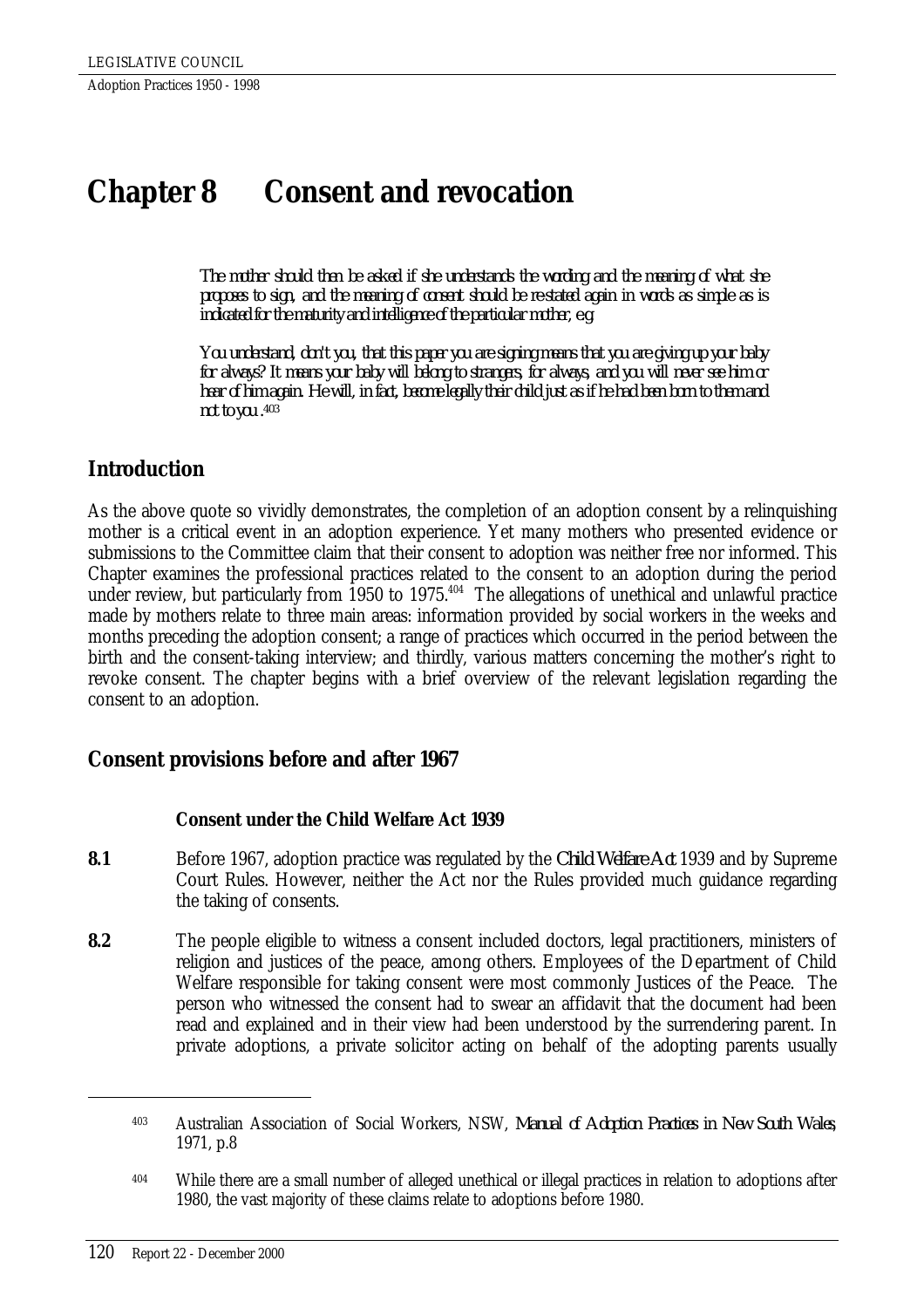# Chapter 8 Consent and revocation

> *The mother should then be asked if she understands the wording and the meaning of what she proposes to sign, and the meaning of consent should be restated again in words as simple as is indicated for the maturity and intelligence of the particular mother, e.g.*
>
> *You understand, don't you, that this paper you are signing means that you are giving up your baby for always? It means your baby will belong to strangers, for always, and you will never see him or hear of him again. He will, in fact, become legally their child just as if he had been born to them and not to you.*[403]

## Introduction

As the above quote so vividly demonstrates, the completion of an adoption consent by a relinquishing mother is a critical event in an adoption experience. Yet many mothers who presented evidence or submissions to the Committee claim that their consent to adoption was neither free nor informed. This Chapter examines the professional practices related to the consent to an adoption during the period under review, but particularly from 1950 to 1975.[404] The allegations of unethical and unlawful practice made by mothers relate to three main areas: information provided by social workers in the weeks and months preceding the adoption consent; a range of practices which occurred in the period between the birth and the consent-taking interview; and thirdly, various matters concerning the mother's right to revoke consent. The chapter begins with a brief overview of the relevant legislation regarding the consent to an adoption.

## Consent provisions before and after 1967

### Consent under the Child Welfare Act 1939

**8.1** Before 1967, adoption practice was regulated by the *Child Welfare Act* 1939 and by Supreme Court Rules. However, neither the Act nor the Rules provided much guidance regarding the taking of consents.

**8.2** The people eligible to witness a consent included doctors, legal practitioners, ministers of religion and justices of the peace, among others. Employees of the Department of Child Welfare responsible for taking consent were most commonly Justices of the Peace. The person who witnessed the consent had to swear an affidavit that the document had been read and explained and in their view had been understood by the surrendering parent. In private adoptions, a private solicitor acting on behalf of the adopting parents usually

---

[403] Australian Association of Social Workers, NSW, *Manual of Adoption Practices in New South Wales*, 1971, p.8

[404] While there are a small number of alleged unethical or illegal practices in relation to adoptions after 1980, the vast majority of these claims relate to adoptions before 1980.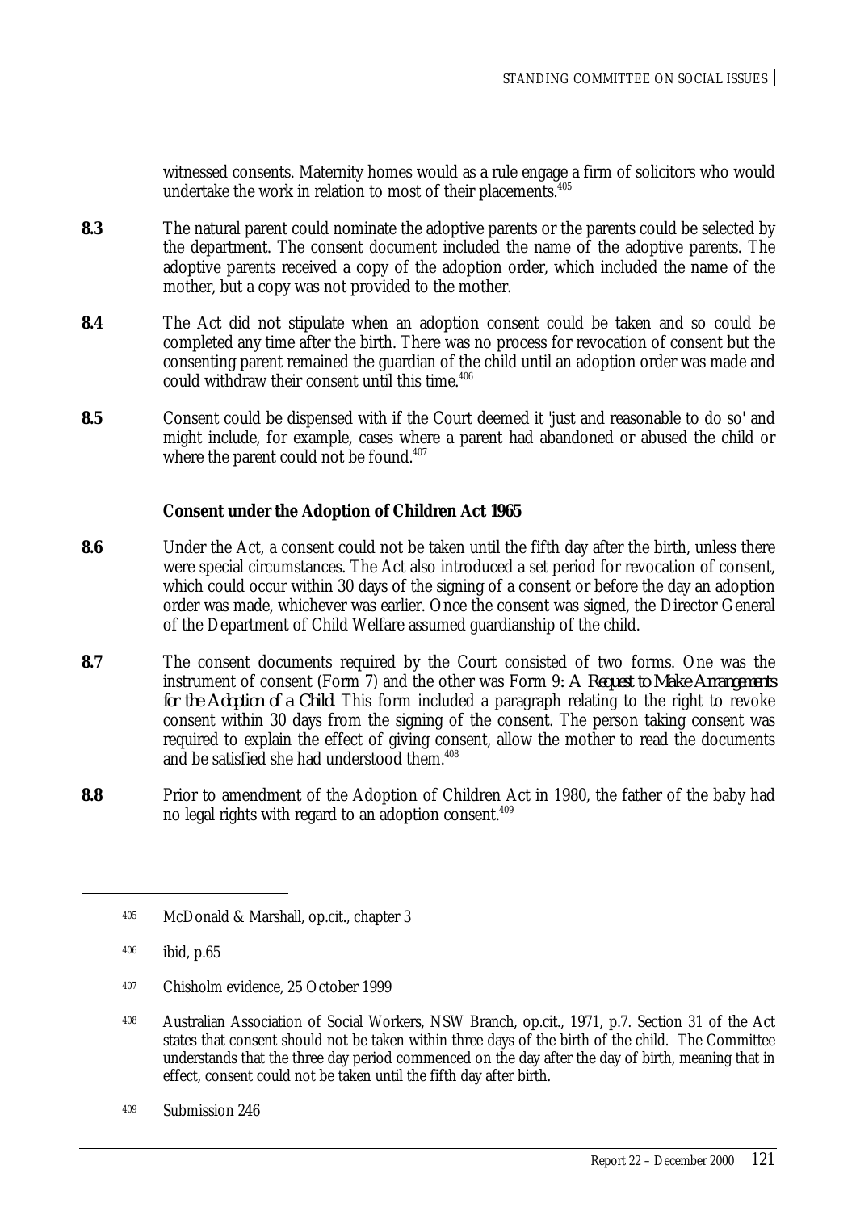witnessed consents. Maternity homes would as a rule engage a firm of solicitors who would undertake the work in relation to most of their placements.[405]

**8.3** The natural parent could nominate the adoptive parents or the parents could be selected by the department. The consent document included the name of the adoptive parents. The adoptive parents received a copy of the adoption order, which included the name of the mother, but a copy was not provided to the mother.

**8.4** The Act did not stipulate when an adoption consent could be taken and so could be completed any time after the birth. There was no process for revocation of consent but the consenting parent remained the guardian of the child until an adoption order was made and could withdraw their consent until this time.[406]

**8.5** Consent could be dispensed with if the Court deemed it 'just and reasonable to do so' and might include, for example, cases where a parent had abandoned or abused the child or where the parent could not be found.[407]

### Consent under the Adoption of Children Act 1965

**8.6** Under the Act, a consent could not be taken until the fifth day after the birth, unless there were special circumstances. The Act also introduced a set period for revocation of consent, which could occur within 30 days of the signing of a consent or before the day an adoption order was made, whichever was earlier. Once the consent was signed, the Director General of the Department of Child Welfare assumed guardianship of the child.

**8.7** The consent documents required by the Court consisted of two forms. One was the instrument of consent (Form 7) and the other was Form 9: *A Request to Make Arrangements for the Adoption of a Child*. This form included a paragraph relating to the right to revoke consent within 30 days from the signing of the consent. The person taking consent was required to explain the effect of giving consent, allow the mother to read the documents and be satisfied she had understood them.[408]

**8.8** Prior to amendment of the Adoption of Children Act in 1980, the father of the baby had no legal rights with regard to an adoption consent.[409]

---

[405] McDonald & Marshall, op.cit., chapter 3

[406] ibid, p.65

[407] Chisholm evidence, 25 October 1999

[408] Australian Association of Social Workers, NSW Branch, op.cit., 1971, p.7. Section 31 of the Act states that consent should not be taken within three days of the birth of the child. The Committee understands that the three day period commenced on the day after the day of birth, meaning that in effect, consent could not be taken until the fifth day after birth.

[409] Submission 246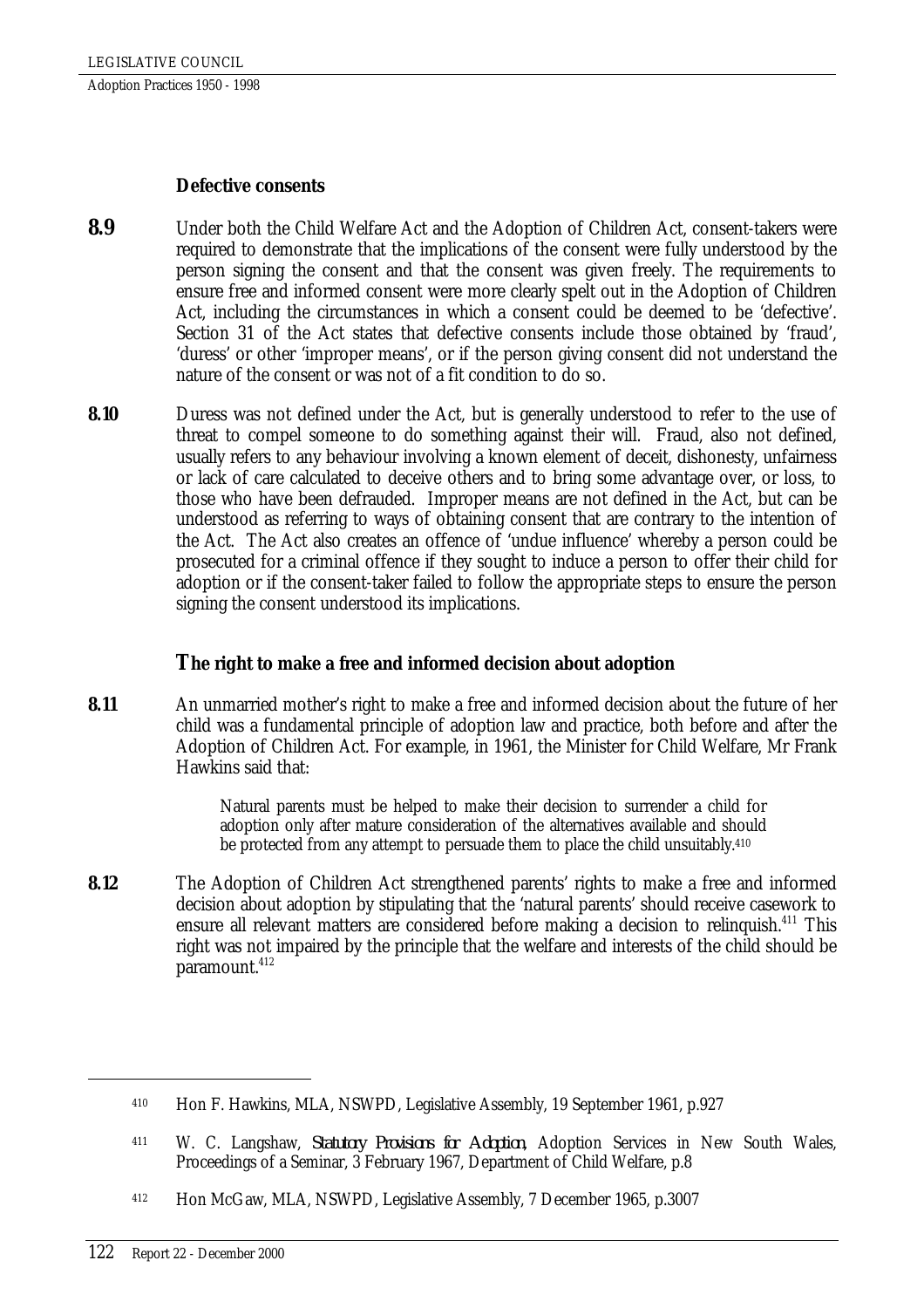### Defective consents

**8.9** Under both the Child Welfare Act and the Adoption of Children Act, consent-takers were required to demonstrate that the implications of the consent were fully understood by the person signing the consent and that the consent was given freely. The requirements to ensure free and informed consent were more clearly spelt out in the Adoption of Children Act, including the circumstances in which a consent could be deemed to be 'defective'. Section 31 of the Act states that defective consents include those obtained by 'fraud', 'duress' or other 'improper means', or if the person giving consent did not understand the nature of the consent or was not of a fit condition to do so.

**8.10** Duress was not defined under the Act, but is generally understood to refer to the use of threat to compel someone to do something against their will. Fraud, also not defined, usually refers to any behaviour involving a known element of deceit, dishonesty, unfairness or lack of care calculated to deceive others and to bring some advantage over, or loss, to those who have been defrauded. Improper means are not defined in the Act, but can be understood as referring to ways of obtaining consent that are contrary to the intention of the Act. The Act also creates an offence of 'undue influence' whereby a person could be prosecuted for a criminal offence if they sought to induce a person to offer their child for adoption or if the consent-taker failed to follow the appropriate steps to ensure the person signing the consent understood its implications.

### The right to make a free and informed decision about adoption

**8.11** An unmarried mother's right to make a free and informed decision about the future of her child was a fundamental principle of adoption law and practice, both before and after the Adoption of Children Act. For example, in 1961, the Minister for Child Welfare, Mr Frank Hawkins said that:

> Natural parents must be helped to make their decision to surrender a child for adoption only after mature consideration of the alternatives available and should be protected from any attempt to persuade them to place the child unsuitably.[410]

**8.12** The Adoption of Children Act strengthened parents' rights to make a free and informed decision about adoption by stipulating that the 'natural parents' should receive casework to ensure all relevant matters are considered before making a decision to relinquish.[411] This right was not impaired by the principle that the welfare and interests of the child should be paramount.[412]

---

[410] Hon F. Hawkins, MLA, NSWPD, Legislative Assembly, 19 September 1961, p.927

[411] W. C. Langshaw, *Statutory Provisions for Adoption*, Adoption Services in New South Wales, Proceedings of a Seminar, 3 February 1967, Department of Child Welfare, p.8

[412] Hon McGaw, MLA, NSWPD, Legislative Assembly, 7 December 1965, p.3007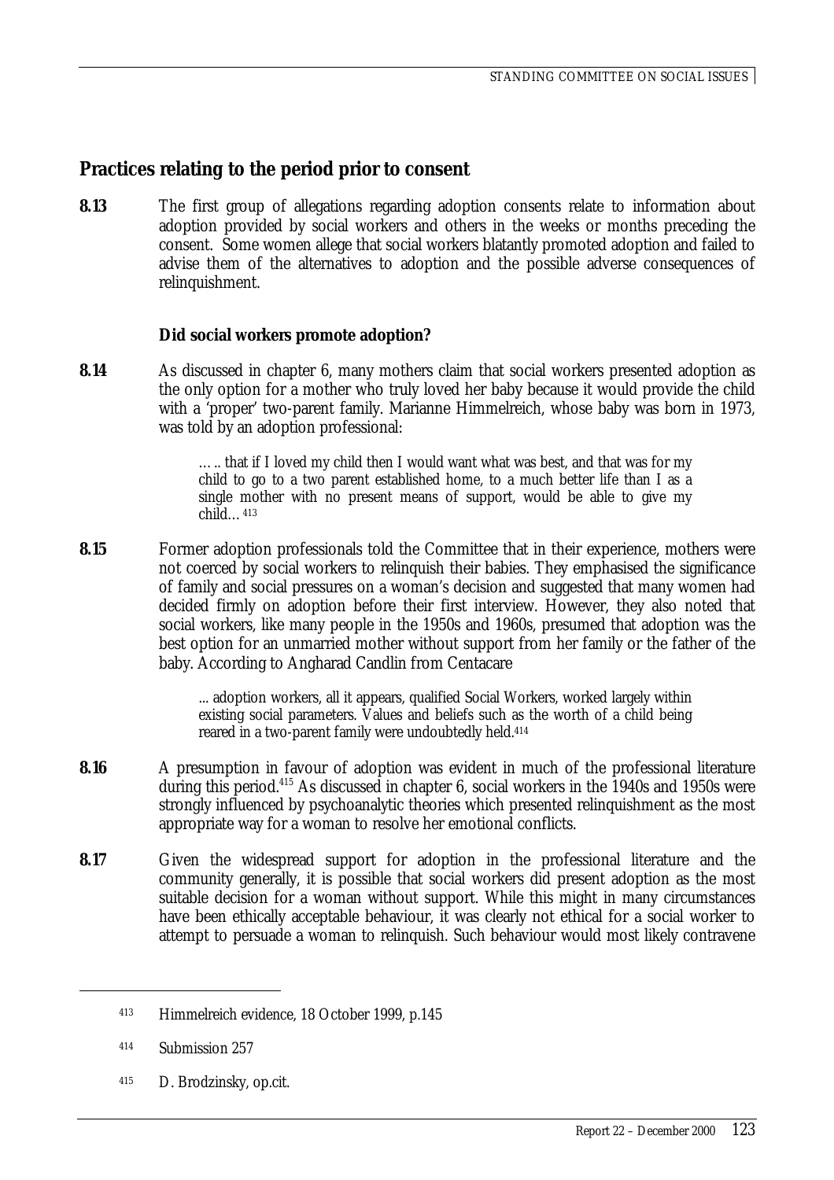## Practices relating to the period prior to consent

**8.13** The first group of allegations regarding adoption consents relate to information about adoption provided by social workers and others in the weeks or months preceding the consent. Some women allege that social workers blatantly promoted adoption and failed to advise them of the alternatives to adoption and the possible adverse consequences of relinquishment.

### Did social workers promote adoption?

**8.14** As discussed in chapter 6, many mothers claim that social workers presented adoption as the only option for a mother who truly loved her baby because it would provide the child with a 'proper' two-parent family. Marianne Himmelreich, whose baby was born in 1973, was told by an adoption professional:

> ….. that if I loved my child then I would want what was best, and that was for my child to go to a two parent established home, to a much better life than I as a single mother with no present means of support, would be able to give my child…[413]

**8.15** Former adoption professionals told the Committee that in their experience, mothers were not coerced by social workers to relinquish their babies. They emphasised the significance of family and social pressures on a woman's decision and suggested that many women had decided firmly on adoption before their first interview. However, they also noted that social workers, like many people in the 1950s and 1960s, presumed that adoption was the best option for an unmarried mother without support from her family or the father of the baby. According to Angharad Candlin from Centacare

> ... adoption workers, all it appears, qualified Social Workers, worked largely within existing social parameters. Values and beliefs such as the worth of a child being reared in a two-parent family were undoubtedly held.[414]

**8.16** A presumption in favour of adoption was evident in much of the professional literature during this period.[415] As discussed in chapter 6, social workers in the 1940s and 1950s were strongly influenced by psychoanalytic theories which presented relinquishment as the most appropriate way for a woman to resolve her emotional conflicts.

**8.17** Given the widespread support for adoption in the professional literature and the community generally, it is possible that social workers did present adoption as the most suitable decision for a woman without support. While this might in many circumstances have been ethically acceptable behaviour, it was clearly not ethical for a social worker to attempt to persuade a woman to relinquish. Such behaviour would most likely contravene

---

[413] Himmelreich evidence, 18 October 1999, p.145

[414] Submission 257

[415] D. Brodzinsky, op.cit.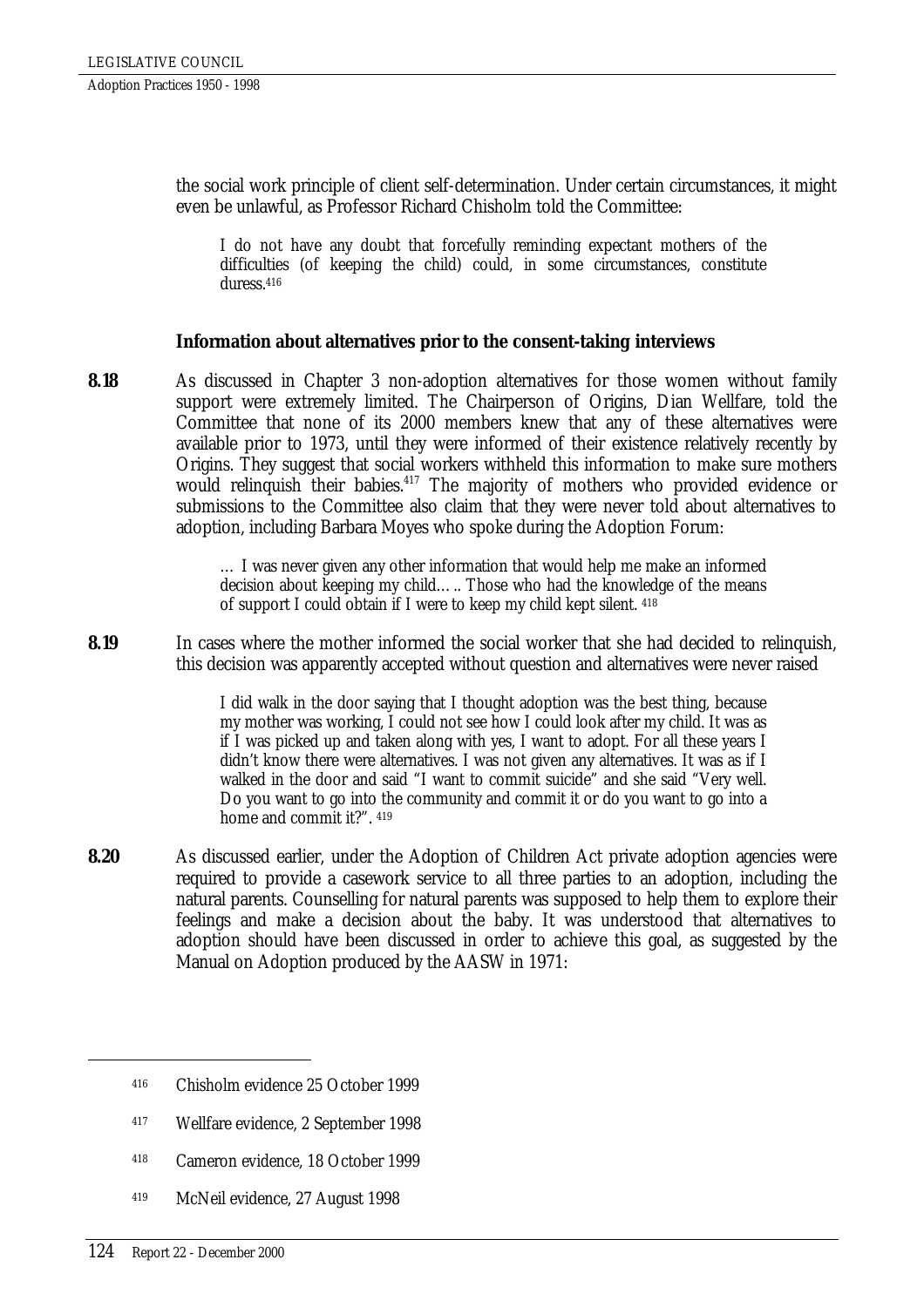the social work principle of client self-determination. Under certain circumstances, it might even be unlawful, as Professor Richard Chisholm told the Committee:

> I do not have any doubt that forcefully reminding expectant mothers of the difficulties (of keeping the child) could, in some circumstances, constitute duress.[416]

### Information about alternatives prior to the consent-taking interviews

**8.18** As discussed in Chapter 3 non-adoption alternatives for those women without family support were extremely limited. The Chairperson of Origins, Dian Wellfare, told the Committee that none of its 2000 members knew that any of these alternatives were available prior to 1973, until they were informed of their existence relatively recently by Origins. They suggest that social workers withheld this information to make sure mothers would relinquish their babies.[417] The majority of mothers who provided evidence or submissions to the Committee also claim that they were never told about alternatives to adoption, including Barbara Moyes who spoke during the Adoption Forum:

> … I was never given any other information that would help me make an informed decision about keeping my child….. Those who had the knowledge of the means of support I could obtain if I were to keep my child kept silent. [418]

**8.19** In cases where the mother informed the social worker that she had decided to relinquish, this decision was apparently accepted without question and alternatives were never raised

> I did walk in the door saying that I thought adoption was the best thing, because my mother was working, I could not see how I could look after my child. It was as if I was picked up and taken along with yes, I want to adopt. For all these years I didn't know there were alternatives. I was not given any alternatives. It was as if I walked in the door and said "I want to commit suicide" and she said "Very well. Do you want to go into the community and commit it or do you want to go into a home and commit it?". [419]

**8.20** As discussed earlier, under the Adoption of Children Act private adoption agencies were required to provide a casework service to all three parties to an adoption, including the natural parents. Counselling for natural parents was supposed to help them to explore their feelings and make a decision about the baby. It was understood that alternatives to adoption should have been discussed in order to achieve this goal, as suggested by the Manual on Adoption produced by the AASW in 1971:

---

416 Chisholm evidence 25 October 1999

417 Wellfare evidence, 2 September 1998

418 Cameron evidence, 18 October 1999

419 McNeil evidence, 27 August 1998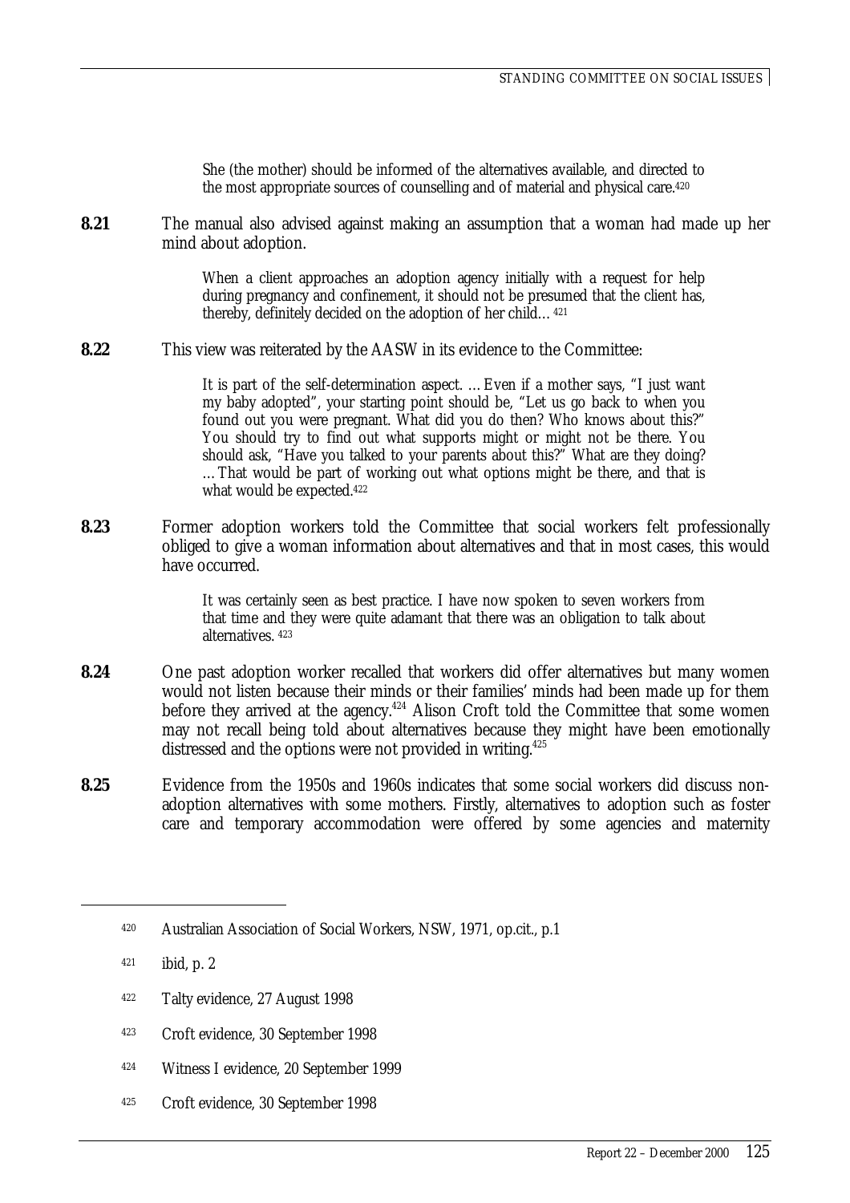> She (the mother) should be informed of the alternatives available, and directed to the most appropriate sources of counselling and of material and physical care.[420]

**8.21** The manual also advised against making an assumption that a woman had made up her mind about adoption.

> When a client approaches an adoption agency initially with a request for help during pregnancy and confinement, it should not be presumed that the client has, thereby, definitely decided on the adoption of her child… [421]

**8.22** This view was reiterated by the AASW in its evidence to the Committee:

> It is part of the self-determination aspect. …Even if a mother says, "I just want my baby adopted", your starting point should be, "Let us go back to when you found out you were pregnant. What did you do then? Who knows about this?" You should try to find out what supports might or might not be there. You should ask, "Have you talked to your parents about this?" What are they doing? …That would be part of working out what options might be there, and that is what would be expected.[422]

**8.23** Former adoption workers told the Committee that social workers felt professionally obliged to give a woman information about alternatives and that in most cases, this would have occurred.

> It was certainly seen as best practice. I have now spoken to seven workers from that time and they were quite adamant that there was an obligation to talk about alternatives. [423]

**8.24** One past adoption worker recalled that workers did offer alternatives but many women would not listen because their minds or their families' minds had been made up for them before they arrived at the agency.[424] Alison Croft told the Committee that some women may not recall being told about alternatives because they might have been emotionally distressed and the options were not provided in writing.[425]

**8.25** Evidence from the 1950s and 1960s indicates that some social workers did discuss non-adoption alternatives with some mothers. Firstly, alternatives to adoption such as foster care and temporary accommodation were offered by some agencies and maternity

---

[420] Australian Association of Social Workers, NSW, 1971, op.cit., p.1

[421] ibid, p. 2

[422] Talty evidence, 27 August 1998

[423] Croft evidence, 30 September 1998

[424] Witness I evidence, 20 September 1999

[425] Croft evidence, 30 September 1998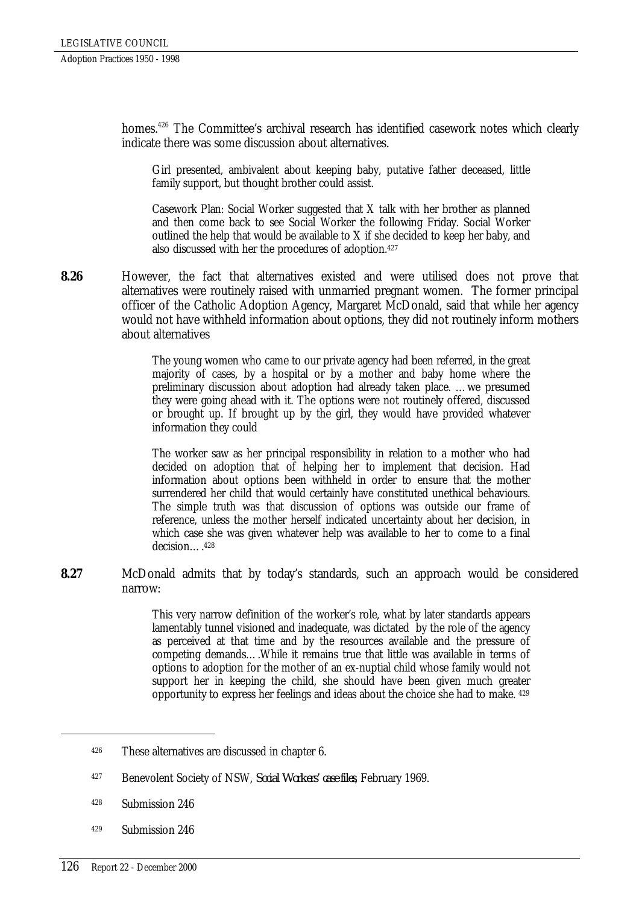homes.[426] The Committee's archival research has identified casework notes which clearly indicate there was some discussion about alternatives.

> Girl presented, ambivalent about keeping baby, putative father deceased, little family support, but thought brother could assist.
>
> Casework Plan: Social Worker suggested that X talk with her brother as planned and then come back to see Social Worker the following Friday. Social Worker outlined the help that would be available to X if she decided to keep her baby, and also discussed with her the procedures of adoption.[427]

**8.26** However, the fact that alternatives existed and were utilised does not prove that alternatives were routinely raised with unmarried pregnant women. The former principal officer of the Catholic Adoption Agency, Margaret McDonald, said that while her agency would not have withheld information about options, they did not routinely inform mothers about alternatives

> The young women who came to our private agency had been referred, in the great majority of cases, by a hospital or by a mother and baby home where the preliminary discussion about adoption had already taken place. …we presumed they were going ahead with it. The options were not routinely offered, discussed or brought up. If brought up by the girl, they would have provided whatever information they could
>
> The worker saw as her principal responsibility in relation to a mother who had decided on adoption that of helping her to implement that decision. Had information about options been withheld in order to ensure that the mother surrendered her child that would certainly have constituted unethical behaviours. The simple truth was that discussion of options was outside our frame of reference, unless the mother herself indicated uncertainty about her decision, in which case she was given whatever help was available to her to come to a final decision….[428]

**8.27** McDonald admits that by today's standards, such an approach would be considered narrow:

> This very narrow definition of the worker's role, what by later standards appears lamentably tunnel visioned and inadequate, was dictated by the role of the agency as perceived at that time and by the resources available and the pressure of competing demands….While it remains true that little was available in terms of options to adoption for the mother of an ex-nuptial child whose family would not support her in keeping the child, she should have been given much greater opportunity to express her feelings and ideas about the choice she had to make. [429]

---

[426] These alternatives are discussed in chapter 6.

[427] Benevolent Society of NSW, *Social Workers' case files*, February 1969.

[428] Submission 246

[429] Submission 246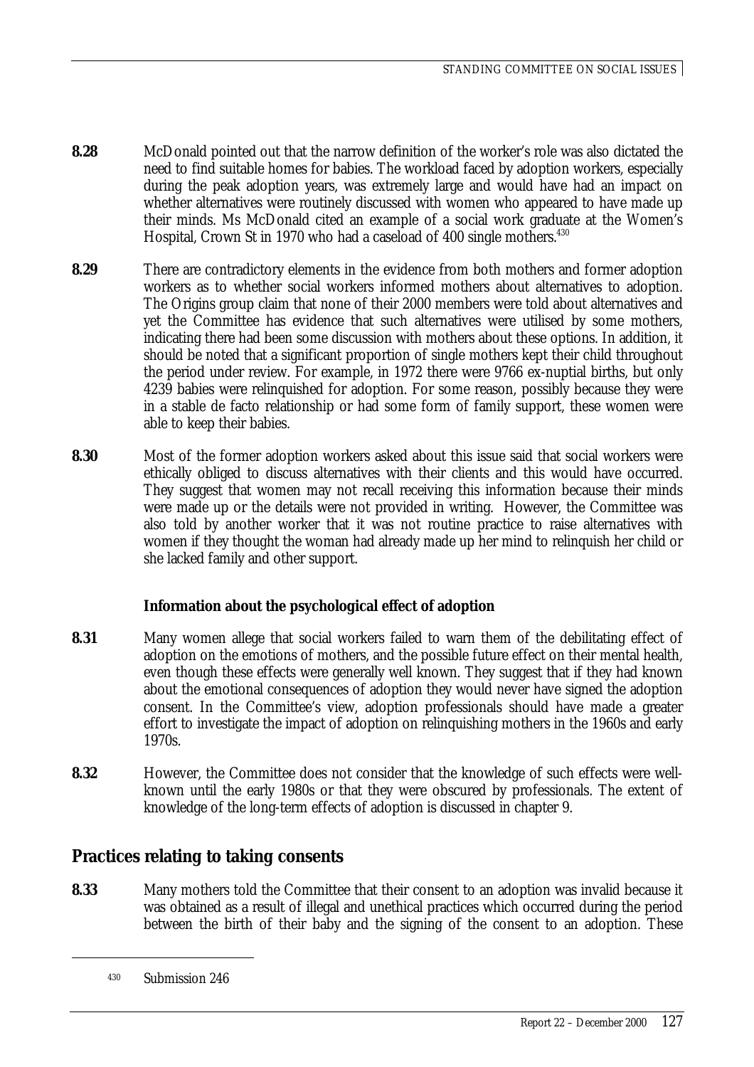**8.28** McDonald pointed out that the narrow definition of the worker's role was also dictated the need to find suitable homes for babies. The workload faced by adoption workers, especially during the peak adoption years, was extremely large and would have had an impact on whether alternatives were routinely discussed with women who appeared to have made up their minds. Ms McDonald cited an example of a social work graduate at the Women's Hospital, Crown St in 1970 who had a caseload of 400 single mothers.[430]

**8.29** There are contradictory elements in the evidence from both mothers and former adoption workers as to whether social workers informed mothers about alternatives to adoption. The Origins group claim that none of their 2000 members were told about alternatives and yet the Committee has evidence that such alternatives were utilised by some mothers, indicating there had been some discussion with mothers about these options. In addition, it should be noted that a significant proportion of single mothers kept their child throughout the period under review. For example, in 1972 there were 9766 ex-nuptial births, but only 4239 babies were relinquished for adoption. For some reason, possibly because they were in a stable de facto relationship or had some form of family support, these women were able to keep their babies.

**8.30** Most of the former adoption workers asked about this issue said that social workers were ethically obliged to discuss alternatives with their clients and this would have occurred. They suggest that women may not recall receiving this information because their minds were made up or the details were not provided in writing. However, the Committee was also told by another worker that it was not routine practice to raise alternatives with women if they thought the woman had already made up her mind to relinquish her child or she lacked family and other support.

### Information about the psychological effect of adoption

**8.31** Many women allege that social workers failed to warn them of the debilitating effect of adoption on the emotions of mothers, and the possible future effect on their mental health, even though these effects were generally well known. They suggest that if they had known about the emotional consequences of adoption they would never have signed the adoption consent. In the Committee's view, adoption professionals should have made a greater effort to investigate the impact of adoption on relinquishing mothers in the 1960s and early 1970s.

**8.32** However, the Committee does not consider that the knowledge of such effects were well-known until the early 1980s or that they were obscured by professionals. The extent of knowledge of the long-term effects of adoption is discussed in chapter 9.

## Practices relating to taking consents

**8.33** Many mothers told the Committee that their consent to an adoption was invalid because it was obtained as a result of illegal and unethical practices which occurred during the period between the birth of their baby and the signing of the consent to an adoption. These

---

[430] Submission 246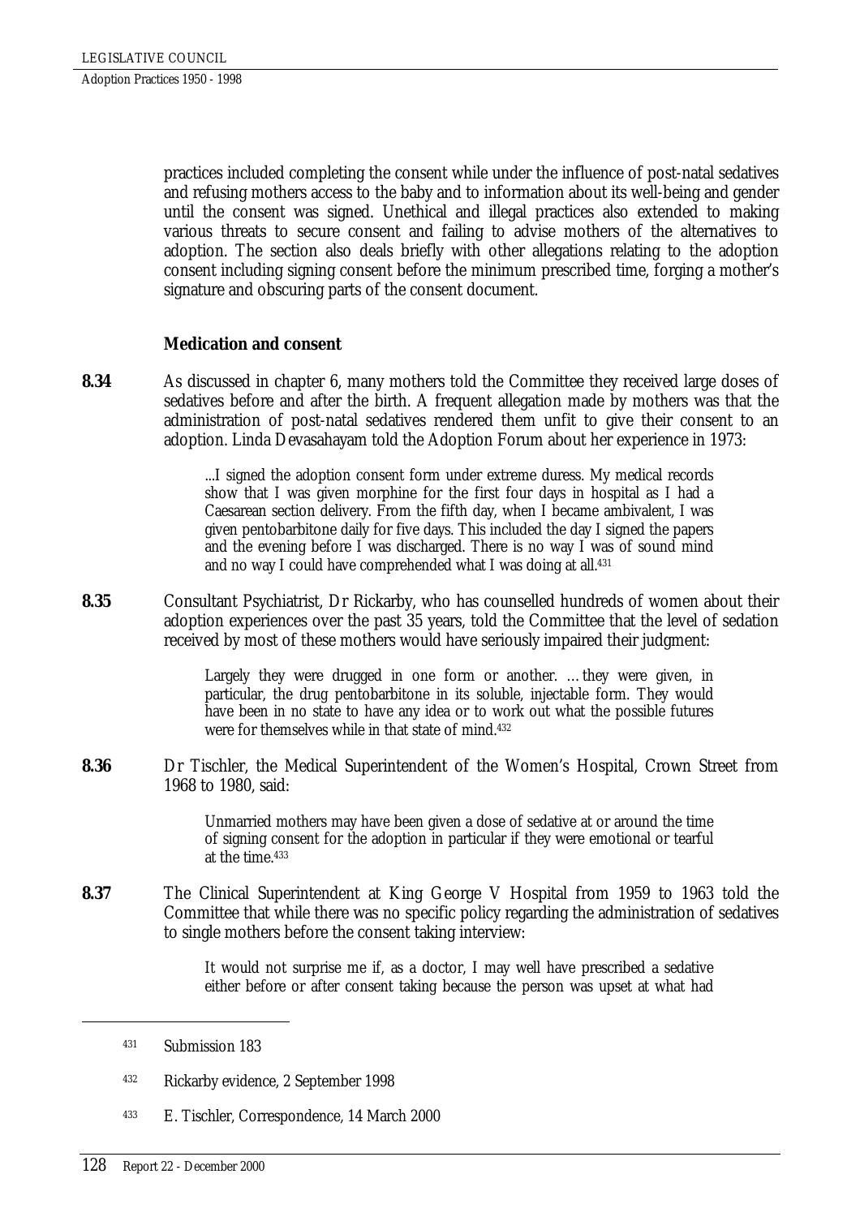practices included completing the consent while under the influence of post-natal sedatives and refusing mothers access to the baby and to information about its well-being and gender until the consent was signed. Unethical and illegal practices also extended to making various threats to secure consent and failing to advise mothers of the alternatives to adoption. The section also deals briefly with other allegations relating to the adoption consent including signing consent before the minimum prescribed time, forging a mother's signature and obscuring parts of the consent document.

### Medication and consent

**8.34** As discussed in chapter 6, many mothers told the Committee they received large doses of sedatives before and after the birth. A frequent allegation made by mothers was that the administration of post-natal sedatives rendered them unfit to give their consent to an adoption. Linda Devasahayam told the Adoption Forum about her experience in 1973:

> ...I signed the adoption consent form under extreme duress. My medical records show that I was given morphine for the first four days in hospital as I had a Caesarean section delivery. From the fifth day, when I became ambivalent, I was given pentobarbitone daily for five days. This included the day I signed the papers and the evening before I was discharged. There is no way I was of sound mind and no way I could have comprehended what I was doing at all.[431]

**8.35** Consultant Psychiatrist, Dr Rickarby, who has counselled hundreds of women about their adoption experiences over the past 35 years, told the Committee that the level of sedation received by most of these mothers would have seriously impaired their judgment:

> Largely they were drugged in one form or another. …they were given, in particular, the drug pentobarbitone in its soluble, injectable form. They would have been in no state to have any idea or to work out what the possible futures were for themselves while in that state of mind.[432]

**8.36** Dr Tischler, the Medical Superintendent of the Women's Hospital, Crown Street from 1968 to 1980, said:

> Unmarried mothers may have been given a dose of sedative at or around the time of signing consent for the adoption in particular if they were emotional or tearful at the time.[433]

**8.37** The Clinical Superintendent at King George V Hospital from 1959 to 1963 told the Committee that while there was no specific policy regarding the administration of sedatives to single mothers before the consent taking interview:

> It would not surprise me if, as a doctor, I may well have prescribed a sedative either before or after consent taking because the person was upset at what had

---

[431] Submission 183

[432] Rickarby evidence, 2 September 1998

[433] E. Tischler, Correspondence, 14 March 2000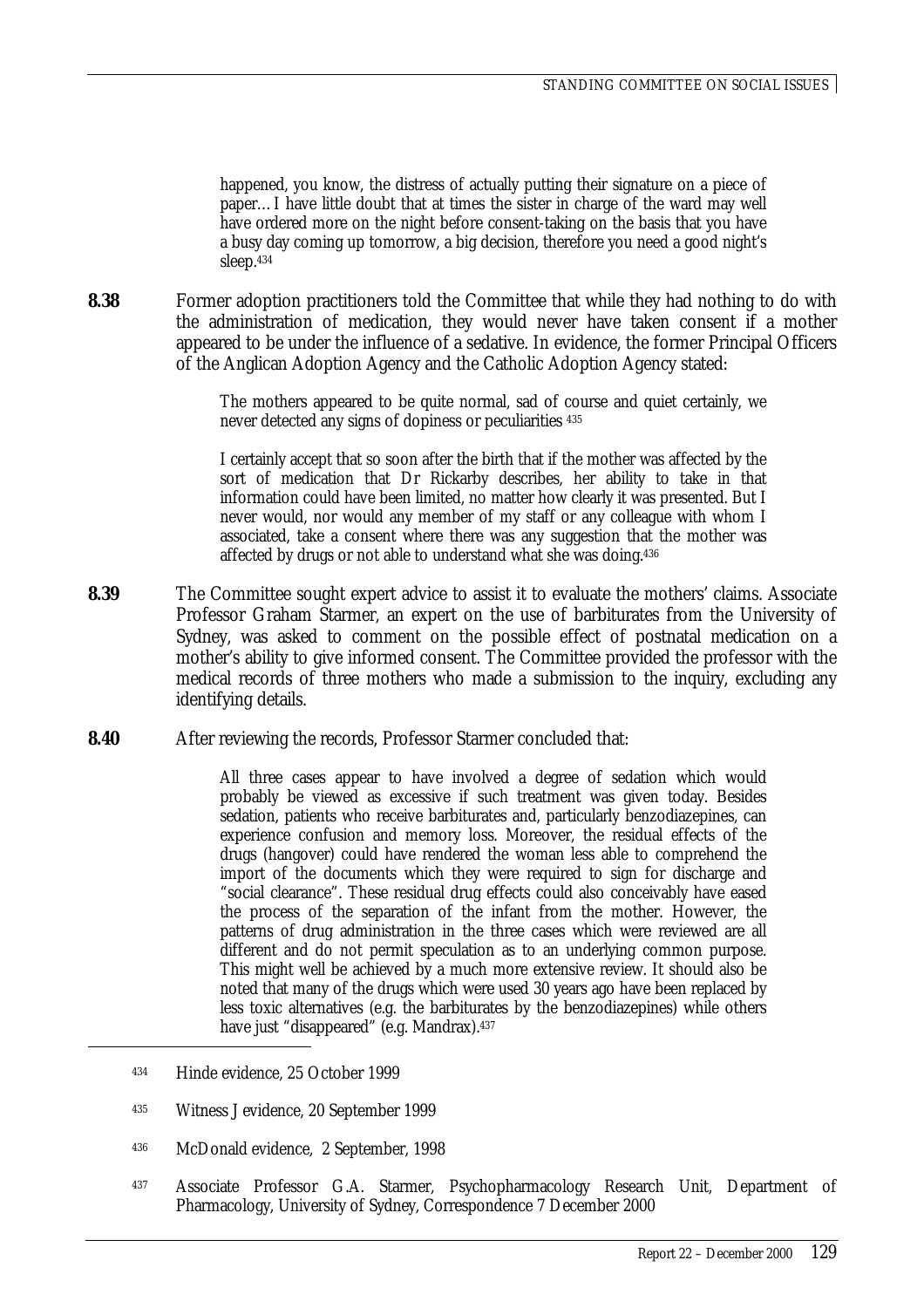> happened, you know, the distress of actually putting their signature on a piece of paper…I have little doubt that at times the sister in charge of the ward may well have ordered more on the night before consent-taking on the basis that you have a busy day coming up tomorrow, a big decision, therefore you need a good night's sleep.[434]

**8.38** Former adoption practitioners told the Committee that while they had nothing to do with the administration of medication, they would never have taken consent if a mother appeared to be under the influence of a sedative. In evidence, the former Principal Officers of the Anglican Adoption Agency and the Catholic Adoption Agency stated:

> The mothers appeared to be quite normal, sad of course and quiet certainly, we never detected any signs of dopiness or peculiarities [435]

> I certainly accept that so soon after the birth that if the mother was affected by the sort of medication that Dr Rickarby describes, her ability to take in that information could have been limited, no matter how clearly it was presented. But I never would, nor would any member of my staff or any colleague with whom I associated, take a consent where there was any suggestion that the mother was affected by drugs or not able to understand what she was doing.[436]

**8.39** The Committee sought expert advice to assist it to evaluate the mothers' claims. Associate Professor Graham Starmer, an expert on the use of barbiturates from the University of Sydney, was asked to comment on the possible effect of postnatal medication on a mother's ability to give informed consent. The Committee provided the professor with the medical records of three mothers who made a submission to the inquiry, excluding any identifying details.

**8.40** After reviewing the records, Professor Starmer concluded that:

> All three cases appear to have involved a degree of sedation which would probably be viewed as excessive if such treatment was given today. Besides sedation, patients who receive barbiturates and, particularly benzodiazepines, can experience confusion and memory loss. Moreover, the residual effects of the drugs (hangover) could have rendered the woman less able to comprehend the import of the documents which they were required to sign for discharge and "social clearance". These residual drug effects could also conceivably have eased the process of the separation of the infant from the mother. However, the patterns of drug administration in the three cases which were reviewed are all different and do not permit speculation as to an underlying common purpose. This might well be achieved by a much more extensive review. It should also be noted that many of the drugs which were used 30 years ago have been replaced by less toxic alternatives (e.g. the barbiturates by the benzodiazepines) while others have just "disappeared" (e.g. Mandrax).[437]

---

434 Hinde evidence, 25 October 1999

435 Witness J evidence, 20 September 1999

436 McDonald evidence, 2 September, 1998

437 Associate Professor G.A. Starmer, Psychopharmacology Research Unit, Department of Pharmacology, University of Sydney, Correspondence 7 December 2000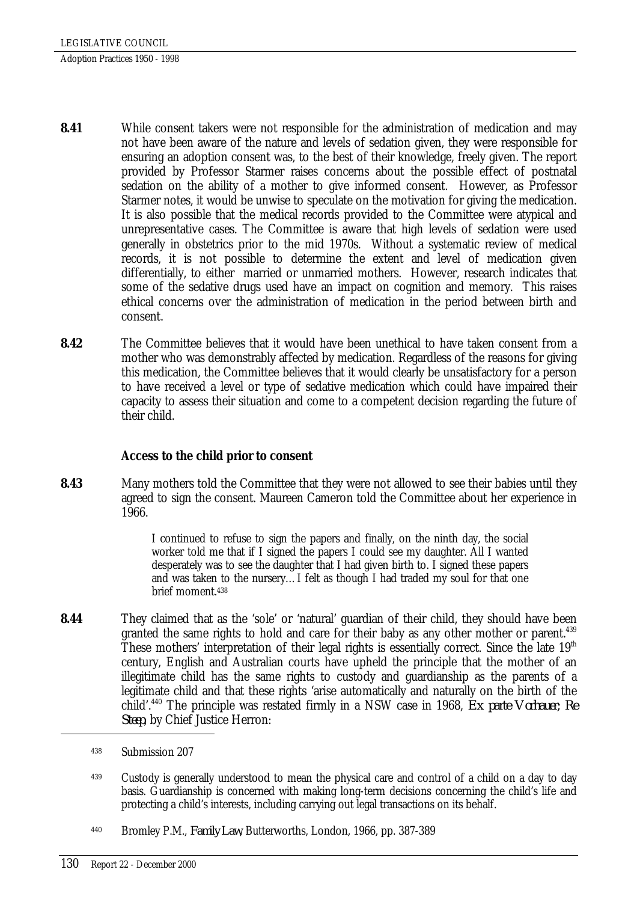**8.41** While consent takers were not responsible for the administration of medication and may not have been aware of the nature and levels of sedation given, they were responsible for ensuring an adoption consent was, to the best of their knowledge, freely given. The report provided by Professor Starmer raises concerns about the possible effect of postnatal sedation on the ability of a mother to give informed consent. However, as Professor Starmer notes, it would be unwise to speculate on the motivation for giving the medication. It is also possible that the medical records provided to the Committee were atypical and unrepresentative cases. The Committee is aware that high levels of sedation were used generally in obstetrics prior to the mid 1970s. Without a systematic review of medical records, it is not possible to determine the extent and level of medication given differentially, to either married or unmarried mothers. However, research indicates that some of the sedative drugs used have an impact on cognition and memory. This raises ethical concerns over the administration of medication in the period between birth and consent.

**8.42** The Committee believes that it would have been unethical to have taken consent from a mother who was demonstrably affected by medication. Regardless of the reasons for giving this medication, the Committee believes that it would clearly be unsatisfactory for a person to have received a level or type of sedative medication which could have impaired their capacity to assess their situation and come to a competent decision regarding the future of their child.

### Access to the child prior to consent

**8.43** Many mothers told the Committee that they were not allowed to see their babies until they agreed to sign the consent. Maureen Cameron told the Committee about her experience in 1966.

> I continued to refuse to sign the papers and finally, on the ninth day, the social worker told me that if I signed the papers I could see my daughter. All I wanted desperately was to see the daughter that I had given birth to. I signed these papers and was taken to the nursery…I felt as though I had traded my soul for that one brief moment.[438]

**8.44** They claimed that as the 'sole' or 'natural' guardian of their child, they should have been granted the same rights to hold and care for their baby as any other mother or parent.[439] These mothers' interpretation of their legal rights is essentially correct. Since the late $19^{th}$ century, English and Australian courts have upheld the principle that the mother of an illegitimate child has the same rights to custody and guardianship as the parents of a legitimate child and that these rights 'arise automatically and naturally on the birth of the child'.[440] The principle was restated firmly in a NSW case in 1968, *Ex parte Vorhauer; Re Steep*, by Chief Justice Herron:

---

438 Submission 207

439 Custody is generally understood to mean the physical care and control of a child on a day to day basis. Guardianship is concerned with making long-term decisions concerning the child's life and protecting a child's interests, including carrying out legal transactions on its behalf.

440 Bromley P.M., *Family Law*, Butterworths, London, 1966, pp. 387-389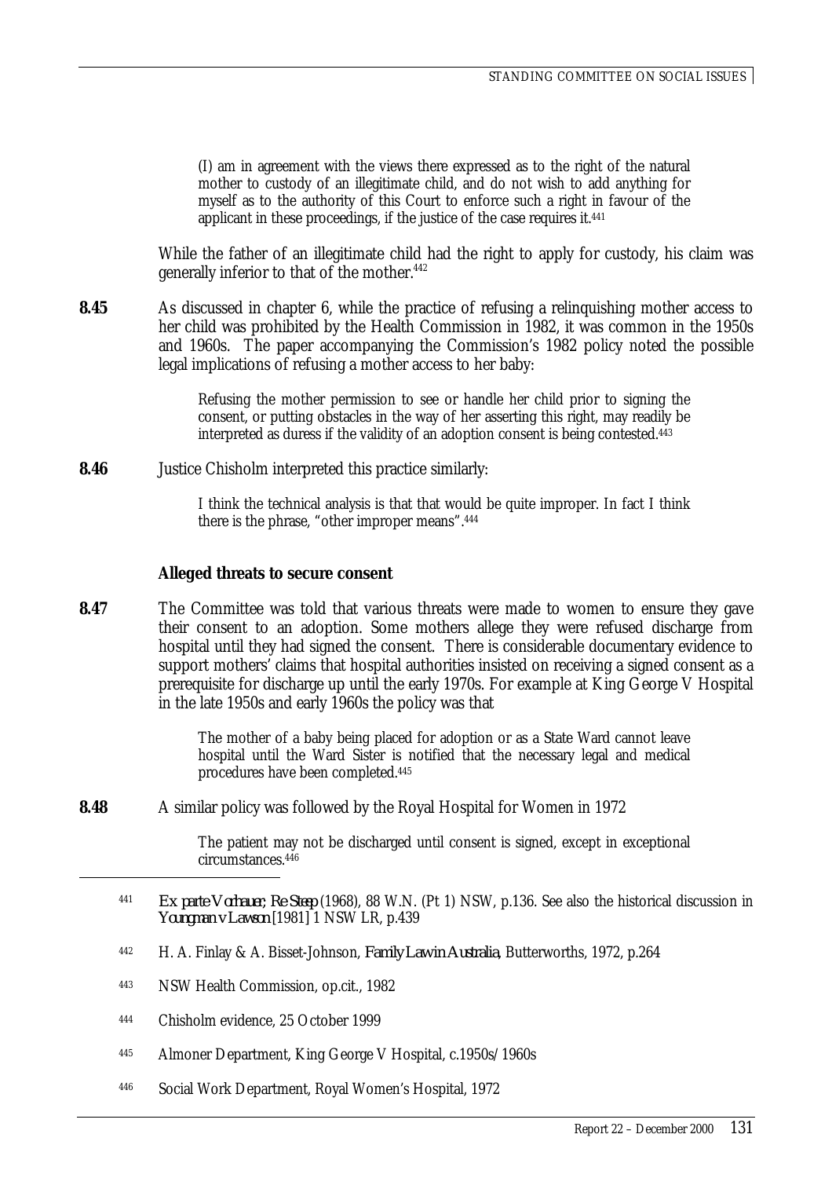> (I) am in agreement with the views there expressed as to the right of the natural mother to custody of an illegitimate child, and do not wish to add anything for myself as to the authority of this Court to enforce such a right in favour of the applicant in these proceedings, if the justice of the case requires it.[441]

While the father of an illegitimate child had the right to apply for custody, his claim was generally inferior to that of the mother.[442]

**8.45** As discussed in chapter 6, while the practice of refusing a relinquishing mother access to her child was prohibited by the Health Commission in 1982, it was common in the 1950s and 1960s. The paper accompanying the Commission's 1982 policy noted the possible legal implications of refusing a mother access to her baby:

> Refusing the mother permission to see or handle her child prior to signing the consent, or putting obstacles in the way of her asserting this right, may readily be interpreted as duress if the validity of an adoption consent is being contested.[443]

**8.46** Justice Chisholm interpreted this practice similarly:

> I think the technical analysis is that that would be quite improper. In fact I think there is the phrase, "other improper means".[444]

### Alleged threats to secure consent

**8.47** The Committee was told that various threats were made to women to ensure they gave their consent to an adoption. Some mothers allege they were refused discharge from hospital until they had signed the consent. There is considerable documentary evidence to support mothers' claims that hospital authorities insisted on receiving a signed consent as a prerequisite for discharge up until the early 1970s. For example at King George V Hospital in the late 1950s and early 1960s the policy was that

> The mother of a baby being placed for adoption or as a State Ward cannot leave hospital until the Ward Sister is notified that the necessary legal and medical procedures have been completed.[445]

**8.48** A similar policy was followed by the Royal Hospital for Women in 1972

> The patient may not be discharged until consent is signed, except in exceptional circumstances.[446]

---

[441] *Ex parte Vorhauer; Re Steep* (1968), 88 W.N. (Pt 1) NSW, p.136. See also the historical discussion in *Youngman v Lawson* [1981] 1 NSW LR, p.439

[442] H. A. Finlay & A. Bisset-Johnson, *Family Law in Australia*, Butterworths, 1972, p.264

[443] NSW Health Commission, op.cit., 1982

[444] Chisholm evidence, 25 October 1999

[445] Almoner Department, King George V Hospital, c.1950s/1960s

[446] Social Work Department, Royal Women's Hospital, 1972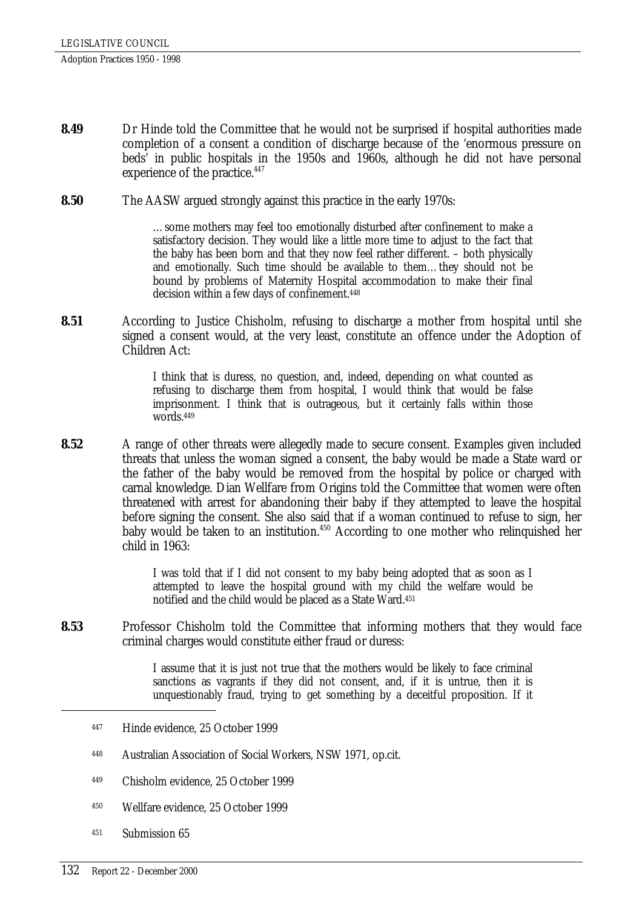**8.49** Dr Hinde told the Committee that he would not be surprised if hospital authorities made completion of a consent a condition of discharge because of the 'enormous pressure on beds' in public hospitals in the 1950s and 1960s, although he did not have personal experience of the practice.[447]

**8.50** The AASW argued strongly against this practice in the early 1970s:

> …some mothers may feel too emotionally disturbed after confinement to make a satisfactory decision. They would like a little more time to adjust to the fact that the baby has been born and that they now feel rather different. – both physically and emotionally. Such time should be available to them…they should not be bound by problems of Maternity Hospital accommodation to make their final decision within a few days of confinement.[448]

**8.51** According to Justice Chisholm, refusing to discharge a mother from hospital until she signed a consent would, at the very least, constitute an offence under the Adoption of Children Act:

> I think that is duress, no question, and, indeed, depending on what counted as refusing to discharge them from hospital, I would think that would be false imprisonment. I think that is outrageous, but it certainly falls within those words.[449]

**8.52** A range of other threats were allegedly made to secure consent. Examples given included threats that unless the woman signed a consent, the baby would be made a State ward or the father of the baby would be removed from the hospital by police or charged with carnal knowledge. Dian Wellfare from Origins told the Committee that women were often threatened with arrest for abandoning their baby if they attempted to leave the hospital before signing the consent. She also said that if a woman continued to refuse to sign, her baby would be taken to an institution.[450] According to one mother who relinquished her child in 1963:

> I was told that if I did not consent to my baby being adopted that as soon as I attempted to leave the hospital ground with my child the welfare would be notified and the child would be placed as a State Ward.[451]

**8.53** Professor Chisholm told the Committee that informing mothers that they would face criminal charges would constitute either fraud or duress:

> I assume that it is just not true that the mothers would be likely to face criminal sanctions as vagrants if they did not consent, and, if it is untrue, then it is unquestionably fraud, trying to get something by a deceitful proposition. If it

---

447 Hinde evidence, 25 October 1999

448 Australian Association of Social Workers, NSW 1971, op.cit.

449 Chisholm evidence, 25 October 1999

450 Wellfare evidence, 25 October 1999

451 Submission 65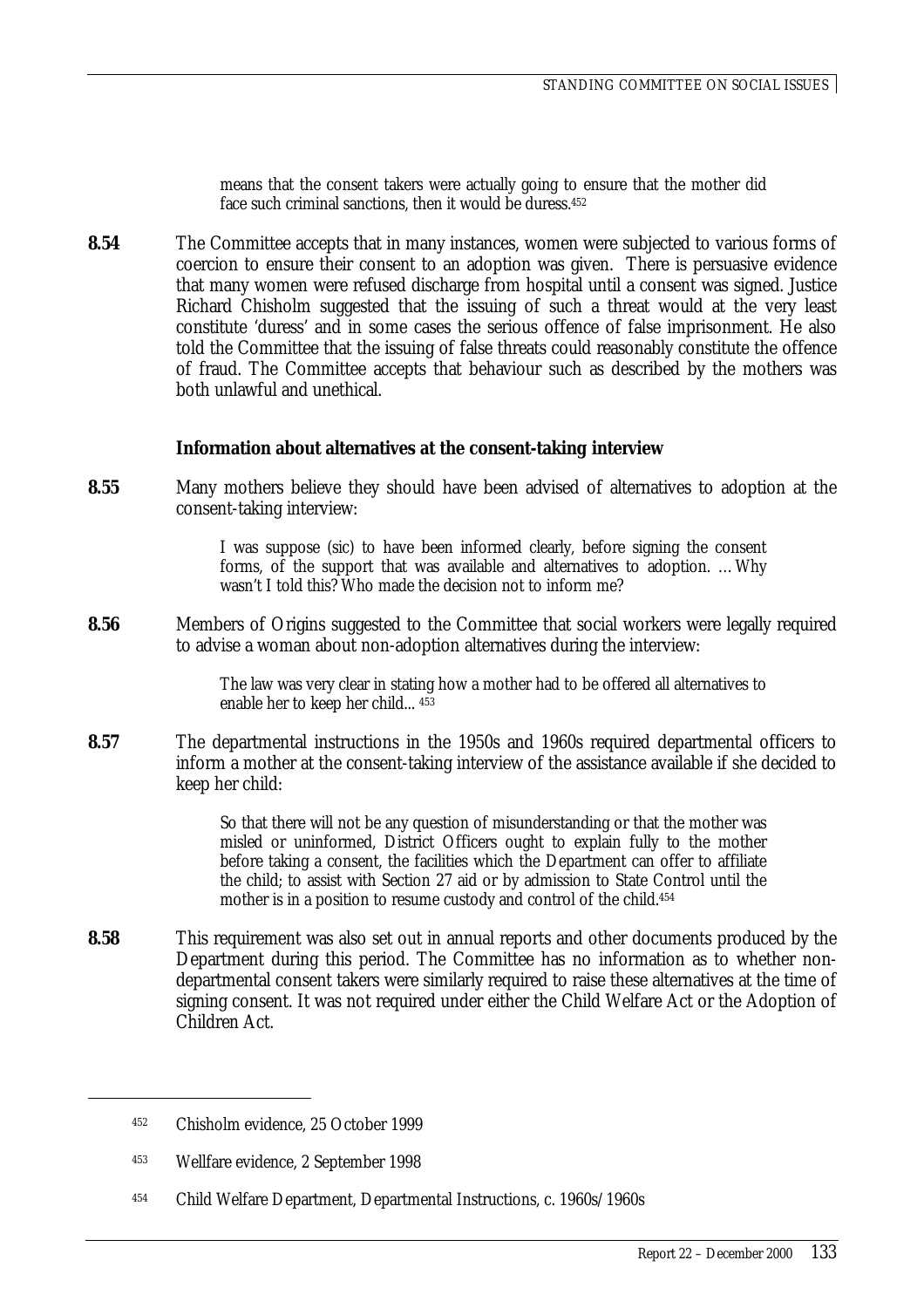> means that the consent takers were actually going to ensure that the mother did face such criminal sanctions, then it would be duress.[452]

**8.54** The Committee accepts that in many instances, women were subjected to various forms of coercion to ensure their consent to an adoption was given. There is persuasive evidence that many women were refused discharge from hospital until a consent was signed. Justice Richard Chisholm suggested that the issuing of such a threat would at the very least constitute 'duress' and in some cases the serious offence of false imprisonment. He also told the Committee that the issuing of false threats could reasonably constitute the offence of fraud. The Committee accepts that behaviour such as described by the mothers was both unlawful and unethical.

### Information about alternatives at the consent-taking interview

**8.55** Many mothers believe they should have been advised of alternatives to adoption at the consent-taking interview:

> I was suppose (sic) to have been informed clearly, before signing the consent forms, of the support that was available and alternatives to adoption. … Why wasn't I told this? Who made the decision not to inform me?

**8.56** Members of Origins suggested to the Committee that social workers were legally required to advise a woman about non-adoption alternatives during the interview:

> The law was very clear in stating how a mother had to be offered all alternatives to enable her to keep her child... [453]

**8.57** The departmental instructions in the 1950s and 1960s required departmental officers to inform a mother at the consent-taking interview of the assistance available if she decided to keep her child:

> So that there will not be any question of misunderstanding or that the mother was misled or uninformed, District Officers ought to explain fully to the mother before taking a consent, the facilities which the Department can offer to affiliate the child; to assist with Section 27 aid or by admission to State Control until the mother is in a position to resume custody and control of the child.[454]

**8.58** This requirement was also set out in annual reports and other documents produced by the Department during this period. The Committee has no information as to whether non-departmental consent takers were similarly required to raise these alternatives at the time of signing consent. It was not required under either the Child Welfare Act or the Adoption of Children Act.

---

[452] Chisholm evidence, 25 October 1999

[453] Wellfare evidence, 2 September 1998

[454] Child Welfare Department, Departmental Instructions, c. 1960s/1960s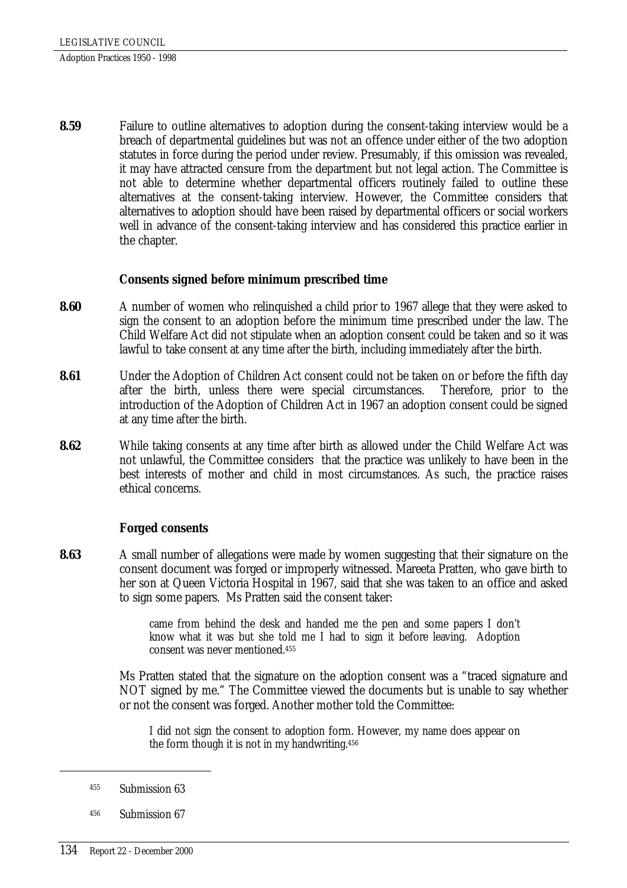**8.59** Failure to outline alternatives to adoption during the consent-taking interview would be a breach of departmental guidelines but was not an offence under either of the two adoption statutes in force during the period under review. Presumably, if this omission was revealed, it may have attracted censure from the department but not legal action. The Committee is not able to determine whether departmental officers routinely failed to outline these alternatives at the consent-taking interview. However, the Committee considers that alternatives to adoption should have been raised by departmental officers or social workers well in advance of the consent-taking interview and has considered this practice earlier in the chapter.

### Consents signed before minimum prescribed time

**8.60** A number of women who relinquished a child prior to 1967 allege that they were asked to sign the consent to an adoption before the minimum time prescribed under the law. The Child Welfare Act did not stipulate when an adoption consent could be taken and so it was lawful to take consent at any time after the birth, including immediately after the birth.

**8.61** Under the Adoption of Children Act consent could not be taken on or before the fifth day after the birth, unless there were special circumstances. Therefore, prior to the introduction of the Adoption of Children Act in 1967 an adoption consent could be signed at any time after the birth.

**8.62** While taking consents at any time after birth as allowed under the Child Welfare Act was not unlawful, the Committee considers that the practice was unlikely to have been in the best interests of mother and child in most circumstances. As such, the practice raises ethical concerns.

### Forged consents

**8.63** A small number of allegations were made by women suggesting that their signature on the consent document was forged or improperly witnessed. Mareeta Pratten, who gave birth to her son at Queen Victoria Hospital in 1967, said that she was taken to an office and asked to sign some papers. Ms Pratten said the consent taker:

> came from behind the desk and handed me the pen and some papers I don't know what it was but she told me I had to sign it before leaving. Adoption consent was never mentioned.[455]

Ms Pratten stated that the signature on the adoption consent was a "traced signature and NOT signed by me." The Committee viewed the documents but is unable to say whether or not the consent was forged. Another mother told the Committee:

> I did not sign the consent to adoption form. However, my name does appear on the form though it is not in my handwriting.[456]

---

[455] Submission 63

[456] Submission 67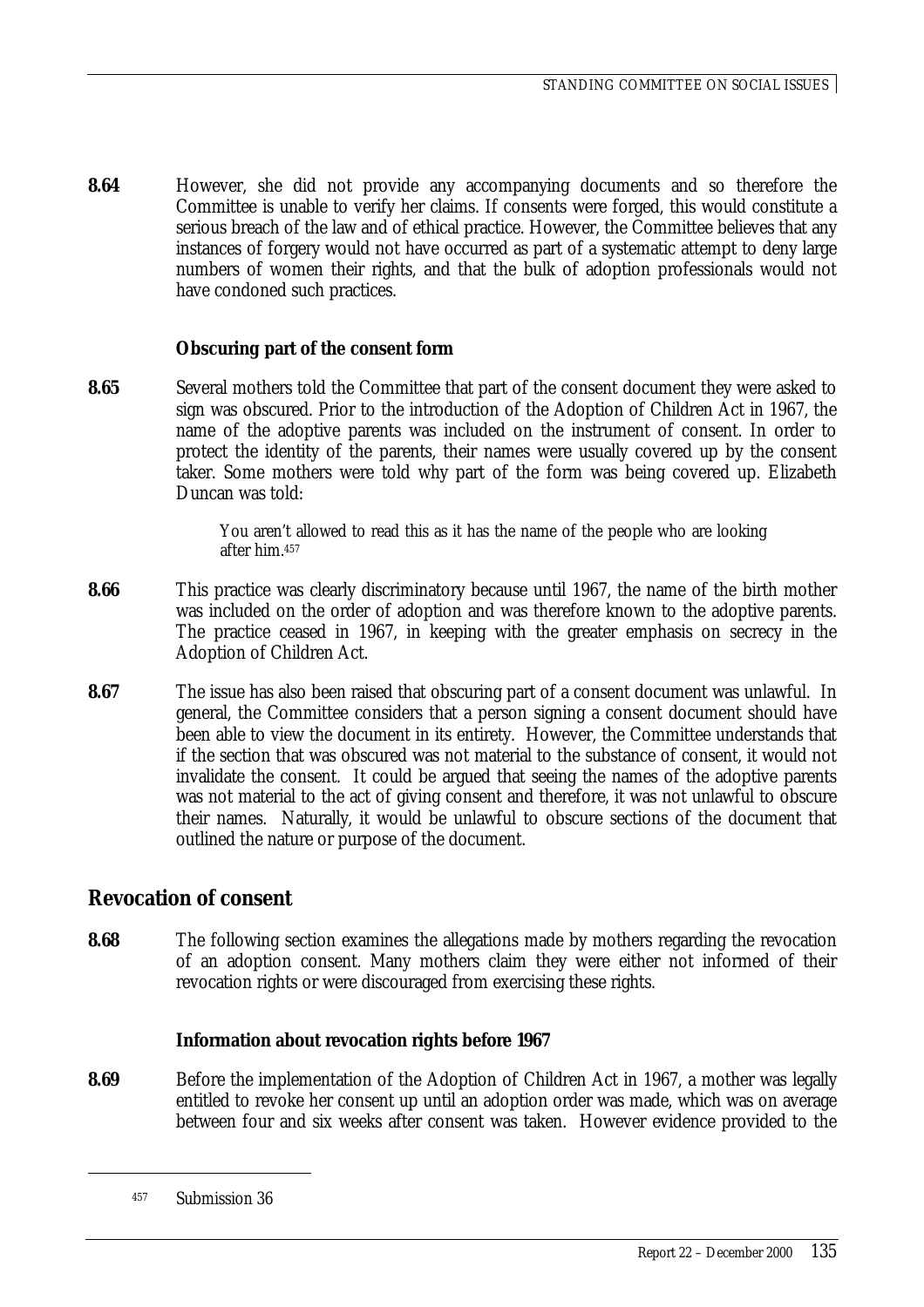**8.64** However, she did not provide any accompanying documents and so therefore the Committee is unable to verify her claims. If consents were forged, this would constitute a serious breach of the law and of ethical practice. However, the Committee believes that any instances of forgery would not have occurred as part of a systematic attempt to deny large numbers of women their rights, and that the bulk of adoption professionals would not have condoned such practices.

### Obscuring part of the consent form

**8.65** Several mothers told the Committee that part of the consent document they were asked to sign was obscured. Prior to the introduction of the Adoption of Children Act in 1967, the name of the adoptive parents was included on the instrument of consent. In order to protect the identity of the parents, their names were usually covered up by the consent taker. Some mothers were told why part of the form was being covered up. Elizabeth Duncan was told:

> You aren't allowed to read this as it has the name of the people who are looking after him.[457]

**8.66** This practice was clearly discriminatory because until 1967, the name of the birth mother was included on the order of adoption and was therefore known to the adoptive parents. The practice ceased in 1967, in keeping with the greater emphasis on secrecy in the Adoption of Children Act.

**8.67** The issue has also been raised that obscuring part of a consent document was unlawful. In general, the Committee considers that a person signing a consent document should have been able to view the document in its entirety. However, the Committee understands that if the section that was obscured was not material to the substance of consent, it would not invalidate the consent. It could be argued that seeing the names of the adoptive parents was not material to the act of giving consent and therefore, it was not unlawful to obscure their names. Naturally, it would be unlawful to obscure sections of the document that outlined the nature or purpose of the document.

## Revocation of consent

**8.68** The following section examines the allegations made by mothers regarding the revocation of an adoption consent. Many mothers claim they were either not informed of their revocation rights or were discouraged from exercising these rights.

### Information about revocation rights before 1967

**8.69** Before the implementation of the Adoption of Children Act in 1967, a mother was legally entitled to revoke her consent up until an adoption order was made, which was on average between four and six weeks after consent was taken. However evidence provided to the

---

[457] Submission 36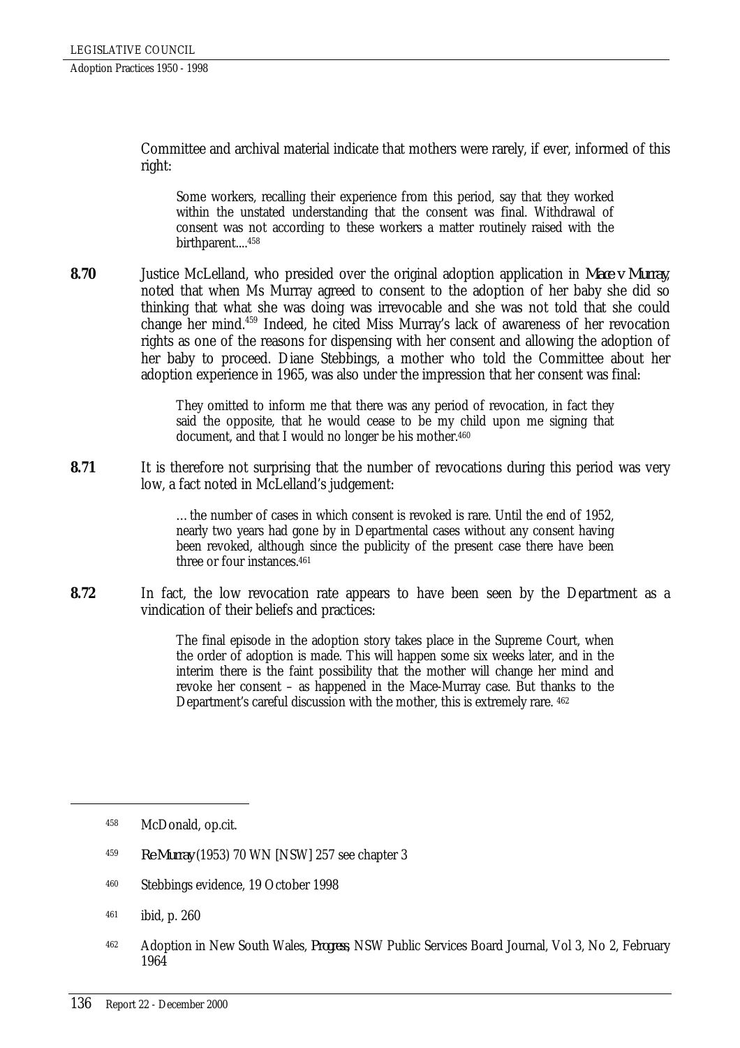Committee and archival material indicate that mothers were rarely, if ever, informed of this right:

> Some workers, recalling their experience from this period, say that they worked within the unstated understanding that the consent was final. Withdrawal of consent was not according to these workers a matter routinely raised with the birthparent....[458]

**8.70** Justice McLelland, who presided over the original adoption application in *Mace v Murray*, noted that when Ms Murray agreed to consent to the adoption of her baby she did so thinking that what she was doing was irrevocable and she was not told that she could change her mind.[459] Indeed, he cited Miss Murray's lack of awareness of her revocation rights as one of the reasons for dispensing with her consent and allowing the adoption of her baby to proceed. Diane Stebbings, a mother who told the Committee about her adoption experience in 1965, was also under the impression that her consent was final:

> They omitted to inform me that there was any period of revocation, in fact they said the opposite, that he would cease to be my child upon me signing that document, and that I would no longer be his mother.[460]

**8.71** It is therefore not surprising that the number of revocations during this period was very low, a fact noted in McLelland's judgement:

> …the number of cases in which consent is revoked is rare. Until the end of 1952, nearly two years had gone by in Departmental cases without any consent having been revoked, although since the publicity of the present case there have been three or four instances.[461]

**8.72** In fact, the low revocation rate appears to have been seen by the Department as a vindication of their beliefs and practices:

> The final episode in the adoption story takes place in the Supreme Court, when the order of adoption is made. This will happen some six weeks later, and in the interim there is the faint possibility that the mother will change her mind and revoke her consent – as happened in the Mace-Murray case. But thanks to the Department's careful discussion with the mother, this is extremely rare. [462]

---

[458] McDonald, op.cit.

[459] *Re Murray* (1953) 70 WN [NSW] 257 see chapter 3

[460] Stebbings evidence, 19 October 1998

[461] ibid, p. 260

[462] Adoption in New South Wales, *Progress*, NSW Public Services Board Journal, Vol 3, No 2, February 1964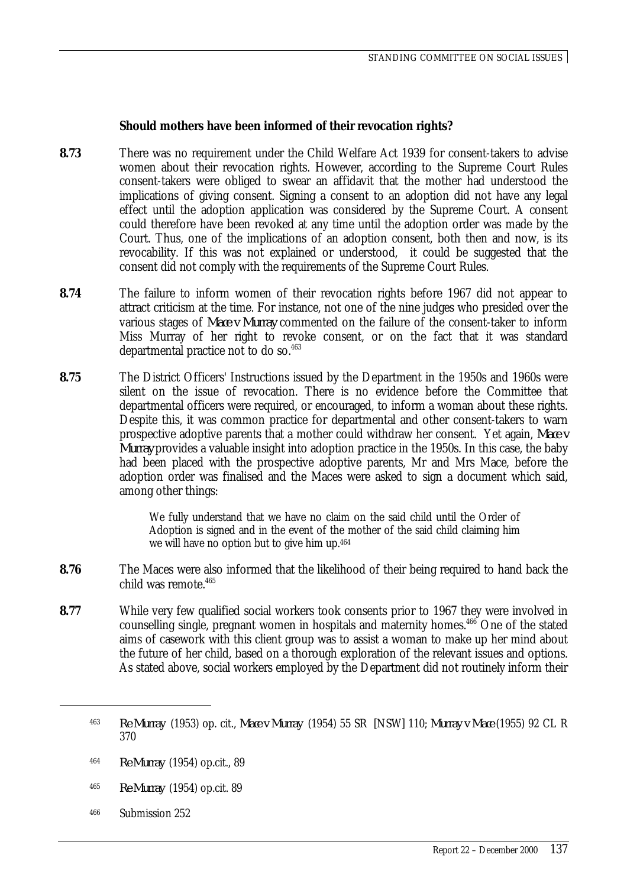**Should mothers have been informed of their revocation rights?**

**8.73** There was no requirement under the Child Welfare Act 1939 for consent-takers to advise women about their revocation rights. However, according to the Supreme Court Rules consent-takers were obliged to swear an affidavit that the mother had understood the implications of giving consent. Signing a consent to an adoption did not have any legal effect until the adoption application was considered by the Supreme Court. A consent could therefore have been revoked at any time until the adoption order was made by the Court. Thus, one of the implications of an adoption consent, both then and now, is its revocability. If this was not explained or understood, it could be suggested that the consent did not comply with the requirements of the Supreme Court Rules.

**8.74** The failure to inform women of their revocation rights before 1967 did not appear to attract criticism at the time. For instance, not one of the nine judges who presided over the various stages of *Mace v Murray* commented on the failure of the consent-taker to inform Miss Murray of her right to revoke consent, or on the fact that it was standard departmental practice not to do so.[463]

**8.75** The District Officers' Instructions issued by the Department in the 1950s and 1960s were silent on the issue of revocation. There is no evidence before the Committee that departmental officers were required, or encouraged, to inform a woman about these rights. Despite this, it was common practice for departmental and other consent-takers to warn prospective adoptive parents that a mother could withdraw her consent. Yet again, *Mace v Murray* provides a valuable insight into adoption practice in the 1950s. In this case, the baby had been placed with the prospective adoptive parents, Mr and Mrs Mace, before the adoption order was finalised and the Maces were asked to sign a document which said, among other things:

> We fully understand that we have no claim on the said child until the Order of Adoption is signed and in the event of the mother of the said child claiming him we will have no option but to give him up.[464]

**8.76** The Maces were also informed that the likelihood of their being required to hand back the child was remote.[465]

**8.77** While very few qualified social workers took consents prior to 1967 they were involved in counselling single, pregnant women in hospitals and maternity homes.[466] One of the stated aims of casework with this client group was to assist a woman to make up her mind about the future of her child, based on a thorough exploration of the relevant issues and options. As stated above, social workers employed by the Department did not routinely inform their

---

463 *Re Murray* (1953) op. cit., *Mace v Murray* (1954) 55 SR [NSW] 110; *Murray v Mace* (1955) 92 CL R 370

464 *Re Murray* (1954) op.cit., 89

465 *Re Murray* (1954) op.cit. 89

466 Submission 252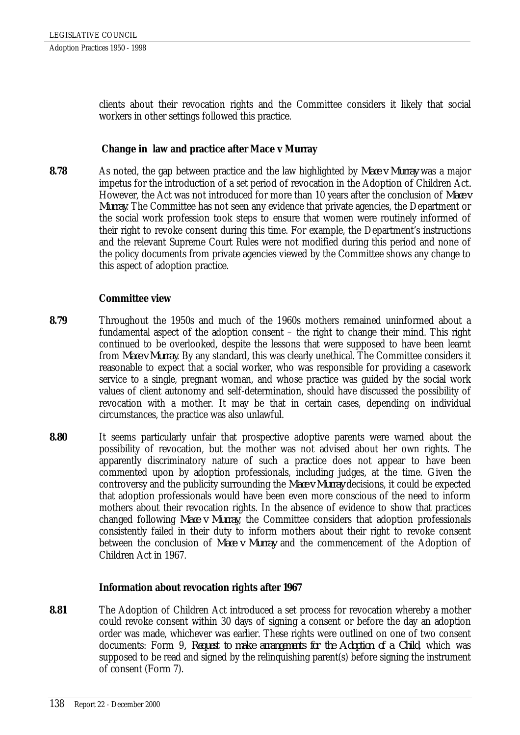clients about their revocation rights and the Committee considers it likely that social workers in other settings followed this practice.

### Change in law and practice after Mace v Murray

**8.78** As noted, the gap between practice and the law highlighted by *Mace v Murray* was a major impetus for the introduction of a set period of revocation in the Adoption of Children Act. However, the Act was not introduced for more than 10 years after the conclusion of *Mace v Murray*. The Committee has not seen any evidence that private agencies, the Department or the social work profession took steps to ensure that women were routinely informed of their right to revoke consent during this time. For example, the Department's instructions and the relevant Supreme Court Rules were not modified during this period and none of the policy documents from private agencies viewed by the Committee shows any change to this aspect of adoption practice.

### Committee view

**8.79** Throughout the 1950s and much of the 1960s mothers remained uninformed about a fundamental aspect of the adoption consent – the right to change their mind. This right continued to be overlooked, despite the lessons that were supposed to have been learnt from *Mace v Murray*. By any standard, this was clearly unethical. The Committee considers it reasonable to expect that a social worker, who was responsible for providing a casework service to a single, pregnant woman, and whose practice was guided by the social work values of client autonomy and self-determination, should have discussed the possibility of revocation with a mother. It may be that in certain cases, depending on individual circumstances, the practice was also unlawful.

**8.80** It seems particularly unfair that prospective adoptive parents were warned about the possibility of revocation, but the mother was not advised about her own rights. The apparently discriminatory nature of such a practice does not appear to have been commented upon by adoption professionals, including judges, at the time. Given the controversy and the publicity surrounding the *Mace v Murray* decisions, it could be expected that adoption professionals would have been even more conscious of the need to inform mothers about their revocation rights. In the absence of evidence to show that practices changed following *Mace v Murray*, the Committee considers that adoption professionals consistently failed in their duty to inform mothers about their right to revoke consent between the conclusion of *Mace v Murray* and the commencement of the Adoption of Children Act in 1967.

### Information about revocation rights after 1967

**8.81** The Adoption of Children Act introduced a set process for revocation whereby a mother could revoke consent within 30 days of signing a consent or before the day an adoption order was made, whichever was earlier. These rights were outlined on one of two consent documents: Form 9, *Request to make arrangements for the Adoption of a Child*, which was supposed to be read and signed by the relinquishing parent(s) before signing the instrument of consent (Form 7).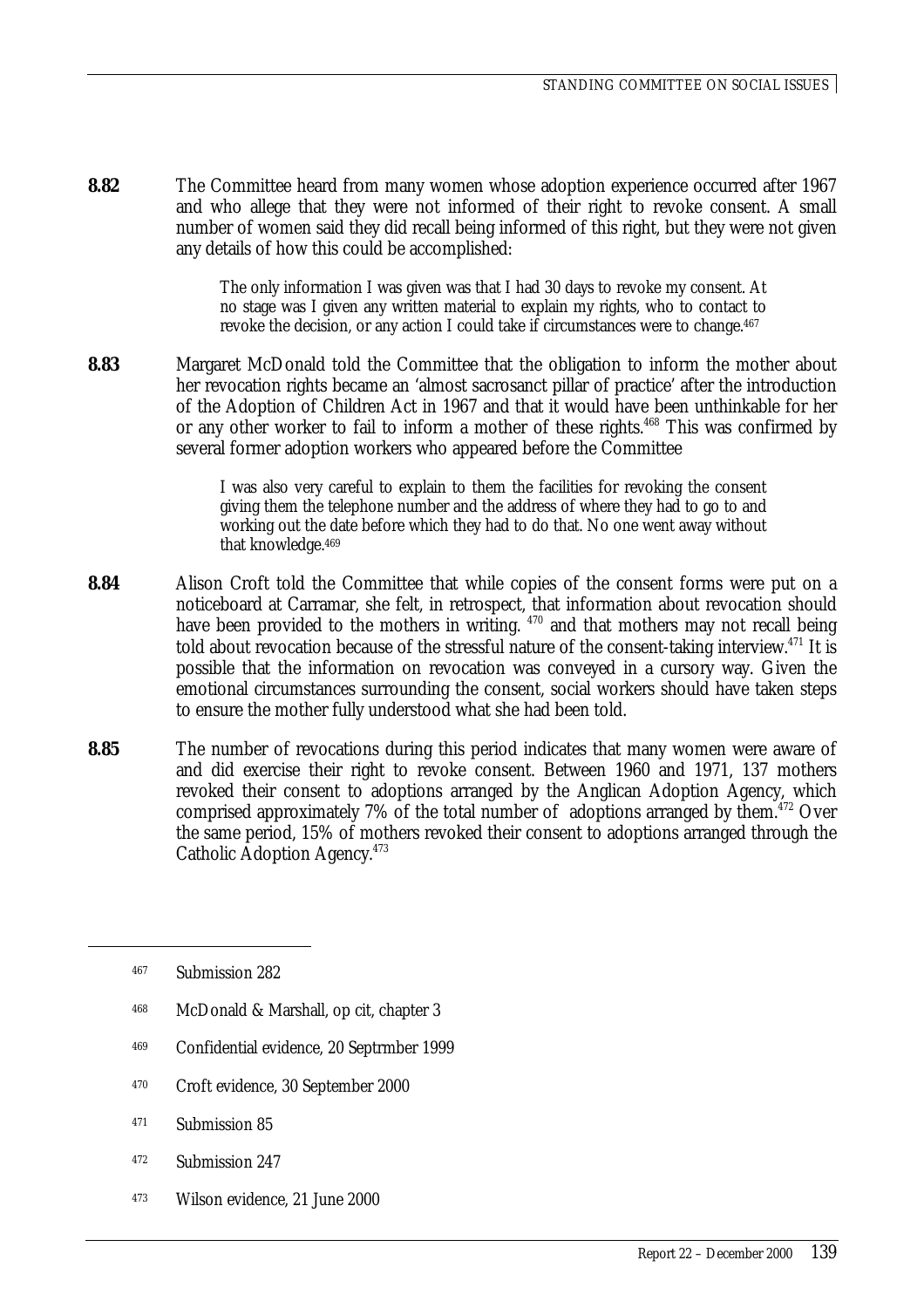**8.82** The Committee heard from many women whose adoption experience occurred after 1967 and who allege that they were not informed of their right to revoke consent. A small number of women said they did recall being informed of this right, but they were not given any details of how this could be accomplished:

> The only information I was given was that I had 30 days to revoke my consent. At no stage was I given any written material to explain my rights, who to contact to revoke the decision, or any action I could take if circumstances were to change.[467]

**8.83** Margaret McDonald told the Committee that the obligation to inform the mother about her revocation rights became an 'almost sacrosanct pillar of practice' after the introduction of the Adoption of Children Act in 1967 and that it would have been unthinkable for her or any other worker to fail to inform a mother of these rights.[468] This was confirmed by several former adoption workers who appeared before the Committee

> I was also very careful to explain to them the facilities for revoking the consent giving them the telephone number and the address of where they had to go to and working out the date before which they had to do that. No one went away without that knowledge.[469]

**8.84** Alison Croft told the Committee that while copies of the consent forms were put on a noticeboard at Carramar, she felt, in retrospect, that information about revocation should have been provided to the mothers in writing. [470] and that mothers may not recall being told about revocation because of the stressful nature of the consent-taking interview.[471] It is possible that the information on revocation was conveyed in a cursory way. Given the emotional circumstances surrounding the consent, social workers should have taken steps to ensure the mother fully understood what she had been told.

**8.85** The number of revocations during this period indicates that many women were aware of and did exercise their right to revoke consent. Between 1960 and 1971, 137 mothers revoked their consent to adoptions arranged by the Anglican Adoption Agency, which comprised approximately 7% of the total number of adoptions arranged by them.[472] Over the same period, 15% of mothers revoked their consent to adoptions arranged through the Catholic Adoption Agency.[473]

---

[467] Submission 282

[468] McDonald & Marshall, op cit, chapter 3

[469] Confidential evidence, 20 Septrmber 1999

[470] Croft evidence, 30 September 2000

[471] Submission 85

[472] Submission 247

[473] Wilson evidence, 21 June 2000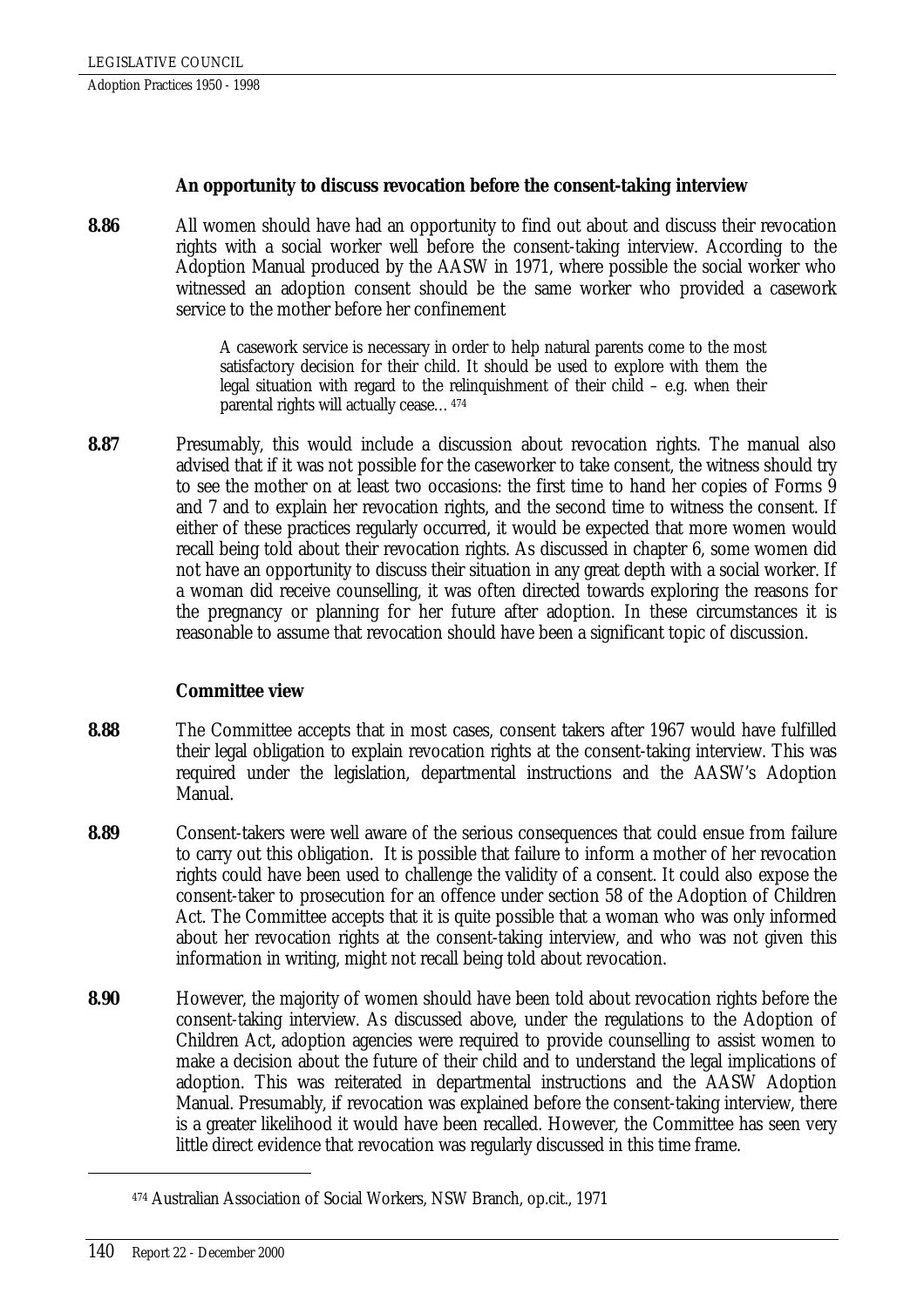### An opportunity to discuss revocation before the consent-taking interview

**8.86** All women should have had an opportunity to find out about and discuss their revocation rights with a social worker well before the consent-taking interview. According to the Adoption Manual produced by the AASW in 1971, where possible the social worker who witnessed an adoption consent should be the same worker who provided a casework service to the mother before her confinement

> A casework service is necessary in order to help natural parents come to the most satisfactory decision for their child. It should be used to explore with them the legal situation with regard to the relinquishment of their child – e.g. when their parental rights will actually cease…[474]

**8.87** Presumably, this would include a discussion about revocation rights. The manual also advised that if it was not possible for the caseworker to take consent, the witness should try to see the mother on at least two occasions: the first time to hand her copies of Forms 9 and 7 and to explain her revocation rights, and the second time to witness the consent. If either of these practices regularly occurred, it would be expected that more women would recall being told about their revocation rights. As discussed in chapter 6, some women did not have an opportunity to discuss their situation in any great depth with a social worker. If a woman did receive counselling, it was often directed towards exploring the reasons for the pregnancy or planning for her future after adoption. In these circumstances it is reasonable to assume that revocation should have been a significant topic of discussion.

### Committee view

**8.88** The Committee accepts that in most cases, consent takers after 1967 would have fulfilled their legal obligation to explain revocation rights at the consent-taking interview. This was required under the legislation, departmental instructions and the AASW's Adoption Manual.

**8.89** Consent-takers were well aware of the serious consequences that could ensue from failure to carry out this obligation. It is possible that failure to inform a mother of her revocation rights could have been used to challenge the validity of a consent. It could also expose the consent-taker to prosecution for an offence under section 58 of the Adoption of Children Act. The Committee accepts that it is quite possible that a woman who was only informed about her revocation rights at the consent-taking interview, and who was not given this information in writing, might not recall being told about revocation.

**8.90** However, the majority of women should have been told about revocation rights before the consent-taking interview. As discussed above, under the regulations to the Adoption of Children Act, adoption agencies were required to provide counselling to assist women to make a decision about the future of their child and to understand the legal implications of adoption. This was reiterated in departmental instructions and the AASW Adoption Manual. Presumably, if revocation was explained before the consent-taking interview, there is a greater likelihood it would have been recalled. However, the Committee has seen very little direct evidence that revocation was regularly discussed in this time frame.

---

[474] Australian Association of Social Workers, NSW Branch, op.cit., 1971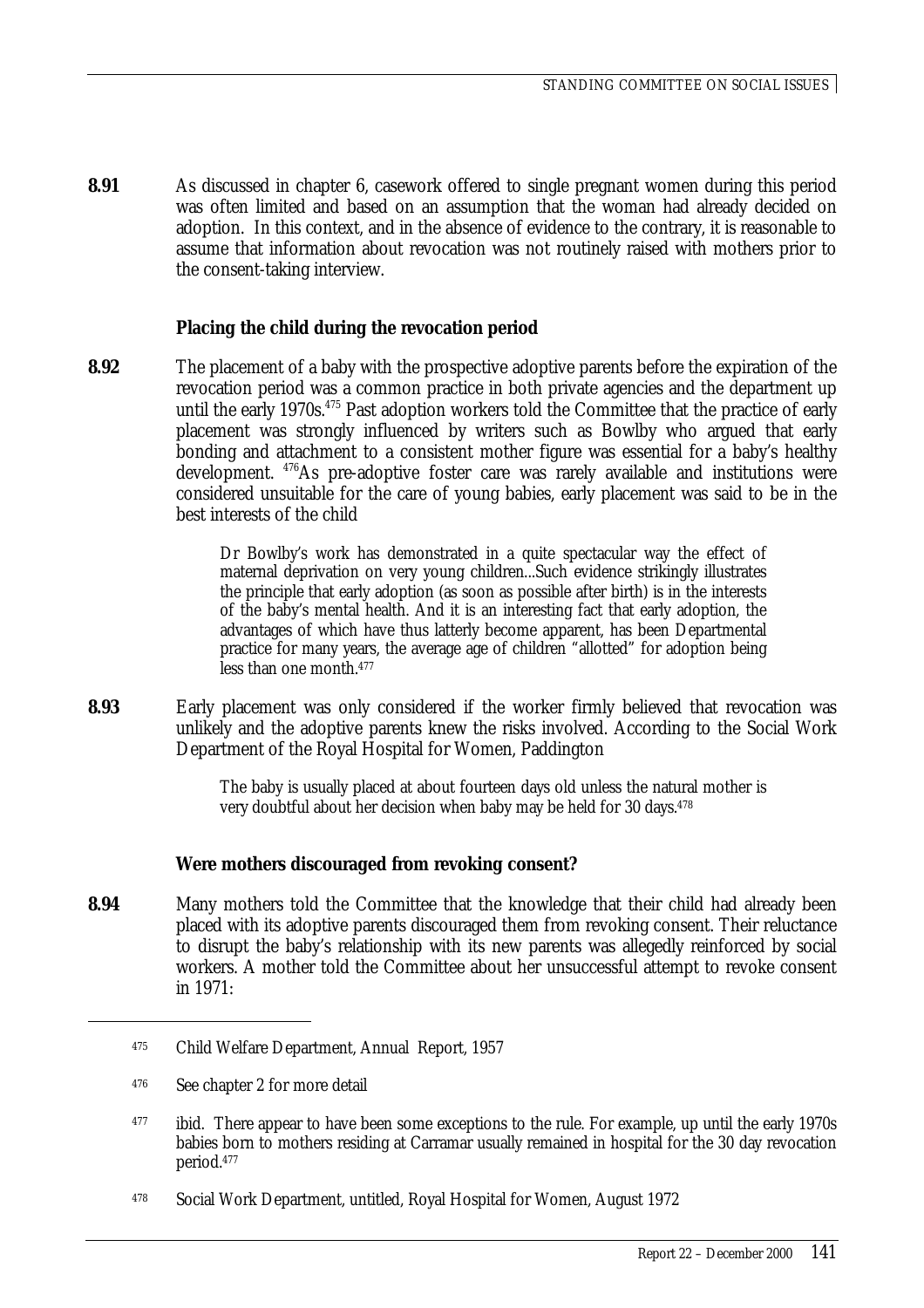**8.91** As discussed in chapter 6, casework offered to single pregnant women during this period was often limited and based on an assumption that the woman had already decided on adoption. In this context, and in the absence of evidence to the contrary, it is reasonable to assume that information about revocation was not routinely raised with mothers prior to the consent-taking interview.

### Placing the child during the revocation period

**8.92** The placement of a baby with the prospective adoptive parents before the expiration of the revocation period was a common practice in both private agencies and the department up until the early 1970s.[475] Past adoption workers told the Committee that the practice of early placement was strongly influenced by writers such as Bowlby who argued that early bonding and attachment to a consistent mother figure was essential for a baby's healthy development. [476]As pre-adoptive foster care was rarely available and institutions were considered unsuitable for the care of young babies, early placement was said to be in the best interests of the child

> Dr Bowlby's work has demonstrated in a quite spectacular way the effect of maternal deprivation on very young children...Such evidence strikingly illustrates the principle that early adoption (as soon as possible after birth) is in the interests of the baby's mental health. And it is an interesting fact that early adoption, the advantages of which have thus latterly become apparent, has been Departmental practice for many years, the average age of children "allotted" for adoption being less than one month.[477]

**8.93** Early placement was only considered if the worker firmly believed that revocation was unlikely and the adoptive parents knew the risks involved. According to the Social Work Department of the Royal Hospital for Women, Paddington

> The baby is usually placed at about fourteen days old unless the natural mother is very doubtful about her decision when baby may be held for 30 days.[478]

### Were mothers discouraged from revoking consent?

**8.94** Many mothers told the Committee that the knowledge that their child had already been placed with its adoptive parents discouraged them from revoking consent. Their reluctance to disrupt the baby's relationship with its new parents was allegedly reinforced by social workers. A mother told the Committee about her unsuccessful attempt to revoke consent in 1971:

---

[475] Child Welfare Department, Annual Report, 1957

[476] See chapter 2 for more detail

[477] ibid. There appear to have been some exceptions to the rule. For example, up until the early 1970s babies born to mothers residing at Carramar usually remained in hospital for the 30 day revocation period.[477]

[478] Social Work Department, untitled, Royal Hospital for Women, August 1972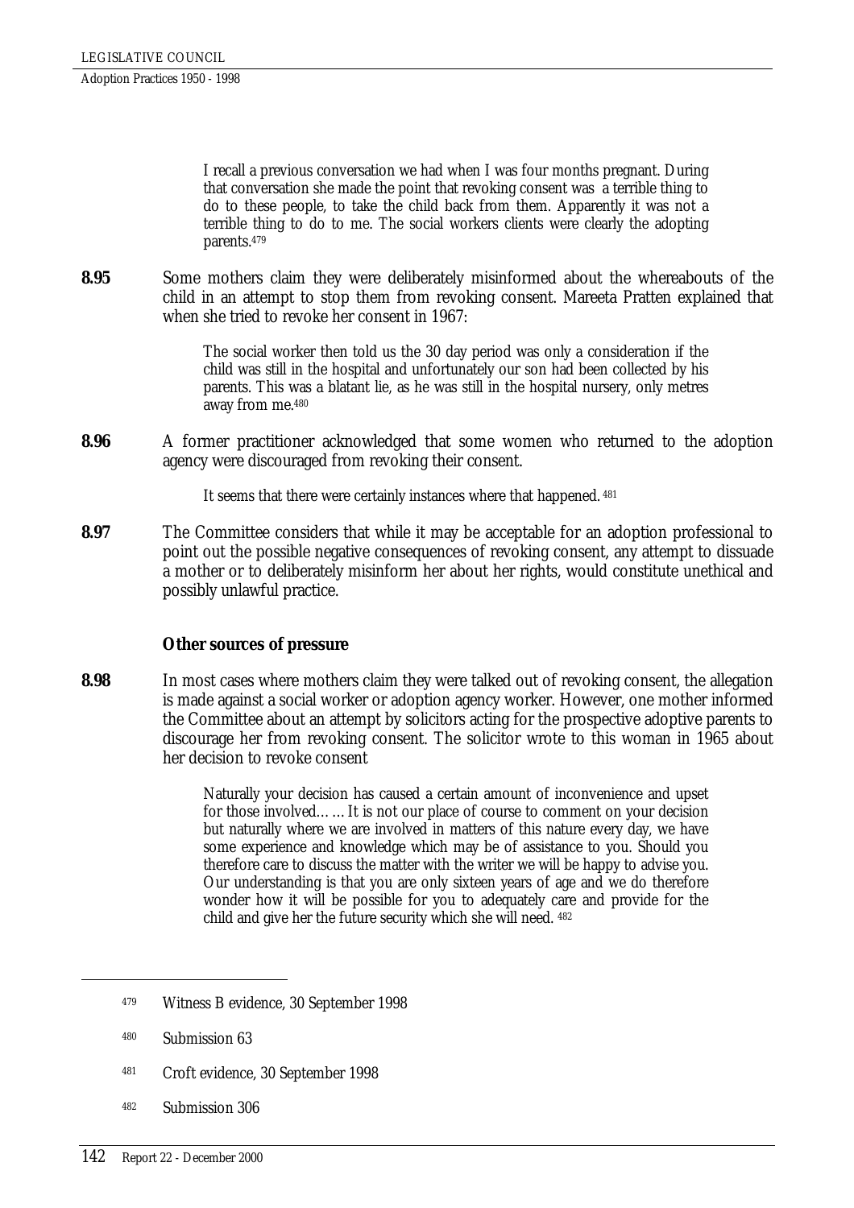> I recall a previous conversation we had when I was four months pregnant. During that conversation she made the point that revoking consent was a terrible thing to do to these people, to take the child back from them. Apparently it was not a terrible thing to do to me. The social workers clients were clearly the adopting parents.[479]

**8.95** Some mothers claim they were deliberately misinformed about the whereabouts of the child in an attempt to stop them from revoking consent. Mareeta Pratten explained that when she tried to revoke her consent in 1967:

> The social worker then told us the 30 day period was only a consideration if the child was still in the hospital and unfortunately our son had been collected by his parents. This was a blatant lie, as he was still in the hospital nursery, only metres away from me.[480]

**8.96** A former practitioner acknowledged that some women who returned to the adoption agency were discouraged from revoking their consent.

> It seems that there were certainly instances where that happened.[481]

**8.97** The Committee considers that while it may be acceptable for an adoption professional to point out the possible negative consequences of revoking consent, any attempt to dissuade a mother or to deliberately misinform her about her rights, would constitute unethical and possibly unlawful practice.

### Other sources of pressure

**8.98** In most cases where mothers claim they were talked out of revoking consent, the allegation is made against a social worker or adoption agency worker. However, one mother informed the Committee about an attempt by solicitors acting for the prospective adoptive parents to discourage her from revoking consent. The solicitor wrote to this woman in 1965 about her decision to revoke consent

> Naturally your decision has caused a certain amount of inconvenience and upset for those involved…… It is not our place of course to comment on your decision but naturally where we are involved in matters of this nature every day, we have some experience and knowledge which may be of assistance to you. Should you therefore care to discuss the matter with the writer we will be happy to advise you. Our understanding is that you are only sixteen years of age and we do therefore wonder how it will be possible for you to adequately care and provide for the child and give her the future security which she will need.[482]

---

479 Witness B evidence, 30 September 1998

480 Submission 63

481 Croft evidence, 30 September 1998

482 Submission 306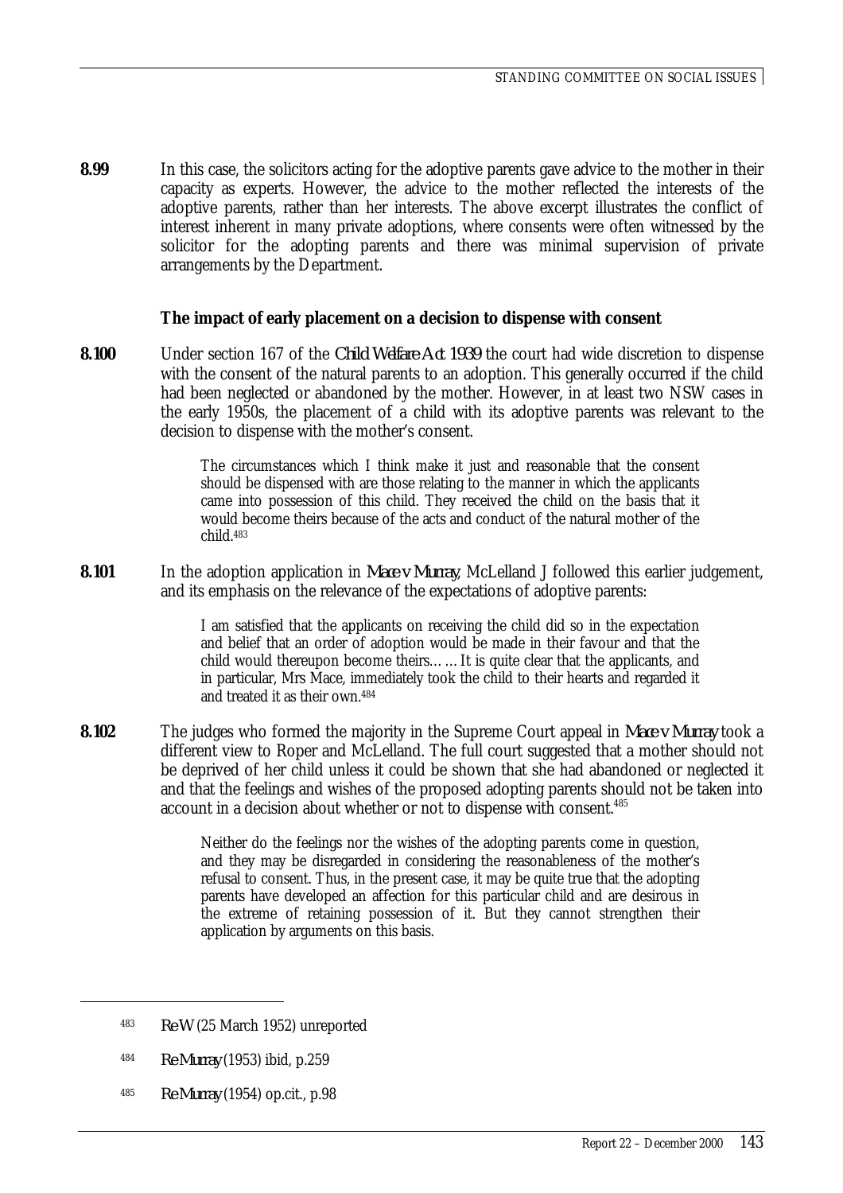**8.99** In this case, the solicitors acting for the adoptive parents gave advice to the mother in their capacity as experts. However, the advice to the mother reflected the interests of the adoptive parents, rather than her interests. The above excerpt illustrates the conflict of interest inherent in many private adoptions, where consents were often witnessed by the solicitor for the adopting parents and there was minimal supervision of private arrangements by the Department.

### The impact of early placement on a decision to dispense with consent

**8.100** Under section 167 of the *Child Welfare Act 1939* the court had wide discretion to dispense with the consent of the natural parents to an adoption. This generally occurred if the child had been neglected or abandoned by the mother. However, in at least two NSW cases in the early 1950s, the placement of a child with its adoptive parents was relevant to the decision to dispense with the mother's consent.

> The circumstances which I think make it just and reasonable that the consent should be dispensed with are those relating to the manner in which the applicants came into possession of this child. They received the child on the basis that it would become theirs because of the acts and conduct of the natural mother of the child.[483]

**8.101** In the adoption application in *Mace v Murray*, McLelland J followed this earlier judgement, and its emphasis on the relevance of the expectations of adoptive parents:

> I am satisfied that the applicants on receiving the child did so in the expectation and belief that an order of adoption would be made in their favour and that the child would thereupon become theirs… …It is quite clear that the applicants, and in particular, Mrs Mace, immediately took the child to their hearts and regarded it and treated it as their own.[484]

**8.102** The judges who formed the majority in the Supreme Court appeal in *Mace v Murray* took a different view to Roper and McLelland. The full court suggested that a mother should not be deprived of her child unless it could be shown that she had abandoned or neglected it and that the feelings and wishes of the proposed adopting parents should not be taken into account in a decision about whether or not to dispense with consent.[485]

> Neither do the feelings nor the wishes of the adopting parents come in question, and they may be disregarded in considering the reasonableness of the mother's refusal to consent. Thus, in the present case, it may be quite true that the adopting parents have developed an affection for this particular child and are desirous in the extreme of retaining possession of it. But they cannot strengthen their application by arguments on this basis.

---

483 *Re W* (25 March 1952) unreported

484 *Re Murray* (1953) ibid, p.259

485 *Re Murray* (1954) op.cit., p.98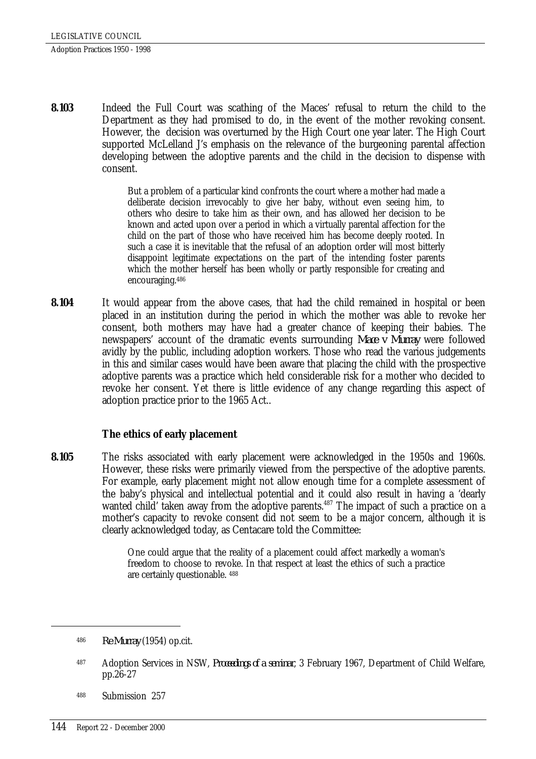**8.103** Indeed the Full Court was scathing of the Maces' refusal to return the child to the Department as they had promised to do, in the event of the mother revoking consent. However, the decision was overturned by the High Court one year later. The High Court supported McLelland J's emphasis on the relevance of the burgeoning parental affection developing between the adoptive parents and the child in the decision to dispense with consent.

> But a problem of a particular kind confronts the court where a mother had made a deliberate decision irrevocably to give her baby, without even seeing him, to others who desire to take him as their own, and has allowed her decision to be known and acted upon over a period in which a virtually parental affection for the child on the part of those who have received him has become deeply rooted. In such a case it is inevitable that the refusal of an adoption order will most bitterly disappoint legitimate expectations on the part of the intending foster parents which the mother herself has been wholly or partly responsible for creating and encouraging.[486]

**8.104** It would appear from the above cases, that had the child remained in hospital or been placed in an institution during the period in which the mother was able to revoke her consent, both mothers may have had a greater chance of keeping their babies. The newspapers' account of the dramatic events surrounding *Mace v Murray* were followed avidly by the public, including adoption workers. Those who read the various judgements in this and similar cases would have been aware that placing the child with the prospective adoptive parents was a practice which held considerable risk for a mother who decided to revoke her consent. Yet there is little evidence of any change regarding this aspect of adoption practice prior to the 1965 Act..

### The ethics of early placement

**8.105** The risks associated with early placement were acknowledged in the 1950s and 1960s. However, these risks were primarily viewed from the perspective of the adoptive parents. For example, early placement might not allow enough time for a complete assessment of the baby's physical and intellectual potential and it could also result in having a 'dearly wanted child' taken away from the adoptive parents.[487] The impact of such a practice on a mother's capacity to revoke consent did not seem to be a major concern, although it is clearly acknowledged today, as Centacare told the Committee:

> One could argue that the reality of a placement could affect markedly a woman's freedom to choose to revoke. In that respect at least the ethics of such a practice are certainly questionable. [488]

---

[486] *Re Murray* (1954) op.cit.

[487] Adoption Services in NSW, *Proceedings of a seminar*, 3 February 1967, Department of Child Welfare, pp.26-27

[488] Submission 257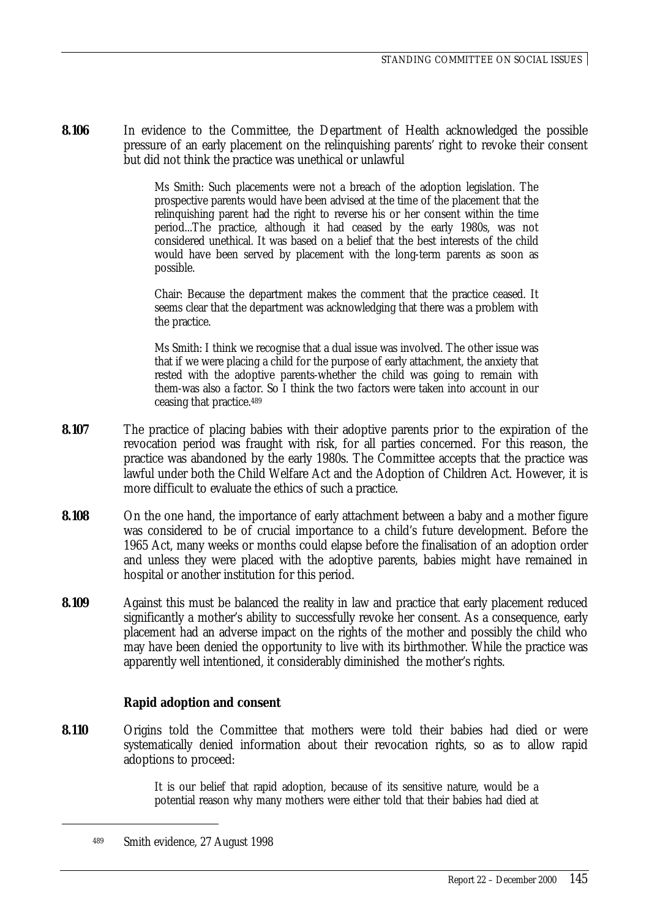**8.106** In evidence to the Committee, the Department of Health acknowledged the possible pressure of an early placement on the relinquishing parents' right to revoke their consent but did not think the practice was unethical or unlawful

> Ms Smith: Such placements were not a breach of the adoption legislation. The prospective parents would have been advised at the time of the placement that the relinquishing parent had the right to reverse his or her consent within the time period...The practice, although it had ceased by the early 1980s, was not considered unethical. It was based on a belief that the best interests of the child would have been served by placement with the long-term parents as soon as possible.
>
> Chair: Because the department makes the comment that the practice ceased. It seems clear that the department was acknowledging that there was a problem with the practice.
>
> Ms Smith: I think we recognise that a dual issue was involved. The other issue was that if we were placing a child for the purpose of early attachment, the anxiety that rested with the adoptive parents-whether the child was going to remain with them-was also a factor. So I think the two factors were taken into account in our ceasing that practice.[489]

**8.107** The practice of placing babies with their adoptive parents prior to the expiration of the revocation period was fraught with risk, for all parties concerned. For this reason, the practice was abandoned by the early 1980s. The Committee accepts that the practice was lawful under both the Child Welfare Act and the Adoption of Children Act. However, it is more difficult to evaluate the ethics of such a practice.

**8.108** On the one hand, the importance of early attachment between a baby and a mother figure was considered to be of crucial importance to a child's future development. Before the 1965 Act, many weeks or months could elapse before the finalisation of an adoption order and unless they were placed with the adoptive parents, babies might have remained in hospital or another institution for this period.

**8.109** Against this must be balanced the reality in law and practice that early placement reduced significantly a mother's ability to successfully revoke her consent. As a consequence, early placement had an adverse impact on the rights of the mother and possibly the child who may have been denied the opportunity to live with its birthmother. While the practice was apparently well intentioned, it considerably diminished the mother's rights.

### Rapid adoption and consent

**8.110** Origins told the Committee that mothers were told their babies had died or were systematically denied information about their revocation rights, so as to allow rapid adoptions to proceed:

> It is our belief that rapid adoption, because of its sensitive nature, would be a potential reason why many mothers were either told that their babies had died at

---

[489] Smith evidence, 27 August 1998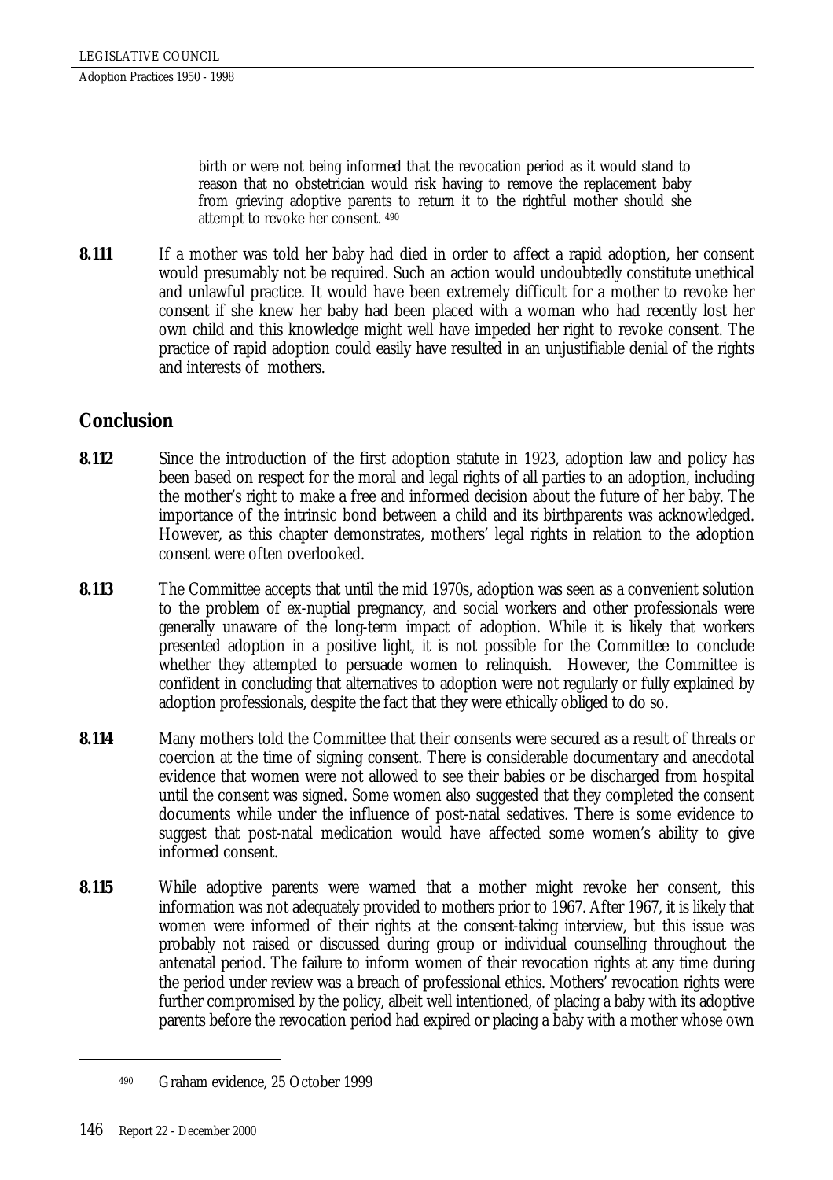> birth or were not being informed that the revocation period as it would stand to reason that no obstetrician would risk having to remove the replacement baby from grieving adoptive parents to return it to the rightful mother should she attempt to revoke her consent. [490]

**8.111** If a mother was told her baby had died in order to affect a rapid adoption, her consent would presumably not be required. Such an action would undoubtedly constitute unethical and unlawful practice. It would have been extremely difficult for a mother to revoke her consent if she knew her baby had been placed with a woman who had recently lost her own child and this knowledge might well have impeded her right to revoke consent. The practice of rapid adoption could easily have resulted in an unjustifiable denial of the rights and interests of mothers.

## Conclusion

**8.112** Since the introduction of the first adoption statute in 1923, adoption law and policy has been based on respect for the moral and legal rights of all parties to an adoption, including the mother's right to make a free and informed decision about the future of her baby. The importance of the intrinsic bond between a child and its birthparents was acknowledged. However, as this chapter demonstrates, mothers' legal rights in relation to the adoption consent were often overlooked.

**8.113** The Committee accepts that until the mid 1970s, adoption was seen as a convenient solution to the problem of ex-nuptial pregnancy, and social workers and other professionals were generally unaware of the long-term impact of adoption. While it is likely that workers presented adoption in a positive light, it is not possible for the Committee to conclude whether they attempted to persuade women to relinquish. However, the Committee is confident in concluding that alternatives to adoption were not regularly or fully explained by adoption professionals, despite the fact that they were ethically obliged to do so.

**8.114** Many mothers told the Committee that their consents were secured as a result of threats or coercion at the time of signing consent. There is considerable documentary and anecdotal evidence that women were not allowed to see their babies or be discharged from hospital until the consent was signed. Some women also suggested that they completed the consent documents while under the influence of post-natal sedatives. There is some evidence to suggest that post-natal medication would have affected some women's ability to give informed consent.

**8.115** While adoptive parents were warned that a mother might revoke her consent, this information was not adequately provided to mothers prior to 1967. After 1967, it is likely that women were informed of their rights at the consent-taking interview, but this issue was probably not raised or discussed during group or individual counselling throughout the antenatal period. The failure to inform women of their revocation rights at any time during the period under review was a breach of professional ethics. Mothers' revocation rights were further compromised by the policy, albeit well intentioned, of placing a baby with its adoptive parents before the revocation period had expired or placing a baby with a mother whose own

---

[490] Graham evidence, 25 October 1999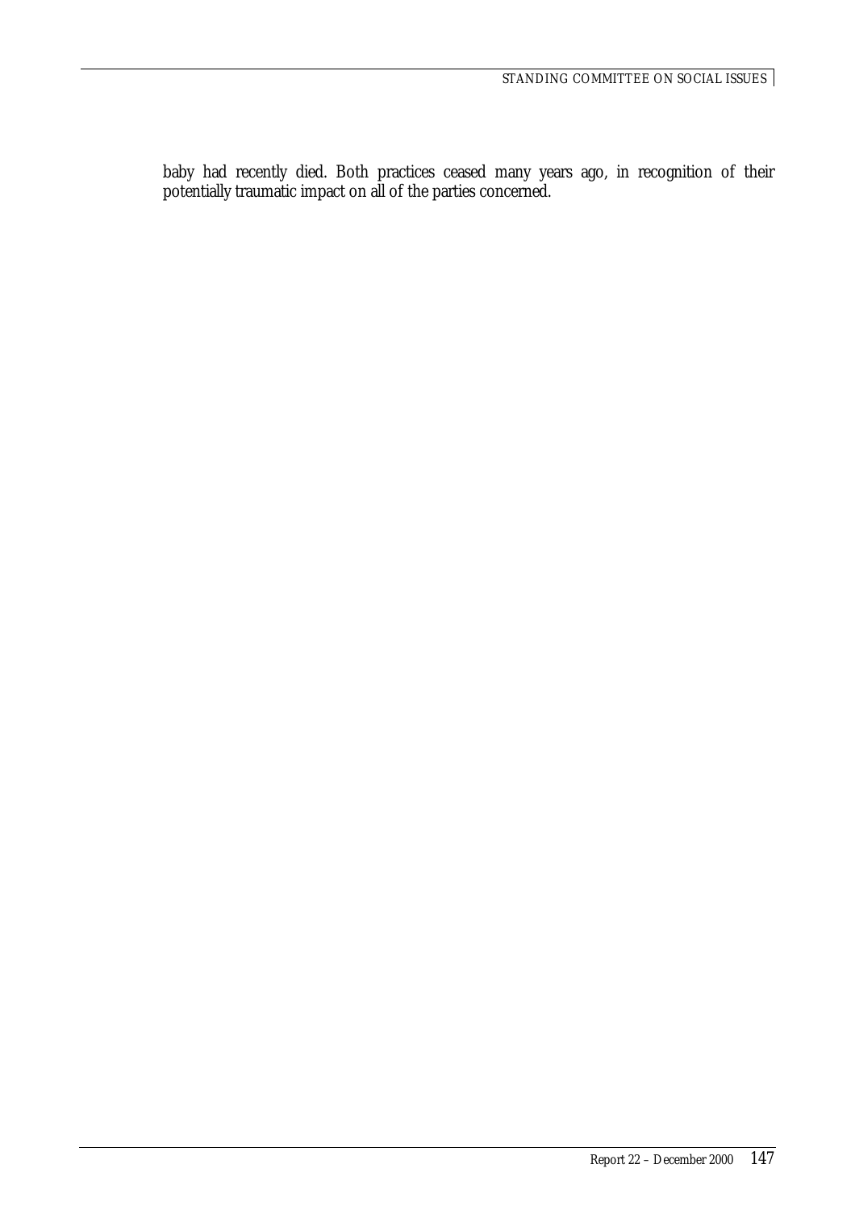baby had recently died. Both practices ceased many years ago, in recognition of their potentially traumatic impact on all of the parties concerned.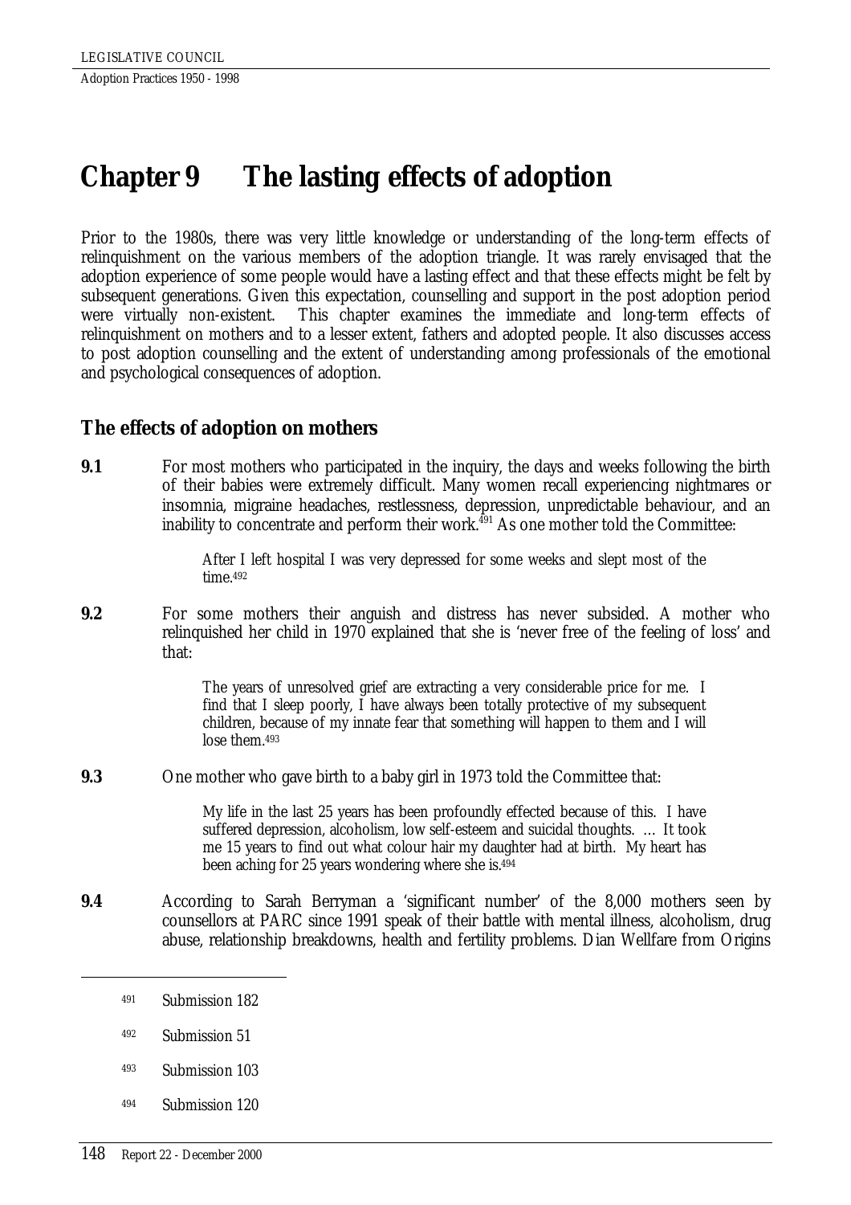# Chapter 9 The lasting effects of adoption

Prior to the 1980s, there was very little knowledge or understanding of the long-term effects of relinquishment on the various members of the adoption triangle. It was rarely envisaged that the adoption experience of some people would have a lasting effect and that these effects might be felt by subsequent generations. Given this expectation, counselling and support in the post adoption period were virtually non-existent. This chapter examines the immediate and long-term effects of relinquishment on mothers and to a lesser extent, fathers and adopted people. It also discusses access to post adoption counselling and the extent of understanding among professionals of the emotional and psychological consequences of adoption.

## The effects of adoption on mothers

**9.1** For most mothers who participated in the inquiry, the days and weeks following the birth of their babies were extremely difficult. Many women recall experiencing nightmares or insomnia, migraine headaches, restlessness, depression, unpredictable behaviour, and an inability to concentrate and perform their work.[491] As one mother told the Committee:

> After I left hospital I was very depressed for some weeks and slept most of the time.[492]

**9.2** For some mothers their anguish and distress has never subsided. A mother who relinquished her child in 1970 explained that she is 'never free of the feeling of loss' and that:

> The years of unresolved grief are extracting a very considerable price for me. I find that I sleep poorly, I have always been totally protective of my subsequent children, because of my innate fear that something will happen to them and I will lose them.[493]

**9.3** One mother who gave birth to a baby girl in 1973 told the Committee that:

> My life in the last 25 years has been profoundly effected because of this. I have suffered depression, alcoholism, low self-esteem and suicidal thoughts. … It took me 15 years to find out what colour hair my daughter had at birth. My heart has been aching for 25 years wondering where she is.[494]

**9.4** According to Sarah Berryman a 'significant number' of the 8,000 mothers seen by counsellors at PARC since 1991 speak of their battle with mental illness, alcoholism, drug abuse, relationship breakdowns, health and fertility problems. Dian Wellfare from Origins

---

[491] Submission 182

[492] Submission 51

[493] Submission 103

[494] Submission 120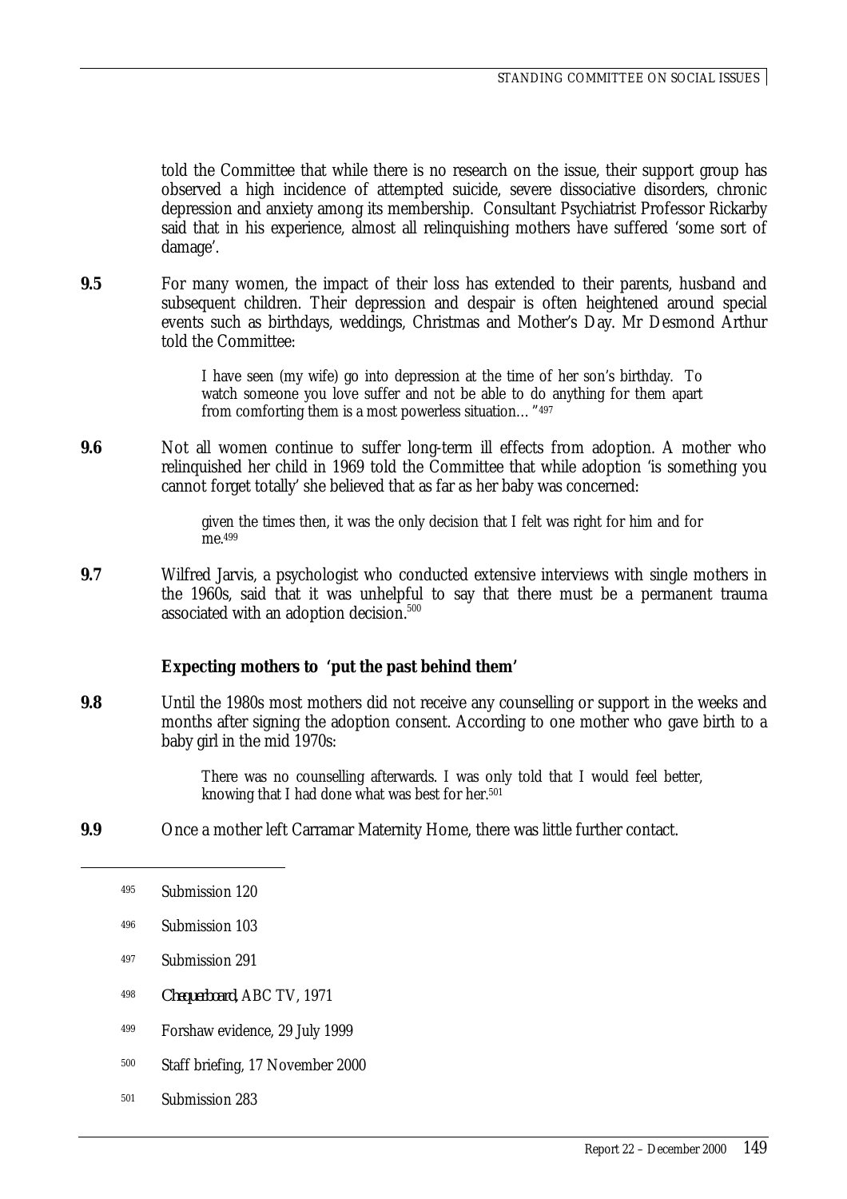told the Committee that while there is no research on the issue, their support group has observed a high incidence of attempted suicide, severe dissociative disorders, chronic depression and anxiety among its membership. Consultant Psychiatrist Professor Rickarby said that in his experience, almost all relinquishing mothers have suffered 'some sort of damage'.

**9.5** For many women, the impact of their loss has extended to their parents, husband and subsequent children. Their depression and despair is often heightened around special events such as birthdays, weddings, Christmas and Mother's Day. Mr Desmond Arthur told the Committee:

> I have seen (my wife) go into depression at the time of her son's birthday. To watch someone you love suffer and not be able to do anything for them apart from comforting them is a most powerless situation… "[497]

**9.6** Not all women continue to suffer long-term ill effects from adoption. A mother who relinquished her child in 1969 told the Committee that while adoption 'is something you cannot forget totally' she believed that as far as her baby was concerned:

> given the times then, it was the only decision that I felt was right for him and for me.[499]

**9.7** Wilfred Jarvis, a psychologist who conducted extensive interviews with single mothers in the 1960s, said that it was unhelpful to say that there must be a permanent trauma associated with an adoption decision.[500]

### Expecting mothers to 'put the past behind them'

**9.8** Until the 1980s most mothers did not receive any counselling or support in the weeks and months after signing the adoption consent. According to one mother who gave birth to a baby girl in the mid 1970s:

> There was no counselling afterwards. I was only told that I would feel better, knowing that I had done what was best for her.[501]

**9.9** Once a mother left Carramar Maternity Home, there was little further contact.

---

[495] Submission 120

[496] Submission 103

[497] Submission 291

[498] *Chequerboard*, ABC TV, 1971

[499] Forshaw evidence, 29 July 1999

[500] Staff briefing, 17 November 2000

[501] Submission 283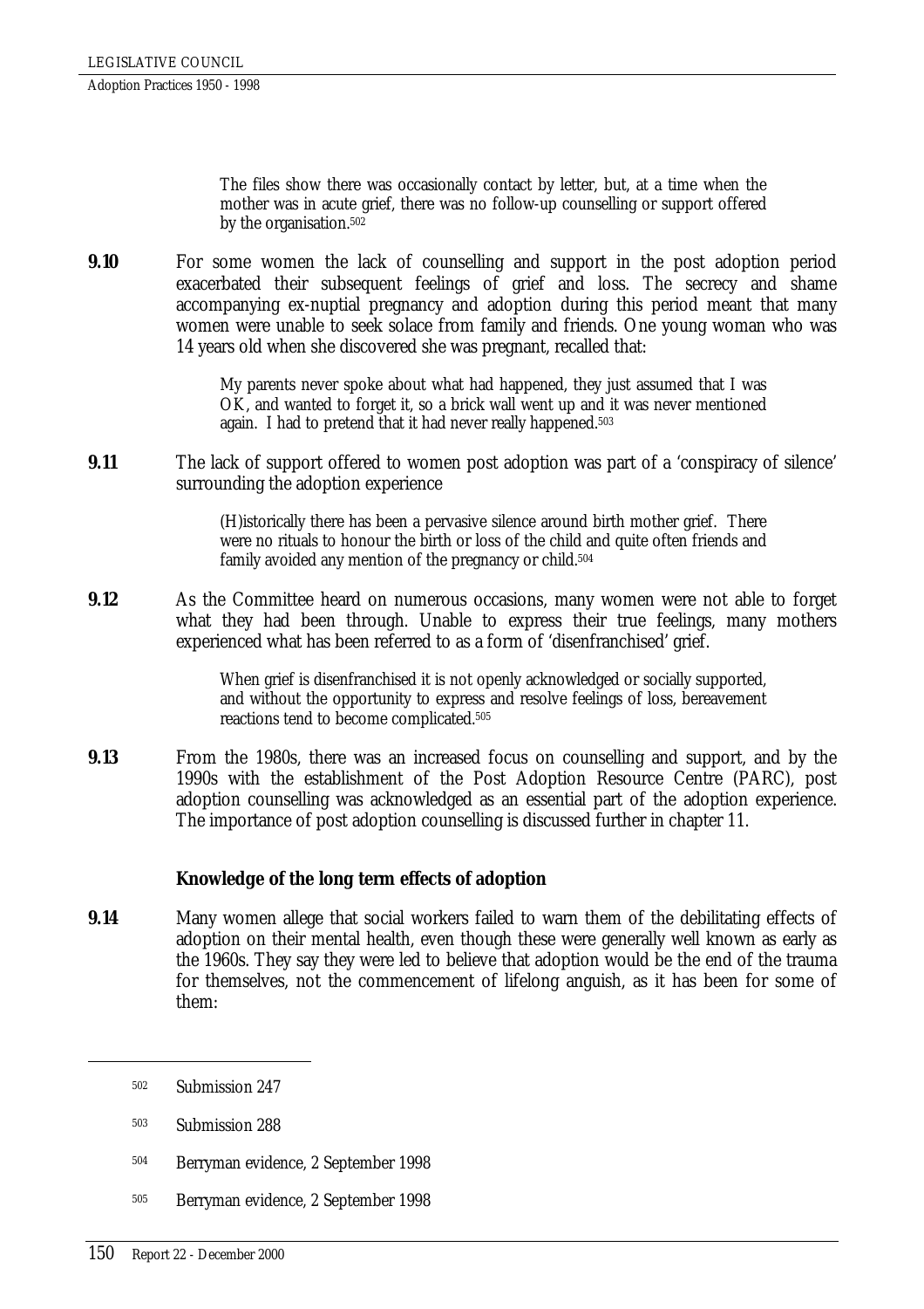> The files show there was occasionally contact by letter, but, at a time when the mother was in acute grief, there was no follow-up counselling or support offered by the organisation.[502]

**9.10** For some women the lack of counselling and support in the post adoption period exacerbated their subsequent feelings of grief and loss. The secrecy and shame accompanying ex-nuptial pregnancy and adoption during this period meant that many women were unable to seek solace from family and friends. One young woman who was 14 years old when she discovered she was pregnant, recalled that:

> My parents never spoke about what had happened, they just assumed that I was OK, and wanted to forget it, so a brick wall went up and it was never mentioned again. I had to pretend that it had never really happened.[503]

**9.11** The lack of support offered to women post adoption was part of a 'conspiracy of silence' surrounding the adoption experience

> (H)istorically there has been a pervasive silence around birth mother grief. There were no rituals to honour the birth or loss of the child and quite often friends and family avoided any mention of the pregnancy or child.[504]

**9.12** As the Committee heard on numerous occasions, many women were not able to forget what they had been through. Unable to express their true feelings, many mothers experienced what has been referred to as a form of 'disenfranchised' grief.

> When grief is disenfranchised it is not openly acknowledged or socially supported, and without the opportunity to express and resolve feelings of loss, bereavement reactions tend to become complicated.[505]

**9.13** From the 1980s, there was an increased focus on counselling and support, and by the 1990s with the establishment of the Post Adoption Resource Centre (PARC), post adoption counselling was acknowledged as an essential part of the adoption experience. The importance of post adoption counselling is discussed further in chapter 11.

### Knowledge of the long term effects of adoption

**9.14** Many women allege that social workers failed to warn them of the debilitating effects of adoption on their mental health, even though these were generally well known as early as the 1960s. They say they were led to believe that adoption would be the end of the trauma for themselves, not the commencement of lifelong anguish, as it has been for some of them:

---

502 Submission 247

503 Submission 288

504 Berryman evidence, 2 September 1998

505 Berryman evidence, 2 September 1998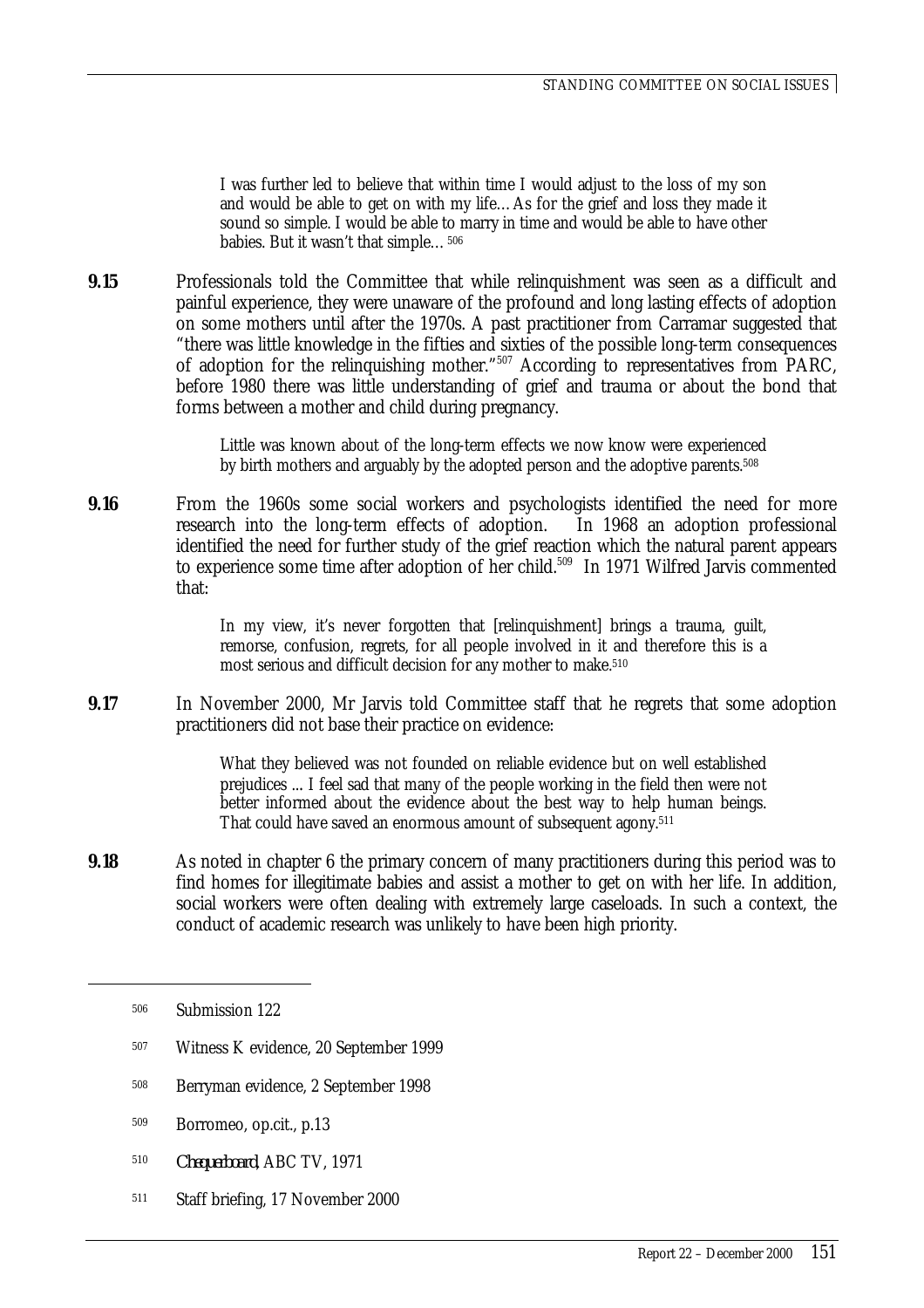> I was further led to believe that within time I would adjust to the loss of my son and would be able to get on with my life…As for the grief and loss they made it sound so simple. I would be able to marry in time and would be able to have other babies. But it wasn't that simple…[506]

**9.15** Professionals told the Committee that while relinquishment was seen as a difficult and painful experience, they were unaware of the profound and long lasting effects of adoption on some mothers until after the 1970s. A past practitioner from Carramar suggested that "there was little knowledge in the fifties and sixties of the possible long-term consequences of adoption for the relinquishing mother."[507] According to representatives from PARC, before 1980 there was little understanding of grief and trauma or about the bond that forms between a mother and child during pregnancy.

> Little was known about of the long-term effects we now know were experienced by birth mothers and arguably by the adopted person and the adoptive parents.[508]

**9.16** From the 1960s some social workers and psychologists identified the need for more research into the long-term effects of adoption. In 1968 an adoption professional identified the need for further study of the grief reaction which the natural parent appears to experience some time after adoption of her child.[509] In 1971 Wilfred Jarvis commented that:

> In my view, it's never forgotten that [relinquishment] brings a trauma, guilt, remorse, confusion, regrets, for all people involved in it and therefore this is a most serious and difficult decision for any mother to make.[510]

**9.17** In November 2000, Mr Jarvis told Committee staff that he regrets that some adoption practitioners did not base their practice on evidence:

> What they believed was not founded on reliable evidence but on well established prejudices ... I feel sad that many of the people working in the field then were not better informed about the evidence about the best way to help human beings. That could have saved an enormous amount of subsequent agony.[511]

**9.18** As noted in chapter 6 the primary concern of many practitioners during this period was to find homes for illegitimate babies and assist a mother to get on with her life. In addition, social workers were often dealing with extremely large caseloads. In such a context, the conduct of academic research was unlikely to have been high priority.

---

506 Submission 122

507 Witness K evidence, 20 September 1999

508 Berryman evidence, 2 September 1998

509 Borromeo, op.cit., p.13

510 *Chequerboard*, ABC TV, 1971

511 Staff briefing, 17 November 2000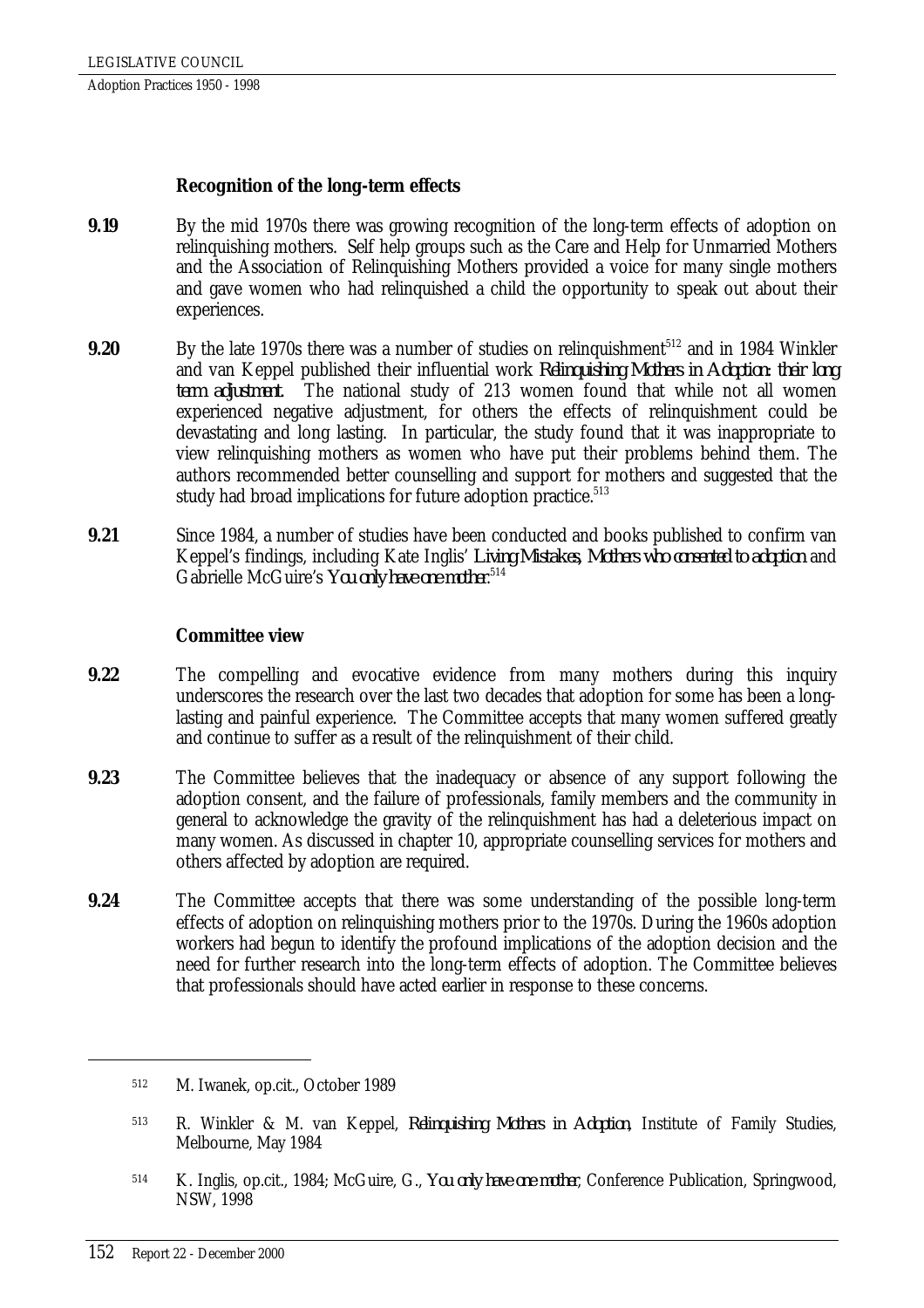### Recognition of the long-term effects

**9.19** By the mid 1970s there was growing recognition of the long-term effects of adoption on relinquishing mothers. Self help groups such as the Care and Help for Unmarried Mothers and the Association of Relinquishing Mothers provided a voice for many single mothers and gave women who had relinquished a child the opportunity to speak out about their experiences.

**9.20** By the late 1970s there was a number of studies on relinquishment[512] and in 1984 Winkler and van Keppel published their influential work *Relinquishing Mothers in Adoption: their long term adjustment*. The national study of 213 women found that while not all women experienced negative adjustment, for others the effects of relinquishment could be devastating and long lasting. In particular, the study found that it was inappropriate to view relinquishing mothers as women who have put their problems behind them. The authors recommended better counselling and support for mothers and suggested that the study had broad implications for future adoption practice.[513]

**9.21** Since 1984, a number of studies have been conducted and books published to confirm van Keppel's findings, including Kate Inglis' *Living Mistakes, Mothers who consented to adoption* and Gabrielle McGuire's *You only have one mother*.[514]

### Committee view

**9.22** The compelling and evocative evidence from many mothers during this inquiry underscores the research over the last two decades that adoption for some has been a long-lasting and painful experience. The Committee accepts that many women suffered greatly and continue to suffer as a result of the relinquishment of their child.

**9.23** The Committee believes that the inadequacy or absence of any support following the adoption consent, and the failure of professionals, family members and the community in general to acknowledge the gravity of the relinquishment has had a deleterious impact on many women. As discussed in chapter 10, appropriate counselling services for mothers and others affected by adoption are required.

**9.24** The Committee accepts that there was some understanding of the possible long-term effects of adoption on relinquishing mothers prior to the 1970s. During the 1960s adoption workers had begun to identify the profound implications of the adoption decision and the need for further research into the long-term effects of adoption. The Committee believes that professionals should have acted earlier in response to these concerns.

---

512 M. Iwanek, op.cit., October 1989

513 R. Winkler & M. van Keppel, *Relinquishing Mothers in Adoption*, Institute of Family Studies, Melbourne, May 1984

514 K. Inglis, op.cit., 1984; McGuire, G., *You only have one mother*, Conference Publication, Springwood, NSW, 1998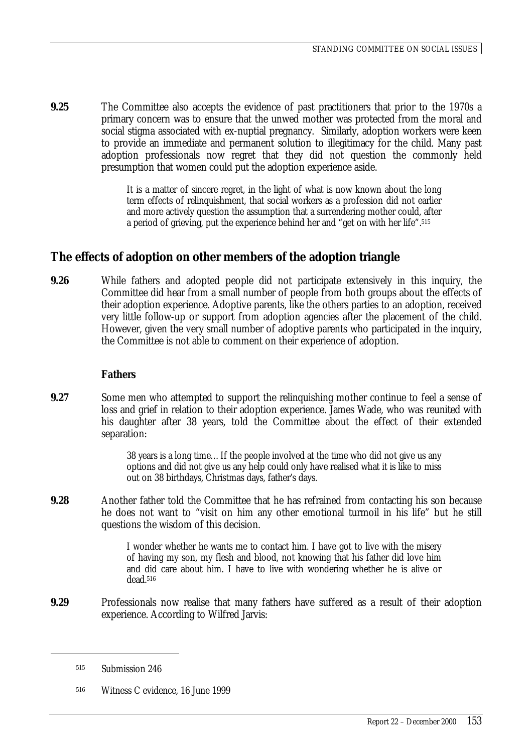**9.25** The Committee also accepts the evidence of past practitioners that prior to the 1970s a primary concern was to ensure that the unwed mother was protected from the moral and social stigma associated with ex-nuptial pregnancy. Similarly, adoption workers were keen to provide an immediate and permanent solution to illegitimacy for the child. Many past adoption professionals now regret that they did not question the commonly held presumption that women could put the adoption experience aside.

> It is a matter of sincere regret, in the light of what is now known about the long term effects of relinquishment, that social workers as a profession did not earlier and more actively question the assumption that a surrendering mother could, after a period of grieving, put the experience behind her and "get on with her life".[515]

## The effects of adoption on other members of the adoption triangle

**9.26** While fathers and adopted people did not participate extensively in this inquiry, the Committee did hear from a small number of people from both groups about the effects of their adoption experience. Adoptive parents, like the others parties to an adoption, received very little follow-up or support from adoption agencies after the placement of the child. However, given the very small number of adoptive parents who participated in the inquiry, the Committee is not able to comment on their experience of adoption.

### Fathers

**9.27** Some men who attempted to support the relinquishing mother continue to feel a sense of loss and grief in relation to their adoption experience. James Wade, who was reunited with his daughter after 38 years, told the Committee about the effect of their extended separation:

> 38 years is a long time… If the people involved at the time who did not give us any options and did not give us any help could only have realised what it is like to miss out on 38 birthdays, Christmas days, father's days.

**9.28** Another father told the Committee that he has refrained from contacting his son because he does not want to "visit on him any other emotional turmoil in his life" but he still questions the wisdom of this decision.

> I wonder whether he wants me to contact him. I have got to live with the misery of having my son, my flesh and blood, not knowing that his father did love him and did care about him. I have to live with wondering whether he is alive or dead.[516]

**9.29** Professionals now realise that many fathers have suffered as a result of their adoption experience. According to Wilfred Jarvis:

---

[515] Submission 246

[516] Witness C evidence, 16 June 1999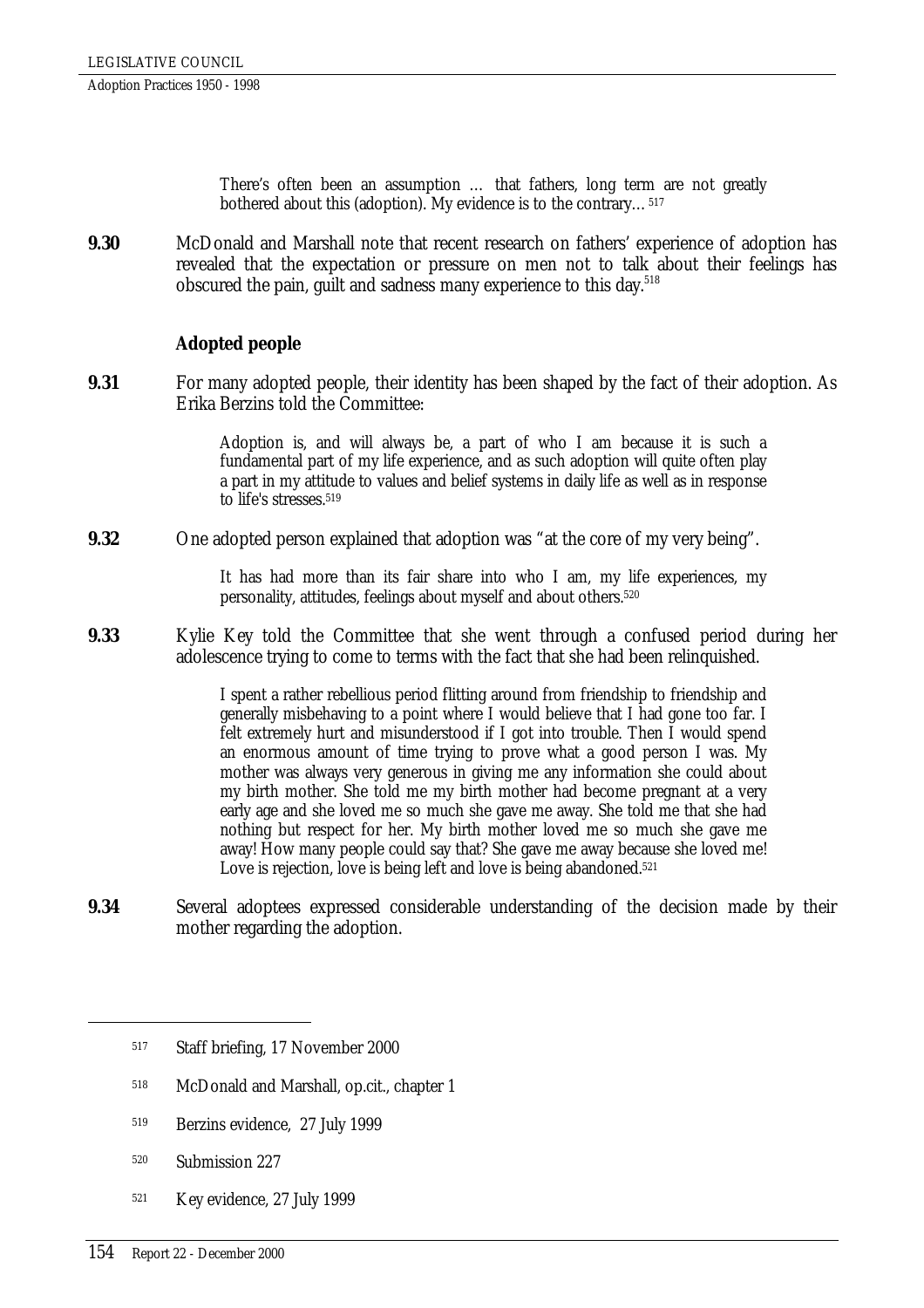> There's often been an assumption … that fathers, long term are not greatly bothered about this (adoption). My evidence is to the contrary…[517]

**9.30** McDonald and Marshall note that recent research on fathers' experience of adoption has revealed that the expectation or pressure on men not to talk about their feelings has obscured the pain, guilt and sadness many experience to this day.[518]

### Adopted people

**9.31** For many adopted people, their identity has been shaped by the fact of their adoption. As Erika Berzins told the Committee:

> Adoption is, and will always be, a part of who I am because it is such a fundamental part of my life experience, and as such adoption will quite often play a part in my attitude to values and belief systems in daily life as well as in response to life's stresses.[519]

**9.32** One adopted person explained that adoption was "at the core of my very being".

> It has had more than its fair share into who I am, my life experiences, my personality, attitudes, feelings about myself and about others.[520]

**9.33** Kylie Key told the Committee that she went through a confused period during her adolescence trying to come to terms with the fact that she had been relinquished.

> I spent a rather rebellious period flitting around from friendship to friendship and generally misbehaving to a point where I would believe that I had gone too far. I felt extremely hurt and misunderstood if I got into trouble. Then I would spend an enormous amount of time trying to prove what a good person I was. My mother was always very generous in giving me any information she could about my birth mother. She told me my birth mother had become pregnant at a very early age and she loved me so much she gave me away. She told me that she had nothing but respect for her. My birth mother loved me so much she gave me away! How many people could say that? She gave me away because she loved me! Love is rejection, love is being left and love is being abandoned.[521]

**9.34** Several adoptees expressed considerable understanding of the decision made by their mother regarding the adoption.

---

517 Staff briefing, 17 November 2000

518 McDonald and Marshall, op.cit., chapter 1

519 Berzins evidence, 27 July 1999

520 Submission 227

521 Key evidence, 27 July 1999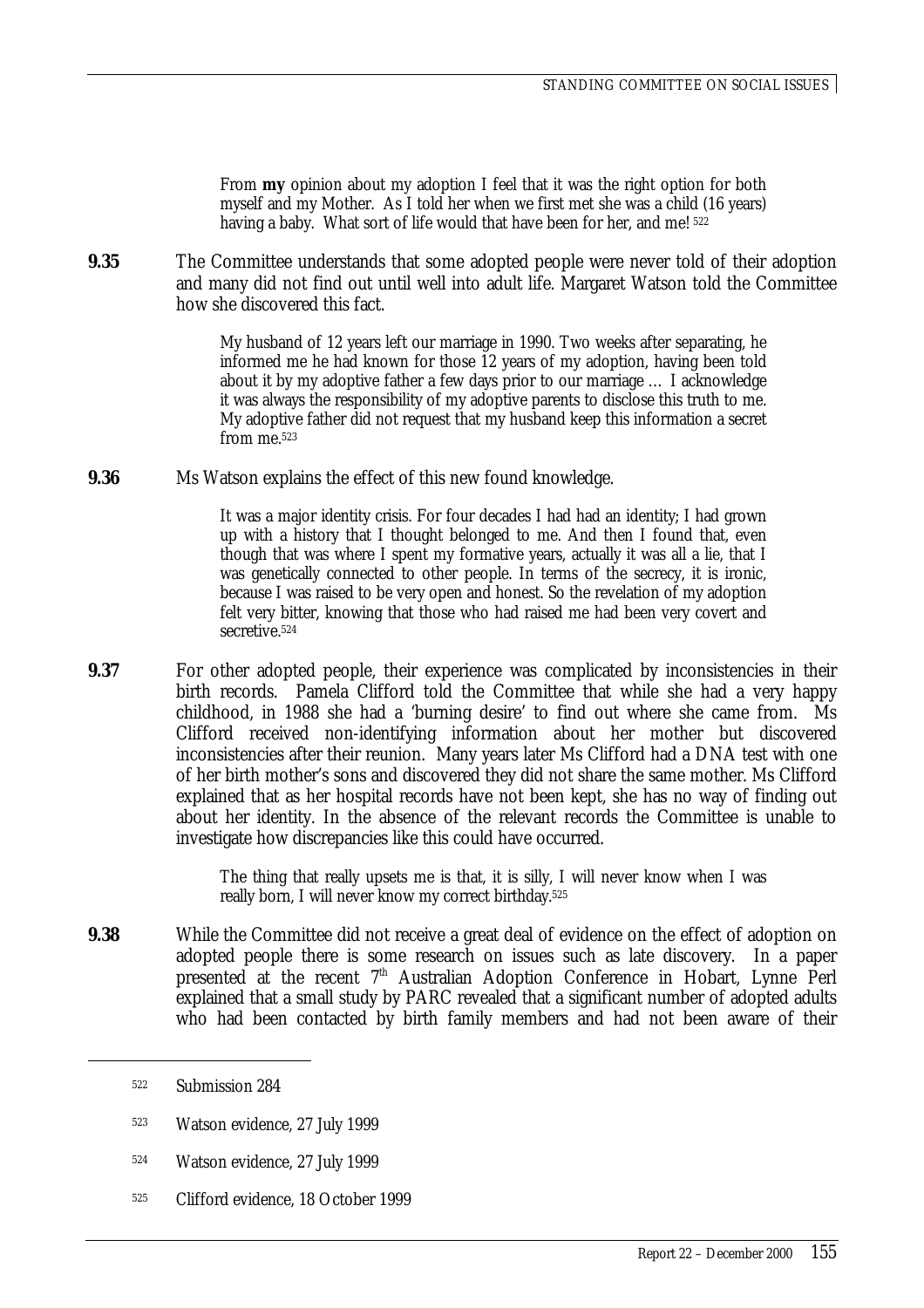> From **my** opinion about my adoption I feel that it was the right option for both myself and my Mother. As I told her when we first met she was a child (16 years) having a baby. What sort of life would that have been for her, and me! [522]

**9.35** The Committee understands that some adopted people were never told of their adoption and many did not find out until well into adult life. Margaret Watson told the Committee how she discovered this fact.

> My husband of 12 years left our marriage in 1990. Two weeks after separating, he informed me he had known for those 12 years of my adoption, having been told about it by my adoptive father a few days prior to our marriage … I acknowledge it was always the responsibility of my adoptive parents to disclose this truth to me. My adoptive father did not request that my husband keep this information a secret from me.[523]

**9.36** Ms Watson explains the effect of this new found knowledge.

> It was a major identity crisis. For four decades I had had an identity; I had grown up with a history that I thought belonged to me. And then I found that, even though that was where I spent my formative years, actually it was all a lie, that I was genetically connected to other people. In terms of the secrecy, it is ironic, because I was raised to be very open and honest. So the revelation of my adoption felt very bitter, knowing that those who had raised me had been very covert and secretive.[524]

**9.37** For other adopted people, their experience was complicated by inconsistencies in their birth records. Pamela Clifford told the Committee that while she had a very happy childhood, in 1988 she had a 'burning desire' to find out where she came from. Ms Clifford received non-identifying information about her mother but discovered inconsistencies after their reunion. Many years later Ms Clifford had a DNA test with one of her birth mother's sons and discovered they did not share the same mother. Ms Clifford explained that as her hospital records have not been kept, she has no way of finding out about her identity. In the absence of the relevant records the Committee is unable to investigate how discrepancies like this could have occurred.

> The thing that really upsets me is that, it is silly, I will never know when I was really born, I will never know my correct birthday.[525]

**9.38** While the Committee did not receive a great deal of evidence on the effect of adoption on adopted people there is some research on issues such as late discovery. In a paper presented at the recent 7th Australian Adoption Conference in Hobart, Lynne Perl explained that a small study by PARC revealed that a significant number of adopted adults who had been contacted by birth family members and had not been aware of their

---

522 Submission 284

523 Watson evidence, 27 July 1999

524 Watson evidence, 27 July 1999

525 Clifford evidence, 18 October 1999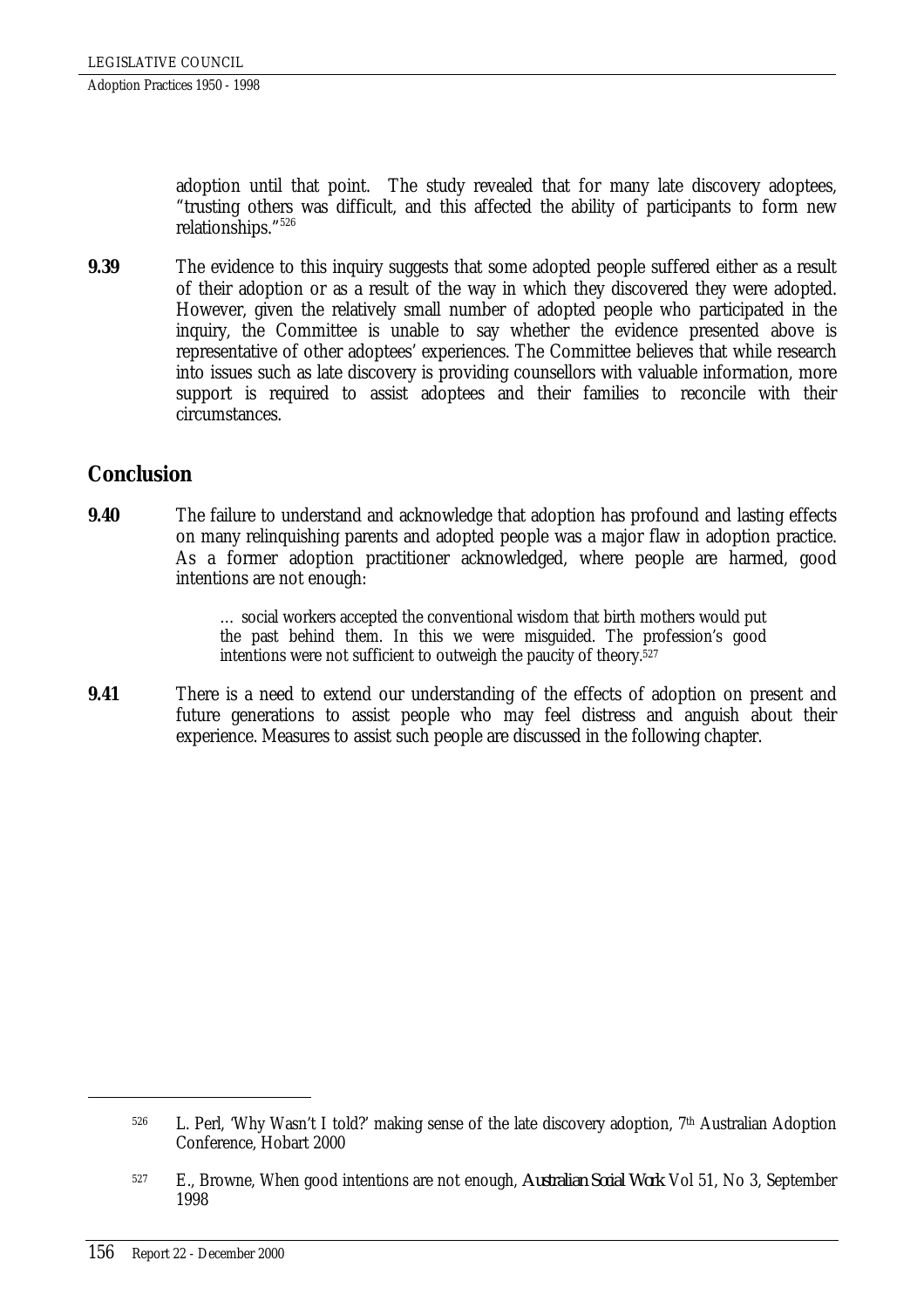adoption until that point. The study revealed that for many late discovery adoptees, "trusting others was difficult, and this affected the ability of participants to form new relationships."[526]

**9.39** The evidence to this inquiry suggests that some adopted people suffered either as a result of their adoption or as a result of the way in which they discovered they were adopted. However, given the relatively small number of adopted people who participated in the inquiry, the Committee is unable to say whether the evidence presented above is representative of other adoptees' experiences. The Committee believes that while research into issues such as late discovery is providing counsellors with valuable information, more support is required to assist adoptees and their families to reconcile with their circumstances.

## Conclusion

**9.40** The failure to understand and acknowledge that adoption has profound and lasting effects on many relinquishing parents and adopted people was a major flaw in adoption practice. As a former adoption practitioner acknowledged, where people are harmed, good intentions are not enough:

> … social workers accepted the conventional wisdom that birth mothers would put the past behind them. In this we were misguided. The profession's good intentions were not sufficient to outweigh the paucity of theory.[527]

**9.41** There is a need to extend our understanding of the effects of adoption on present and future generations to assist people who may feel distress and anguish about their experience. Measures to assist such people are discussed in the following chapter.

---

[526] L. Perl, 'Why Wasn't I told?' making sense of the late discovery adoption, 7th Australian Adoption Conference, Hobart 2000

[527] E., Browne, When good intentions are not enough, *Australian Social Work* Vol 51, No 3, September 1998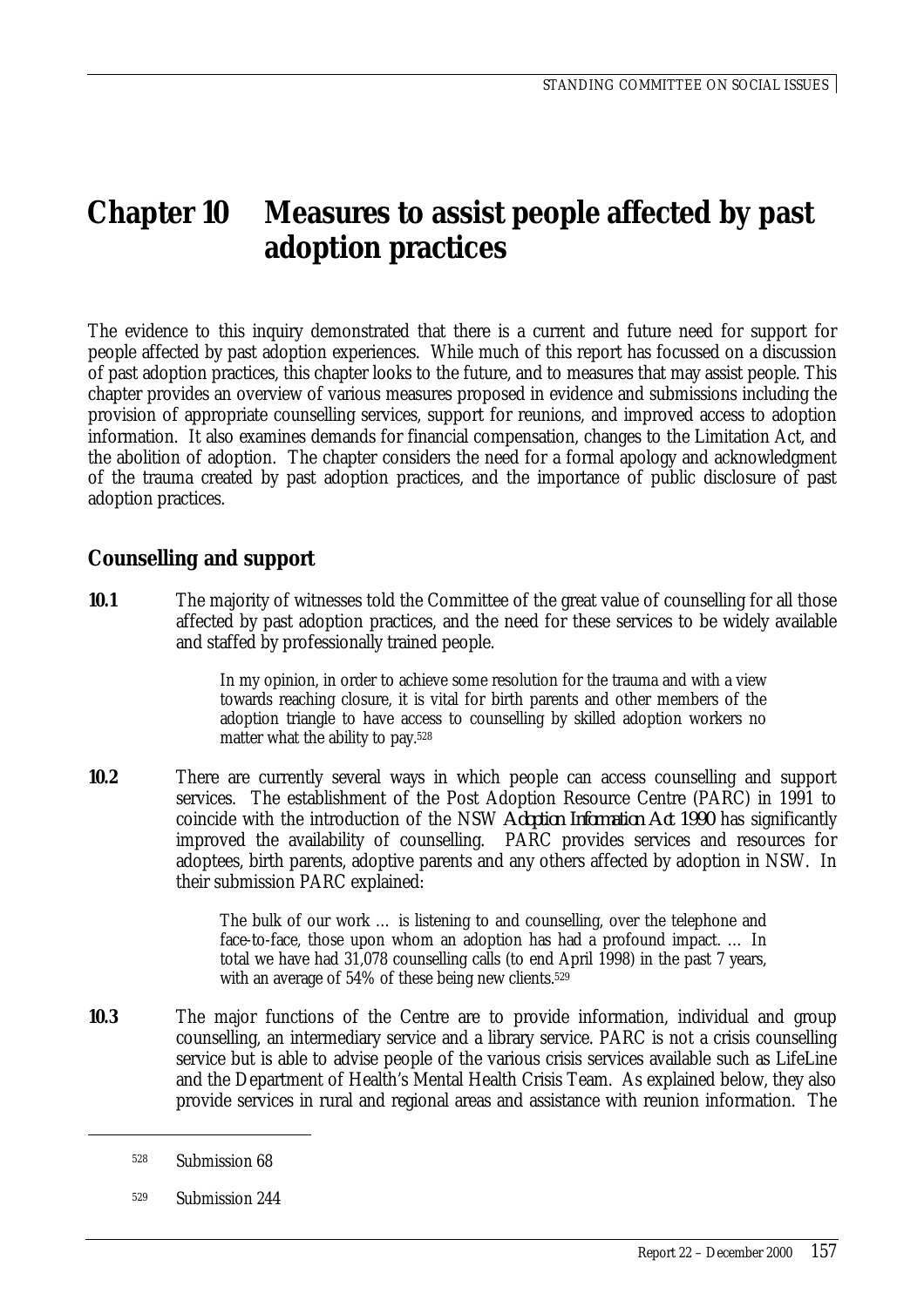# Chapter 10 Measures to assist people affected by past adoption practices

The evidence to this inquiry demonstrated that there is a current and future need for support for people affected by past adoption experiences. While much of this report has focussed on a discussion of past adoption practices, this chapter looks to the future, and to measures that may assist people. This chapter provides an overview of various measures proposed in evidence and submissions including the provision of appropriate counselling services, support for reunions, and improved access to adoption information. It also examines demands for financial compensation, changes to the Limitation Act, and the abolition of adoption. The chapter considers the need for a formal apology and acknowledgment of the trauma created by past adoption practices, and the importance of public disclosure of past adoption practices.

## Counselling and support

**10.1** The majority of witnesses told the Committee of the great value of counselling for all those affected by past adoption practices, and the need for these services to be widely available and staffed by professionally trained people.

> In my opinion, in order to achieve some resolution for the trauma and with a view towards reaching closure, it is vital for birth parents and other members of the adoption triangle to have access to counselling by skilled adoption workers no matter what the ability to pay.[528]

**10.2** There are currently several ways in which people can access counselling and support services. The establishment of the Post Adoption Resource Centre (PARC) in 1991 to coincide with the introduction of the NSW *Adoption Information Act 1990* has significantly improved the availability of counselling. PARC provides services and resources for adoptees, birth parents, adoptive parents and any others affected by adoption in NSW. In their submission PARC explained:

> The bulk of our work … is listening to and counselling, over the telephone and face-to-face, those upon whom an adoption has had a profound impact. … In total we have had 31,078 counselling calls (to end April 1998) in the past 7 years, with an average of 54% of these being new clients.[529]

**10.3** The major functions of the Centre are to provide information, individual and group counselling, an intermediary service and a library service. PARC is not a crisis counselling service but is able to advise people of the various crisis services available such as LifeLine and the Department of Health's Mental Health Crisis Team. As explained below, they also provide services in rural and regional areas and assistance with reunion information. The

---

[528] Submission 68

[529] Submission 244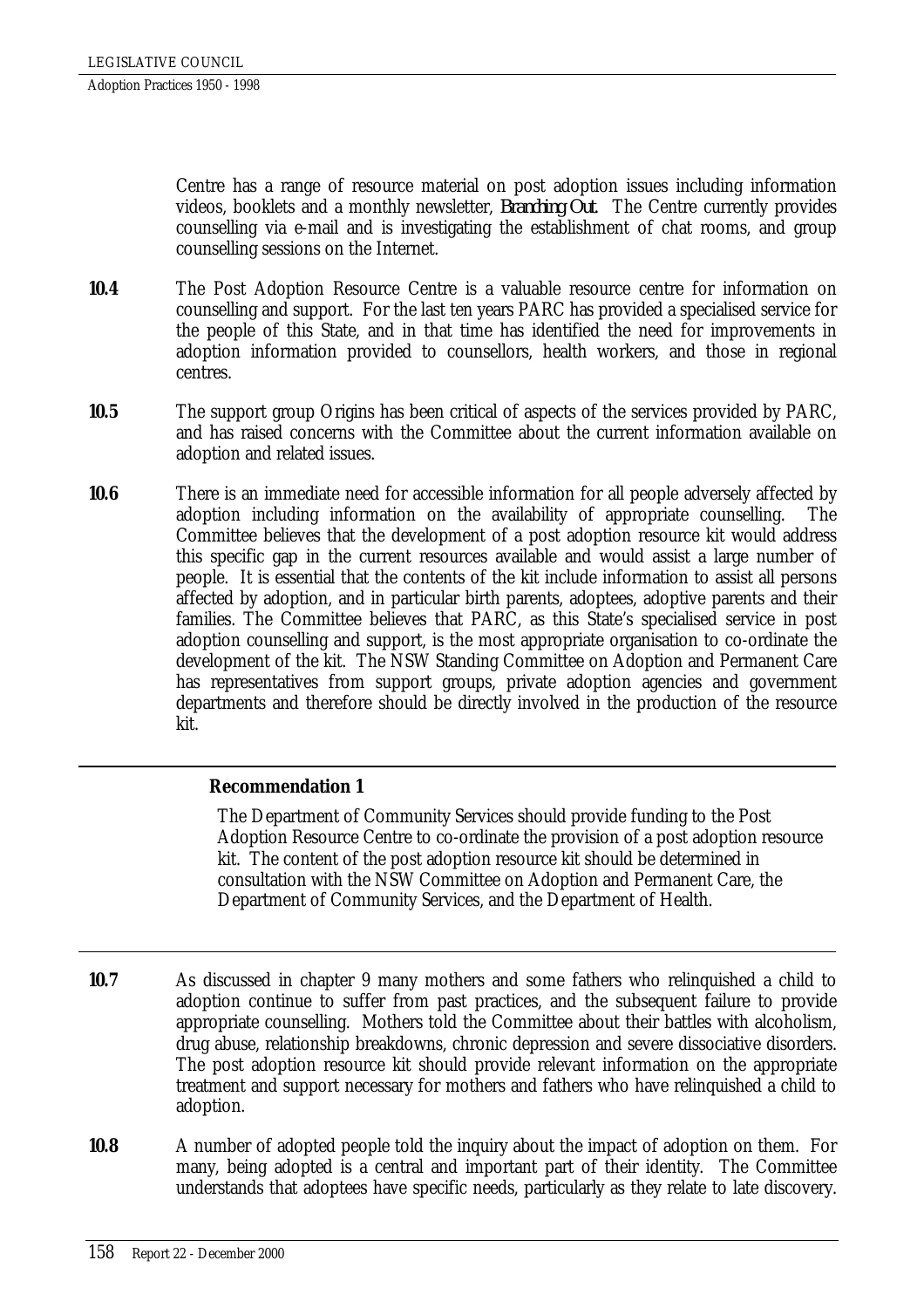Centre has a range of resource material on post adoption issues including information videos, booklets and a monthly newsletter, *Branching Out*. The Centre currently provides counselling via e-mail and is investigating the establishment of chat rooms, and group counselling sessions on the Internet.

**10.4** The Post Adoption Resource Centre is a valuable resource centre for information on counselling and support. For the last ten years PARC has provided a specialised service for the people of this State, and in that time has identified the need for improvements in adoption information provided to counsellors, health workers, and those in regional centres.

**10.5** The support group Origins has been critical of aspects of the services provided by PARC, and has raised concerns with the Committee about the current information available on adoption and related issues.

**10.6** There is an immediate need for accessible information for all people adversely affected by adoption including information on the availability of appropriate counselling. The Committee believes that the development of a post adoption resource kit would address this specific gap in the current resources available and would assist a large number of people. It is essential that the contents of the kit include information to assist all persons affected by adoption, and in particular birth parents, adoptees, adoptive parents and their families. The Committee believes that PARC, as this State's specialised service in post adoption counselling and support, is the most appropriate organisation to co-ordinate the development of the kit. The NSW Standing Committee on Adoption and Permanent Care has representatives from support groups, private adoption agencies and government departments and therefore should be directly involved in the production of the resource kit.

---

**Recommendation 1**

The Department of Community Services should provide funding to the Post Adoption Resource Centre to co-ordinate the provision of a post adoption resource kit. The content of the post adoption resource kit should be determined in consultation with the NSW Committee on Adoption and Permanent Care, the Department of Community Services, and the Department of Health.

---

**10.7** As discussed in chapter 9 many mothers and some fathers who relinquished a child to adoption continue to suffer from past practices, and the subsequent failure to provide appropriate counselling. Mothers told the Committee about their battles with alcoholism, drug abuse, relationship breakdowns, chronic depression and severe dissociative disorders. The post adoption resource kit should provide relevant information on the appropriate treatment and support necessary for mothers and fathers who have relinquished a child to adoption.

**10.8** A number of adopted people told the inquiry about the impact of adoption on them. For many, being adopted is a central and important part of their identity. The Committee understands that adoptees have specific needs, particularly as they relate to late discovery.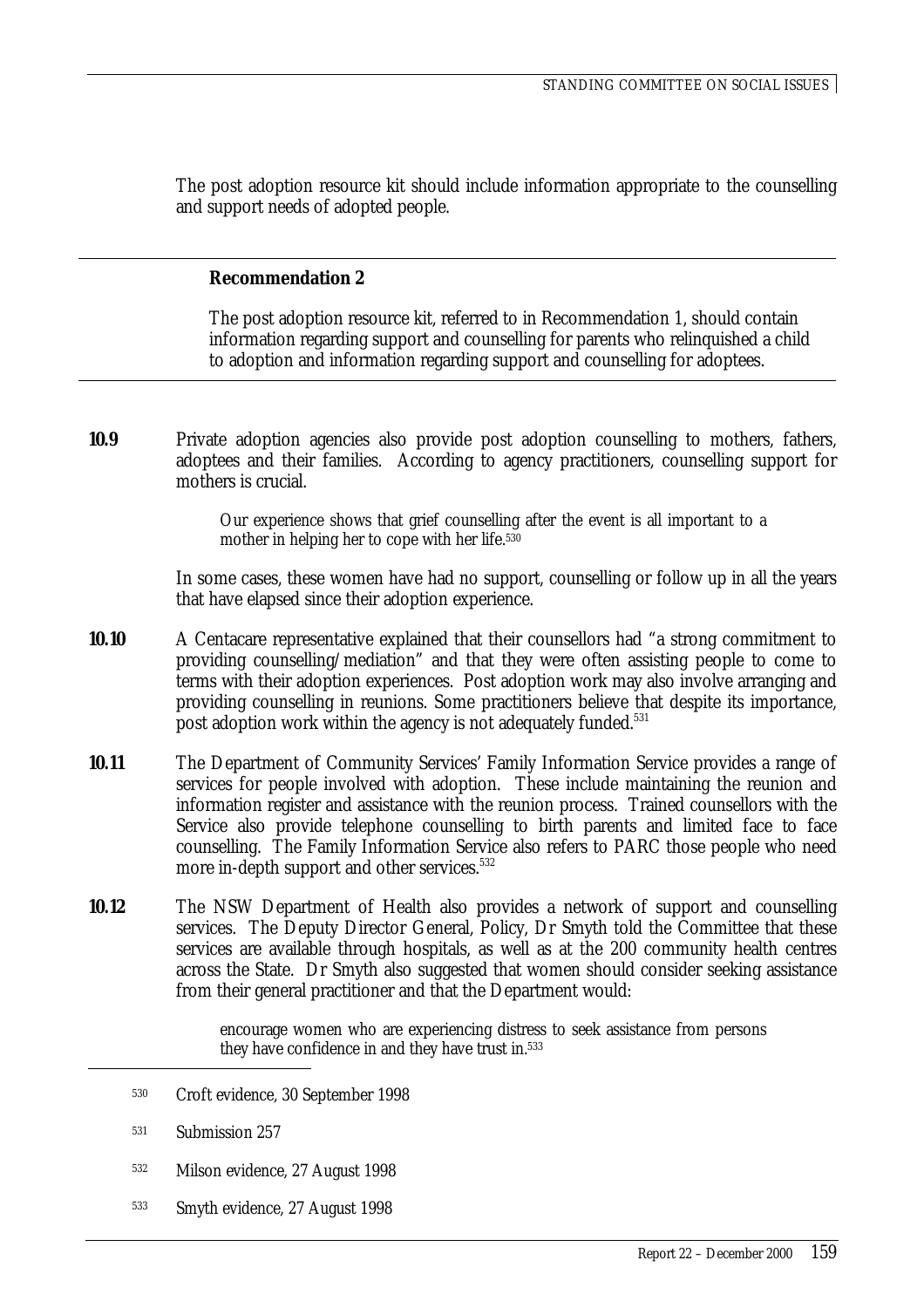The post adoption resource kit should include information appropriate to the counselling and support needs of adopted people.

---

**Recommendation 2**

The post adoption resource kit, referred to in Recommendation 1, should contain information regarding support and counselling for parents who relinquished a child to adoption and information regarding support and counselling for adoptees.

---

**10.9** Private adoption agencies also provide post adoption counselling to mothers, fathers, adoptees and their families. According to agency practitioners, counselling support for mothers is crucial.

> Our experience shows that grief counselling after the event is all important to a mother in helping her to cope with her life.[530]

In some cases, these women have had no support, counselling or follow up in all the years that have elapsed since their adoption experience.

**10.10** A Centacare representative explained that their counsellors had "a strong commitment to providing counselling/mediation" and that they were often assisting people to come to terms with their adoption experiences. Post adoption work may also involve arranging and providing counselling in reunions. Some practitioners believe that despite its importance, post adoption work within the agency is not adequately funded.[531]

**10.11** The Department of Community Services' Family Information Service provides a range of services for people involved with adoption. These include maintaining the reunion and information register and assistance with the reunion process. Trained counsellors with the Service also provide telephone counselling to birth parents and limited face to face counselling. The Family Information Service also refers to PARC those people who need more in-depth support and other services.[532]

**10.12** The NSW Department of Health also provides a network of support and counselling services. The Deputy Director General, Policy, Dr Smyth told the Committee that these services are available through hospitals, as well as at the 200 community health centres across the State. Dr Smyth also suggested that women should consider seeking assistance from their general practitioner and that the Department would:

> encourage women who are experiencing distress to seek assistance from persons they have confidence in and they have trust in.[533]

---

[530] Croft evidence, 30 September 1998

[531] Submission 257

[532] Milson evidence, 27 August 1998

[533] Smyth evidence, 27 August 1998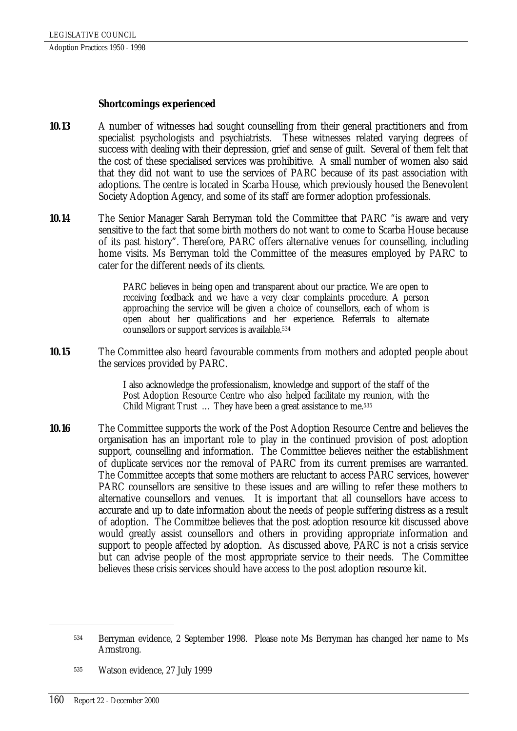### Shortcomings experienced

**10.13** A number of witnesses had sought counselling from their general practitioners and from specialist psychologists and psychiatrists. These witnesses related varying degrees of success with dealing with their depression, grief and sense of guilt. Several of them felt that the cost of these specialised services was prohibitive. A small number of women also said that they did not want to use the services of PARC because of its past association with adoptions. The centre is located in Scarba House, which previously housed the Benevolent Society Adoption Agency, and some of its staff are former adoption professionals.

**10.14** The Senior Manager Sarah Berryman told the Committee that PARC "is aware and very sensitive to the fact that some birth mothers do not want to come to Scarba House because of its past history". Therefore, PARC offers alternative venues for counselling, including home visits. Ms Berryman told the Committee of the measures employed by PARC to cater for the different needs of its clients.

> PARC believes in being open and transparent about our practice. We are open to receiving feedback and we have a very clear complaints procedure. A person approaching the service will be given a choice of counsellors, each of whom is open about her qualifications and her experience. Referrals to alternate counsellors or support services is available.[534]

**10.15** The Committee also heard favourable comments from mothers and adopted people about the services provided by PARC.

> I also acknowledge the professionalism, knowledge and support of the staff of the Post Adoption Resource Centre who also helped facilitate my reunion, with the Child Migrant Trust … They have been a great assistance to me.[535]

**10.16** The Committee supports the work of the Post Adoption Resource Centre and believes the organisation has an important role to play in the continued provision of post adoption support, counselling and information. The Committee believes neither the establishment of duplicate services nor the removal of PARC from its current premises are warranted. The Committee accepts that some mothers are reluctant to access PARC services, however PARC counsellors are sensitive to these issues and are willing to refer these mothers to alternative counsellors and venues. It is important that all counsellors have access to accurate and up to date information about the needs of people suffering distress as a result of adoption. The Committee believes that the post adoption resource kit discussed above would greatly assist counsellors and others in providing appropriate information and support to people affected by adoption. As discussed above, PARC is not a crisis service but can advise people of the most appropriate service to their needs. The Committee believes these crisis services should have access to the post adoption resource kit.

---

[534] Berryman evidence, 2 September 1998. Please note Ms Berryman has changed her name to Ms Armstrong.

[535] Watson evidence, 27 July 1999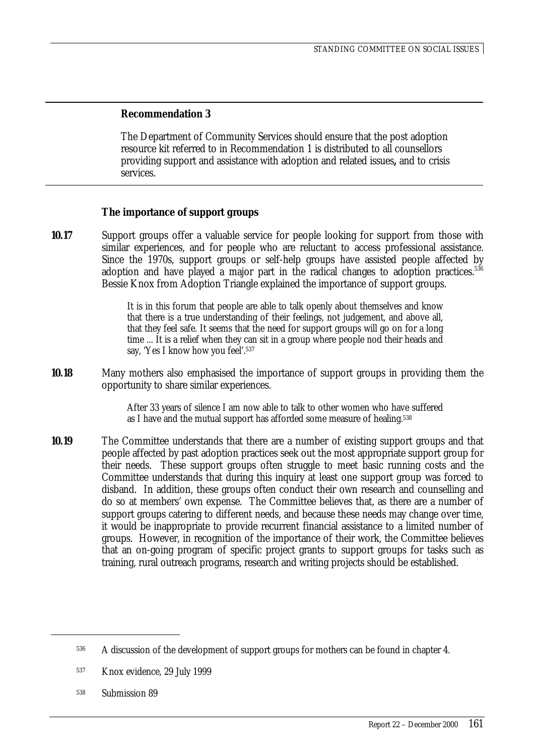**Recommendation 3**

The Department of Community Services should ensure that the post adoption resource kit referred to in Recommendation 1 is distributed to all counsellors providing support and assistance with adoption and related issues**,** and to crisis services.

**The importance of support groups**

**10.17** Support groups offer a valuable service for people looking for support from those with similar experiences, and for people who are reluctant to access professional assistance. Since the 1970s, support groups or self-help groups have assisted people affected by adoption and have played a major part in the radical changes to adoption practices.[536] Bessie Knox from Adoption Triangle explained the importance of support groups.

> It is in this forum that people are able to talk openly about themselves and know that there is a true understanding of their feelings, not judgement, and above all, that they feel safe. It seems that the need for support groups will go on for a long time ... It is a relief when they can sit in a group where people nod their heads and say, 'Yes I know how you feel'.[537]

**10.18** Many mothers also emphasised the importance of support groups in providing them the opportunity to share similar experiences.

> After 33 years of silence I am now able to talk to other women who have suffered as I have and the mutual support has afforded some measure of healing.[538]

**10.19** The Committee understands that there are a number of existing support groups and that people affected by past adoption practices seek out the most appropriate support group for their needs. These support groups often struggle to meet basic running costs and the Committee understands that during this inquiry at least one support group was forced to disband. In addition, these groups often conduct their own research and counselling and do so at members' own expense. The Committee believes that, as there are a number of support groups catering to different needs, and because these needs may change over time, it would be inappropriate to provide recurrent financial assistance to a limited number of groups. However, in recognition of the importance of their work, the Committee believes that an on-going program of specific project grants to support groups for tasks such as training, rural outreach programs, research and writing projects should be established.

---

[536] A discussion of the development of support groups for mothers can be found in chapter 4.

[537] Knox evidence, 29 July 1999

[538] Submission 89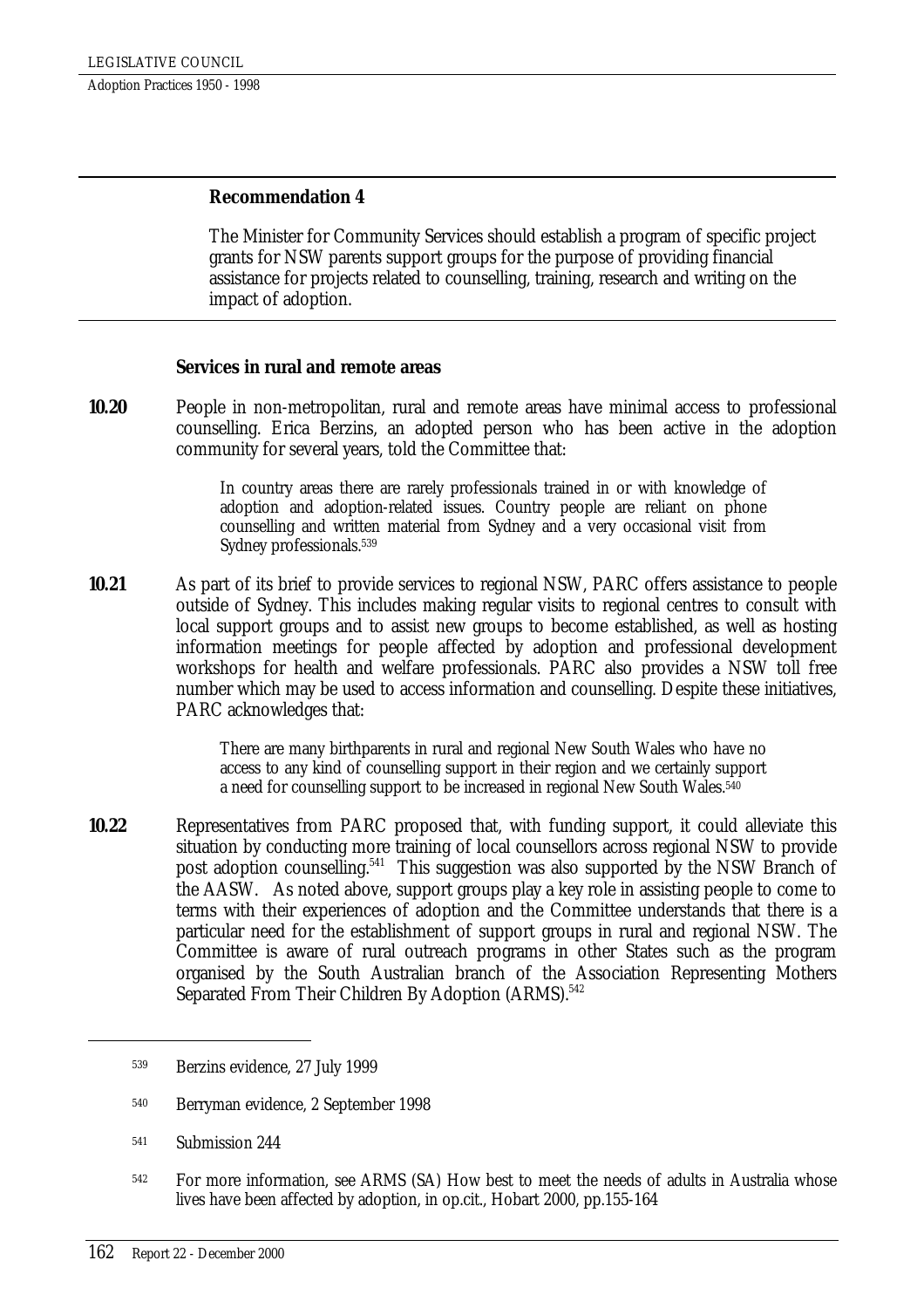**Recommendation 4**

The Minister for Community Services should establish a program of specific project grants for NSW parents support groups for the purpose of providing financial assistance for projects related to counselling, training, research and writing on the impact of adoption.

**Services in rural and remote areas**

**10.20** People in non-metropolitan, rural and remote areas have minimal access to professional counselling. Erica Berzins, an adopted person who has been active in the adoption community for several years, told the Committee that:

> In country areas there are rarely professionals trained in or with knowledge of adoption and adoption-related issues. Country people are reliant on phone counselling and written material from Sydney and a very occasional visit from Sydney professionals.[539]

**10.21** As part of its brief to provide services to regional NSW, PARC offers assistance to people outside of Sydney. This includes making regular visits to regional centres to consult with local support groups and to assist new groups to become established, as well as hosting information meetings for people affected by adoption and professional development workshops for health and welfare professionals. PARC also provides a NSW toll free number which may be used to access information and counselling. Despite these initiatives, PARC acknowledges that:

> There are many birthparents in rural and regional New South Wales who have no access to any kind of counselling support in their region and we certainly support a need for counselling support to be increased in regional New South Wales.[540]

**10.22** Representatives from PARC proposed that, with funding support, it could alleviate this situation by conducting more training of local counsellors across regional NSW to provide post adoption counselling.[541] This suggestion was also supported by the NSW Branch of the AASW. As noted above, support groups play a key role in assisting people to come to terms with their experiences of adoption and the Committee understands that there is a particular need for the establishment of support groups in rural and regional NSW. The Committee is aware of rural outreach programs in other States such as the program organised by the South Australian branch of the Association Representing Mothers Separated From Their Children By Adoption (ARMS).[542]

---

[539] Berzins evidence, 27 July 1999

[540] Berryman evidence, 2 September 1998

[541] Submission 244

[542] For more information, see ARMS (SA) How best to meet the needs of adults in Australia whose lives have been affected by adoption, in op.cit., Hobart 2000, pp.155-164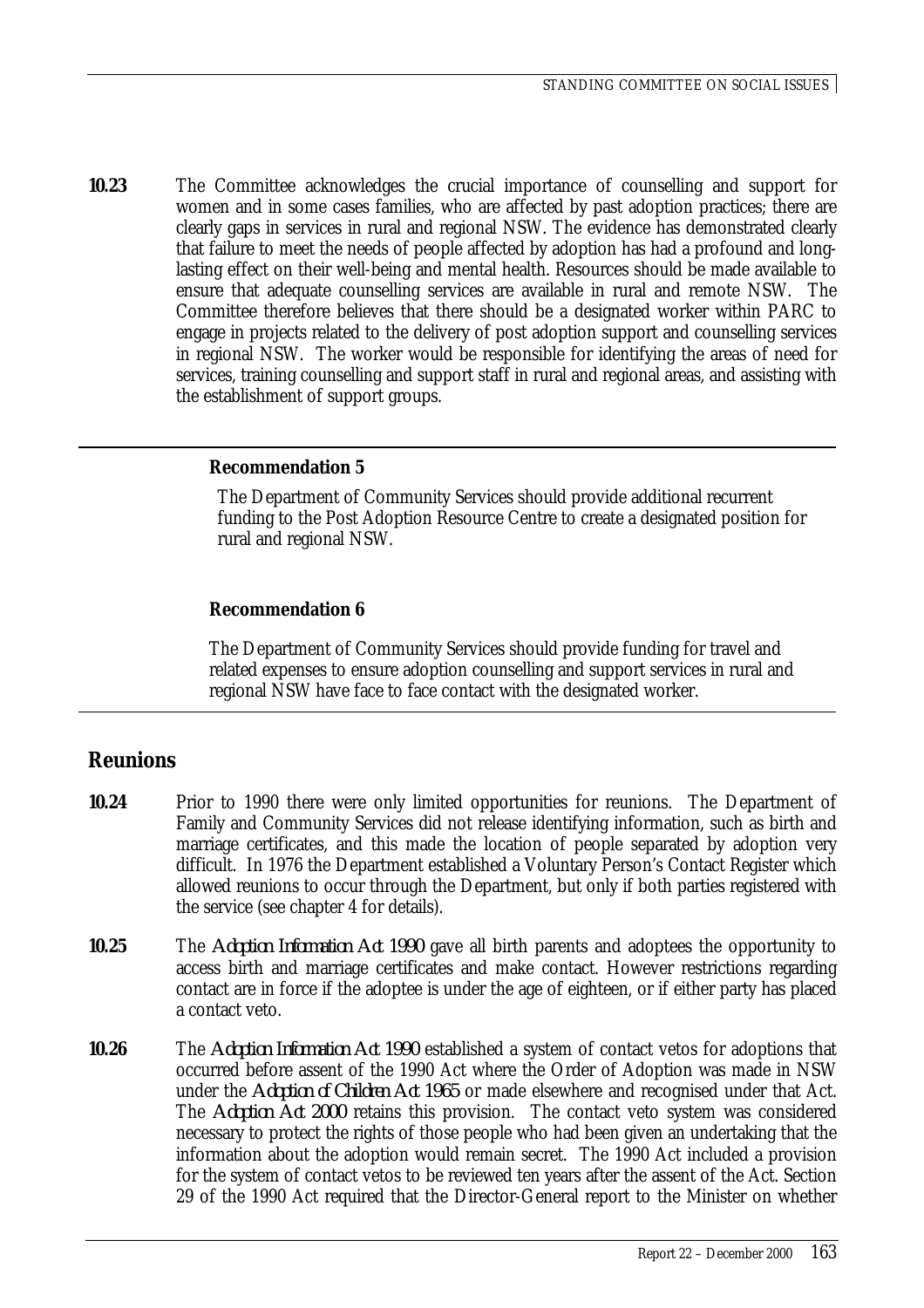**10.23** The Committee acknowledges the crucial importance of counselling and support for women and in some cases families, who are affected by past adoption practices; there are clearly gaps in services in rural and regional NSW. The evidence has demonstrated clearly that failure to meet the needs of people affected by adoption has had a profound and long-lasting effect on their well-being and mental health. Resources should be made available to ensure that adequate counselling services are available in rural and remote NSW. The Committee therefore believes that there should be a designated worker within PARC to engage in projects related to the delivery of post adoption support and counselling services in regional NSW. The worker would be responsible for identifying the areas of need for services, training counselling and support staff in rural and regional areas, and assisting with the establishment of support groups.

> **Recommendation 5**
>
> The Department of Community Services should provide additional recurrent funding to the Post Adoption Resource Centre to create a designated position for rural and regional NSW.
>
> **Recommendation 6**
>
> The Department of Community Services should provide funding for travel and related expenses to ensure adoption counselling and support services in rural and regional NSW have face to face contact with the designated worker.

## Reunions

**10.24** Prior to 1990 there were only limited opportunities for reunions. The Department of Family and Community Services did not release identifying information, such as birth and marriage certificates, and this made the location of people separated by adoption very difficult. In 1976 the Department established a Voluntary Person's Contact Register which allowed reunions to occur through the Department, but only if both parties registered with the service (see chapter 4 for details).

**10.25** The *Adoption Information Act 1990* gave all birth parents and adoptees the opportunity to access birth and marriage certificates and make contact. However restrictions regarding contact are in force if the adoptee is under the age of eighteen, or if either party has placed a contact veto.

**10.26** The *Adoption Information Act 1990* established a system of contact vetos for adoptions that occurred before assent of the 1990 Act where the Order of Adoption was made in NSW under the *Adoption of Children Act 1965* or made elsewhere and recognised under that Act. The *Adoption Act 2000* retains this provision. The contact veto system was considered necessary to protect the rights of those people who had been given an undertaking that the information about the adoption would remain secret. The 1990 Act included a provision for the system of contact vetos to be reviewed ten years after the assent of the Act. Section 29 of the 1990 Act required that the Director-General report to the Minister on whether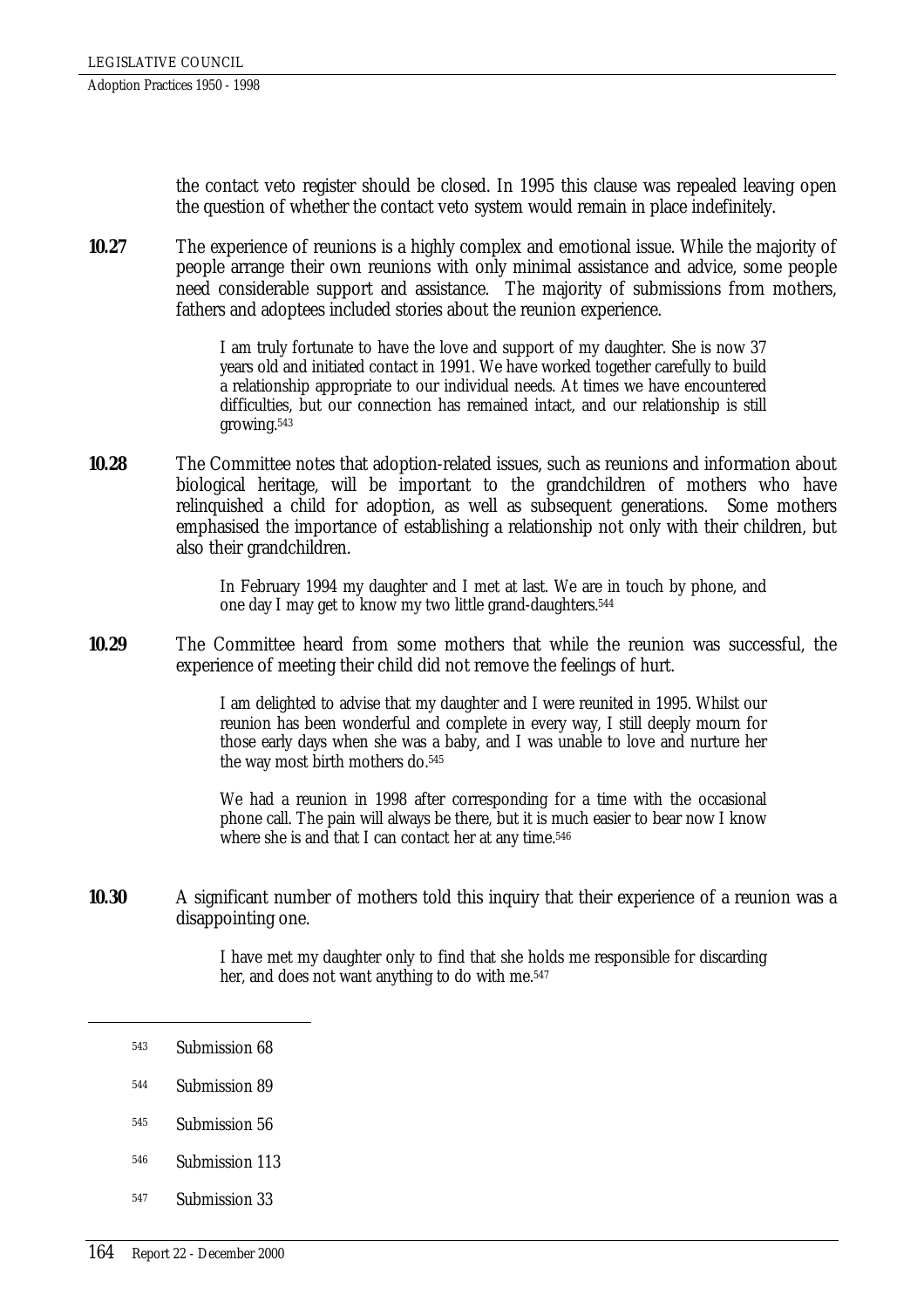the contact veto register should be closed. In 1995 this clause was repealed leaving open the question of whether the contact veto system would remain in place indefinitely.

**10.27** The experience of reunions is a highly complex and emotional issue. While the majority of people arrange their own reunions with only minimal assistance and advice, some people need considerable support and assistance. The majority of submissions from mothers, fathers and adoptees included stories about the reunion experience.

> I am truly fortunate to have the love and support of my daughter. She is now 37 years old and initiated contact in 1991. We have worked together carefully to build a relationship appropriate to our individual needs. At times we have encountered difficulties, but our connection has remained intact, and our relationship is still growing.[543]

**10.28** The Committee notes that adoption-related issues, such as reunions and information about biological heritage, will be important to the grandchildren of mothers who have relinquished a child for adoption, as well as subsequent generations. Some mothers emphasised the importance of establishing a relationship not only with their children, but also their grandchildren.

> In February 1994 my daughter and I met at last. We are in touch by phone, and one day I may get to know my two little grand-daughters.[544]

**10.29** The Committee heard from some mothers that while the reunion was successful, the experience of meeting their child did not remove the feelings of hurt.

> I am delighted to advise that my daughter and I were reunited in 1995. Whilst our reunion has been wonderful and complete in every way, I still deeply mourn for those early days when she was a baby, and I was unable to love and nurture her the way most birth mothers do.[545]

> We had a reunion in 1998 after corresponding for a time with the occasional phone call. The pain will always be there, but it is much easier to bear now I know where she is and that I can contact her at any time.[546]

**10.30** A significant number of mothers told this inquiry that their experience of a reunion was a disappointing one.

> I have met my daughter only to find that she holds me responsible for discarding her, and does not want anything to do with me.[547]

---

[543] Submission 68

[544] Submission 89

[545] Submission 56

[546] Submission 113

[547] Submission 33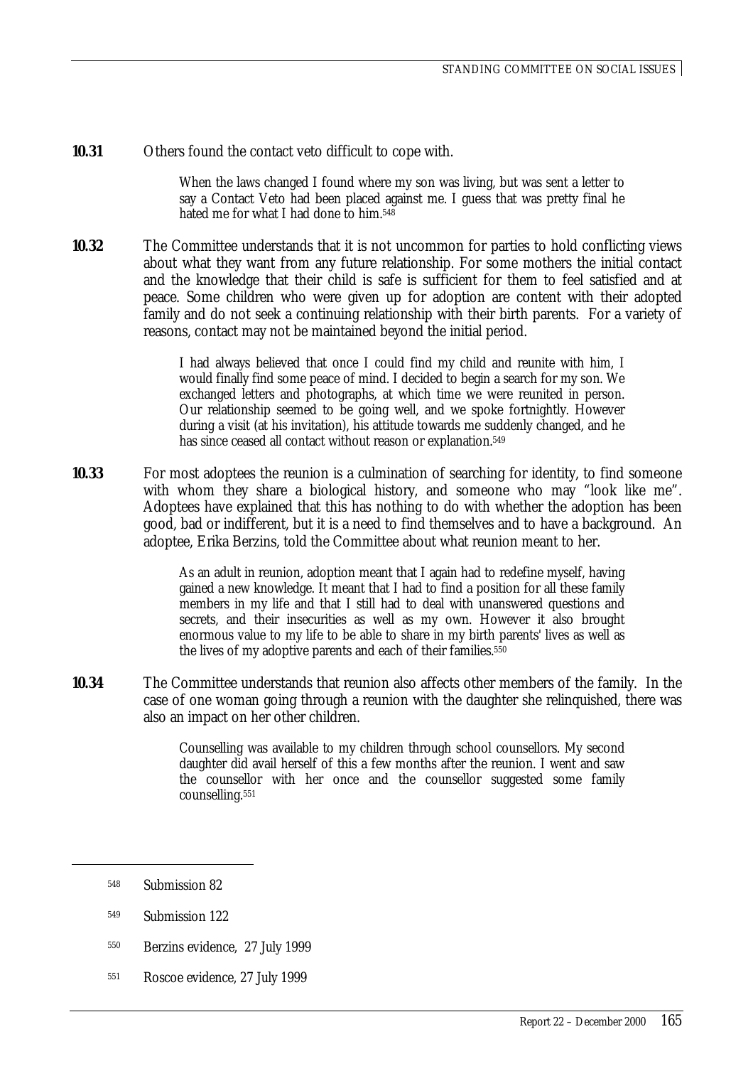**10.31** Others found the contact veto difficult to cope with.

> When the laws changed I found where my son was living, but was sent a letter to say a Contact Veto had been placed against me. I guess that was pretty final he hated me for what I had done to him.[548]

**10.32** The Committee understands that it is not uncommon for parties to hold conflicting views about what they want from any future relationship. For some mothers the initial contact and the knowledge that their child is safe is sufficient for them to feel satisfied and at peace. Some children who were given up for adoption are content with their adopted family and do not seek a continuing relationship with their birth parents. For a variety of reasons, contact may not be maintained beyond the initial period.

> I had always believed that once I could find my child and reunite with him, I would finally find some peace of mind. I decided to begin a search for my son. We exchanged letters and photographs, at which time we were reunited in person. Our relationship seemed to be going well, and we spoke fortnightly. However during a visit (at his invitation), his attitude towards me suddenly changed, and he has since ceased all contact without reason or explanation.[549]

**10.33** For most adoptees the reunion is a culmination of searching for identity, to find someone with whom they share a biological history, and someone who may "look like me". Adoptees have explained that this has nothing to do with whether the adoption has been good, bad or indifferent, but it is a need to find themselves and to have a background. An adoptee, Erika Berzins, told the Committee about what reunion meant to her.

> As an adult in reunion, adoption meant that I again had to redefine myself, having gained a new knowledge. It meant that I had to find a position for all these family members in my life and that I still had to deal with unanswered questions and secrets, and their insecurities as well as my own. However it also brought enormous value to my life to be able to share in my birth parents' lives as well as the lives of my adoptive parents and each of their families.[550]

**10.34** The Committee understands that reunion also affects other members of the family. In the case of one woman going through a reunion with the daughter she relinquished, there was also an impact on her other children.

> Counselling was available to my children through school counsellors. My second daughter did avail herself of this a few months after the reunion. I went and saw the counsellor with her once and the counsellor suggested some family counselling.[551]

---

[548] Submission 82

[549] Submission 122

[550] Berzins evidence, 27 July 1999

[551] Roscoe evidence, 27 July 1999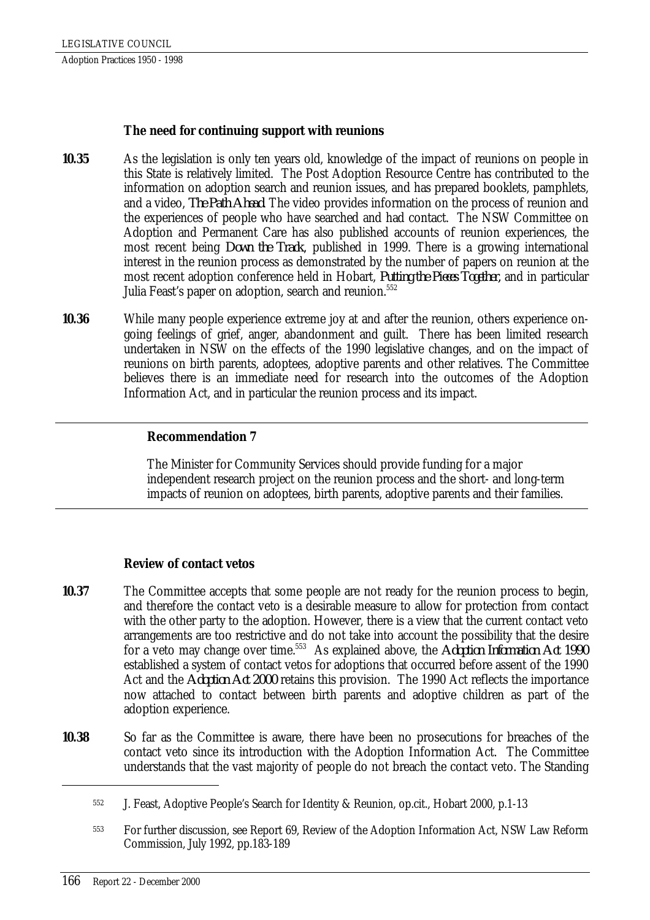### The need for continuing support with reunions

**10.35** As the legislation is only ten years old, knowledge of the impact of reunions on people in this State is relatively limited. The Post Adoption Resource Centre has contributed to the information on adoption search and reunion issues, and has prepared booklets, pamphlets, and a video, *The Path Ahead*. The video provides information on the process of reunion and the experiences of people who have searched and had contact. The NSW Committee on Adoption and Permanent Care has also published accounts of reunion experiences, the most recent being *Down the Track*, published in 1999. There is a growing international interest in the reunion process as demonstrated by the number of papers on reunion at the most recent adoption conference held in Hobart, *Putting the Pieces Together*, and in particular Julia Feast's paper on adoption, search and reunion.[552]

**10.36** While many people experience extreme joy at and after the reunion, others experience on-going feelings of grief, anger, abandonment and guilt. There has been limited research undertaken in NSW on the effects of the 1990 legislative changes, and on the impact of reunions on birth parents, adoptees, adoptive parents and other relatives. The Committee believes there is an immediate need for research into the outcomes of the Adoption Information Act, and in particular the reunion process and its impact.

---

**Recommendation 7**

The Minister for Community Services should provide funding for a major independent research project on the reunion process and the short- and long-term impacts of reunion on adoptees, birth parents, adoptive parents and their families.

---

### Review of contact vetos

**10.37** The Committee accepts that some people are not ready for the reunion process to begin, and therefore the contact veto is a desirable measure to allow for protection from contact with the other party to the adoption. However, there is a view that the current contact veto arrangements are too restrictive and do not take into account the possibility that the desire for a veto may change over time.[553] As explained above, the *Adoption Information Act 1990* established a system of contact vetos for adoptions that occurred before assent of the 1990 Act and the *Adoption Act 2000* retains this provision. The 1990 Act reflects the importance now attached to contact between birth parents and adoptive children as part of the adoption experience.

**10.38** So far as the Committee is aware, there have been no prosecutions for breaches of the contact veto since its introduction with the Adoption Information Act. The Committee understands that the vast majority of people do not breach the contact veto. The Standing

---

[552] J. Feast, Adoptive People's Search for Identity & Reunion, op.cit., Hobart 2000, p.1-13

[553] For further discussion, see Report 69, Review of the Adoption Information Act, NSW Law Reform Commission, July 1992, pp.183-189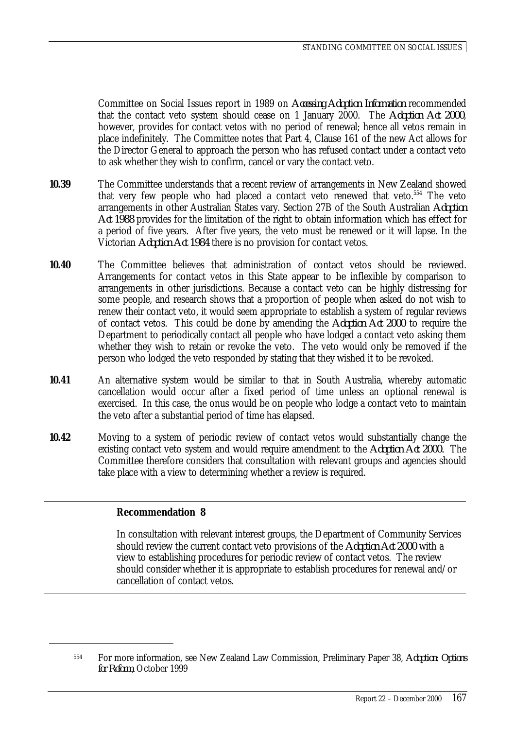Committee on Social Issues report in 1989 on *Accessing Adoption Information* recommended that the contact veto system should cease on 1 January 2000. The *Adoption Act 2000*, however, provides for contact vetos with no period of renewal; hence all vetos remain in place indefinitely. The Committee notes that Part 4, Clause 161 of the new Act allows for the Director General to approach the person who has refused contact under a contact veto to ask whether they wish to confirm, cancel or vary the contact veto.

**10.39** The Committee understands that a recent review of arrangements in New Zealand showed that very few people who had placed a contact veto renewed that veto.[554] The veto arrangements in other Australian States vary. Section 27B of the South Australian *Adoption Act 1988* provides for the limitation of the right to obtain information which has effect for a period of five years. After five years, the veto must be renewed or it will lapse. In the Victorian *Adoption Act 1984* there is no provision for contact vetos.

**10.40** The Committee believes that administration of contact vetos should be reviewed. Arrangements for contact vetos in this State appear to be inflexible by comparison to arrangements in other jurisdictions. Because a contact veto can be highly distressing for some people, and research shows that a proportion of people when asked do not wish to renew their contact veto, it would seem appropriate to establish a system of regular reviews of contact vetos. This could be done by amending the *Adoption Act 2000* to require the Department to periodically contact all people who have lodged a contact veto asking them whether they wish to retain or revoke the veto. The veto would only be removed if the person who lodged the veto responded by stating that they wished it to be revoked.

**10.41** An alternative system would be similar to that in South Australia, whereby automatic cancellation would occur after a fixed period of time unless an optional renewal is exercised. In this case, the onus would be on people who lodge a contact veto to maintain the veto after a substantial period of time has elapsed.

**10.42** Moving to a system of periodic review of contact vetos would substantially change the existing contact veto system and would require amendment to the *Adoption Act 2000*. The Committee therefore considers that consultation with relevant groups and agencies should take place with a view to determining whether a review is required.

---

**Recommendation 8**

In consultation with relevant interest groups, the Department of Community Services should review the current contact veto provisions of the *Adoption Act 2000* with a view to establishing procedures for periodic review of contact vetos. The review should consider whether it is appropriate to establish procedures for renewal and/or cancellation of contact vetos.

---

[554] For more information, see New Zealand Law Commission, Preliminary Paper 38, *Adoption: Options for Reform*, October 1999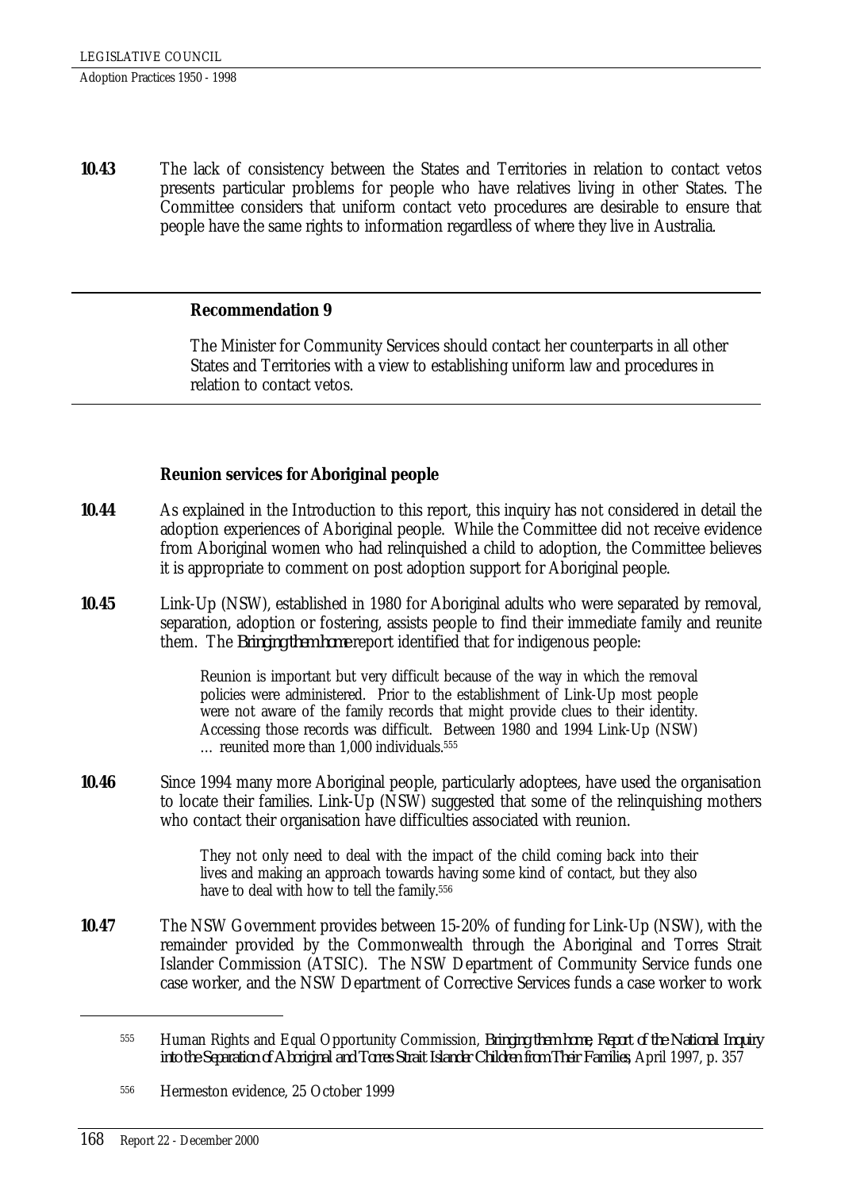**10.43** The lack of consistency between the States and Territories in relation to contact vetos presents particular problems for people who have relatives living in other States. The Committee considers that uniform contact veto procedures are desirable to ensure that people have the same rights to information regardless of where they live in Australia.

---

**Recommendation 9**

The Minister for Community Services should contact her counterparts in all other States and Territories with a view to establishing uniform law and procedures in relation to contact vetos.

---

### Reunion services for Aboriginal people

**10.44** As explained in the Introduction to this report, this inquiry has not considered in detail the adoption experiences of Aboriginal people. While the Committee did not receive evidence from Aboriginal women who had relinquished a child to adoption, the Committee believes it is appropriate to comment on post adoption support for Aboriginal people.

**10.45** Link-Up (NSW), established in 1980 for Aboriginal adults who were separated by removal, separation, adoption or fostering, assists people to find their immediate family and reunite them. The *Bringing them home* report identified that for indigenous people:

> Reunion is important but very difficult because of the way in which the removal policies were administered. Prior to the establishment of Link-Up most people were not aware of the family records that might provide clues to their identity. Accessing those records was difficult. Between 1980 and 1994 Link-Up (NSW) … reunited more than 1,000 individuals.[555]

**10.46** Since 1994 many more Aboriginal people, particularly adoptees, have used the organisation to locate their families. Link-Up (NSW) suggested that some of the relinquishing mothers who contact their organisation have difficulties associated with reunion.

> They not only need to deal with the impact of the child coming back into their lives and making an approach towards having some kind of contact, but they also have to deal with how to tell the family.[556]

**10.47** The NSW Government provides between 15-20% of funding for Link-Up (NSW), with the remainder provided by the Commonwealth through the Aboriginal and Torres Strait Islander Commission (ATSIC). The NSW Department of Community Service funds one case worker, and the NSW Department of Corrective Services funds a case worker to work

---

[555] Human Rights and Equal Opportunity Commission, *Bringing them home, Report of the National Inquiry into the Separation of Aboriginal and Torres Strait Islander Children from Their Families*, April 1997, p. 357

[556] Hermeston evidence, 25 October 1999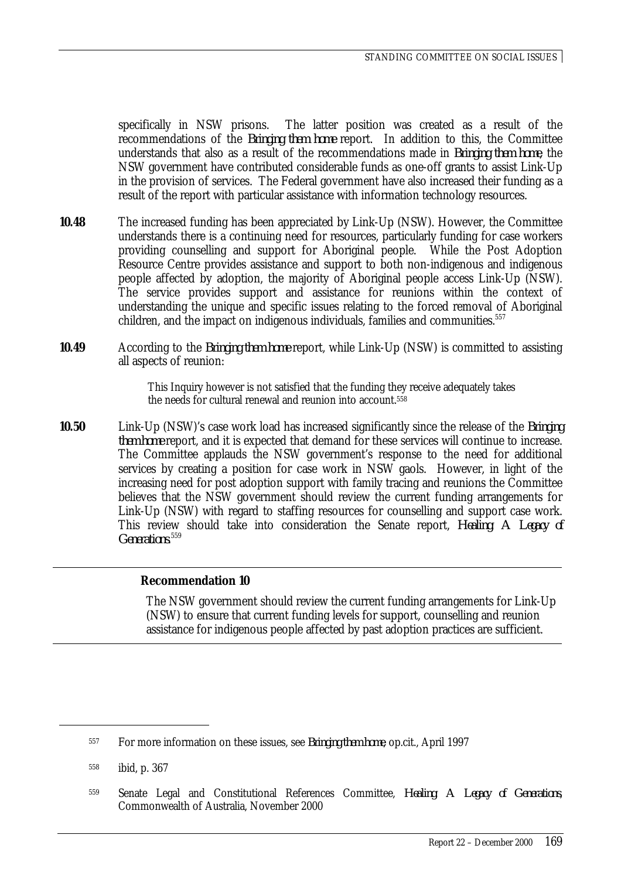specifically in NSW prisons. The latter position was created as a result of the recommendations of the *Bringing them home* report. In addition to this, the Committee understands that also as a result of the recommendations made in *Bringing them home*, the NSW government have contributed considerable funds as one-off grants to assist Link-Up in the provision of services. The Federal government have also increased their funding as a result of the report with particular assistance with information technology resources.

**10.48** The increased funding has been appreciated by Link-Up (NSW). However, the Committee understands there is a continuing need for resources, particularly funding for case workers providing counselling and support for Aboriginal people. While the Post Adoption Resource Centre provides assistance and support to both non-indigenous and indigenous people affected by adoption, the majority of Aboriginal people access Link-Up (NSW). The service provides support and assistance for reunions within the context of understanding the unique and specific issues relating to the forced removal of Aboriginal children, and the impact on indigenous individuals, families and communities.[557]

**10.49** According to the *Bringing them home* report, while Link-Up (NSW) is committed to assisting all aspects of reunion:

> This Inquiry however is not satisfied that the funding they receive adequately takes the needs for cultural renewal and reunion into account.[558]

**10.50** Link-Up (NSW)'s case work load has increased significantly since the release of the *Bringing them home* report, and it is expected that demand for these services will continue to increase. The Committee applauds the NSW government's response to the need for additional services by creating a position for case work in NSW gaols. However, in light of the increasing need for post adoption support with family tracing and reunions the Committee believes that the NSW government should review the current funding arrangements for Link-Up (NSW) with regard to staffing resources for counselling and support case work. This review should take into consideration the Senate report, *Healing: A Legacy of Generations*.[559]

**Recommendation 10**

The NSW government should review the current funding arrangements for Link-Up (NSW) to ensure that current funding levels for support, counselling and reunion assistance for indigenous people affected by past adoption practices are sufficient.

---

557 For more information on these issues, see *Bringing them home*, op.cit., April 1997

558 ibid, p. 367

559 Senate Legal and Constitutional References Committee, *Healing: A Legacy of Generations*, Commonwealth of Australia, November 2000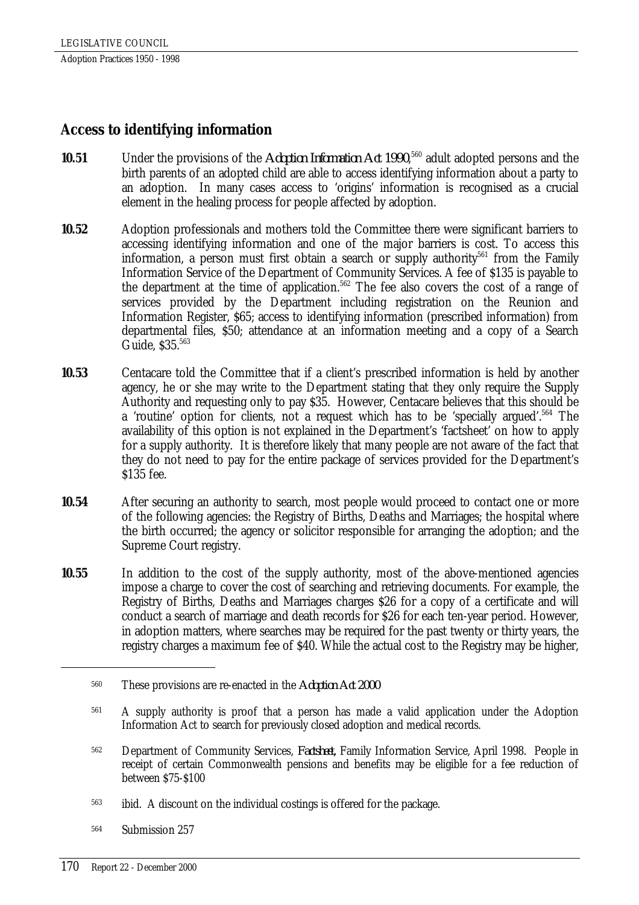## Access to identifying information

**10.51** Under the provisions of the *Adoption Information Act 1990*,[560] adult adopted persons and the birth parents of an adopted child are able to access identifying information about a party to an adoption. In many cases access to 'origins' information is recognised as a crucial element in the healing process for people affected by adoption.

**10.52** Adoption professionals and mothers told the Committee there were significant barriers to accessing identifying information and one of the major barriers is cost. To access this information, a person must first obtain a search or supply authority[561] from the Family Information Service of the Department of Community Services. A fee of $135 is payable to the department at the time of application.[562] The fee also covers the cost of a range of services provided by the Department including registration on the Reunion and Information Register, $65; access to identifying information (prescribed information) from departmental files, $50; attendance at an information meeting and a copy of a Search Guide, $35.[563]

**10.53** Centacare told the Committee that if a client's prescribed information is held by another agency, he or she may write to the Department stating that they only require the Supply Authority and requesting only to pay $35. However, Centacare believes that this should be a 'routine' option for clients, not a request which has to be 'specially argued'.[564] The availability of this option is not explained in the Department's 'factsheet' on how to apply for a supply authority. It is therefore likely that many people are not aware of the fact that they do not need to pay for the entire package of services provided for the Department's $135 fee.

**10.54** After securing an authority to search, most people would proceed to contact one or more of the following agencies: the Registry of Births, Deaths and Marriages; the hospital where the birth occurred; the agency or solicitor responsible for arranging the adoption; and the Supreme Court registry.

**10.55** In addition to the cost of the supply authority, most of the above-mentioned agencies impose a charge to cover the cost of searching and retrieving documents. For example, the Registry of Births, Deaths and Marriages charges $26 for a copy of a certificate and will conduct a search of marriage and death records for $26 for each ten-year period. However, in adoption matters, where searches may be required for the past twenty or thirty years, the registry charges a maximum fee of $40. While the actual cost to the Registry may be higher,

---

[560] These provisions are re-enacted in the *Adoption Act 2000*

[561] A supply authority is proof that a person has made a valid application under the Adoption Information Act to search for previously closed adoption and medical records.

[562] Department of Community Services, *Factsheet*, Family Information Service, April 1998. People in receipt of certain Commonwealth pensions and benefits may be eligible for a fee reduction of between $75-$100

[563] ibid. A discount on the individual costings is offered for the package.

[564] Submission 257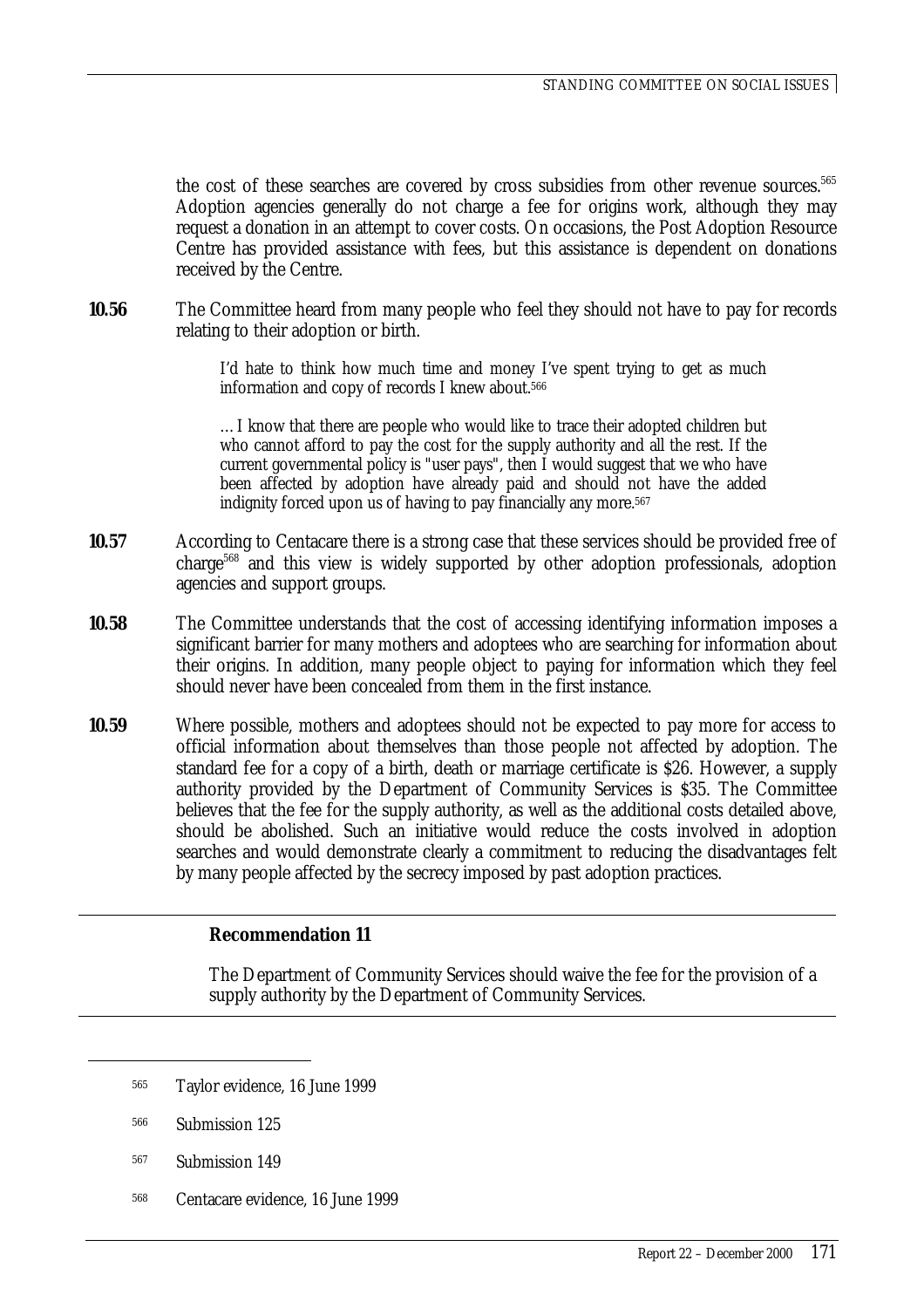the cost of these searches are covered by cross subsidies from other revenue sources.[565] Adoption agencies generally do not charge a fee for origins work, although they may request a donation in an attempt to cover costs. On occasions, the Post Adoption Resource Centre has provided assistance with fees, but this assistance is dependent on donations received by the Centre.

**10.56** The Committee heard from many people who feel they should not have to pay for records relating to their adoption or birth.

> I'd hate to think how much time and money I've spent trying to get as much information and copy of records I knew about.[566]

> …I know that there are people who would like to trace their adopted children but who cannot afford to pay the cost for the supply authority and all the rest. If the current governmental policy is "user pays", then I would suggest that we who have been affected by adoption have already paid and should not have the added indignity forced upon us of having to pay financially any more.[567]

**10.57** According to Centacare there is a strong case that these services should be provided free of charge[568] and this view is widely supported by other adoption professionals, adoption agencies and support groups.

**10.58** The Committee understands that the cost of accessing identifying information imposes a significant barrier for many mothers and adoptees who are searching for information about their origins. In addition, many people object to paying for information which they feel should never have been concealed from them in the first instance.

**10.59** Where possible, mothers and adoptees should not be expected to pay more for access to official information about themselves than those people not affected by adoption. The standard fee for a copy of a birth, death or marriage certificate is $26. However, a supply authority provided by the Department of Community Services is $35. The Committee believes that the fee for the supply authority, as well as the additional costs detailed above, should be abolished. Such an initiative would reduce the costs involved in adoption searches and would demonstrate clearly a commitment to reducing the disadvantages felt by many people affected by the secrecy imposed by past adoption practices.

---

**Recommendation 11**

The Department of Community Services should waive the fee for the provision of a supply authority by the Department of Community Services.

---

[565] Taylor evidence, 16 June 1999

[566] Submission 125

[567] Submission 149

[568] Centacare evidence, 16 June 1999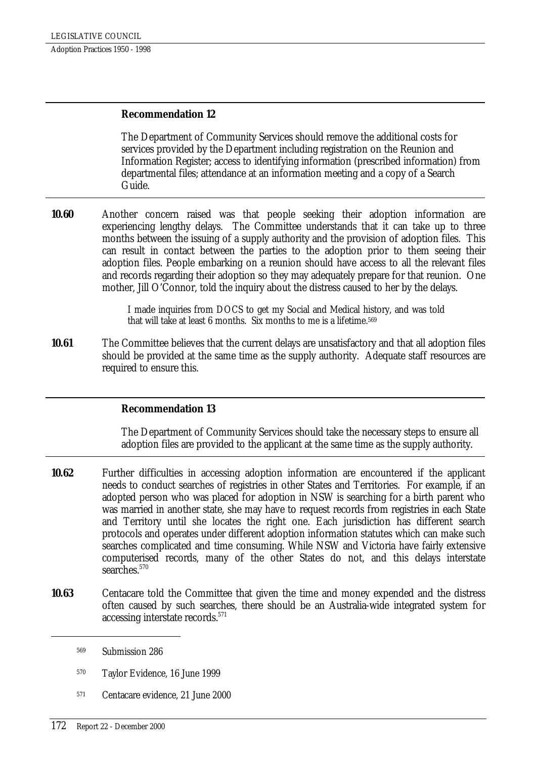**Recommendation 12**

The Department of Community Services should remove the additional costs for services provided by the Department including registration on the Reunion and Information Register; access to identifying information (prescribed information) from departmental files; attendance at an information meeting and a copy of a Search Guide.

**10.60** Another concern raised was that people seeking their adoption information are experiencing lengthy delays. The Committee understands that it can take up to three months between the issuing of a supply authority and the provision of adoption files. This can result in contact between the parties to the adoption prior to them seeing their adoption files. People embarking on a reunion should have access to all the relevant files and records regarding their adoption so they may adequately prepare for that reunion. One mother, Jill O'Connor, told the inquiry about the distress caused to her by the delays.

> I made inquiries from DOCS to get my Social and Medical history, and was told that will take at least 6 months. Six months to me is a lifetime.[569]

**10.61** The Committee believes that the current delays are unsatisfactory and that all adoption files should be provided at the same time as the supply authority. Adequate staff resources are required to ensure this.

**Recommendation 13**

The Department of Community Services should take the necessary steps to ensure all adoption files are provided to the applicant at the same time as the supply authority.

**10.62** Further difficulties in accessing adoption information are encountered if the applicant needs to conduct searches of registries in other States and Territories. For example, if an adopted person who was placed for adoption in NSW is searching for a birth parent who was married in another state, she may have to request records from registries in each State and Territory until she locates the right one. Each jurisdiction has different search protocols and operates under different adoption information statutes which can make such searches complicated and time consuming. While NSW and Victoria have fairly extensive computerised records, many of the other States do not, and this delays interstate searches.[570]

**10.63** Centacare told the Committee that given the time and money expended and the distress often caused by such searches, there should be an Australia-wide integrated system for accessing interstate records.[571]

---

[569] Submission 286

[570] Taylor Evidence, 16 June 1999

[571] Centacare evidence, 21 June 2000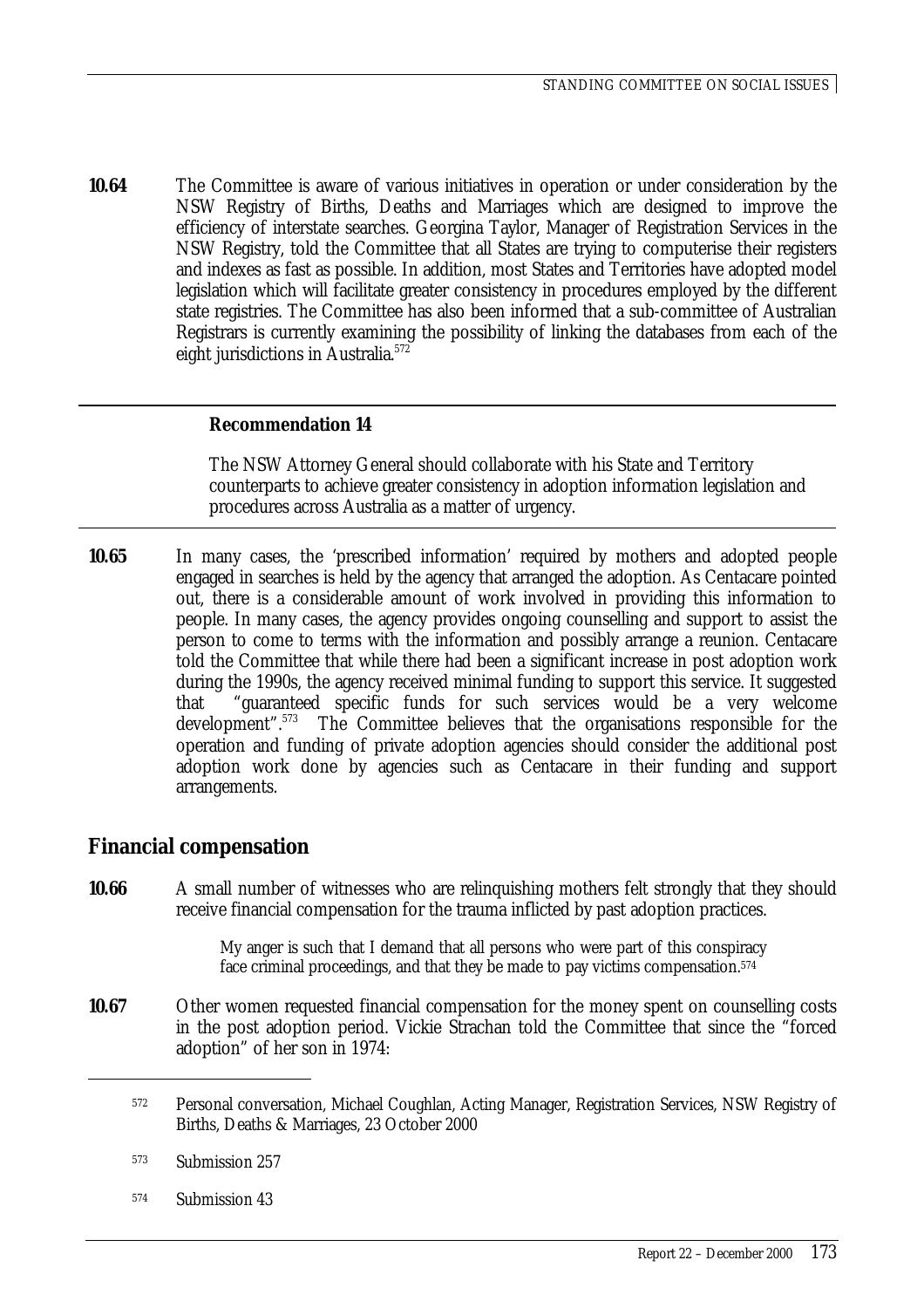**10.64** The Committee is aware of various initiatives in operation or under consideration by the NSW Registry of Births, Deaths and Marriages which are designed to improve the efficiency of interstate searches. Georgina Taylor, Manager of Registration Services in the NSW Registry, told the Committee that all States are trying to computerise their registers and indexes as fast as possible. In addition, most States and Territories have adopted model legislation which will facilitate greater consistency in procedures employed by the different state registries. The Committee has also been informed that a sub-committee of Australian Registrars is currently examining the possibility of linking the databases from each of the eight jurisdictions in Australia.[572]

---

**Recommendation 14**

The NSW Attorney General should collaborate with his State and Territory counterparts to achieve greater consistency in adoption information legislation and procedures across Australia as a matter of urgency.

---

**10.65** In many cases, the 'prescribed information' required by mothers and adopted people engaged in searches is held by the agency that arranged the adoption. As Centacare pointed out, there is a considerable amount of work involved in providing this information to people. In many cases, the agency provides ongoing counselling and support to assist the person to come to terms with the information and possibly arrange a reunion. Centacare told the Committee that while there had been a significant increase in post adoption work during the 1990s, the agency received minimal funding to support this service. It suggested that "guaranteed specific funds for such services would be a very welcome development".[573] The Committee believes that the organisations responsible for the operation and funding of private adoption agencies should consider the additional post adoption work done by agencies such as Centacare in their funding and support arrangements.

## Financial compensation

**10.66** A small number of witnesses who are relinquishing mothers felt strongly that they should receive financial compensation for the trauma inflicted by past adoption practices.

> My anger is such that I demand that all persons who were part of this conspiracy face criminal proceedings, and that they be made to pay victims compensation.[574]

**10.67** Other women requested financial compensation for the money spent on counselling costs in the post adoption period. Vickie Strachan told the Committee that since the "forced adoption" of her son in 1974:

---

[572] Personal conversation, Michael Coughlan, Acting Manager, Registration Services, NSW Registry of Births, Deaths & Marriages, 23 October 2000

[573] Submission 257

[574] Submission 43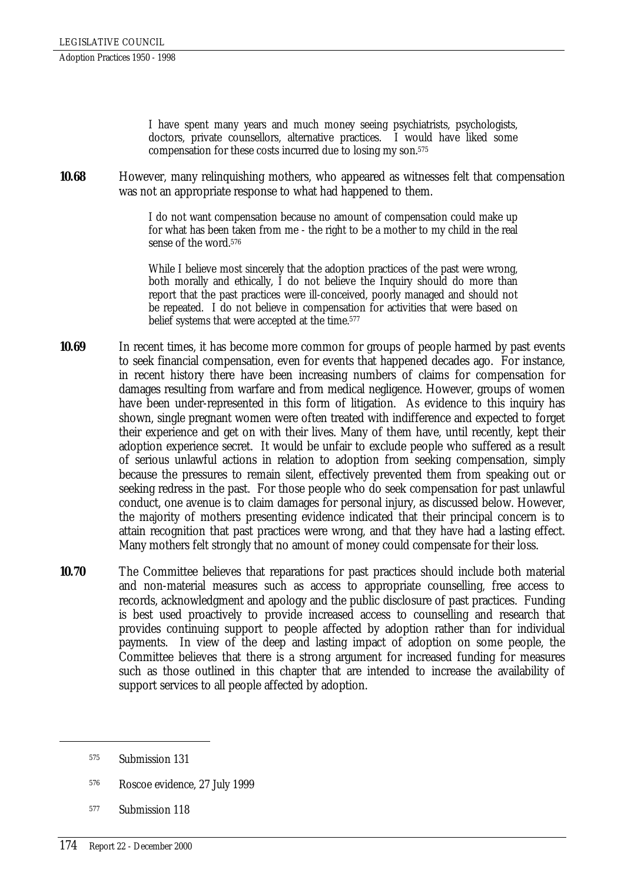> I have spent many years and much money seeing psychiatrists, psychologists, doctors, private counsellors, alternative practices. I would have liked some compensation for these costs incurred due to losing my son.[575]

**10.68** However, many relinquishing mothers, who appeared as witnesses felt that compensation was not an appropriate response to what had happened to them.

> I do not want compensation because no amount of compensation could make up for what has been taken from me - the right to be a mother to my child in the real sense of the word.[576]

> While I believe most sincerely that the adoption practices of the past were wrong, both morally and ethically, I do not believe the Inquiry should do more than report that the past practices were ill-conceived, poorly managed and should not be repeated. I do not believe in compensation for activities that were based on belief systems that were accepted at the time.[577]

**10.69** In recent times, it has become more common for groups of people harmed by past events to seek financial compensation, even for events that happened decades ago. For instance, in recent history there have been increasing numbers of claims for compensation for damages resulting from warfare and from medical negligence. However, groups of women have been under-represented in this form of litigation. As evidence to this inquiry has shown, single pregnant women were often treated with indifference and expected to forget their experience and get on with their lives. Many of them have, until recently, kept their adoption experience secret. It would be unfair to exclude people who suffered as a result of serious unlawful actions in relation to adoption from seeking compensation, simply because the pressures to remain silent, effectively prevented them from speaking out or seeking redress in the past. For those people who do seek compensation for past unlawful conduct, one avenue is to claim damages for personal injury, as discussed below. However, the majority of mothers presenting evidence indicated that their principal concern is to attain recognition that past practices were wrong, and that they have had a lasting effect. Many mothers felt strongly that no amount of money could compensate for their loss.

**10.70** The Committee believes that reparations for past practices should include both material and non-material measures such as access to appropriate counselling, free access to records, acknowledgment and apology and the public disclosure of past practices. Funding is best used proactively to provide increased access to counselling and research that provides continuing support to people affected by adoption rather than for individual payments. In view of the deep and lasting impact of adoption on some people, the Committee believes that there is a strong argument for increased funding for measures such as those outlined in this chapter that are intended to increase the availability of support services to all people affected by adoption.

---

[575] Submission 131

[576] Roscoe evidence, 27 July 1999

[577] Submission 118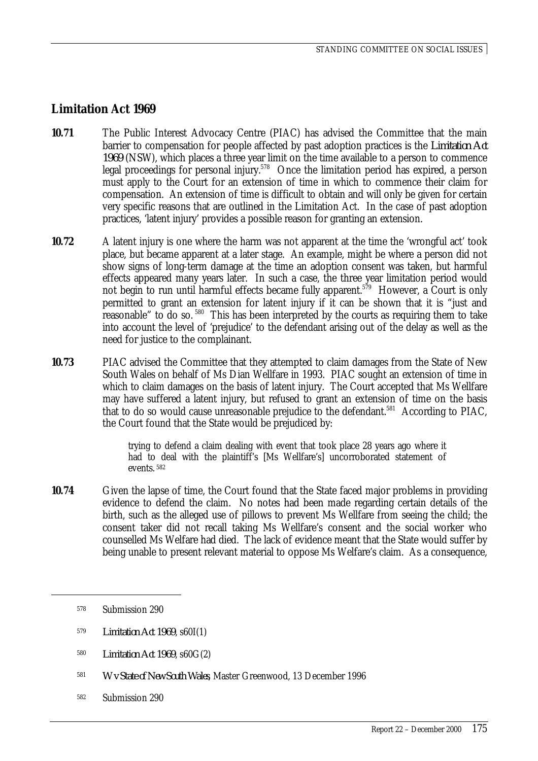## Limitation Act 1969

**10.71** The Public Interest Advocacy Centre (PIAC) has advised the Committee that the main barrier to compensation for people affected by past adoption practices is the *Limitation Act 1969* (NSW), which places a three year limit on the time available to a person to commence legal proceedings for personal injury.[578] Once the limitation period has expired, a person must apply to the Court for an extension of time in which to commence their claim for compensation. An extension of time is difficult to obtain and will only be given for certain very specific reasons that are outlined in the Limitation Act. In the case of past adoption practices, 'latent injury' provides a possible reason for granting an extension.

**10.72** A latent injury is one where the harm was not apparent at the time the 'wrongful act' took place, but became apparent at a later stage. An example, might be where a person did not show signs of long-term damage at the time an adoption consent was taken, but harmful effects appeared many years later. In such a case, the three year limitation period would not begin to run until harmful effects became fully apparent.[579] However, a Court is only permitted to grant an extension for latent injury if it can be shown that it is "just and reasonable" to do so.[580] This has been interpreted by the courts as requiring them to take into account the level of 'prejudice' to the defendant arising out of the delay as well as the need for justice to the complainant.

**10.73** PIAC advised the Committee that they attempted to claim damages from the State of New South Wales on behalf of Ms Dian Wellfare in 1993. PIAC sought an extension of time in which to claim damages on the basis of latent injury. The Court accepted that Ms Wellfare may have suffered a latent injury, but refused to grant an extension of time on the basis that to do so would cause unreasonable prejudice to the defendant.[581] According to PIAC, the Court found that the State would be prejudiced by:

> trying to defend a claim dealing with event that took place 28 years ago where it had to deal with the plaintiff's [Ms Wellfare's] uncorroborated statement of events.[582]

**10.74** Given the lapse of time, the Court found that the State faced major problems in providing evidence to defend the claim. No notes had been made regarding certain details of the birth, such as the alleged use of pillows to prevent Ms Wellfare from seeing the child; the consent taker did not recall taking Ms Wellfare's consent and the social worker who counselled Ms Welfare had died. The lack of evidence meant that the State would suffer by being unable to present relevant material to oppose Ms Welfare's claim. As a consequence,

---

578 Submission 290

579 *Limitation Act 1969*, s60I(1)

580 *Limitation Act 1969*, s60G(2)

581 *W v State of New South Wales*, Master Greenwood, 13 December 1996

582 Submission 290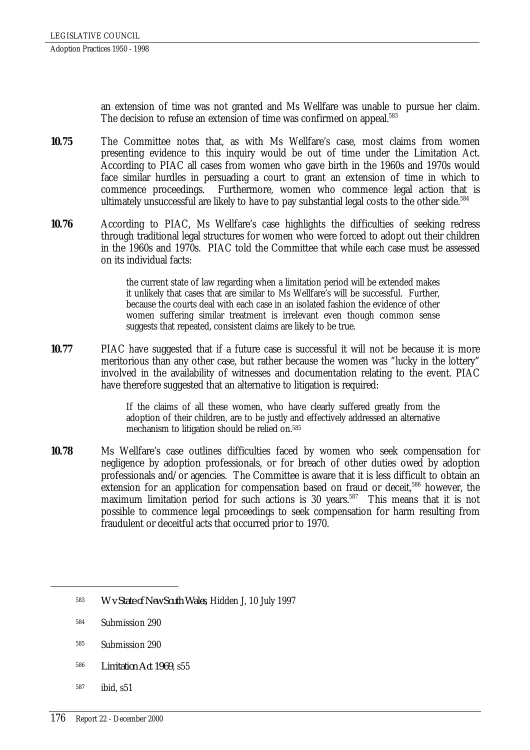an extension of time was not granted and Ms Wellfare was unable to pursue her claim. The decision to refuse an extension of time was confirmed on appeal.[583]

**10.75** The Committee notes that, as with Ms Wellfare's case, most claims from women presenting evidence to this inquiry would be out of time under the Limitation Act. According to PIAC all cases from women who gave birth in the 1960s and 1970s would face similar hurdles in persuading a court to grant an extension of time in which to commence proceedings. Furthermore, women who commence legal action that is ultimately unsuccessful are likely to have to pay substantial legal costs to the other side.[584]

**10.76** According to PIAC, Ms Wellfare's case highlights the difficulties of seeking redress through traditional legal structures for women who were forced to adopt out their children in the 1960s and 1970s. PIAC told the Committee that while each case must be assessed on its individual facts:

> the current state of law regarding when a limitation period will be extended makes it unlikely that cases that are similar to Ms Wellfare's will be successful. Further, because the courts deal with each case in an isolated fashion the evidence of other women suffering similar treatment is irrelevant even though common sense suggests that repeated, consistent claims are likely to be true.

**10.77** PIAC have suggested that if a future case is successful it will not be because it is more meritorious than any other case, but rather because the women was "lucky in the lottery" involved in the availability of witnesses and documentation relating to the event. PIAC have therefore suggested that an alternative to litigation is required:

> If the claims of all these women, who have clearly suffered greatly from the adoption of their children, are to be justly and effectively addressed an alternative mechanism to litigation should be relied on.[585]

**10.78** Ms Wellfare's case outlines difficulties faced by women who seek compensation for negligence by adoption professionals, or for breach of other duties owed by adoption professionals and/or agencies. The Committee is aware that it is less difficult to obtain an extension for an application for compensation based on fraud or deceit,[586] however, the maximum limitation period for such actions is 30 years.[587] This means that it is not possible to commence legal proceedings to seek compensation for harm resulting from fraudulent or deceitful acts that occurred prior to 1970.

---

583 *W v State of New South Wales*, Hidden J, 10 July 1997

584 Submission 290

585 Submission 290

586 *Limitation Act 1969*, s55

587 ibid, s51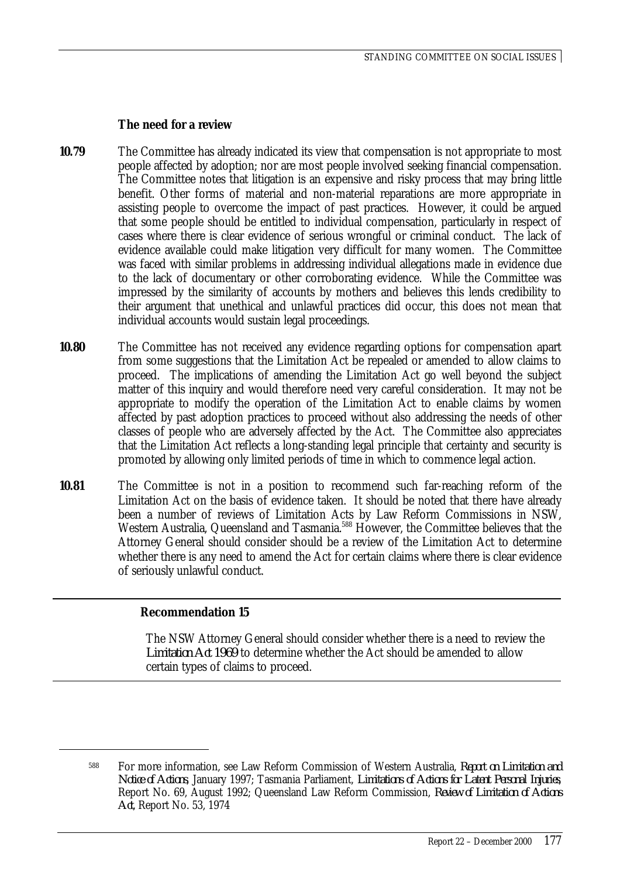### The need for a review

**10.79** The Committee has already indicated its view that compensation is not appropriate to most people affected by adoption; nor are most people involved seeking financial compensation. The Committee notes that litigation is an expensive and risky process that may bring little benefit. Other forms of material and non-material reparations are more appropriate in assisting people to overcome the impact of past practices. However, it could be argued that some people should be entitled to individual compensation, particularly in respect of cases where there is clear evidence of serious wrongful or criminal conduct. The lack of evidence available could make litigation very difficult for many women. The Committee was faced with similar problems in addressing individual allegations made in evidence due to the lack of documentary or other corroborating evidence. While the Committee was impressed by the similarity of accounts by mothers and believes this lends credibility to their argument that unethical and unlawful practices did occur, this does not mean that individual accounts would sustain legal proceedings.

**10.80** The Committee has not received any evidence regarding options for compensation apart from some suggestions that the Limitation Act be repealed or amended to allow claims to proceed. The implications of amending the Limitation Act go well beyond the subject matter of this inquiry and would therefore need very careful consideration. It may not be appropriate to modify the operation of the Limitation Act to enable claims by women affected by past adoption practices to proceed without also addressing the needs of other classes of people who are adversely affected by the Act. The Committee also appreciates that the Limitation Act reflects a long-standing legal principle that certainty and security is promoted by allowing only limited periods of time in which to commence legal action.

**10.81** The Committee is not in a position to recommend such far-reaching reform of the Limitation Act on the basis of evidence taken. It should be noted that there have already been a number of reviews of Limitation Acts by Law Reform Commissions in NSW, Western Australia, Queensland and Tasmania.[588] However, the Committee believes that the Attorney General should consider should be a review of the Limitation Act to determine whether there is any need to amend the Act for certain claims where there is clear evidence of seriously unlawful conduct.

---

**Recommendation 15**

The NSW Attorney General should consider whether there is a need to review the *Limitation Act 1969* to determine whether the Act should be amended to allow certain types of claims to proceed.

---

[588] For more information, see Law Reform Commission of Western Australia, *Report on Limitation and Notice of Actions*, January 1997; Tasmania Parliament, *Limitations of Actions for Latent Personal Injuries*, Report No. 69, August 1992; Queensland Law Reform Commission, *Review of Limitation of Actions Act*, Report No. 53, 1974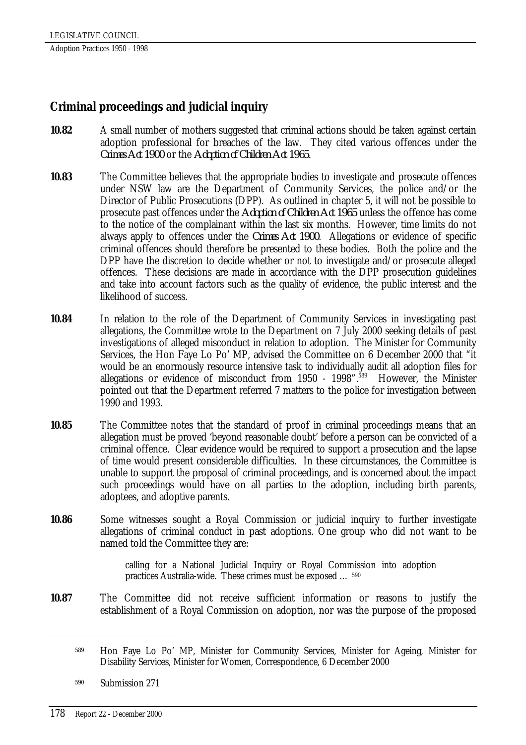## Criminal proceedings and judicial inquiry

**10.82** A small number of mothers suggested that criminal actions should be taken against certain adoption professional for breaches of the law. They cited various offences under the *Crimes Act 1900* or the *Adoption of Children Act 1965*.

**10.83** The Committee believes that the appropriate bodies to investigate and prosecute offences under NSW law are the Department of Community Services, the police and/or the Director of Public Prosecutions (DPP). As outlined in chapter 5, it will not be possible to prosecute past offences under the *Adoption of Children Act 1965* unless the offence has come to the notice of the complainant within the last six months. However, time limits do not always apply to offences under the *Crimes Act 1900*. Allegations or evidence of specific criminal offences should therefore be presented to these bodies. Both the police and the DPP have the discretion to decide whether or not to investigate and/or prosecute alleged offences. These decisions are made in accordance with the DPP prosecution guidelines and take into account factors such as the quality of evidence, the public interest and the likelihood of success.

**10.84** In relation to the role of the Department of Community Services in investigating past allegations, the Committee wrote to the Department on 7 July 2000 seeking details of past investigations of alleged misconduct in relation to adoption. The Minister for Community Services, the Hon Faye Lo Po' MP, advised the Committee on 6 December 2000 that "it would be an enormously resource intensive task to individually audit all adoption files for allegations or evidence of misconduct from 1950 - 1998".[589] However, the Minister pointed out that the Department referred 7 matters to the police for investigation between 1990 and 1993.

**10.85** The Committee notes that the standard of proof in criminal proceedings means that an allegation must be proved 'beyond reasonable doubt' before a person can be convicted of a criminal offence. Clear evidence would be required to support a prosecution and the lapse of time would present considerable difficulties. In these circumstances, the Committee is unable to support the proposal of criminal proceedings, and is concerned about the impact such proceedings would have on all parties to the adoption, including birth parents, adoptees, and adoptive parents.

**10.86** Some witnesses sought a Royal Commission or judicial inquiry to further investigate allegations of criminal conduct in past adoptions. One group who did not want to be named told the Committee they are:

> calling for a National Judicial Inquiry or Royal Commission into adoption practices Australia-wide. These crimes must be exposed … [590]

**10.87** The Committee did not receive sufficient information or reasons to justify the establishment of a Royal Commission on adoption, nor was the purpose of the proposed

---

[589] Hon Faye Lo Po' MP, Minister for Community Services, Minister for Ageing, Minister for Disability Services, Minister for Women, Correspondence, 6 December 2000

[590] Submission 271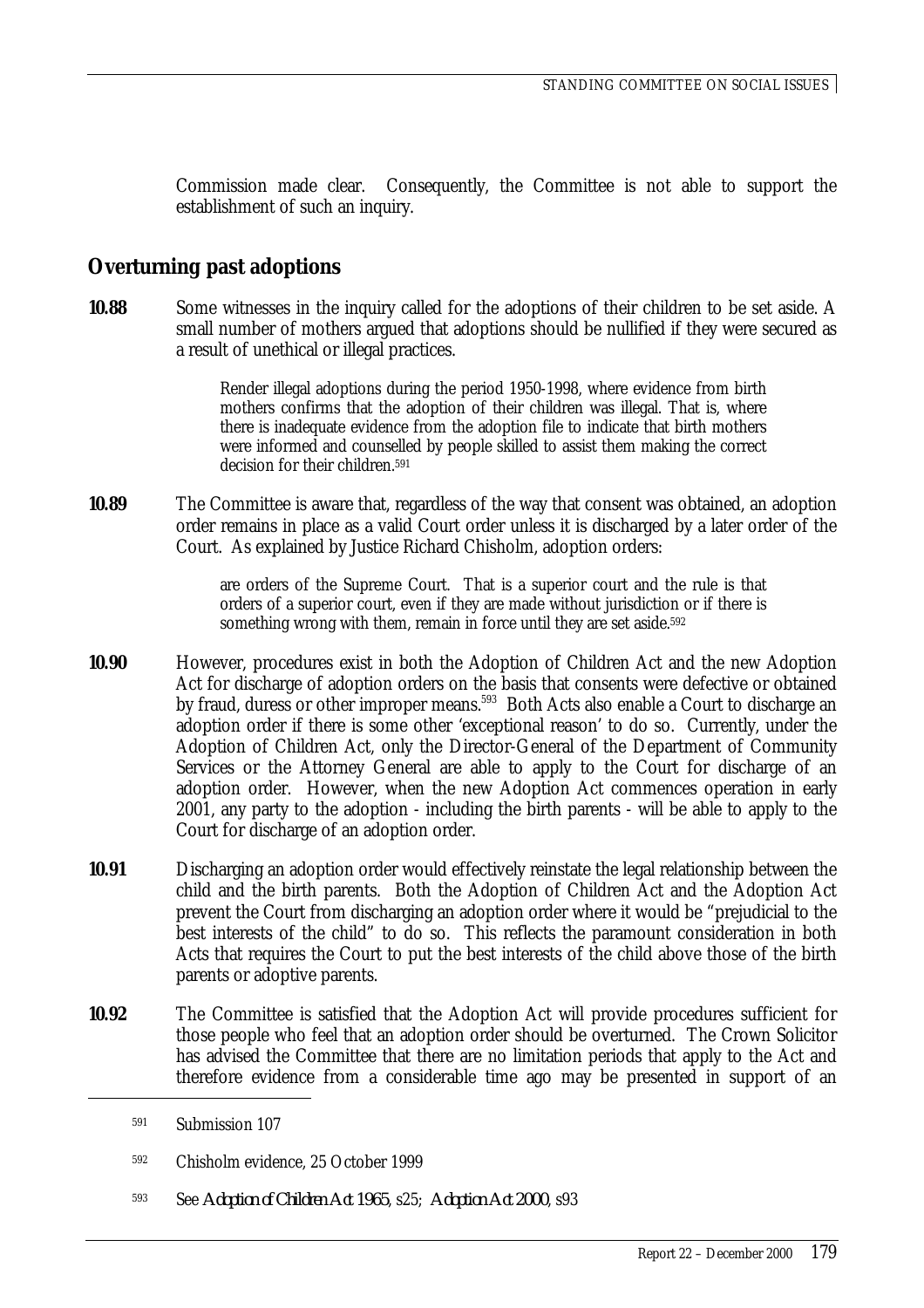Commission made clear. Consequently, the Committee is not able to support the establishment of such an inquiry.

## Overturning past adoptions

**10.88** Some witnesses in the inquiry called for the adoptions of their children to be set aside. A small number of mothers argued that adoptions should be nullified if they were secured as a result of unethical or illegal practices.

> Render illegal adoptions during the period 1950-1998, where evidence from birth mothers confirms that the adoption of their children was illegal. That is, where there is inadequate evidence from the adoption file to indicate that birth mothers were informed and counselled by people skilled to assist them making the correct decision for their children.[591]

**10.89** The Committee is aware that, regardless of the way that consent was obtained, an adoption order remains in place as a valid Court order unless it is discharged by a later order of the Court. As explained by Justice Richard Chisholm, adoption orders:

> are orders of the Supreme Court. That is a superior court and the rule is that orders of a superior court, even if they are made without jurisdiction or if there is something wrong with them, remain in force until they are set aside.[592]

**10.90** However, procedures exist in both the Adoption of Children Act and the new Adoption Act for discharge of adoption orders on the basis that consents were defective or obtained by fraud, duress or other improper means.[593] Both Acts also enable a Court to discharge an adoption order if there is some other 'exceptional reason' to do so. Currently, under the Adoption of Children Act, only the Director-General of the Department of Community Services or the Attorney General are able to apply to the Court for discharge of an adoption order. However, when the new Adoption Act commences operation in early 2001, any party to the adoption - including the birth parents - will be able to apply to the Court for discharge of an adoption order.

**10.91** Discharging an adoption order would effectively reinstate the legal relationship between the child and the birth parents. Both the Adoption of Children Act and the Adoption Act prevent the Court from discharging an adoption order where it would be "prejudicial to the best interests of the child" to do so. This reflects the paramount consideration in both Acts that requires the Court to put the best interests of the child above those of the birth parents or adoptive parents.

**10.92** The Committee is satisfied that the Adoption Act will provide procedures sufficient for those people who feel that an adoption order should be overturned. The Crown Solicitor has advised the Committee that there are no limitation periods that apply to the Act and therefore evidence from a considerable time ago may be presented in support of an

---

[591] Submission 107

[592] Chisholm evidence, 25 October 1999

[593] See *Adoption of Children Act 1965*, s25; *Adoption Act 2000*, s93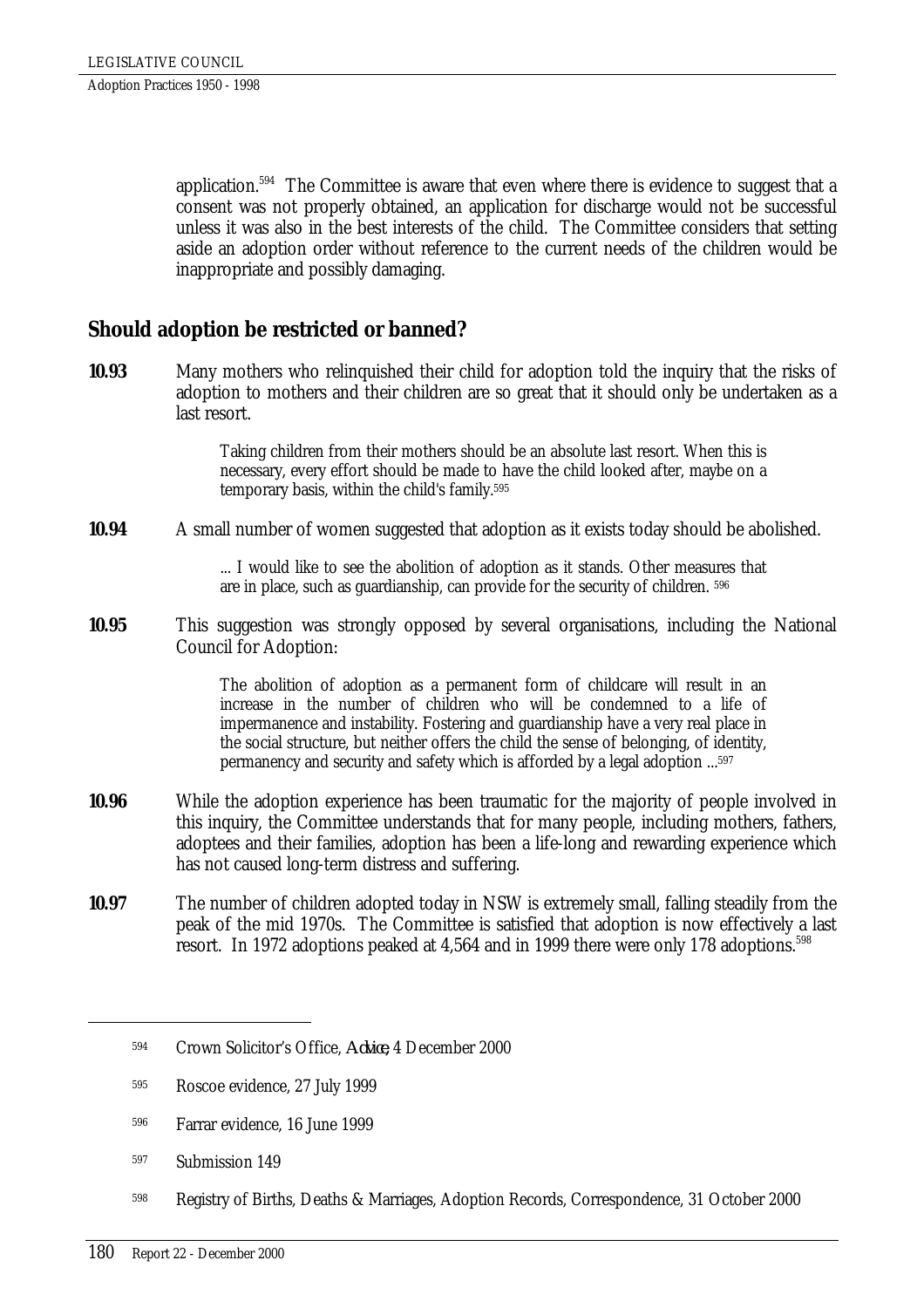application.[594] The Committee is aware that even where there is evidence to suggest that a consent was not properly obtained, an application for discharge would not be successful unless it was also in the best interests of the child. The Committee considers that setting aside an adoption order without reference to the current needs of the children would be inappropriate and possibly damaging.

## Should adoption be restricted or banned?

**10.93** Many mothers who relinquished their child for adoption told the inquiry that the risks of adoption to mothers and their children are so great that it should only be undertaken as a last resort.

> Taking children from their mothers should be an absolute last resort. When this is necessary, every effort should be made to have the child looked after, maybe on a temporary basis, within the child's family.[595]

**10.94** A small number of women suggested that adoption as it exists today should be abolished.

> ... I would like to see the abolition of adoption as it stands. Other measures that are in place, such as guardianship, can provide for the security of children. [596]

**10.95** This suggestion was strongly opposed by several organisations, including the National Council for Adoption:

> The abolition of adoption as a permanent form of childcare will result in an increase in the number of children who will be condemned to a life of impermanence and instability. Fostering and guardianship have a very real place in the social structure, but neither offers the child the sense of belonging, of identity, permanency and security and safety which is afforded by a legal adoption ...[597]

**10.96** While the adoption experience has been traumatic for the majority of people involved in this inquiry, the Committee understands that for many people, including mothers, fathers, adoptees and their families, adoption has been a life-long and rewarding experience which has not caused long-term distress and suffering.

**10.97** The number of children adopted today in NSW is extremely small, falling steadily from the peak of the mid 1970s. The Committee is satisfied that adoption is now effectively a last resort. In 1972 adoptions peaked at 4,564 and in 1999 there were only 178 adoptions.[598]

---

594 Crown Solicitor's Office, *Advice*, 4 December 2000

595 Roscoe evidence, 27 July 1999

596 Farrar evidence, 16 June 1999

597 Submission 149

598 Registry of Births, Deaths & Marriages, Adoption Records, Correspondence, 31 October 2000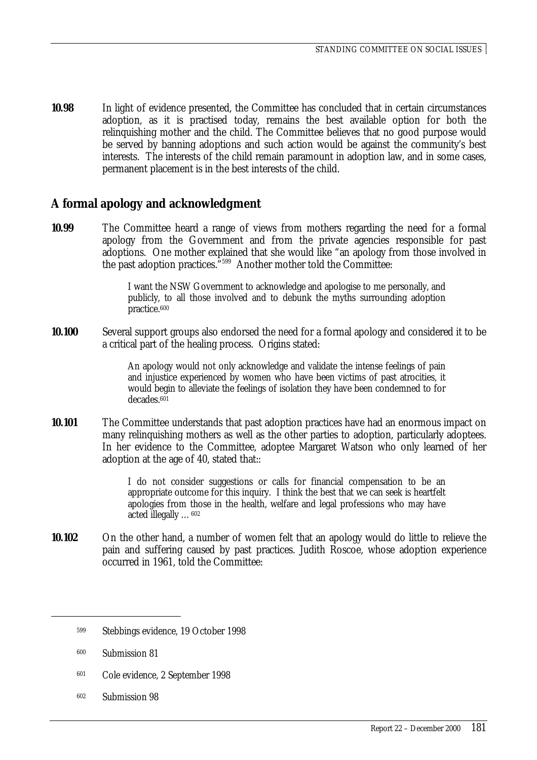**10.98** In light of evidence presented, the Committee has concluded that in certain circumstances adoption, as it is practised today, remains the best available option for both the relinquishing mother and the child. The Committee believes that no good purpose would be served by banning adoptions and such action would be against the community's best interests. The interests of the child remain paramount in adoption law, and in some cases, permanent placement is in the best interests of the child.

## A formal apology and acknowledgment

**10.99** The Committee heard a range of views from mothers regarding the need for a formal apology from the Government and from the private agencies responsible for past adoptions. One mother explained that she would like "an apology from those involved in the past adoption practices."[599] Another mother told the Committee:

> I want the NSW Government to acknowledge and apologise to me personally, and publicly, to all those involved and to debunk the myths surrounding adoption practice.[600]

**10.100** Several support groups also endorsed the need for a formal apology and considered it to be a critical part of the healing process. Origins stated:

> An apology would not only acknowledge and validate the intense feelings of pain and injustice experienced by women who have been victims of past atrocities, it would begin to alleviate the feelings of isolation they have been condemned to for decades.[601]

**10.101** The Committee understands that past adoption practices have had an enormous impact on many relinquishing mothers as well as the other parties to adoption, particularly adoptees. In her evidence to the Committee, adoptee Margaret Watson who only learned of her adoption at the age of 40, stated that::

> I do not consider suggestions or calls for financial compensation to be an appropriate outcome for this inquiry. I think the best that we can seek is heartfelt apologies from those in the health, welfare and legal professions who may have acted illegally …[602]

**10.102** On the other hand, a number of women felt that an apology would do little to relieve the pain and suffering caused by past practices. Judith Roscoe, whose adoption experience occurred in 1961, told the Committee:

---

599 Stebbings evidence, 19 October 1998

600 Submission 81

601 Cole evidence, 2 September 1998

602 Submission 98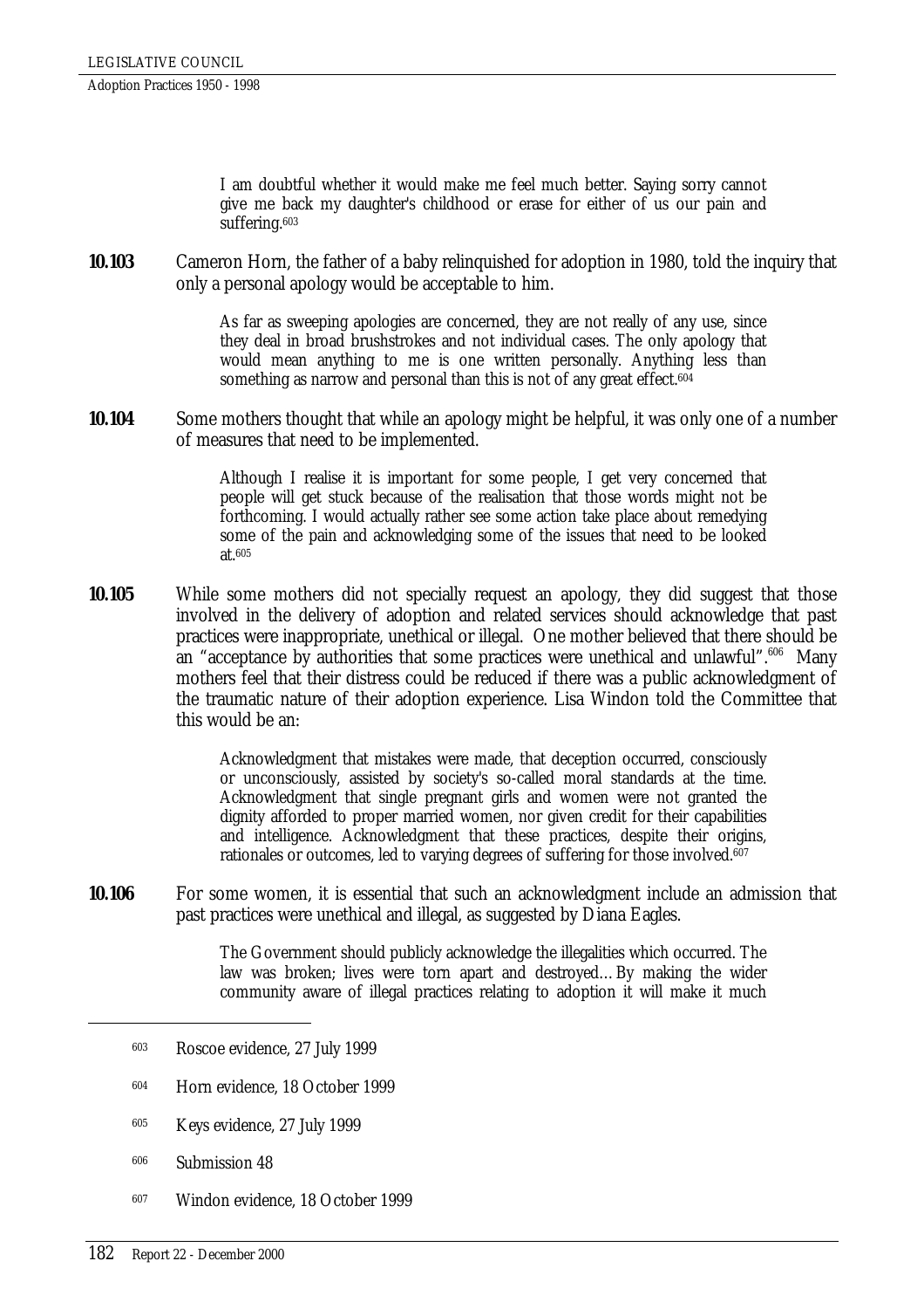> I am doubtful whether it would make me feel much better. Saying sorry cannot give me back my daughter's childhood or erase for either of us our pain and suffering.[603]

**10.103** Cameron Horn, the father of a baby relinquished for adoption in 1980, told the inquiry that only a personal apology would be acceptable to him.

> As far as sweeping apologies are concerned, they are not really of any use, since they deal in broad brushstrokes and not individual cases. The only apology that would mean anything to me is one written personally. Anything less than something as narrow and personal than this is not of any great effect.[604]

**10.104** Some mothers thought that while an apology might be helpful, it was only one of a number of measures that need to be implemented.

> Although I realise it is important for some people, I get very concerned that people will get stuck because of the realisation that those words might not be forthcoming. I would actually rather see some action take place about remedying some of the pain and acknowledging some of the issues that need to be looked at.[605]

**10.105** While some mothers did not specially request an apology, they did suggest that those involved in the delivery of adoption and related services should acknowledge that past practices were inappropriate, unethical or illegal. One mother believed that there should be an "acceptance by authorities that some practices were unethical and unlawful".[606] Many mothers feel that their distress could be reduced if there was a public acknowledgment of the traumatic nature of their adoption experience. Lisa Windon told the Committee that this would be an:

> Acknowledgment that mistakes were made, that deception occurred, consciously or unconsciously, assisted by society's so-called moral standards at the time. Acknowledgment that single pregnant girls and women were not granted the dignity afforded to proper married women, nor given credit for their capabilities and intelligence. Acknowledgment that these practices, despite their origins, rationales or outcomes, led to varying degrees of suffering for those involved.[607]

**10.106** For some women, it is essential that such an acknowledgment include an admission that past practices were unethical and illegal, as suggested by Diana Eagles.

> The Government should publicly acknowledge the illegalities which occurred. The law was broken; lives were torn apart and destroyed…By making the wider community aware of illegal practices relating to adoption it will make it much

---

[603] Roscoe evidence, 27 July 1999

[604] Horn evidence, 18 October 1999

[605] Keys evidence, 27 July 1999

[606] Submission 48

[607] Windon evidence, 18 October 1999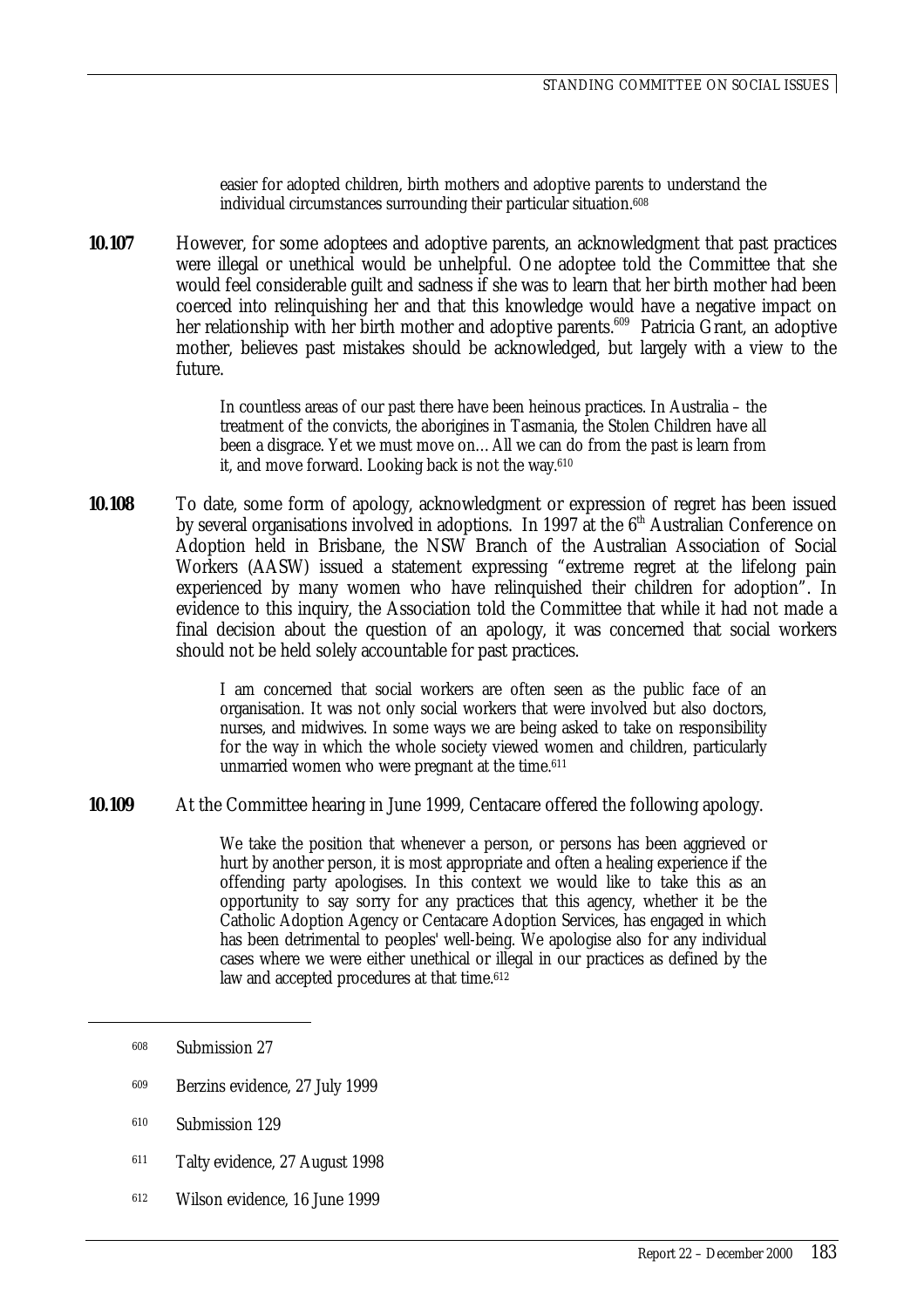> easier for adopted children, birth mothers and adoptive parents to understand the individual circumstances surrounding their particular situation.[608]

**10.107** However, for some adoptees and adoptive parents, an acknowledgment that past practices were illegal or unethical would be unhelpful. One adoptee told the Committee that she would feel considerable guilt and sadness if she was to learn that her birth mother had been coerced into relinquishing her and that this knowledge would have a negative impact on her relationship with her birth mother and adoptive parents.[609] Patricia Grant, an adoptive mother, believes past mistakes should be acknowledged, but largely with a view to the future.

> In countless areas of our past there have been heinous practices. In Australia – the treatment of the convicts, the aborigines in Tasmania, the Stolen Children have all been a disgrace. Yet we must move on… All we can do from the past is learn from it, and move forward. Looking back is not the way.[610]

**10.108** To date, some form of apology, acknowledgment or expression of regret has been issued by several organisations involved in adoptions. In 1997 at the 6th Australian Conference on Adoption held in Brisbane, the NSW Branch of the Australian Association of Social Workers (AASW) issued a statement expressing "extreme regret at the lifelong pain experienced by many women who have relinquished their children for adoption". In evidence to this inquiry, the Association told the Committee that while it had not made a final decision about the question of an apology, it was concerned that social workers should not be held solely accountable for past practices.

> I am concerned that social workers are often seen as the public face of an organisation. It was not only social workers that were involved but also doctors, nurses, and midwives. In some ways we are being asked to take on responsibility for the way in which the whole society viewed women and children, particularly unmarried women who were pregnant at the time.[611]

**10.109** At the Committee hearing in June 1999, Centacare offered the following apology.

> We take the position that whenever a person, or persons has been aggrieved or hurt by another person, it is most appropriate and often a healing experience if the offending party apologises. In this context we would like to take this as an opportunity to say sorry for any practices that this agency, whether it be the Catholic Adoption Agency or Centacare Adoption Services, has engaged in which has been detrimental to peoples' well-being. We apologise also for any individual cases where we were either unethical or illegal in our practices as defined by the law and accepted procedures at that time.[612]

---

608 Submission 27

609 Berzins evidence, 27 July 1999

610 Submission 129

611 Talty evidence, 27 August 1998

612 Wilson evidence, 16 June 1999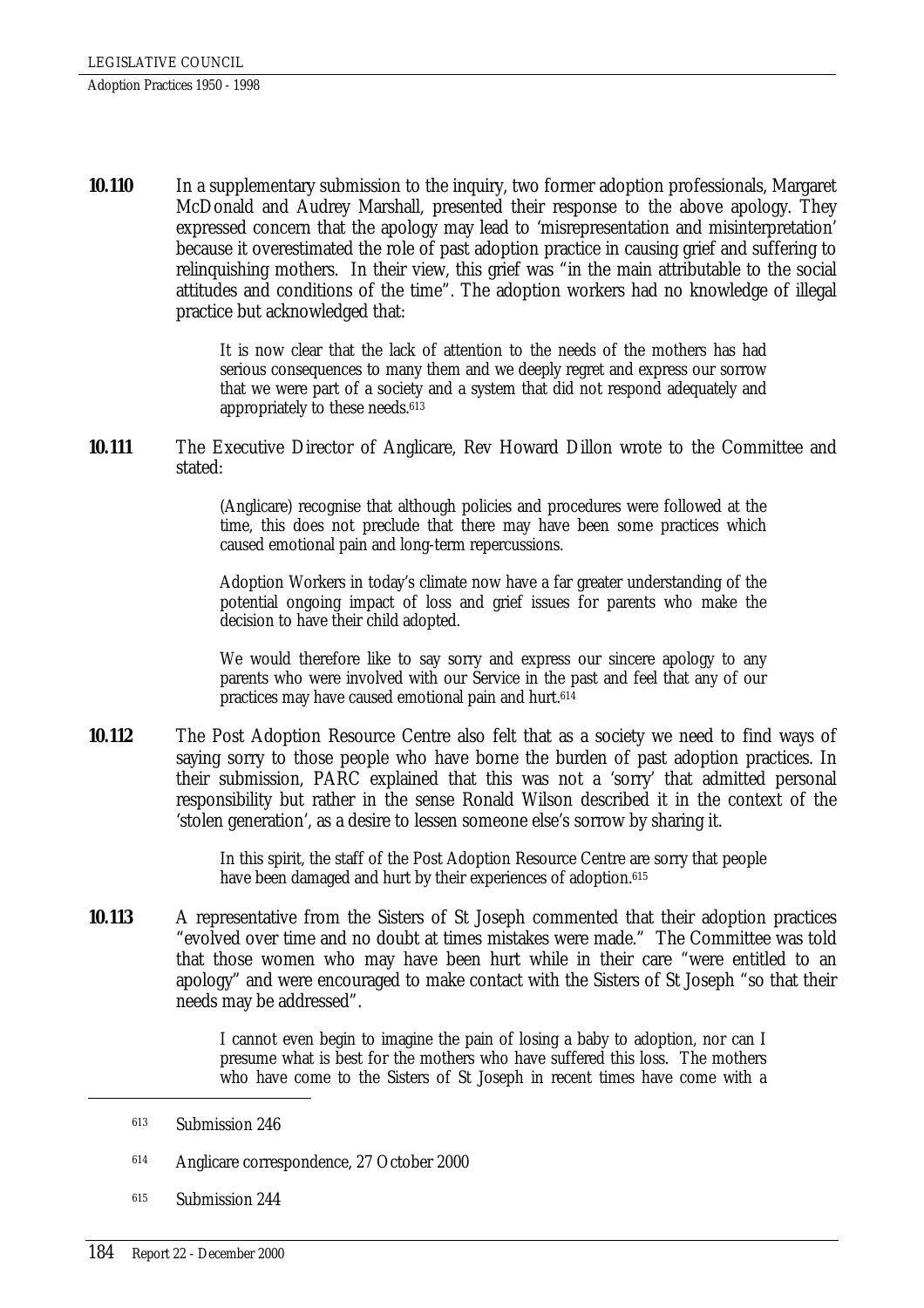**10.110** In a supplementary submission to the inquiry, two former adoption professionals, Margaret McDonald and Audrey Marshall, presented their response to the above apology. They expressed concern that the apology may lead to 'misrepresentation and misinterpretation' because it overestimated the role of past adoption practice in causing grief and suffering to relinquishing mothers. In their view, this grief was "in the main attributable to the social attitudes and conditions of the time". The adoption workers had no knowledge of illegal practice but acknowledged that:

> It is now clear that the lack of attention to the needs of the mothers has had serious consequences to many them and we deeply regret and express our sorrow that we were part of a society and a system that did not respond adequately and appropriately to these needs.[613]

**10.111** The Executive Director of Anglicare, Rev Howard Dillon wrote to the Committee and stated:

> (Anglicare) recognise that although policies and procedures were followed at the time, this does not preclude that there may have been some practices which caused emotional pain and long-term repercussions.
>
> Adoption Workers in today's climate now have a far greater understanding of the potential ongoing impact of loss and grief issues for parents who make the decision to have their child adopted.
>
> We would therefore like to say sorry and express our sincere apology to any parents who were involved with our Service in the past and feel that any of our practices may have caused emotional pain and hurt.[614]

**10.112** The Post Adoption Resource Centre also felt that as a society we need to find ways of saying sorry to those people who have borne the burden of past adoption practices. In their submission, PARC explained that this was not a 'sorry' that admitted personal responsibility but rather in the sense Ronald Wilson described it in the context of the 'stolen generation', as a desire to lessen someone else's sorrow by sharing it.

> In this spirit, the staff of the Post Adoption Resource Centre are sorry that people have been damaged and hurt by their experiences of adoption.[615]

**10.113** A representative from the Sisters of St Joseph commented that their adoption practices "evolved over time and no doubt at times mistakes were made." The Committee was told that those women who may have been hurt while in their care "were entitled to an apology" and were encouraged to make contact with the Sisters of St Joseph "so that their needs may be addressed".

> I cannot even begin to imagine the pain of losing a baby to adoption, nor can I presume what is best for the mothers who have suffered this loss. The mothers who have come to the Sisters of St Joseph in recent times have come with a

---

[613] Submission 246

[614] Anglicare correspondence, 27 October 2000

[615] Submission 244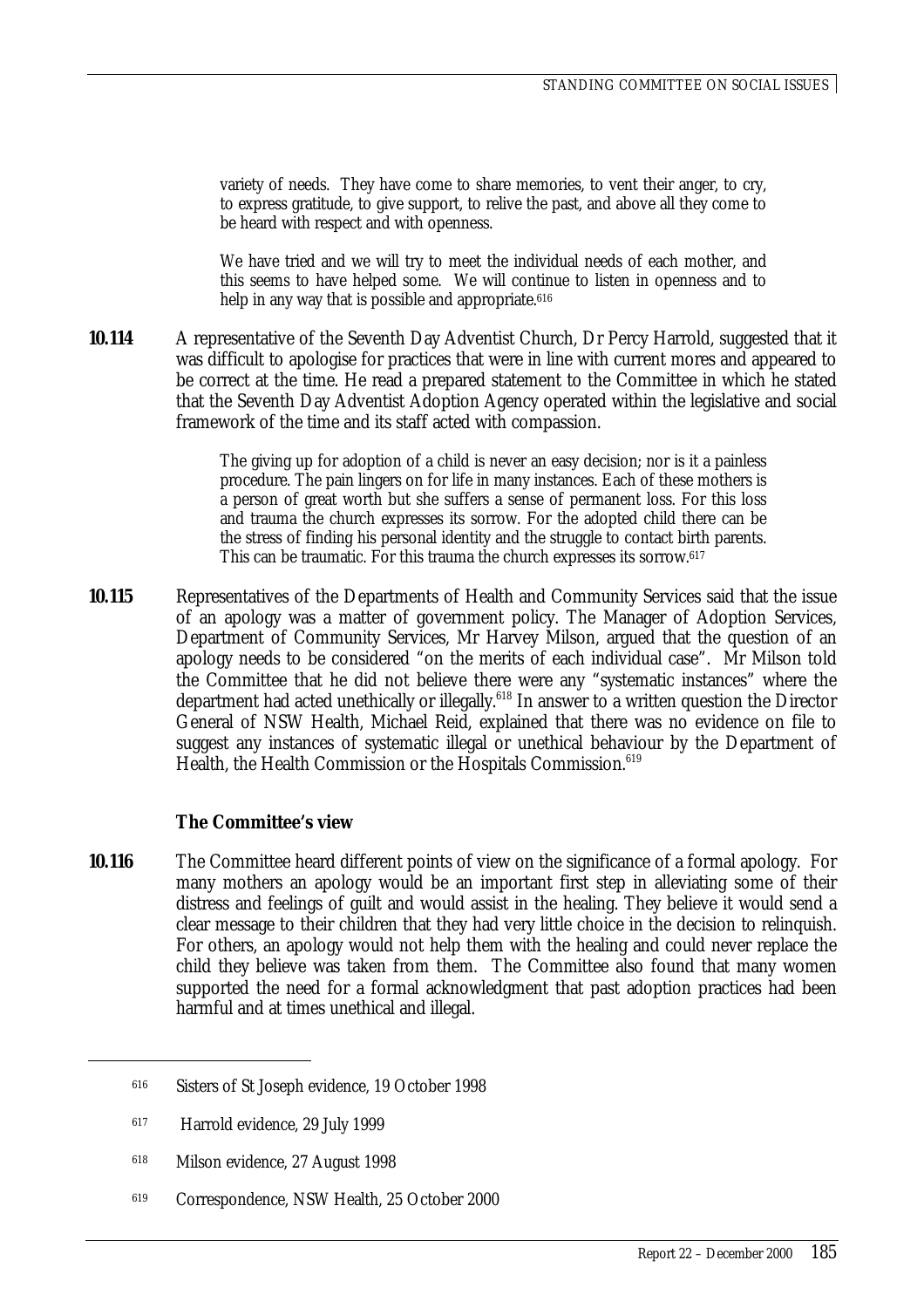variety of needs. They have come to share memories, to vent their anger, to cry, to express gratitude, to give support, to relive the past, and above all they come to be heard with respect and with openness.

> We have tried and we will try to meet the individual needs of each mother, and this seems to have helped some. We will continue to listen in openness and to help in any way that is possible and appropriate.[616]

**10.114** A representative of the Seventh Day Adventist Church, Dr Percy Harrold, suggested that it was difficult to apologise for practices that were in line with current mores and appeared to be correct at the time. He read a prepared statement to the Committee in which he stated that the Seventh Day Adventist Adoption Agency operated within the legislative and social framework of the time and its staff acted with compassion.

> The giving up for adoption of a child is never an easy decision; nor is it a painless procedure. The pain lingers on for life in many instances. Each of these mothers is a person of great worth but she suffers a sense of permanent loss. For this loss and trauma the church expresses its sorrow. For the adopted child there can be the stress of finding his personal identity and the struggle to contact birth parents. This can be traumatic. For this trauma the church expresses its sorrow.[617]

**10.115** Representatives of the Departments of Health and Community Services said that the issue of an apology was a matter of government policy. The Manager of Adoption Services, Department of Community Services, Mr Harvey Milson, argued that the question of an apology needs to be considered "on the merits of each individual case". Mr Milson told the Committee that he did not believe there were any "systematic instances" where the department had acted unethically or illegally.[618] In answer to a written question the Director General of NSW Health, Michael Reid, explained that there was no evidence on file to suggest any instances of systematic illegal or unethical behaviour by the Department of Health, the Health Commission or the Hospitals Commission.[619]

### The Committee's view

**10.116** The Committee heard different points of view on the significance of a formal apology. For many mothers an apology would be an important first step in alleviating some of their distress and feelings of guilt and would assist in the healing. They believe it would send a clear message to their children that they had very little choice in the decision to relinquish. For others, an apology would not help them with the healing and could never replace the child they believe was taken from them. The Committee also found that many women supported the need for a formal acknowledgment that past adoption practices had been harmful and at times unethical and illegal.

---

[616] Sisters of St Joseph evidence, 19 October 1998

[617] Harrold evidence, 29 July 1999

[618] Milson evidence, 27 August 1998

[619] Correspondence, NSW Health, 25 October 2000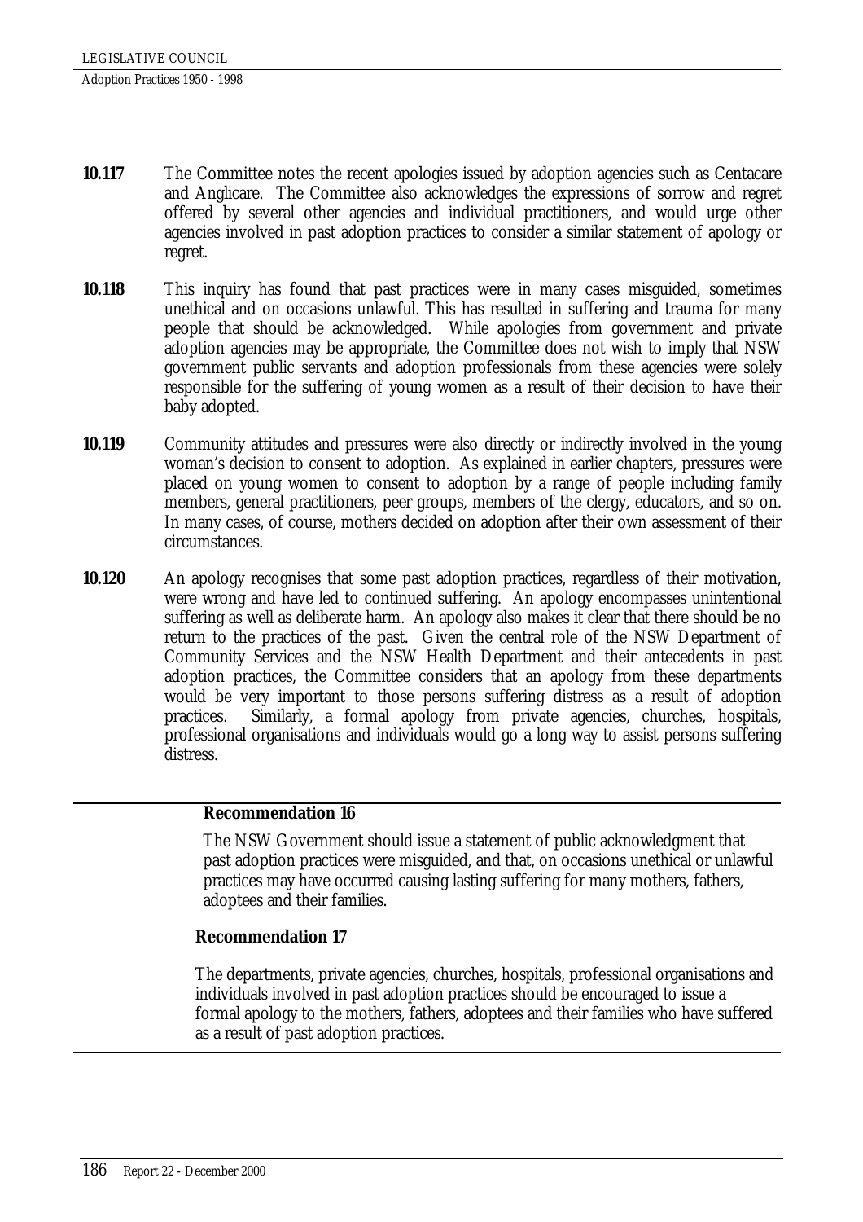**10.117** The Committee notes the recent apologies issued by adoption agencies such as Centacare and Anglicare. The Committee also acknowledges the expressions of sorrow and regret offered by several other agencies and individual practitioners, and would urge other agencies involved in past adoption practices to consider a similar statement of apology or regret.

**10.118** This inquiry has found that past practices were in many cases misguided, sometimes unethical and on occasions unlawful. This has resulted in suffering and trauma for many people that should be acknowledged. While apologies from government and private adoption agencies may be appropriate, the Committee does not wish to imply that NSW government public servants and adoption professionals from these agencies were solely responsible for the suffering of young women as a result of their decision to have their baby adopted.

**10.119** Community attitudes and pressures were also directly or indirectly involved in the young woman's decision to consent to adoption. As explained in earlier chapters, pressures were placed on young women to consent to adoption by a range of people including family members, general practitioners, peer groups, members of the clergy, educators, and so on. In many cases, of course, mothers decided on adoption after their own assessment of their circumstances.

**10.120** An apology recognises that some past adoption practices, regardless of their motivation, were wrong and have led to continued suffering. An apology encompasses unintentional suffering as well as deliberate harm. An apology also makes it clear that there should be no return to the practices of the past. Given the central role of the NSW Department of Community Services and the NSW Health Department and their antecedents in past adoption practices, the Committee considers that an apology from these departments would be very important to those persons suffering distress as a result of adoption practices. Similarly, a formal apology from private agencies, churches, hospitals, professional organisations and individuals would go a long way to assist persons suffering distress.

**Recommendation 16**

The NSW Government should issue a statement of public acknowledgment that past adoption practices were misguided, and that, on occasions unethical or unlawful practices may have occurred causing lasting suffering for many mothers, fathers, adoptees and their families.

**Recommendation 17**

The departments, private agencies, churches, hospitals, professional organisations and individuals involved in past adoption practices should be encouraged to issue a formal apology to the mothers, fathers, adoptees and their families who have suffered as a result of past adoption practices.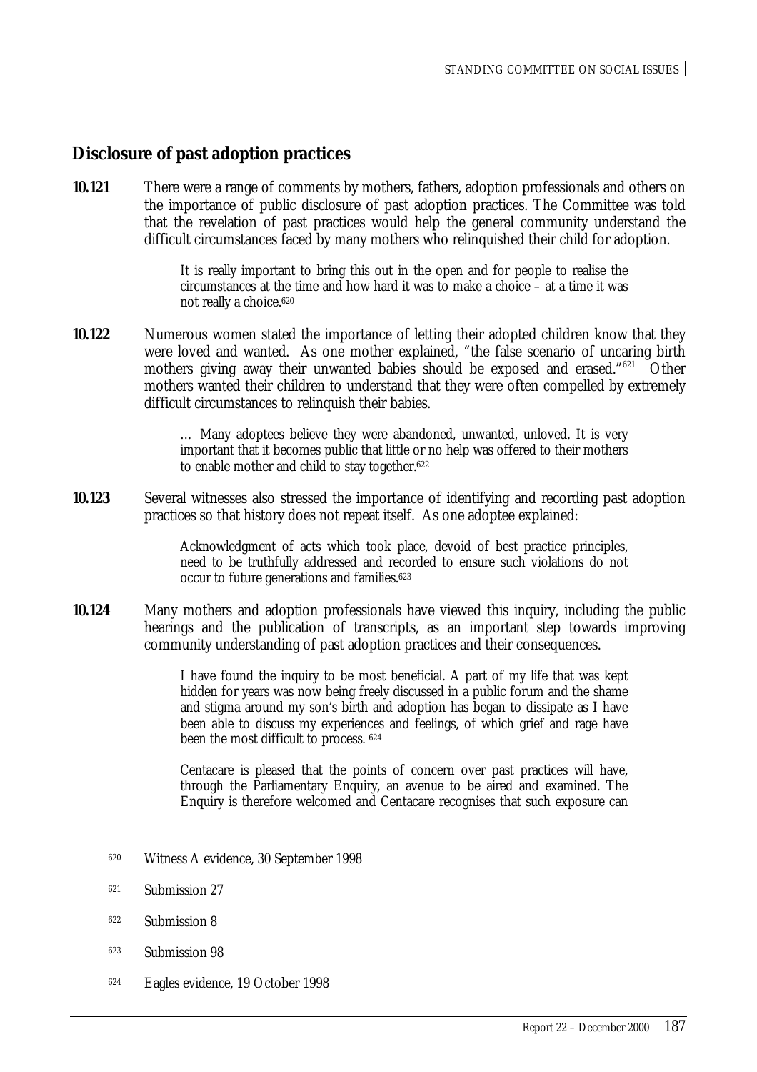## Disclosure of past adoption practices

**10.121** There were a range of comments by mothers, fathers, adoption professionals and others on the importance of public disclosure of past adoption practices. The Committee was told that the revelation of past practices would help the general community understand the difficult circumstances faced by many mothers who relinquished their child for adoption.

> It is really important to bring this out in the open and for people to realise the circumstances at the time and how hard it was to make a choice – at a time it was not really a choice.[620]

**10.122** Numerous women stated the importance of letting their adopted children know that they were loved and wanted. As one mother explained, "the false scenario of uncaring birth mothers giving away their unwanted babies should be exposed and erased."[621] Other mothers wanted their children to understand that they were often compelled by extremely difficult circumstances to relinquish their babies.

> … Many adoptees believe they were abandoned, unwanted, unloved. It is very important that it becomes public that little or no help was offered to their mothers to enable mother and child to stay together.[622]

**10.123** Several witnesses also stressed the importance of identifying and recording past adoption practices so that history does not repeat itself. As one adoptee explained:

> Acknowledgment of acts which took place, devoid of best practice principles, need to be truthfully addressed and recorded to ensure such violations do not occur to future generations and families.[623]

**10.124** Many mothers and adoption professionals have viewed this inquiry, including the public hearings and the publication of transcripts, as an important step towards improving community understanding of past adoption practices and their consequences.

> I have found the inquiry to be most beneficial. A part of my life that was kept hidden for years was now being freely discussed in a public forum and the shame and stigma around my son's birth and adoption has began to dissipate as I have been able to discuss my experiences and feelings, of which grief and rage have been the most difficult to process. [624]

> Centacare is pleased that the points of concern over past practices will have, through the Parliamentary Enquiry, an avenue to be aired and examined. The Enquiry is therefore welcomed and Centacare recognises that such exposure can

---

[620] Witness A evidence, 30 September 1998

[621] Submission 27

[622] Submission 8

[623] Submission 98

[624] Eagles evidence, 19 October 1998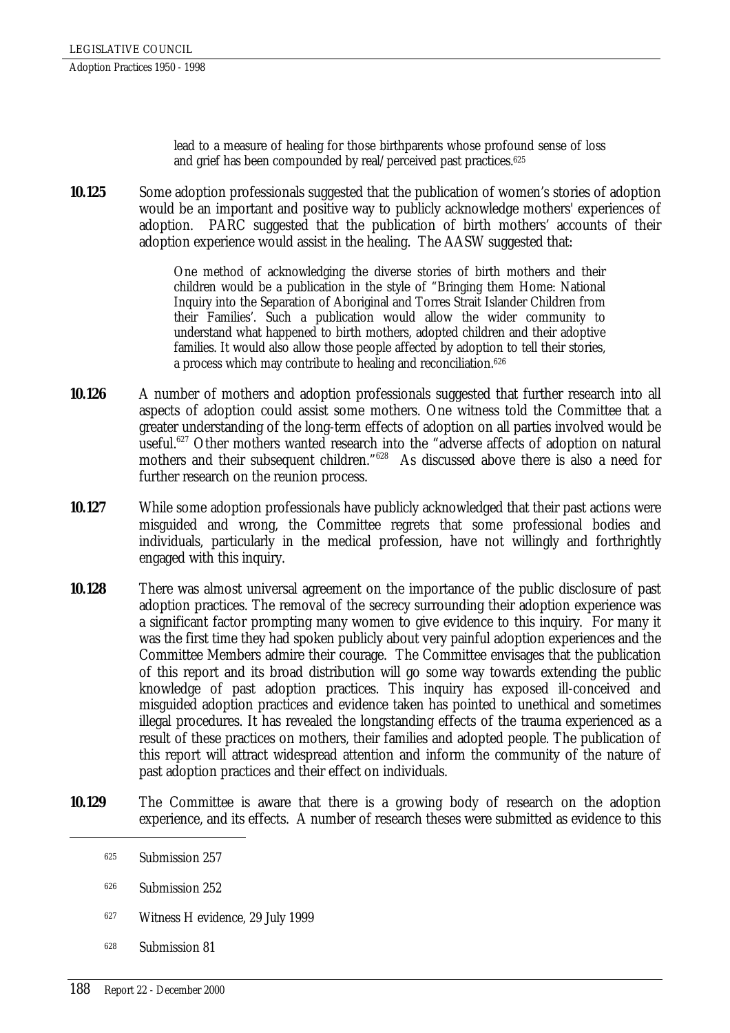> lead to a measure of healing for those birthparents whose profound sense of loss and grief has been compounded by real/perceived past practices.[625]

**10.125** Some adoption professionals suggested that the publication of women's stories of adoption would be an important and positive way to publicly acknowledge mothers' experiences of adoption. PARC suggested that the publication of birth mothers' accounts of their adoption experience would assist in the healing. The AASW suggested that:

> One method of acknowledging the diverse stories of birth mothers and their children would be a publication in the style of "Bringing them Home: National Inquiry into the Separation of Aboriginal and Torres Strait Islander Children from their Families'. Such a publication would allow the wider community to understand what happened to birth mothers, adopted children and their adoptive families. It would also allow those people affected by adoption to tell their stories, a process which may contribute to healing and reconciliation.[626]

**10.126** A number of mothers and adoption professionals suggested that further research into all aspects of adoption could assist some mothers. One witness told the Committee that a greater understanding of the long-term effects of adoption on all parties involved would be useful.[627] Other mothers wanted research into the "adverse affects of adoption on natural mothers and their subsequent children."[628] As discussed above there is also a need for further research on the reunion process.

**10.127** While some adoption professionals have publicly acknowledged that their past actions were misguided and wrong, the Committee regrets that some professional bodies and individuals, particularly in the medical profession, have not willingly and forthrightly engaged with this inquiry.

**10.128** There was almost universal agreement on the importance of the public disclosure of past adoption practices. The removal of the secrecy surrounding their adoption experience was a significant factor prompting many women to give evidence to this inquiry. For many it was the first time they had spoken publicly about very painful adoption experiences and the Committee Members admire their courage. The Committee envisages that the publication of this report and its broad distribution will go some way towards extending the public knowledge of past adoption practices. This inquiry has exposed ill-conceived and misguided adoption practices and evidence taken has pointed to unethical and sometimes illegal procedures. It has revealed the longstanding effects of the trauma experienced as a result of these practices on mothers, their families and adopted people. The publication of this report will attract widespread attention and inform the community of the nature of past adoption practices and their effect on individuals.

**10.129** The Committee is aware that there is a growing body of research on the adoption experience, and its effects. A number of research theses were submitted as evidence to this

---

[625] Submission 257

[626] Submission 252

[627] Witness H evidence, 29 July 1999

[628] Submission 81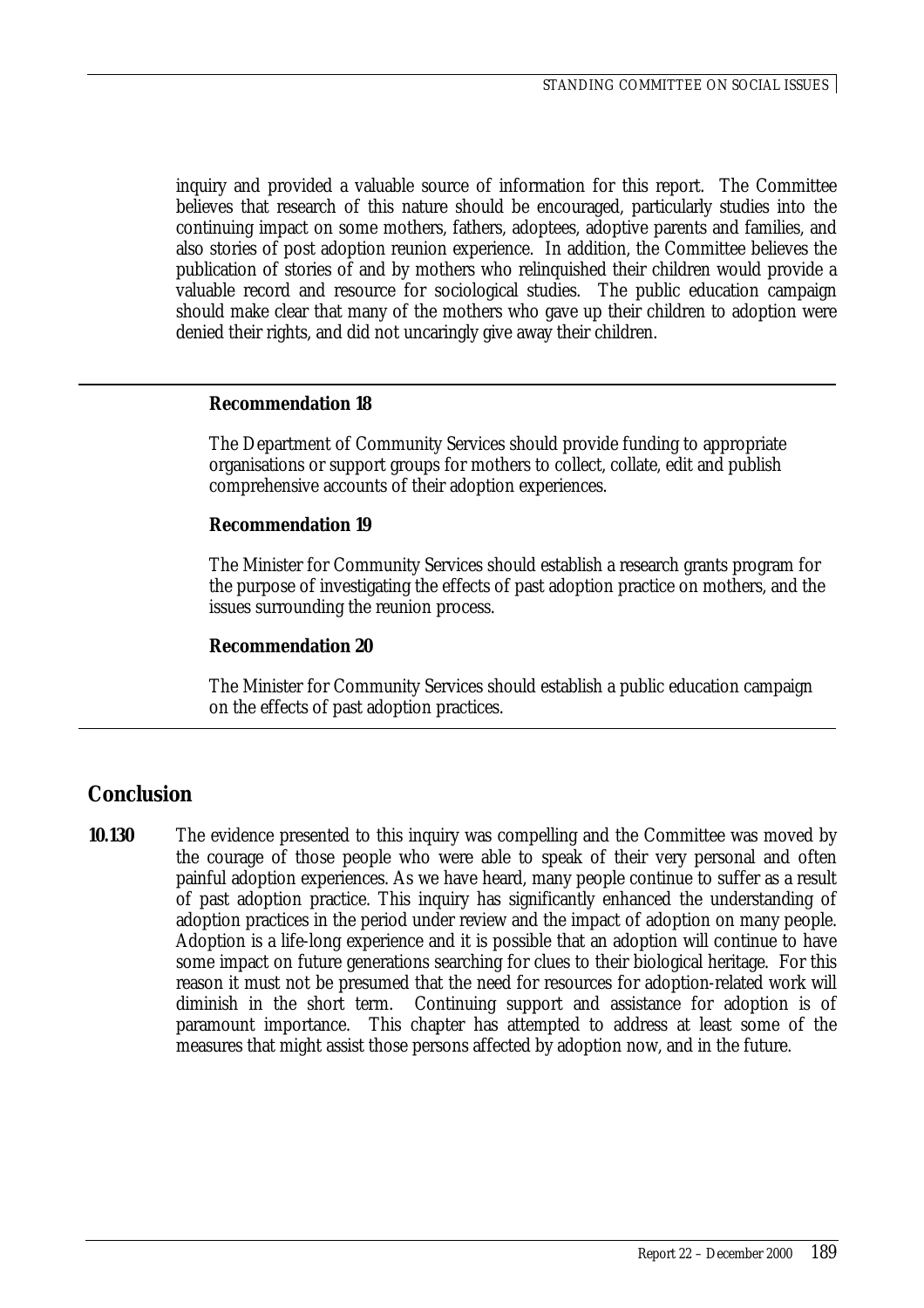inquiry and provided a valuable source of information for this report. The Committee believes that research of this nature should be encouraged, particularly studies into the continuing impact on some mothers, fathers, adoptees, adoptive parents and families, and also stories of post adoption reunion experience. In addition, the Committee believes the publication of stories of and by mothers who relinquished their children would provide a valuable record and resource for sociological studies. The public education campaign should make clear that many of the mothers who gave up their children to adoption were denied their rights, and did not uncaringly give away their children.

**Recommendation 18**

The Department of Community Services should provide funding to appropriate organisations or support groups for mothers to collect, collate, edit and publish comprehensive accounts of their adoption experiences.

**Recommendation 19**

The Minister for Community Services should establish a research grants program for the purpose of investigating the effects of past adoption practice on mothers, and the issues surrounding the reunion process.

**Recommendation 20**

The Minister for Community Services should establish a public education campaign on the effects of past adoption practices.

## Conclusion

**10.130** The evidence presented to this inquiry was compelling and the Committee was moved by the courage of those people who were able to speak of their very personal and often painful adoption experiences. As we have heard, many people continue to suffer as a result of past adoption practice. This inquiry has significantly enhanced the understanding of adoption practices in the period under review and the impact of adoption on many people. Adoption is a life-long experience and it is possible that an adoption will continue to have some impact on future generations searching for clues to their biological heritage. For this reason it must not be presumed that the need for resources for adoption-related work will diminish in the short term. Continuing support and assistance for adoption is of paramount importance. This chapter has attempted to address at least some of the measures that might assist those persons affected by adoption now, and in the future.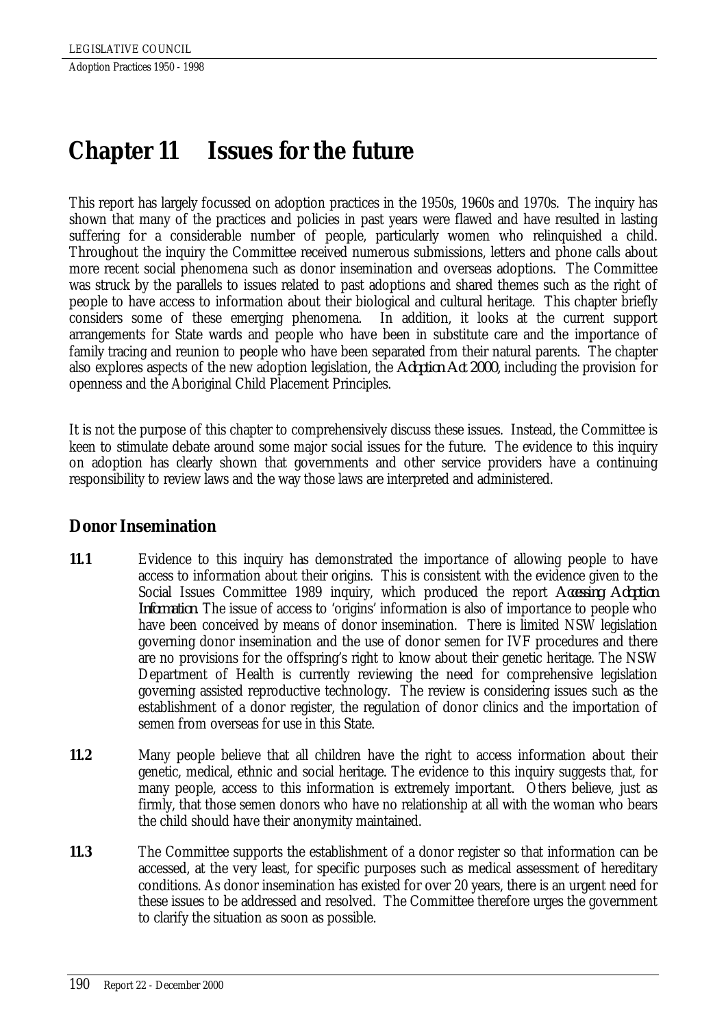# Chapter 11 Issues for the future

This report has largely focussed on adoption practices in the 1950s, 1960s and 1970s. The inquiry has shown that many of the practices and policies in past years were flawed and have resulted in lasting suffering for a considerable number of people, particularly women who relinquished a child. Throughout the inquiry the Committee received numerous submissions, letters and phone calls about more recent social phenomena such as donor insemination and overseas adoptions. The Committee was struck by the parallels to issues related to past adoptions and shared themes such as the right of people to have access to information about their biological and cultural heritage. This chapter briefly considers some of these emerging phenomena. In addition, it looks at the current support arrangements for State wards and people who have been in substitute care and the importance of family tracing and reunion to people who have been separated from their natural parents. The chapter also explores aspects of the new adoption legislation, the *Adoption Act 2000*, including the provision for openness and the Aboriginal Child Placement Principles.

It is not the purpose of this chapter to comprehensively discuss these issues. Instead, the Committee is keen to stimulate debate around some major social issues for the future. The evidence to this inquiry on adoption has clearly shown that governments and other service providers have a continuing responsibility to review laws and the way those laws are interpreted and administered.

## Donor Insemination

**11.1** Evidence to this inquiry has demonstrated the importance of allowing people to have access to information about their origins. This is consistent with the evidence given to the Social Issues Committee 1989 inquiry, which produced the report *Accessing Adoption Information*. The issue of access to 'origins' information is also of importance to people who have been conceived by means of donor insemination. There is limited NSW legislation governing donor insemination and the use of donor semen for IVF procedures and there are no provisions for the offspring's right to know about their genetic heritage. The NSW Department of Health is currently reviewing the need for comprehensive legislation governing assisted reproductive technology. The review is considering issues such as the establishment of a donor register, the regulation of donor clinics and the importation of semen from overseas for use in this State.

**11.2** Many people believe that all children have the right to access information about their genetic, medical, ethnic and social heritage. The evidence to this inquiry suggests that, for many people, access to this information is extremely important. Others believe, just as firmly, that those semen donors who have no relationship at all with the woman who bears the child should have their anonymity maintained.

**11.3** The Committee supports the establishment of a donor register so that information can be accessed, at the very least, for specific purposes such as medical assessment of hereditary conditions. As donor insemination has existed for over 20 years, there is an urgent need for these issues to be addressed and resolved. The Committee therefore urges the government to clarify the situation as soon as possible.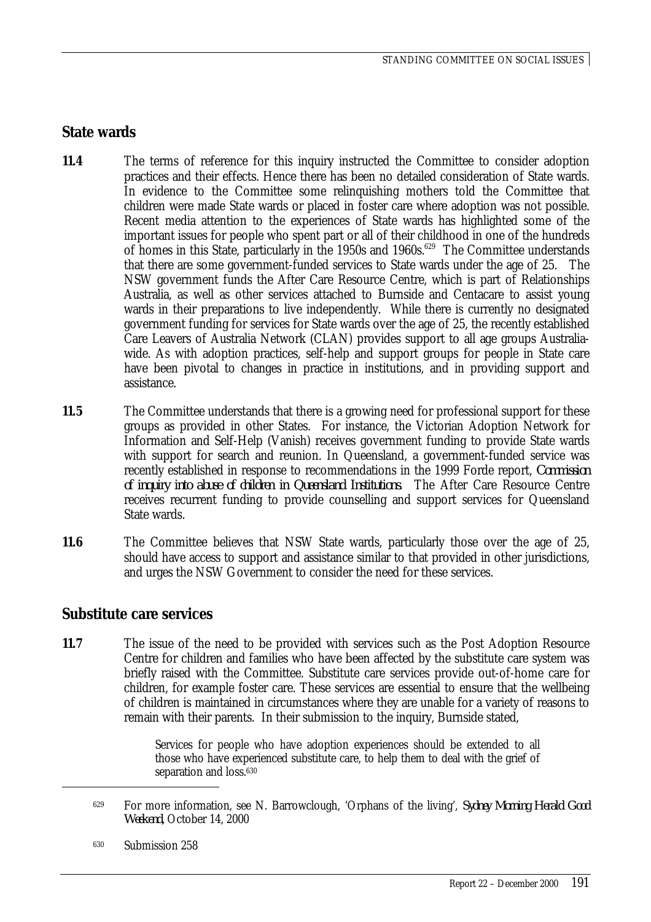## State wards

**11.4** The terms of reference for this inquiry instructed the Committee to consider adoption practices and their effects. Hence there has been no detailed consideration of State wards. In evidence to the Committee some relinquishing mothers told the Committee that children were made State wards or placed in foster care where adoption was not possible. Recent media attention to the experiences of State wards has highlighted some of the important issues for people who spent part or all of their childhood in one of the hundreds of homes in this State, particularly in the 1950s and 1960s.[629] The Committee understands that there are some government-funded services to State wards under the age of 25. The NSW government funds the After Care Resource Centre, which is part of Relationships Australia, as well as other services attached to Burnside and Centacare to assist young wards in their preparations to live independently. While there is currently no designated government funding for services for State wards over the age of 25, the recently established Care Leavers of Australia Network (CLAN) provides support to all age groups Australia-wide. As with adoption practices, self-help and support groups for people in State care have been pivotal to changes in practice in institutions, and in providing support and assistance.

**11.5** The Committee understands that there is a growing need for professional support for these groups as provided in other States. For instance, the Victorian Adoption Network for Information and Self-Help (Vanish) receives government funding to provide State wards with support for search and reunion. In Queensland, a government-funded service was recently established in response to recommendations in the 1999 Forde report, *Commission of inquiry into abuse of children in Queensland Institutions*. The After Care Resource Centre receives recurrent funding to provide counselling and support services for Queensland State wards.

**11.6** The Committee believes that NSW State wards, particularly those over the age of 25, should have access to support and assistance similar to that provided in other jurisdictions, and urges the NSW Government to consider the need for these services.

## Substitute care services

**11.7** The issue of the need to be provided with services such as the Post Adoption Resource Centre for children and families who have been affected by the substitute care system was briefly raised with the Committee. Substitute care services provide out-of-home care for children, for example foster care. These services are essential to ensure that the wellbeing of children is maintained in circumstances where they are unable for a variety of reasons to remain with their parents. In their submission to the inquiry, Burnside stated,

> Services for people who have adoption experiences should be extended to all those who have experienced substitute care, to help them to deal with the grief of separation and loss.[630]

---

[629] For more information, see N. Barrowclough, 'Orphans of the living', *Sydney Morning Herald Good Weekend*, October 14, 2000

[630] Submission 258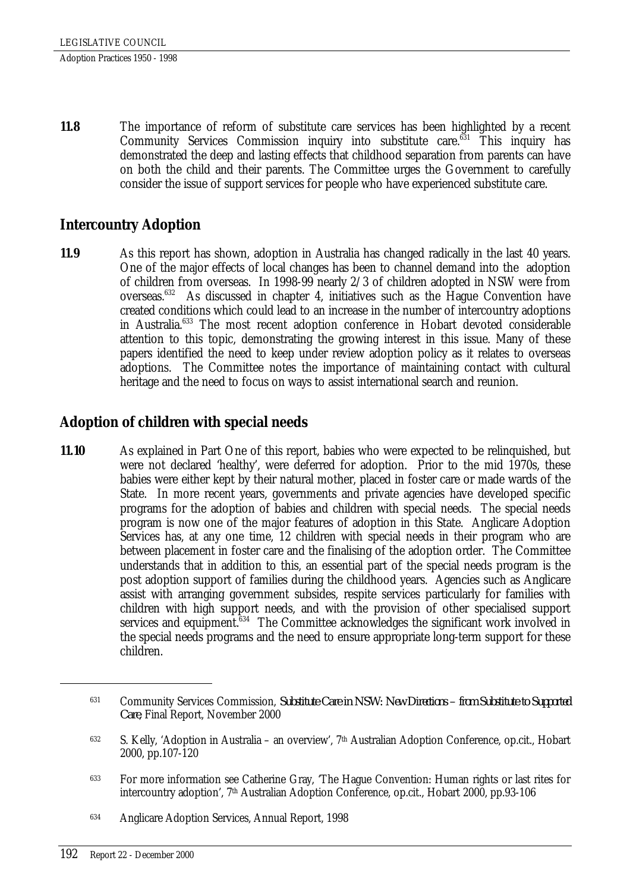**11.8** The importance of reform of substitute care services has been highlighted by a recent Community Services Commission inquiry into substitute care.[631] This inquiry has demonstrated the deep and lasting effects that childhood separation from parents can have on both the child and their parents. The Committee urges the Government to carefully consider the issue of support services for people who have experienced substitute care.

## Intercountry Adoption

**11.9** As this report has shown, adoption in Australia has changed radically in the last 40 years. One of the major effects of local changes has been to channel demand into the adoption of children from overseas. In 1998-99 nearly 2/3 of children adopted in NSW were from overseas.[632] As discussed in chapter 4, initiatives such as the Hague Convention have created conditions which could lead to an increase in the number of intercountry adoptions in Australia.[633] The most recent adoption conference in Hobart devoted considerable attention to this topic, demonstrating the growing interest in this issue. Many of these papers identified the need to keep under review adoption policy as it relates to overseas adoptions. The Committee notes the importance of maintaining contact with cultural heritage and the need to focus on ways to assist international search and reunion.

## Adoption of children with special needs

**11.10** As explained in Part One of this report, babies who were expected to be relinquished, but were not declared 'healthy', were deferred for adoption. Prior to the mid 1970s, these babies were either kept by their natural mother, placed in foster care or made wards of the State. In more recent years, governments and private agencies have developed specific programs for the adoption of babies and children with special needs. The special needs program is now one of the major features of adoption in this State. Anglicare Adoption Services has, at any one time, 12 children with special needs in their program who are between placement in foster care and the finalising of the adoption order. The Committee understands that in addition to this, an essential part of the special needs program is the post adoption support of families during the childhood years. Agencies such as Anglicare assist with arranging government subsides, respite services particularly for families with children with high support needs, and with the provision of other specialised support services and equipment.[634] The Committee acknowledges the significant work involved in the special needs programs and the need to ensure appropriate long-term support for these children.

---

[631] Community Services Commission, *Substitute Care in NSW: New Directions – from Substitute to Supported Care*, Final Report, November 2000

[632] S. Kelly, 'Adoption in Australia – an overview', 7th Australian Adoption Conference, op.cit., Hobart 2000, pp.107-120

[633] For more information see Catherine Gray, 'The Hague Convention: Human rights or last rites for intercountry adoption', 7th Australian Adoption Conference, op.cit., Hobart 2000, pp.93-106

[634] Anglicare Adoption Services, Annual Report, 1998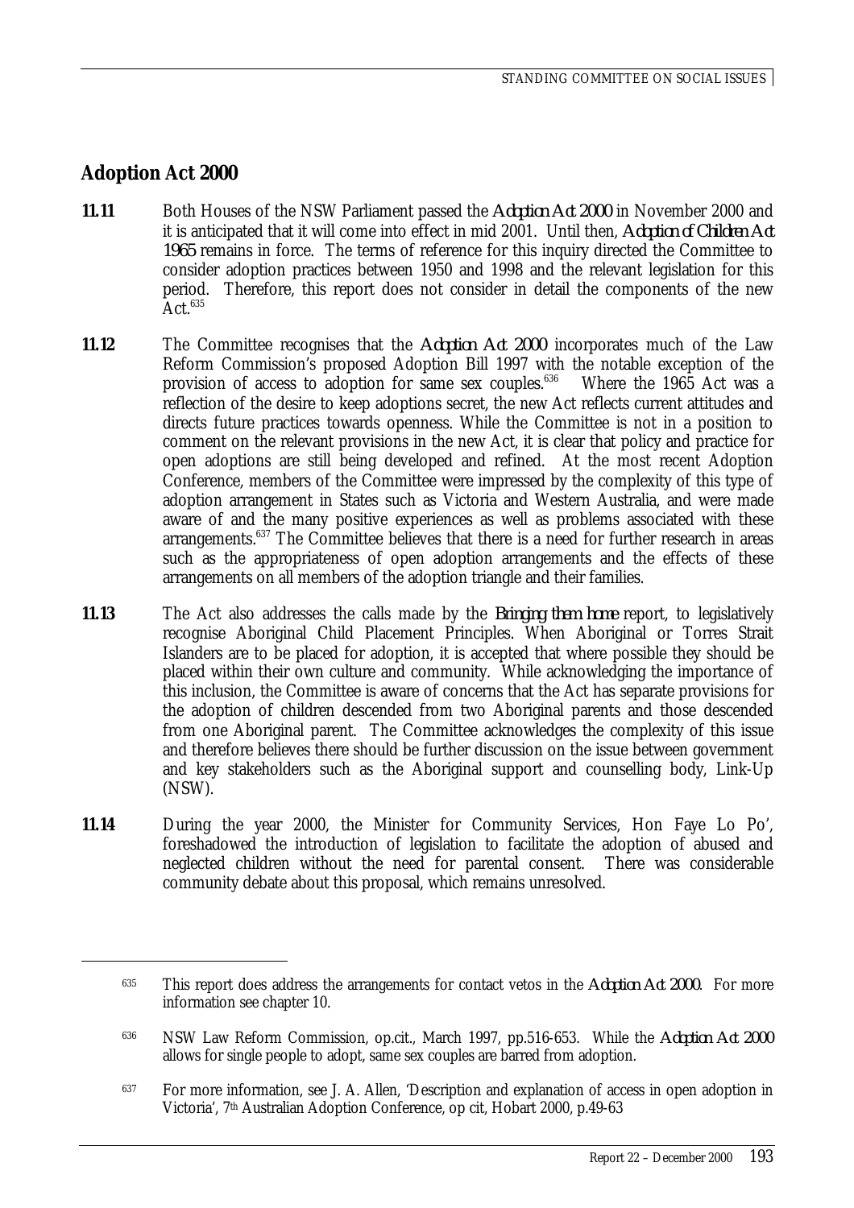## Adoption Act 2000

**11.11** Both Houses of the NSW Parliament passed the *Adoption Act 2000* in November 2000 and it is anticipated that it will come into effect in mid 2001. Until then, *Adoption of Children Act 1965* remains in force. The terms of reference for this inquiry directed the Committee to consider adoption practices between 1950 and 1998 and the relevant legislation for this period. Therefore, this report does not consider in detail the components of the new Act.[635]

**11.12** The Committee recognises that the *Adoption Act 2000* incorporates much of the Law Reform Commission's proposed Adoption Bill 1997 with the notable exception of the provision of access to adoption for same sex couples.[636] Where the 1965 Act was a reflection of the desire to keep adoptions secret, the new Act reflects current attitudes and directs future practices towards openness. While the Committee is not in a position to comment on the relevant provisions in the new Act, it is clear that policy and practice for open adoptions are still being developed and refined. At the most recent Adoption Conference, members of the Committee were impressed by the complexity of this type of adoption arrangement in States such as Victoria and Western Australia, and were made aware of and the many positive experiences as well as problems associated with these arrangements.[637] The Committee believes that there is a need for further research in areas such as the appropriateness of open adoption arrangements and the effects of these arrangements on all members of the adoption triangle and their families.

**11.13** The Act also addresses the calls made by the *Bringing them home* report, to legislatively recognise Aboriginal Child Placement Principles. When Aboriginal or Torres Strait Islanders are to be placed for adoption, it is accepted that where possible they should be placed within their own culture and community. While acknowledging the importance of this inclusion, the Committee is aware of concerns that the Act has separate provisions for the adoption of children descended from two Aboriginal parents and those descended from one Aboriginal parent. The Committee acknowledges the complexity of this issue and therefore believes there should be further discussion on the issue between government and key stakeholders such as the Aboriginal support and counselling body, Link-Up (NSW).

**11.14** During the year 2000, the Minister for Community Services, Hon Faye Lo Po', foreshadowed the introduction of legislation to facilitate the adoption of abused and neglected children without the need for parental consent. There was considerable community debate about this proposal, which remains unresolved.

---

[635] This report does address the arrangements for contact vetos in the *Adoption Act 2000*. For more information see chapter 10.

[636] NSW Law Reform Commission, op.cit., March 1997, pp.516-653. While the *Adoption Act 2000* allows for single people to adopt, same sex couples are barred from adoption.

[637] For more information, see J. A. Allen, 'Description and explanation of access in open adoption in Victoria', 7th Australian Adoption Conference, op cit, Hobart 2000, p.49-63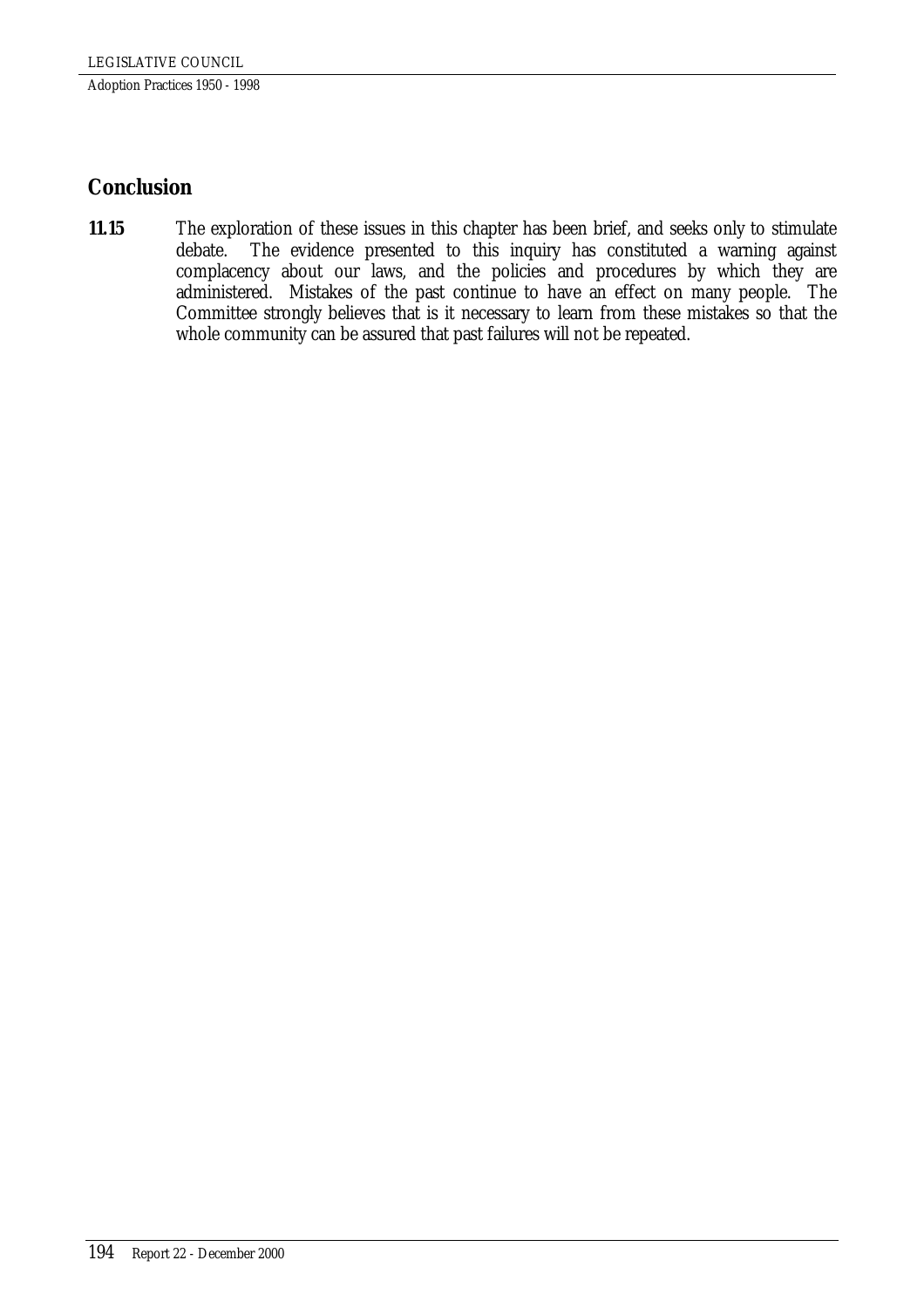## Conclusion

**11.15** The exploration of these issues in this chapter has been brief, and seeks only to stimulate debate. The evidence presented to this inquiry has constituted a warning against complacency about our laws, and the policies and procedures by which they are administered. Mistakes of the past continue to have an effect on many people. The Committee strongly believes that is it necessary to learn from these mistakes so that the whole community can be assured that past failures will not be repeated.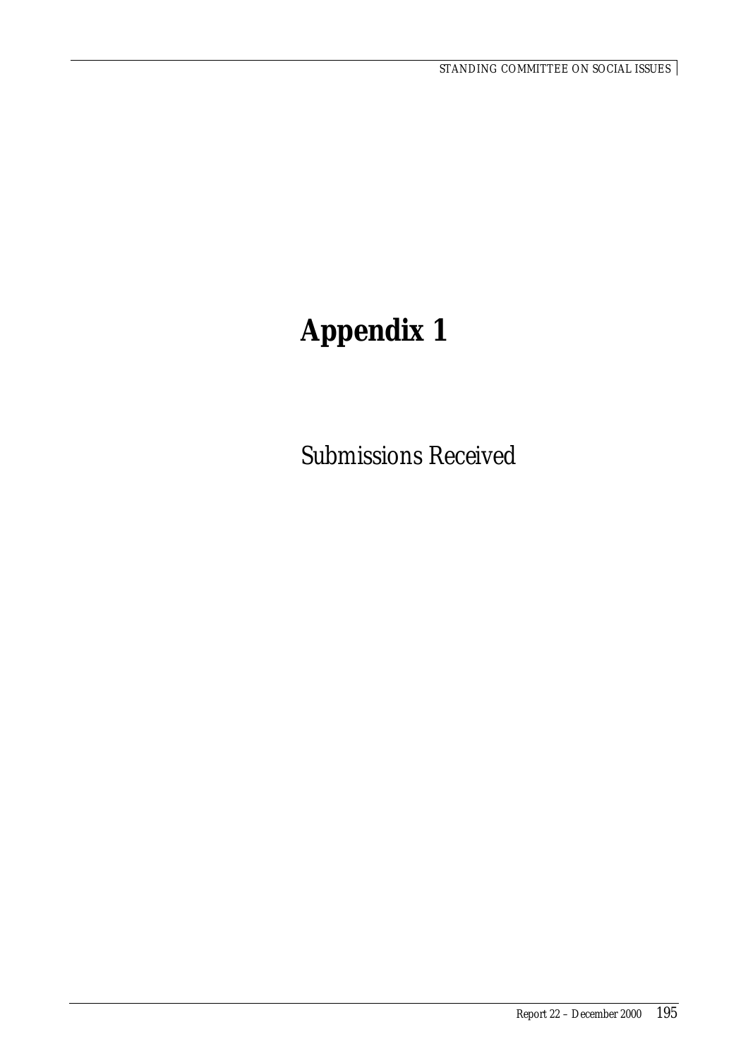# Appendix 1

Submissions Received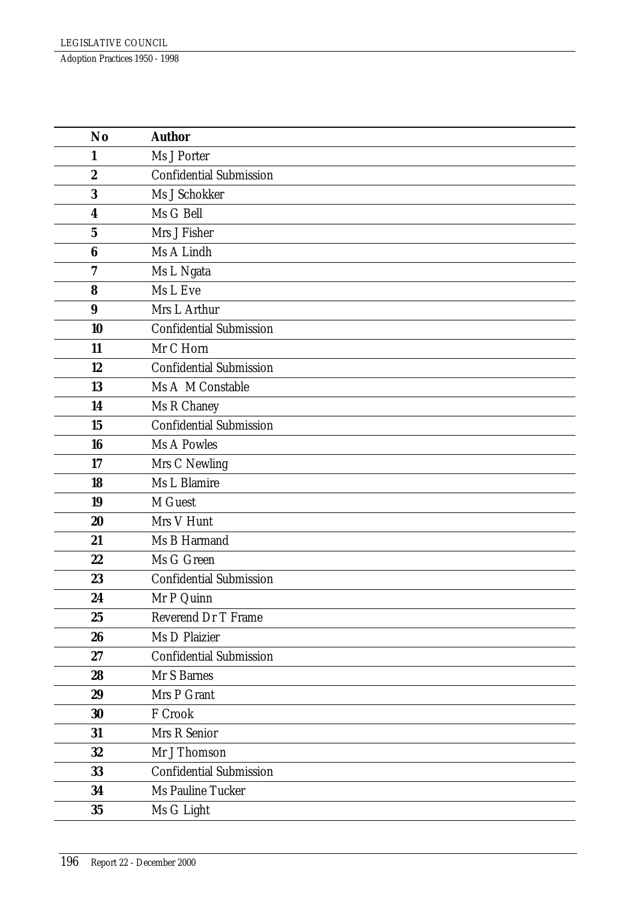| No | Author |
|---|---|
| 1 | Ms J Porter |
| 2 | Confidential Submission |
| 3 | Ms J Schokker |
| 4 | Ms G Bell |
| 5 | Mrs J Fisher |
| 6 | Ms A Lindh |
| 7 | Ms L Ngata |
| 8 | Ms L Eve |
| 9 | Mrs L Arthur |
| 10 | Confidential Submission |
| 11 | Mr C Horn |
| 12 | Confidential Submission |
| 13 | Ms A M Constable |
| 14 | Ms R Chaney |
| 15 | Confidential Submission |
| 16 | Ms A Powles |
| 17 | Mrs C Newling |
| 18 | Ms L Blamire |
| 19 | M Guest |
| 20 | Mrs V Hunt |
| 21 | Ms B Harmand |
| 22 | Ms G Green |
| 23 | Confidential Submission |
| 24 | Mr P Quinn |
| 25 | Reverend Dr T Frame |
| 26 | Ms D Plaizier |
| 27 | Confidential Submission |
| 28 | Mr S Barnes |
| 29 | Mrs P Grant |
| 30 | F Crook |
| 31 | Mrs R Senior |
| 32 | Mr J Thomson |
| 33 | Confidential Submission |
| 34 | Ms Pauline Tucker |
| 35 | Ms G Light |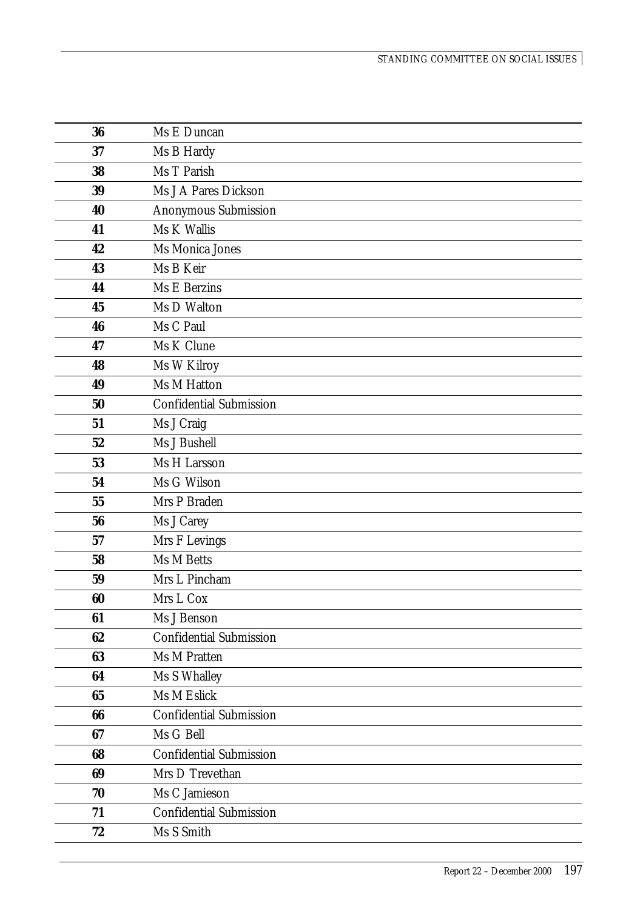| | |
|---|---|
| **36** | Ms E Duncan |
| **37** | Ms B Hardy |
| **38** | Ms T Parish |
| **39** | Ms J A Pares Dickson |
| **40** | Anonymous Submission |
| **41** | Ms K Wallis |
| **42** | Ms Monica Jones |
| **43** | Ms B Keir |
| **44** | Ms E Berzins |
| **45** | Ms D Walton |
| **46** | Ms C Paul |
| **47** | Ms K Clune |
| **48** | Ms W Kilroy |
| **49** | Ms M Hatton |
| **50** | Confidential Submission |
| **51** | Ms J Craig |
| **52** | Ms J Bushell |
| **53** | Ms H Larsson |
| **54** | Ms G Wilson |
| **55** | Mrs P Braden |
| **56** | Ms J Carey |
| **57** | Mrs F Levings |
| **58** | Ms M Betts |
| **59** | Mrs L Pincham |
| **60** | Mrs L Cox |
| **61** | Ms J Benson |
| **62** | Confidential Submission |
| **63** | Ms M Pratten |
| **64** | Ms S Whalley |
| **65** | Ms M Eslick |
| **66** | Confidential Submission |
| **67** | Ms G Bell |
| **68** | Confidential Submission |
| **69** | Mrs D Trevethan |
| **70** | Ms C Jamieson |
| **71** | Confidential Submission |
| **72** | Ms S Smith |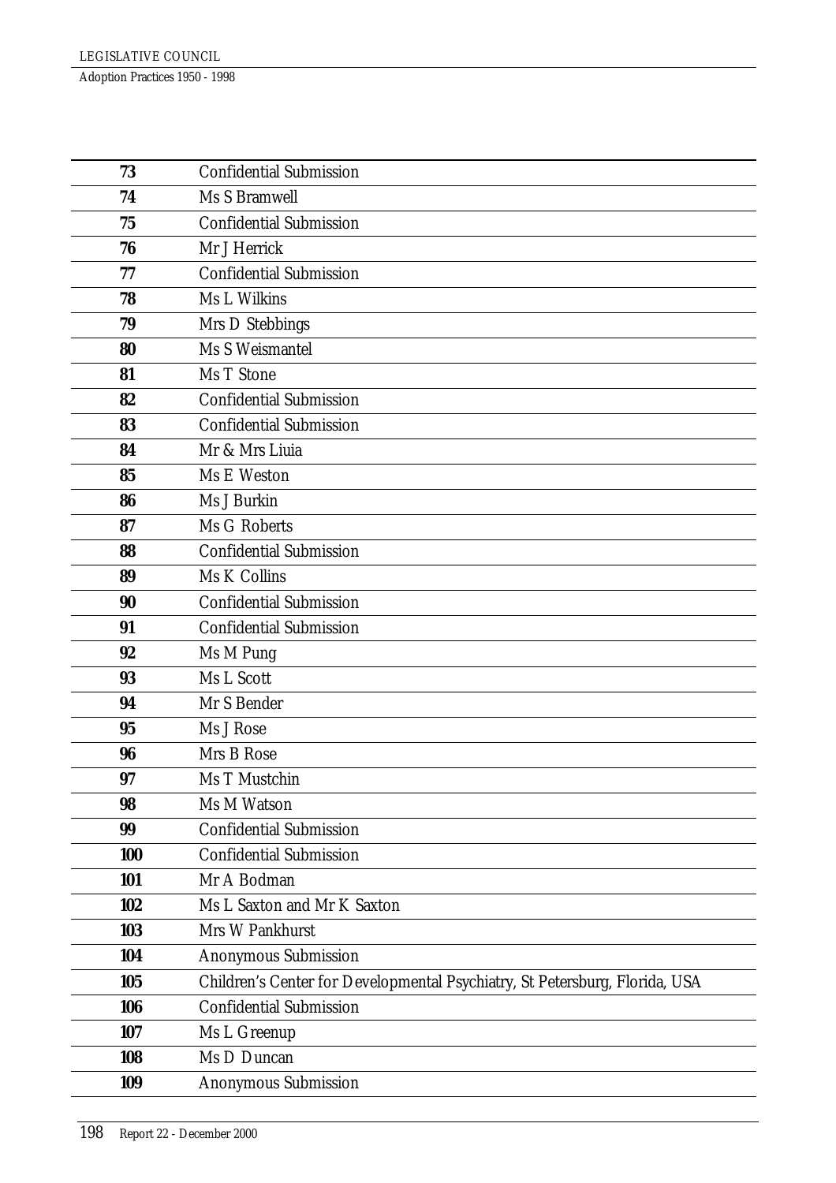| | |
|---|---|
| **73** | Confidential Submission |
| **74** | Ms S Bramwell |
| **75** | Confidential Submission |
| **76** | Mr J Herrick |
| **77** | Confidential Submission |
| **78** | Ms L Wilkins |
| **79** | Mrs D Stebbings |
| **80** | Ms S Weismantel |
| **81** | Ms T Stone |
| **82** | Confidential Submission |
| **83** | Confidential Submission |
| **84** | Mr & Mrs Liuia |
| **85** | Ms E Weston |
| **86** | Ms J Burkin |
| **87** | Ms G Roberts |
| **88** | Confidential Submission |
| **89** | Ms K Collins |
| **90** | Confidential Submission |
| **91** | Confidential Submission |
| **92** | Ms M Pung |
| **93** | Ms L Scott |
| **94** | Mr S Bender |
| **95** | Ms J Rose |
| **96** | Mrs B Rose |
| **97** | Ms T Mustchin |
| **98** | Ms M Watson |
| **99** | Confidential Submission |
| **100** | Confidential Submission |
| **101** | Mr A Bodman |
| **102** | Ms L Saxton and Mr K Saxton |
| **103** | Mrs W Pankhurst |
| **104** | Anonymous Submission |
| **105** | Children's Center for Developmental Psychiatry, St Petersburg, Florida, USA |
| **106** | Confidential Submission |
| **107** | Ms L Greenup |
| **108** | Ms D Duncan |
| **109** | Anonymous Submission |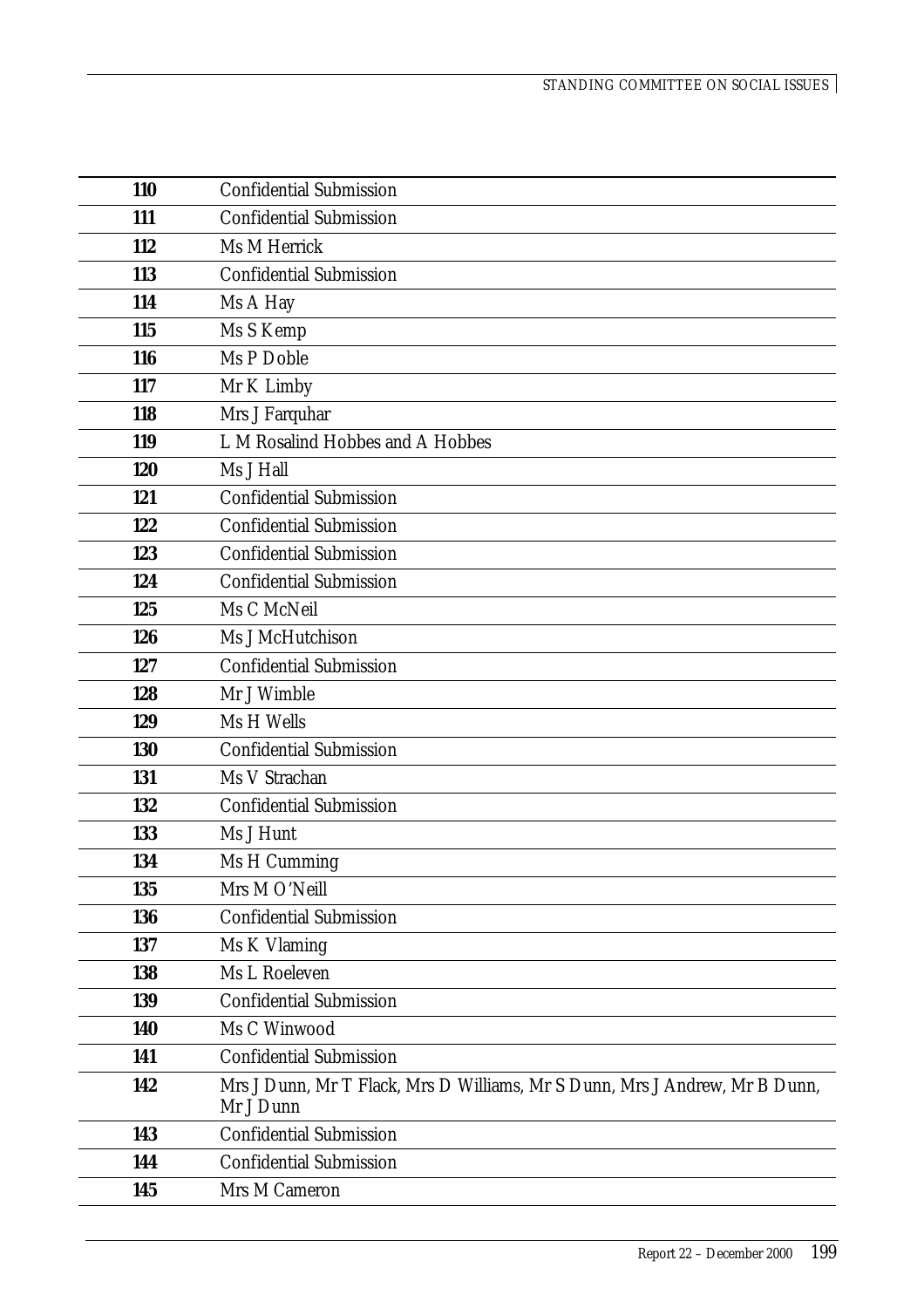| | |
|---|---|
| **110** | Confidential Submission |
| **111** | Confidential Submission |
| **112** | Ms M Herrick |
| **113** | Confidential Submission |
| **114** | Ms A Hay |
| **115** | Ms S Kemp |
| **116** | Ms P Doble |
| **117** | Mr K Limby |
| **118** | Mrs J Farquhar |
| **119** | L M Rosalind Hobbes and A Hobbes |
| **120** | Ms J Hall |
| **121** | Confidential Submission |
| **122** | Confidential Submission |
| **123** | Confidential Submission |
| **124** | Confidential Submission |
| **125** | Ms C McNeil |
| **126** | Ms J McHutchison |
| **127** | Confidential Submission |
| **128** | Mr J Wimble |
| **129** | Ms H Wells |
| **130** | Confidential Submission |
| **131** | Ms V Strachan |
| **132** | Confidential Submission |
| **133** | Ms J Hunt |
| **134** | Ms H Cumming |
| **135** | Mrs M O'Neill |
| **136** | Confidential Submission |
| **137** | Ms K Vlaming |
| **138** | Ms L Roeleven |
| **139** | Confidential Submission |
| **140** | Ms C Winwood |
| **141** | Confidential Submission |
| **142** | Mrs J Dunn, Mr T Flack, Mrs D Williams, Mr S Dunn, Mrs J Andrew, Mr B Dunn, Mr J Dunn |
| **143** | Confidential Submission |
| **144** | Confidential Submission |
| **145** | Mrs M Cameron |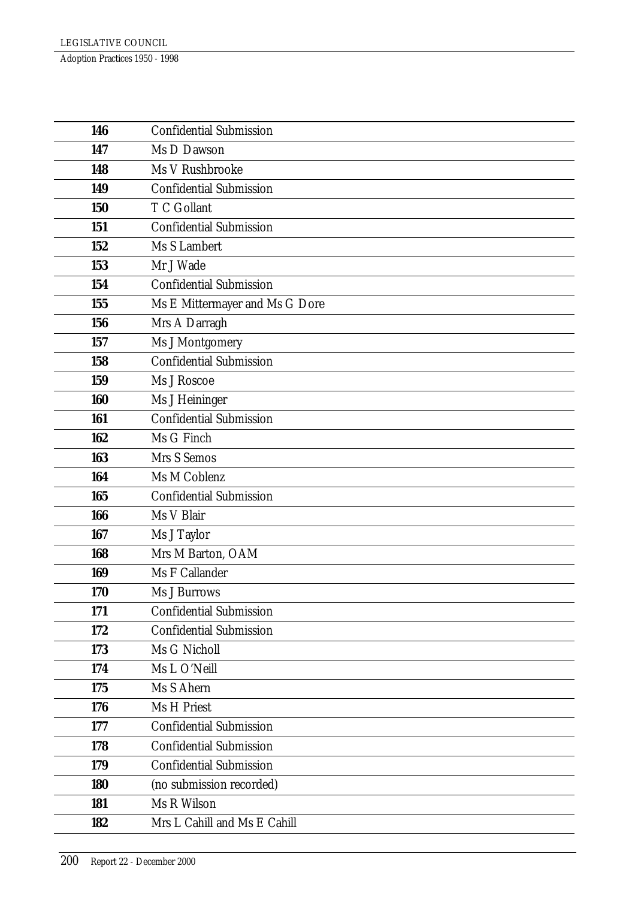| | |
|---|---|
| **146** | Confidential Submission |
| **147** | Ms D Dawson |
| **148** | Ms V Rushbrooke |
| **149** | Confidential Submission |
| **150** | T C Gollant |
| **151** | Confidential Submission |
| **152** | Ms S Lambert |
| **153** | Mr J Wade |
| **154** | Confidential Submission |
| **155** | Ms E Mittermayer and Ms G Dore |
| **156** | Mrs A Darragh |
| **157** | Ms J Montgomery |
| **158** | Confidential Submission |
| **159** | Ms J Roscoe |
| **160** | Ms J Heininger |
| **161** | Confidential Submission |
| **162** | Ms G Finch |
| **163** | Mrs S Semos |
| **164** | Ms M Coblenz |
| **165** | Confidential Submission |
| **166** | Ms V Blair |
| **167** | Ms J Taylor |
| **168** | Mrs M Barton, OAM |
| **169** | Ms F Callander |
| **170** | Ms J Burrows |
| **171** | Confidential Submission |
| **172** | Confidential Submission |
| **173** | Ms G Nicholl |
| **174** | Ms L O'Neill |
| **175** | Ms S Ahern |
| **176** | Ms H Priest |
| **177** | Confidential Submission |
| **178** | Confidential Submission |
| **179** | Confidential Submission |
| **180** | (no submission recorded) |
| **181** | Ms R Wilson |
| **182** | Mrs L Cahill and Ms E Cahill |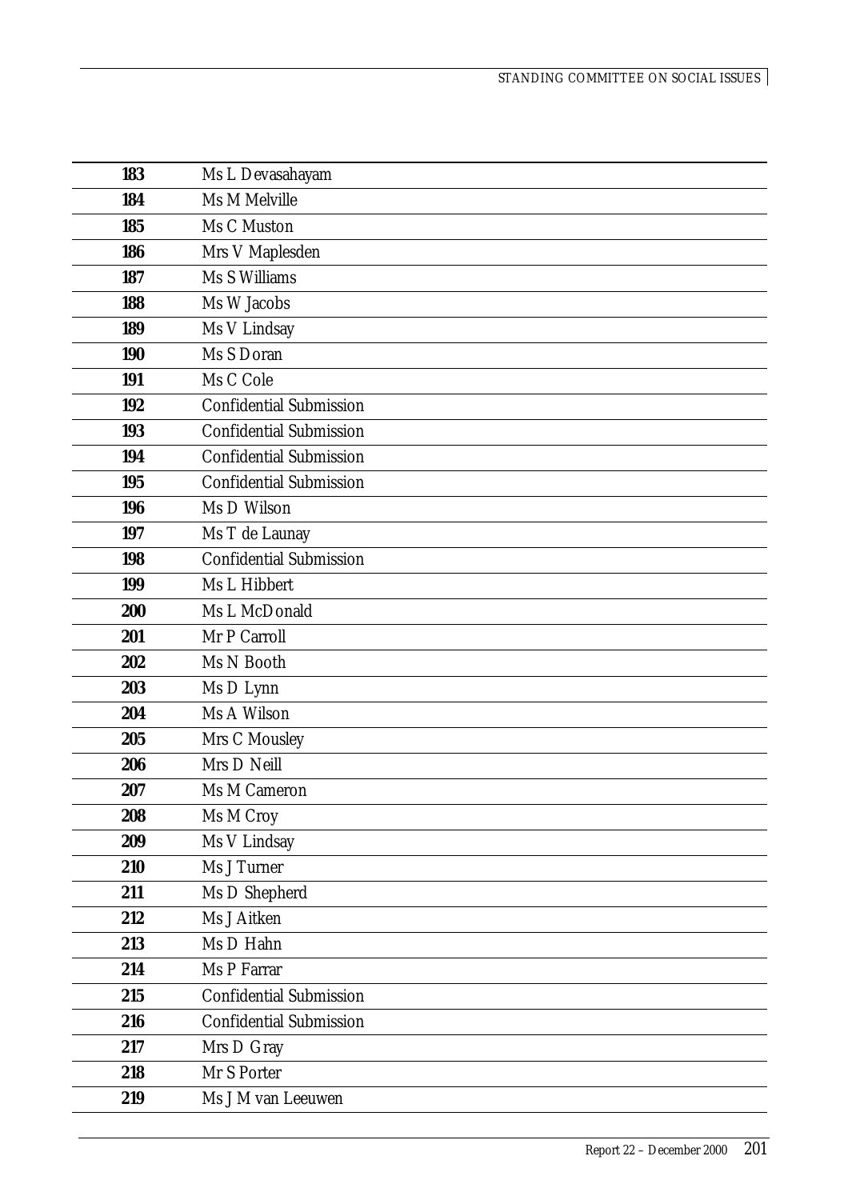| | |
|---|---|
| **183** | Ms L Devasahayam |
| **184** | Ms M Melville |
| **185** | Ms C Muston |
| **186** | Mrs V Maplesden |
| **187** | Ms S Williams |
| **188** | Ms W Jacobs |
| **189** | Ms V Lindsay |
| **190** | Ms S Doran |
| **191** | Ms C Cole |
| **192** | Confidential Submission |
| **193** | Confidential Submission |
| **194** | Confidential Submission |
| **195** | Confidential Submission |
| **196** | Ms D Wilson |
| **197** | Ms T de Launay |
| **198** | Confidential Submission |
| **199** | Ms L Hibbert |
| **200** | Ms L McDonald |
| **201** | Mr P Carroll |
| **202** | Ms N Booth |
| **203** | Ms D Lynn |
| **204** | Ms A Wilson |
| **205** | Mrs C Mousley |
| **206** | Mrs D Neill |
| **207** | Ms M Cameron |
| **208** | Ms M Croy |
| **209** | Ms V Lindsay |
| **210** | Ms J Turner |
| **211** | Ms D Shepherd |
| **212** | Ms J Aitken |
| **213** | Ms D Hahn |
| **214** | Ms P Farrar |
| **215** | Confidential Submission |
| **216** | Confidential Submission |
| **217** | Mrs D Gray |
| **218** | Mr S Porter |
| **219** | Ms J M van Leeuwen |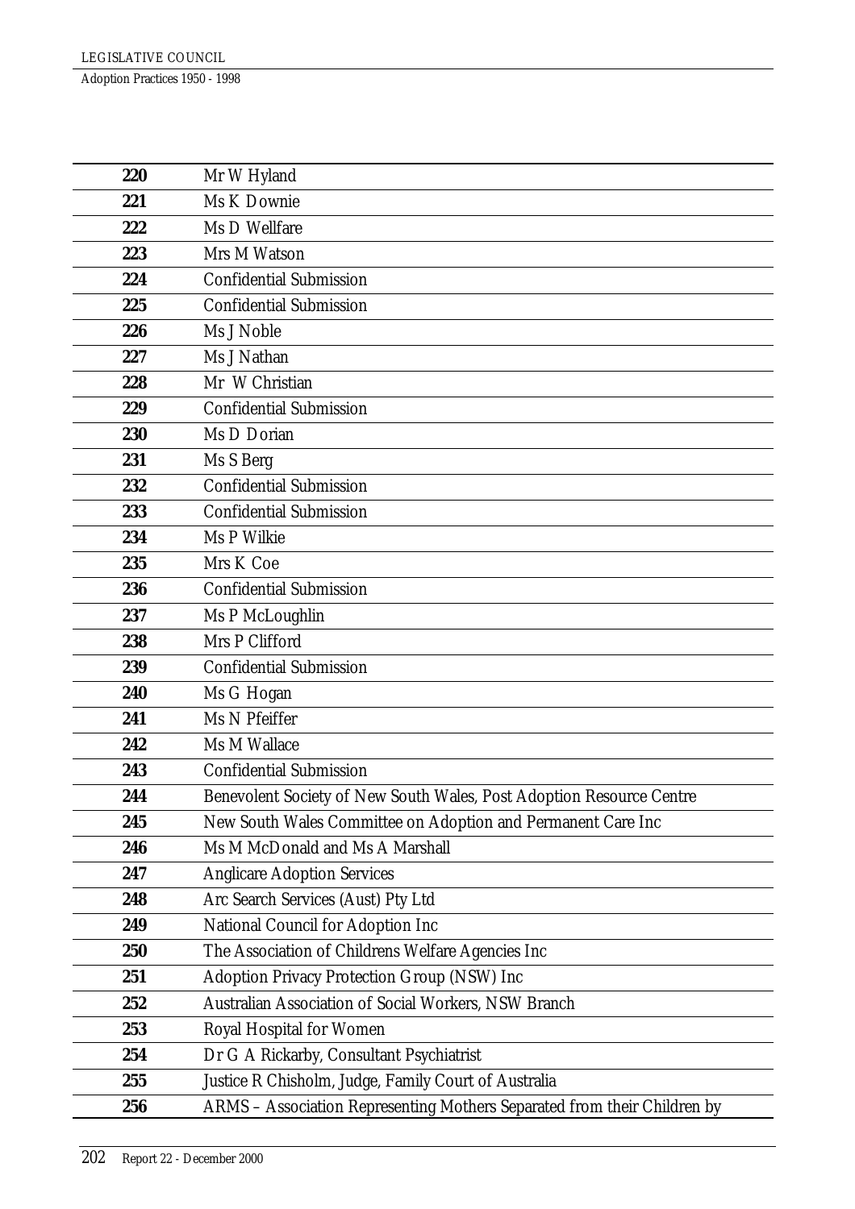| | |
|---|---|
| **220** | Mr W Hyland |
| **221** | Ms K Downie |
| **222** | Ms D Wellfare |
| **223** | Mrs M Watson |
| **224** | Confidential Submission |
| **225** | Confidential Submission |
| **226** | Ms J Noble |
| **227** | Ms J Nathan |
| **228** | Mr W Christian |
| **229** | Confidential Submission |
| **230** | Ms D Dorian |
| **231** | Ms S Berg |
| **232** | Confidential Submission |
| **233** | Confidential Submission |
| **234** | Ms P Wilkie |
| **235** | Mrs K Coe |
| **236** | Confidential Submission |
| **237** | Ms P McLoughlin |
| **238** | Mrs P Clifford |
| **239** | Confidential Submission |
| **240** | Ms G Hogan |
| **241** | Ms N Pfeiffer |
| **242** | Ms M Wallace |
| **243** | Confidential Submission |
| **244** | Benevolent Society of New South Wales, Post Adoption Resource Centre |
| **245** | New South Wales Committee on Adoption and Permanent Care Inc |
| **246** | Ms M McDonald and Ms A Marshall |
| **247** | Anglicare Adoption Services |
| **248** | Arc Search Services (Aust) Pty Ltd |
| **249** | National Council for Adoption Inc |
| **250** | The Association of Childrens Welfare Agencies Inc |
| **251** | Adoption Privacy Protection Group (NSW) Inc |
| **252** | Australian Association of Social Workers, NSW Branch |
| **253** | Royal Hospital for Women |
| **254** | Dr G A Rickarby, Consultant Psychiatrist |
| **255** | Justice R Chisholm, Judge, Family Court of Australia |
| **256** | ARMS – Association Representing Mothers Separated from their Children by |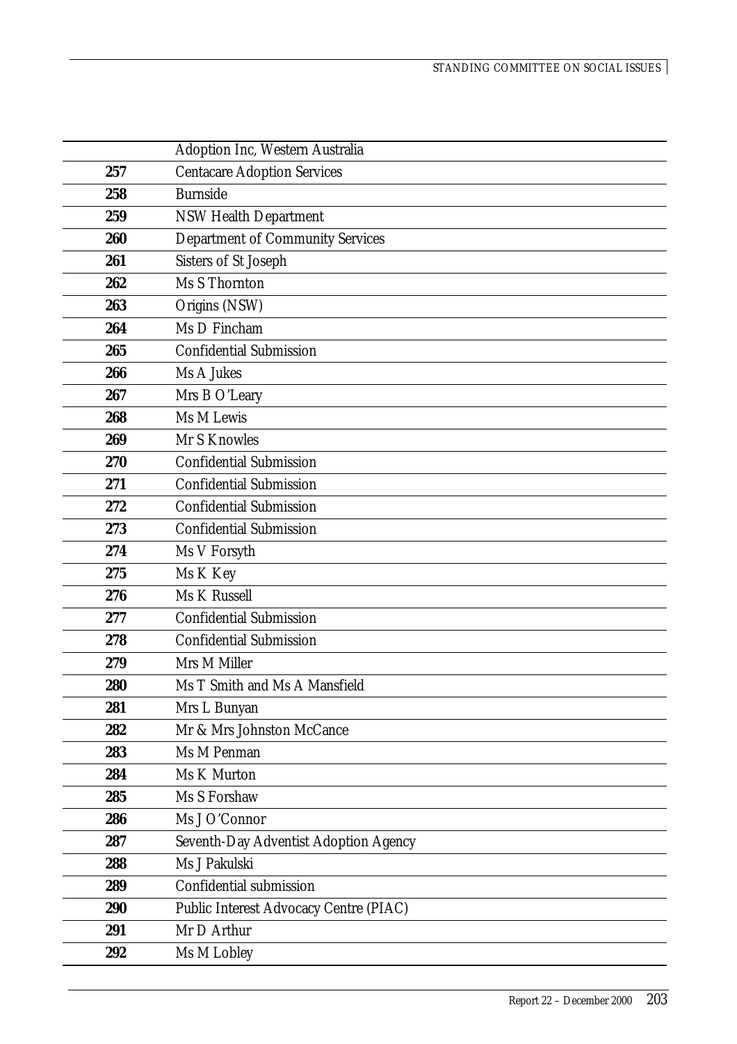| | |
|---|---|
| | Adoption Inc, Western Australia |
| 257 | Centacare Adoption Services |
| 258 | Burnside |
| 259 | NSW Health Department |
| 260 | Department of Community Services |
| 261 | Sisters of St Joseph |
| 262 | Ms S Thornton |
| 263 | Origins (NSW) |
| 264 | Ms D Fincham |
| 265 | Confidential Submission |
| 266 | Ms A Jukes |
| 267 | Mrs B O'Leary |
| 268 | Ms M Lewis |
| 269 | Mr S Knowles |
| 270 | Confidential Submission |
| 271 | Confidential Submission |
| 272 | Confidential Submission |
| 273 | Confidential Submission |
| 274 | Ms V Forsyth |
| 275 | Ms K Key |
| 276 | Ms K Russell |
| 277 | Confidential Submission |
| 278 | Confidential Submission |
| 279 | Mrs M Miller |
| 280 | Ms T Smith and Ms A Mansfield |
| 281 | Mrs L Bunyan |
| 282 | Mr & Mrs Johnston McCance |
| 283 | Ms M Penman |
| 284 | Ms K Murton |
| 285 | Ms S Forshaw |
| 286 | Ms J O'Connor |
| 287 | Seventh-Day Adventist Adoption Agency |
| 288 | Ms J Pakulski |
| 289 | Confidential submission |
| 290 | Public Interest Advocacy Centre (PIAC) |
| 291 | Mr D Arthur |
| 292 | Ms M Lobley |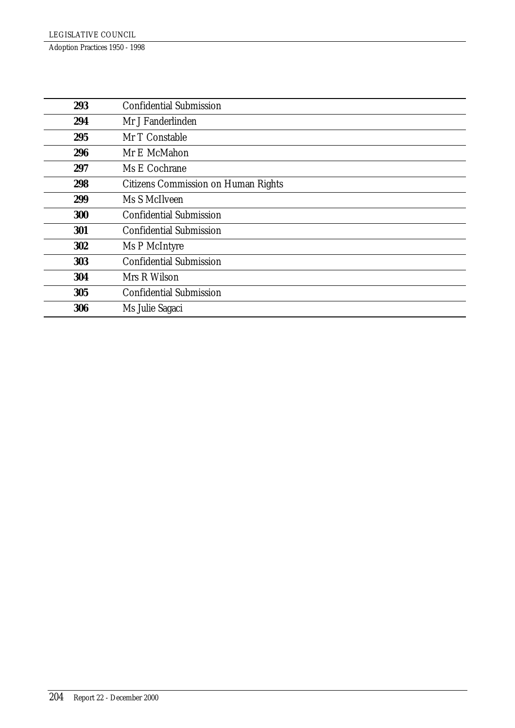| | |
|---|---|
| **293** | Confidential Submission |
| **294** | Mr J Fanderlinden |
| **295** | Mr T Constable |
| **296** | Mr E McMahon |
| **297** | Ms E Cochrane |
| **298** | Citizens Commission on Human Rights |
| **299** | Ms S McIlveen |
| **300** | Confidential Submission |
| **301** | Confidential Submission |
| **302** | Ms P McIntyre |
| **303** | Confidential Submission |
| **304** | Mrs R Wilson |
| **305** | Confidential Submission |
| **306** | Ms Julie Sagaci |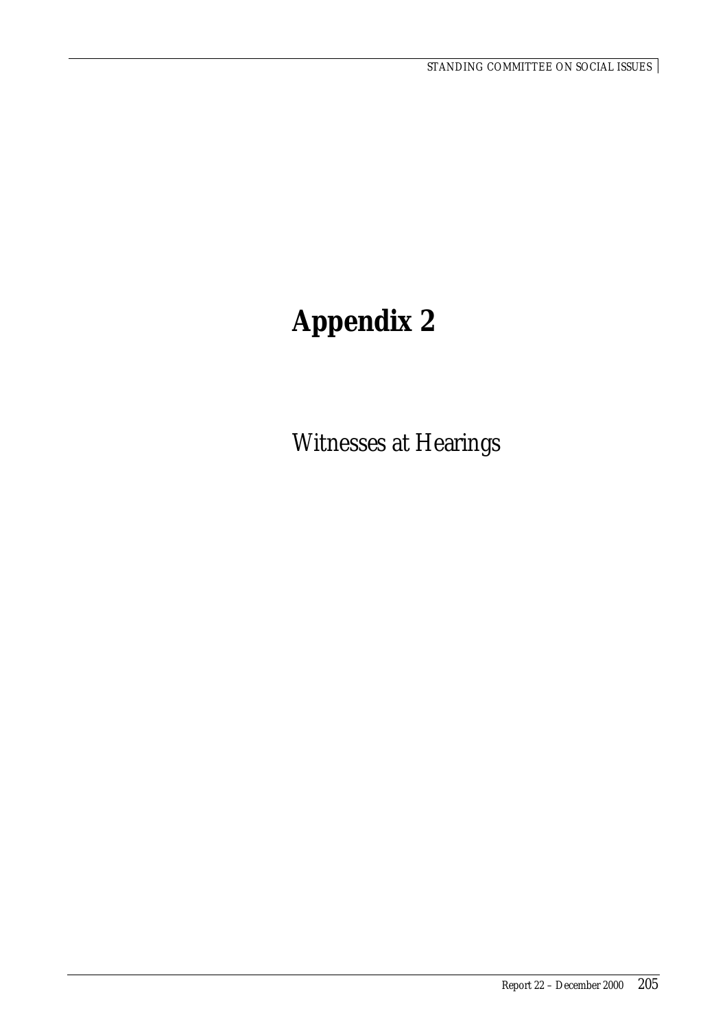# Appendix 2

Witnesses at Hearings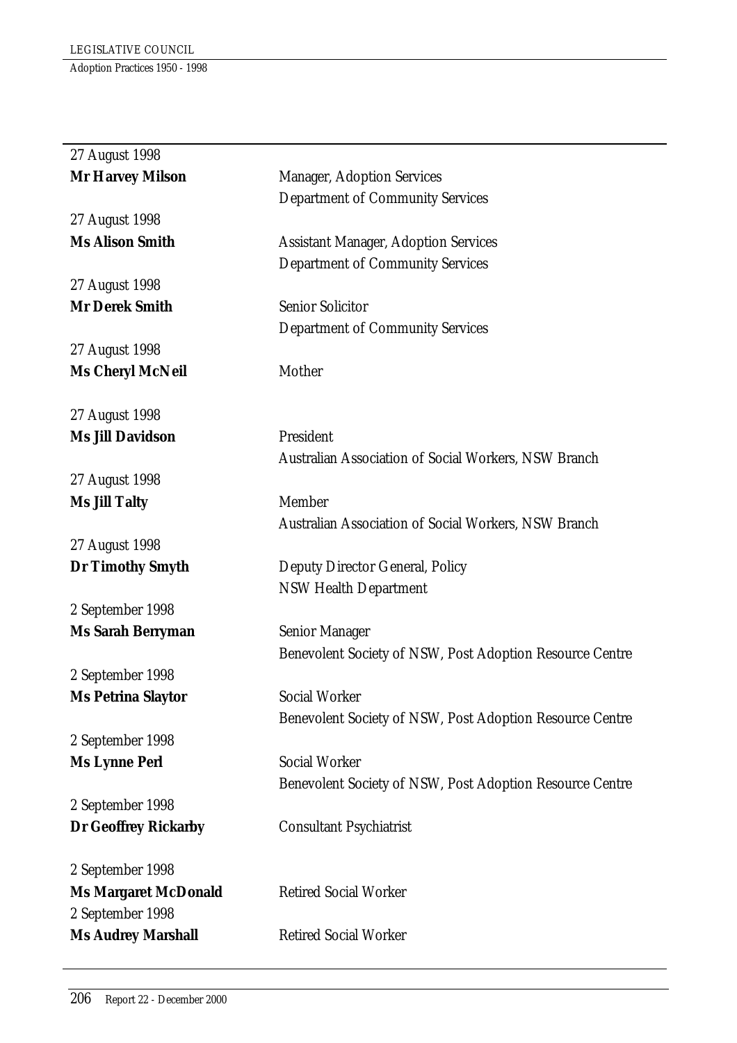| | |
|---|---|
| 27 August 1998 | |
| **Mr Harvey Milson** | Manager, Adoption Services<br>Department of Community Services |
| 27 August 1998 | |
| **Ms Alison Smith** | Assistant Manager, Adoption Services<br>Department of Community Services |
| 27 August 1998 | |
| **Mr Derek Smith** | Senior Solicitor<br>Department of Community Services |
| 27 August 1998 | |
| **Ms Cheryl McNeil** | Mother |
| 27 August 1998 | |
| **Ms Jill Davidson** | President<br>Australian Association of Social Workers, NSW Branch |
| 27 August 1998 | |
| **Ms Jill Talty** | Member<br>Australian Association of Social Workers, NSW Branch |
| 27 August 1998 | |
| **Dr Timothy Smyth** | Deputy Director General, Policy<br>NSW Health Department |
| 2 September 1998 | |
| **Ms Sarah Berryman** | Senior Manager<br>Benevolent Society of NSW, Post Adoption Resource Centre |
| 2 September 1998 | |
| **Ms Petrina Slaytor** | Social Worker<br>Benevolent Society of NSW, Post Adoption Resource Centre |
| 2 September 1998 | |
| **Ms Lynne Perl** | Social Worker<br>Benevolent Society of NSW, Post Adoption Resource Centre |
| 2 September 1998 | |
| **Dr Geoffrey Rickarby** | Consultant Psychiatrist |
| 2 September 1998 | |
| **Ms Margaret McDonald** | Retired Social Worker |
| 2 September 1998 | |
| **Ms Audrey Marshall** | Retired Social Worker |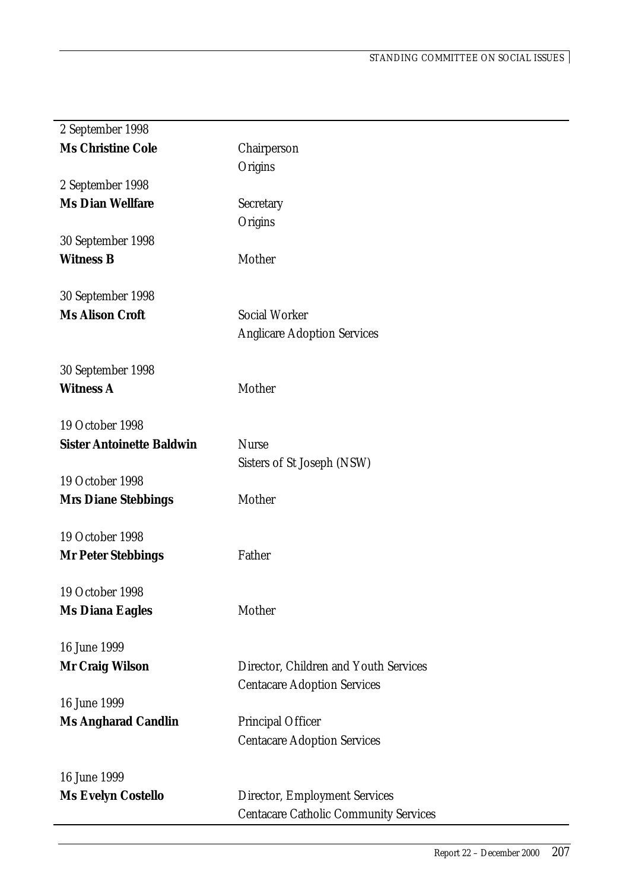| | |
|---|---|
| 2 September 1998 | |
| **Ms Christine Cole** | Chairperson<br>Origins |
| 2 September 1998 | |
| **Ms Dian Wellfare** | Secretary<br>Origins |
| 30 September 1998 | |
| **Witness B** | Mother |
| 30 September 1998 | |
| **Ms Alison Croft** | Social Worker<br>Anglicare Adoption Services |
| 30 September 1998 | |
| **Witness A** | Mother |
| 19 October 1998 | |
| **Sister Antoinette Baldwin** | Nurse<br>Sisters of St Joseph (NSW) |
| 19 October 1998 | |
| **Mrs Diane Stebbings** | Mother |
| 19 October 1998 | |
| **Mr Peter Stebbings** | Father |
| 19 October 1998 | |
| **Ms Diana Eagles** | Mother |
| 16 June 1999 | |
| **Mr Craig Wilson** | Director, Children and Youth Services<br>Centacare Adoption Services |
| 16 June 1999 | |
| **Ms Angharad Candlin** | Principal Officer<br>Centacare Adoption Services |
| 16 June 1999 | |
| **Ms Evelyn Costello** | Director, Employment Services<br>Centacare Catholic Community Services |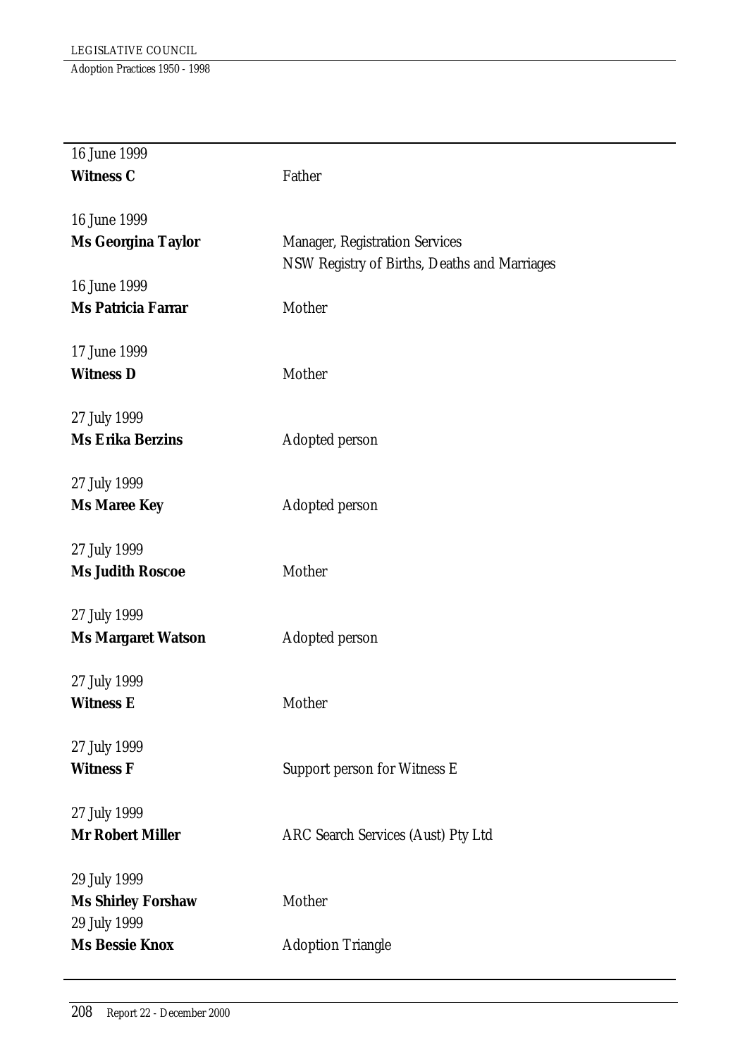16 June 1999
**Witness C** Father

16 June 1999
**Ms Georgina Taylor** Manager, Registration Services
NSW Registry of Births, Deaths and Marriages

16 June 1999
**Ms Patricia Farrar** Mother

17 June 1999
**Witness D** Mother

27 July 1999
**Ms Erika Berzins** Adopted person

27 July 1999
**Ms Maree Key** Adopted person

27 July 1999
**Ms Judith Roscoe** Mother

27 July 1999
**Ms Margaret Watson** Adopted person

27 July 1999
**Witness E** Mother

27 July 1999
**Witness F** Support person for Witness E

27 July 1999
**Mr Robert Miller** ARC Search Services (Aust) Pty Ltd

29 July 1999
**Ms Shirley Forshaw** Mother

29 July 1999
**Ms Bessie Knox** Adoption Triangle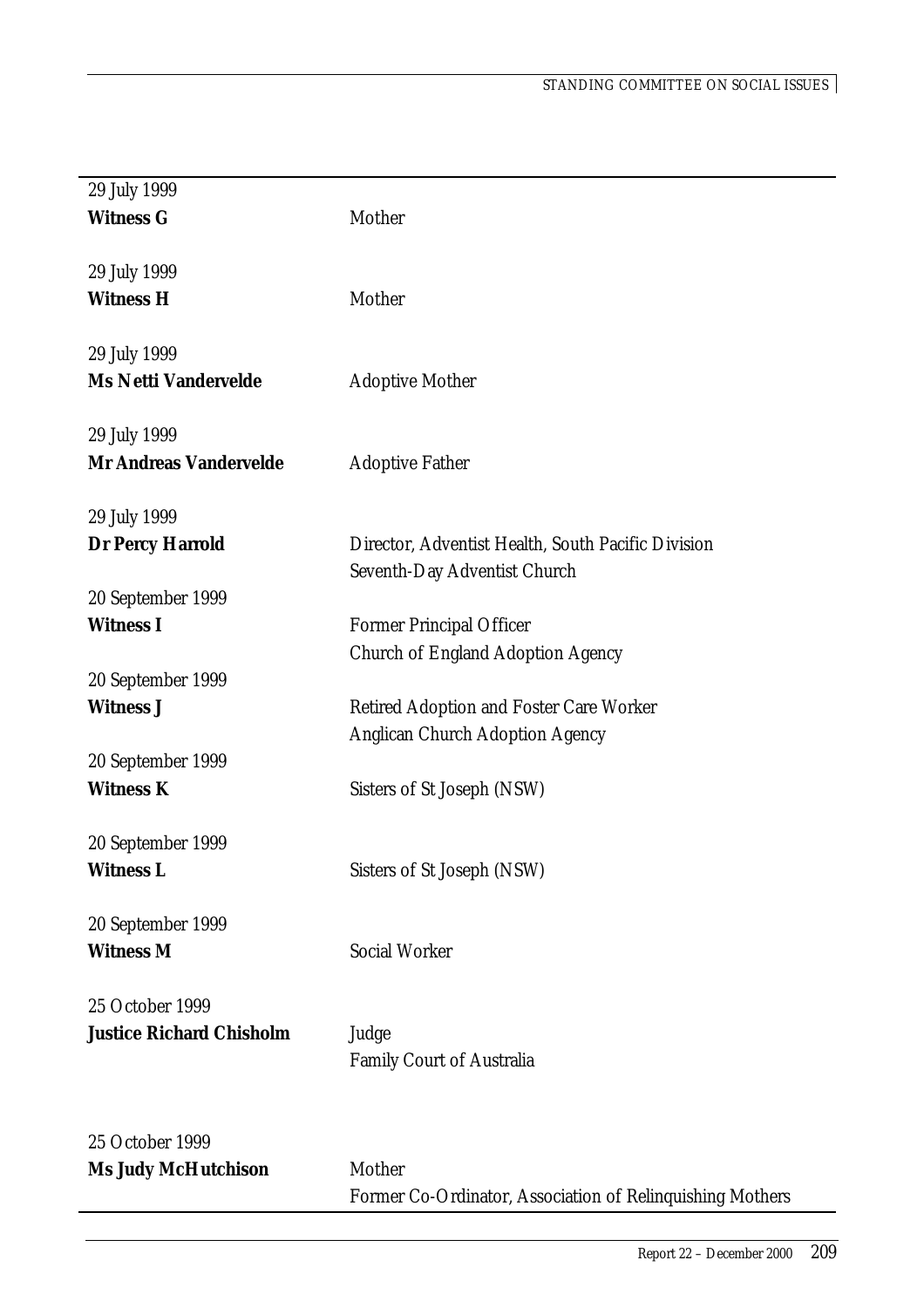| | |
|---|---|
| 29 July 1999 | |
| **Witness G** | Mother |
| 29 July 1999 | |
| **Witness H** | Mother |
| 29 July 1999 | |
| **Ms Netti Vandervelde** | Adoptive Mother |
| 29 July 1999 | |
| **Mr Andreas Vandervelde** | Adoptive Father |
| 29 July 1999 | |
| **Dr Percy Harrold** | Director, Adventist Health, South Pacific Division<br>Seventh-Day Adventist Church |
| 20 September 1999 | |
| **Witness I** | Former Principal Officer<br>Church of England Adoption Agency |
| 20 September 1999 | |
| **Witness J** | Retired Adoption and Foster Care Worker<br>Anglican Church Adoption Agency |
| 20 September 1999 | |
| **Witness K** | Sisters of St Joseph (NSW) |
| 20 September 1999 | |
| **Witness L** | Sisters of St Joseph (NSW) |
| 20 September 1999 | |
| **Witness M** | Social Worker |
| 25 October 1999 | |
| **Justice Richard Chisholm** | Judge<br>Family Court of Australia |
| 25 October 1999 | |
| **Ms Judy McHutchison** | Mother<br>Former Co-Ordinator, Association of Relinquishing Mothers |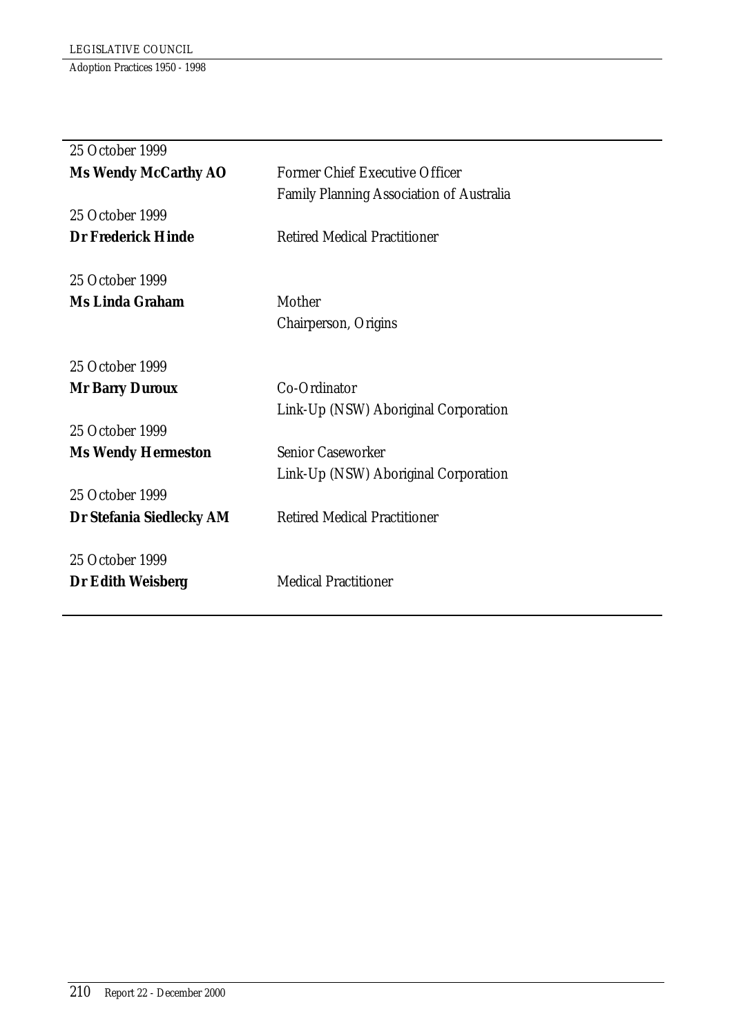| | |
|---|---|
| 25 October 1999 | |
| **Ms Wendy McCarthy AO** | Former Chief Executive Officer<br>Family Planning Association of Australia |
| 25 October 1999 | |
| **Dr Frederick Hinde** | Retired Medical Practitioner |
| 25 October 1999 | |
| **Ms Linda Graham** | Mother<br>Chairperson, Origins |
| 25 October 1999 | |
| **Mr Barry Duroux** | Co-Ordinator<br>Link-Up (NSW) Aboriginal Corporation |
| 25 October 1999 | |
| **Ms Wendy Hermeston** | Senior Caseworker<br>Link-Up (NSW) Aboriginal Corporation |
| 25 October 1999 | |
| **Dr Stefania Siedlecky AM** | Retired Medical Practitioner |
| 25 October 1999 | |
| **Dr Edith Weisberg** | Medical Practitioner |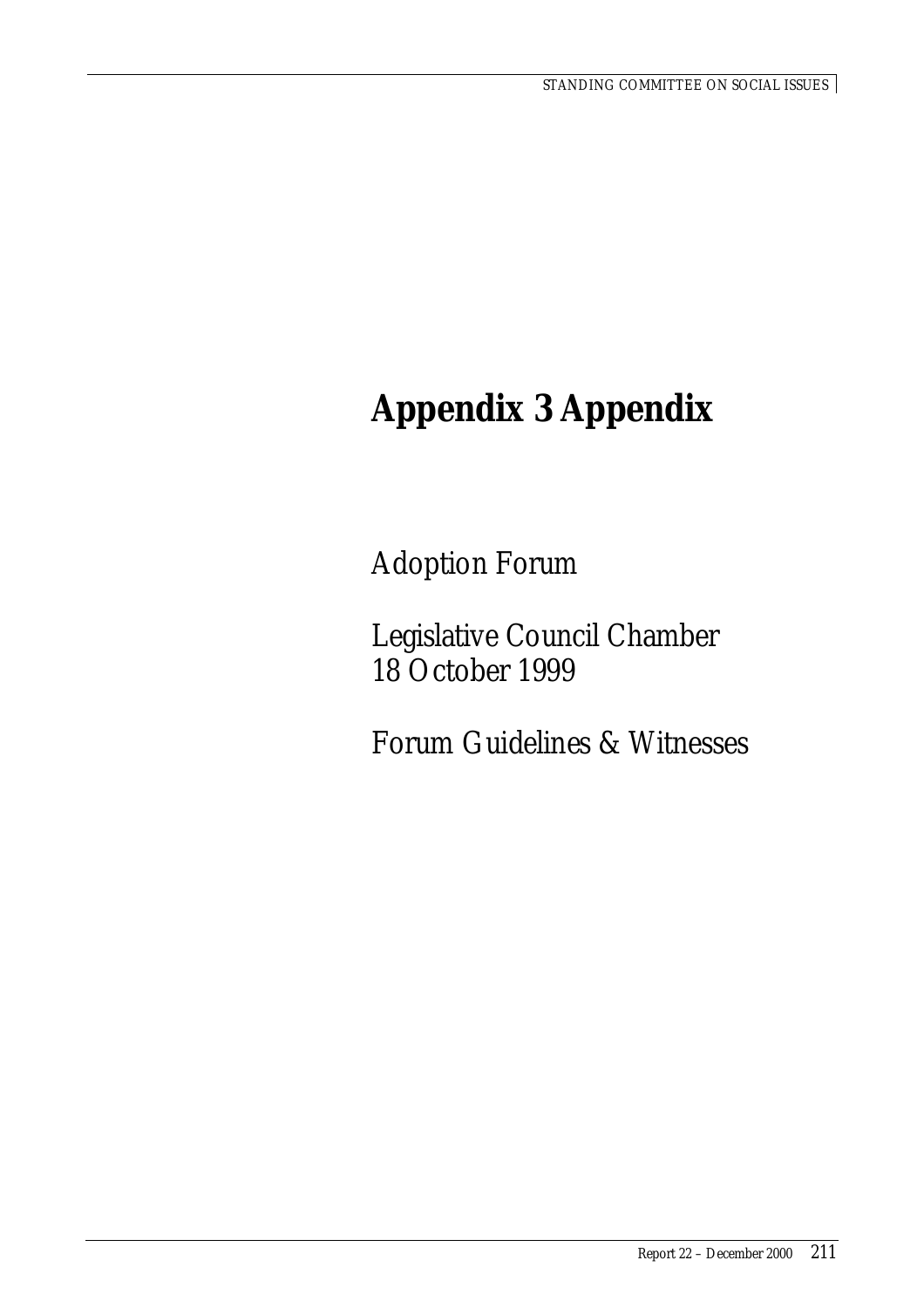# Appendix 3 Appendix

Adoption Forum

Legislative Council Chamber
18 October 1999

Forum Guidelines & Witnesses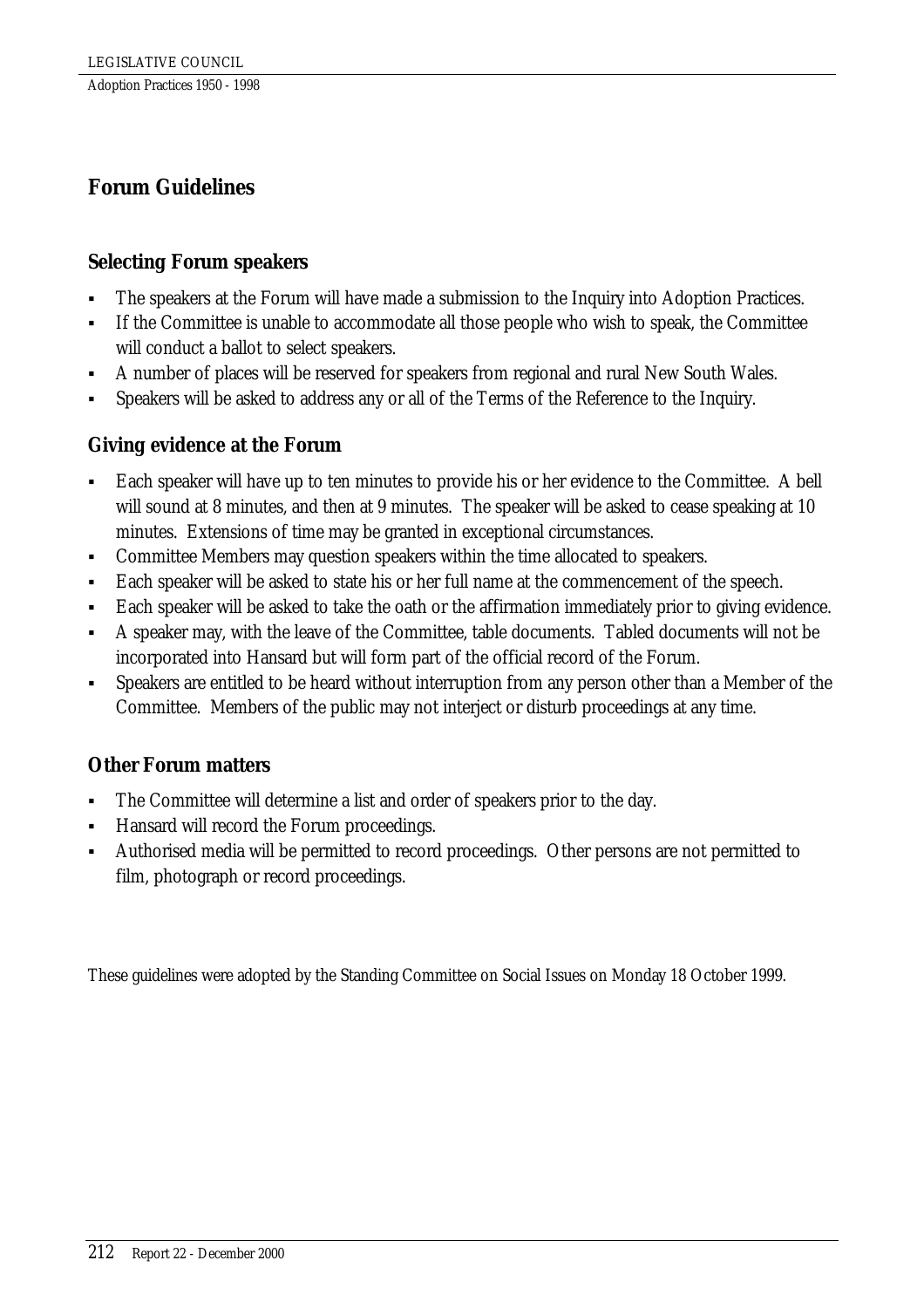## Forum Guidelines

### Selecting Forum speakers

- The speakers at the Forum will have made a submission to the Inquiry into Adoption Practices.
- If the Committee is unable to accommodate all those people who wish to speak, the Committee will conduct a ballot to select speakers.
- A number of places will be reserved for speakers from regional and rural New South Wales.
- Speakers will be asked to address any or all of the Terms of the Reference to the Inquiry.

### Giving evidence at the Forum

- Each speaker will have up to ten minutes to provide his or her evidence to the Committee. A bell will sound at 8 minutes, and then at 9 minutes. The speaker will be asked to cease speaking at 10 minutes. Extensions of time may be granted in exceptional circumstances.
- Committee Members may question speakers within the time allocated to speakers.
- Each speaker will be asked to state his or her full name at the commencement of the speech.
- Each speaker will be asked to take the oath or the affirmation immediately prior to giving evidence.
- A speaker may, with the leave of the Committee, table documents. Tabled documents will not be incorporated into Hansard but will form part of the official record of the Forum.
- Speakers are entitled to be heard without interruption from any person other than a Member of the Committee. Members of the public may not interject or disturb proceedings at any time.

### Other Forum matters

- The Committee will determine a list and order of speakers prior to the day.
- Hansard will record the Forum proceedings.
- Authorised media will be permitted to record proceedings. Other persons are not permitted to film, photograph or record proceedings.

These guidelines were adopted by the Standing Committee on Social Issues on Monday 18 October 1999.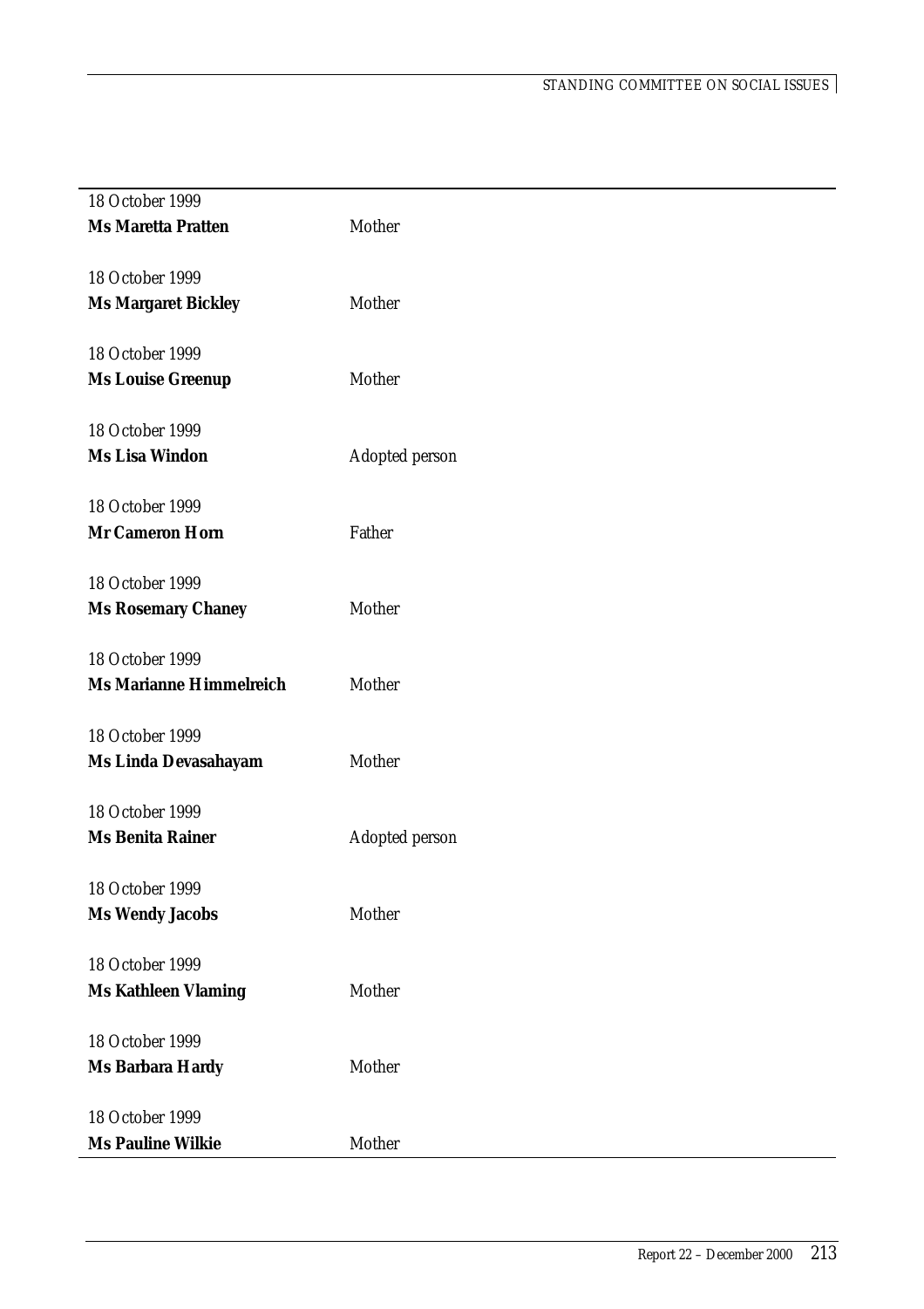18 October 1999
**Ms Maretta Pratten** Mother

18 October 1999
**Ms Margaret Bickley** Mother

18 October 1999
**Ms Louise Greenup** Mother

18 October 1999
**Ms Lisa Windon** Adopted person

18 October 1999
**Mr Cameron Horn** Father

18 October 1999
**Ms Rosemary Chaney** Mother

18 October 1999
**Ms Marianne Himmelreich** Mother

18 October 1999
**Ms Linda Devasahayam** Mother

18 October 1999
**Ms Benita Rainer** Adopted person

18 October 1999
**Ms Wendy Jacobs** Mother

18 October 1999
**Ms Kathleen Vlaming** Mother

18 October 1999
**Ms Barbara Hardy** Mother

18 October 1999
**Ms Pauline Wilkie** Mother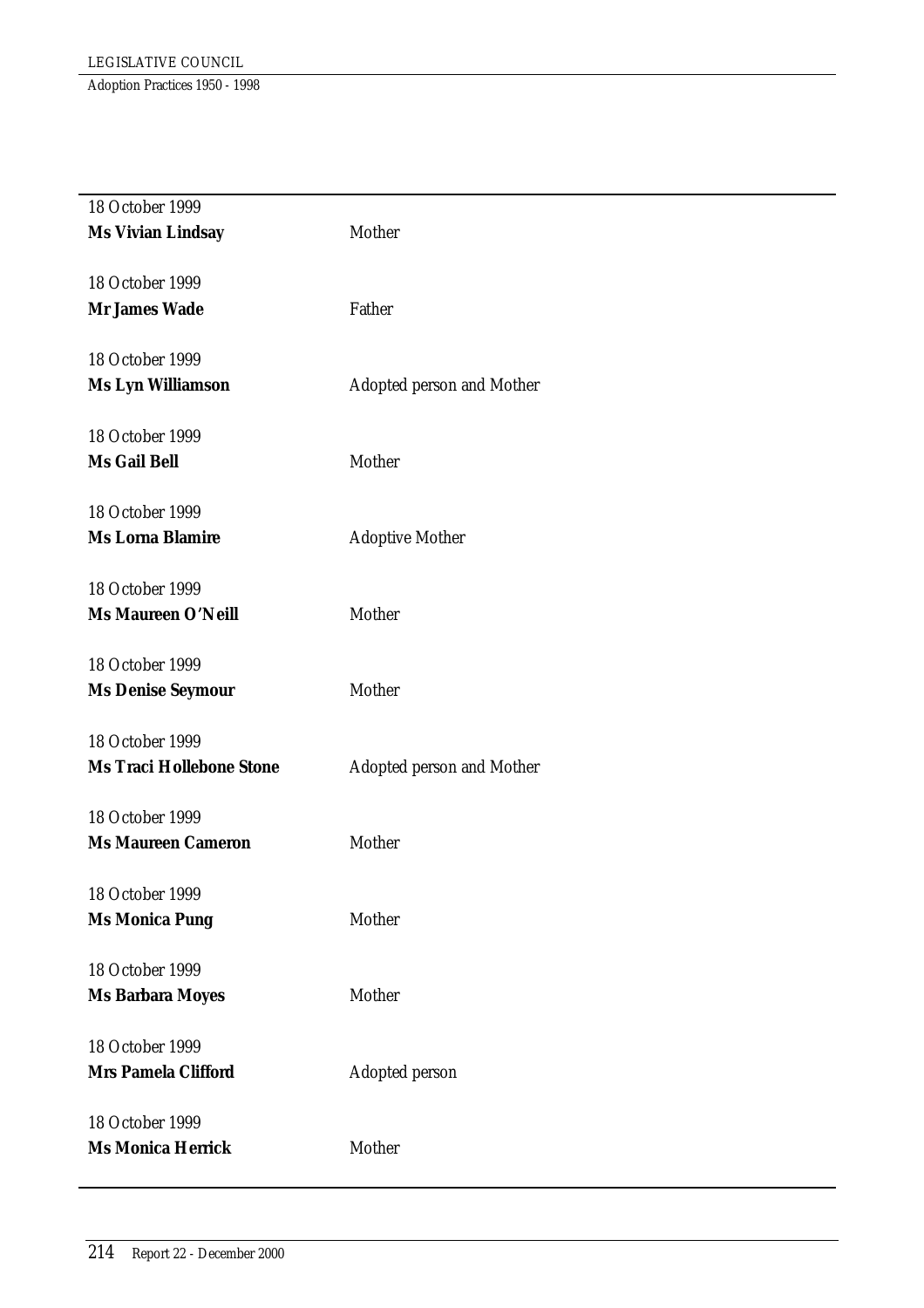18 October 1999
**Ms Vivian Lindsay** Mother

18 October 1999
**Mr James Wade** Father

18 October 1999
**Ms Lyn Williamson** Adopted person and Mother

18 October 1999
**Ms Gail Bell** Mother

18 October 1999
**Ms Lorna Blamire** Adoptive Mother

18 October 1999
**Ms Maureen O'Neill** Mother

18 October 1999
**Ms Denise Seymour** Mother

18 October 1999
**Ms Traci Hollebone Stone** Adopted person and Mother

18 October 1999
**Ms Maureen Cameron** Mother

18 October 1999
**Ms Monica Pung** Mother

18 October 1999
**Ms Barbara Moyes** Mother

18 October 1999
**Mrs Pamela Clifford** Adopted person

18 October 1999
**Ms Monica Herrick** Mother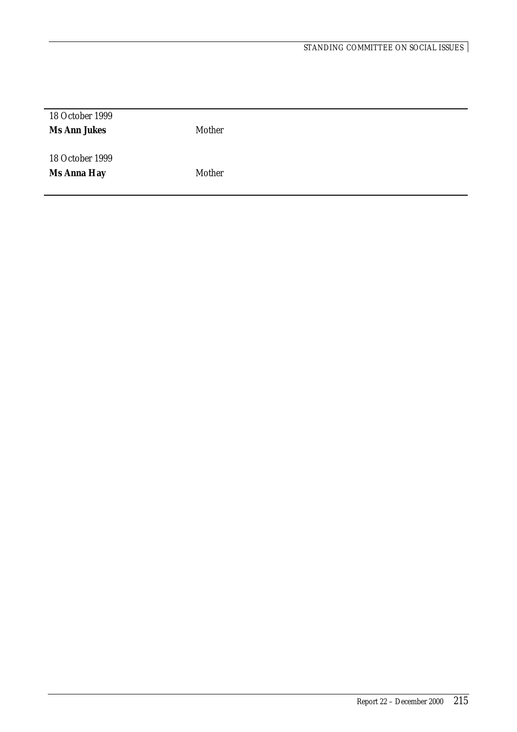| | |
|---|---|
| 18 October 1999 | |
| **Ms Ann Jukes** | Mother |
| 18 October 1999 | |
| **Ms Anna Hay** | Mother |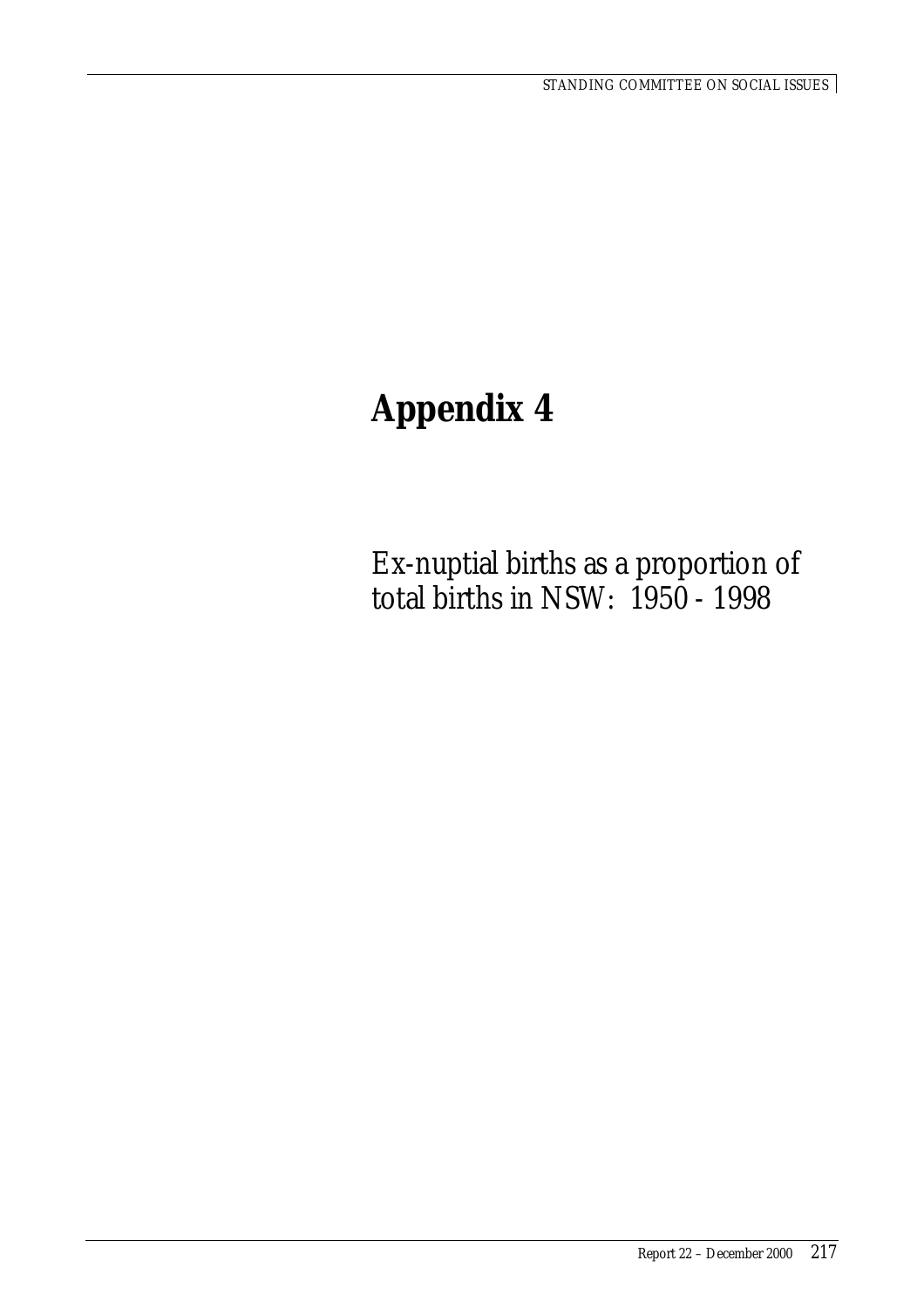# Appendix 4

Ex-nuptial births as a proportion of total births in NSW: 1950 - 1998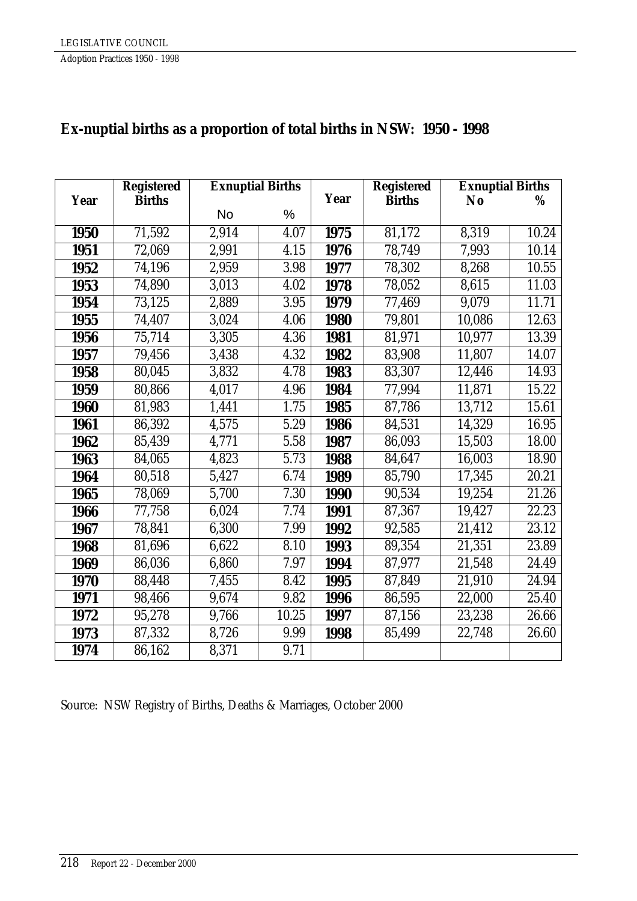## Ex-nuptial births as a proportion of total births in NSW: 1950 - 1998

| Year | Registered Births | Exnuptial Births | | Year | Registered Births | Exnuptial Births | |
|---|---|---|---|---|---|---|---|
| | | No | % | | | No | % |
| **1950** | 71,592 | 2,914 | 4.07 | **1975** | 81,172 | 8,319 | 10.24 |
| **1951** | 72,069 | 2,991 | 4.15 | **1976** | 78,749 | 7,993 | 10.14 |
| **1952** | 74,196 | 2,959 | 3.98 | **1977** | 78,302 | 8,268 | 10.55 |
| **1953** | 74,890 | 3,013 | 4.02 | **1978** | 78,052 | 8,615 | 11.03 |
| **1954** | 73,125 | 2,889 | 3.95 | **1979** | 77,469 | 9,079 | 11.71 |
| **1955** | 74,407 | 3,024 | 4.06 | **1980** | 79,801 | 10,086 | 12.63 |
| **1956** | 75,714 | 3,305 | 4.36 | **1981** | 81,971 | 10,977 | 13.39 |
| **1957** | 79,456 | 3,438 | 4.32 | **1982** | 83,908 | 11,807 | 14.07 |
| **1958** | 80,045 | 3,832 | 4.78 | **1983** | 83,307 | 12,446 | 14.93 |
| **1959** | 80,866 | 4,017 | 4.96 | **1984** | 77,994 | 11,871 | 15.22 |
| **1960** | 81,983 | 1,441 | 1.75 | **1985** | 87,786 | 13,712 | 15.61 |
| **1961** | 86,392 | 4,575 | 5.29 | **1986** | 84,531 | 14,329 | 16.95 |
| **1962** | 85,439 | 4,771 | 5.58 | **1987** | 86,093 | 15,503 | 18.00 |
| **1963** | 84,065 | 4,823 | 5.73 | **1988** | 84,647 | 16,003 | 18.90 |
| **1964** | 80,518 | 5,427 | 6.74 | **1989** | 85,790 | 17,345 | 20.21 |
| **1965** | 78,069 | 5,700 | 7.30 | **1990** | 90,534 | 19,254 | 21.26 |
| **1966** | 77,758 | 6,024 | 7.74 | **1991** | 87,367 | 19,427 | 22.23 |
| **1967** | 78,841 | 6,300 | 7.99 | **1992** | 92,585 | 21,412 | 23.12 |
| **1968** | 81,696 | 6,622 | 8.10 | **1993** | 89,354 | 21,351 | 23.89 |
| **1969** | 86,036 | 6,860 | 7.97 | **1994** | 87,977 | 21,548 | 24.49 |
| **1970** | 88,448 | 7,455 | 8.42 | **1995** | 87,849 | 21,910 | 24.94 |
| **1971** | 98,466 | 9,674 | 9.82 | **1996** | 86,595 | 22,000 | 25.40 |
| **1972** | 95,278 | 9,766 | 10.25 | **1997** | 87,156 | 23,238 | 26.66 |
| **1973** | 87,332 | 8,726 | 9.99 | **1998** | 85,499 | 22,748 | 26.60 |
| **1974** | 86,162 | 8,371 | 9.71 | | | | |

Source: NSW Registry of Births, Deaths & Marriages, October 2000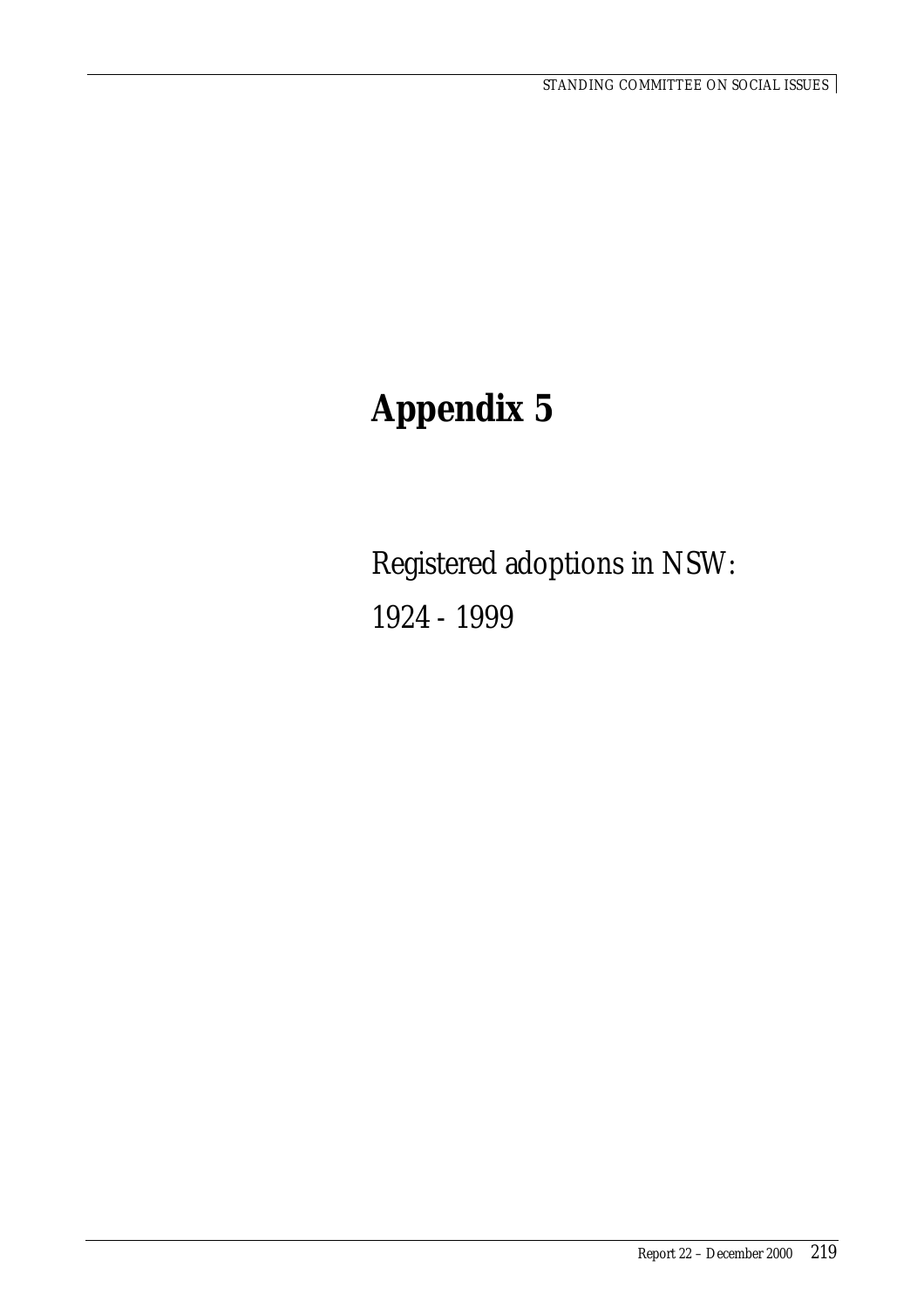# Appendix 5

Registered adoptions in NSW:

1924 - 1999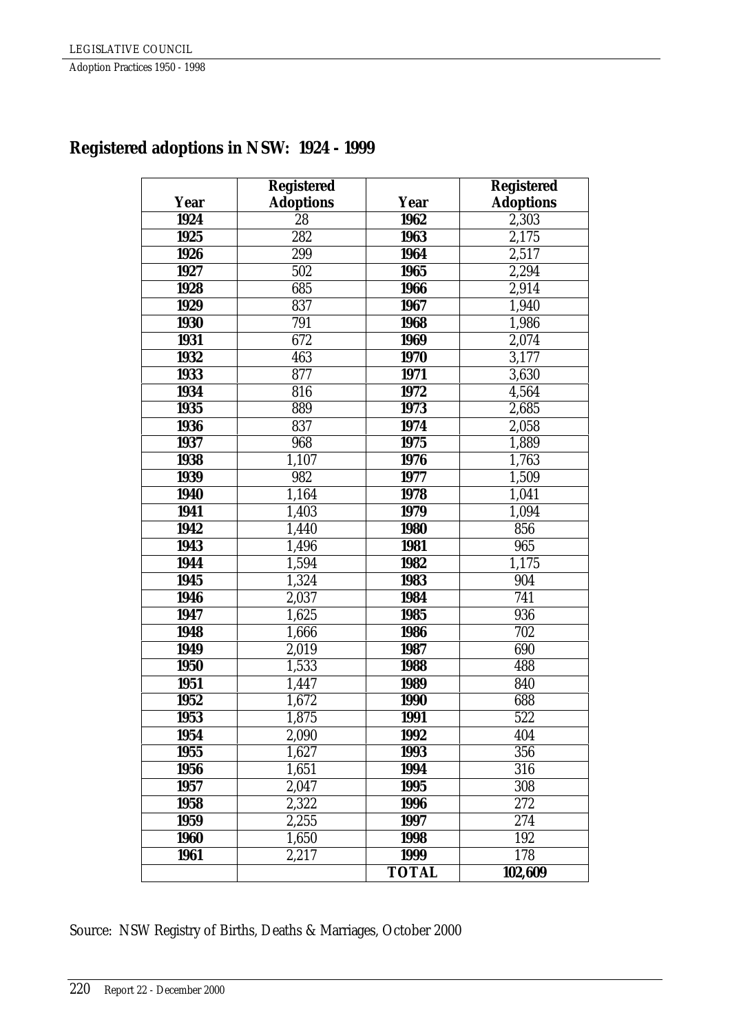## Registered adoptions in NSW: 1924 - 1999

| Year | Registered Adoptions | Year | Registered Adoptions |
|---|---|---|---|
| 1924 | 28 | 1962 | 2,303 |
| 1925 | 282 | 1963 | 2,175 |
| 1926 | 299 | 1964 | 2,517 |
| 1927 | 502 | 1965 | 2,294 |
| 1928 | 685 | 1966 | 2,914 |
| 1929 | 837 | 1967 | 1,940 |
| 1930 | 791 | 1968 | 1,986 |
| 1931 | 672 | 1969 | 2,074 |
| 1932 | 463 | 1970 | 3,177 |
| 1933 | 877 | 1971 | 3,630 |
| 1934 | 816 | 1972 | 4,564 |
| 1935 | 889 | 1973 | 2,685 |
| 1936 | 837 | 1974 | 2,058 |
| 1937 | 968 | 1975 | 1,889 |
| 1938 | 1,107 | 1976 | 1,763 |
| 1939 | 982 | 1977 | 1,509 |
| 1940 | 1,164 | 1978 | 1,041 |
| 1941 | 1,403 | 1979 | 1,094 |
| 1942 | 1,440 | 1980 | 856 |
| 1943 | 1,496 | 1981 | 965 |
| 1944 | 1,594 | 1982 | 1,175 |
| 1945 | 1,324 | 1983 | 904 |
| 1946 | 2,037 | 1984 | 741 |
| 1947 | 1,625 | 1985 | 936 |
| 1948 | 1,666 | 1986 | 702 |
| 1949 | 2,019 | 1987 | 690 |
| 1950 | 1,533 | 1988 | 488 |
| 1951 | 1,447 | 1989 | 840 |
| 1952 | 1,672 | 1990 | 688 |
| 1953 | 1,875 | 1991 | 522 |
| 1954 | 2,090 | 1992 | 404 |
| 1955 | 1,627 | 1993 | 356 |
| 1956 | 1,651 | 1994 | 316 |
| 1957 | 2,047 | 1995 | 308 |
| 1958 | 2,322 | 1996 | 272 |
| 1959 | 2,255 | 1997 | 274 |
| 1960 | 1,650 | 1998 | 192 |
| 1961 | 2,217 | 1999 | 178 |
| | | **TOTAL** | **102,609** |

Source: NSW Registry of Births, Deaths & Marriages, October 2000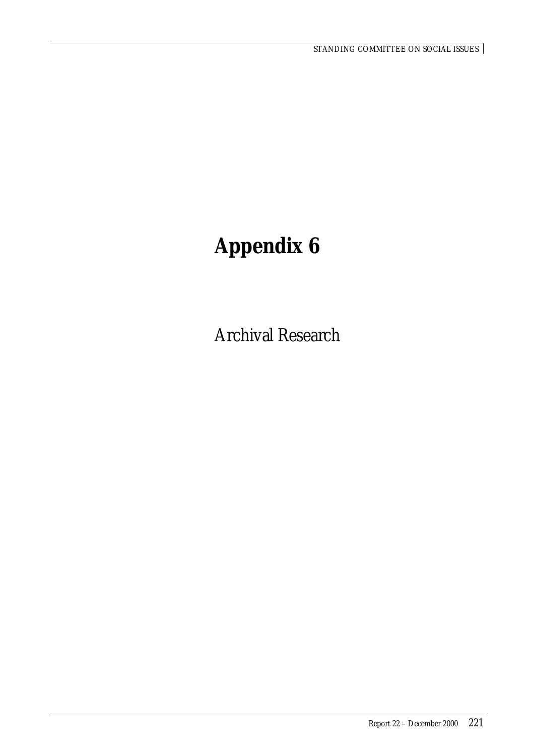# Appendix 6

Archival Research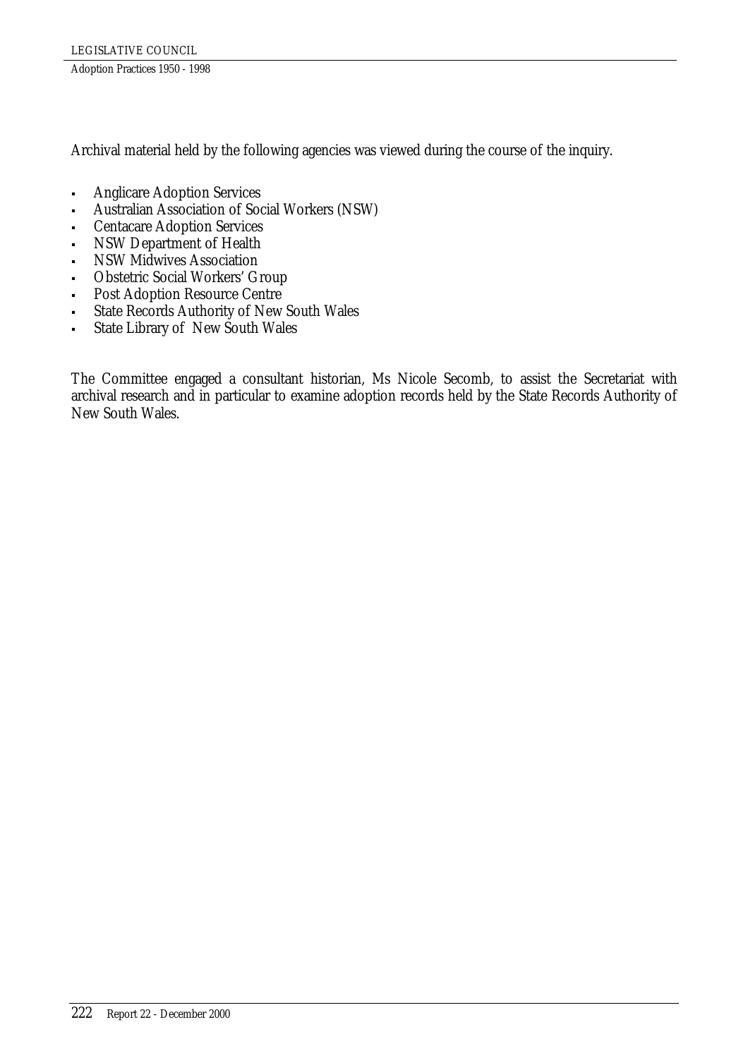Archival material held by the following agencies was viewed during the course of the inquiry.

- Anglicare Adoption Services
- Australian Association of Social Workers (NSW)
- Centacare Adoption Services
- NSW Department of Health
- NSW Midwives Association
- Obstetric Social Workers' Group
- Post Adoption Resource Centre
- State Records Authority of New South Wales
- State Library of New South Wales

The Committee engaged a consultant historian, Ms Nicole Secomb, to assist the Secretariat with archival research and in particular to examine adoption records held by the State Records Authority of New South Wales.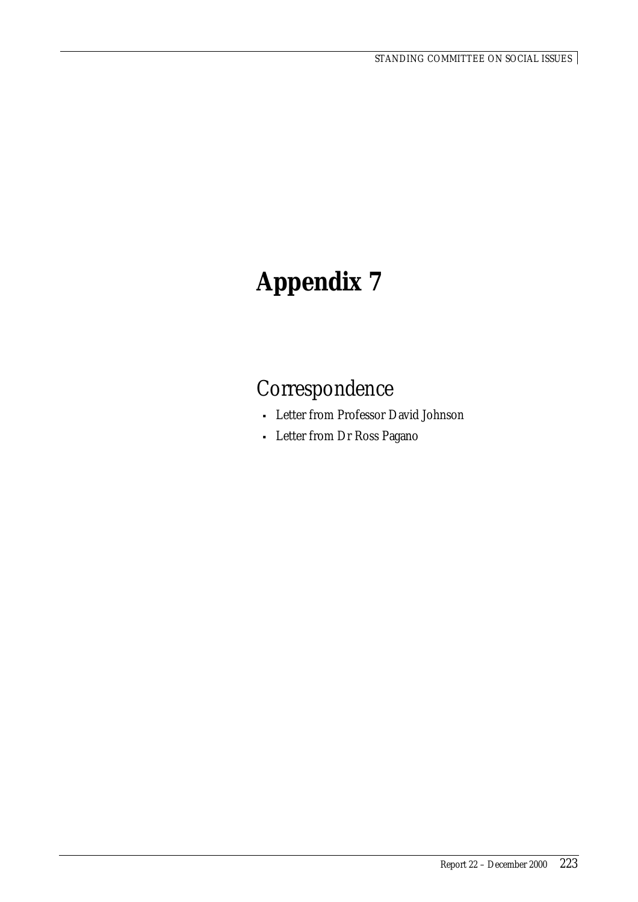# Appendix 7

## Correspondence

- Letter from Professor David Johnson
- Letter from Dr Ross Pagano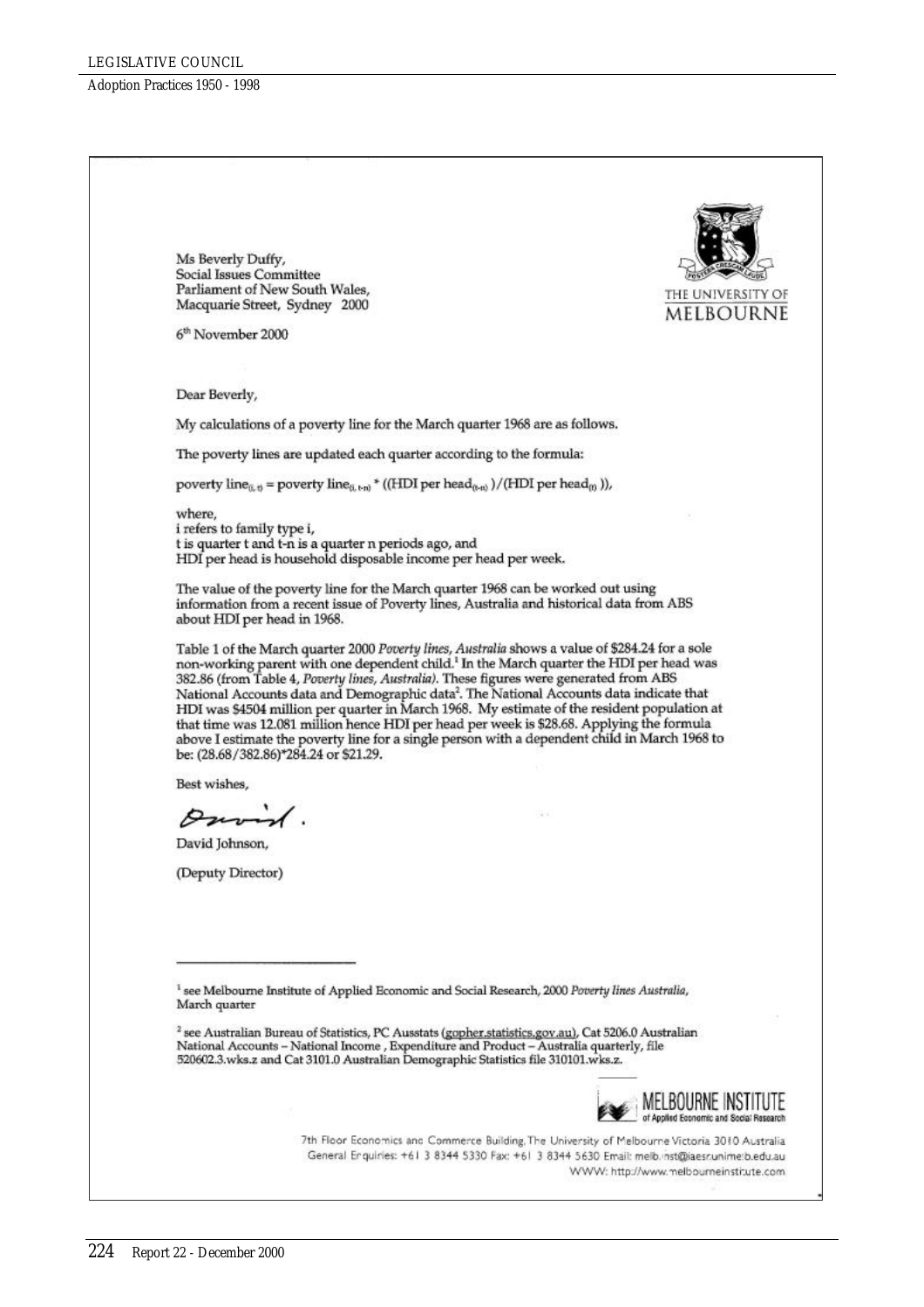Ms Beverly Duffy,
Social Issues Committee
Parliament of New South Wales,
Macquarie Street, Sydney 2000

THE UNIVERSITY OF MELBOURNE

6th November 2000

Dear Beverly,

My calculations of a poverty line for the March quarter 1968 are as follows.

The poverty lines are updated each quarter according to the formula:

$$\text{poverty line}_{(i,t)} = \text{poverty line}_{(i,t-n)} * ((\text{HDI per head}_{(t-n)})/(\text{HDI per head}_{(t)})),$$

where,
i refers to family type i,
t is quarter t and t-n is a quarter n periods ago, and
HDI per head is household disposable income per head per week.

The value of the poverty line for the March quarter 1968 can be worked out using information from a recent issue of Poverty lines, Australia and historical data from ABS about HDI per head in 1968.

Table 1 of the March quarter 2000 *Poverty lines, Australia* shows a value of $284.24 for a sole non-working parent with one dependent child.[1] In the March quarter the HDI per head was 382.86 (from Table 4, *Poverty lines, Australia*). These figures were generated from ABS National Accounts data and Demographic data[2]. The National Accounts data indicate that HDI was $4504 million per quarter in March 1968. My estimate of the resident population at that time was 12.081 million hence HDI per head per week is $28.68. Applying the formula above I estimate the poverty line for a single person with a dependent child in March 1968 to be: (28.68/382.86)*284.24 or $21.29.

Best wishes,

David.

David Johnson,

(Deputy Director)

---

[1] see Melbourne Institute of Applied Economic and Social Research, 2000 *Poverty lines Australia*, March quarter

[2] see Australian Bureau of Statistics, PC Ausstats (gopher.statistics.gov.au), Cat 5206.0 Australian National Accounts – National Income , Expenditure and Product – Australia quarterly, file 520602.3.wks.z and Cat 3101.0 Australian Demographic Statistics file 310101.wks.z.

MELBOURNE INSTITUTE of Applied Economic and Social Research

7th Floor Economics and Commerce Building, The University of Melbourne Victoria 3010 Australia
General Enquiries: +61 3 8344 5330 Fax: +61 3 8344 5630 Email: melb.inst@iaesr.unimelb.edu.au
WWW: http://www.melbourneinstitute.com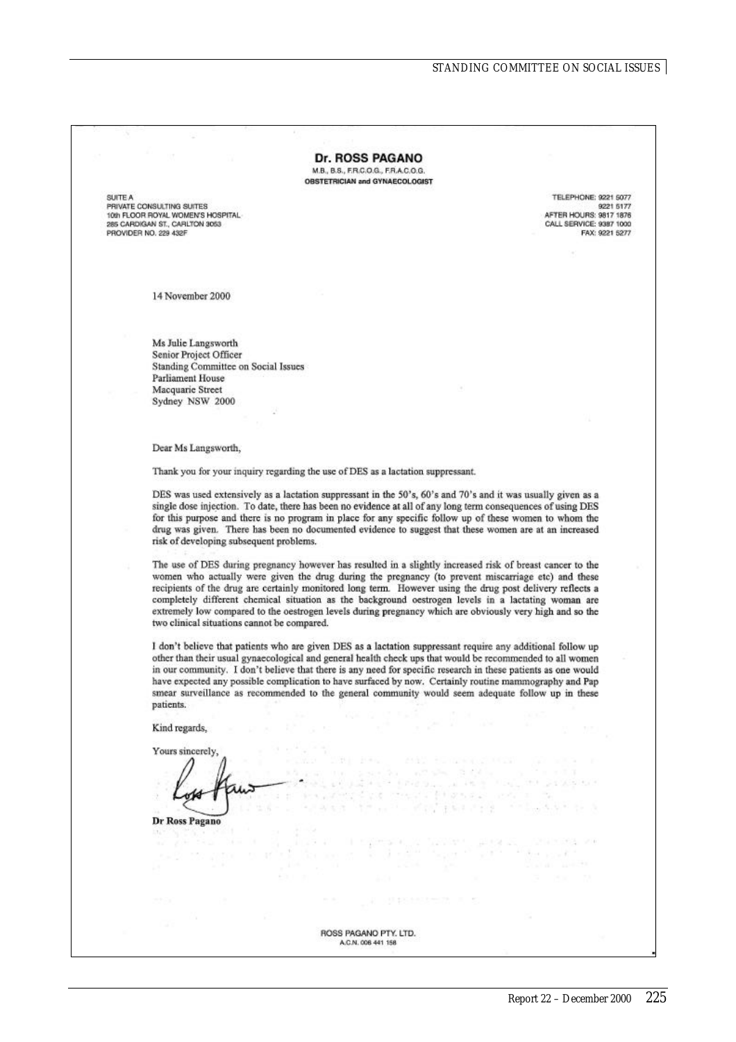**Dr. ROSS PAGANO**
M.B., B.S., F.R.C.O.G., F.R.A.C.O.G.
**OBSTETRICIAN and GYNAECOLOGIST**

SUITE A
PRIVATE CONSULTING SUITES
10th FLOOR ROYAL WOMEN'S HOSPITAL
285 CARDIGAN ST., CARLTON 3053
PROVIDER NO. 229 432F

TELEPHONE: 9221 5077
9221 5177
AFTER HOURS: 9817 1876
CALL SERVICE: 9387 1000
FAX: 9221 5277

14 November 2000

Ms Julie Langsworth
Senior Project Officer
Standing Committee on Social Issues
Parliament House
Macquarie Street
Sydney NSW 2000

Dear Ms Langsworth,

Thank you for your inquiry regarding the use of DES as a lactation suppressant.

DES was used extensively as a lactation suppressant in the 50's, 60's and 70's and it was usually given as a single dose injection. To date, there has been no evidence at all of any long term consequences of using DES for this purpose and there is no program in place for any specific follow up of these women to whom the drug was given. There has been no documented evidence to suggest that these women are at an increased risk of developing subsequent problems.

The use of DES during pregnancy however has resulted in a slightly increased risk of breast cancer to the women who actually were given the drug during the pregnancy (to prevent miscarriage etc) and these recipients of the drug are certainly monitored long term. However using the drug post delivery reflects a completely different chemical situation as the background oestrogen levels in a lactating woman are extremely low compared to the oestrogen levels during pregnancy which are obviously very high and so the two clinical situations cannot be compared.

I don't believe that patients who are given DES as a lactation suppressant require any additional follow up other than their usual gynaecological and general health check ups that would be recommended to all women in our community. I don't believe that there is any need for specific research in these patients as one would have expected any possible complication to have surfaced by now. Certainly routine mammography and Pap smear surveillance as recommended to the general community would seem adequate follow up in these patients.

Kind regards,

Yours sincerely,

**Dr Ross Pagano**

ROSS PAGANO PTY. LTD.
A.C.N. 006 441 156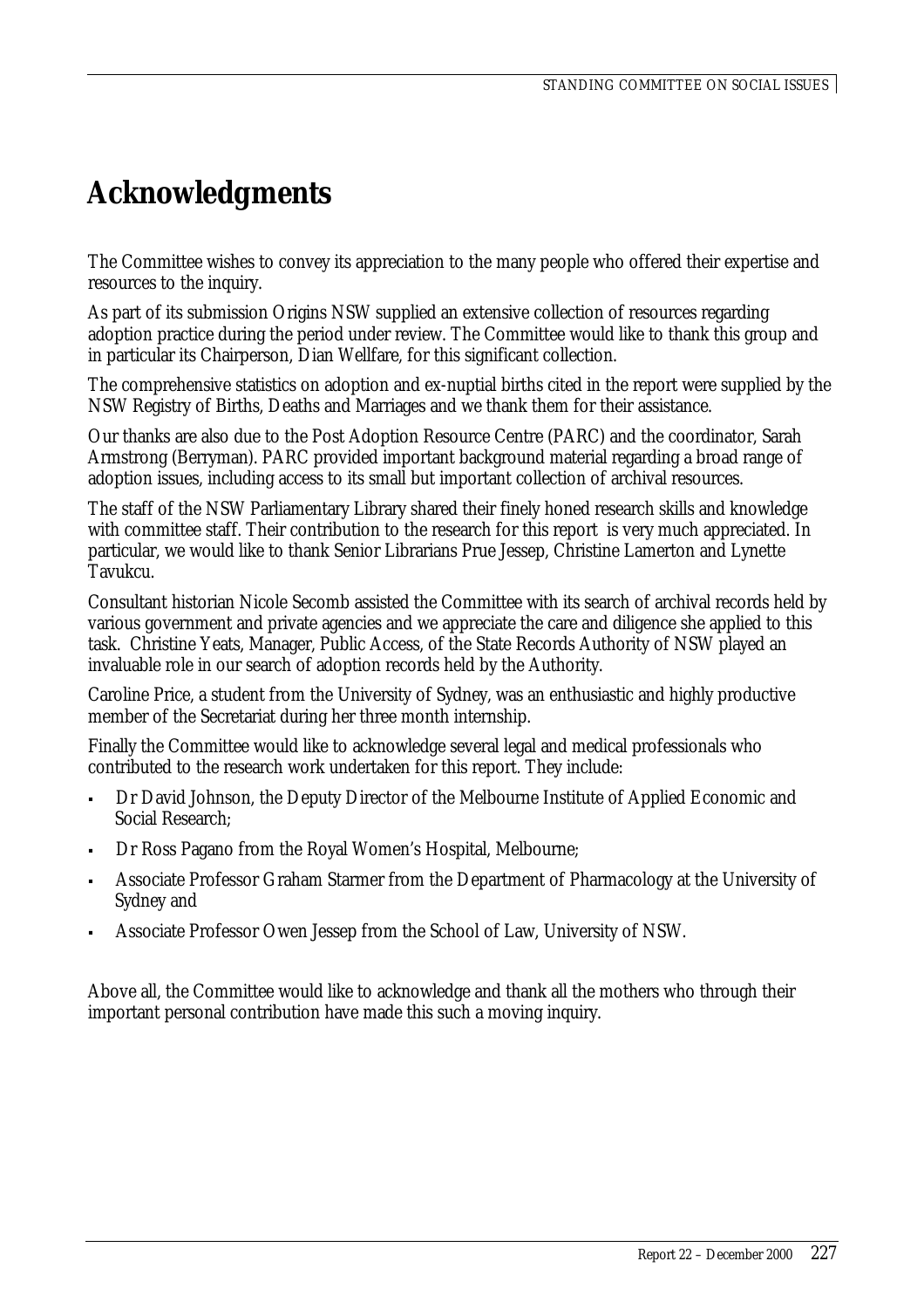# Acknowledgments

The Committee wishes to convey its appreciation to the many people who offered their expertise and resources to the inquiry.

As part of its submission Origins NSW supplied an extensive collection of resources regarding adoption practice during the period under review. The Committee would like to thank this group and in particular its Chairperson, Dian Wellfare, for this significant collection.

The comprehensive statistics on adoption and ex-nuptial births cited in the report were supplied by the NSW Registry of Births, Deaths and Marriages and we thank them for their assistance.

Our thanks are also due to the Post Adoption Resource Centre (PARC) and the coordinator, Sarah Armstrong (Berryman). PARC provided important background material regarding a broad range of adoption issues, including access to its small but important collection of archival resources.

The staff of the NSW Parliamentary Library shared their finely honed research skills and knowledge with committee staff. Their contribution to the research for this report is very much appreciated. In particular, we would like to thank Senior Librarians Prue Jessep, Christine Lamerton and Lynette Tavukcu.

Consultant historian Nicole Secomb assisted the Committee with its search of archival records held by various government and private agencies and we appreciate the care and diligence she applied to this task. Christine Yeats, Manager, Public Access, of the State Records Authority of NSW played an invaluable role in our search of adoption records held by the Authority.

Caroline Price, a student from the University of Sydney, was an enthusiastic and highly productive member of the Secretariat during her three month internship.

Finally the Committee would like to acknowledge several legal and medical professionals who contributed to the research work undertaken for this report. They include:

- Dr David Johnson, the Deputy Director of the Melbourne Institute of Applied Economic and Social Research;
- Dr Ross Pagano from the Royal Women's Hospital, Melbourne;
- Associate Professor Graham Starmer from the Department of Pharmacology at the University of Sydney and
- Associate Professor Owen Jessep from the School of Law, University of NSW.

Above all, the Committee would like to acknowledge and thank all the mothers who through their important personal contribution have made this such a moving inquiry.